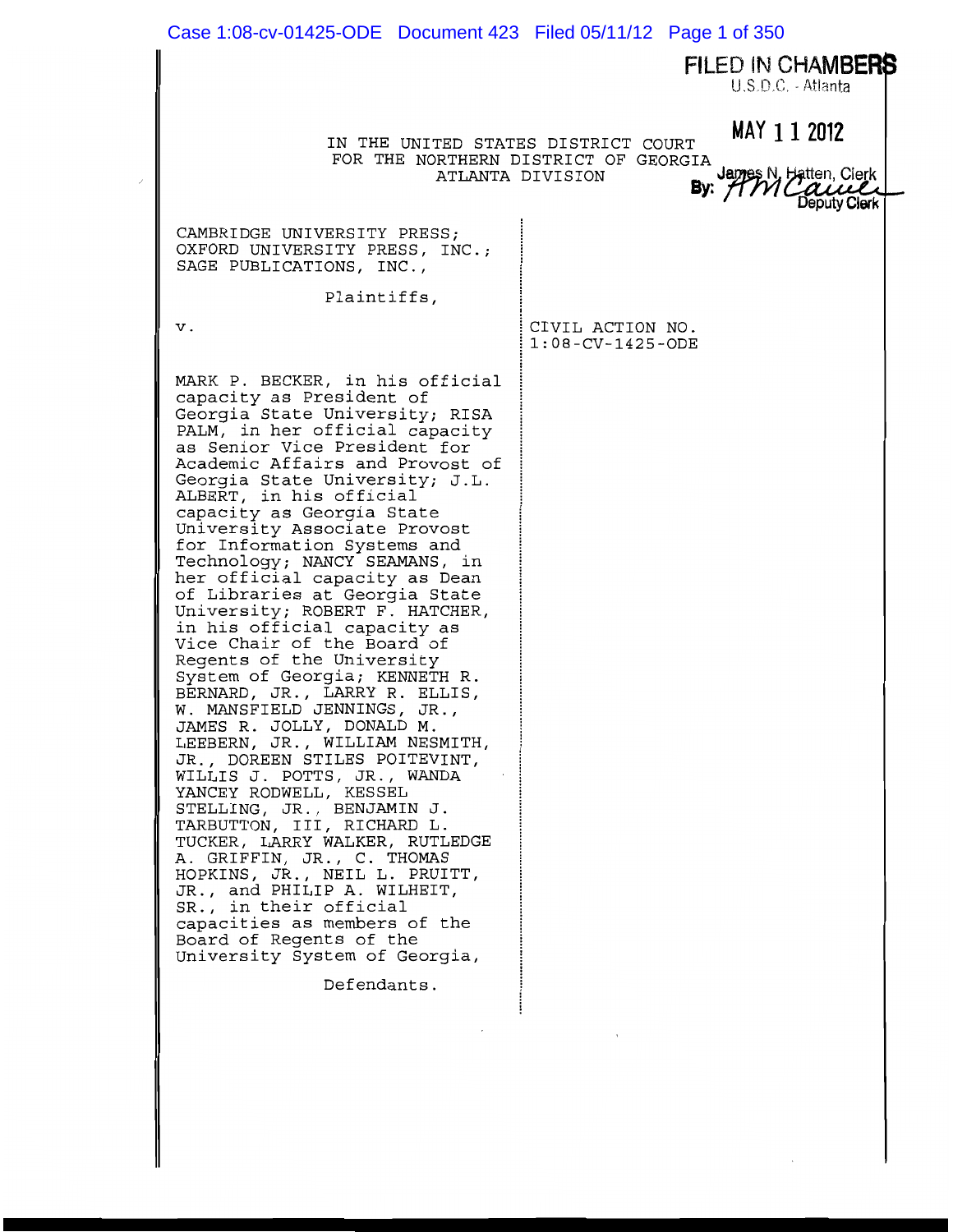FILED IN CHAMBERS
U.S.D.C. - Atlanta

MAY 11 2012

James N. Hatten, Clerk
By: AM Caule
Deputy Clerk

IN THE UNITED STATES DISTRICT COURT
FOR THE NORTHERN DISTRICT OF GEORGIA
ATLANTA DIVISION

CAMBRIDGE UNIVERSITY PRESS; OXFORD UNIVERSITY PRESS, INC.; SAGE PUBLICATIONS, INC.,

Plaintiffs,

v.

CIVIL ACTION NO. 1:08-CV-1425-ODE

MARK P. BECKER, in his official capacity as President of Georgia State University; RISA PALM, in her official capacity as Senior Vice President for Academic Affairs and Provost of Georgia State University; J.L. ALBERT, in his official capacity as Georgia State University Associate Provost for Information Systems and Technology; NANCY SEAMANS, in her official capacity as Dean of Libraries at Georgia State University; ROBERT F. HATCHER, in his official capacity as Vice Chair of the Board of Regents of the University System of Georgia; KENNETH R. BERNARD, JR., LARRY R. ELLIS, W. MANSFIELD JENNINGS, JR., JAMES R. JOLLY, DONALD M. LEEBERN, JR., WILLIAM NESMITH, JR., DOREEN STILES POITEVINT, WILLIS J. POTTS, JR., WANDA YANCEY RODWELL, KESSEL STELLING, JR., BENJAMIN J. TARBUTTON, III, RICHARD L. TUCKER, LARRY WALKER, RUTLEDGE A. GRIFFIN, JR., C. THOMAS HOPKINS, JR., NEIL L. PRUITT, JR., and PHILIP A. WILHEIT, SR., in their official capacities as members of the Board of Regents of the University System of Georgia,

Defendants.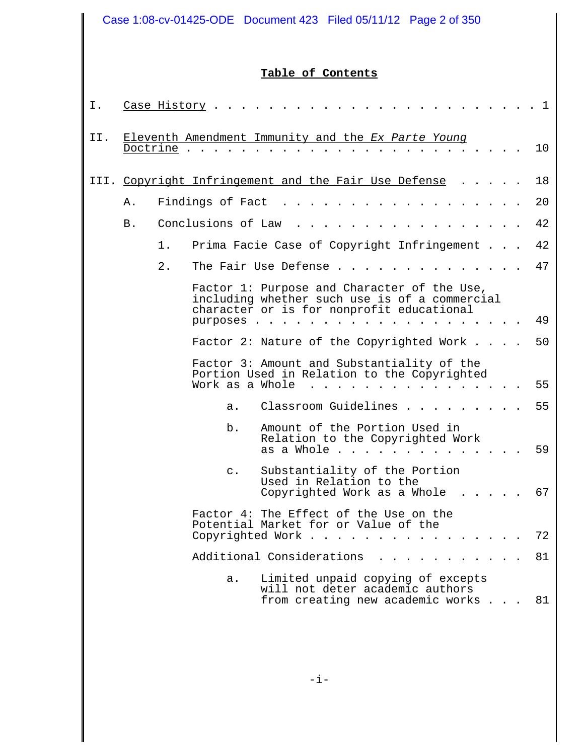## Table of Contents

I. Case History . . . . . . . . . . . . . . . . . . . . . . . . 1

II. Eleventh Amendment Immunity and the *Ex Parte Young* Doctrine . . . . . . . . . . . . . . . . . . . . . . . 10

III. Copyright Infringement and the Fair Use Defense . . . . . 18

- A. Findings of Fact . . . . . . . . . . . . . . . . . . . 20
- B. Conclusions of Law . . . . . . . . . . . . . . . . . . 42
  - 1. Prima Facie Case of Copyright Infringement . . . 42
  - 2. The Fair Use Defense . . . . . . . . . . . . . . . 47
    - Factor 1: Purpose and Character of the Use, including whether such use is of a commercial character or is for nonprofit educational purposes . . . . . . . . . . . . . . . . . . . . 49
    - Factor 2: Nature of the Copyrighted Work . . . . 50
    - Factor 3: Amount and Substantiality of the Portion Used in Relation to the Copyrighted Work as a Whole . . . . . . . . . . . . . . . . . 55
      - a. Classroom Guidelines . . . . . . . . . 55
      - b. Amount of the Portion Used in Relation to the Copyrighted Work as a Whole . . . . . . . . . . . . . . . 59
      - c. Substantiality of the Portion Used in Relation to the Copyrighted Work as a Whole . . . . . 67
    - Factor 4: The Effect of the Use on the Potential Market for or Value of the Copyrighted Work . . . . . . . . . . . . . . . . 72
    - Additional Considerations . . . . . . . . . . . 81
      - a. Limited unpaid copying of excepts will not deter academic authors from creating new academic works . . . 81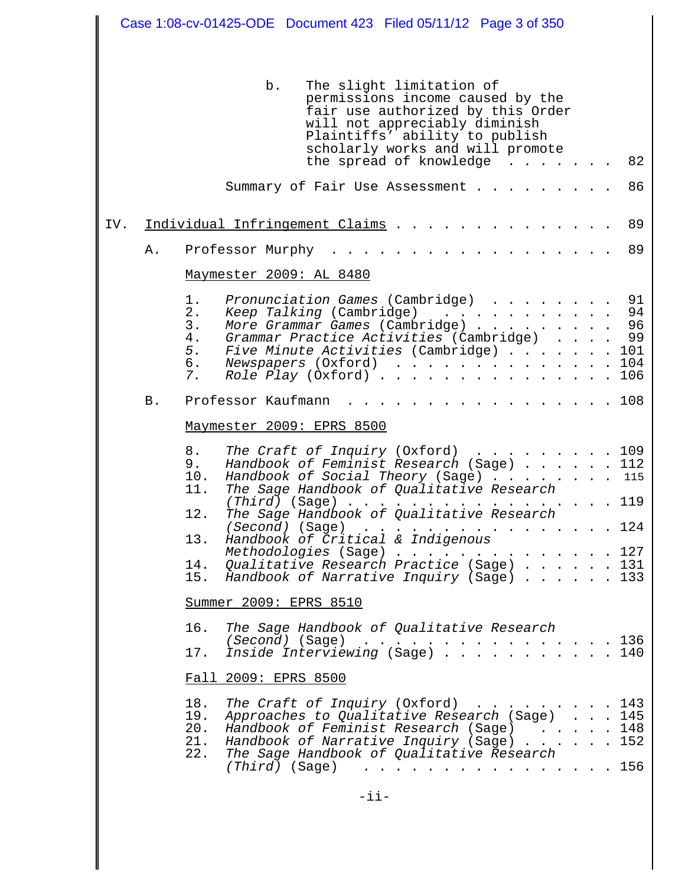b. The slight limitation of permissions income caused by the fair use authorized by this Order will not appreciably diminish Plaintiffs' ability to publish scholarly works and will promote the spread of knowledge . . . . . . . 82

Summary of Fair Use Assessment . . . . . . . . . 86

IV. Individual Infringement Claims . . . . . . . . . . . . . . 89

A. Professor Murphy . . . . . . . . . . . . . . . . . . 89

Maymester 2009: AL 8480

1. *Pronunciation Games* (Cambridge) . . . . . . . . 91
2. *Keep Talking* (Cambridge) . . . . . . . . . . . 94
3. *More Grammar Games* (Cambridge) . . . . . . . . . 96
4. *Grammar Practice Activities* (Cambridge) . . . . 99
5. *Five Minute Activities* (Cambridge) . . . . . . . 101
6. *Newspapers* (Oxford) . . . . . . . . . . . . . . 104
7. *Role Play* (Oxford) . . . . . . . . . . . . . . . 106

B. Professor Kaufmann . . . . . . . . . . . . . . . . . 108

Maymester 2009: EPRS 8500

8. *The Craft of Inquiry* (Oxford) . . . . . . . . . 109
9. *Handbook of Feminist Research* (Sage) . . . . . . 112
10. *Handbook of Social Theory* (Sage) . . . . . . . . 115
11. *The Sage Handbook of Qualitative Research (Third)* (Sage) . . . . . . . . . . . . . . . . 119
12. *The Sage Handbook of Qualitative Research (Second)* (Sage) . . . . . . . . . . . . . . . 124
13. *Handbook of Critical & Indigenous Methodologies* (Sage) . . . . . . . . . . . . . 127
14. *Qualitative Research Practice* (Sage) . . . . . . 131
15. *Handbook of Narrative Inquiry* (Sage) . . . . . . 133

Summer 2009: EPRS 8510

16. *The Sage Handbook of Qualitative Research (Second)* (Sage) . . . . . . . . . . . . . . . 136
17. *Inside Interviewing* (Sage) . . . . . . . . . . . 140

Fall 2009: EPRS 8500

18. *The Craft of Inquiry* (Oxford) . . . . . . . . . 143
19. *Approaches to Qualitative Research* (Sage) . . . 145
20. *Handbook of Feminist Research* (Sage) . . . . . . 148
21. *Handbook of Narrative Inquiry* (Sage) . . . . . . 152
22. *The Sage Handbook of Qualitative Research (Third)* (Sage) . . . . . . . . . . . . . . . . 156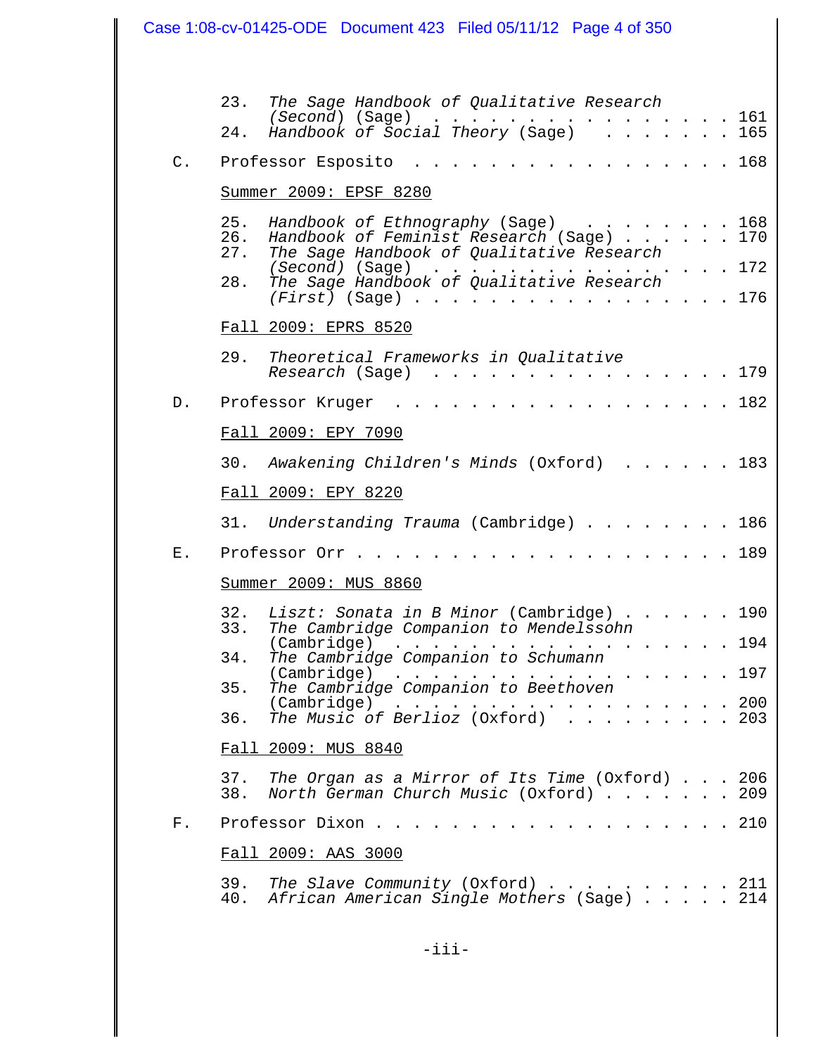23. *The Sage Handbook of Qualitative Research (Second)* (Sage) . . . . . . . . . . . . . . . . 161
24. *Handbook of Social Theory* (Sage) . . . . . . . . 165

C. Professor Esposito . . . . . . . . . . . . . . . . . . 168

<u>Summer 2009: EPSF 8280</u>

25. *Handbook of Ethnography* (Sage) . . . . . . . . . 168
26. *Handbook of Feminist Research* (Sage) . . . . . . 170
27. *The Sage Handbook of Qualitative Research (Second)* (Sage) . . . . . . . . . . . . . . . . 172
28. *The Sage Handbook of Qualitative Research (First)* (Sage) . . . . . . . . . . . . . . . . . 176

<u>Fall 2009: EPRS 8520</u>

29. *Theoretical Frameworks in Qualitative Research* (Sage) . . . . . . . . . . . . . . . . 179

D. Professor Kruger . . . . . . . . . . . . . . . . . . . 182

<u>Fall 2009: EPY 7090</u>

30. *Awakening Children's Minds* (Oxford) . . . . . . 183

<u>Fall 2009: EPY 8220</u>

31. *Understanding Trauma* (Cambridge) . . . . . . . . 186

E. Professor Orr . . . . . . . . . . . . . . . . . . . . 189

<u>Summer 2009: MUS 8860</u>

32. *Liszt: Sonata in B Minor* (Cambridge) . . . . . . 190
33. *The Cambridge Companion to Mendelssohn* (Cambridge) . . . . . . . . . . . . . . . . . . 194
34. *The Cambridge Companion to Schumann* (Cambridge) . . . . . . . . . . . . . . . . . . 197
35. *The Cambridge Companion to Beethoven* (Cambridge) . . . . . . . . . . . . . . . . . . 200
36. *The Music of Berlioz* (Oxford) . . . . . . . . . . 203

<u>Fall 2009: MUS 8840</u>

37. *The Organ as a Mirror of Its Time* (Oxford) . . . 206
38. *North German Church Music* (Oxford) . . . . . . . 209

F. Professor Dixon . . . . . . . . . . . . . . . . . . . 210

<u>Fall 2009: AAS 3000</u>

39. *The Slave Community* (Oxford) . . . . . . . . . . 211
40. *African American Single Mothers* (Sage) . . . . . 214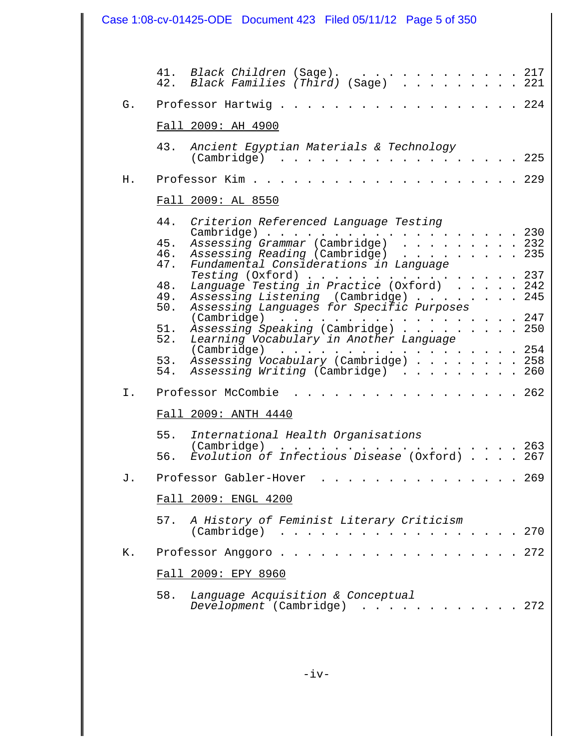41. *Black Children* (Sage). . . . . . . . . . . . . . 217
42. *Black Families (Third)* (Sage) . . . . . . . . . . 221

G. Professor Hartwig . . . . . . . . . . . . . . . . . . . 224

<u>Fall 2009: AH 4900</u>

43. *Ancient Egyptian Materials & Technology* (Cambridge) . . . . . . . . . . . . . . . . . . . 225

H. Professor Kim . . . . . . . . . . . . . . . . . . . . 229

<u>Fall 2009: AL 8550</u>

44. *Criterion Referenced Language Testing* Cambridge) . . . . . . . . . . . . . . . . . . . 230
45. *Assessing Grammar* (Cambridge) . . . . . . . . . 232
46. *Assessing Reading* (Cambridge) . . . . . . . . . 235
47. *Fundamental Considerations in Language Testing* (Oxford) . . . . . . . . . . . . . . . . 237
48. *Language Testing in Practice* (Oxford) . . . . . 242
49. *Assessing Listening* (Cambridge) . . . . . . . . 245
50. *Assessing Languages for Specific Purposes* (Cambridge) . . . . . . . . . . . . . . . . . . . 247
51. *Assessing Speaking* (Cambridge) . . . . . . . . . 250
52. *Learning Vocabulary in Another Language* (Cambridge) . . . . . . . . . . . . . . . . . . . 254
53. *Assessing Vocabulary* (Cambridge) . . . . . . . . 258
54. *Assessing Writing* (Cambridge) . . . . . . . . . 260

I. Professor McCombie . . . . . . . . . . . . . . . . . . 262

<u>Fall 2009: ANTH 4440</u>

55. *International Health Organisations* (Cambridge) . . . . . . . . . . . . . . . . . . . 263
56. *Evolution of Infectious Disease* (Oxford) . . . . 267

J. Professor Gabler-Hover . . . . . . . . . . . . . . . 269

<u>Fall 2009: ENGL 4200</u>

57. *A History of Feminist Literary Criticism* (Cambridge) . . . . . . . . . . . . . . . . . . . 270

K. Professor Anggoro . . . . . . . . . . . . . . . . . . . 272

<u>Fall 2009: EPY 8960</u>

58. *Language Acquisition & Conceptual Development* (Cambridge) . . . . . . . . . . . . 272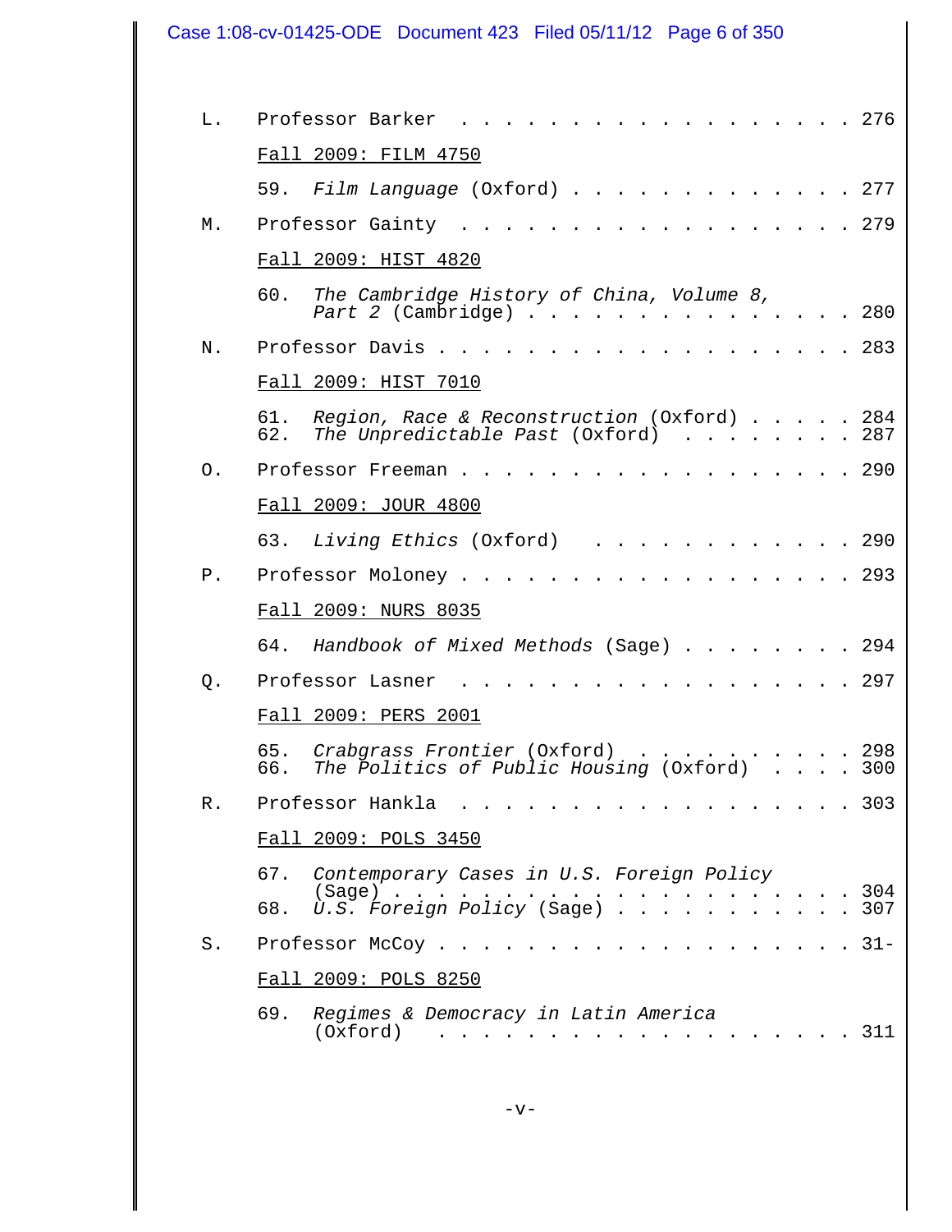L. Professor Barker . . . . . . . . . . . . . . . . . . 276

Fall 2009: FILM 4750

59. *Film Language* (Oxford) . . . . . . . . . . . . . 277

M. Professor Gainty . . . . . . . . . . . . . . . . . . 279

Fall 2009: HIST 4820

60. *The Cambridge History of China, Volume 8, Part 2* (Cambridge) . . . . . . . . . . . . . . . 280

N. Professor Davis . . . . . . . . . . . . . . . . . . 283

Fall 2009: HIST 7010

61. *Region, Race & Reconstruction* (Oxford) . . . . . 284
62. *The Unpredictable Past* (Oxford) . . . . . . . . 287

O. Professor Freeman . . . . . . . . . . . . . . . . . 290

Fall 2009: JOUR 4800

63. *Living Ethics* (Oxford) . . . . . . . . . . . . 290

P. Professor Moloney . . . . . . . . . . . . . . . . . 293

Fall 2009: NURS 8035

64. *Handbook of Mixed Methods* (Sage) . . . . . . . . 294

Q. Professor Lasner . . . . . . . . . . . . . . . . . 297

Fall 2009: PERS 2001

65. *Crabgrass Frontier* (Oxford) . . . . . . . . . . 298
66. *The Politics of Public Housing* (Oxford) . . . . 300

R. Professor Hankla . . . . . . . . . . . . . . . . . 303

Fall 2009: POLS 3450

67. *Contemporary Cases in U.S. Foreign Policy* (Sage) . . . . . . . . . . . . . . . . . . . . . 304
68. *U.S. Foreign Policy* (Sage) . . . . . . . . . . . 307

S. Professor McCoy . . . . . . . . . . . . . . . . . . 31-

Fall 2009: POLS 8250

69. *Regimes & Democracy in Latin America* (Oxford) . . . . . . . . . . . . . . . . . . . 311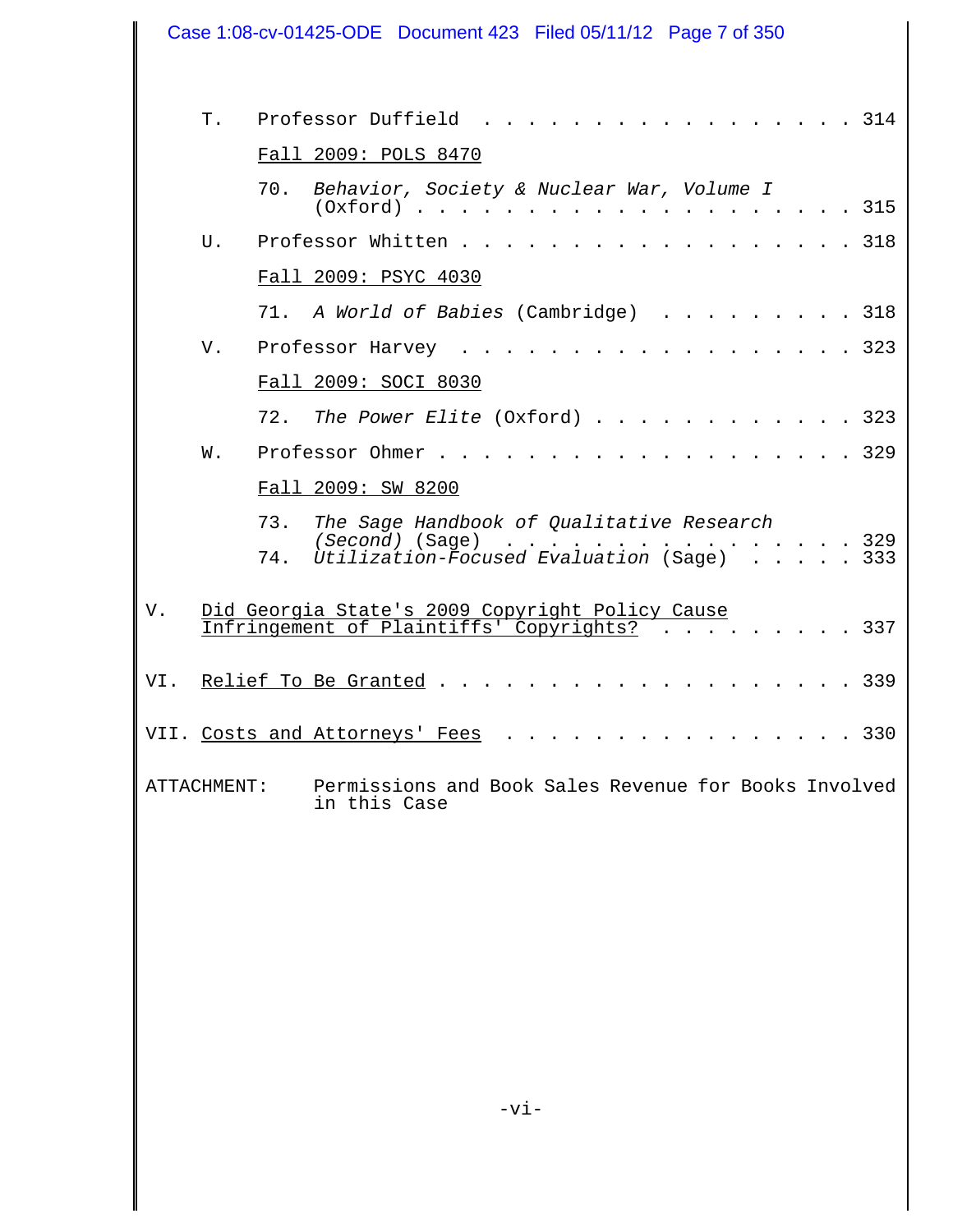T. Professor Duffield . . . . . . . . . . . . . . . . . . 314

Fall 2009: POLS 8470

70. *Behavior, Society & Nuclear War, Volume I* (Oxford) . . . . . . . . . . . . . . . . . . . . 315

U. Professor Whitten . . . . . . . . . . . . . . . . . . 318

Fall 2009: PSYC 4030

71. *A World of Babies* (Cambridge) . . . . . . . . . 318

V. Professor Harvey . . . . . . . . . . . . . . . . . . 323

Fall 2009: SOCI 8030

72. *The Power Elite* (Oxford) . . . . . . . . . . . . 323

W. Professor Ohmer . . . . . . . . . . . . . . . . . . . 329

Fall 2009: SW 8200

73. *The Sage Handbook of Qualitative Research (Second)* (Sage) . . . . . . . . . . . . . . . . 329

74. *Utilization-Focused Evaluation* (Sage) . . . . . 333

V. Did Georgia State's 2009 Copyright Policy Cause Infringement of Plaintiffs' Copyrights? . . . . . . . . . 337

VI. Relief To Be Granted . . . . . . . . . . . . . . . . . . . 339

VII. Costs and Attorneys' Fees . . . . . . . . . . . . . . . . 330

ATTACHMENT: Permissions and Book Sales Revenue for Books Involved in this Case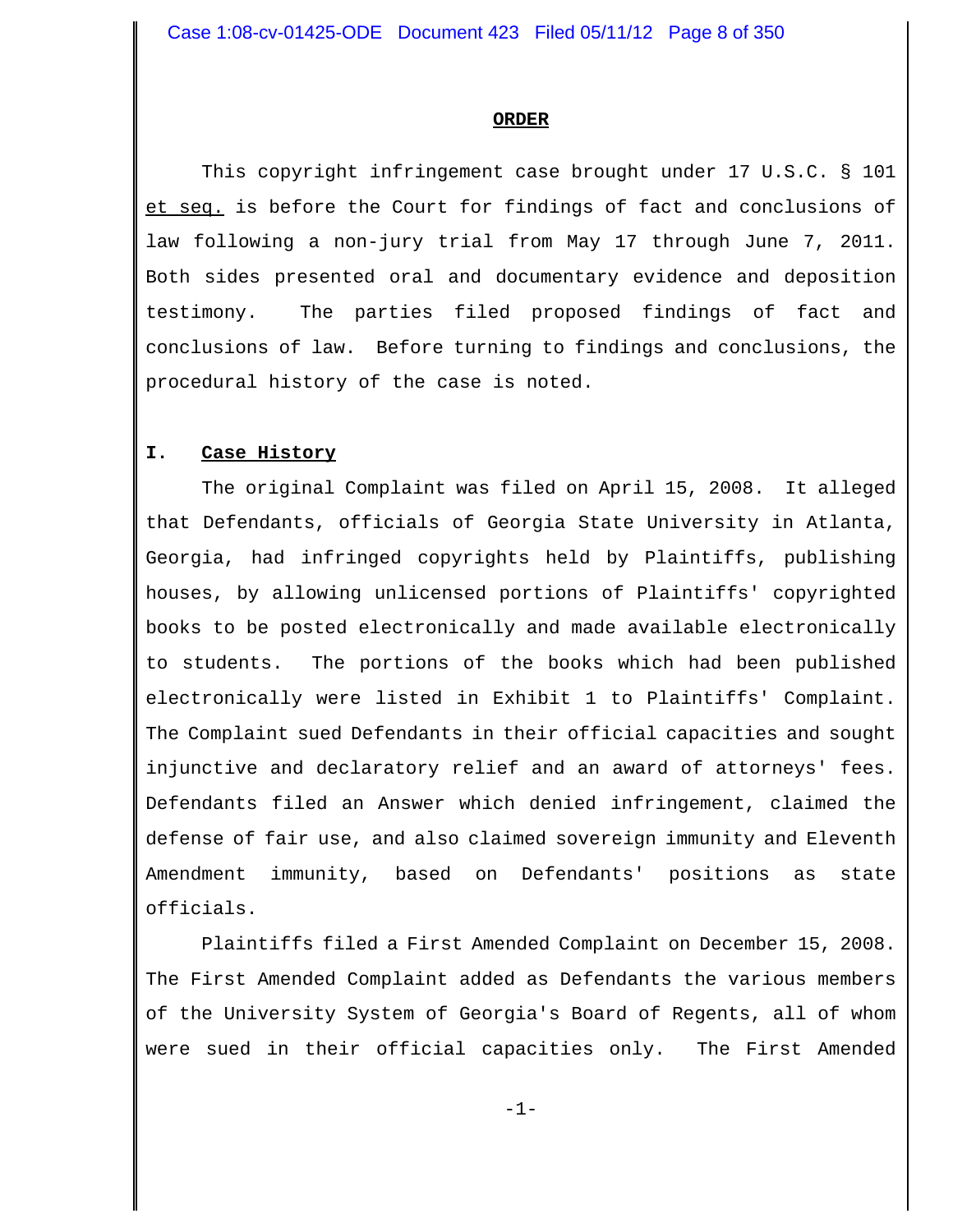## ORDER

This copyright infringement case brought under 17 U.S.C. § 101 et seq. is before the Court for findings of fact and conclusions of law following a non-jury trial from May 17 through June 7, 2011. Both sides presented oral and documentary evidence and deposition testimony. The parties filed proposed findings of fact and conclusions of law. Before turning to findings and conclusions, the procedural history of the case is noted.

### I. Case History

The original Complaint was filed on April 15, 2008. It alleged that Defendants, officials of Georgia State University in Atlanta, Georgia, had infringed copyrights held by Plaintiffs, publishing houses, by allowing unlicensed portions of Plaintiffs' copyrighted books to be posted electronically and made available electronically to students. The portions of the books which had been published electronically were listed in Exhibit 1 to Plaintiffs' Complaint. The Complaint sued Defendants in their official capacities and sought injunctive and declaratory relief and an award of attorneys' fees. Defendants filed an Answer which denied infringement, claimed the defense of fair use, and also claimed sovereign immunity and Eleventh Amendment immunity, based on Defendants' positions as state officials.

Plaintiffs filed a First Amended Complaint on December 15, 2008. The First Amended Complaint added as Defendants the various members of the University System of Georgia's Board of Regents, all of whom were sued in their official capacities only. The First Amended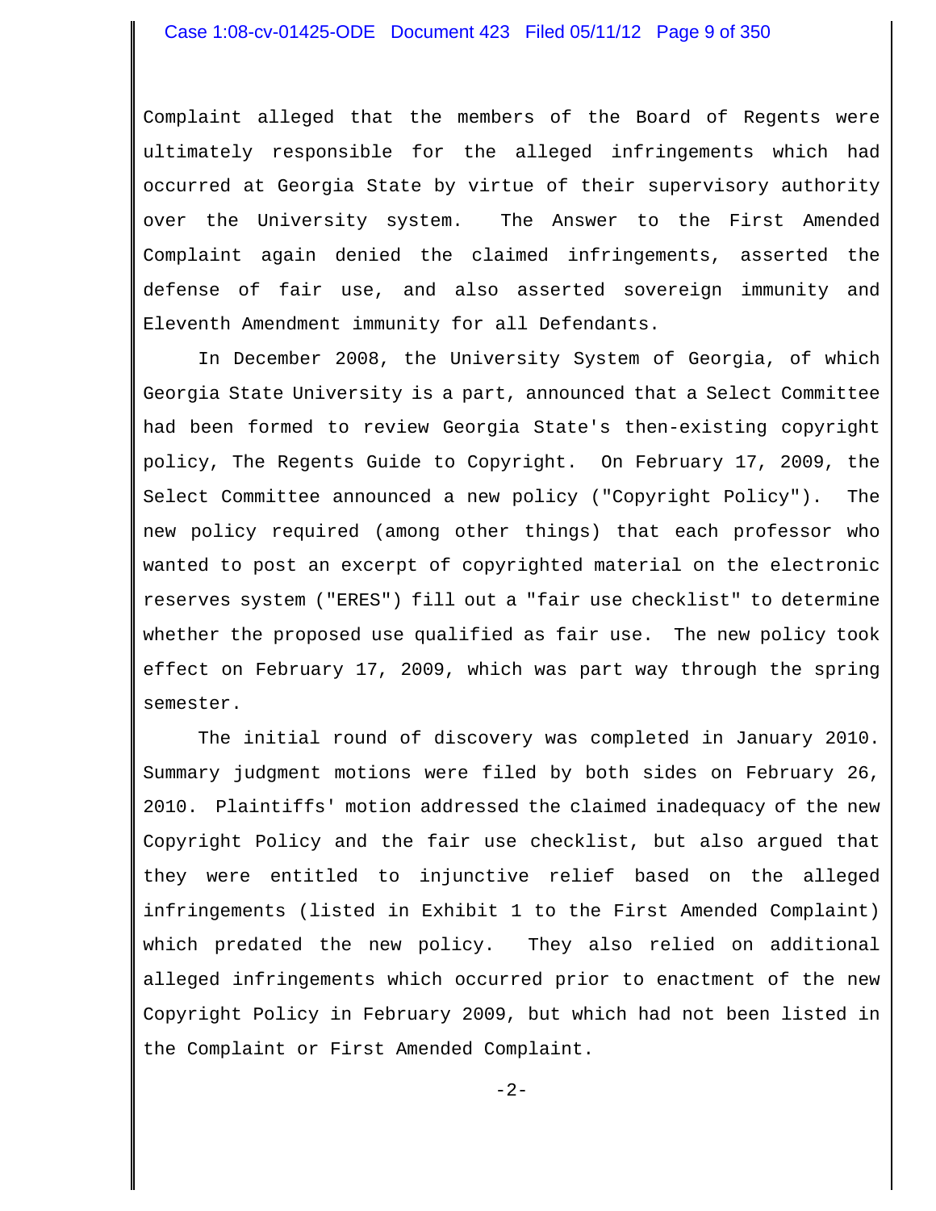Complaint alleged that the members of the Board of Regents were ultimately responsible for the alleged infringements which had occurred at Georgia State by virtue of their supervisory authority over the University system. The Answer to the First Amended Complaint again denied the claimed infringements, asserted the defense of fair use, and also asserted sovereign immunity and Eleventh Amendment immunity for all Defendants.

In December 2008, the University System of Georgia, of which Georgia State University is a part, announced that a Select Committee had been formed to review Georgia State's then-existing copyright policy, The Regents Guide to Copyright. On February 17, 2009, the Select Committee announced a new policy ("Copyright Policy"). The new policy required (among other things) that each professor who wanted to post an excerpt of copyrighted material on the electronic reserves system ("ERES") fill out a "fair use checklist" to determine whether the proposed use qualified as fair use. The new policy took effect on February 17, 2009, which was part way through the spring semester.

The initial round of discovery was completed in January 2010. Summary judgment motions were filed by both sides on February 26, 2010. Plaintiffs' motion addressed the claimed inadequacy of the new Copyright Policy and the fair use checklist, but also argued that they were entitled to injunctive relief based on the alleged infringements (listed in Exhibit 1 to the First Amended Complaint) which predated the new policy. They also relied on additional alleged infringements which occurred prior to enactment of the new Copyright Policy in February 2009, but which had not been listed in the Complaint or First Amended Complaint.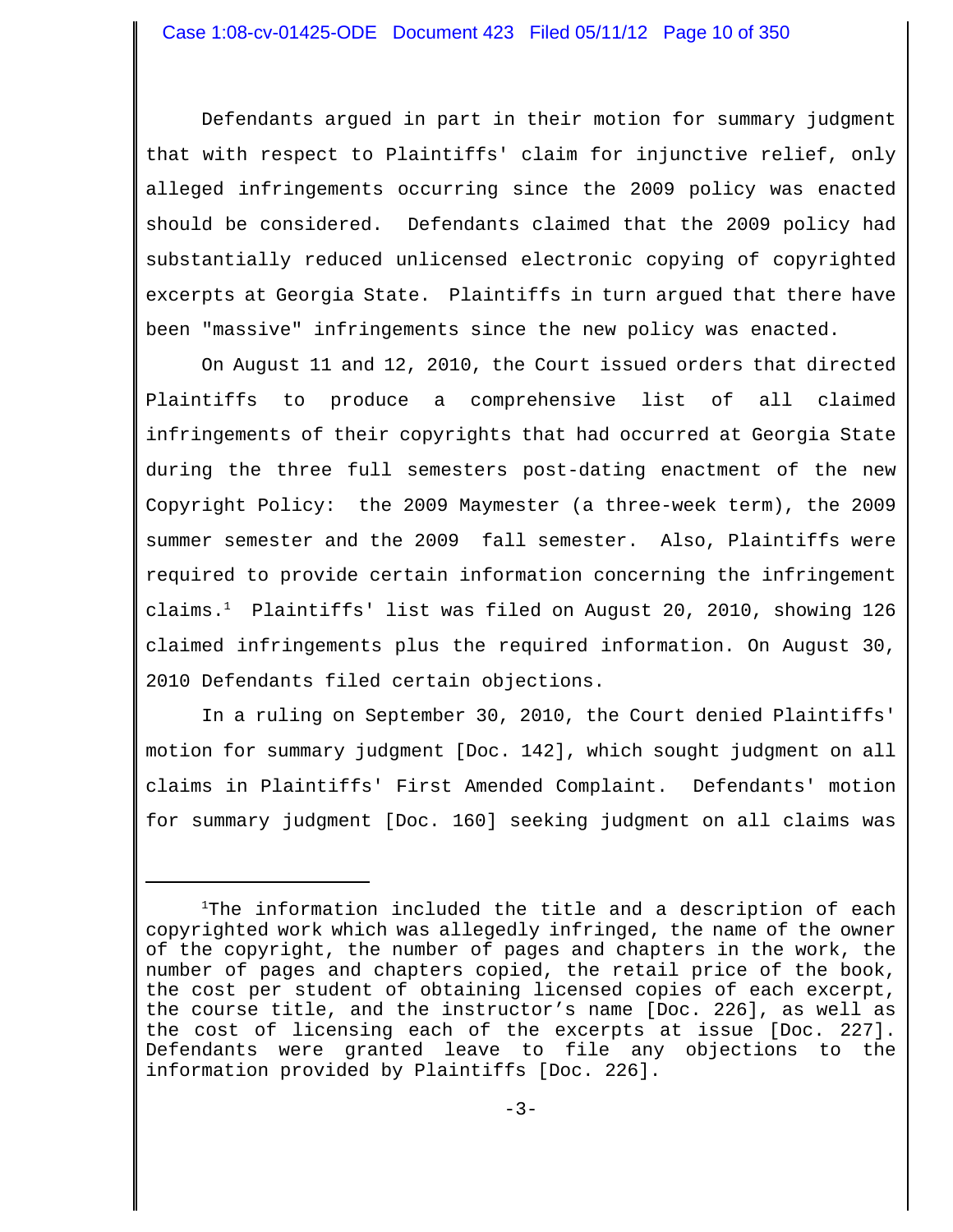Defendants argued in part in their motion for summary judgment that with respect to Plaintiffs' claim for injunctive relief, only alleged infringements occurring since the 2009 policy was enacted should be considered. Defendants claimed that the 2009 policy had substantially reduced unlicensed electronic copying of copyrighted excerpts at Georgia State. Plaintiffs in turn argued that there have been "massive" infringements since the new policy was enacted.

On August 11 and 12, 2010, the Court issued orders that directed Plaintiffs to produce a comprehensive list of all claimed infringements of their copyrights that had occurred at Georgia State during the three full semesters post-dating enactment of the new Copyright Policy: the 2009 Maymester (a three-week term), the 2009 summer semester and the 2009 fall semester. Also, Plaintiffs were required to provide certain information concerning the infringement claims.[1] Plaintiffs' list was filed on August 20, 2010, showing 126 claimed infringements plus the required information. On August 30, 2010 Defendants filed certain objections.

In a ruling on September 30, 2010, the Court denied Plaintiffs' motion for summary judgment [Doc. 142], which sought judgment on all claims in Plaintiffs' First Amended Complaint. Defendants' motion for summary judgment [Doc. 160] seeking judgment on all claims was

---

[1]The information included the title and a description of each copyrighted work which was allegedly infringed, the name of the owner of the copyright, the number of pages and chapters in the work, the number of pages and chapters copied, the retail price of the book, the cost per student of obtaining licensed copies of each excerpt, the course title, and the instructor's name [Doc. 226], as well as the cost of licensing each of the excerpts at issue [Doc. 227]. Defendants were granted leave to file any objections to the information provided by Plaintiffs [Doc. 226].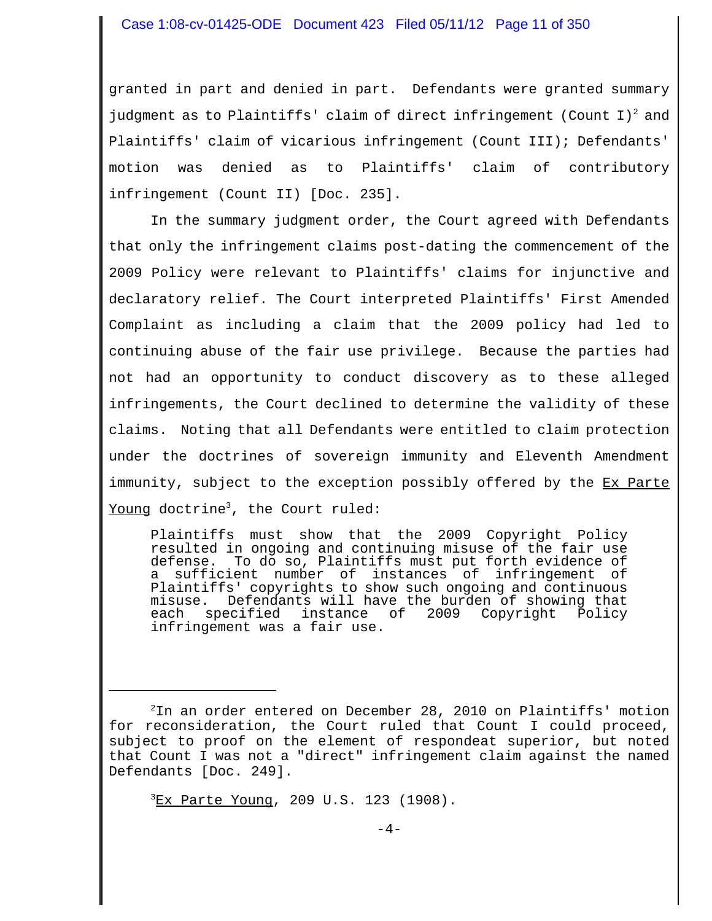granted in part and denied in part. Defendants were granted summary judgment as to Plaintiffs' claim of direct infringement (Count I)[2] and Plaintiffs' claim of vicarious infringement (Count III); Defendants' motion was denied as to Plaintiffs' claim of contributory infringement (Count II) [Doc. 235].

In the summary judgment order, the Court agreed with Defendants that only the infringement claims post-dating the commencement of the 2009 Policy were relevant to Plaintiffs' claims for injunctive and declaratory relief. The Court interpreted Plaintiffs' First Amended Complaint as including a claim that the 2009 policy had led to continuing abuse of the fair use privilege. Because the parties had not had an opportunity to conduct discovery as to these alleged infringements, the Court declined to determine the validity of these claims. Noting that all Defendants were entitled to claim protection under the doctrines of sovereign immunity and Eleventh Amendment immunity, subject to the exception possibly offered by the Ex Parte Young doctrine[3], the Court ruled:

> Plaintiffs must show that the 2009 Copyright Policy resulted in ongoing and continuing misuse of the fair use defense. To do so, Plaintiffs must put forth evidence of a sufficient number of instances of infringement of Plaintiffs' copyrights to show such ongoing and continuous misuse. Defendants will have the burden of showing that each specified instance of 2009 Copyright Policy infringement was a fair use.

---

[2] In an order entered on December 28, 2010 on Plaintiffs' motion for reconsideration, the Court ruled that Count I could proceed, subject to proof on the element of respondeat superior, but noted that Count I was not a "direct" infringement claim against the named Defendants [Doc. 249].

[3] Ex Parte Young, 209 U.S. 123 (1908).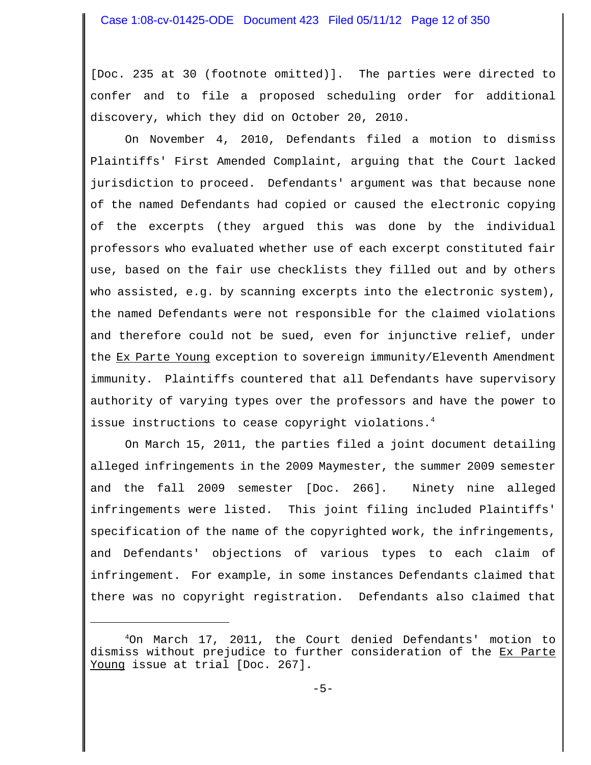[Doc. 235 at 30 (footnote omitted)]. The parties were directed to confer and to file a proposed scheduling order for additional discovery, which they did on October 20, 2010.

On November 4, 2010, Defendants filed a motion to dismiss Plaintiffs' First Amended Complaint, arguing that the Court lacked jurisdiction to proceed. Defendants' argument was that because none of the named Defendants had copied or caused the electronic copying of the excerpts (they argued this was done by the individual professors who evaluated whether use of each excerpt constituted fair use, based on the fair use checklists they filled out and by others who assisted, e.g. by scanning excerpts into the electronic system), the named Defendants were not responsible for the claimed violations and therefore could not be sued, even for injunctive relief, under the Ex Parte Young exception to sovereign immunity/Eleventh Amendment immunity. Plaintiffs countered that all Defendants have supervisory authority of varying types over the professors and have the power to issue instructions to cease copyright violations.[4]

On March 15, 2011, the parties filed a joint document detailing alleged infringements in the 2009 Maymester, the summer 2009 semester and the fall 2009 semester [Doc. 266]. Ninety nine alleged infringements were listed. This joint filing included Plaintiffs' specification of the name of the copyrighted work, the infringements, and Defendants' objections of various types to each claim of infringement. For example, in some instances Defendants claimed that there was no copyright registration. Defendants also claimed that

---

[4]On March 17, 2011, the Court denied Defendants' motion to dismiss without prejudice to further consideration of the Ex Parte Young issue at trial [Doc. 267].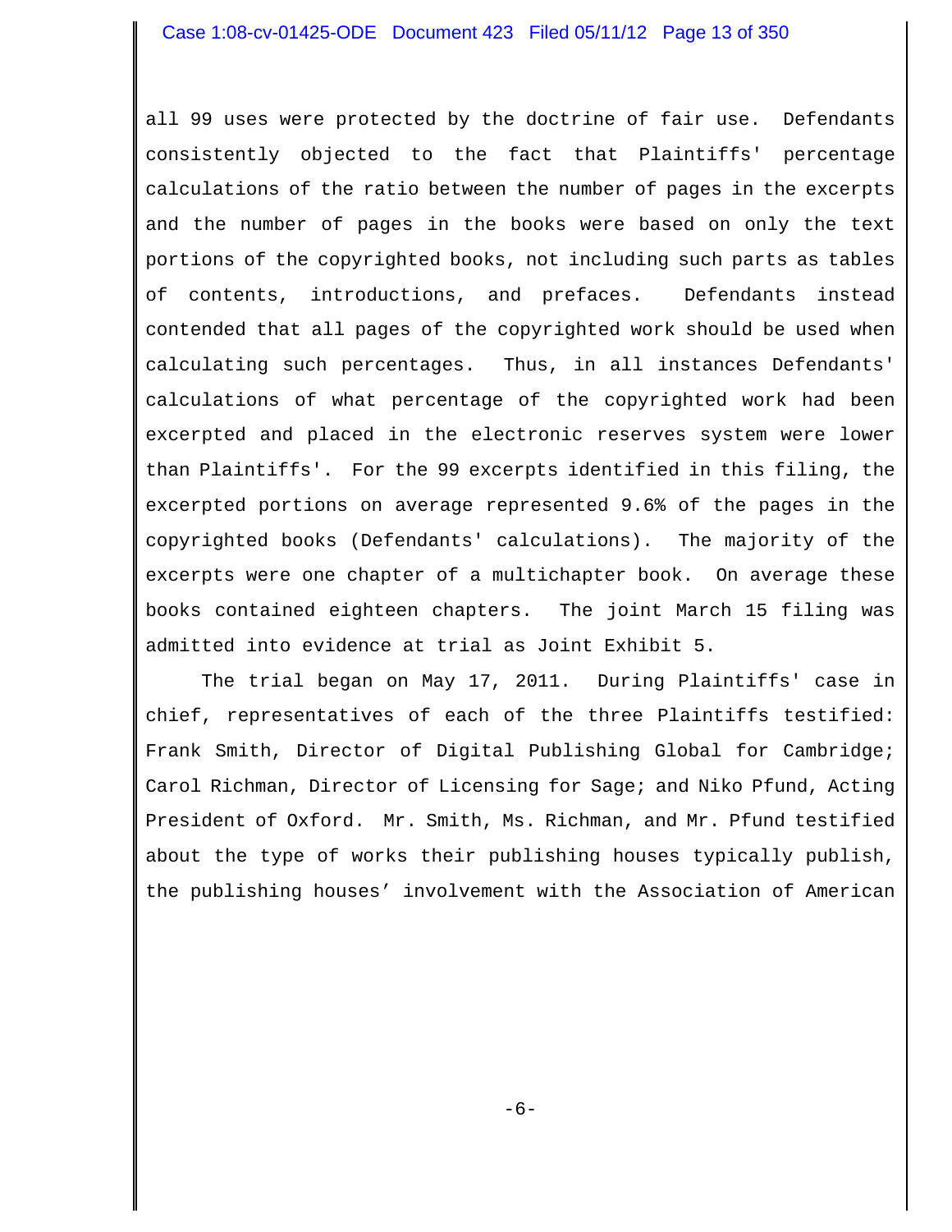all 99 uses were protected by the doctrine of fair use. Defendants consistently objected to the fact that Plaintiffs' percentage calculations of the ratio between the number of pages in the excerpts and the number of pages in the books were based on only the text portions of the copyrighted books, not including such parts as tables of contents, introductions, and prefaces. Defendants instead contended that all pages of the copyrighted work should be used when calculating such percentages. Thus, in all instances Defendants' calculations of what percentage of the copyrighted work had been excerpted and placed in the electronic reserves system were lower than Plaintiffs'. For the 99 excerpts identified in this filing, the excerpted portions on average represented 9.6% of the pages in the copyrighted books (Defendants' calculations). The majority of the excerpts were one chapter of a multichapter book. On average these books contained eighteen chapters. The joint March 15 filing was admitted into evidence at trial as Joint Exhibit 5.

The trial began on May 17, 2011. During Plaintiffs' case in chief, representatives of each of the three Plaintiffs testified: Frank Smith, Director of Digital Publishing Global for Cambridge; Carol Richman, Director of Licensing for Sage; and Niko Pfund, Acting President of Oxford. Mr. Smith, Ms. Richman, and Mr. Pfund testified about the type of works their publishing houses typically publish, the publishing houses' involvement with the Association of American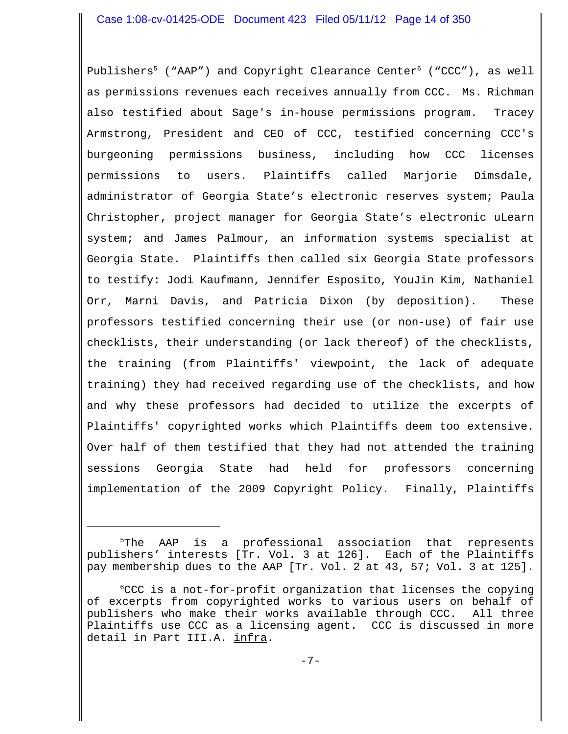Publishers[5] ("AAP") and Copyright Clearance Center[6] ("CCC"), as well as permissions revenues each receives annually from CCC. Ms. Richman also testified about Sage's in-house permissions program. Tracey Armstrong, President and CEO of CCC, testified concerning CCC's burgeoning permissions business, including how CCC licenses permissions to users. Plaintiffs called Marjorie Dimsdale, administrator of Georgia State's electronic reserves system; Paula Christopher, project manager for Georgia State's electronic uLearn system; and James Palmour, an information systems specialist at Georgia State. Plaintiffs then called six Georgia State professors to testify: Jodi Kaufmann, Jennifer Esposito, YouJin Kim, Nathaniel Orr, Marni Davis, and Patricia Dixon (by deposition). These professors testified concerning their use (or non-use) of fair use checklists, their understanding (or lack thereof) of the checklists, the training (from Plaintiffs' viewpoint, the lack of adequate training) they had received regarding use of the checklists, and how and why these professors had decided to utilize the excerpts of Plaintiffs' copyrighted works which Plaintiffs deem too extensive. Over half of them testified that they had not attended the training sessions Georgia State had held for professors concerning implementation of the 2009 Copyright Policy. Finally, Plaintiffs

---

[5]The AAP is a professional association that represents publishers' interests [Tr. Vol. 3 at 126]. Each of the Plaintiffs pay membership dues to the AAP [Tr. Vol. 2 at 43, 57; Vol. 3 at 125].

[6]CCC is a not-for-profit organization that licenses the copying of excerpts from copyrighted works to various users on behalf of publishers who make their works available through CCC. All three Plaintiffs use CCC as a licensing agent. CCC is discussed in more detail in Part III.A. <u>infra</u>.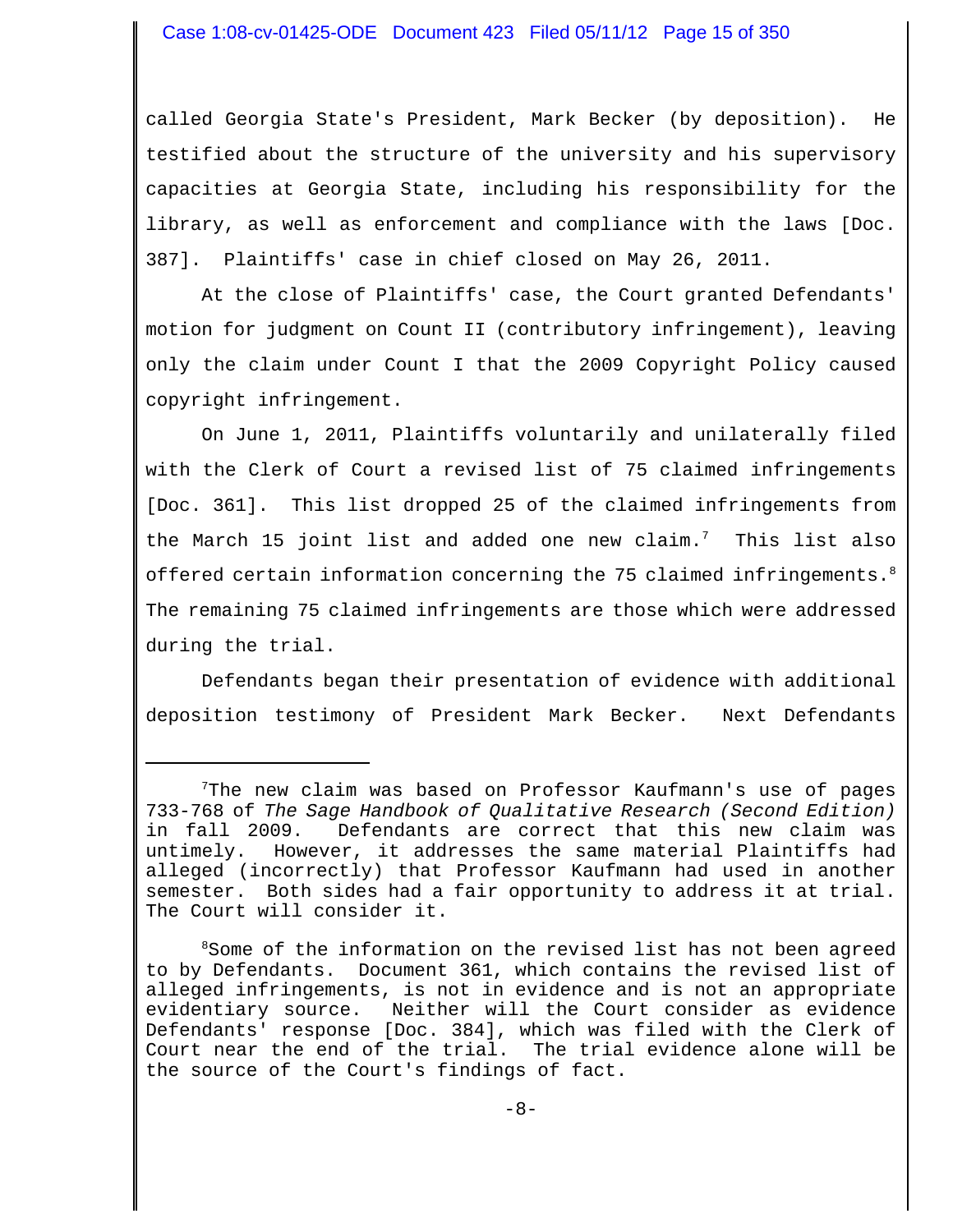called Georgia State's President, Mark Becker (by deposition). He testified about the structure of the university and his supervisory capacities at Georgia State, including his responsibility for the library, as well as enforcement and compliance with the laws [Doc. 387]. Plaintiffs' case in chief closed on May 26, 2011.

At the close of Plaintiffs' case, the Court granted Defendants' motion for judgment on Count II (contributory infringement), leaving only the claim under Count I that the 2009 Copyright Policy caused copyright infringement.

On June 1, 2011, Plaintiffs voluntarily and unilaterally filed with the Clerk of Court a revised list of 75 claimed infringements [Doc. 361]. This list dropped 25 of the claimed infringements from the March 15 joint list and added one new claim.[7] This list also offered certain information concerning the 75 claimed infringements.[8] The remaining 75 claimed infringements are those which were addressed during the trial.

Defendants began their presentation of evidence with additional deposition testimony of President Mark Becker. Next Defendants

---

[7]The new claim was based on Professor Kaufmann's use of pages 733-768 of *The Sage Handbook of Qualitative Research (Second Edition)* in fall 2009. Defendants are correct that this new claim was untimely. However, it addresses the same material Plaintiffs had alleged (incorrectly) that Professor Kaufmann had used in another semester. Both sides had a fair opportunity to address it at trial. The Court will consider it.

[8]Some of the information on the revised list has not been agreed to by Defendants. Document 361, which contains the revised list of alleged infringements, is not in evidence and is not an appropriate evidentiary source. Neither will the Court consider as evidence Defendants' response [Doc. 384], which was filed with the Clerk of Court near the end of the trial. The trial evidence alone will be the source of the Court's findings of fact.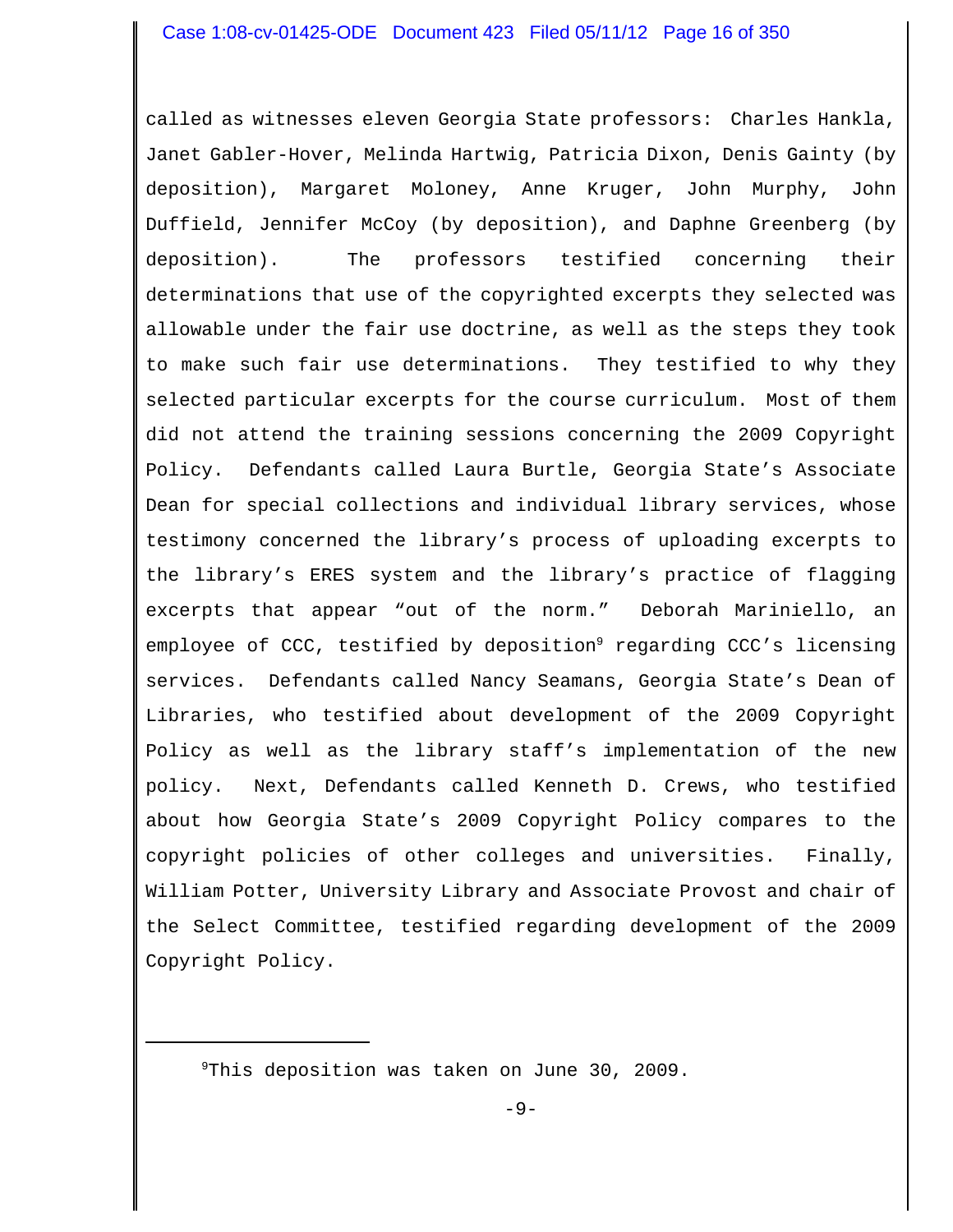called as witnesses eleven Georgia State professors: Charles Hankla, Janet Gabler-Hover, Melinda Hartwig, Patricia Dixon, Denis Gainty (by deposition), Margaret Moloney, Anne Kruger, John Murphy, John Duffield, Jennifer McCoy (by deposition), and Daphne Greenberg (by deposition). The professors testified concerning their determinations that use of the copyrighted excerpts they selected was allowable under the fair use doctrine, as well as the steps they took to make such fair use determinations. They testified to why they selected particular excerpts for the course curriculum. Most of them did not attend the training sessions concerning the 2009 Copyright Policy. Defendants called Laura Burtle, Georgia State's Associate Dean for special collections and individual library services, whose testimony concerned the library's process of uploading excerpts to the library's ERES system and the library's practice of flagging excerpts that appear "out of the norm." Deborah Mariniello, an employee of CCC, testified by deposition[9] regarding CCC's licensing services. Defendants called Nancy Seamans, Georgia State's Dean of Libraries, who testified about development of the 2009 Copyright Policy as well as the library staff's implementation of the new policy. Next, Defendants called Kenneth D. Crews, who testified about how Georgia State's 2009 Copyright Policy compares to the copyright policies of other colleges and universities. Finally, William Potter, University Library and Associate Provost and chair of the Select Committee, testified regarding development of the 2009 Copyright Policy.

[9]This deposition was taken on June 30, 2009.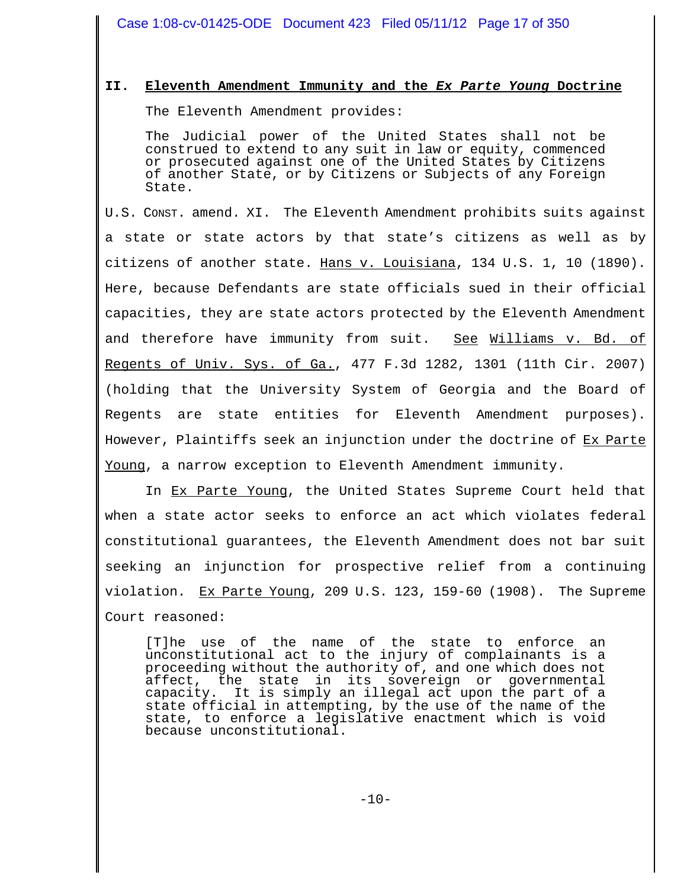## II. Eleventh Amendment Immunity and the *Ex Parte Young* Doctrine

The Eleventh Amendment provides:

> The Judicial power of the United States shall not be construed to extend to any suit in law or equity, commenced or prosecuted against one of the United States by Citizens of another State, or by Citizens or Subjects of any Foreign State.

U.S. CONST. amend. XI. The Eleventh Amendment prohibits suits against a state or state actors by that state's citizens as well as by citizens of another state. Hans v. Louisiana, 134 U.S. 1, 10 (1890). Here, because Defendants are state officials sued in their official capacities, they are state actors protected by the Eleventh Amendment and therefore have immunity from suit. See Williams v. Bd. of Regents of Univ. Sys. of Ga., 477 F.3d 1282, 1301 (11th Cir. 2007) (holding that the University System of Georgia and the Board of Regents are state entities for Eleventh Amendment purposes). However, Plaintiffs seek an injunction under the doctrine of Ex Parte Young, a narrow exception to Eleventh Amendment immunity.

In Ex Parte Young, the United States Supreme Court held that when a state actor seeks to enforce an act which violates federal constitutional guarantees, the Eleventh Amendment does not bar suit seeking an injunction for prospective relief from a continuing violation. Ex Parte Young, 209 U.S. 123, 159-60 (1908). The Supreme Court reasoned:

> [T]he use of the name of the state to enforce an unconstitutional act to the injury of complainants is a proceeding without the authority of, and one which does not affect, the state in its sovereign or governmental capacity. It is simply an illegal act upon the part of a state official in attempting, by the use of the name of the state, to enforce a legislative enactment which is void because unconstitutional.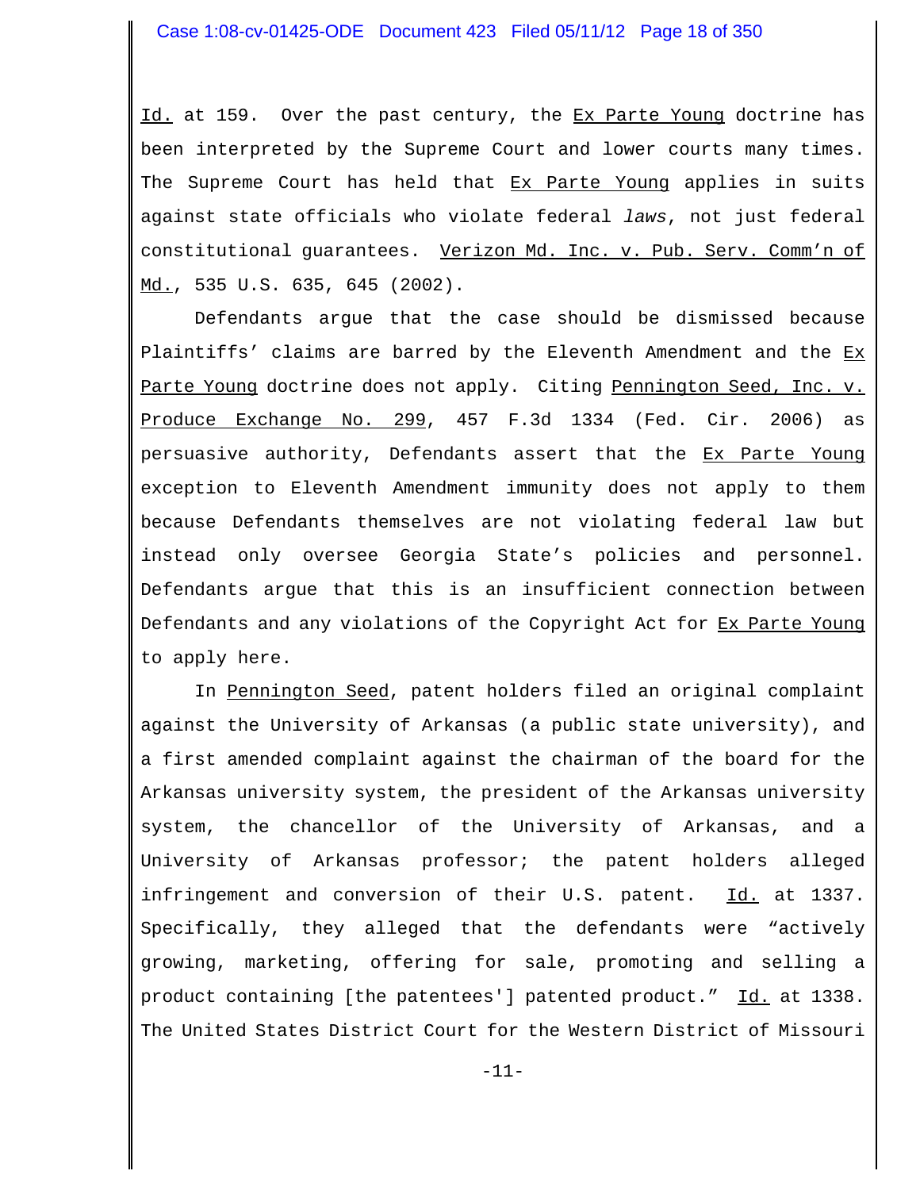Id. at 159. Over the past century, the Ex Parte Young doctrine has been interpreted by the Supreme Court and lower courts many times. The Supreme Court has held that Ex Parte Young applies in suits against state officials who violate federal *laws*, not just federal constitutional guarantees. Verizon Md. Inc. v. Pub. Serv. Comm'n of Md., 535 U.S. 635, 645 (2002).

Defendants argue that the case should be dismissed because Plaintiffs' claims are barred by the Eleventh Amendment and the Ex Parte Young doctrine does not apply. Citing Pennington Seed, Inc. v. Produce Exchange No. 299, 457 F.3d 1334 (Fed. Cir. 2006) as persuasive authority, Defendants assert that the Ex Parte Young exception to Eleventh Amendment immunity does not apply to them because Defendants themselves are not violating federal law but instead only oversee Georgia State's policies and personnel. Defendants argue that this is an insufficient connection between Defendants and any violations of the Copyright Act for Ex Parte Young to apply here.

In Pennington Seed, patent holders filed an original complaint against the University of Arkansas (a public state university), and a first amended complaint against the chairman of the board for the Arkansas university system, the president of the Arkansas university system, the chancellor of the University of Arkansas, and a University of Arkansas professor; the patent holders alleged infringement and conversion of their U.S. patent. Id. at 1337. Specifically, they alleged that the defendants were "actively growing, marketing, offering for sale, promoting and selling a product containing [the patentees'] patented product." Id. at 1338. The United States District Court for the Western District of Missouri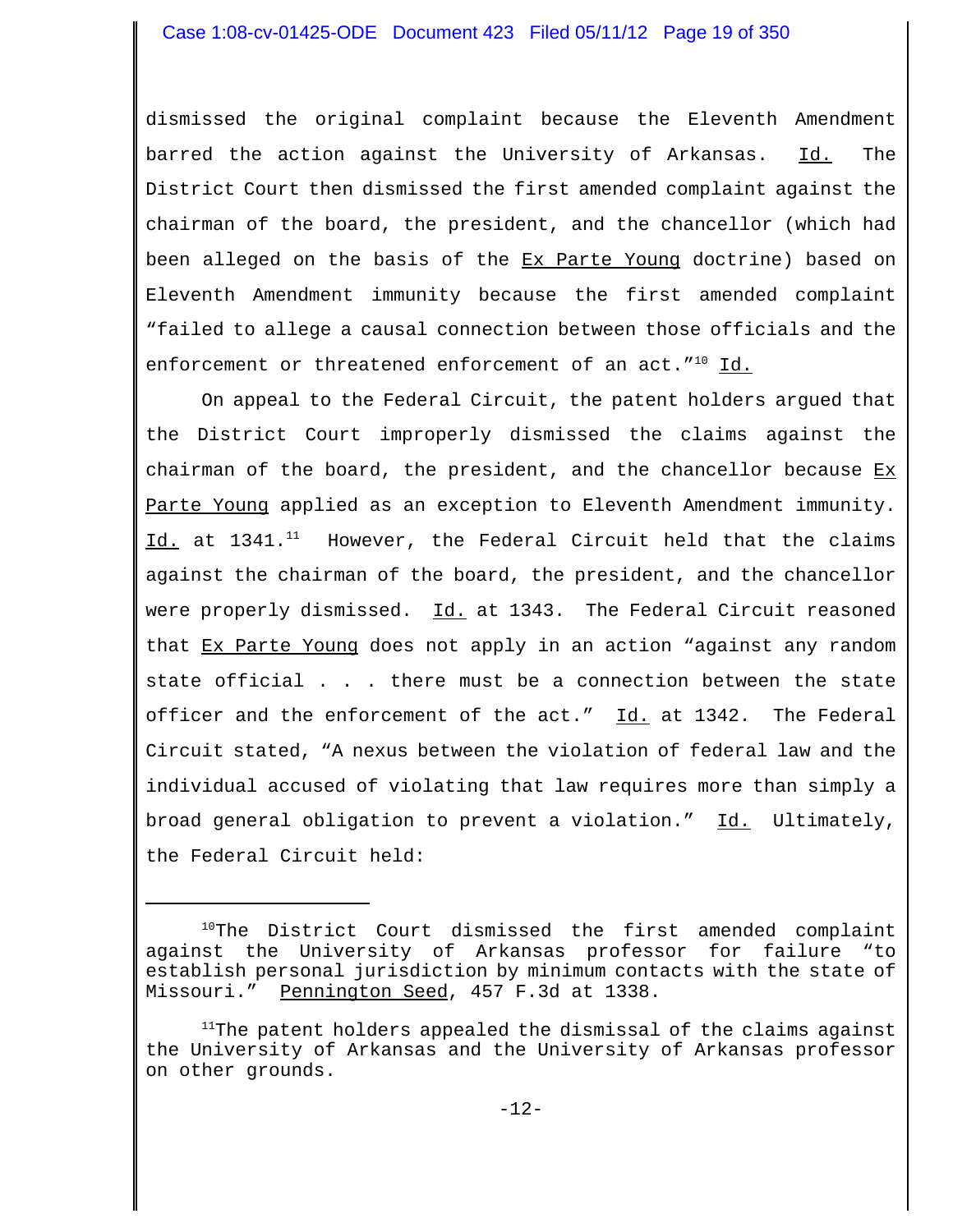dismissed the original complaint because the Eleventh Amendment barred the action against the University of Arkansas. Id. The District Court then dismissed the first amended complaint against the chairman of the board, the president, and the chancellor (which had been alleged on the basis of the Ex Parte Young doctrine) based on Eleventh Amendment immunity because the first amended complaint "failed to allege a causal connection between those officials and the enforcement or threatened enforcement of an act."[10] Id.

On appeal to the Federal Circuit, the patent holders argued that the District Court improperly dismissed the claims against the chairman of the board, the president, and the chancellor because Ex Parte Young applied as an exception to Eleventh Amendment immunity. Id. at 1341.[11] However, the Federal Circuit held that the claims against the chairman of the board, the president, and the chancellor were properly dismissed. Id. at 1343. The Federal Circuit reasoned that Ex Parte Young does not apply in an action "against any random state official . . . there must be a connection between the state officer and the enforcement of the act." Id. at 1342. The Federal Circuit stated, "A nexus between the violation of federal law and the individual accused of violating that law requires more than simply a broad general obligation to prevent a violation." Id. Ultimately, the Federal Circuit held:

---

[10] The District Court dismissed the first amended complaint against the University of Arkansas professor for failure "to establish personal jurisdiction by minimum contacts with the state of Missouri." Pennington Seed, 457 F.3d at 1338.

[11] The patent holders appealed the dismissal of the claims against the University of Arkansas and the University of Arkansas professor on other grounds.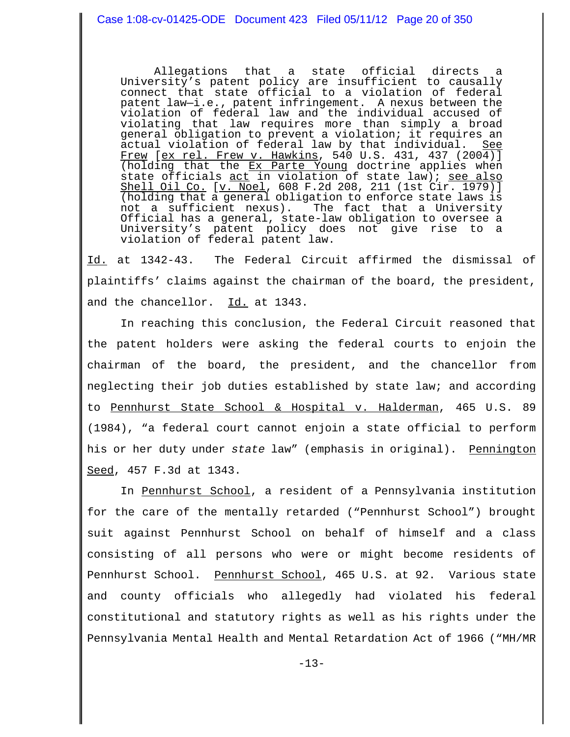> Allegations that a state official directs a University's patent policy are insufficient to causally connect that state official to a violation of federal patent law—i.e., patent infringement. A nexus between the violation of federal law and the individual accused of violating that law requires more than simply a broad general obligation to prevent a violation; it requires an actual violation of federal law by that individual. See Frew [ex rel. Frew v. Hawkins, 540 U.S. 431, 437 (2004)] (holding that the Ex Parte Young doctrine applies when state officials act in violation of state law); see also Shell Oil Co. [v. Noel, 608 F.2d 208, 211 (1st Cir. 1979)] (holding that a general obligation to enforce state laws is not a sufficient nexus). The fact that a University Official has a general, state-law obligation to oversee a University's patent policy does not give rise to a violation of federal patent law.

Id. at 1342-43. The Federal Circuit affirmed the dismissal of plaintiffs' claims against the chairman of the board, the president, and the chancellor. Id. at 1343.

In reaching this conclusion, the Federal Circuit reasoned that the patent holders were asking the federal courts to enjoin the chairman of the board, the president, and the chancellor from neglecting their job duties established by state law; and according to Pennhurst State School & Hospital v. Halderman, 465 U.S. 89 (1984), "a federal court cannot enjoin a state official to perform his or her duty under *state* law" (emphasis in original). Pennington Seed, 457 F.3d at 1343.

In Pennhurst School, a resident of a Pennsylvania institution for the care of the mentally retarded ("Pennhurst School") brought suit against Pennhurst School on behalf of himself and a class consisting of all persons who were or might become residents of Pennhurst School. Pennhurst School, 465 U.S. at 92. Various state and county officials who allegedly had violated his federal constitutional and statutory rights as well as his rights under the Pennsylvania Mental Health and Mental Retardation Act of 1966 ("MH/MR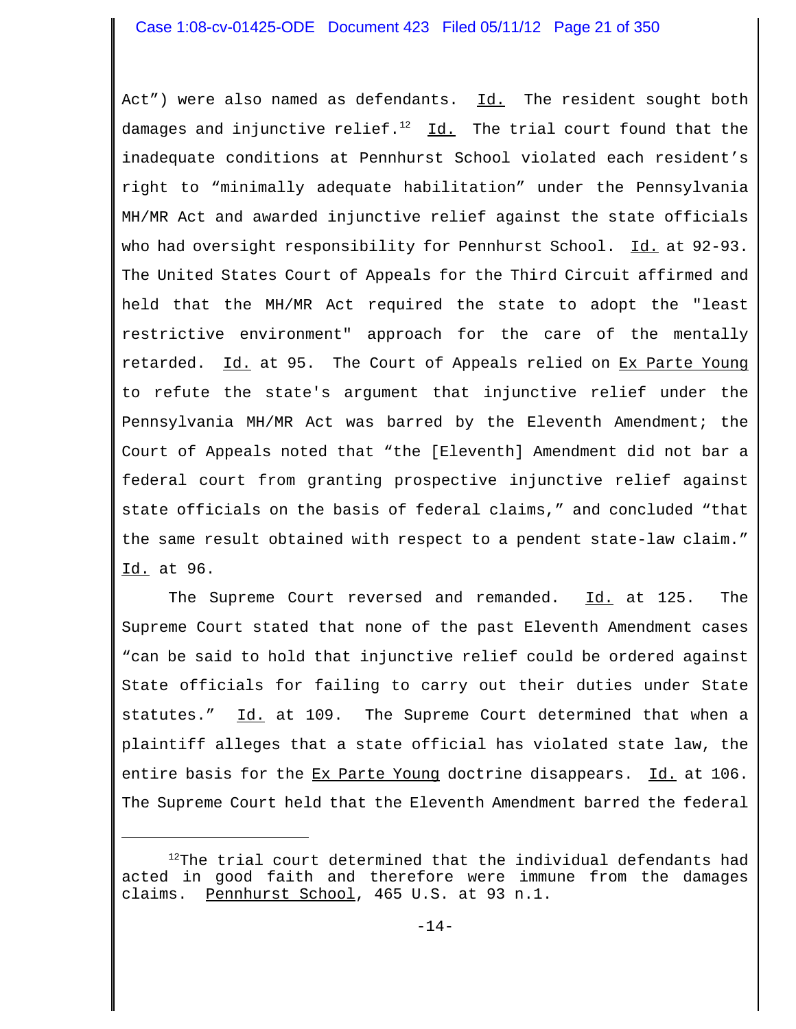Act") were also named as defendants. Id. The resident sought both damages and injunctive relief.[12] Id. The trial court found that the inadequate conditions at Pennhurst School violated each resident's right to "minimally adequate habilitation" under the Pennsylvania MH/MR Act and awarded injunctive relief against the state officials who had oversight responsibility for Pennhurst School. Id. at 92-93. The United States Court of Appeals for the Third Circuit affirmed and held that the MH/MR Act required the state to adopt the "least restrictive environment" approach for the care of the mentally retarded. Id. at 95. The Court of Appeals relied on Ex Parte Young to refute the state's argument that injunctive relief under the Pennsylvania MH/MR Act was barred by the Eleventh Amendment; the Court of Appeals noted that "the [Eleventh] Amendment did not bar a federal court from granting prospective injunctive relief against state officials on the basis of federal claims," and concluded "that the same result obtained with respect to a pendent state-law claim." Id. at 96.

The Supreme Court reversed and remanded. Id. at 125. The Supreme Court stated that none of the past Eleventh Amendment cases "can be said to hold that injunctive relief could be ordered against State officials for failing to carry out their duties under State statutes." Id. at 109. The Supreme Court determined that when a plaintiff alleges that a state official has violated state law, the entire basis for the Ex Parte Young doctrine disappears. Id. at 106. The Supreme Court held that the Eleventh Amendment barred the federal

---

[12] The trial court determined that the individual defendants had acted in good faith and therefore were immune from the damages claims. Pennhurst School, 465 U.S. at 93 n.1.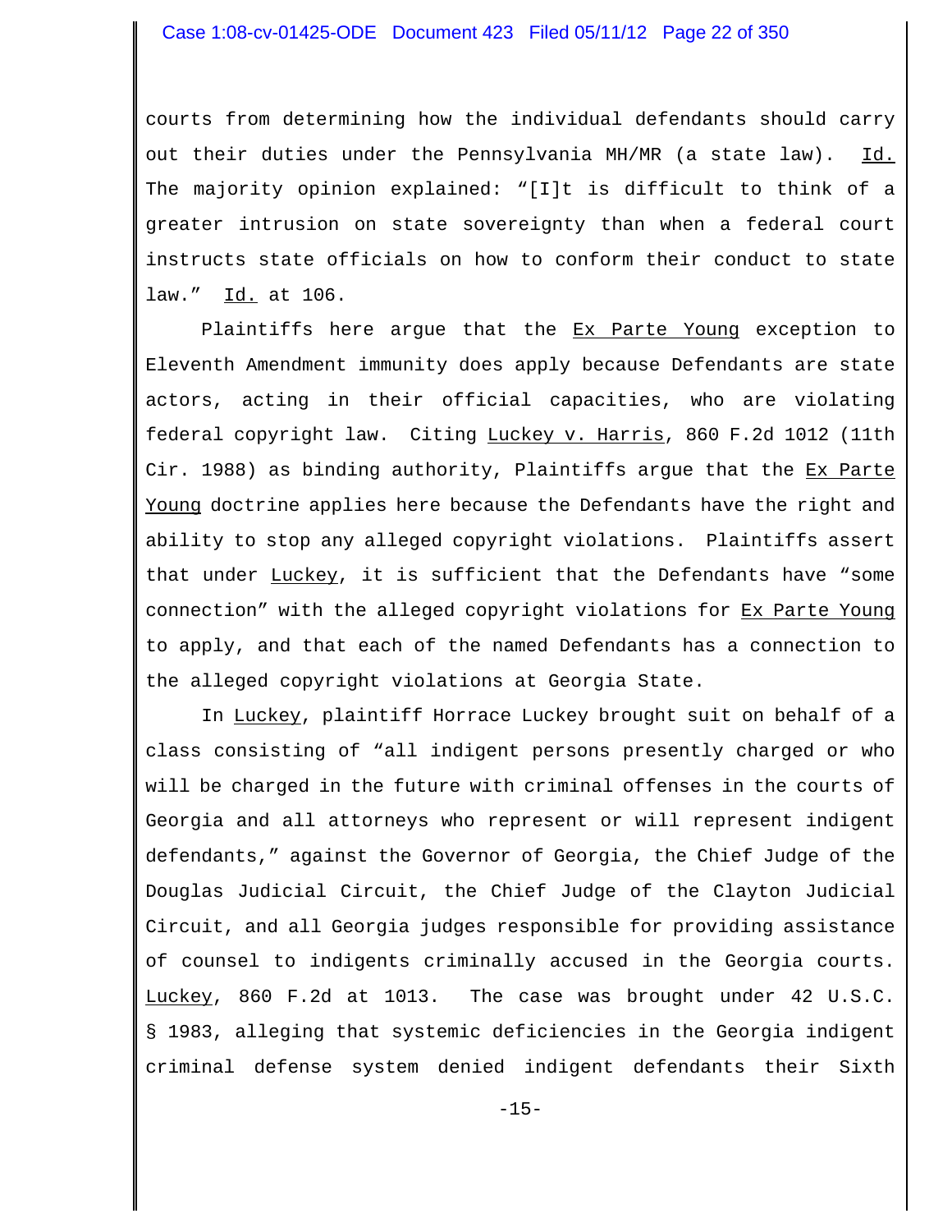courts from determining how the individual defendants should carry out their duties under the Pennsylvania MH/MR (a state law). Id. The majority opinion explained: "[I]t is difficult to think of a greater intrusion on state sovereignty than when a federal court instructs state officials on how to conform their conduct to state law." Id. at 106.

Plaintiffs here argue that the Ex Parte Young exception to Eleventh Amendment immunity does apply because Defendants are state actors, acting in their official capacities, who are violating federal copyright law. Citing Luckey v. Harris, 860 F.2d 1012 (11th Cir. 1988) as binding authority, Plaintiffs argue that the Ex Parte Young doctrine applies here because the Defendants have the right and ability to stop any alleged copyright violations. Plaintiffs assert that under Luckey, it is sufficient that the Defendants have "some connection" with the alleged copyright violations for Ex Parte Young to apply, and that each of the named Defendants has a connection to the alleged copyright violations at Georgia State.

In Luckey, plaintiff Horrace Luckey brought suit on behalf of a class consisting of "all indigent persons presently charged or who will be charged in the future with criminal offenses in the courts of Georgia and all attorneys who represent or will represent indigent defendants," against the Governor of Georgia, the Chief Judge of the Douglas Judicial Circuit, the Chief Judge of the Clayton Judicial Circuit, and all Georgia judges responsible for providing assistance of counsel to indigents criminally accused in the Georgia courts. Luckey, 860 F.2d at 1013. The case was brought under 42 U.S.C. § 1983, alleging that systemic deficiencies in the Georgia indigent criminal defense system denied indigent defendants their Sixth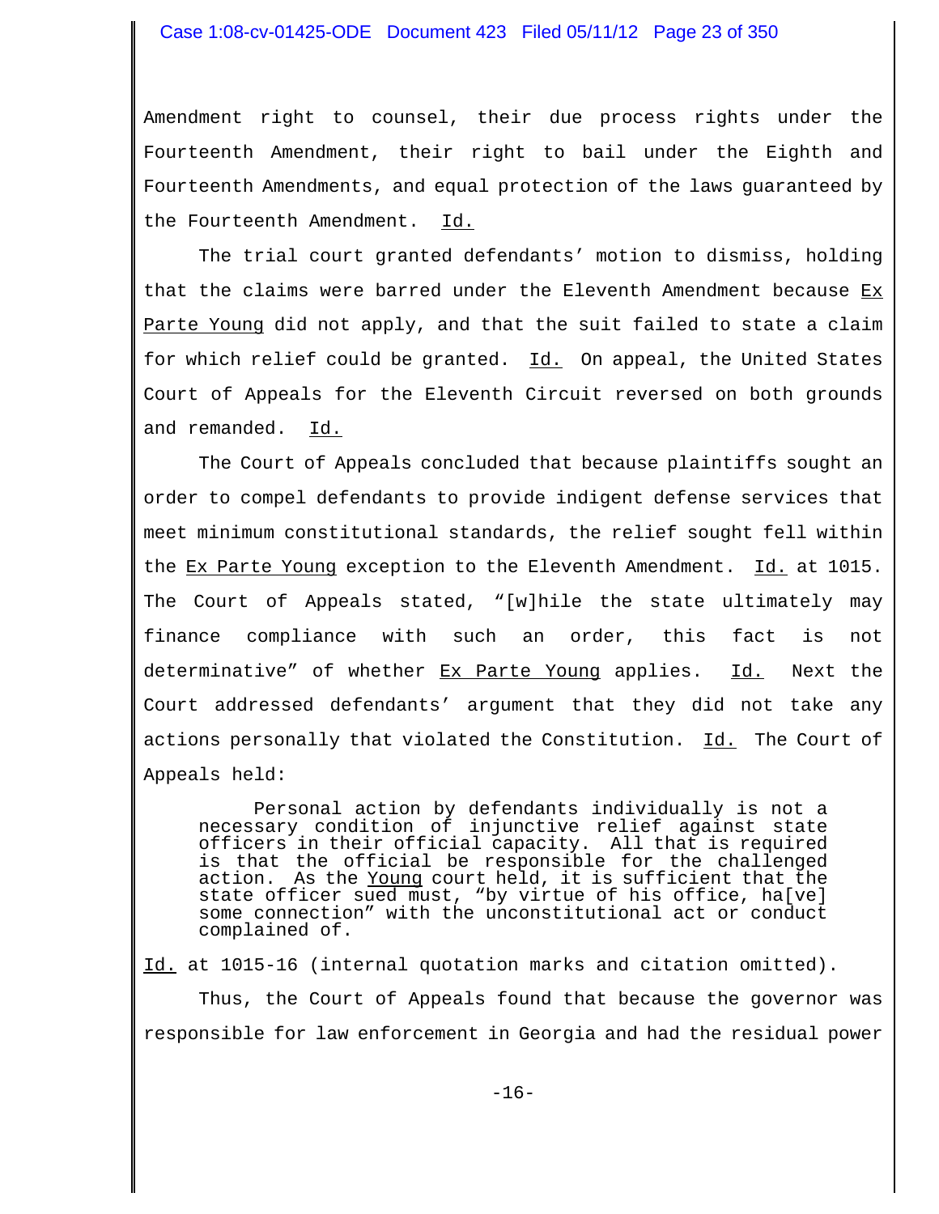Amendment right to counsel, their due process rights under the Fourteenth Amendment, their right to bail under the Eighth and Fourteenth Amendments, and equal protection of the laws guaranteed by the Fourteenth Amendment. Id.

The trial court granted defendants' motion to dismiss, holding that the claims were barred under the Eleventh Amendment because Ex Parte Young did not apply, and that the suit failed to state a claim for which relief could be granted. Id. On appeal, the United States Court of Appeals for the Eleventh Circuit reversed on both grounds and remanded. Id.

The Court of Appeals concluded that because plaintiffs sought an order to compel defendants to provide indigent defense services that meet minimum constitutional standards, the relief sought fell within the Ex Parte Young exception to the Eleventh Amendment. Id. at 1015. The Court of Appeals stated, "[w]hile the state ultimately may finance compliance with such an order, this fact is not determinative" of whether Ex Parte Young applies. Id. Next the Court addressed defendants' argument that they did not take any actions personally that violated the Constitution. Id. The Court of Appeals held:

> Personal action by defendants individually is not a necessary condition of injunctive relief against state officers in their official capacity. All that is required is that the official be responsible for the challenged action. As the Young court held, it is sufficient that the state officer sued must, "by virtue of his office, ha[ve] some connection" with the unconstitutional act or conduct complained of.

Id. at 1015-16 (internal quotation marks and citation omitted).

Thus, the Court of Appeals found that because the governor was responsible for law enforcement in Georgia and had the residual power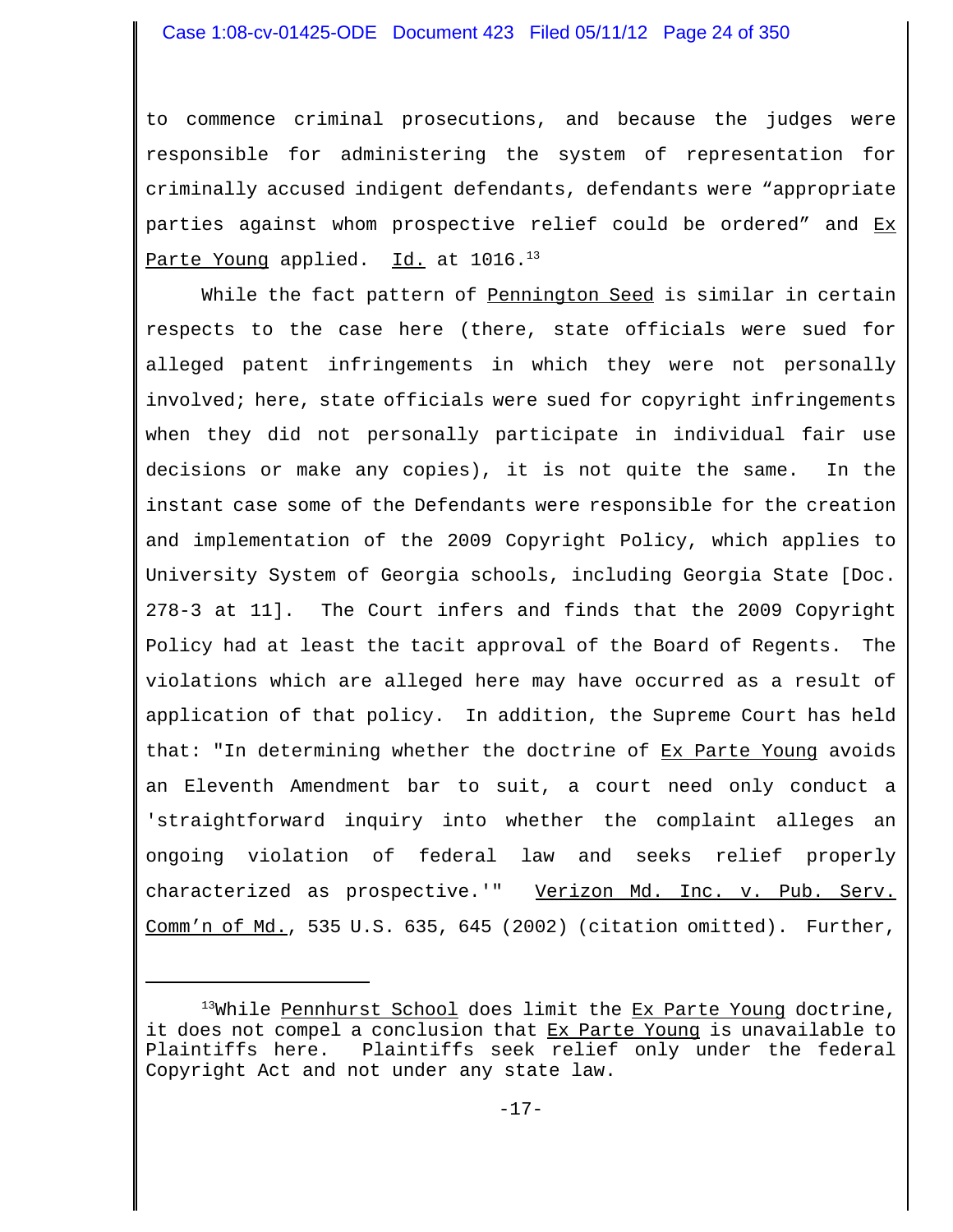to commence criminal prosecutions, and because the judges were responsible for administering the system of representation for criminally accused indigent defendants, defendants were "appropriate parties against whom prospective relief could be ordered" and Ex Parte Young applied. Id. at 1016.[13]

While the fact pattern of Pennington Seed is similar in certain respects to the case here (there, state officials were sued for alleged patent infringements in which they were not personally involved; here, state officials were sued for copyright infringements when they did not personally participate in individual fair use decisions or make any copies), it is not quite the same. In the instant case some of the Defendants were responsible for the creation and implementation of the 2009 Copyright Policy, which applies to University System of Georgia schools, including Georgia State [Doc. 278-3 at 11]. The Court infers and finds that the 2009 Copyright Policy had at least the tacit approval of the Board of Regents. The violations which are alleged here may have occurred as a result of application of that policy. In addition, the Supreme Court has held that: "In determining whether the doctrine of Ex Parte Young avoids an Eleventh Amendment bar to suit, a court need only conduct a 'straightforward inquiry into whether the complaint alleges an ongoing violation of federal law and seeks relief properly characterized as prospective.'" Verizon Md. Inc. v. Pub. Serv. Comm'n of Md., 535 U.S. 635, 645 (2002) (citation omitted). Further,

---

[13]While Pennhurst School does limit the Ex Parte Young doctrine, it does not compel a conclusion that Ex Parte Young is unavailable to Plaintiffs here. Plaintiffs seek relief only under the federal Copyright Act and not under any state law.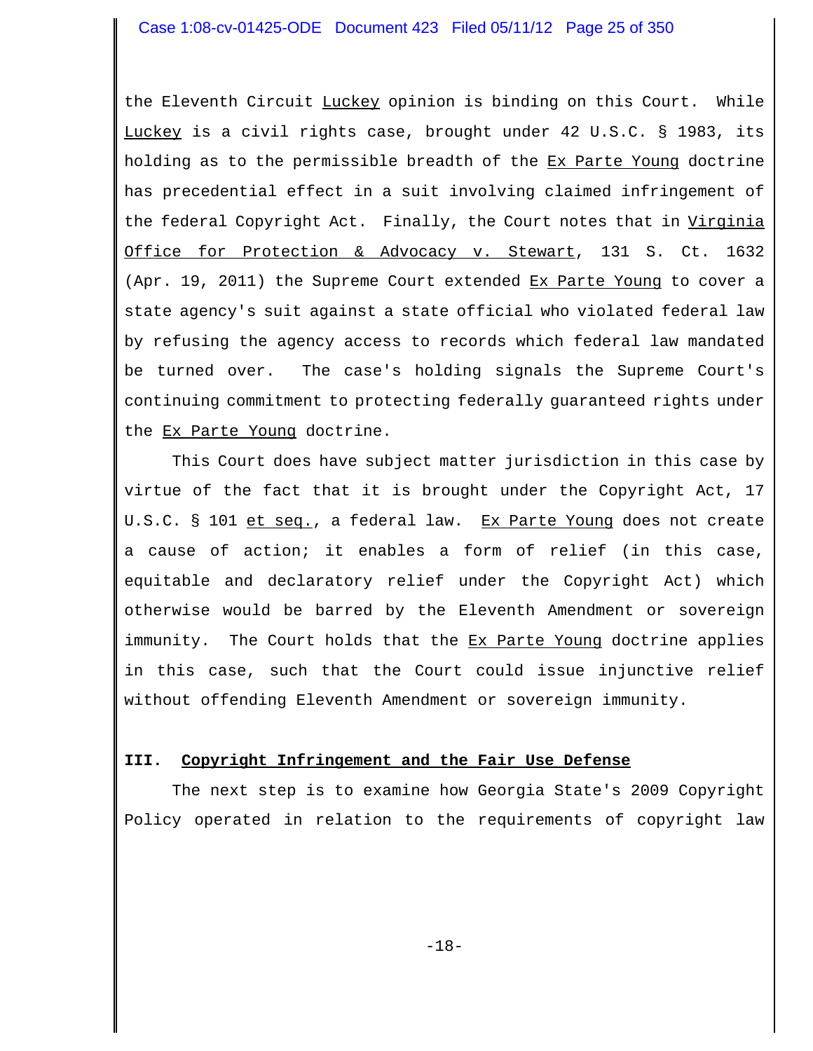the Eleventh Circuit Luckey opinion is binding on this Court. While Luckey is a civil rights case, brought under 42 U.S.C. § 1983, its holding as to the permissible breadth of the Ex Parte Young doctrine has precedential effect in a suit involving claimed infringement of the federal Copyright Act. Finally, the Court notes that in Virginia Office for Protection & Advocacy v. Stewart, 131 S. Ct. 1632 (Apr. 19, 2011) the Supreme Court extended Ex Parte Young to cover a state agency's suit against a state official who violated federal law by refusing the agency access to records which federal law mandated be turned over. The case's holding signals the Supreme Court's continuing commitment to protecting federally guaranteed rights under the Ex Parte Young doctrine.

This Court does have subject matter jurisdiction in this case by virtue of the fact that it is brought under the Copyright Act, 17 U.S.C. § 101 et seq., a federal law. Ex Parte Young does not create a cause of action; it enables a form of relief (in this case, equitable and declaratory relief under the Copyright Act) which otherwise would be barred by the Eleventh Amendment or sovereign immunity. The Court holds that the Ex Parte Young doctrine applies in this case, such that the Court could issue injunctive relief without offending Eleventh Amendment or sovereign immunity.

## III. Copyright Infringement and the Fair Use Defense

The next step is to examine how Georgia State's 2009 Copyright Policy operated in relation to the requirements of copyright law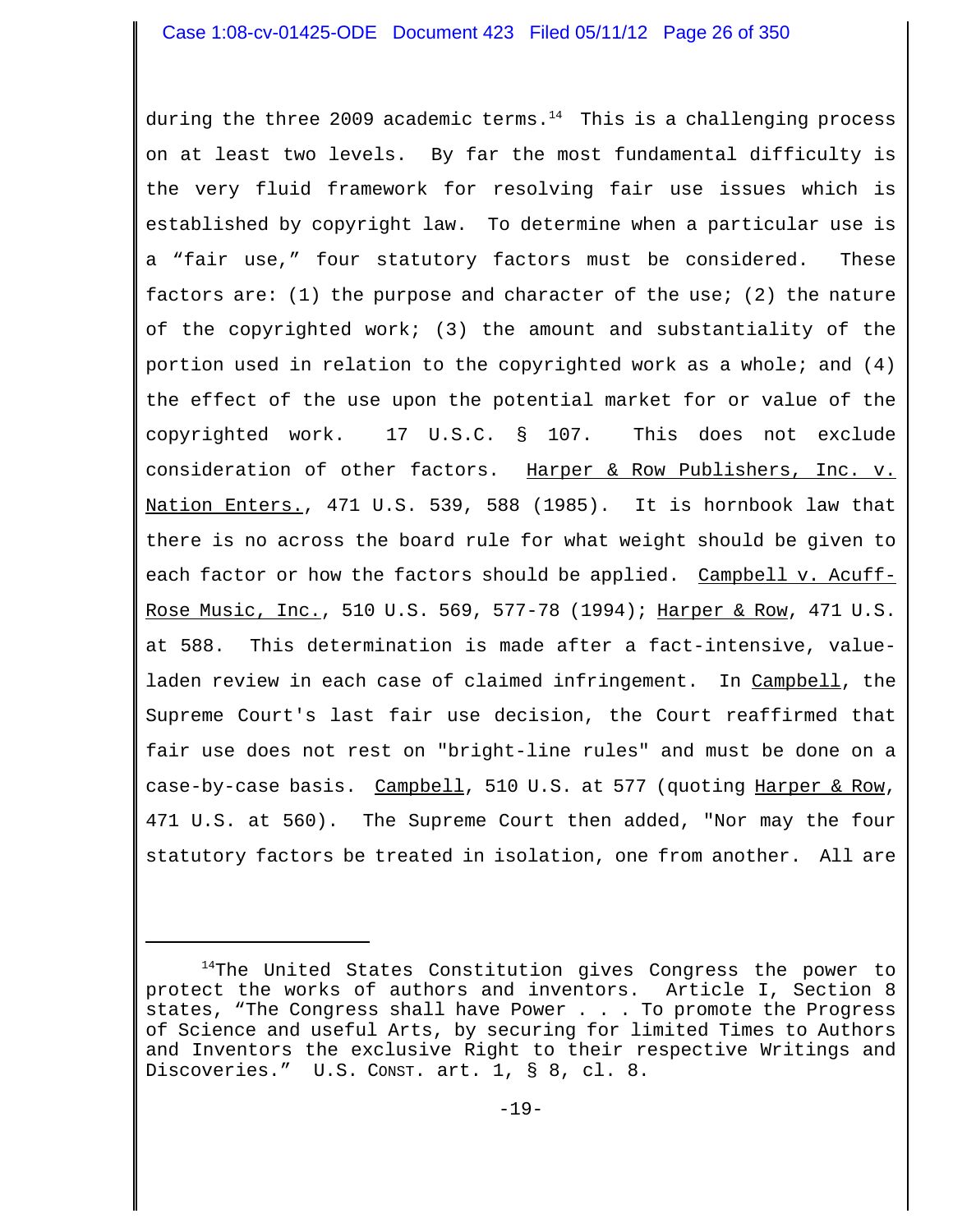during the three 2009 academic terms.[14] This is a challenging process on at least two levels. By far the most fundamental difficulty is the very fluid framework for resolving fair use issues which is established by copyright law. To determine when a particular use is a "fair use," four statutory factors must be considered. These factors are: (1) the purpose and character of the use; (2) the nature of the copyrighted work; (3) the amount and substantiality of the portion used in relation to the copyrighted work as a whole; and (4) the effect of the use upon the potential market for or value of the copyrighted work. 17 U.S.C. § 107. This does not exclude consideration of other factors. Harper & Row Publishers, Inc. v. Nation Enters., 471 U.S. 539, 588 (1985). It is hornbook law that there is no across the board rule for what weight should be given to each factor or how the factors should be applied. Campbell v. Acuff-Rose Music, Inc., 510 U.S. 569, 577-78 (1994); Harper & Row, 471 U.S. at 588. This determination is made after a fact-intensive, value-laden review in each case of claimed infringement. In Campbell, the Supreme Court's last fair use decision, the Court reaffirmed that fair use does not rest on "bright-line rules" and must be done on a case-by-case basis. Campbell, 510 U.S. at 577 (quoting Harper & Row, 471 U.S. at 560). The Supreme Court then added, "Nor may the four statutory factors be treated in isolation, one from another. All are

---

[14] The United States Constitution gives Congress the power to protect the works of authors and inventors. Article I, Section 8 states, "The Congress shall have Power . . . To promote the Progress of Science and useful Arts, by securing for limited Times to Authors and Inventors the exclusive Right to their respective Writings and Discoveries." U.S. CONST. art. 1, § 8, cl. 8.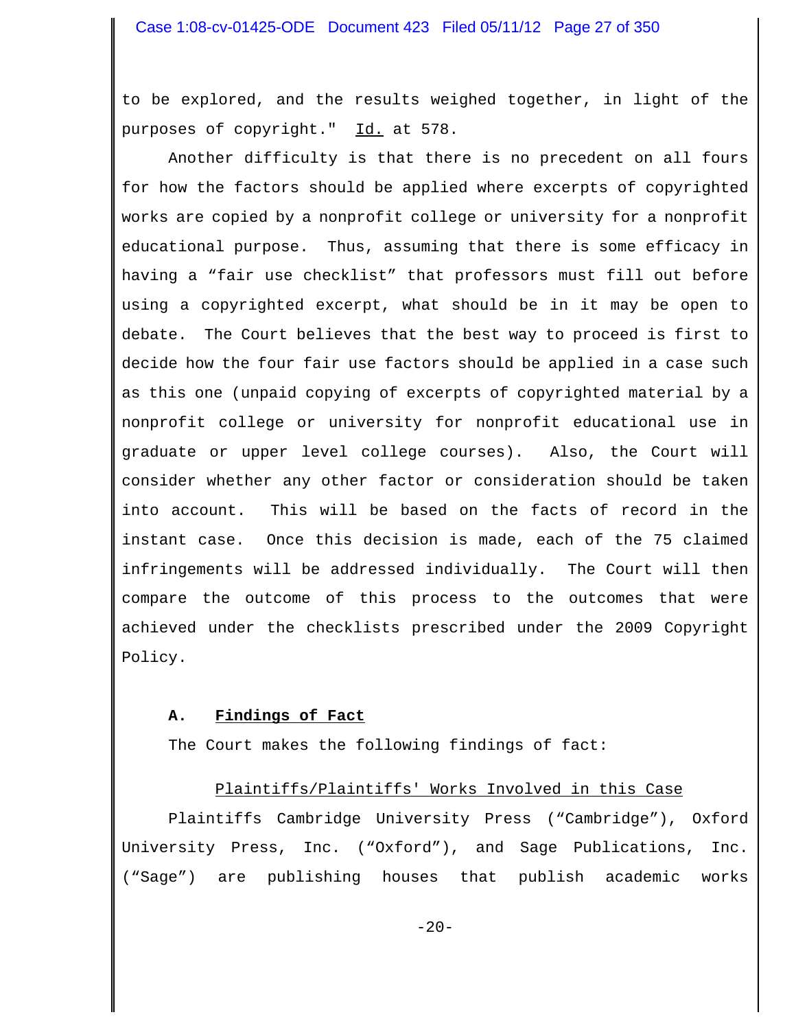to be explored, and the results weighed together, in light of the purposes of copyright." Id. at 578.

Another difficulty is that there is no precedent on all fours for how the factors should be applied where excerpts of copyrighted works are copied by a nonprofit college or university for a nonprofit educational purpose. Thus, assuming that there is some efficacy in having a "fair use checklist" that professors must fill out before using a copyrighted excerpt, what should be in it may be open to debate. The Court believes that the best way to proceed is first to decide how the four fair use factors should be applied in a case such as this one (unpaid copying of excerpts of copyrighted material by a nonprofit college or university for nonprofit educational use in graduate or upper level college courses). Also, the Court will consider whether any other factor or consideration should be taken into account. This will be based on the facts of record in the instant case. Once this decision is made, each of the 75 claimed infringements will be addressed individually. The Court will then compare the outcome of this process to the outcomes that were achieved under the checklists prescribed under the 2009 Copyright Policy.

## A. Findings of Fact

The Court makes the following findings of fact:

### Plaintiffs/Plaintiffs' Works Involved in this Case

Plaintiffs Cambridge University Press ("Cambridge"), Oxford University Press, Inc. ("Oxford"), and Sage Publications, Inc. ("Sage") are publishing houses that publish academic works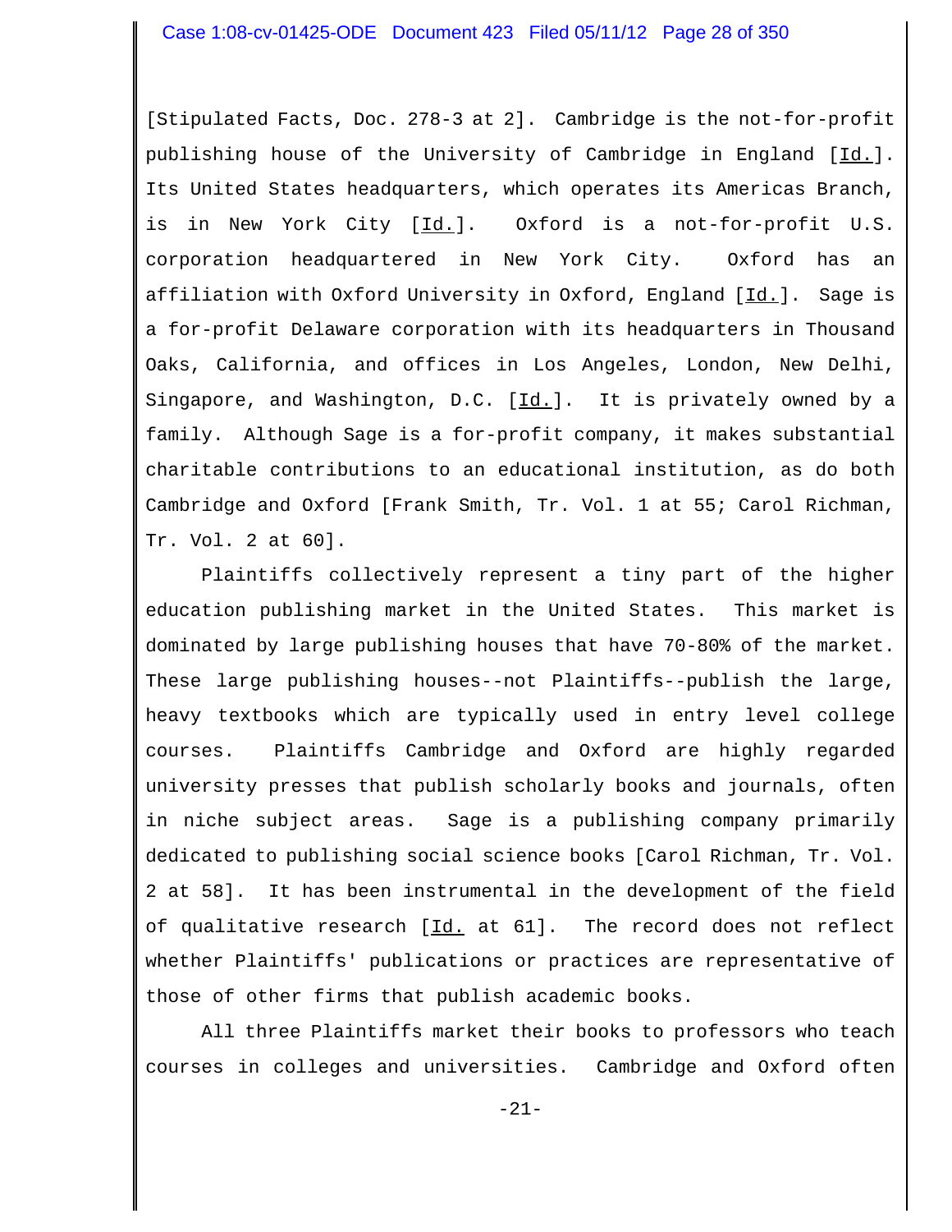[Stipulated Facts, Doc. 278-3 at 2]. Cambridge is the not-for-profit publishing house of the University of Cambridge in England [Id.]. Its United States headquarters, which operates its Americas Branch, is in New York City [Id.]. Oxford is a not-for-profit U.S. corporation headquartered in New York City. Oxford has an affiliation with Oxford University in Oxford, England [Id.]. Sage is a for-profit Delaware corporation with its headquarters in Thousand Oaks, California, and offices in Los Angeles, London, New Delhi, Singapore, and Washington, D.C. [Id.]. It is privately owned by a family. Although Sage is a for-profit company, it makes substantial charitable contributions to an educational institution, as do both Cambridge and Oxford [Frank Smith, Tr. Vol. 1 at 55; Carol Richman, Tr. Vol. 2 at 60].

Plaintiffs collectively represent a tiny part of the higher education publishing market in the United States. This market is dominated by large publishing houses that have 70-80% of the market. These large publishing houses--not Plaintiffs--publish the large, heavy textbooks which are typically used in entry level college courses. Plaintiffs Cambridge and Oxford are highly regarded university presses that publish scholarly books and journals, often in niche subject areas. Sage is a publishing company primarily dedicated to publishing social science books [Carol Richman, Tr. Vol. 2 at 58]. It has been instrumental in the development of the field of qualitative research [Id. at 61]. The record does not reflect whether Plaintiffs' publications or practices are representative of those of other firms that publish academic books.

All three Plaintiffs market their books to professors who teach courses in colleges and universities. Cambridge and Oxford often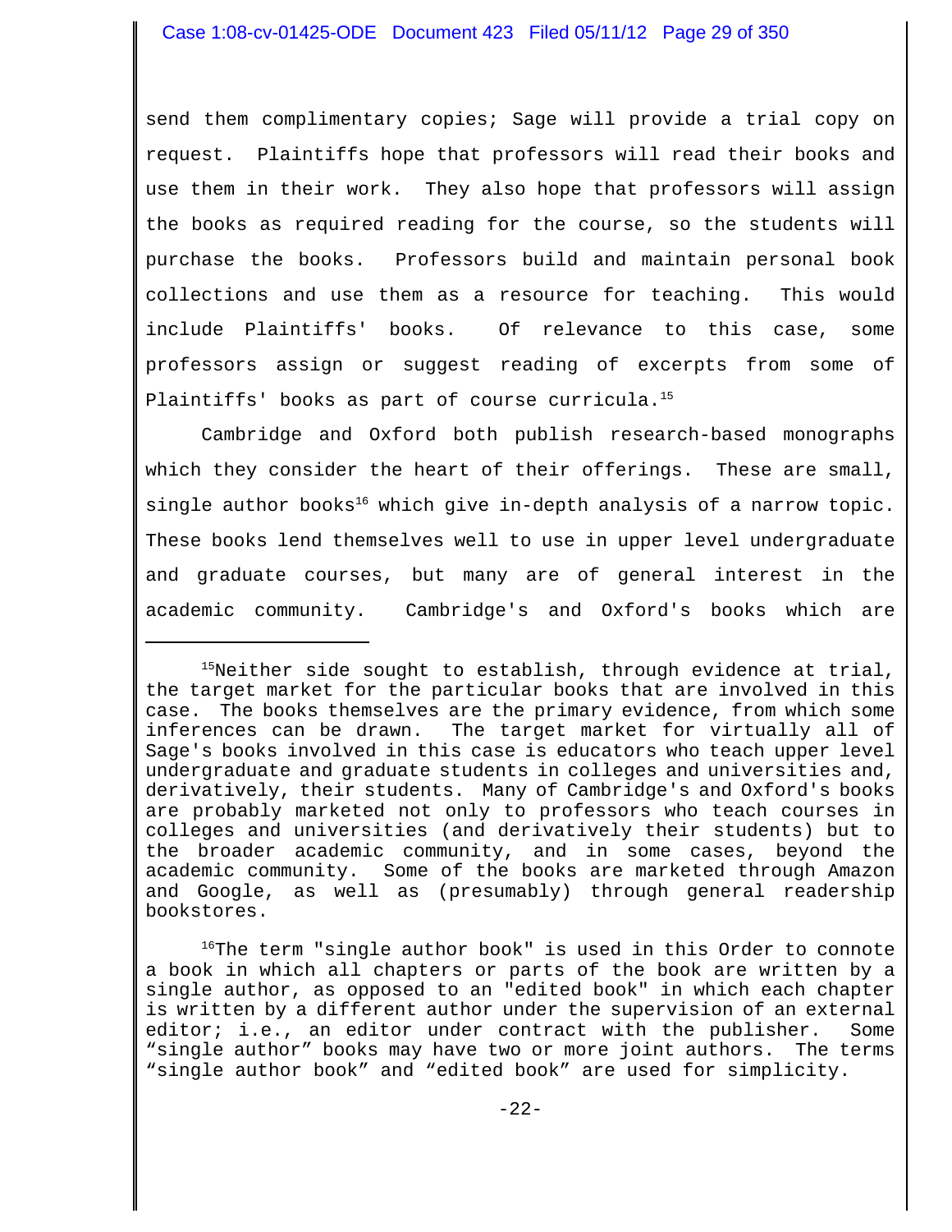send them complimentary copies; Sage will provide a trial copy on request. Plaintiffs hope that professors will read their books and use them in their work. They also hope that professors will assign the books as required reading for the course, so the students will purchase the books. Professors build and maintain personal book collections and use them as a resource for teaching. This would include Plaintiffs' books. Of relevance to this case, some professors assign or suggest reading of excerpts from some of Plaintiffs' books as part of course curricula.[15]

Cambridge and Oxford both publish research-based monographs which they consider the heart of their offerings. These are small, single author books[16] which give in-depth analysis of a narrow topic. These books lend themselves well to use in upper level undergraduate and graduate courses, but many are of general interest in the academic community. Cambridge's and Oxford's books which are

---

[15]Neither side sought to establish, through evidence at trial, the target market for the particular books that are involved in this case. The books themselves are the primary evidence, from which some inferences can be drawn. The target market for virtually all of Sage's books involved in this case is educators who teach upper level undergraduate and graduate students in colleges and universities and, derivatively, their students. Many of Cambridge's and Oxford's books are probably marketed not only to professors who teach courses in colleges and universities (and derivatively their students) but to the broader academic community, and in some cases, beyond the academic community. Some of the books are marketed through Amazon and Google, as well as (presumably) through general readership bookstores.

[16]The term "single author book" is used in this Order to connote a book in which all chapters or parts of the book are written by a single author, as opposed to an "edited book" in which each chapter is written by a different author under the supervision of an external editor; i.e., an editor under contract with the publisher. Some “single author” books may have two or more joint authors. The terms “single author book” and “edited book” are used for simplicity.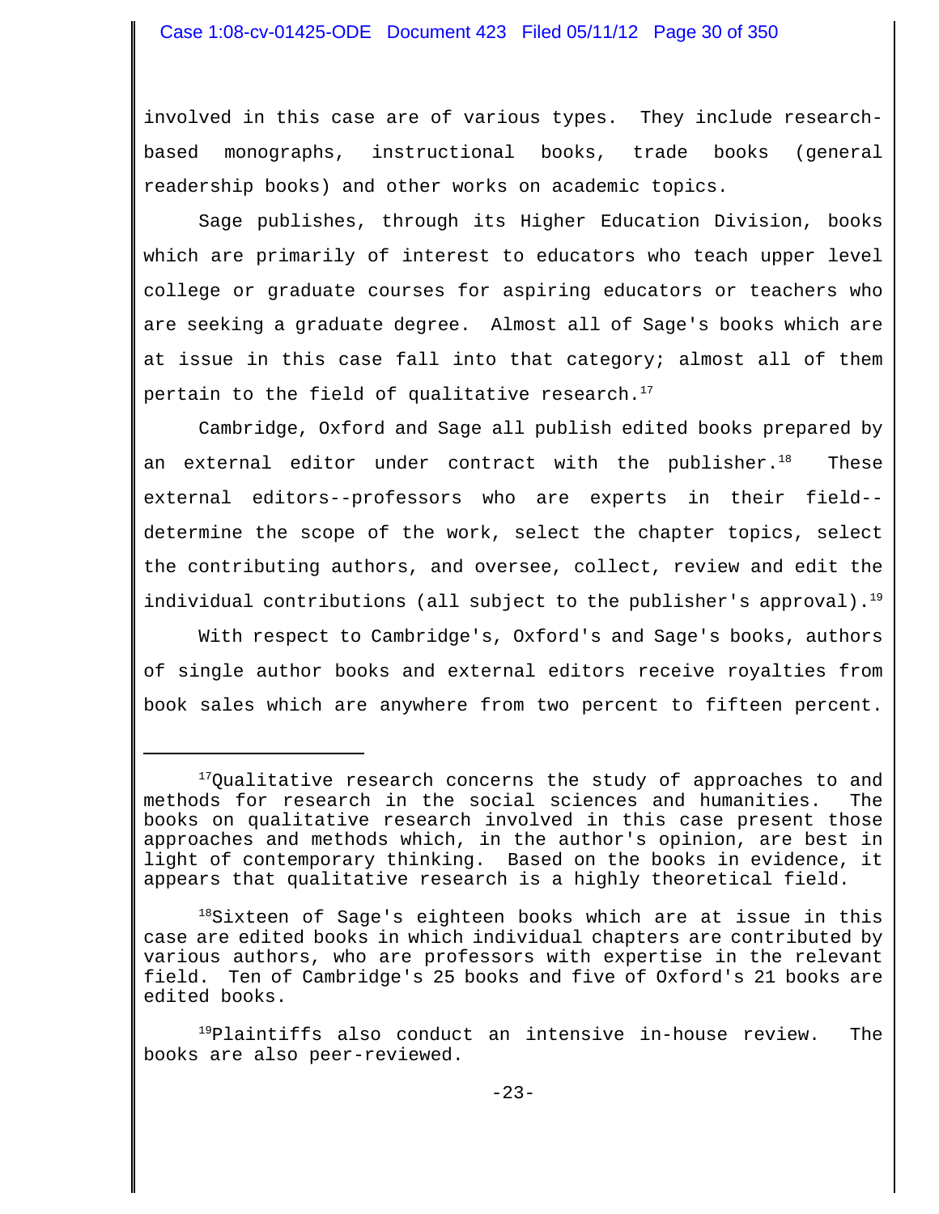involved in this case are of various types. They include research-based monographs, instructional books, trade books (general readership books) and other works on academic topics.

Sage publishes, through its Higher Education Division, books which are primarily of interest to educators who teach upper level college or graduate courses for aspiring educators or teachers who are seeking a graduate degree. Almost all of Sage's books which are at issue in this case fall into that category; almost all of them pertain to the field of qualitative research.[17]

Cambridge, Oxford and Sage all publish edited books prepared by an external editor under contract with the publisher.[18] These external editors--professors who are experts in their field--determine the scope of the work, select the chapter topics, select the contributing authors, and oversee, collect, review and edit the individual contributions (all subject to the publisher's approval).[19]

With respect to Cambridge's, Oxford's and Sage's books, authors of single author books and external editors receive royalties from book sales which are anywhere from two percent to fifteen percent.

---

[17]Qualitative research concerns the study of approaches to and methods for research in the social sciences and humanities. The books on qualitative research involved in this case present those approaches and methods which, in the author's opinion, are best in light of contemporary thinking. Based on the books in evidence, it appears that qualitative research is a highly theoretical field.

[18]Sixteen of Sage's eighteen books which are at issue in this case are edited books in which individual chapters are contributed by various authors, who are professors with expertise in the relevant field. Ten of Cambridge's 25 books and five of Oxford's 21 books are edited books.

[19]Plaintiffs also conduct an intensive in-house review. The books are also peer-reviewed.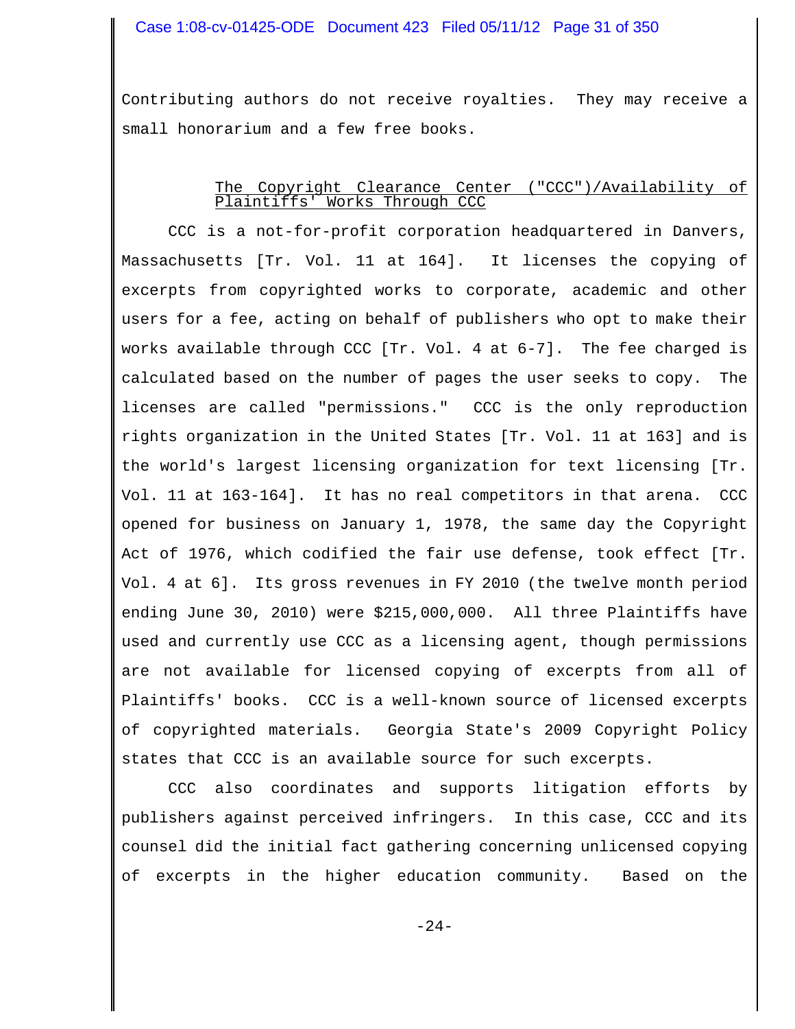Contributing authors do not receive royalties. They may receive a small honorarium and a few free books.

<u>The Copyright Clearance Center ("CCC")/Availability of Plaintiffs' Works Through CCC</u>

CCC is a not-for-profit corporation headquartered in Danvers, Massachusetts [Tr. Vol. 11 at 164]. It licenses the copying of excerpts from copyrighted works to corporate, academic and other users for a fee, acting on behalf of publishers who opt to make their works available through CCC [Tr. Vol. 4 at 6-7]. The fee charged is calculated based on the number of pages the user seeks to copy. The licenses are called "permissions." CCC is the only reproduction rights organization in the United States [Tr. Vol. 11 at 163] and is the world's largest licensing organization for text licensing [Tr. Vol. 11 at 163-164]. It has no real competitors in that arena. CCC opened for business on January 1, 1978, the same day the Copyright Act of 1976, which codified the fair use defense, took effect [Tr. Vol. 4 at 6]. Its gross revenues in FY 2010 (the twelve month period ending June 30, 2010) were $215,000,000. All three Plaintiffs have used and currently use CCC as a licensing agent, though permissions are not available for licensed copying of excerpts from all of Plaintiffs' books. CCC is a well-known source of licensed excerpts of copyrighted materials. Georgia State's 2009 Copyright Policy states that CCC is an available source for such excerpts.

CCC also coordinates and supports litigation efforts by publishers against perceived infringers. In this case, CCC and its counsel did the initial fact gathering concerning unlicensed copying of excerpts in the higher education community. Based on the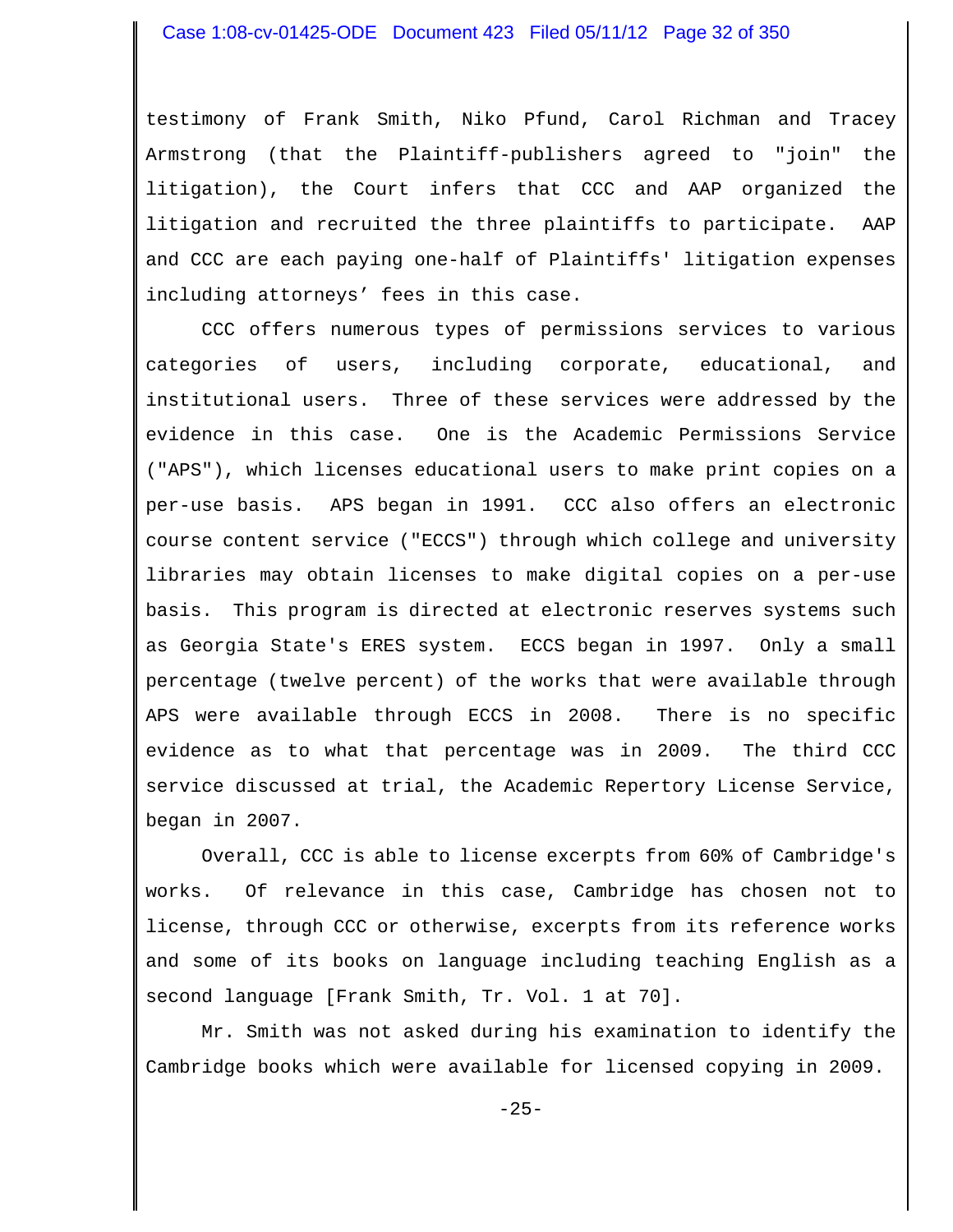testimony of Frank Smith, Niko Pfund, Carol Richman and Tracey Armstrong (that the Plaintiff-publishers agreed to "join" the litigation), the Court infers that CCC and AAP organized the litigation and recruited the three plaintiffs to participate. AAP and CCC are each paying one-half of Plaintiffs' litigation expenses including attorneys' fees in this case.

CCC offers numerous types of permissions services to various categories of users, including corporate, educational, and institutional users. Three of these services were addressed by the evidence in this case. One is the Academic Permissions Service ("APS"), which licenses educational users to make print copies on a per-use basis. APS began in 1991. CCC also offers an electronic course content service ("ECCS") through which college and university libraries may obtain licenses to make digital copies on a per-use basis. This program is directed at electronic reserves systems such as Georgia State's ERES system. ECCS began in 1997. Only a small percentage (twelve percent) of the works that were available through APS were available through ECCS in 2008. There is no specific evidence as to what that percentage was in 2009. The third CCC service discussed at trial, the Academic Repertory License Service, began in 2007.

Overall, CCC is able to license excerpts from 60% of Cambridge's works. Of relevance in this case, Cambridge has chosen not to license, through CCC or otherwise, excerpts from its reference works and some of its books on language including teaching English as a second language [Frank Smith, Tr. Vol. 1 at 70].

Mr. Smith was not asked during his examination to identify the Cambridge books which were available for licensed copying in 2009.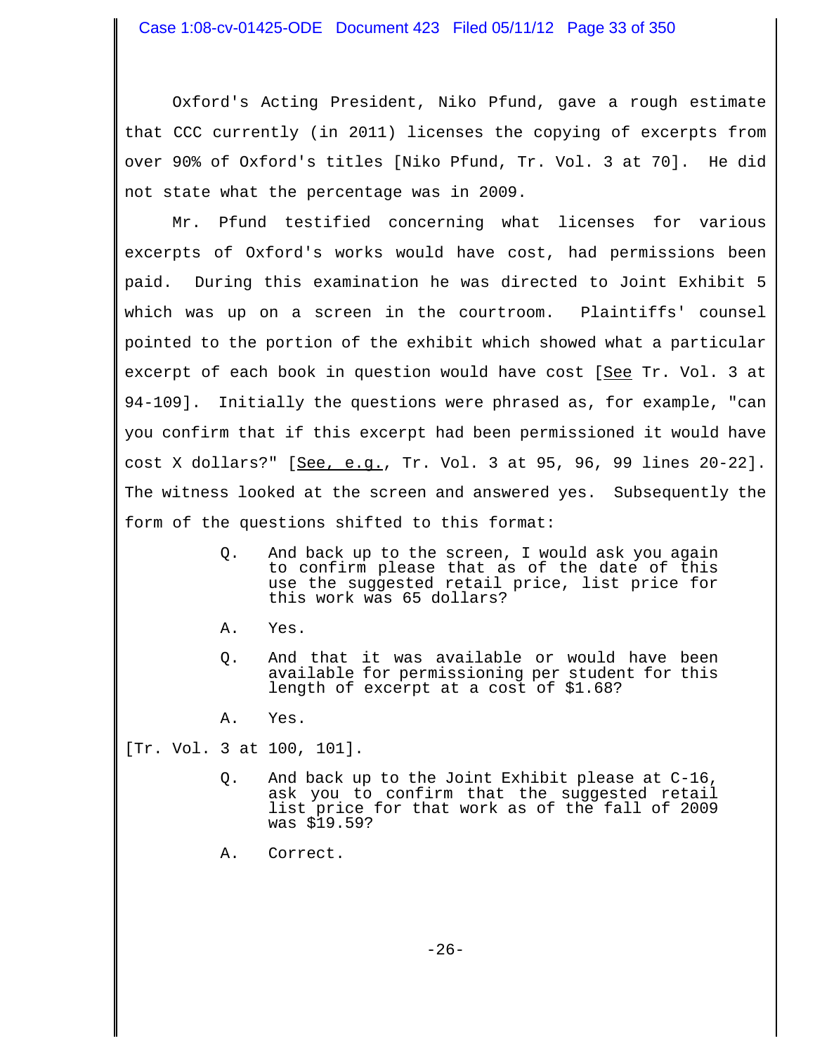Oxford's Acting President, Niko Pfund, gave a rough estimate that CCC currently (in 2011) licenses the copying of excerpts from over 90% of Oxford's titles [Niko Pfund, Tr. Vol. 3 at 70]. He did not state what the percentage was in 2009.

Mr. Pfund testified concerning what licenses for various excerpts of Oxford's works would have cost, had permissions been paid. During this examination he was directed to Joint Exhibit 5 which was up on a screen in the courtroom. Plaintiffs' counsel pointed to the portion of the exhibit which showed what a particular excerpt of each book in question would have cost [See Tr. Vol. 3 at 94-109]. Initially the questions were phrased as, for example, "can you confirm that if this excerpt had been permissioned it would have cost X dollars?" [See, e.g., Tr. Vol. 3 at 95, 96, 99 lines 20-22]. The witness looked at the screen and answered yes. Subsequently the form of the questions shifted to this format:

> Q. And back up to the screen, I would ask you again to confirm please that as of the date of this use the suggested retail price, list price for this work was 65 dollars?
>
> A. Yes.
>
> Q. And that it was available or would have been available for permissioning per student for this length of excerpt at a cost of $1.68?
>
> A. Yes.

[Tr. Vol. 3 at 100, 101].

> Q. And back up to the Joint Exhibit please at C-16, ask you to confirm that the suggested retail list price for that work as of the fall of 2009 was $19.59?
>
> A. Correct.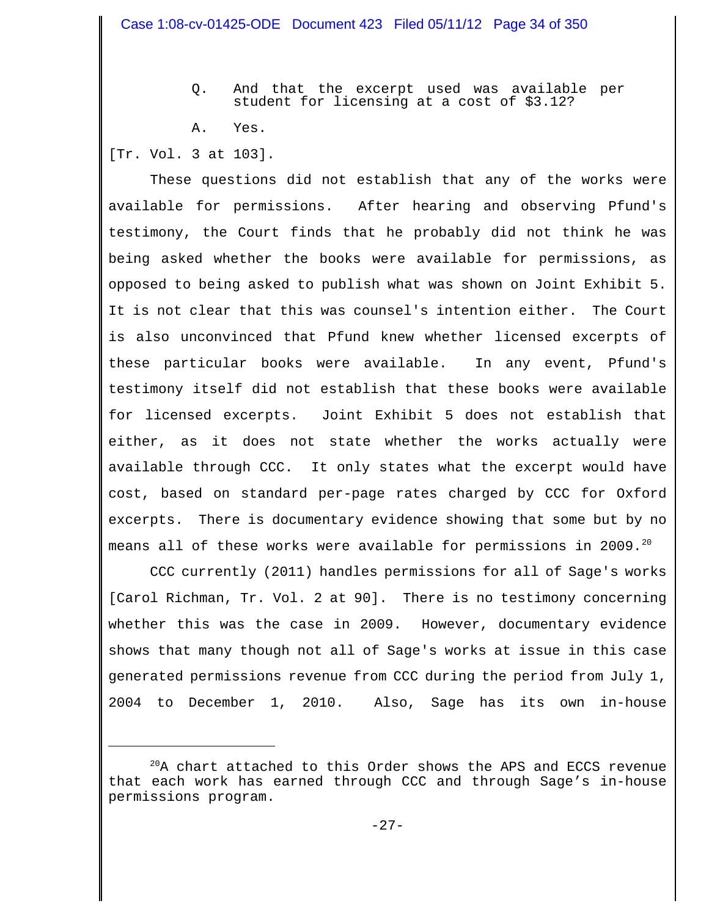Q. And that the excerpt used was available per student for licensing at a cost of $3.12?

A. Yes.

[Tr. Vol. 3 at 103].

These questions did not establish that any of the works were available for permissions. After hearing and observing Pfund's testimony, the Court finds that he probably did not think he was being asked whether the books were available for permissions, as opposed to being asked to publish what was shown on Joint Exhibit 5. It is not clear that this was counsel's intention either. The Court is also unconvinced that Pfund knew whether licensed excerpts of these particular books were available. In any event, Pfund's testimony itself did not establish that these books were available for licensed excerpts. Joint Exhibit 5 does not establish that either, as it does not state whether the works actually were available through CCC. It only states what the excerpt would have cost, based on standard per-page rates charged by CCC for Oxford excerpts. There is documentary evidence showing that some but by no means all of these works were available for permissions in 2009.[20]

CCC currently (2011) handles permissions for all of Sage's works [Carol Richman, Tr. Vol. 2 at 90]. There is no testimony concerning whether this was the case in 2009. However, documentary evidence shows that many though not all of Sage's works at issue in this case generated permissions revenue from CCC during the period from July 1, 2004 to December 1, 2010. Also, Sage has its own in-house

---

[20] A chart attached to this Order shows the APS and ECCS revenue that each work has earned through CCC and through Sage's in-house permissions program.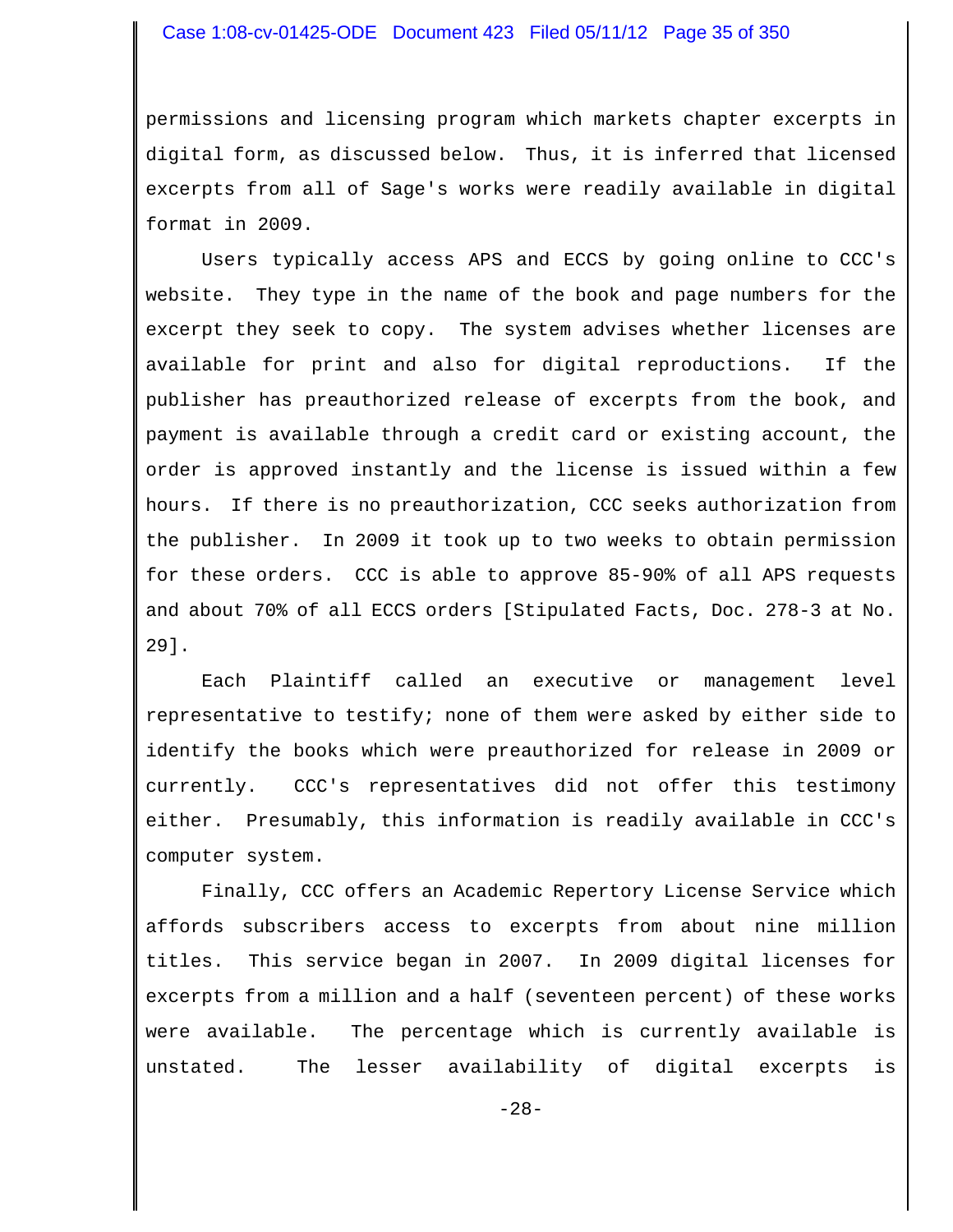permissions and licensing program which markets chapter excerpts in digital form, as discussed below. Thus, it is inferred that licensed excerpts from all of Sage's works were readily available in digital format in 2009.

Users typically access APS and ECCS by going online to CCC's website. They type in the name of the book and page numbers for the excerpt they seek to copy. The system advises whether licenses are available for print and also for digital reproductions. If the publisher has preauthorized release of excerpts from the book, and payment is available through a credit card or existing account, the order is approved instantly and the license is issued within a few hours. If there is no preauthorization, CCC seeks authorization from the publisher. In 2009 it took up to two weeks to obtain permission for these orders. CCC is able to approve 85-90% of all APS requests and about 70% of all ECCS orders [Stipulated Facts, Doc. 278-3 at No. 29].

Each Plaintiff called an executive or management level representative to testify; none of them were asked by either side to identify the books which were preauthorized for release in 2009 or currently. CCC's representatives did not offer this testimony either. Presumably, this information is readily available in CCC's computer system.

Finally, CCC offers an Academic Repertory License Service which affords subscribers access to excerpts from about nine million titles. This service began in 2007. In 2009 digital licenses for excerpts from a million and a half (seventeen percent) of these works were available. The percentage which is currently available is unstated. The lesser availability of digital excerpts is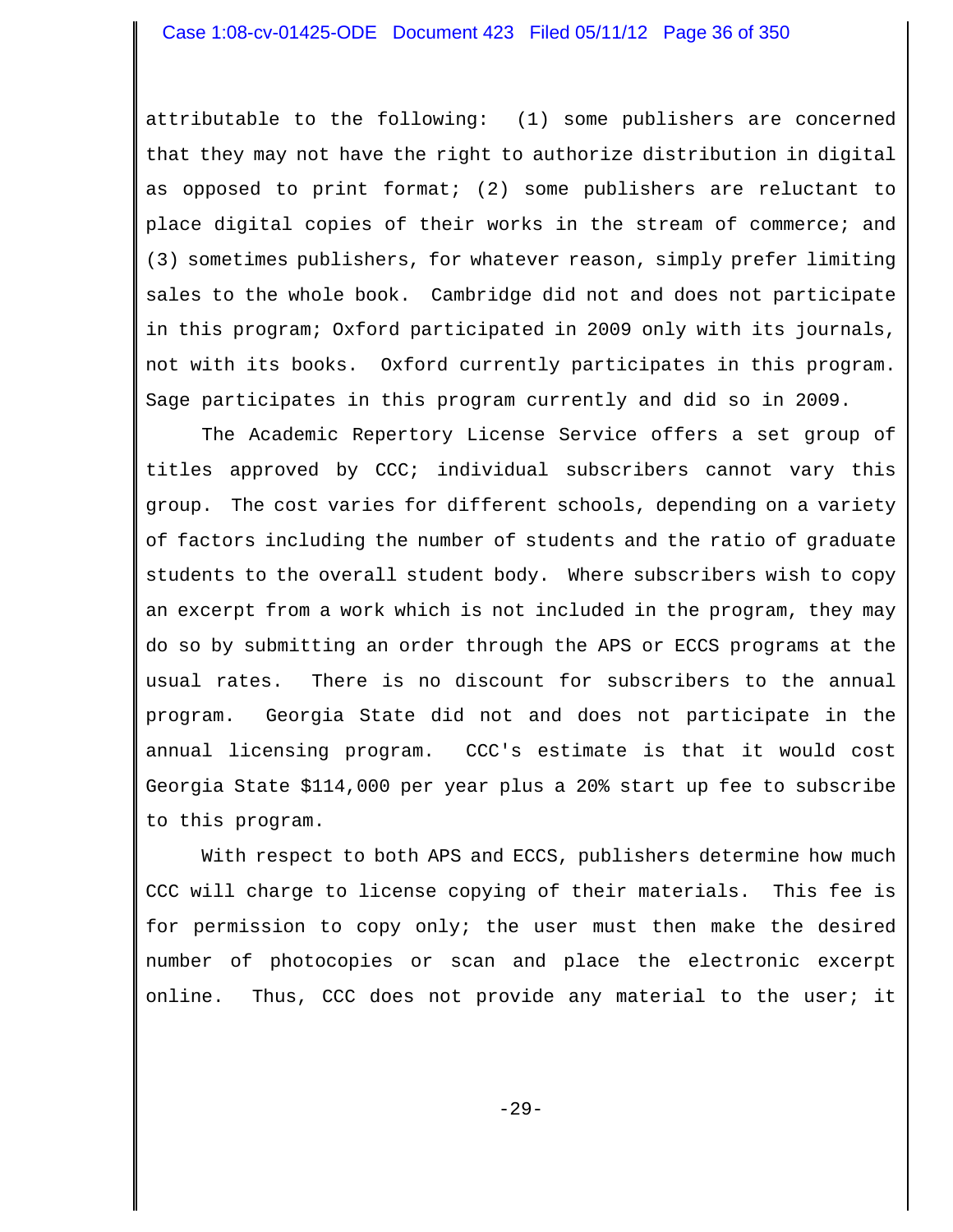attributable to the following: (1) some publishers are concerned that they may not have the right to authorize distribution in digital as opposed to print format; (2) some publishers are reluctant to place digital copies of their works in the stream of commerce; and (3) sometimes publishers, for whatever reason, simply prefer limiting sales to the whole book. Cambridge did not and does not participate in this program; Oxford participated in 2009 only with its journals, not with its books. Oxford currently participates in this program. Sage participates in this program currently and did so in 2009.

The Academic Repertory License Service offers a set group of titles approved by CCC; individual subscribers cannot vary this group. The cost varies for different schools, depending on a variety of factors including the number of students and the ratio of graduate students to the overall student body. Where subscribers wish to copy an excerpt from a work which is not included in the program, they may do so by submitting an order through the APS or ECCS programs at the usual rates. There is no discount for subscribers to the annual program. Georgia State did not and does not participate in the annual licensing program. CCC's estimate is that it would cost Georgia State $114,000 per year plus a 20% start up fee to subscribe to this program.

With respect to both APS and ECCS, publishers determine how much CCC will charge to license copying of their materials. This fee is for permission to copy only; the user must then make the desired number of photocopies or scan and place the electronic excerpt online. Thus, CCC does not provide any material to the user; it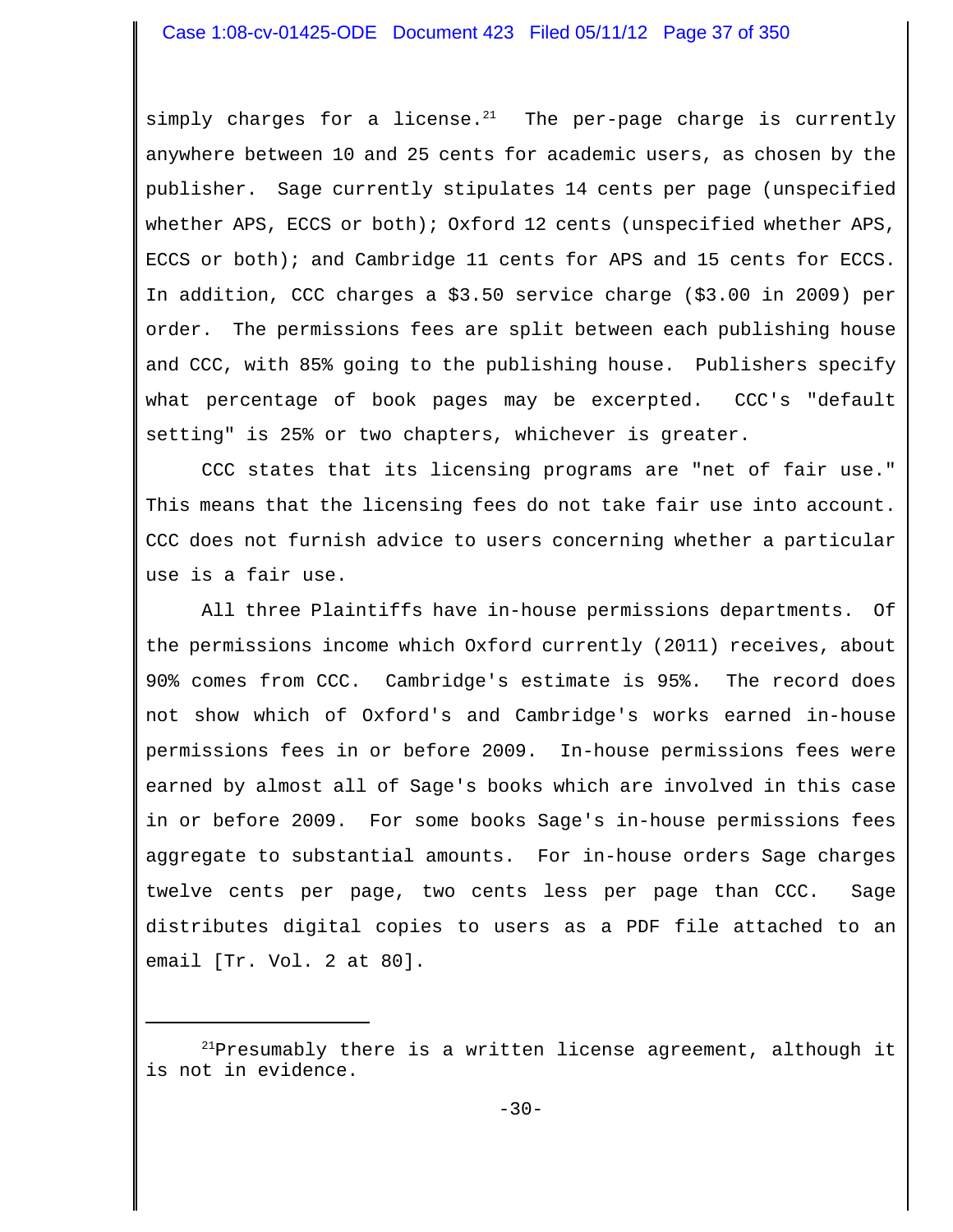simply charges for a license.[21] The per-page charge is currently anywhere between 10 and 25 cents for academic users, as chosen by the publisher. Sage currently stipulates 14 cents per page (unspecified whether APS, ECCS or both); Oxford 12 cents (unspecified whether APS, ECCS or both); and Cambridge 11 cents for APS and 15 cents for ECCS. In addition, CCC charges a $3.50 service charge ($3.00 in 2009) per order. The permissions fees are split between each publishing house and CCC, with 85% going to the publishing house. Publishers specify what percentage of book pages may be excerpted. CCC's "default setting" is 25% or two chapters, whichever is greater.

CCC states that its licensing programs are "net of fair use." This means that the licensing fees do not take fair use into account. CCC does not furnish advice to users concerning whether a particular use is a fair use.

All three Plaintiffs have in-house permissions departments. Of the permissions income which Oxford currently (2011) receives, about 90% comes from CCC. Cambridge's estimate is 95%. The record does not show which of Oxford's and Cambridge's works earned in-house permissions fees in or before 2009. In-house permissions fees were earned by almost all of Sage's books which are involved in this case in or before 2009. For some books Sage's in-house permissions fees aggregate to substantial amounts. For in-house orders Sage charges twelve cents per page, two cents less per page than CCC. Sage distributes digital copies to users as a PDF file attached to an email [Tr. Vol. 2 at 80].

---

[21] Presumably there is a written license agreement, although it is not in evidence.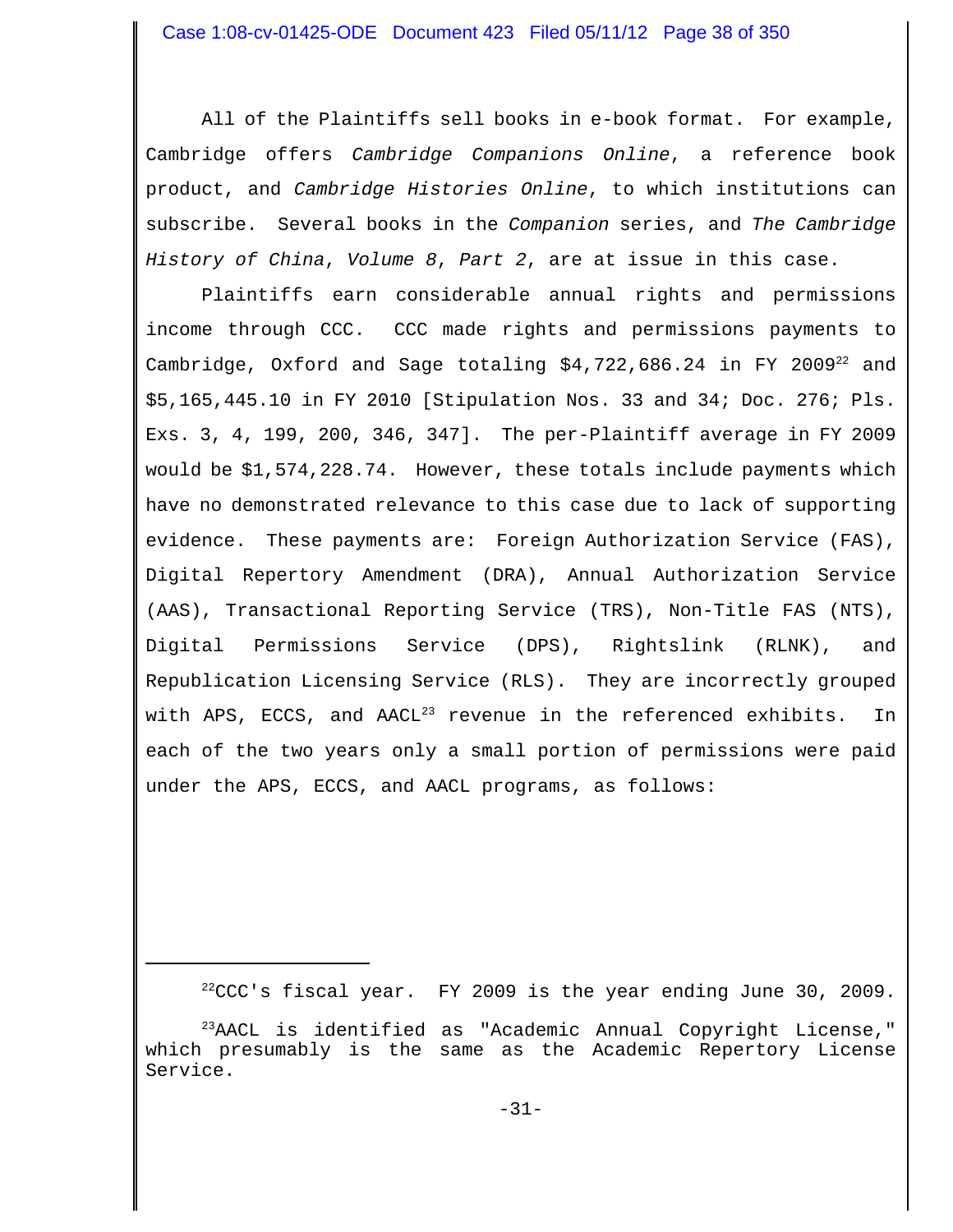All of the Plaintiffs sell books in e-book format. For example, Cambridge offers *Cambridge Companions Online*, a reference book product, and *Cambridge Histories Online*, to which institutions can subscribe. Several books in the *Companion* series, and *The Cambridge History of China*, *Volume 8*, *Part 2*, are at issue in this case.

Plaintiffs earn considerable annual rights and permissions income through CCC. CCC made rights and permissions payments to Cambridge, Oxford and Sage totaling $4,722,686.24 in FY 2009[22] and $5,165,445.10 in FY 2010 [Stipulation Nos. 33 and 34; Doc. 276; Pls. Exs. 3, 4, 199, 200, 346, 347]. The per-Plaintiff average in FY 2009 would be $1,574,228.74. However, these totals include payments which have no demonstrated relevance to this case due to lack of supporting evidence. These payments are: Foreign Authorization Service (FAS), Digital Repertory Amendment (DRA), Annual Authorization Service (AAS), Transactional Reporting Service (TRS), Non-Title FAS (NTS), Digital Permissions Service (DPS), Rightslink (RLNK), and Republication Licensing Service (RLS). They are incorrectly grouped with APS, ECCS, and AACL[23] revenue in the referenced exhibits. In each of the two years only a small portion of permissions were paid under the APS, ECCS, and AACL programs, as follows:

---

[22] CCC's fiscal year. FY 2009 is the year ending June 30, 2009.

[23] AACL is identified as "Academic Annual Copyright License," which presumably is the same as the Academic Repertory License Service.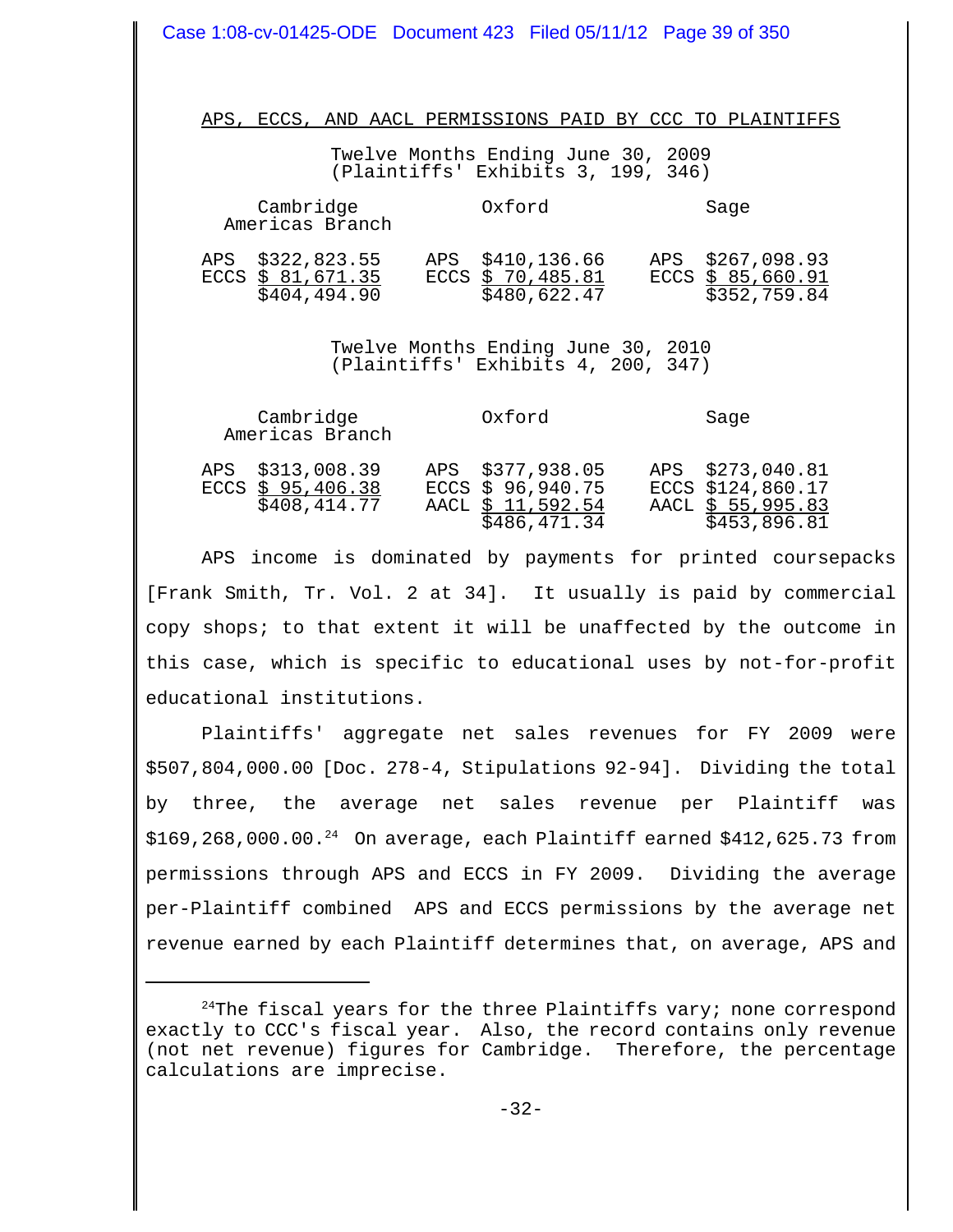APS, ECCS, AND AACL PERMISSIONS PAID BY CCC TO PLAINTIFFS

Twelve Months Ending June 30, 2009
(Plaintiffs' Exhibits 3, 199, 346)

| Cambridge Americas Branch | | Oxford | | Sage | |
|---|---|---|---|---|---|
| APS | $322,823.55 | APS | $410,136.66 | APS | $267,098.93 |
| ECCS | $ 81,671.35 | ECCS | $ 70,485.81 | ECCS | $ 85,660.91 |
| | $404,494.90 | | $480,622.47 | | $352,759.84 |

Twelve Months Ending June 30, 2010
(Plaintiffs' Exhibits 4, 200, 347)

| Cambridge Americas Branch | | Oxford | | Sage | |
|---|---|---|---|---|---|
| APS | $313,008.39 | APS | $377,938.05 | APS | $273,040.81 |
| ECCS | $ 95,406.38 | ECCS | $ 96,940.75 | ECCS | $124,860.17 |
| | $408,414.77 | AACL | $ 11,592.54 | AACL | $ 55,995.83 |
| | | | $486,471.34 | | $453,896.81 |

APS income is dominated by payments for printed coursepacks [Frank Smith, Tr. Vol. 2 at 34]. It usually is paid by commercial copy shops; to that extent it will be unaffected by the outcome in this case, which is specific to educational uses by not-for-profit educational institutions.

Plaintiffs' aggregate net sales revenues for FY 2009 were $507,804,000.00 [Doc. 278-4, Stipulations 92-94]. Dividing the total by three, the average net sales revenue per Plaintiff was $169,268,000.00.[24] On average, each Plaintiff earned $412,625.73 from permissions through APS and ECCS in FY 2009. Dividing the average per-Plaintiff combined APS and ECCS permissions by the average net revenue earned by each Plaintiff determines that, on average, APS and

---

[24] The fiscal years for the three Plaintiffs vary; none correspond exactly to CCC's fiscal year. Also, the record contains only revenue (not net revenue) figures for Cambridge. Therefore, the percentage calculations are imprecise.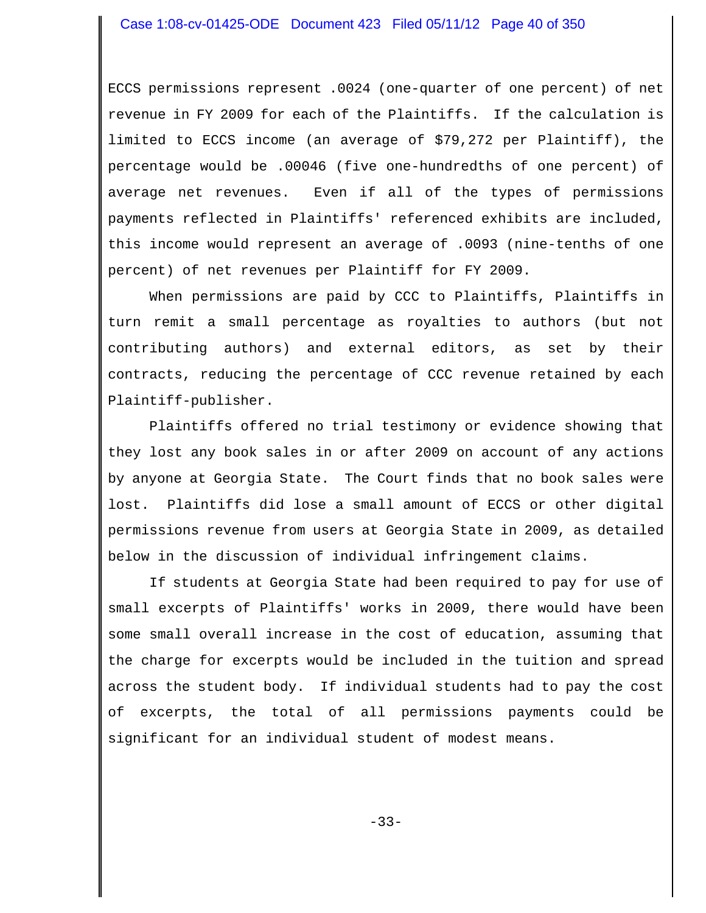ECCS permissions represent .0024 (one-quarter of one percent) of net revenue in FY 2009 for each of the Plaintiffs. If the calculation is limited to ECCS income (an average of $79,272 per Plaintiff), the percentage would be .00046 (five one-hundredths of one percent) of average net revenues. Even if all of the types of permissions payments reflected in Plaintiffs' referenced exhibits are included, this income would represent an average of .0093 (nine-tenths of one percent) of net revenues per Plaintiff for FY 2009.

When permissions are paid by CCC to Plaintiffs, Plaintiffs in turn remit a small percentage as royalties to authors (but not contributing authors) and external editors, as set by their contracts, reducing the percentage of CCC revenue retained by each Plaintiff-publisher.

Plaintiffs offered no trial testimony or evidence showing that they lost any book sales in or after 2009 on account of any actions by anyone at Georgia State. The Court finds that no book sales were lost. Plaintiffs did lose a small amount of ECCS or other digital permissions revenue from users at Georgia State in 2009, as detailed below in the discussion of individual infringement claims.

If students at Georgia State had been required to pay for use of small excerpts of Plaintiffs' works in 2009, there would have been some small overall increase in the cost of education, assuming that the charge for excerpts would be included in the tuition and spread across the student body. If individual students had to pay the cost of excerpts, the total of all permissions payments could be significant for an individual student of modest means.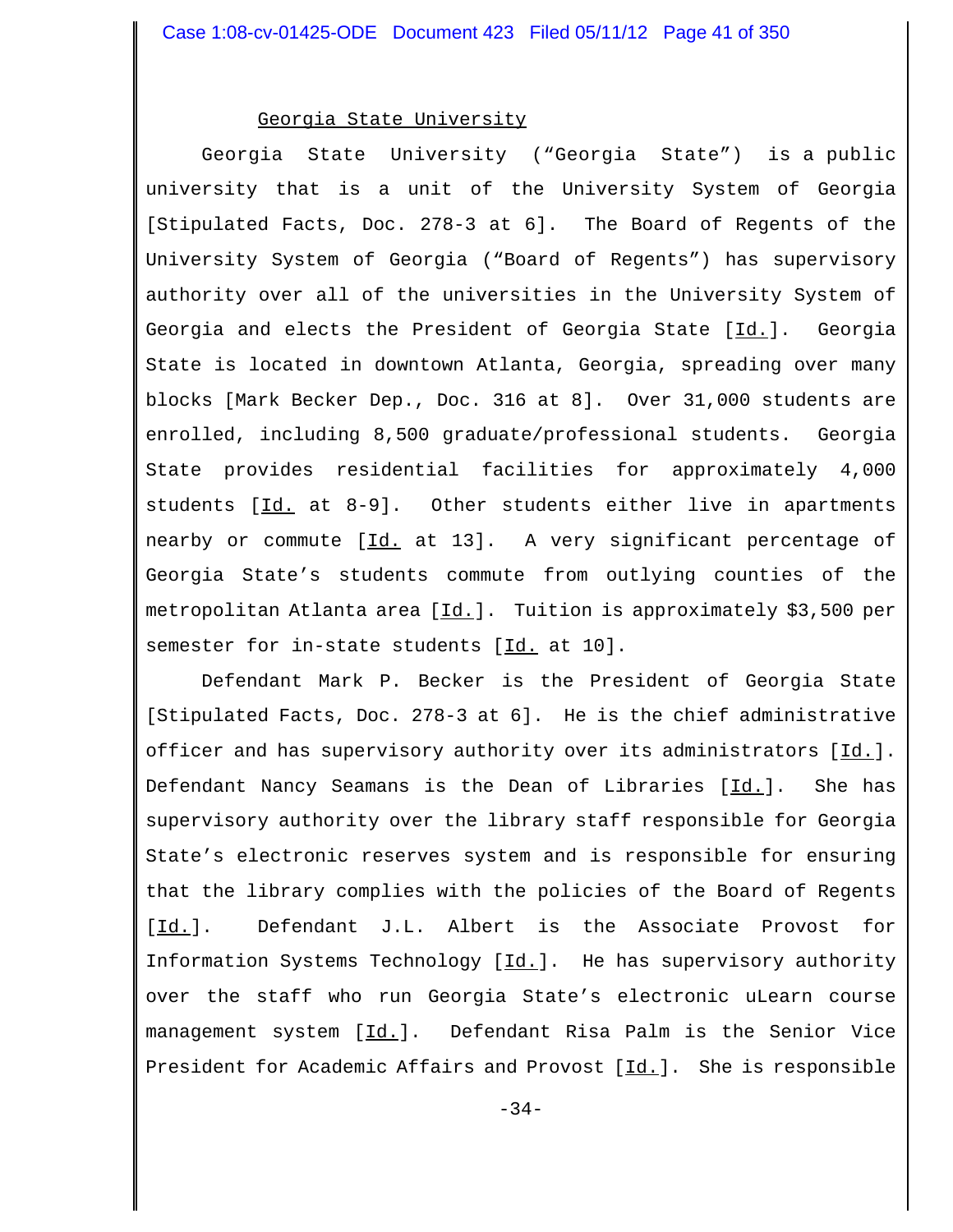## Georgia State University

Georgia State University ("Georgia State") is a public university that is a unit of the University System of Georgia [Stipulated Facts, Doc. 278-3 at 6]. The Board of Regents of the University System of Georgia ("Board of Regents") has supervisory authority over all of the universities in the University System of Georgia and elects the President of Georgia State [Id.]. Georgia State is located in downtown Atlanta, Georgia, spreading over many blocks [Mark Becker Dep., Doc. 316 at 8]. Over 31,000 students are enrolled, including 8,500 graduate/professional students. Georgia State provides residential facilities for approximately 4,000 students [Id. at 8-9]. Other students either live in apartments nearby or commute [Id. at 13]. A very significant percentage of Georgia State's students commute from outlying counties of the metropolitan Atlanta area [Id.]. Tuition is approximately $3,500 per semester for in-state students [Id. at 10].

Defendant Mark P. Becker is the President of Georgia State [Stipulated Facts, Doc. 278-3 at 6]. He is the chief administrative officer and has supervisory authority over its administrators [Id.]. Defendant Nancy Seamans is the Dean of Libraries [Id.]. She has supervisory authority over the library staff responsible for Georgia State's electronic reserves system and is responsible for ensuring that the library complies with the policies of the Board of Regents [Id.]. Defendant J.L. Albert is the Associate Provost for Information Systems Technology [Id.]. He has supervisory authority over the staff who run Georgia State's electronic uLearn course management system [Id.]. Defendant Risa Palm is the Senior Vice President for Academic Affairs and Provost [Id.]. She is responsible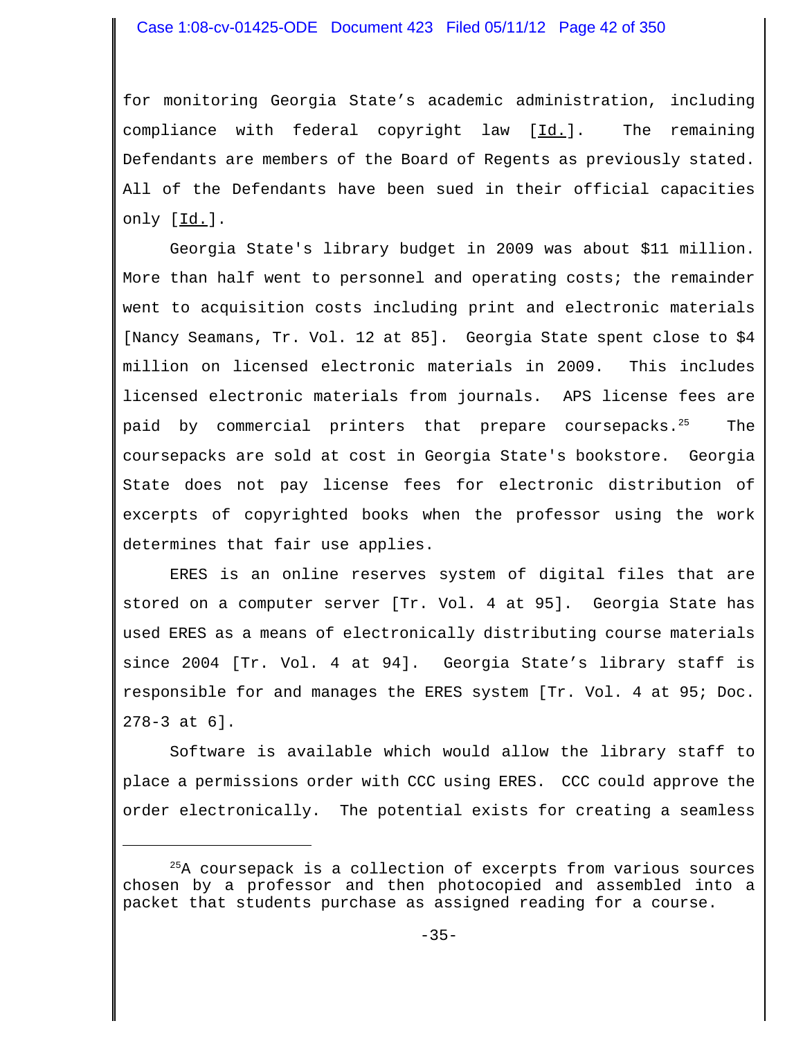for monitoring Georgia State's academic administration, including compliance with federal copyright law [Id.]. The remaining Defendants are members of the Board of Regents as previously stated. All of the Defendants have been sued in their official capacities only [Id.].

Georgia State's library budget in 2009 was about $11 million. More than half went to personnel and operating costs; the remainder went to acquisition costs including print and electronic materials [Nancy Seamans, Tr. Vol. 12 at 85]. Georgia State spent close to $4 million on licensed electronic materials in 2009. This includes licensed electronic materials from journals. APS license fees are paid by commercial printers that prepare coursepacks.[25] The coursepacks are sold at cost in Georgia State's bookstore. Georgia State does not pay license fees for electronic distribution of excerpts of copyrighted books when the professor using the work determines that fair use applies.

ERES is an online reserves system of digital files that are stored on a computer server [Tr. Vol. 4 at 95]. Georgia State has used ERES as a means of electronically distributing course materials since 2004 [Tr. Vol. 4 at 94]. Georgia State's library staff is responsible for and manages the ERES system [Tr. Vol. 4 at 95; Doc. 278-3 at 6].

Software is available which would allow the library staff to place a permissions order with CCC using ERES. CCC could approve the order electronically. The potential exists for creating a seamless

---

[25] A coursepack is a collection of excerpts from various sources chosen by a professor and then photocopied and assembled into a packet that students purchase as assigned reading for a course.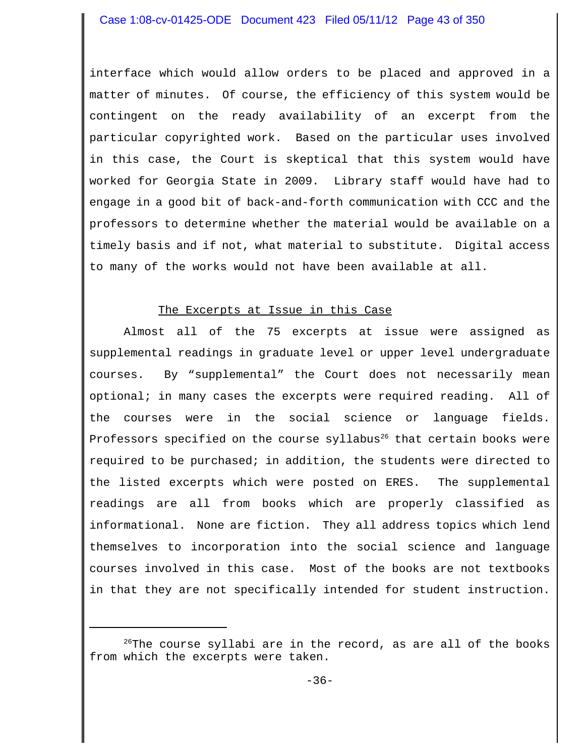interface which would allow orders to be placed and approved in a matter of minutes. Of course, the efficiency of this system would be contingent on the ready availability of an excerpt from the particular copyrighted work. Based on the particular uses involved in this case, the Court is skeptical that this system would have worked for Georgia State in 2009. Library staff would have had to engage in a good bit of back-and-forth communication with CCC and the professors to determine whether the material would be available on a timely basis and if not, what material to substitute. Digital access to many of the works would not have been available at all.

## The Excerpts at Issue in this Case

Almost all of the 75 excerpts at issue were assigned as supplemental readings in graduate level or upper level undergraduate courses. By "supplemental" the Court does not necessarily mean optional; in many cases the excerpts were required reading. All of the courses were in the social science or language fields. Professors specified on the course syllabus[26] that certain books were required to be purchased; in addition, the students were directed to the listed excerpts which were posted on ERES. The supplemental readings are all from books which are properly classified as informational. None are fiction. They all address topics which lend themselves to incorporation into the social science and language courses involved in this case. Most of the books are not textbooks in that they are not specifically intended for student instruction.

---

[26]The course syllabi are in the record, as are all of the books from which the excerpts were taken.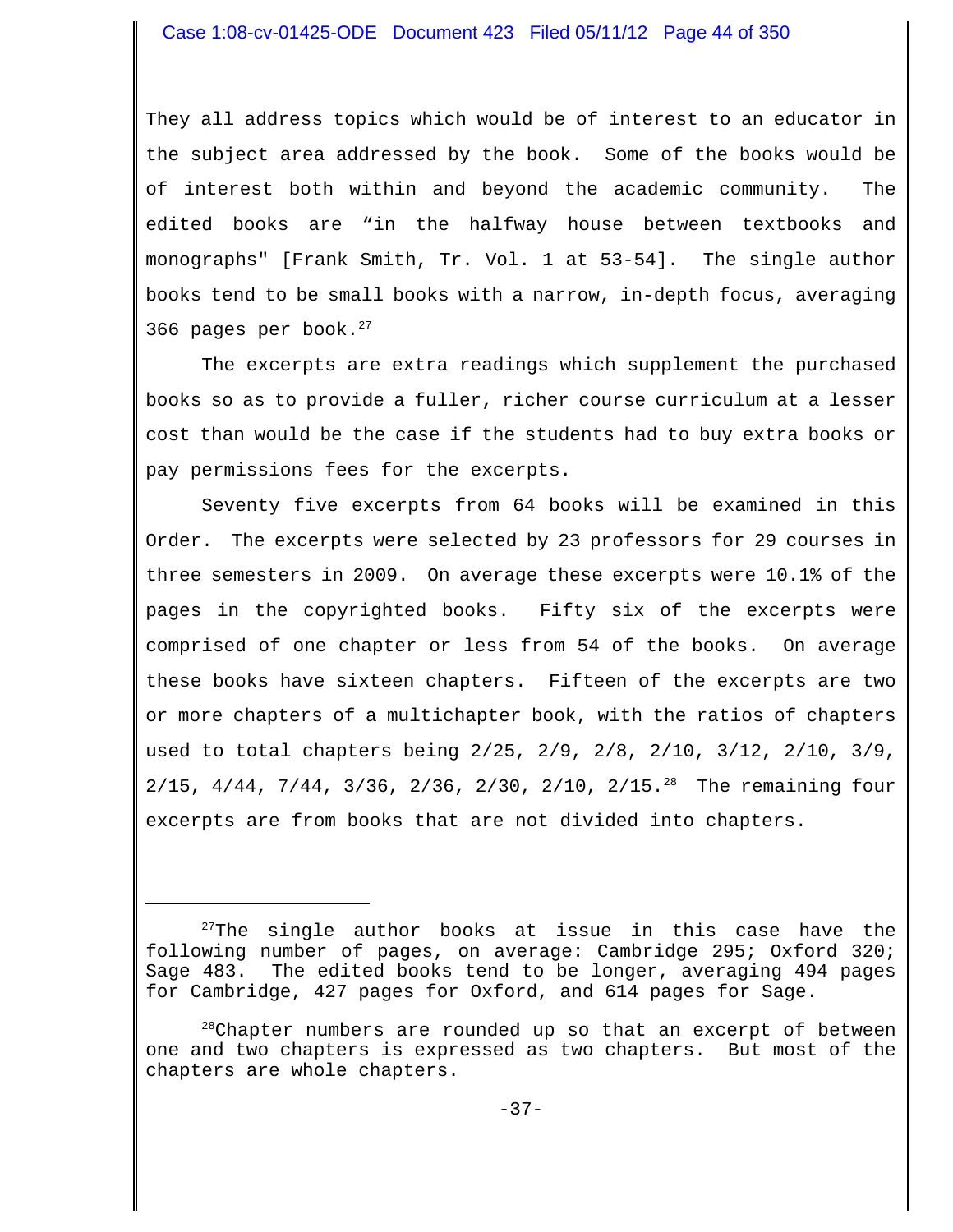They all address topics which would be of interest to an educator in the subject area addressed by the book. Some of the books would be of interest both within and beyond the academic community. The edited books are "in the halfway house between textbooks and monographs" [Frank Smith, Tr. Vol. 1 at 53-54]. The single author books tend to be small books with a narrow, in-depth focus, averaging 366 pages per book.[27]

The excerpts are extra readings which supplement the purchased books so as to provide a fuller, richer course curriculum at a lesser cost than would be the case if the students had to buy extra books or pay permissions fees for the excerpts.

Seventy five excerpts from 64 books will be examined in this Order. The excerpts were selected by 23 professors for 29 courses in three semesters in 2009. On average these excerpts were 10.1% of the pages in the copyrighted books. Fifty six of the excerpts were comprised of one chapter or less from 54 of the books. On average these books have sixteen chapters. Fifteen of the excerpts are two or more chapters of a multichapter book, with the ratios of chapters used to total chapters being 2/25, 2/9, 2/8, 2/10, 3/12, 2/10, 3/9, 2/15, 4/44, 7/44, 3/36, 2/36, 2/30, 2/10, 2/15.[28] The remaining four excerpts are from books that are not divided into chapters.

---

[27] The single author books at issue in this case have the following number of pages, on average: Cambridge 295; Oxford 320; Sage 483. The edited books tend to be longer, averaging 494 pages for Cambridge, 427 pages for Oxford, and 614 pages for Sage.

[28] Chapter numbers are rounded up so that an excerpt of between one and two chapters is expressed as two chapters. But most of the chapters are whole chapters.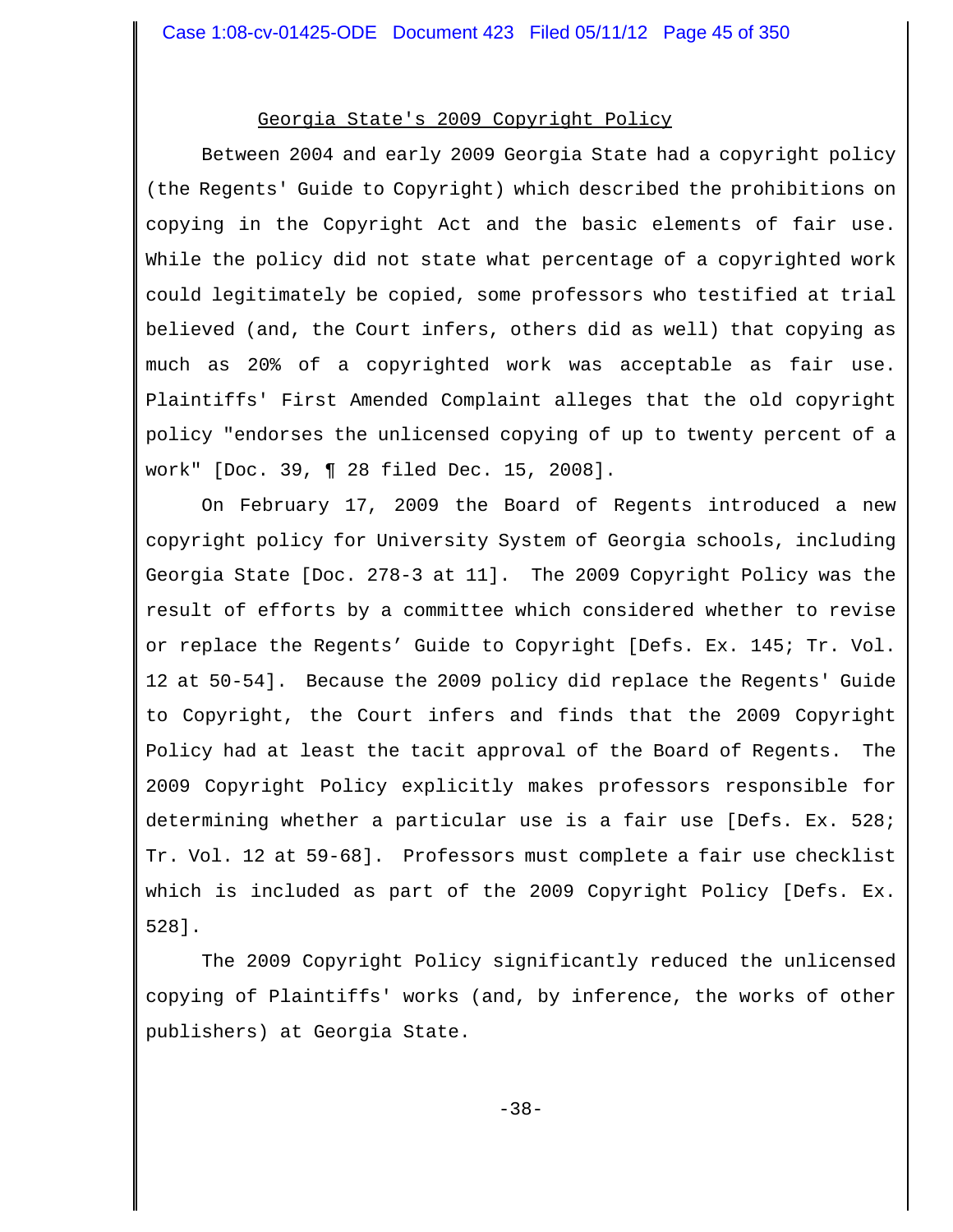<u>Georgia State's 2009 Copyright Policy</u>

Between 2004 and early 2009 Georgia State had a copyright policy (the Regents' Guide to Copyright) which described the prohibitions on copying in the Copyright Act and the basic elements of fair use. While the policy did not state what percentage of a copyrighted work could legitimately be copied, some professors who testified at trial believed (and, the Court infers, others did as well) that copying as much as 20% of a copyrighted work was acceptable as fair use. Plaintiffs' First Amended Complaint alleges that the old copyright policy "endorses the unlicensed copying of up to twenty percent of a work" [Doc. 39, ¶ 28 filed Dec. 15, 2008].

On February 17, 2009 the Board of Regents introduced a new copyright policy for University System of Georgia schools, including Georgia State [Doc. 278-3 at 11]. The 2009 Copyright Policy was the result of efforts by a committee which considered whether to revise or replace the Regents' Guide to Copyright [Defs. Ex. 145; Tr. Vol. 12 at 50-54]. Because the 2009 policy did replace the Regents' Guide to Copyright, the Court infers and finds that the 2009 Copyright Policy had at least the tacit approval of the Board of Regents. The 2009 Copyright Policy explicitly makes professors responsible for determining whether a particular use is a fair use [Defs. Ex. 528; Tr. Vol. 12 at 59-68]. Professors must complete a fair use checklist which is included as part of the 2009 Copyright Policy [Defs. Ex. 528].

The 2009 Copyright Policy significantly reduced the unlicensed copying of Plaintiffs' works (and, by inference, the works of other publishers) at Georgia State.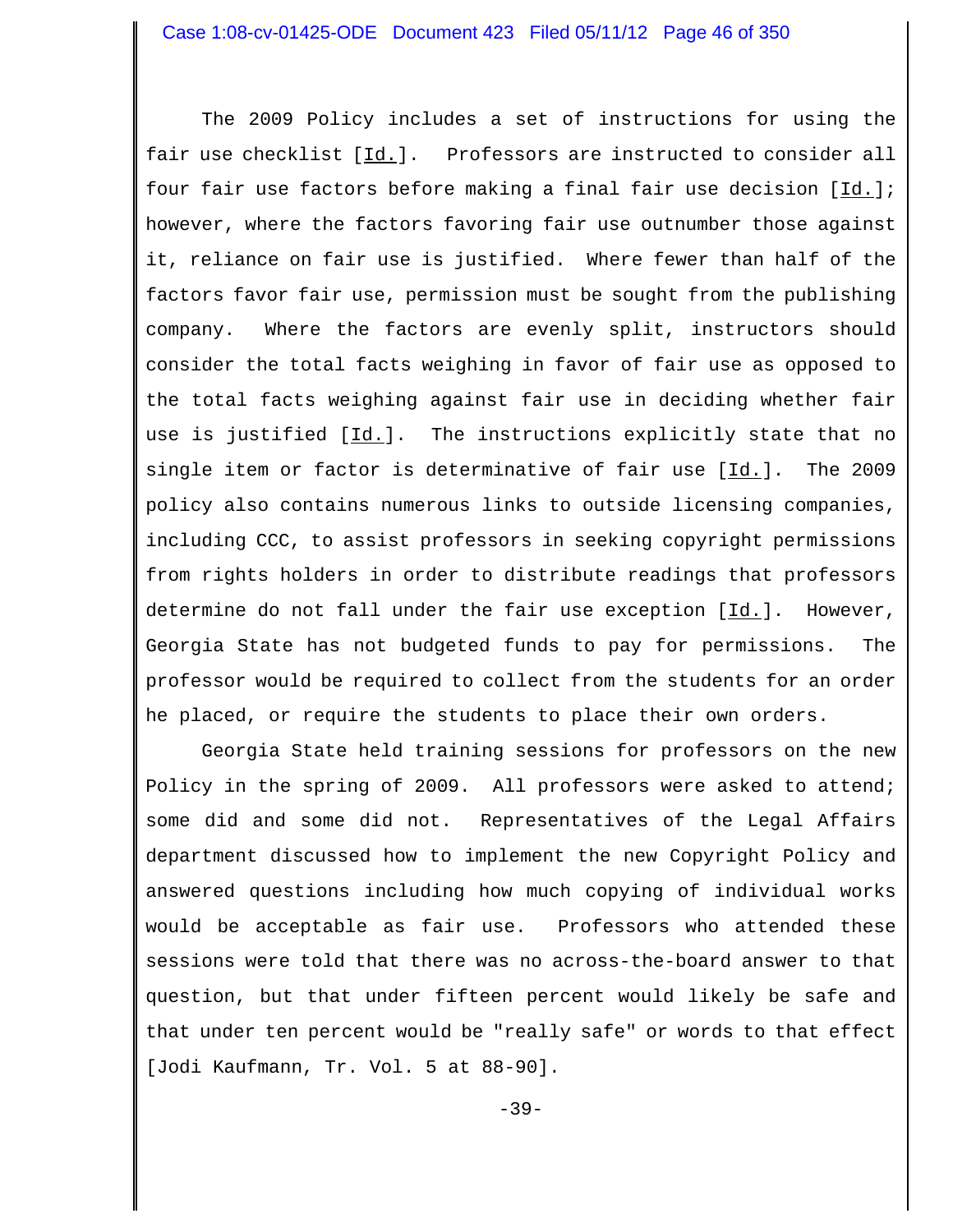The 2009 Policy includes a set of instructions for using the fair use checklist [Id.]. Professors are instructed to consider all four fair use factors before making a final fair use decision [Id.]; however, where the factors favoring fair use outnumber those against it, reliance on fair use is justified. Where fewer than half of the factors favor fair use, permission must be sought from the publishing company. Where the factors are evenly split, instructors should consider the total facts weighing in favor of fair use as opposed to the total facts weighing against fair use in deciding whether fair use is justified [Id.]. The instructions explicitly state that no single item or factor is determinative of fair use [Id.]. The 2009 policy also contains numerous links to outside licensing companies, including CCC, to assist professors in seeking copyright permissions from rights holders in order to distribute readings that professors determine do not fall under the fair use exception [Id.]. However, Georgia State has not budgeted funds to pay for permissions. The professor would be required to collect from the students for an order he placed, or require the students to place their own orders.

Georgia State held training sessions for professors on the new Policy in the spring of 2009. All professors were asked to attend; some did and some did not. Representatives of the Legal Affairs department discussed how to implement the new Copyright Policy and answered questions including how much copying of individual works would be acceptable as fair use. Professors who attended these sessions were told that there was no across-the-board answer to that question, but that under fifteen percent would likely be safe and that under ten percent would be "really safe" or words to that effect [Jodi Kaufmann, Tr. Vol. 5 at 88-90].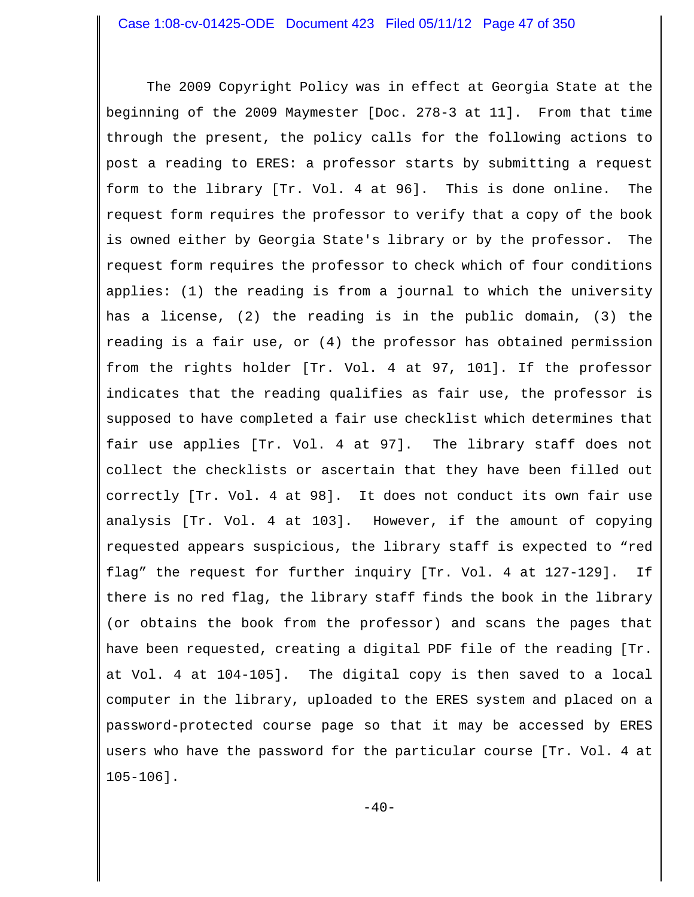The 2009 Copyright Policy was in effect at Georgia State at the beginning of the 2009 Maymester [Doc. 278-3 at 11]. From that time through the present, the policy calls for the following actions to post a reading to ERES: a professor starts by submitting a request form to the library [Tr. Vol. 4 at 96]. This is done online. The request form requires the professor to verify that a copy of the book is owned either by Georgia State's library or by the professor. The request form requires the professor to check which of four conditions applies: (1) the reading is from a journal to which the university has a license, (2) the reading is in the public domain, (3) the reading is a fair use, or (4) the professor has obtained permission from the rights holder [Tr. Vol. 4 at 97, 101]. If the professor indicates that the reading qualifies as fair use, the professor is supposed to have completed a fair use checklist which determines that fair use applies [Tr. Vol. 4 at 97]. The library staff does not collect the checklists or ascertain that they have been filled out correctly [Tr. Vol. 4 at 98]. It does not conduct its own fair use analysis [Tr. Vol. 4 at 103]. However, if the amount of copying requested appears suspicious, the library staff is expected to "red flag" the request for further inquiry [Tr. Vol. 4 at 127-129]. If there is no red flag, the library staff finds the book in the library (or obtains the book from the professor) and scans the pages that have been requested, creating a digital PDF file of the reading [Tr. at Vol. 4 at 104-105]. The digital copy is then saved to a local computer in the library, uploaded to the ERES system and placed on a password-protected course page so that it may be accessed by ERES users who have the password for the particular course [Tr. Vol. 4 at 105-106].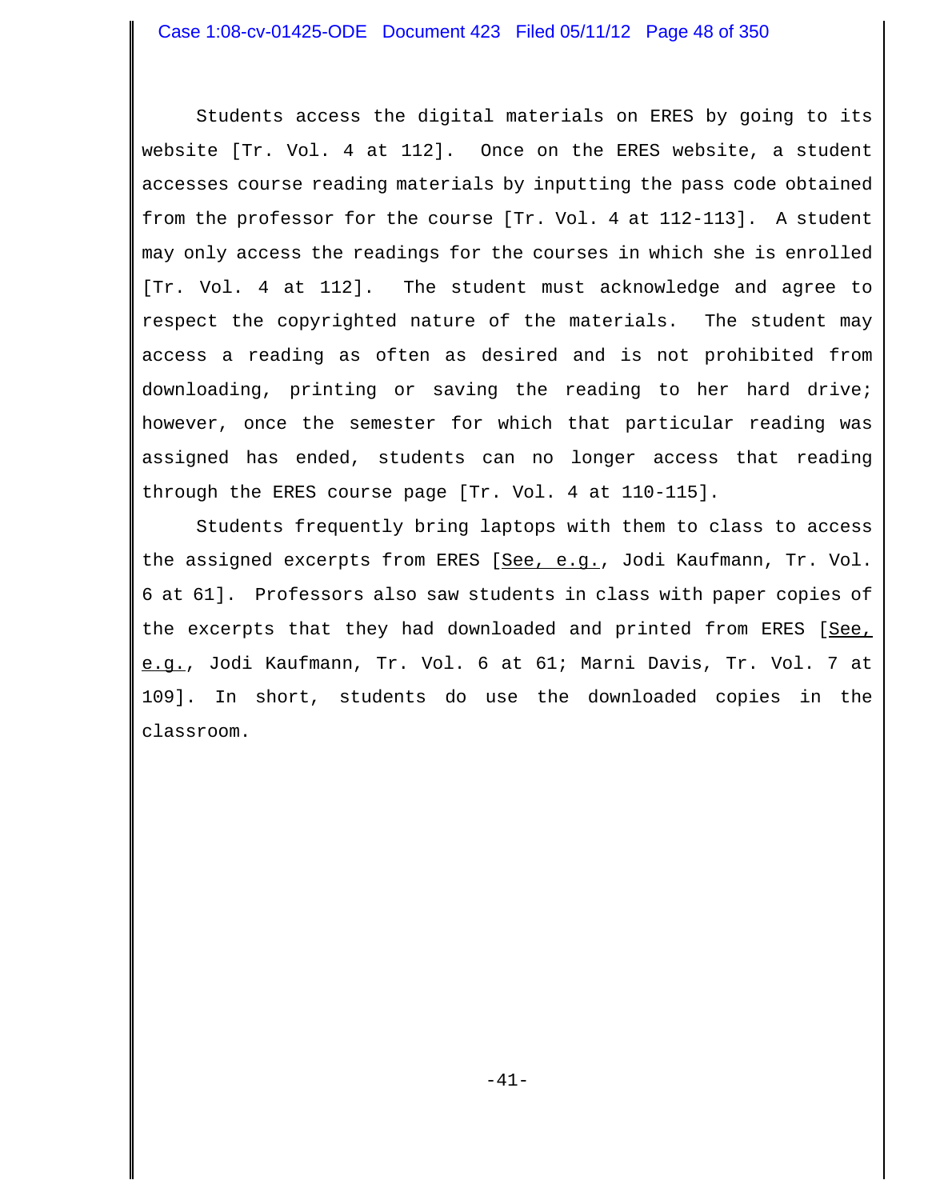Students access the digital materials on ERES by going to its website [Tr. Vol. 4 at 112]. Once on the ERES website, a student accesses course reading materials by inputting the pass code obtained from the professor for the course [Tr. Vol. 4 at 112-113]. A student may only access the readings for the courses in which she is enrolled [Tr. Vol. 4 at 112]. The student must acknowledge and agree to respect the copyrighted nature of the materials. The student may access a reading as often as desired and is not prohibited from downloading, printing or saving the reading to her hard drive; however, once the semester for which that particular reading was assigned has ended, students can no longer access that reading through the ERES course page [Tr. Vol. 4 at 110-115].

Students frequently bring laptops with them to class to access the assigned excerpts from ERES [See, e.g., Jodi Kaufmann, Tr. Vol. 6 at 61]. Professors also saw students in class with paper copies of the excerpts that they had downloaded and printed from ERES [See, e.g., Jodi Kaufmann, Tr. Vol. 6 at 61; Marni Davis, Tr. Vol. 7 at 109]. In short, students do use the downloaded copies in the classroom.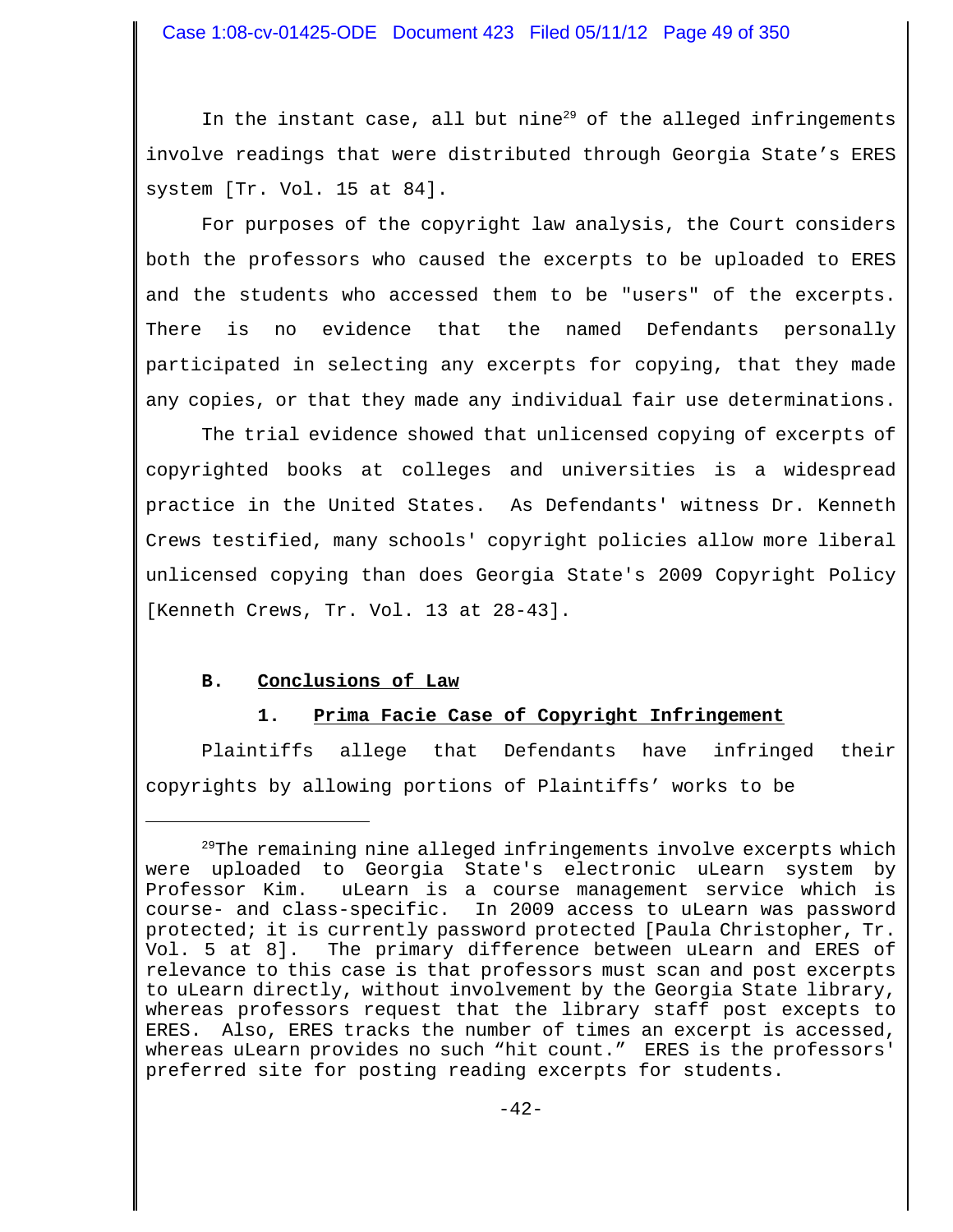In the instant case, all but nine[29] of the alleged infringements involve readings that were distributed through Georgia State's ERES system [Tr. Vol. 15 at 84].

For purposes of the copyright law analysis, the Court considers both the professors who caused the excerpts to be uploaded to ERES and the students who accessed them to be "users" of the excerpts. There is no evidence that the named Defendants personally participated in selecting any excerpts for copying, that they made any copies, or that they made any individual fair use determinations.

The trial evidence showed that unlicensed copying of excerpts of copyrighted books at colleges and universities is a widespread practice in the United States. As Defendants' witness Dr. Kenneth Crews testified, many schools' copyright policies allow more liberal unlicensed copying than does Georgia State's 2009 Copyright Policy [Kenneth Crews, Tr. Vol. 13 at 28-43].

## B. Conclusions of Law

### 1. Prima Facie Case of Copyright Infringement

Plaintiffs allege that Defendants have infringed their copyrights by allowing portions of Plaintiffs' works to be

---

[29] The remaining nine alleged infringements involve excerpts which were uploaded to Georgia State's electronic uLearn system by Professor Kim. uLearn is a course management service which is course- and class-specific. In 2009 access to uLearn was password protected; it is currently password protected [Paula Christopher, Tr. Vol. 5 at 8]. The primary difference between uLearn and ERES of relevance to this case is that professors must scan and post excerpts to uLearn directly, without involvement by the Georgia State library, whereas professors request that the library staff post excepts to ERES. Also, ERES tracks the number of times an excerpt is accessed, whereas uLearn provides no such "hit count." ERES is the professors' preferred site for posting reading excerpts for students.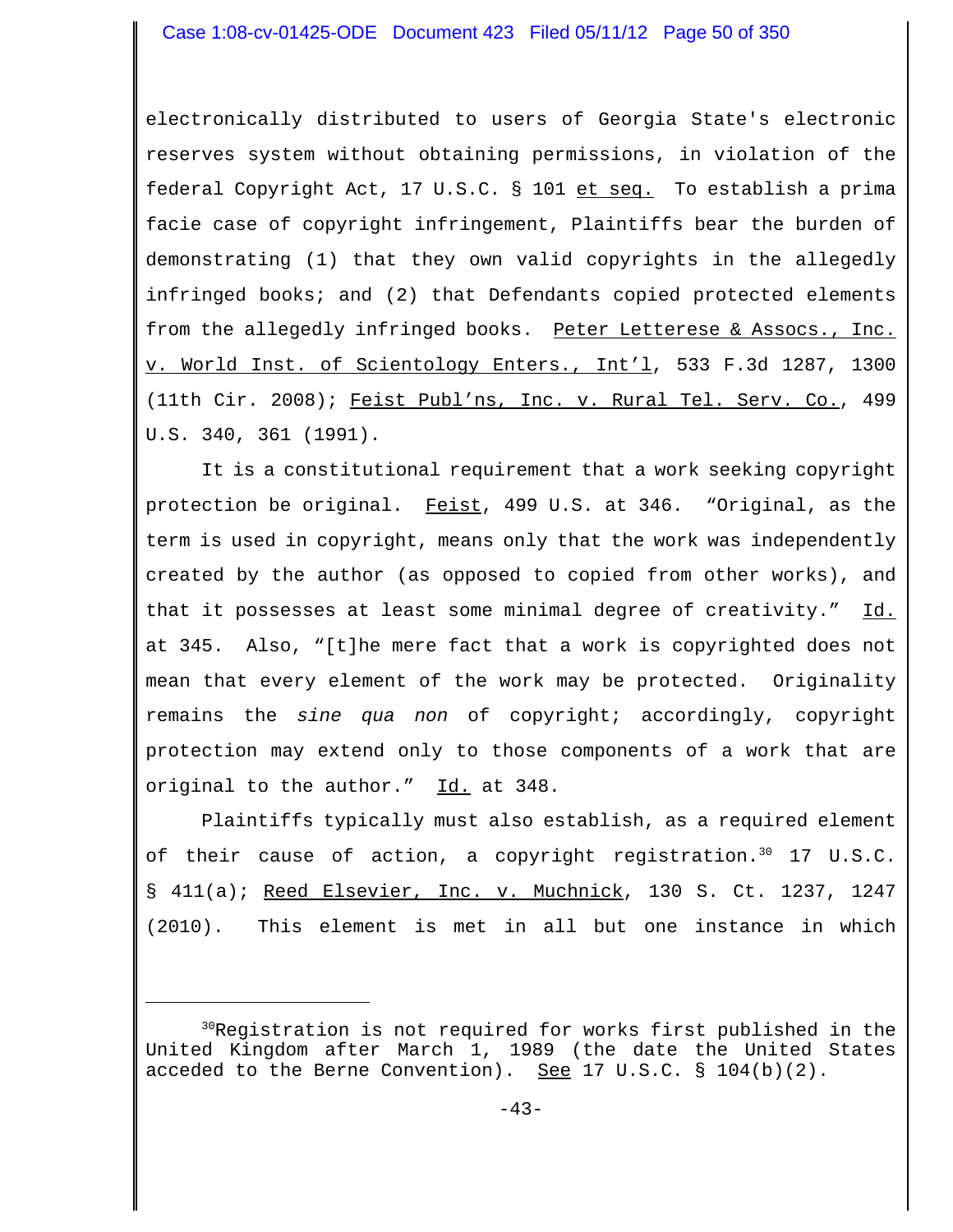electronically distributed to users of Georgia State's electronic reserves system without obtaining permissions, in violation of the federal Copyright Act, 17 U.S.C. § 101 et seq. To establish a prima facie case of copyright infringement, Plaintiffs bear the burden of demonstrating (1) that they own valid copyrights in the allegedly infringed books; and (2) that Defendants copied protected elements from the allegedly infringed books. Peter Letterese & Assocs., Inc. v. World Inst. of Scientology Enters., Int'l, 533 F.3d 1287, 1300 (11th Cir. 2008); Feist Publ'ns, Inc. v. Rural Tel. Serv. Co., 499 U.S. 340, 361 (1991).

It is a constitutional requirement that a work seeking copyright protection be original. Feist, 499 U.S. at 346. "Original, as the term is used in copyright, means only that the work was independently created by the author (as opposed to copied from other works), and that it possesses at least some minimal degree of creativity." Id. at 345. Also, "[t]he mere fact that a work is copyrighted does not mean that every element of the work may be protected. Originality remains the *sine qua non* of copyright; accordingly, copyright protection may extend only to those components of a work that are original to the author." Id. at 348.

Plaintiffs typically must also establish, as a required element of their cause of action, a copyright registration.[30] 17 U.S.C. § 411(a); Reed Elsevier, Inc. v. Muchnick, 130 S. Ct. 1237, 1247 (2010). This element is met in all but one instance in which

---

[30] Registration is not required for works first published in the United Kingdom after March 1, 1989 (the date the United States acceded to the Berne Convention). See 17 U.S.C. § 104(b)(2).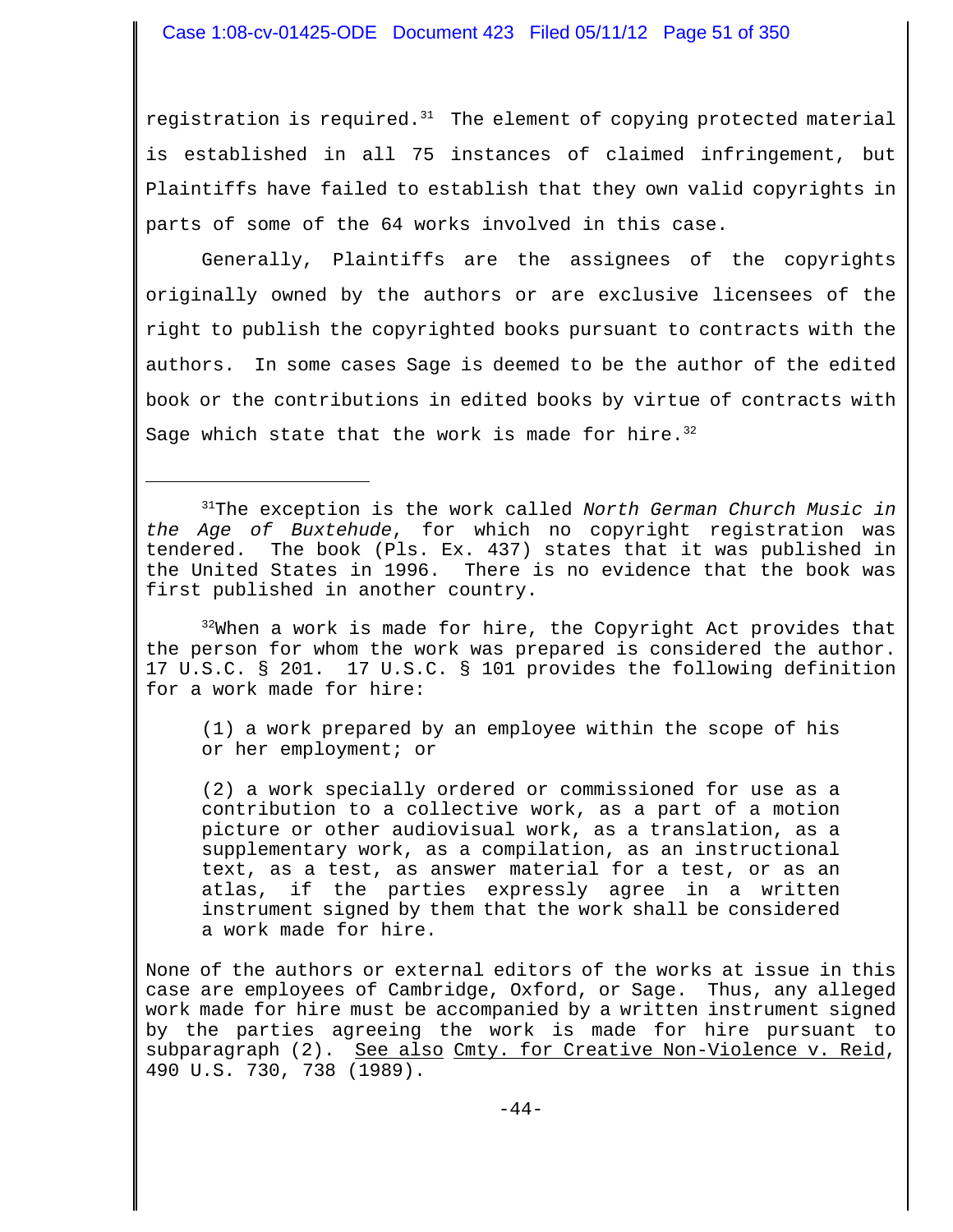registration is required.[31] The element of copying protected material is established in all 75 instances of claimed infringement, but Plaintiffs have failed to establish that they own valid copyrights in parts of some of the 64 works involved in this case.

Generally, Plaintiffs are the assignees of the copyrights originally owned by the authors or are exclusive licensees of the right to publish the copyrighted books pursuant to contracts with the authors. In some cases Sage is deemed to be the author of the edited book or the contributions in edited books by virtue of contracts with Sage which state that the work is made for hire.[32]

---

[31] The exception is the work called *North German Church Music in the Age of Buxtehude*, for which no copyright registration was tendered. The book (Pls. Ex. 437) states that it was published in the United States in 1996. There is no evidence that the book was first published in another country.

[32] When a work is made for hire, the Copyright Act provides that the person for whom the work was prepared is considered the author. 17 U.S.C. § 201. 17 U.S.C. § 101 provides the following definition for a work made for hire:

> (1) a work prepared by an employee within the scope of his or her employment; or
>
> (2) a work specially ordered or commissioned for use as a contribution to a collective work, as a part of a motion picture or other audiovisual work, as a translation, as a supplementary work, as a compilation, as an instructional text, as a test, as answer material for a test, or as an atlas, if the parties expressly agree in a written instrument signed by them that the work shall be considered a work made for hire.

None of the authors or external editors of the works at issue in this case are employees of Cambridge, Oxford, or Sage. Thus, any alleged work made for hire must be accompanied by a written instrument signed by the parties agreeing the work is made for hire pursuant to subparagraph (2). See also Cmty. for Creative Non-Violence v. Reid, 490 U.S. 730, 738 (1989).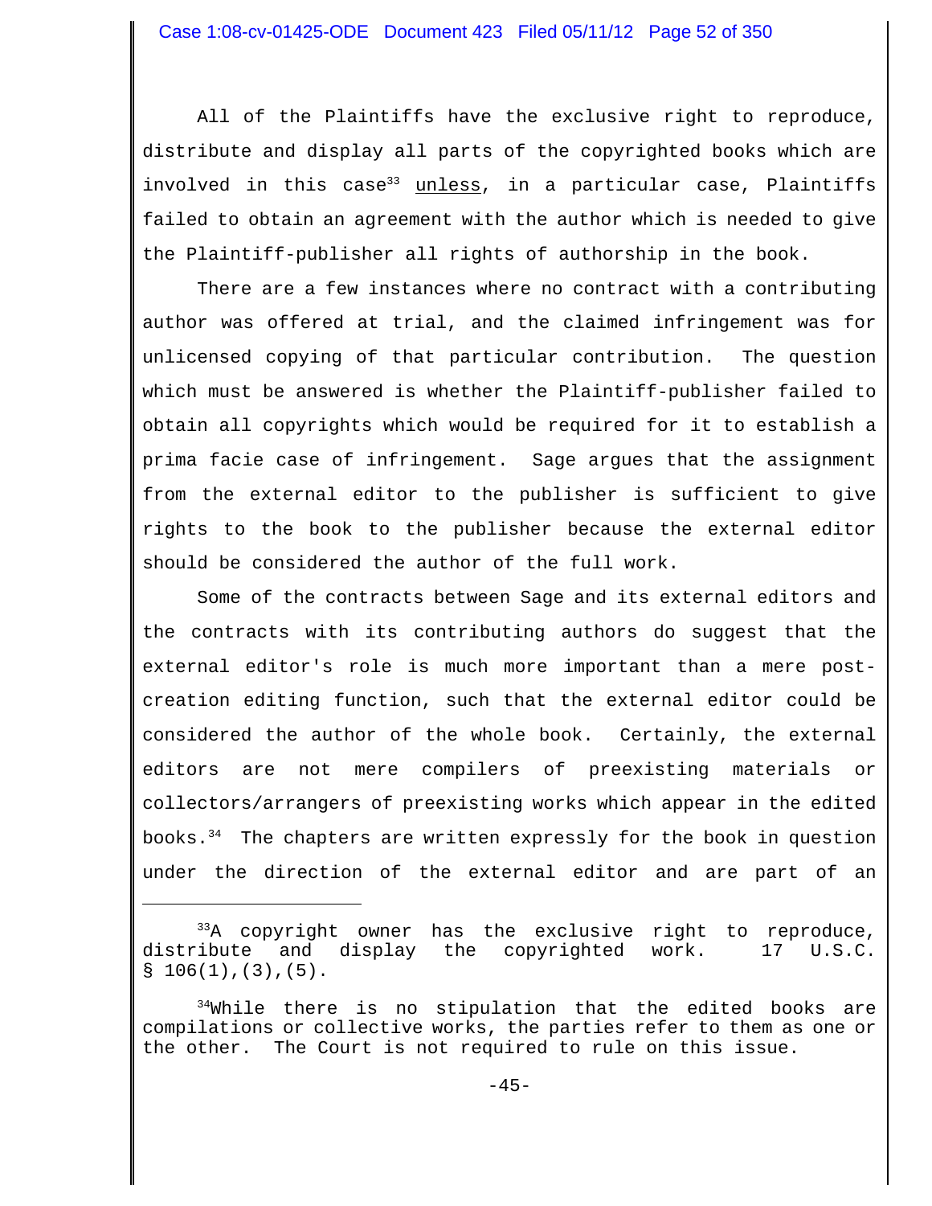All of the Plaintiffs have the exclusive right to reproduce, distribute and display all parts of the copyrighted books which are involved in this case[33] unless, in a particular case, Plaintiffs failed to obtain an agreement with the author which is needed to give the Plaintiff-publisher all rights of authorship in the book.

There are a few instances where no contract with a contributing author was offered at trial, and the claimed infringement was for unlicensed copying of that particular contribution. The question which must be answered is whether the Plaintiff-publisher failed to obtain all copyrights which would be required for it to establish a prima facie case of infringement. Sage argues that the assignment from the external editor to the publisher is sufficient to give rights to the book to the publisher because the external editor should be considered the author of the full work.

Some of the contracts between Sage and its external editors and the contracts with its contributing authors do suggest that the external editor's role is much more important than a mere post-creation editing function, such that the external editor could be considered the author of the whole book. Certainly, the external editors are not mere compilers of preexisting materials or collectors/arrangers of preexisting works which appear in the edited books.[34] The chapters are written expressly for the book in question under the direction of the external editor and are part of an

---

[33] A copyright owner has the exclusive right to reproduce, distribute and display the copyrighted work. 17 U.S.C. § 106(1),(3),(5).

[34] While there is no stipulation that the edited books are compilations or collective works, the parties refer to them as one or the other. The Court is not required to rule on this issue.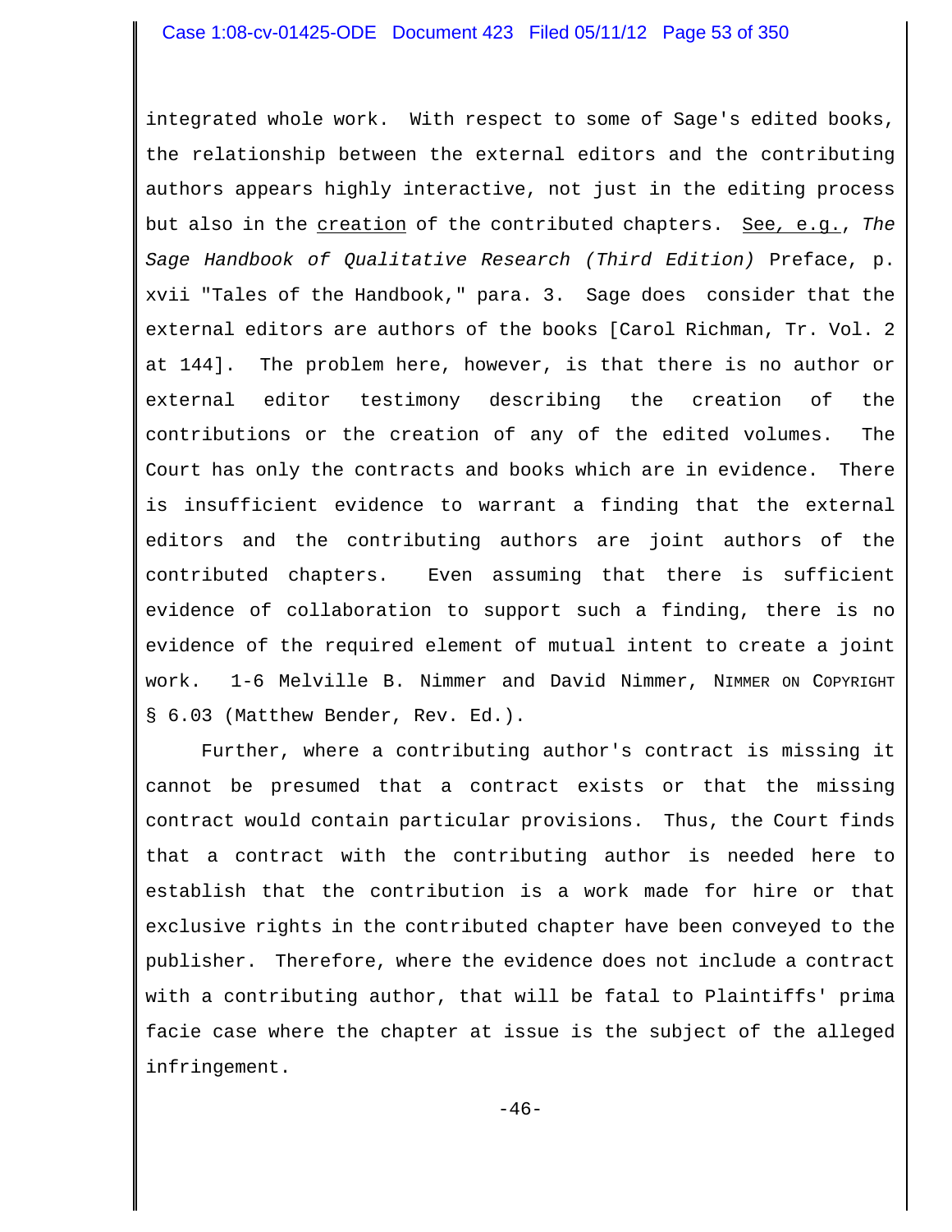integrated whole work. With respect to some of Sage's edited books, the relationship between the external editors and the contributing authors appears highly interactive, not just in the editing process but also in the creation of the contributed chapters. See, e.g., *The Sage Handbook of Qualitative Research (Third Edition)* Preface, p. xvii "Tales of the Handbook," para. 3. Sage does consider that the external editors are authors of the books [Carol Richman, Tr. Vol. 2 at 144]. The problem here, however, is that there is no author or external editor testimony describing the creation of the contributions or the creation of any of the edited volumes. The Court has only the contracts and books which are in evidence. There is insufficient evidence to warrant a finding that the external editors and the contributing authors are joint authors of the contributed chapters. Even assuming that there is sufficient evidence of collaboration to support such a finding, there is no evidence of the required element of mutual intent to create a joint work. 1-6 Melville B. Nimmer and David Nimmer, NIMMER ON COPYRIGHT § 6.03 (Matthew Bender, Rev. Ed.).

Further, where a contributing author's contract is missing it cannot be presumed that a contract exists or that the missing contract would contain particular provisions. Thus, the Court finds that a contract with the contributing author is needed here to establish that the contribution is a work made for hire or that exclusive rights in the contributed chapter have been conveyed to the publisher. Therefore, where the evidence does not include a contract with a contributing author, that will be fatal to Plaintiffs' prima facie case where the chapter at issue is the subject of the alleged infringement.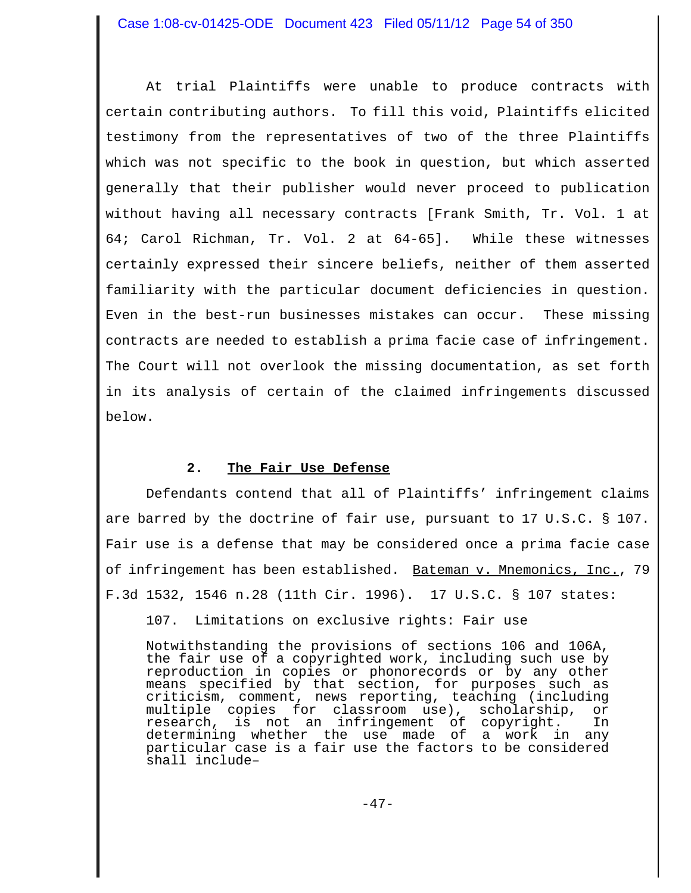At trial Plaintiffs were unable to produce contracts with certain contributing authors. To fill this void, Plaintiffs elicited testimony from the representatives of two of the three Plaintiffs which was not specific to the book in question, but which asserted generally that their publisher would never proceed to publication without having all necessary contracts [Frank Smith, Tr. Vol. 1 at 64; Carol Richman, Tr. Vol. 2 at 64-65]. While these witnesses certainly expressed their sincere beliefs, neither of them asserted familiarity with the particular document deficiencies in question. Even in the best-run businesses mistakes can occur. These missing contracts are needed to establish a prima facie case of infringement. The Court will not overlook the missing documentation, as set forth in its analysis of certain of the claimed infringements discussed below.

### 2. The Fair Use Defense

Defendants contend that all of Plaintiffs' infringement claims are barred by the doctrine of fair use, pursuant to 17 U.S.C. § 107. Fair use is a defense that may be considered once a prima facie case of infringement has been established. Bateman v. Mnemonics, Inc., 79 F.3d 1532, 1546 n.28 (11th Cir. 1996). 17 U.S.C. § 107 states:

> 107. Limitations on exclusive rights: Fair use
>
> Notwithstanding the provisions of sections 106 and 106A, the fair use of a copyrighted work, including such use by reproduction in copies or phonorecords or by any other means specified by that section, for purposes such as criticism, comment, news reporting, teaching (including multiple copies for classroom use), scholarship, or research, is not an infringement of copyright. In determining whether the use made of a work in any particular case is a fair use the factors to be considered shall include–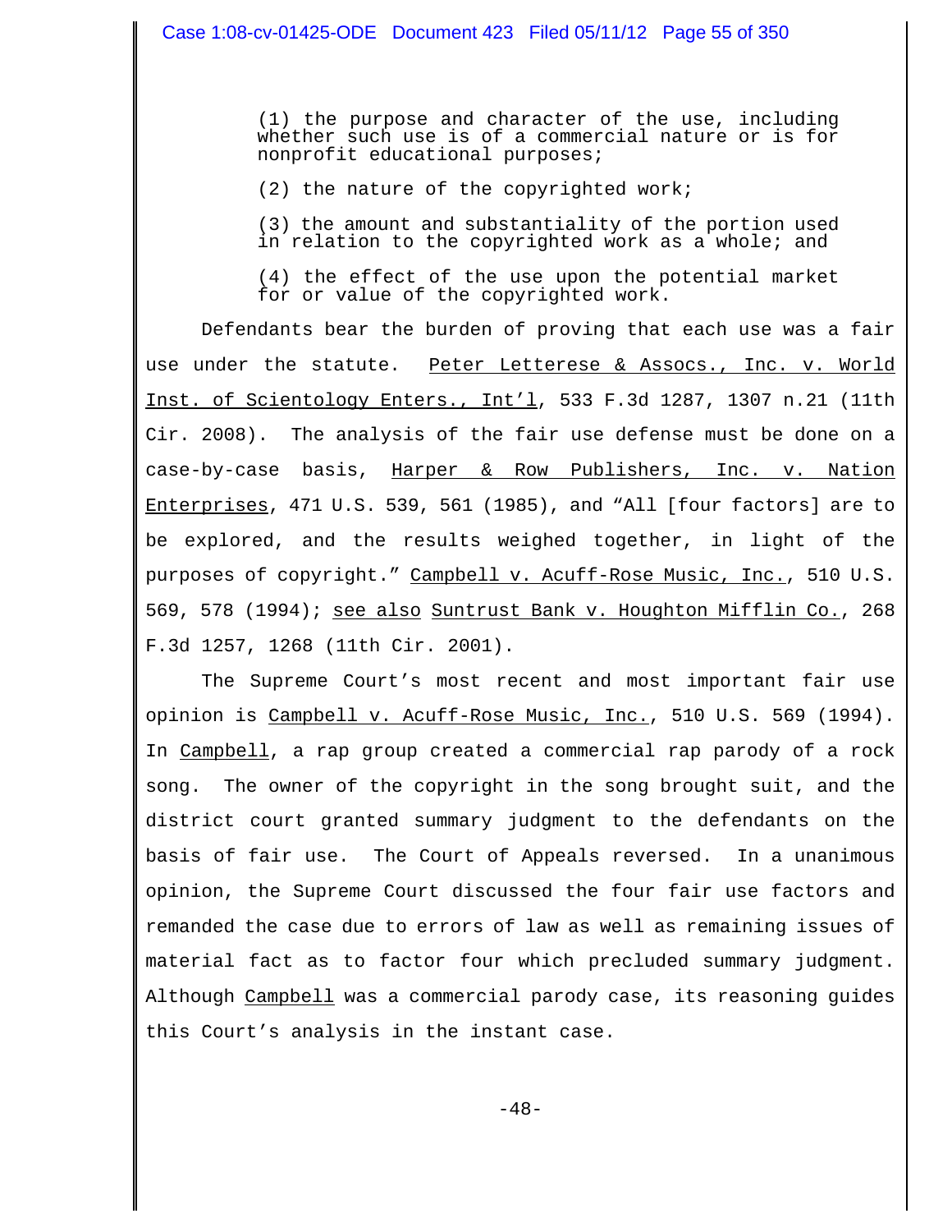> (1) the purpose and character of the use, including whether such use is of a commercial nature or is for nonprofit educational purposes;
>
> (2) the nature of the copyrighted work;
>
> (3) the amount and substantiality of the portion used in relation to the copyrighted work as a whole; and
>
> (4) the effect of the use upon the potential market for or value of the copyrighted work.

Defendants bear the burden of proving that each use was a fair use under the statute. Peter Letterese & Assocs., Inc. v. World Inst. of Scientology Enters., Int'l, 533 F.3d 1287, 1307 n.21 (11th Cir. 2008). The analysis of the fair use defense must be done on a case-by-case basis, Harper & Row Publishers, Inc. v. Nation Enterprises, 471 U.S. 539, 561 (1985), and "All [four factors] are to be explored, and the results weighed together, in light of the purposes of copyright." Campbell v. Acuff-Rose Music, Inc., 510 U.S. 569, 578 (1994); see also Suntrust Bank v. Houghton Mifflin Co., 268 F.3d 1257, 1268 (11th Cir. 2001).

The Supreme Court's most recent and most important fair use opinion is Campbell v. Acuff-Rose Music, Inc., 510 U.S. 569 (1994). In Campbell, a rap group created a commercial rap parody of a rock song. The owner of the copyright in the song brought suit, and the district court granted summary judgment to the defendants on the basis of fair use. The Court of Appeals reversed. In a unanimous opinion, the Supreme Court discussed the four fair use factors and remanded the case due to errors of law as well as remaining issues of material fact as to factor four which precluded summary judgment. Although Campbell was a commercial parody case, its reasoning guides this Court's analysis in the instant case.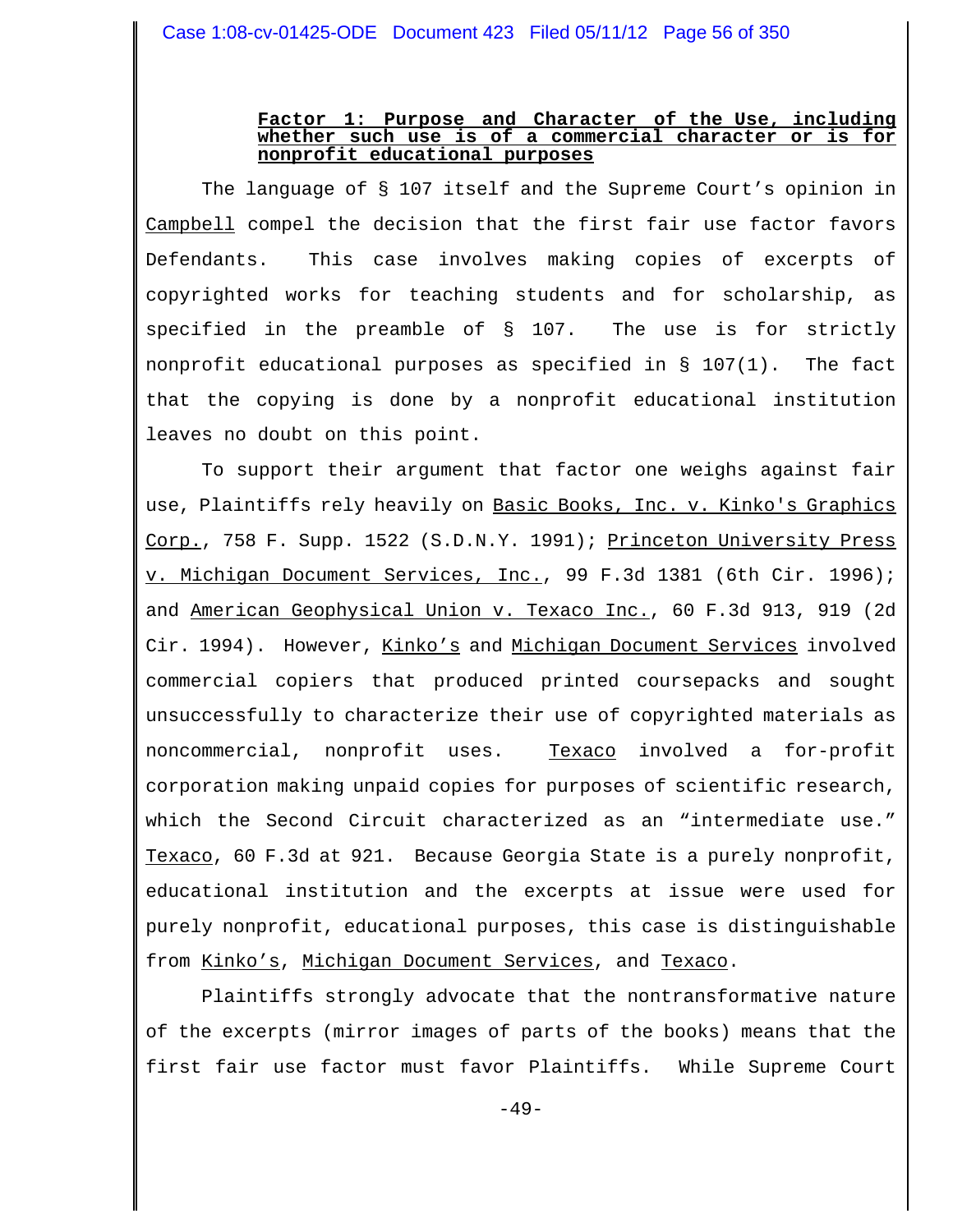**Factor 1: Purpose and Character of the Use, including whether such use is of a commercial character or is for nonprofit educational purposes**

The language of § 107 itself and the Supreme Court's opinion in Campbell compel the decision that the first fair use factor favors Defendants. This case involves making copies of excerpts of copyrighted works for teaching students and for scholarship, as specified in the preamble of § 107. The use is for strictly nonprofit educational purposes as specified in § 107(1). The fact that the copying is done by a nonprofit educational institution leaves no doubt on this point.

To support their argument that factor one weighs against fair use, Plaintiffs rely heavily on Basic Books, Inc. v. Kinko's Graphics Corp., 758 F. Supp. 1522 (S.D.N.Y. 1991); Princeton University Press v. Michigan Document Services, Inc., 99 F.3d 1381 (6th Cir. 1996); and American Geophysical Union v. Texaco Inc., 60 F.3d 913, 919 (2d Cir. 1994). However, Kinko's and Michigan Document Services involved commercial copiers that produced printed coursepacks and sought unsuccessfully to characterize their use of copyrighted materials as noncommercial, nonprofit uses. Texaco involved a for-profit corporation making unpaid copies for purposes of scientific research, which the Second Circuit characterized as an "intermediate use." Texaco, 60 F.3d at 921. Because Georgia State is a purely nonprofit, educational institution and the excerpts at issue were used for purely nonprofit, educational purposes, this case is distinguishable from Kinko's, Michigan Document Services, and Texaco.

Plaintiffs strongly advocate that the nontransformative nature of the excerpts (mirror images of parts of the books) means that the first fair use factor must favor Plaintiffs. While Supreme Court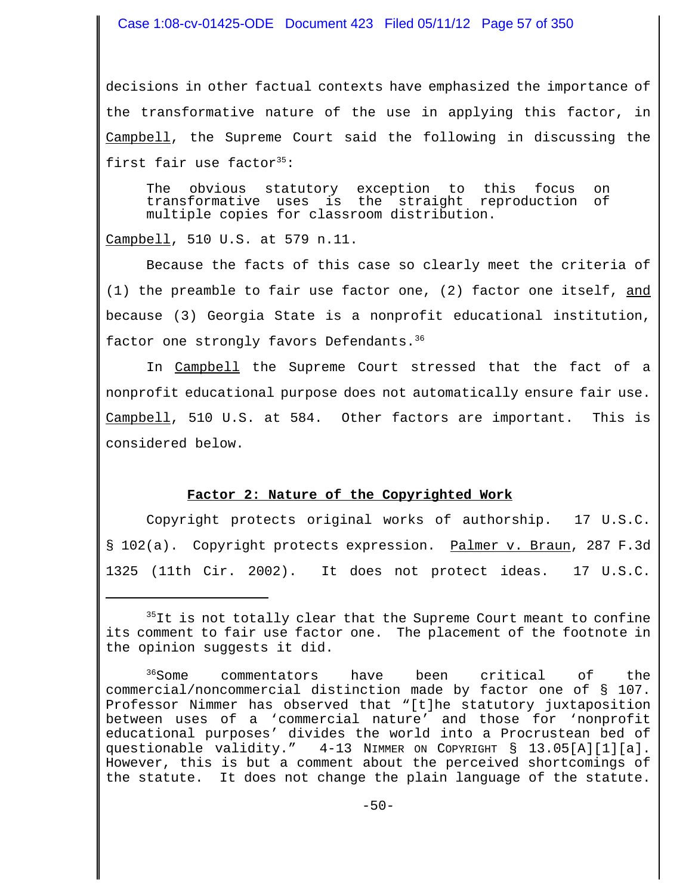decisions in other factual contexts have emphasized the importance of the transformative nature of the use in applying this factor, in Campbell, the Supreme Court said the following in discussing the first fair use factor[35]:

> The obvious statutory exception to this focus on transformative uses is the straight reproduction of multiple copies for classroom distribution.

Campbell, 510 U.S. at 579 n.11.

Because the facts of this case so clearly meet the criteria of (1) the preamble to fair use factor one, (2) factor one itself, and because (3) Georgia State is a nonprofit educational institution, factor one strongly favors Defendants.[36]

In Campbell the Supreme Court stressed that the fact of a nonprofit educational purpose does not automatically ensure fair use. Campbell, 510 U.S. at 584. Other factors are important. This is considered below.

**Factor 2: Nature of the Copyrighted Work**

Copyright protects original works of authorship. 17 U.S.C. § 102(a). Copyright protects expression. Palmer v. Braun, 287 F.3d 1325 (11th Cir. 2002). It does not protect ideas. 17 U.S.C.

---

[35] It is not totally clear that the Supreme Court meant to confine its comment to fair use factor one. The placement of the footnote in the opinion suggests it did.

[36] Some commentators have been critical of the commercial/noncommercial distinction made by factor one of § 107. Professor Nimmer has observed that "[t]he statutory juxtaposition between uses of a 'commercial nature' and those for 'nonprofit educational purposes' divides the world into a Procrustean bed of questionable validity." 4-13 NIMMER ON COPYRIGHT § 13.05[A][1][a]. However, this is but a comment about the perceived shortcomings of the statute. It does not change the plain language of the statute.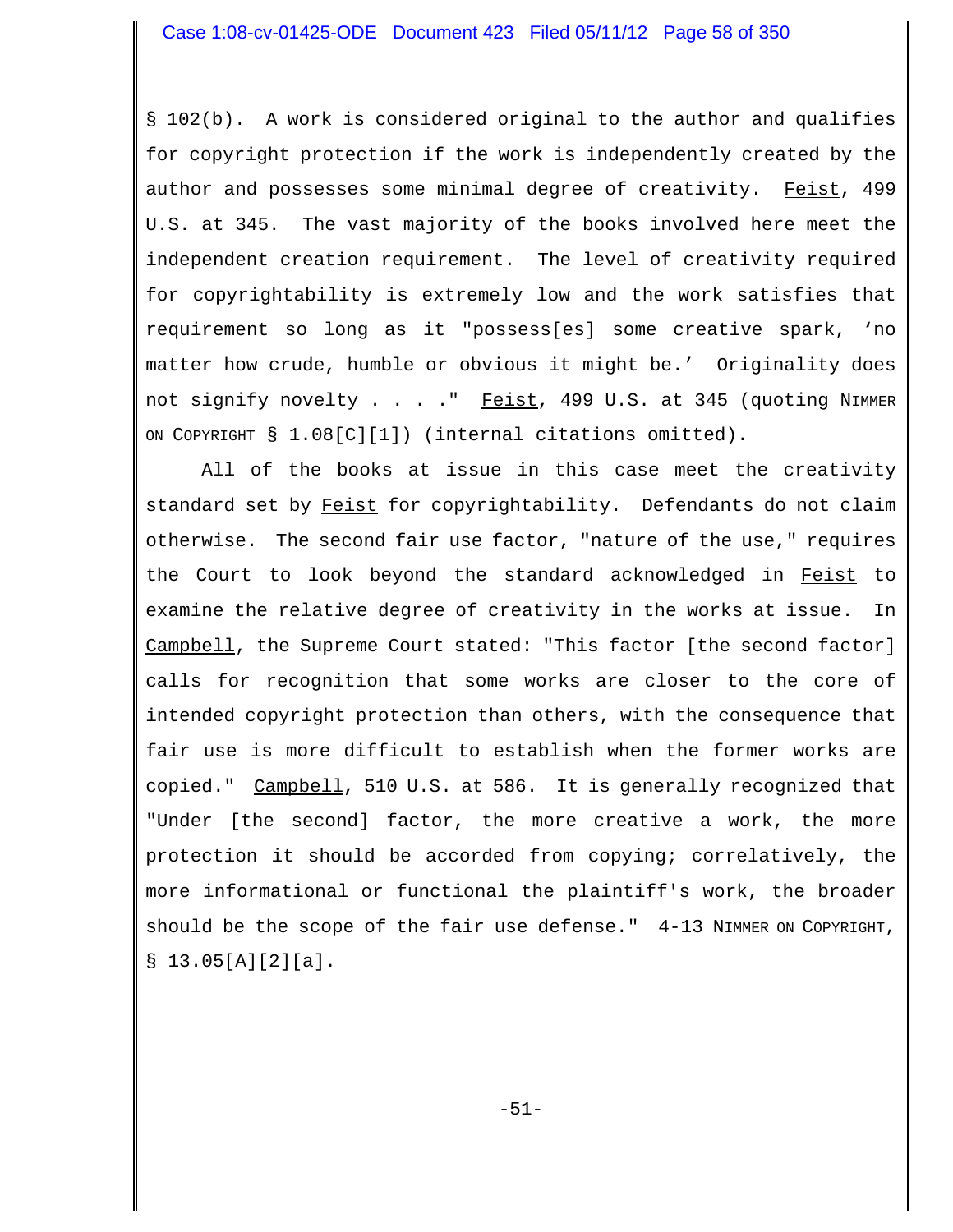§ 102(b). A work is considered original to the author and qualifies for copyright protection if the work is independently created by the author and possesses some minimal degree of creativity. Feist, 499 U.S. at 345. The vast majority of the books involved here meet the independent creation requirement. The level of creativity required for copyrightability is extremely low and the work satisfies that requirement so long as it "possess[es] some creative spark, 'no matter how crude, humble or obvious it might be.' Originality does not signify novelty . . . ." Feist, 499 U.S. at 345 (quoting NIMMER ON COPYRIGHT § 1.08[C][1]) (internal citations omitted).

All of the books at issue in this case meet the creativity standard set by Feist for copyrightability. Defendants do not claim otherwise. The second fair use factor, "nature of the use," requires the Court to look beyond the standard acknowledged in Feist to examine the relative degree of creativity in the works at issue. In Campbell, the Supreme Court stated: "This factor [the second factor] calls for recognition that some works are closer to the core of intended copyright protection than others, with the consequence that fair use is more difficult to establish when the former works are copied." Campbell, 510 U.S. at 586. It is generally recognized that "Under [the second] factor, the more creative a work, the more protection it should be accorded from copying; correlatively, the more informational or functional the plaintiff's work, the broader should be the scope of the fair use defense." 4-13 NIMMER ON COPYRIGHT, § 13.05[A][2][a].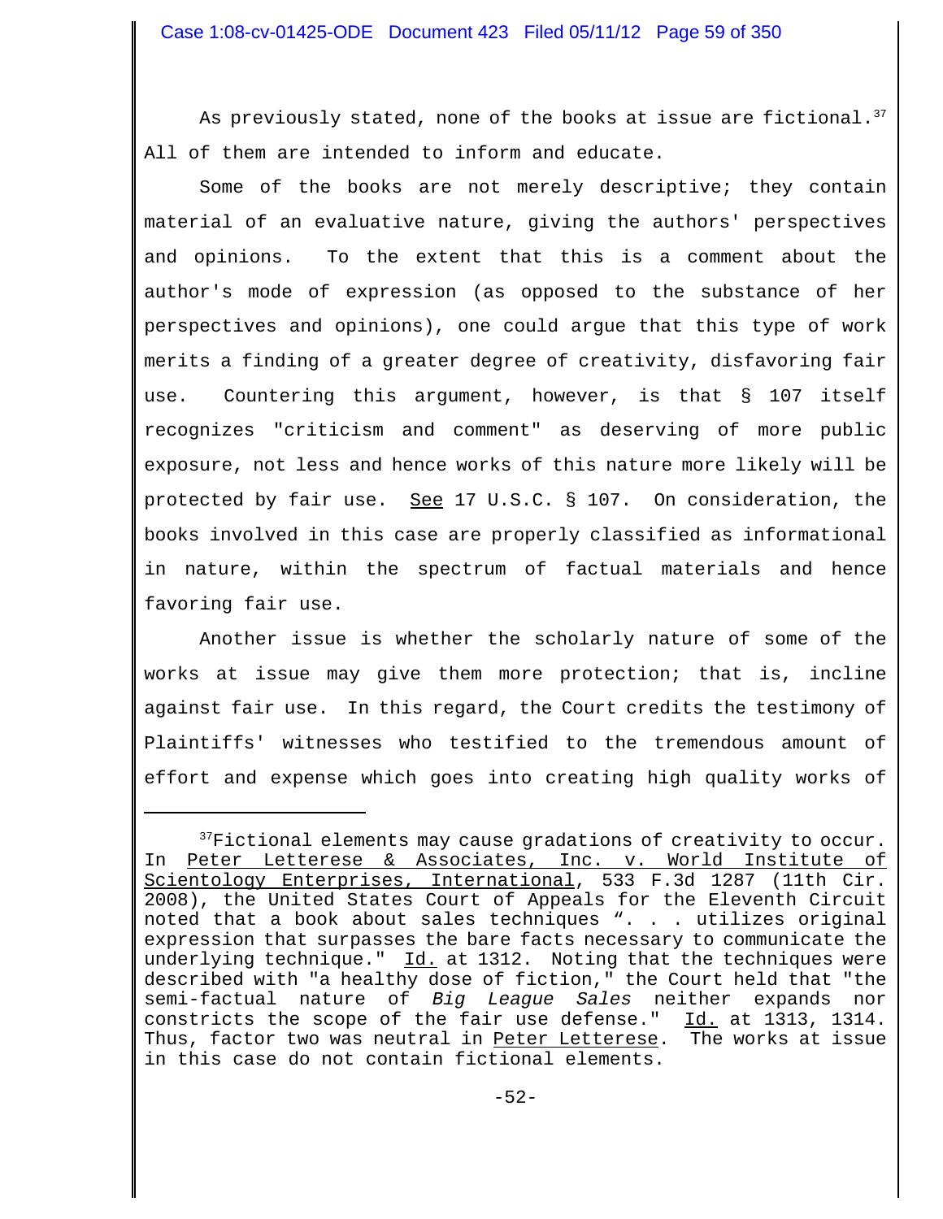As previously stated, none of the books at issue are fictional.[37] All of them are intended to inform and educate.

Some of the books are not merely descriptive; they contain material of an evaluative nature, giving the authors' perspectives and opinions. To the extent that this is a comment about the author's mode of expression (as opposed to the substance of her perspectives and opinions), one could argue that this type of work merits a finding of a greater degree of creativity, disfavoring fair use. Countering this argument, however, is that § 107 itself recognizes "criticism and comment" as deserving of more public exposure, not less and hence works of this nature more likely will be protected by fair use. See 17 U.S.C. § 107. On consideration, the books involved in this case are properly classified as informational in nature, within the spectrum of factual materials and hence favoring fair use.

Another issue is whether the scholarly nature of some of the works at issue may give them more protection; that is, incline against fair use. In this regard, the Court credits the testimony of Plaintiffs' witnesses who testified to the tremendous amount of effort and expense which goes into creating high quality works of

---

[37]Fictional elements may cause gradations of creativity to occur. In Peter Letterese & Associates, Inc. v. World Institute of Scientology Enterprises, International, 533 F.3d 1287 (11th Cir. 2008), the United States Court of Appeals for the Eleventh Circuit noted that a book about sales techniques ". . . utilizes original expression that surpasses the bare facts necessary to communicate the underlying technique." Id. at 1312. Noting that the techniques were described with "a healthy dose of fiction," the Court held that "the semi-factual nature of *Big League Sales* neither expands nor constricts the scope of the fair use defense." Id. at 1313, 1314. Thus, factor two was neutral in Peter Letterese. The works at issue in this case do not contain fictional elements.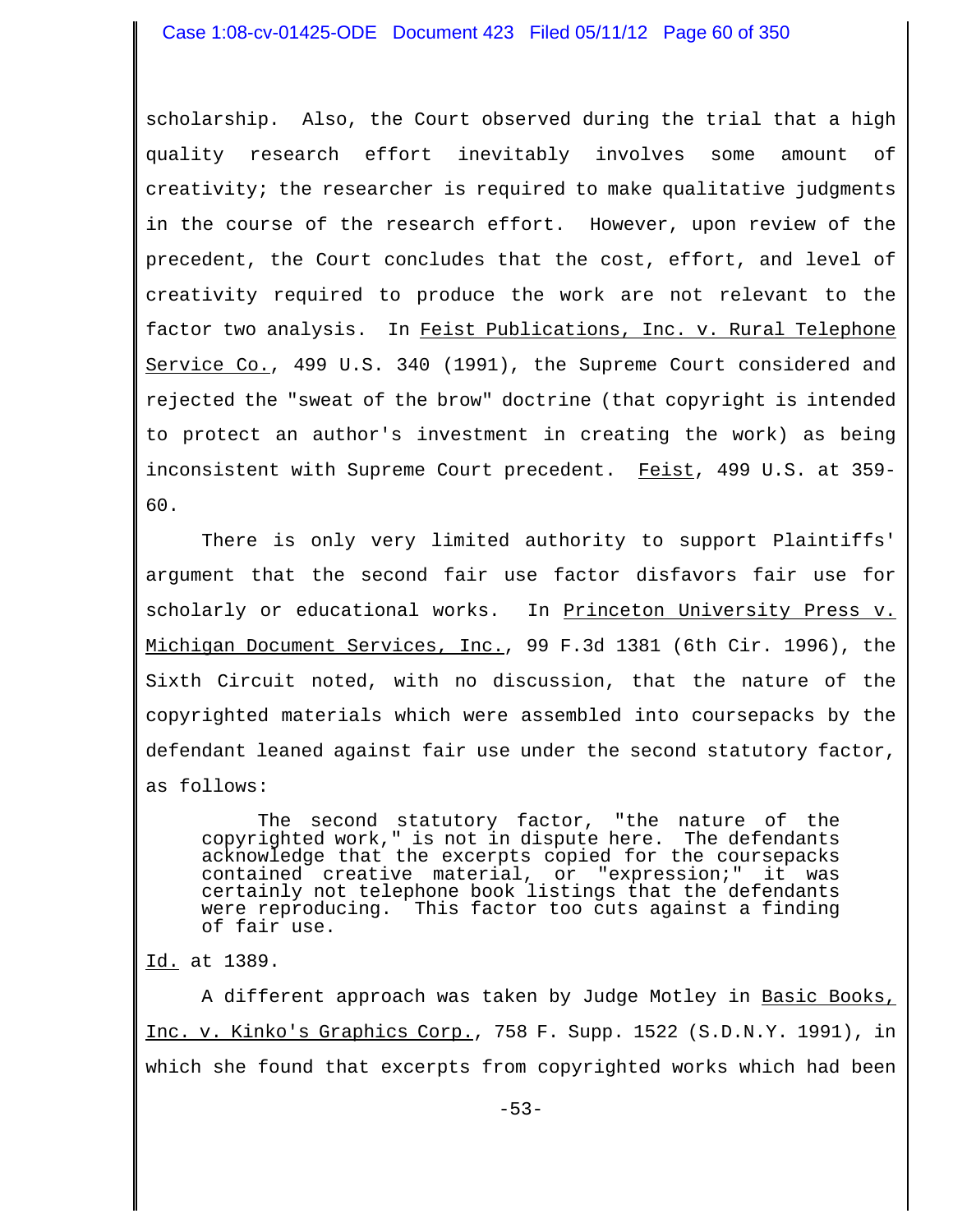scholarship. Also, the Court observed during the trial that a high quality research effort inevitably involves some amount of creativity; the researcher is required to make qualitative judgments in the course of the research effort. However, upon review of the precedent, the Court concludes that the cost, effort, and level of creativity required to produce the work are not relevant to the factor two analysis. In Feist Publications, Inc. v. Rural Telephone Service Co., 499 U.S. 340 (1991), the Supreme Court considered and rejected the "sweat of the brow" doctrine (that copyright is intended to protect an author's investment in creating the work) as being inconsistent with Supreme Court precedent. Feist, 499 U.S. at 359-60.

There is only very limited authority to support Plaintiffs' argument that the second fair use factor disfavors fair use for scholarly or educational works. In Princeton University Press v. Michigan Document Services, Inc., 99 F.3d 1381 (6th Cir. 1996), the Sixth Circuit noted, with no discussion, that the nature of the copyrighted materials which were assembled into coursepacks by the defendant leaned against fair use under the second statutory factor, as follows:

> The second statutory factor, "the nature of the copyrighted work," is not in dispute here. The defendants acknowledge that the excerpts copied for the coursepacks contained creative material, or "expression;" it was certainly not telephone book listings that the defendants were reproducing. This factor too cuts against a finding of fair use.

Id. at 1389.

A different approach was taken by Judge Motley in Basic Books, Inc. v. Kinko's Graphics Corp., 758 F. Supp. 1522 (S.D.N.Y. 1991), in which she found that excerpts from copyrighted works which had been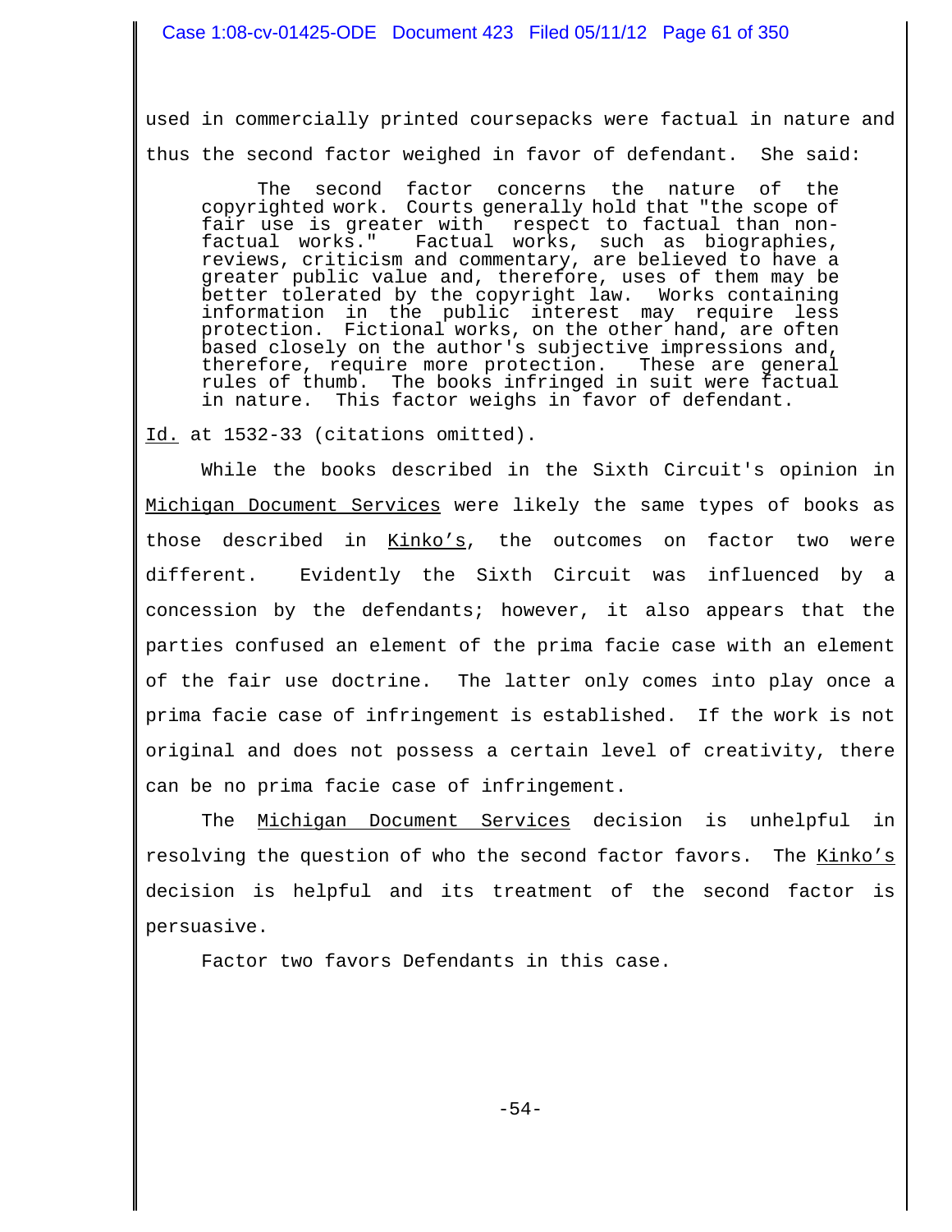used in commercially printed coursepacks were factual in nature and thus the second factor weighed in favor of defendant. She said:

> The second factor concerns the nature of the copyrighted work. Courts generally hold that "the scope of fair use is greater with respect to factual than non-factual works." Factual works, such as biographies, reviews, criticism and commentary, are believed to have a greater public value and, therefore, uses of them may be better tolerated by the copyright law. Works containing information in the public interest may require less protection. Fictional works, on the other hand, are often based closely on the author's subjective impressions and, therefore, require more protection. These are general rules of thumb. The books infringed in suit were factual in nature. This factor weighs in favor of defendant.

Id. at 1532-33 (citations omitted).

While the books described in the Sixth Circuit's opinion in Michigan Document Services were likely the same types of books as those described in Kinko's, the outcomes on factor two were different. Evidently the Sixth Circuit was influenced by a concession by the defendants; however, it also appears that the parties confused an element of the prima facie case with an element of the fair use doctrine. The latter only comes into play once a prima facie case of infringement is established. If the work is not original and does not possess a certain level of creativity, there can be no prima facie case of infringement.

The Michigan Document Services decision is unhelpful in resolving the question of who the second factor favors. The Kinko's decision is helpful and its treatment of the second factor is persuasive.

Factor two favors Defendants in this case.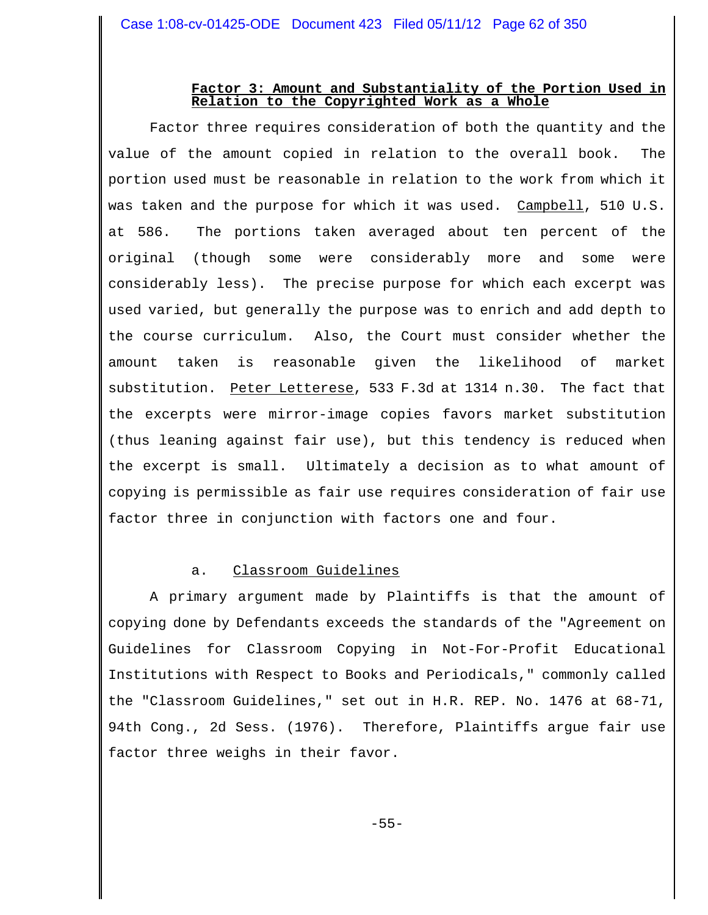**Factor 3: Amount and Substantiality of the Portion Used in Relation to the Copyrighted Work as a Whole**

Factor three requires consideration of both the quantity and the value of the amount copied in relation to the overall book. The portion used must be reasonable in relation to the work from which it was taken and the purpose for which it was used. Campbell, 510 U.S. at 586. The portions taken averaged about ten percent of the original (though some were considerably more and some were considerably less). The precise purpose for which each excerpt was used varied, but generally the purpose was to enrich and add depth to the course curriculum. Also, the Court must consider whether the amount taken is reasonable given the likelihood of market substitution. Peter Letterese, 533 F.3d at 1314 n.30. The fact that the excerpts were mirror-image copies favors market substitution (thus leaning against fair use), but this tendency is reduced when the excerpt is small. Ultimately a decision as to what amount of copying is permissible as fair use requires consideration of fair use factor three in conjunction with factors one and four.

a. Classroom Guidelines

A primary argument made by Plaintiffs is that the amount of copying done by Defendants exceeds the standards of the "Agreement on Guidelines for Classroom Copying in Not-For-Profit Educational Institutions with Respect to Books and Periodicals," commonly called the "Classroom Guidelines," set out in H.R. REP. No. 1476 at 68-71, 94th Cong., 2d Sess. (1976). Therefore, Plaintiffs argue fair use factor three weighs in their favor.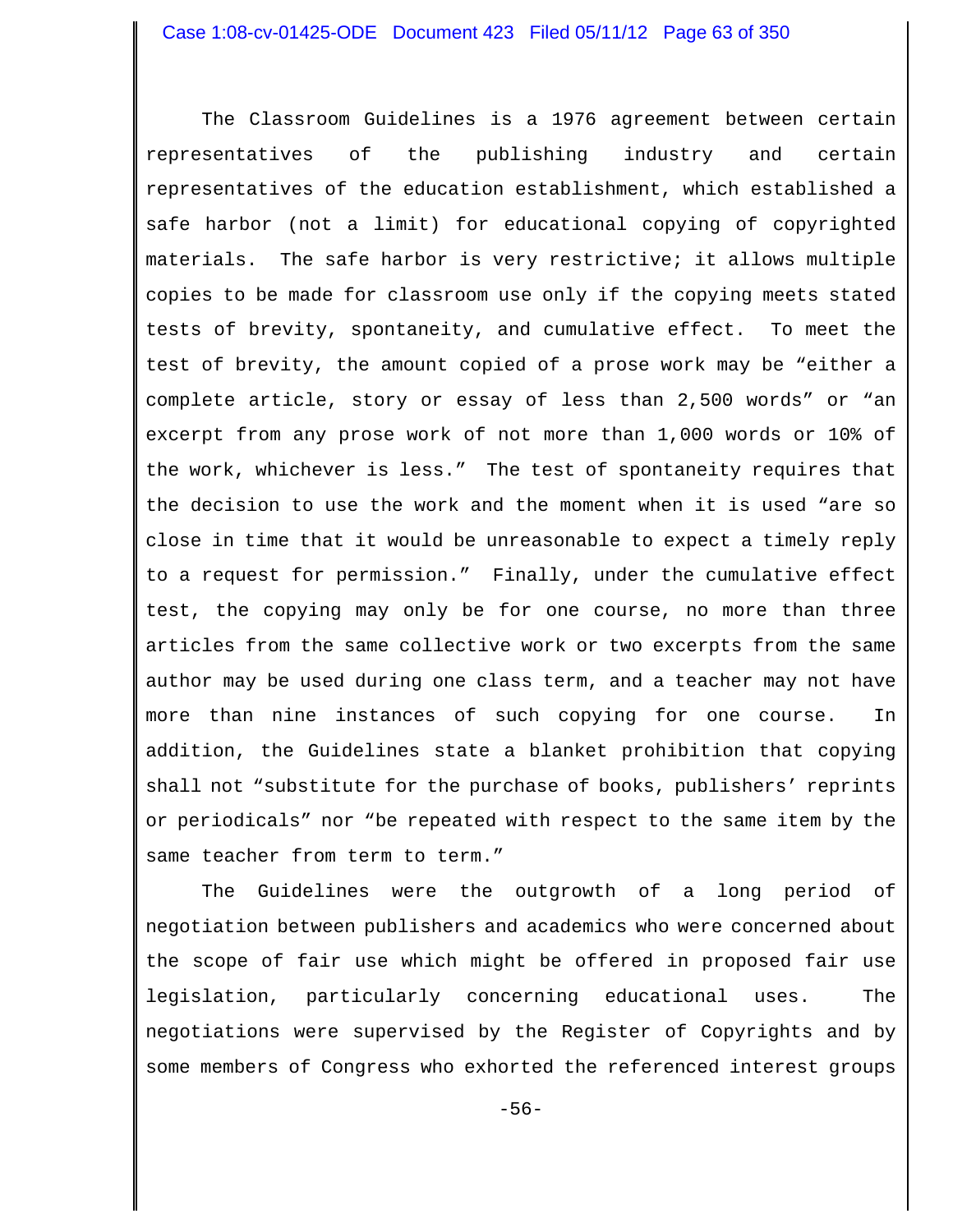The Classroom Guidelines is a 1976 agreement between certain representatives of the publishing industry and certain representatives of the education establishment, which established a safe harbor (not a limit) for educational copying of copyrighted materials. The safe harbor is very restrictive; it allows multiple copies to be made for classroom use only if the copying meets stated tests of brevity, spontaneity, and cumulative effect. To meet the test of brevity, the amount copied of a prose work may be "either a complete article, story or essay of less than 2,500 words" or "an excerpt from any prose work of not more than 1,000 words or 10% of the work, whichever is less." The test of spontaneity requires that the decision to use the work and the moment when it is used "are so close in time that it would be unreasonable to expect a timely reply to a request for permission." Finally, under the cumulative effect test, the copying may only be for one course, no more than three articles from the same collective work or two excerpts from the same author may be used during one class term, and a teacher may not have more than nine instances of such copying for one course. In addition, the Guidelines state a blanket prohibition that copying shall not "substitute for the purchase of books, publishers' reprints or periodicals" nor "be repeated with respect to the same item by the same teacher from term to term."

The Guidelines were the outgrowth of a long period of negotiation between publishers and academics who were concerned about the scope of fair use which might be offered in proposed fair use legislation, particularly concerning educational uses. The negotiations were supervised by the Register of Copyrights and by some members of Congress who exhorted the referenced interest groups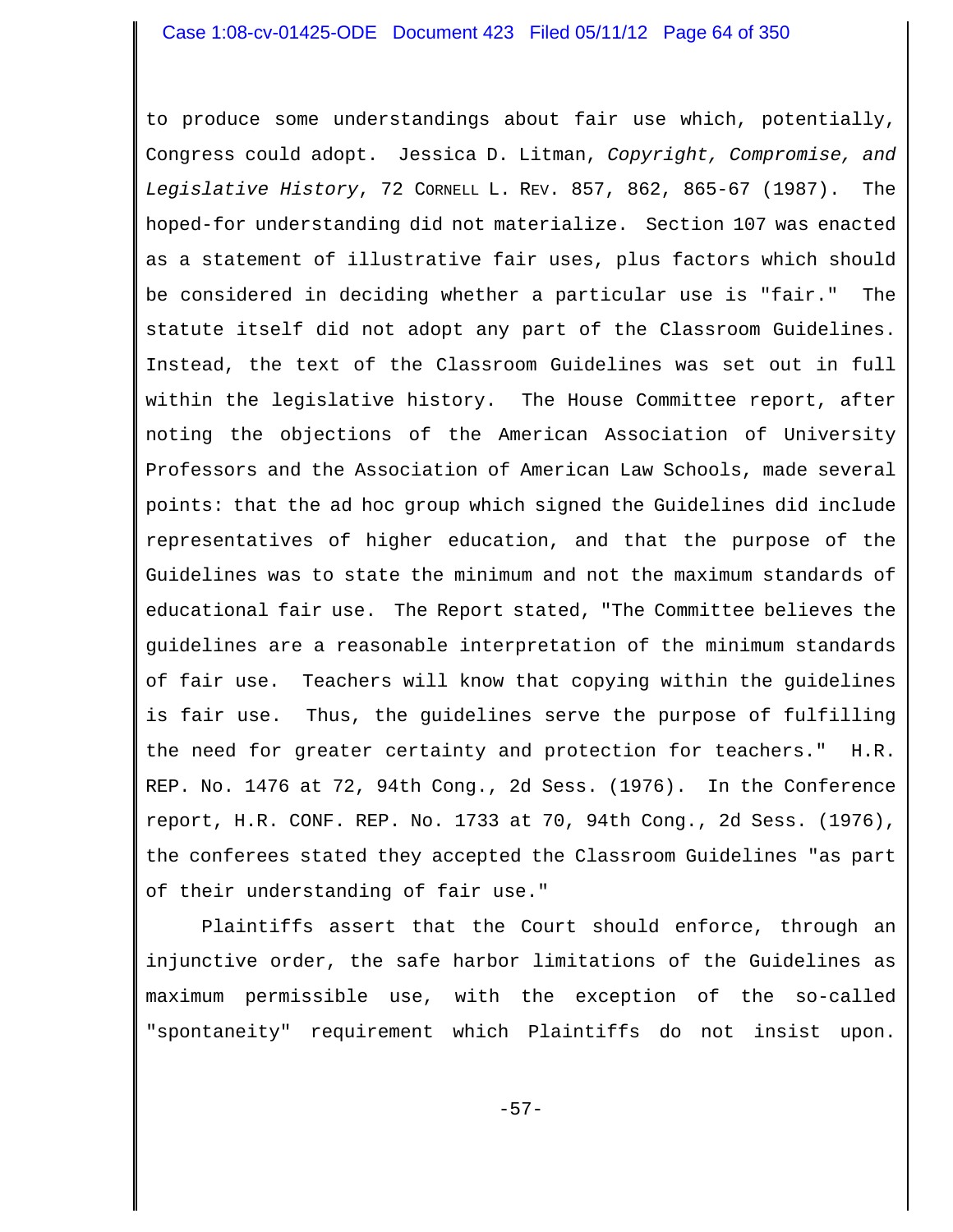to produce some understandings about fair use which, potentially, Congress could adopt. Jessica D. Litman, *Copyright, Compromise, and Legislative History*, 72 CORNELL L. REV. 857, 862, 865-67 (1987). The hoped-for understanding did not materialize. Section 107 was enacted as a statement of illustrative fair uses, plus factors which should be considered in deciding whether a particular use is "fair." The statute itself did not adopt any part of the Classroom Guidelines. Instead, the text of the Classroom Guidelines was set out in full within the legislative history. The House Committee report, after noting the objections of the American Association of University Professors and the Association of American Law Schools, made several points: that the ad hoc group which signed the Guidelines did include representatives of higher education, and that the purpose of the Guidelines was to state the minimum and not the maximum standards of educational fair use. The Report stated, "The Committee believes the guidelines are a reasonable interpretation of the minimum standards of fair use. Teachers will know that copying within the guidelines is fair use. Thus, the guidelines serve the purpose of fulfilling the need for greater certainty and protection for teachers." H.R. REP. No. 1476 at 72, 94th Cong., 2d Sess. (1976). In the Conference report, H.R. CONF. REP. No. 1733 at 70, 94th Cong., 2d Sess. (1976), the conferees stated they accepted the Classroom Guidelines "as part of their understanding of fair use."

Plaintiffs assert that the Court should enforce, through an injunctive order, the safe harbor limitations of the Guidelines as maximum permissible use, with the exception of the so-called "spontaneity" requirement which Plaintiffs do not insist upon.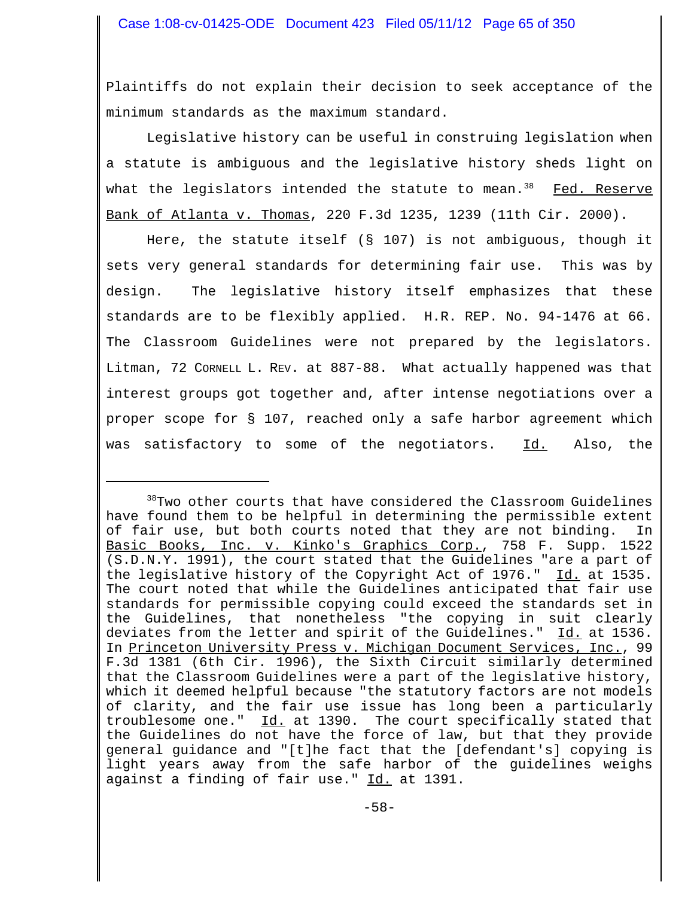Plaintiffs do not explain their decision to seek acceptance of the minimum standards as the maximum standard.

Legislative history can be useful in construing legislation when a statute is ambiguous and the legislative history sheds light on what the legislators intended the statute to mean.[38] Fed. Reserve Bank of Atlanta v. Thomas, 220 F.3d 1235, 1239 (11th Cir. 2000).

Here, the statute itself (§ 107) is not ambiguous, though it sets very general standards for determining fair use. This was by design. The legislative history itself emphasizes that these standards are to be flexibly applied. H.R. REP. No. 94-1476 at 66. The Classroom Guidelines were not prepared by the legislators. Litman, 72 CORNELL L. REV. at 887-88. What actually happened was that interest groups got together and, after intense negotiations over a proper scope for § 107, reached only a safe harbor agreement which was satisfactory to some of the negotiators. Id. Also, the

---

[38]Two other courts that have considered the Classroom Guidelines have found them to be helpful in determining the permissible extent of fair use, but both courts noted that they are not binding. In Basic Books, Inc. v. Kinko's Graphics Corp., 758 F. Supp. 1522 (S.D.N.Y. 1991), the court stated that the Guidelines "are a part of the legislative history of the Copyright Act of 1976." Id. at 1535. The court noted that while the Guidelines anticipated that fair use standards for permissible copying could exceed the standards set in the Guidelines, that nonetheless "the copying in suit clearly deviates from the letter and spirit of the Guidelines." Id. at 1536. In Princeton University Press v. Michigan Document Services, Inc., 99 F.3d 1381 (6th Cir. 1996), the Sixth Circuit similarly determined that the Classroom Guidelines were a part of the legislative history, which it deemed helpful because "the statutory factors are not models of clarity, and the fair use issue has long been a particularly troublesome one." Id. at 1390. The court specifically stated that the Guidelines do not have the force of law, but that they provide general guidance and "[t]he fact that the [defendant's] copying is light years away from the safe harbor of the guidelines weighs against a finding of fair use." Id. at 1391.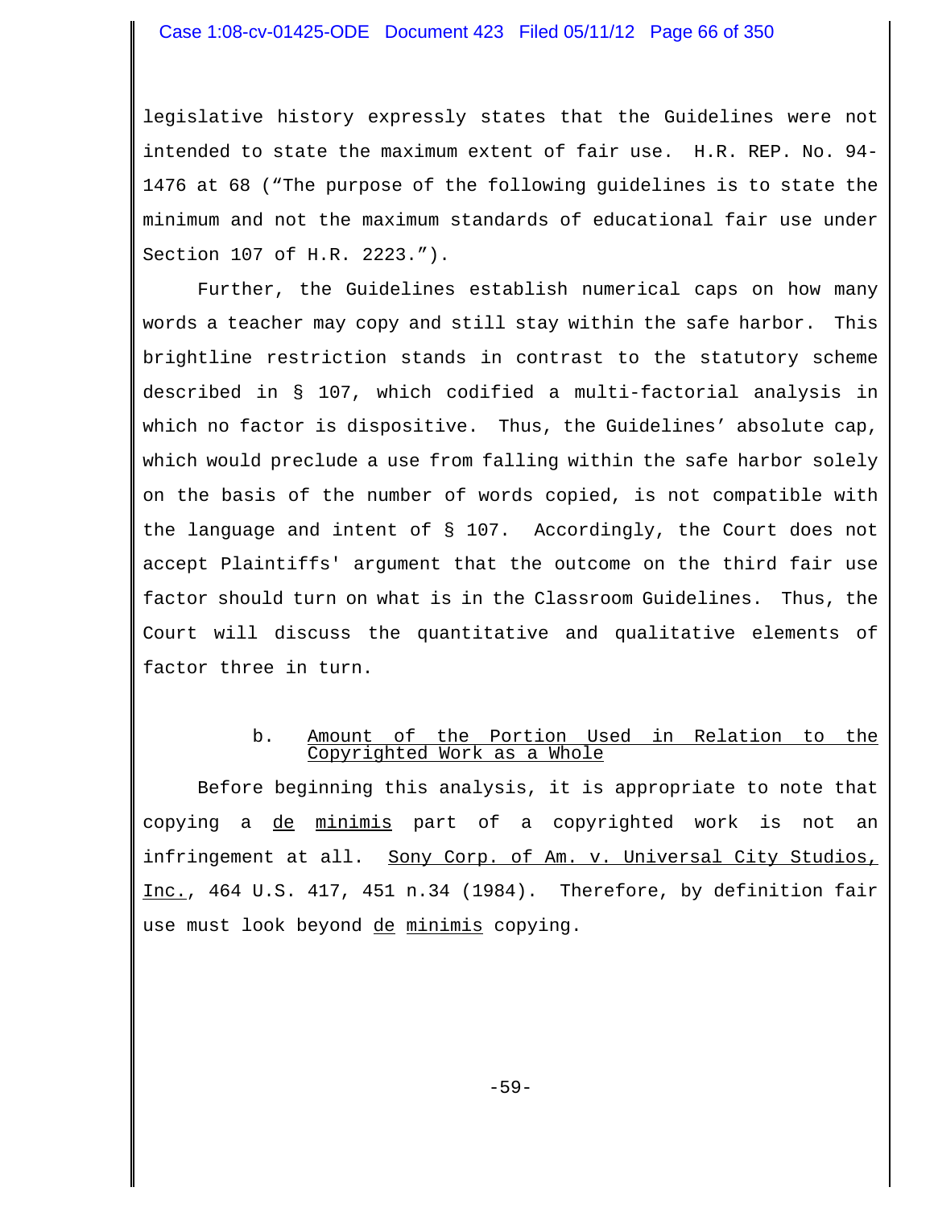legislative history expressly states that the Guidelines were not intended to state the maximum extent of fair use. H.R. REP. No. 94-1476 at 68 ("The purpose of the following guidelines is to state the minimum and not the maximum standards of educational fair use under Section 107 of H.R. 2223.").

Further, the Guidelines establish numerical caps on how many words a teacher may copy and still stay within the safe harbor. This brightline restriction stands in contrast to the statutory scheme described in § 107, which codified a multi-factorial analysis in which no factor is dispositive. Thus, the Guidelines' absolute cap, which would preclude a use from falling within the safe harbor solely on the basis of the number of words copied, is not compatible with the language and intent of § 107. Accordingly, the Court does not accept Plaintiffs' argument that the outcome on the third fair use factor should turn on what is in the Classroom Guidelines. Thus, the Court will discuss the quantitative and qualitative elements of factor three in turn.

b. Amount of the Portion Used in Relation to the Copyrighted Work as a Whole

Before beginning this analysis, it is appropriate to note that copying a *de minimis* part of a copyrighted work is not an infringement at all. *Sony Corp. of Am. v. Universal City Studios, Inc.*, 464 U.S. 417, 451 n.34 (1984). Therefore, by definition fair use must look beyond *de minimis* copying.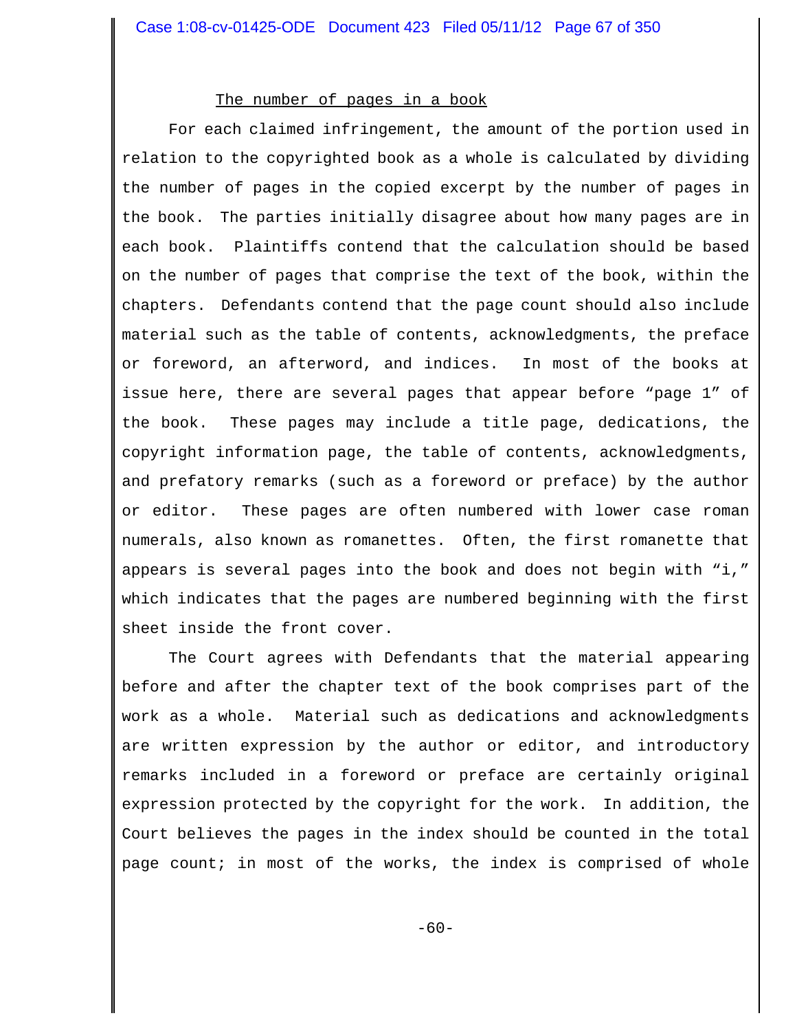The number of pages in a book

For each claimed infringement, the amount of the portion used in relation to the copyrighted book as a whole is calculated by dividing the number of pages in the copied excerpt by the number of pages in the book. The parties initially disagree about how many pages are in each book. Plaintiffs contend that the calculation should be based on the number of pages that comprise the text of the book, within the chapters. Defendants contend that the page count should also include material such as the table of contents, acknowledgments, the preface or foreword, an afterword, and indices. In most of the books at issue here, there are several pages that appear before "page 1" of the book. These pages may include a title page, dedications, the copyright information page, the table of contents, acknowledgments, and prefatory remarks (such as a foreword or preface) by the author or editor. These pages are often numbered with lower case roman numerals, also known as romanettes. Often, the first romanette that appears is several pages into the book and does not begin with "i," which indicates that the pages are numbered beginning with the first sheet inside the front cover.

The Court agrees with Defendants that the material appearing before and after the chapter text of the book comprises part of the work as a whole. Material such as dedications and acknowledgments are written expression by the author or editor, and introductory remarks included in a foreword or preface are certainly original expression protected by the copyright for the work. In addition, the Court believes the pages in the index should be counted in the total page count; in most of the works, the index is comprised of whole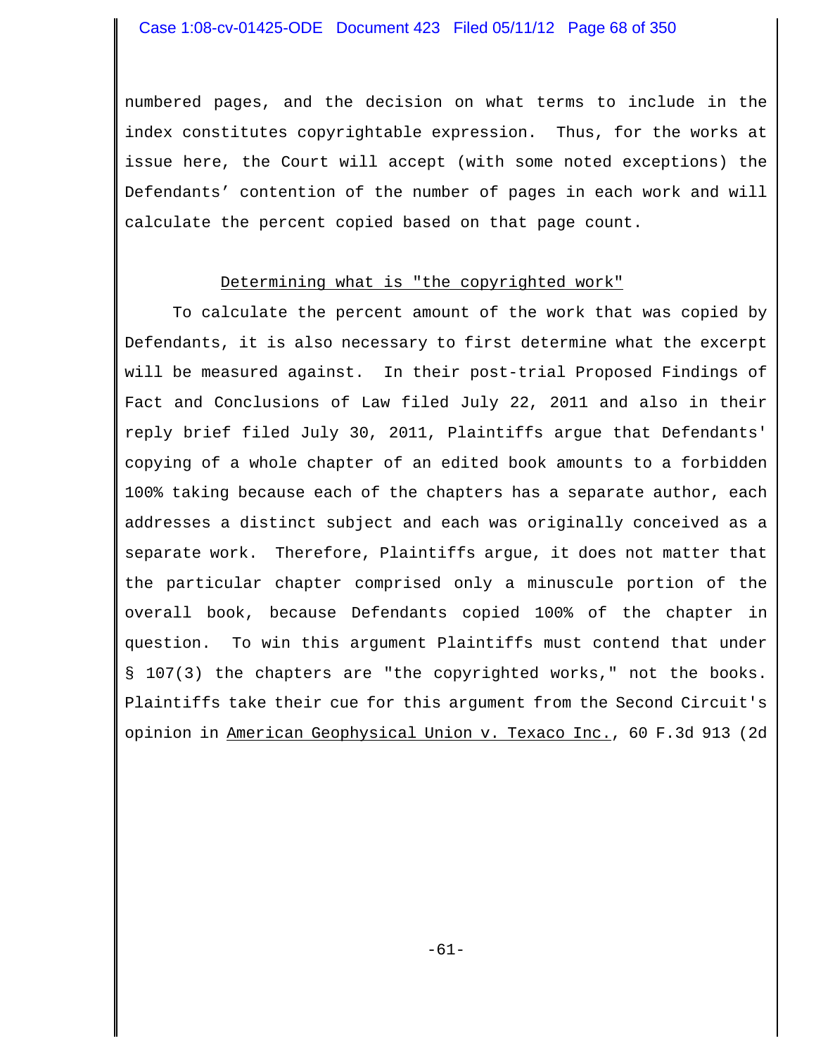numbered pages, and the decision on what terms to include in the index constitutes copyrightable expression. Thus, for the works at issue here, the Court will accept (with some noted exceptions) the Defendants' contention of the number of pages in each work and will calculate the percent copied based on that page count.

Determining what is "the copyrighted work"

To calculate the percent amount of the work that was copied by Defendants, it is also necessary to first determine what the excerpt will be measured against. In their post-trial Proposed Findings of Fact and Conclusions of Law filed July 22, 2011 and also in their reply brief filed July 30, 2011, Plaintiffs argue that Defendants' copying of a whole chapter of an edited book amounts to a forbidden 100% taking because each of the chapters has a separate author, each addresses a distinct subject and each was originally conceived as a separate work. Therefore, Plaintiffs argue, it does not matter that the particular chapter comprised only a minuscule portion of the overall book, because Defendants copied 100% of the chapter in question. To win this argument Plaintiffs must contend that under § 107(3) the chapters are "the copyrighted works," not the books. Plaintiffs take their cue for this argument from the Second Circuit's opinion in American Geophysical Union v. Texaco Inc., 60 F.3d 913 (2d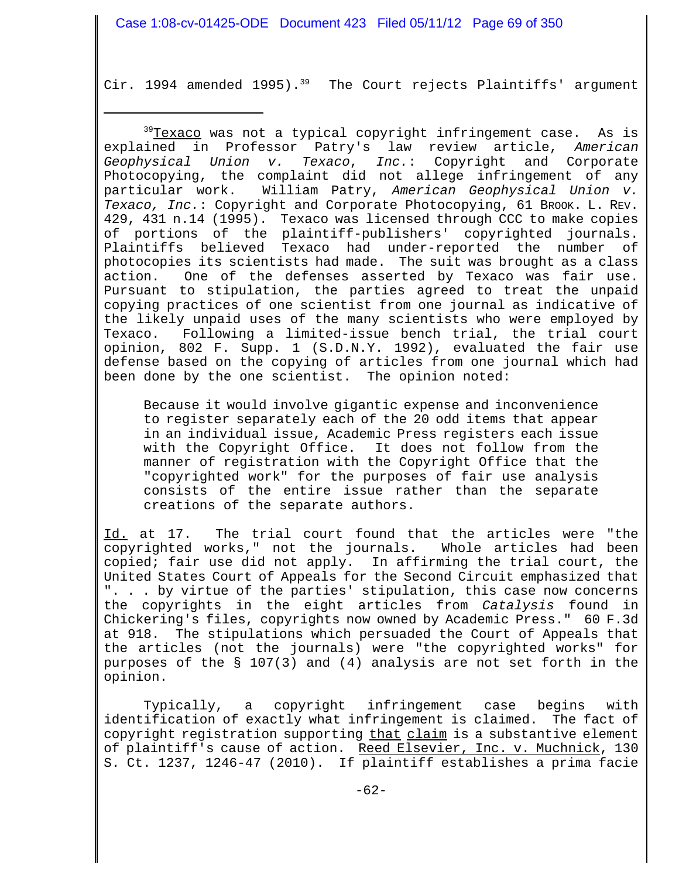Cir. 1994 amended 1995).[39] The Court rejects Plaintiffs' argument

---

[39]Texaco was not a typical copyright infringement case. As is explained in Professor Patry's law review article, *American Geophysical Union v. Texaco, Inc.*: Copyright and Corporate Photocopying, the complaint did not allege infringement of any particular work. William Patry, *American Geophysical Union v. Texaco, Inc.*: Copyright and Corporate Photocopying, 61 BROOK. L. REV. 429, 431 n.14 (1995). Texaco was licensed through CCC to make copies of portions of the plaintiff-publishers' copyrighted journals. Plaintiffs believed Texaco had under-reported the number of photocopies its scientists had made. The suit was brought as a class action. One of the defenses asserted by Texaco was fair use. Pursuant to stipulation, the parties agreed to treat the unpaid copying practices of one scientist from one journal as indicative of the likely unpaid uses of the many scientists who were employed by Texaco. Following a limited-issue bench trial, the trial court opinion, 802 F. Supp. 1 (S.D.N.Y. 1992), evaluated the fair use defense based on the copying of articles from one journal which had been done by the one scientist. The opinion noted:

> Because it would involve gigantic expense and inconvenience to register separately each of the 20 odd items that appear in an individual issue, Academic Press registers each issue with the Copyright Office. It does not follow from the manner of registration with the Copyright Office that the "copyrighted work" for the purposes of fair use analysis consists of the entire issue rather than the separate creations of the separate authors.

Id. at 17. The trial court found that the articles were "the copyrighted works," not the journals. Whole articles had been copied; fair use did not apply. In affirming the trial court, the United States Court of Appeals for the Second Circuit emphasized that ". . . by virtue of the parties' stipulation, this case now concerns the copyrights in the eight articles from *Catalysis* found in Chickering's files, copyrights now owned by Academic Press." 60 F.3d at 918. The stipulations which persuaded the Court of Appeals that the articles (not the journals) were "the copyrighted works" for purposes of the § 107(3) and (4) analysis are not set forth in the opinion.

Typically, a copyright infringement case begins with identification of exactly what infringement is claimed. The fact of copyright registration supporting that claim is a substantive element of plaintiff's cause of action. Reed Elsevier, Inc. v. Muchnick, 130 S. Ct. 1237, 1246-47 (2010). If plaintiff establishes a prima facie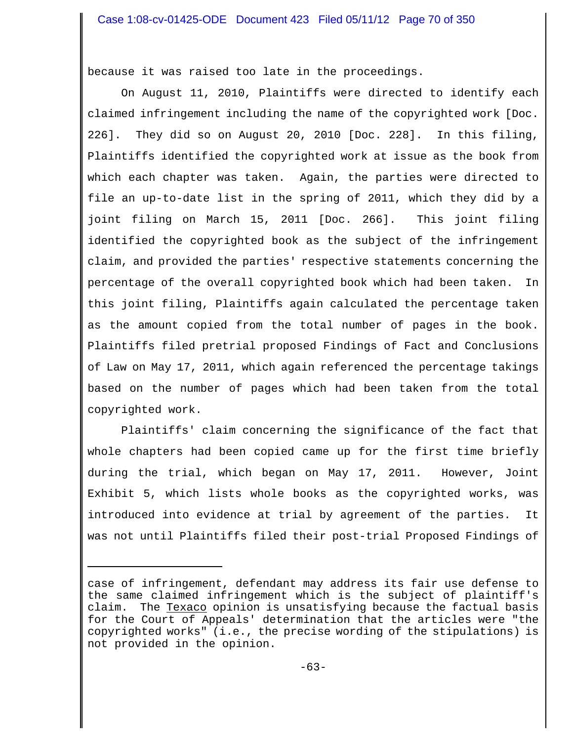because it was raised too late in the proceedings.

On August 11, 2010, Plaintiffs were directed to identify each claimed infringement including the name of the copyrighted work [Doc. 226]. They did so on August 20, 2010 [Doc. 228]. In this filing, Plaintiffs identified the copyrighted work at issue as the book from which each chapter was taken. Again, the parties were directed to file an up-to-date list in the spring of 2011, which they did by a joint filing on March 15, 2011 [Doc. 266]. This joint filing identified the copyrighted book as the subject of the infringement claim, and provided the parties' respective statements concerning the percentage of the overall copyrighted book which had been taken. In this joint filing, Plaintiffs again calculated the percentage taken as the amount copied from the total number of pages in the book. Plaintiffs filed pretrial proposed Findings of Fact and Conclusions of Law on May 17, 2011, which again referenced the percentage takings based on the number of pages which had been taken from the total copyrighted work.

Plaintiffs' claim concerning the significance of the fact that whole chapters had been copied came up for the first time briefly during the trial, which began on May 17, 2011. However, Joint Exhibit 5, which lists whole books as the copyrighted works, was introduced into evidence at trial by agreement of the parties. It was not until Plaintiffs filed their post-trial Proposed Findings of

---

case of infringement, defendant may address its fair use defense to the same claimed infringement which is the subject of plaintiff's claim. The <u>Texaco</u> opinion is unsatisfying because the factual basis for the Court of Appeals' determination that the articles were "the copyrighted works" (i.e., the precise wording of the stipulations) is not provided in the opinion.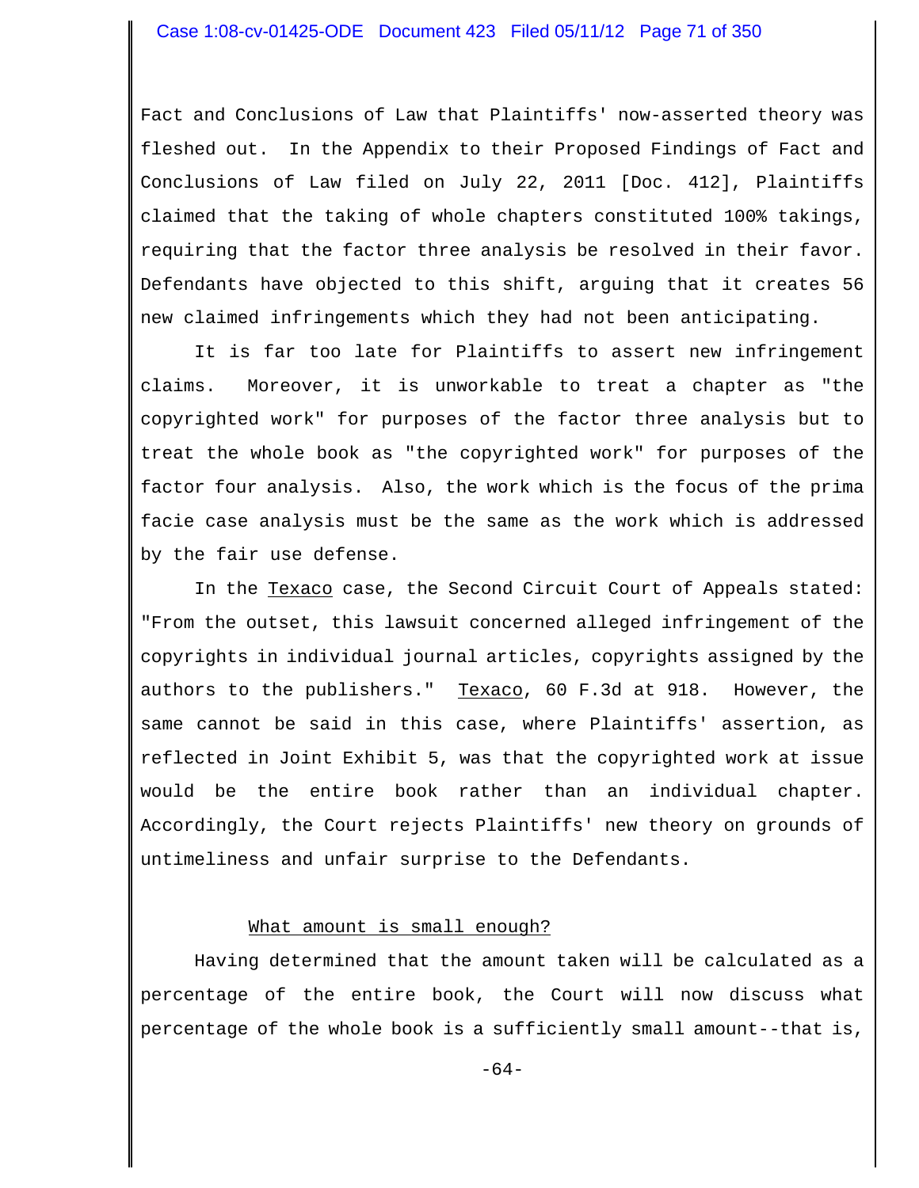Fact and Conclusions of Law that Plaintiffs' now-asserted theory was fleshed out. In the Appendix to their Proposed Findings of Fact and Conclusions of Law filed on July 22, 2011 [Doc. 412], Plaintiffs claimed that the taking of whole chapters constituted 100% takings, requiring that the factor three analysis be resolved in their favor. Defendants have objected to this shift, arguing that it creates 56 new claimed infringements which they had not been anticipating.

It is far too late for Plaintiffs to assert new infringement claims. Moreover, it is unworkable to treat a chapter as "the copyrighted work" for purposes of the factor three analysis but to treat the whole book as "the copyrighted work" for purposes of the factor four analysis. Also, the work which is the focus of the prima facie case analysis must be the same as the work which is addressed by the fair use defense.

In the Texaco case, the Second Circuit Court of Appeals stated: "From the outset, this lawsuit concerned alleged infringement of the copyrights in individual journal articles, copyrights assigned by the authors to the publishers." Texaco, 60 F.3d at 918. However, the same cannot be said in this case, where Plaintiffs' assertion, as reflected in Joint Exhibit 5, was that the copyrighted work at issue would be the entire book rather than an individual chapter. Accordingly, the Court rejects Plaintiffs' new theory on grounds of untimeliness and unfair surprise to the Defendants.

### What amount is small enough?

Having determined that the amount taken will be calculated as a percentage of the entire book, the Court will now discuss what percentage of the whole book is a sufficiently small amount--that is,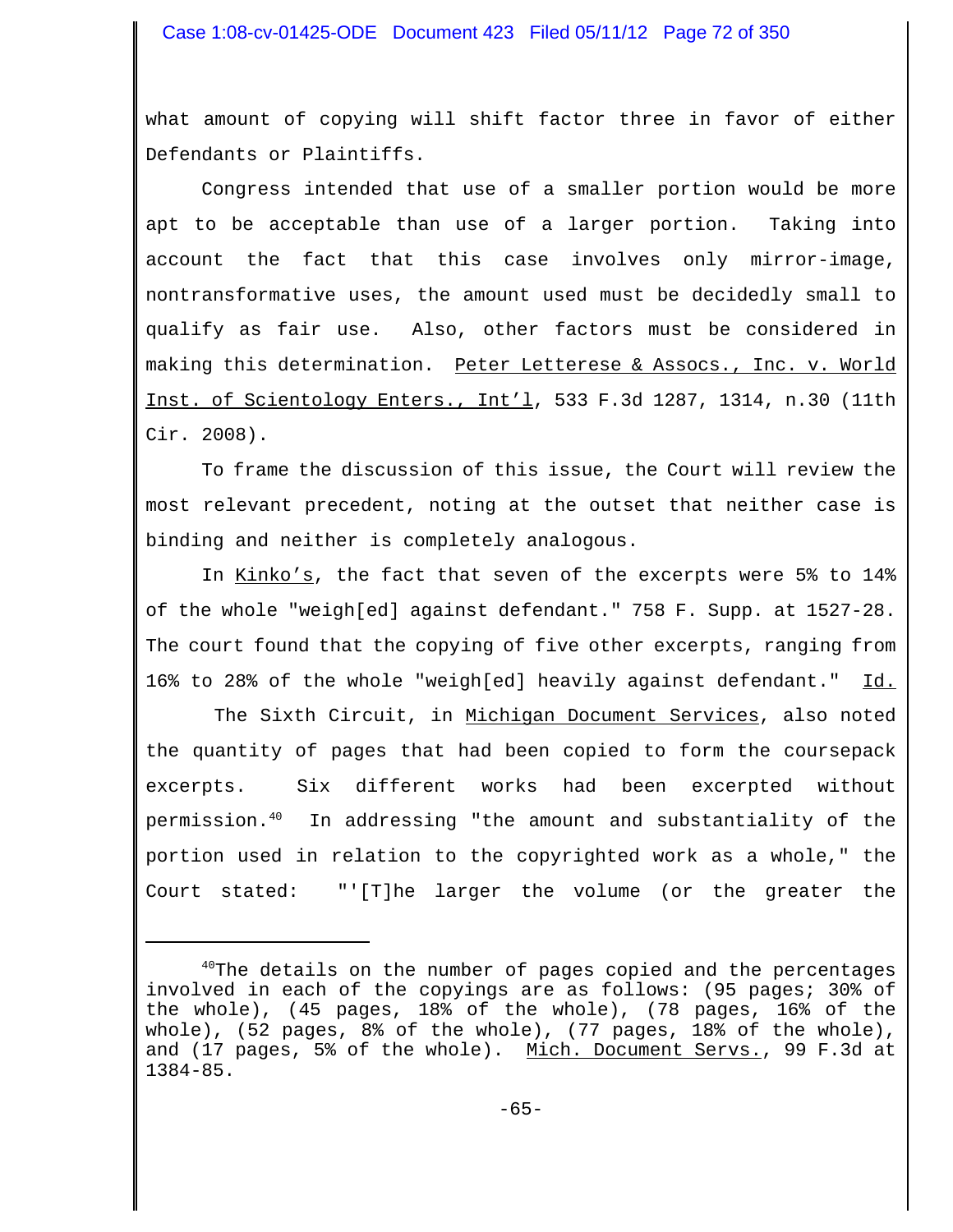what amount of copying will shift factor three in favor of either Defendants or Plaintiffs.

Congress intended that use of a smaller portion would be more apt to be acceptable than use of a larger portion. Taking into account the fact that this case involves only mirror-image, nontransformative uses, the amount used must be decidedly small to qualify as fair use. Also, other factors must be considered in making this determination. Peter Letterese & Assocs., Inc. v. World Inst. of Scientology Enters., Int'l, 533 F.3d 1287, 1314, n.30 (11th Cir. 2008).

To frame the discussion of this issue, the Court will review the most relevant precedent, noting at the outset that neither case is binding and neither is completely analogous.

In Kinko's, the fact that seven of the excerpts were 5% to 14% of the whole "weigh[ed] against defendant." 758 F. Supp. at 1527-28. The court found that the copying of five other excerpts, ranging from 16% to 28% of the whole "weigh[ed] heavily against defendant." Id.

The Sixth Circuit, in Michigan Document Services, also noted the quantity of pages that had been copied to form the coursepack excerpts. Six different works had been excerpted without permission.[40] In addressing "the amount and substantiality of the portion used in relation to the copyrighted work as a whole," the Court stated: "'[T]he larger the volume (or the greater the

---

[40] The details on the number of pages copied and the percentages involved in each of the copyings are as follows: (95 pages; 30% of the whole), (45 pages, 18% of the whole), (78 pages, 16% of the whole), (52 pages, 8% of the whole), (77 pages, 18% of the whole), and (17 pages, 5% of the whole). Mich. Document Servs., 99 F.3d at 1384-85.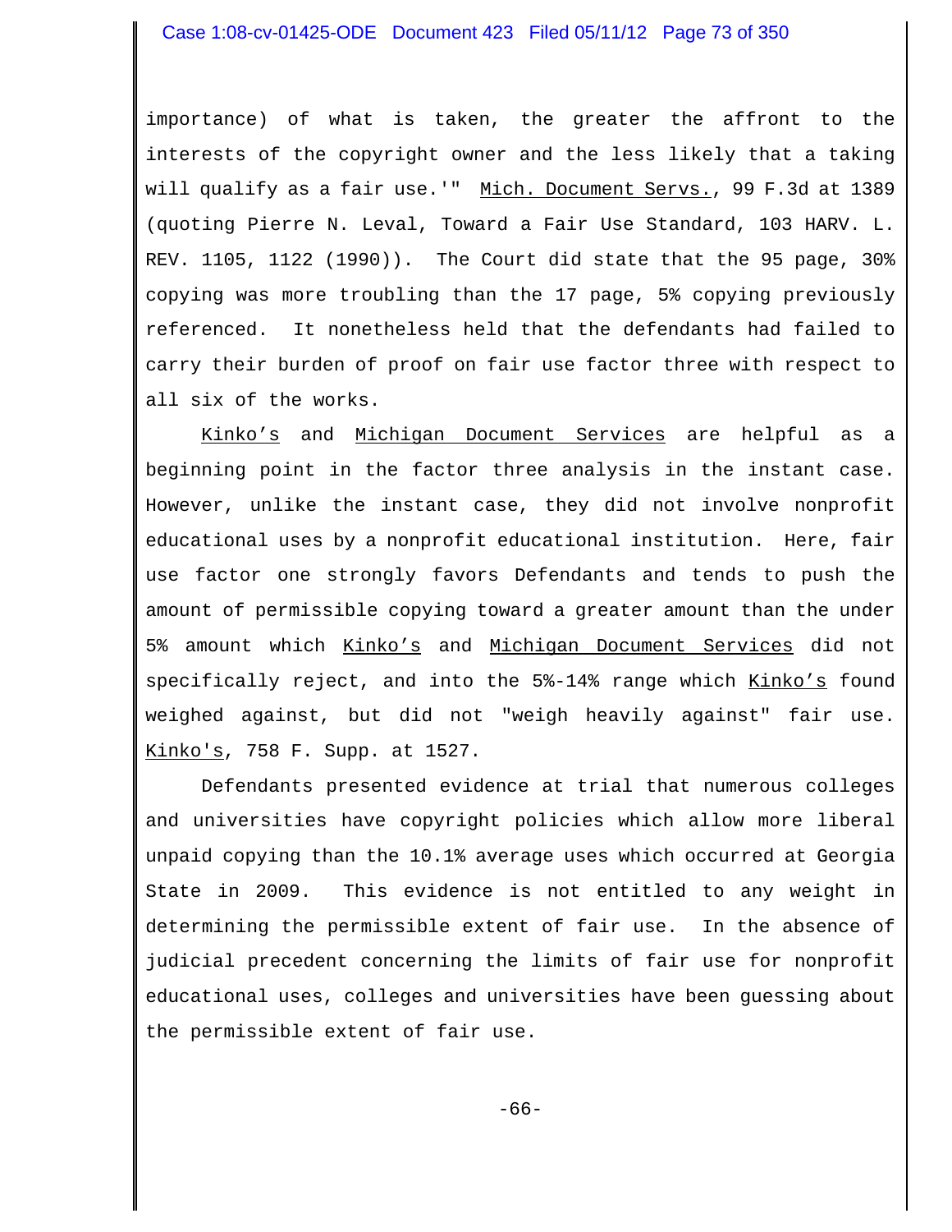importance) of what is taken, the greater the affront to the interests of the copyright owner and the less likely that a taking will qualify as a fair use.'" Mich. Document Servs., 99 F.3d at 1389 (quoting Pierre N. Leval, Toward a Fair Use Standard, 103 HARV. L. REV. 1105, 1122 (1990)). The Court did state that the 95 page, 30% copying was more troubling than the 17 page, 5% copying previously referenced. It nonetheless held that the defendants had failed to carry their burden of proof on fair use factor three with respect to all six of the works.

Kinko's and Michigan Document Services are helpful as a beginning point in the factor three analysis in the instant case. However, unlike the instant case, they did not involve nonprofit educational uses by a nonprofit educational institution. Here, fair use factor one strongly favors Defendants and tends to push the amount of permissible copying toward a greater amount than the under 5% amount which Kinko's and Michigan Document Services did not specifically reject, and into the 5%-14% range which Kinko's found weighed against, but did not "weigh heavily against" fair use. Kinko's, 758 F. Supp. at 1527.

Defendants presented evidence at trial that numerous colleges and universities have copyright policies which allow more liberal unpaid copying than the 10.1% average uses which occurred at Georgia State in 2009. This evidence is not entitled to any weight in determining the permissible extent of fair use. In the absence of judicial precedent concerning the limits of fair use for nonprofit educational uses, colleges and universities have been guessing about the permissible extent of fair use.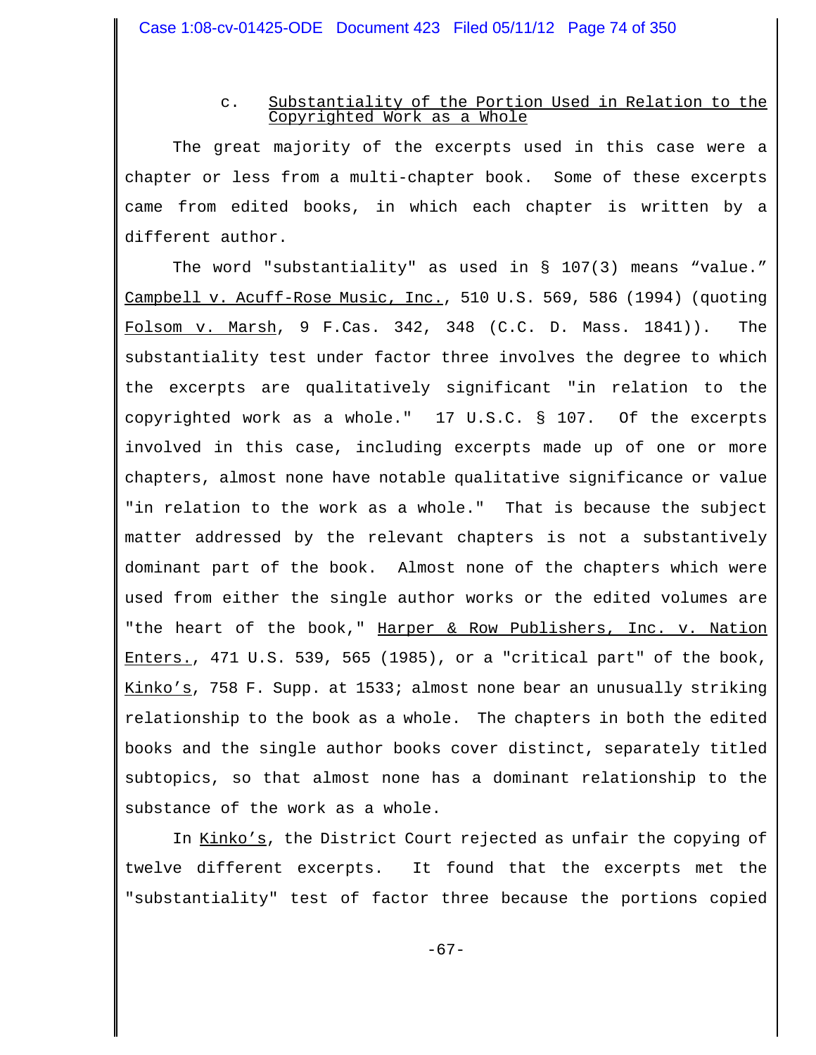### c. Substantiality of the Portion Used in Relation to the Copyrighted Work as a Whole

The great majority of the excerpts used in this case were a chapter or less from a multi-chapter book. Some of these excerpts came from edited books, in which each chapter is written by a different author.

The word "substantiality" as used in § 107(3) means "value." Campbell v. Acuff-Rose Music, Inc., 510 U.S. 569, 586 (1994) (quoting Folsom v. Marsh, 9 F.Cas. 342, 348 (C.C. D. Mass. 1841)). The substantiality test under factor three involves the degree to which the excerpts are qualitatively significant "in relation to the copyrighted work as a whole." 17 U.S.C. § 107. Of the excerpts involved in this case, including excerpts made up of one or more chapters, almost none have notable qualitative significance or value "in relation to the work as a whole." That is because the subject matter addressed by the relevant chapters is not a substantively dominant part of the book. Almost none of the chapters which were used from either the single author works or the edited volumes are "the heart of the book," Harper & Row Publishers, Inc. v. Nation Enters., 471 U.S. 539, 565 (1985), or a "critical part" of the book, Kinko's, 758 F. Supp. at 1533; almost none bear an unusually striking relationship to the book as a whole. The chapters in both the edited books and the single author books cover distinct, separately titled subtopics, so that almost none has a dominant relationship to the substance of the work as a whole.

In Kinko's, the District Court rejected as unfair the copying of twelve different excerpts. It found that the excerpts met the "substantiality" test of factor three because the portions copied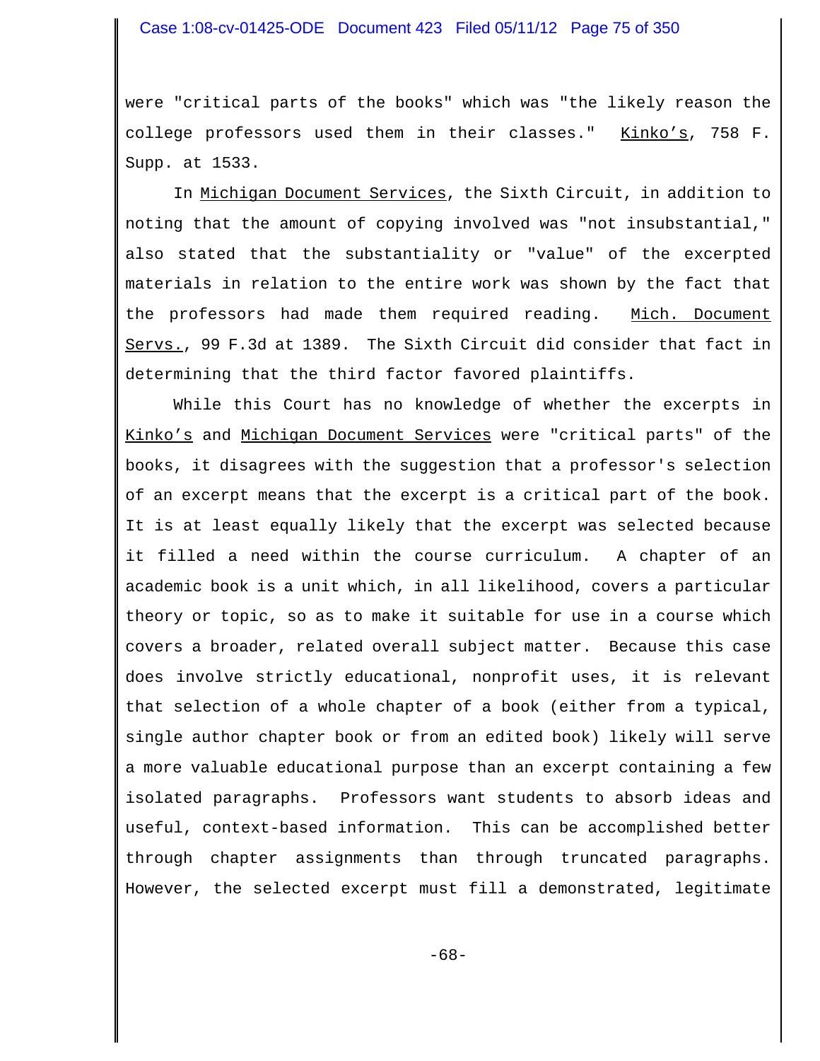were "critical parts of the books" which was "the likely reason the college professors used them in their classes." Kinko's, 758 F. Supp. at 1533.

In Michigan Document Services, the Sixth Circuit, in addition to noting that the amount of copying involved was "not insubstantial," also stated that the substantiality or "value" of the excerpted materials in relation to the entire work was shown by the fact that the professors had made them required reading. Mich. Document Servs., 99 F.3d at 1389. The Sixth Circuit did consider that fact in determining that the third factor favored plaintiffs.

While this Court has no knowledge of whether the excerpts in Kinko's and Michigan Document Services were "critical parts" of the books, it disagrees with the suggestion that a professor's selection of an excerpt means that the excerpt is a critical part of the book. It is at least equally likely that the excerpt was selected because it filled a need within the course curriculum. A chapter of an academic book is a unit which, in all likelihood, covers a particular theory or topic, so as to make it suitable for use in a course which covers a broader, related overall subject matter. Because this case does involve strictly educational, nonprofit uses, it is relevant that selection of a whole chapter of a book (either from a typical, single author chapter book or from an edited book) likely will serve a more valuable educational purpose than an excerpt containing a few isolated paragraphs. Professors want students to absorb ideas and useful, context-based information. This can be accomplished better through chapter assignments than through truncated paragraphs. However, the selected excerpt must fill a demonstrated, legitimate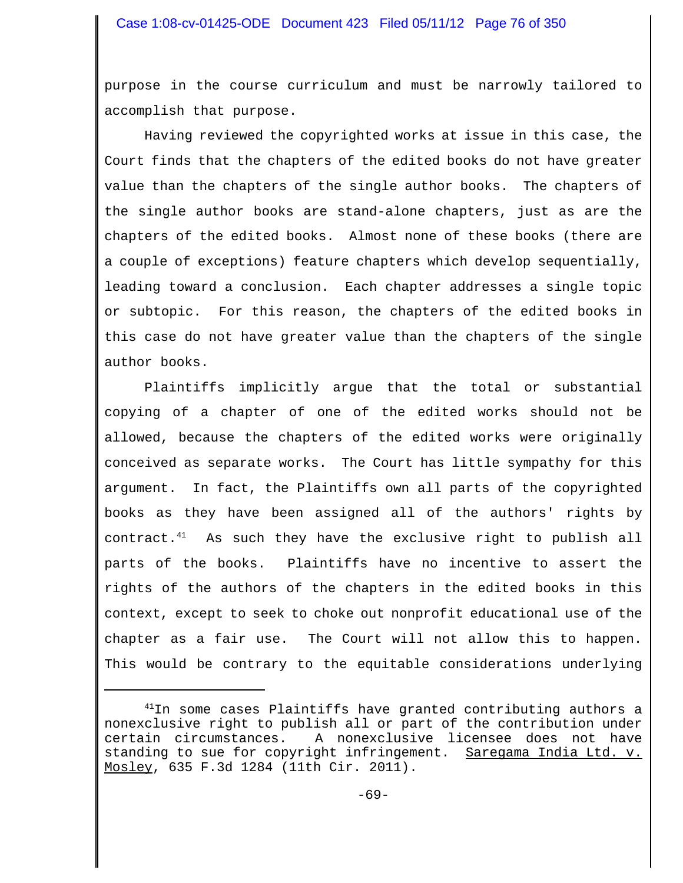purpose in the course curriculum and must be narrowly tailored to accomplish that purpose.

Having reviewed the copyrighted works at issue in this case, the Court finds that the chapters of the edited books do not have greater value than the chapters of the single author books. The chapters of the single author books are stand-alone chapters, just as are the chapters of the edited books. Almost none of these books (there are a couple of exceptions) feature chapters which develop sequentially, leading toward a conclusion. Each chapter addresses a single topic or subtopic. For this reason, the chapters of the edited books in this case do not have greater value than the chapters of the single author books.

Plaintiffs implicitly argue that the total or substantial copying of a chapter of one of the edited works should not be allowed, because the chapters of the edited works were originally conceived as separate works. The Court has little sympathy for this argument. In fact, the Plaintiffs own all parts of the copyrighted books as they have been assigned all of the authors' rights by contract.[41] As such they have the exclusive right to publish all parts of the books. Plaintiffs have no incentive to assert the rights of the authors of the chapters in the edited books in this context, except to seek to choke out nonprofit educational use of the chapter as a fair use. The Court will not allow this to happen. This would be contrary to the equitable considerations underlying

---

[41] In some cases Plaintiffs have granted contributing authors a nonexclusive right to publish all or part of the contribution under certain circumstances. A nonexclusive licensee does not have standing to sue for copyright infringement. Saregama India Ltd. v. Mosley, 635 F.3d 1284 (11th Cir. 2011).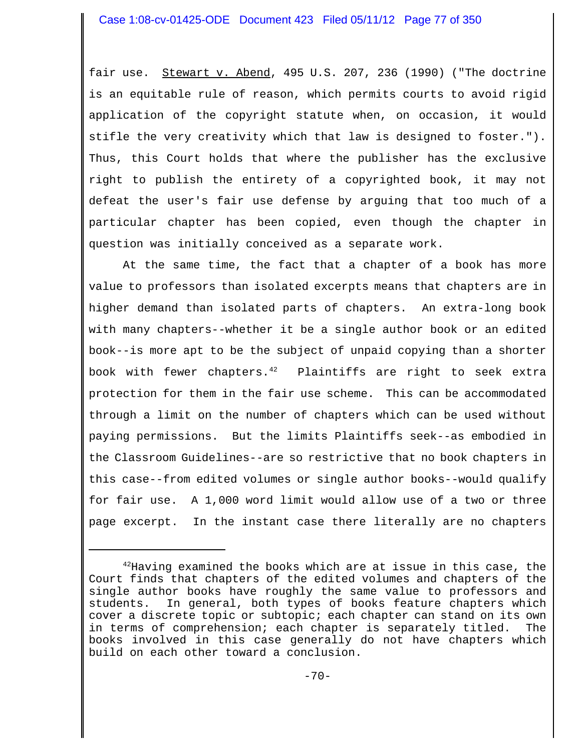fair use. Stewart v. Abend, 495 U.S. 207, 236 (1990) ("The doctrine is an equitable rule of reason, which permits courts to avoid rigid application of the copyright statute when, on occasion, it would stifle the very creativity which that law is designed to foster."). Thus, this Court holds that where the publisher has the exclusive right to publish the entirety of a copyrighted book, it may not defeat the user's fair use defense by arguing that too much of a particular chapter has been copied, even though the chapter in question was initially conceived as a separate work.

At the same time, the fact that a chapter of a book has more value to professors than isolated excerpts means that chapters are in higher demand than isolated parts of chapters. An extra-long book with many chapters--whether it be a single author book or an edited book--is more apt to be the subject of unpaid copying than a shorter book with fewer chapters.[42] Plaintiffs are right to seek extra protection for them in the fair use scheme. This can be accommodated through a limit on the number of chapters which can be used without paying permissions. But the limits Plaintiffs seek--as embodied in the Classroom Guidelines--are so restrictive that no book chapters in this case--from edited volumes or single author books--would qualify for fair use. A 1,000 word limit would allow use of a two or three page excerpt. In the instant case there literally are no chapters

---

[42]Having examined the books which are at issue in this case, the Court finds that chapters of the edited volumes and chapters of the single author books have roughly the same value to professors and students. In general, both types of books feature chapters which cover a discrete topic or subtopic; each chapter can stand on its own in terms of comprehension; each chapter is separately titled. The books involved in this case generally do not have chapters which build on each other toward a conclusion.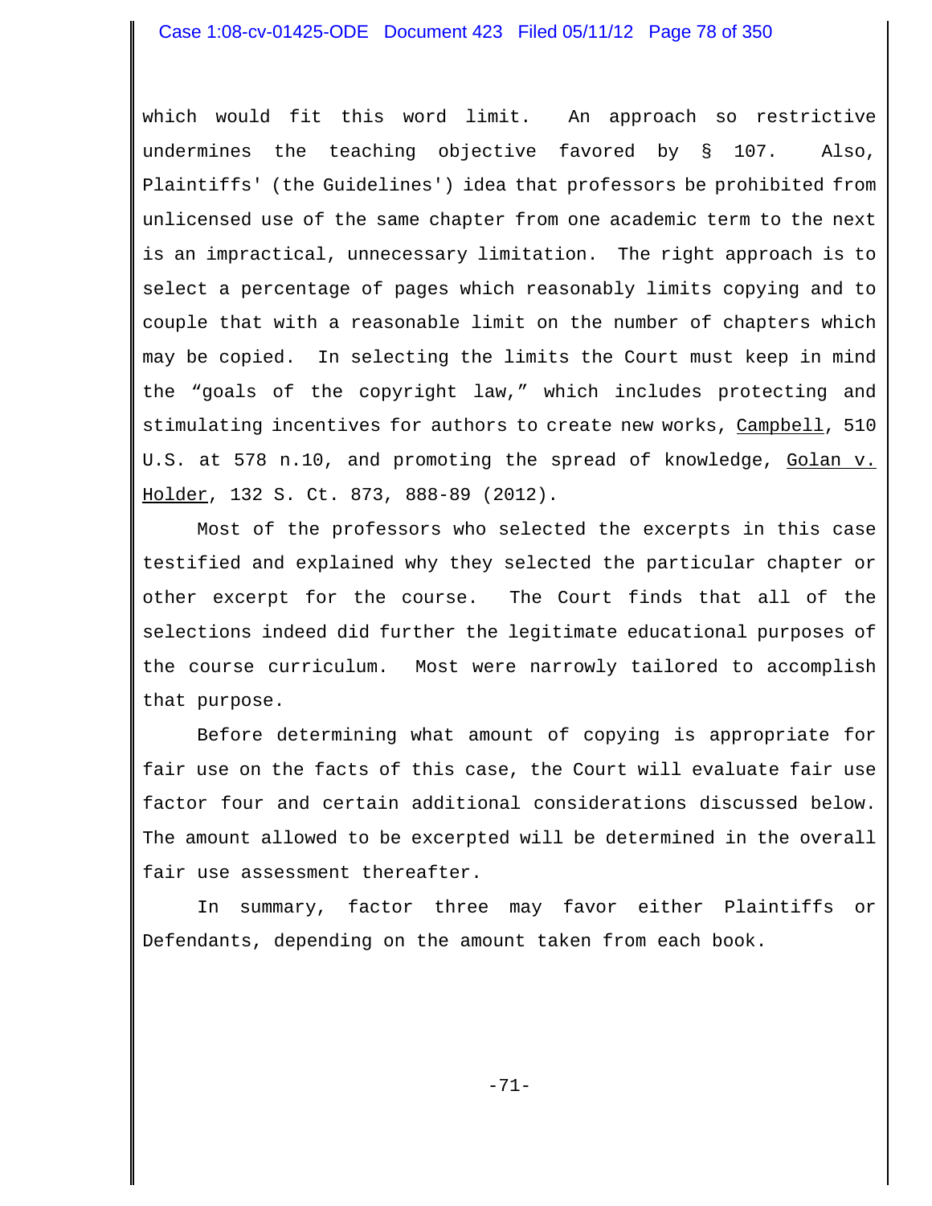which would fit this word limit. An approach so restrictive undermines the teaching objective favored by § 107. Also, Plaintiffs' (the Guidelines') idea that professors be prohibited from unlicensed use of the same chapter from one academic term to the next is an impractical, unnecessary limitation. The right approach is to select a percentage of pages which reasonably limits copying and to couple that with a reasonable limit on the number of chapters which may be copied. In selecting the limits the Court must keep in mind the "goals of the copyright law," which includes protecting and stimulating incentives for authors to create new works, Campbell, 510 U.S. at 578 n.10, and promoting the spread of knowledge, Golan v. Holder, 132 S. Ct. 873, 888-89 (2012).

Most of the professors who selected the excerpts in this case testified and explained why they selected the particular chapter or other excerpt for the course. The Court finds that all of the selections indeed did further the legitimate educational purposes of the course curriculum. Most were narrowly tailored to accomplish that purpose.

Before determining what amount of copying is appropriate for fair use on the facts of this case, the Court will evaluate fair use factor four and certain additional considerations discussed below. The amount allowed to be excerpted will be determined in the overall fair use assessment thereafter.

In summary, factor three may favor either Plaintiffs or Defendants, depending on the amount taken from each book.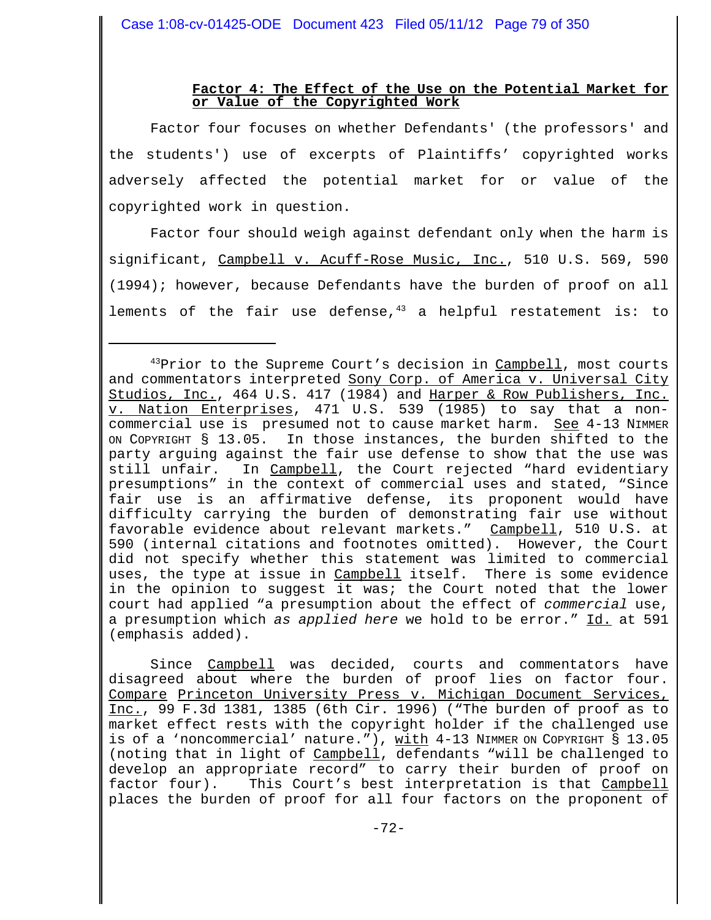**Factor 4: The Effect of the Use on the Potential Market for or Value of the Copyrighted Work**

Factor four focuses on whether Defendants' (the professors' and the students') use of excerpts of Plaintiffs' copyrighted works adversely affected the potential market for or value of the copyrighted work in question.

Factor four should weigh against defendant only when the harm is significant, Campbell v. Acuff-Rose Music, Inc., 510 U.S. 569, 590 (1994); however, because Defendants have the burden of proof on all lements of the fair use defense,[43] a helpful restatement is: to

---

[43]Prior to the Supreme Court's decision in Campbell, most courts and commentators interpreted Sony Corp. of America v. Universal City Studios, Inc., 464 U.S. 417 (1984) and Harper & Row Publishers, Inc. v. Nation Enterprises, 471 U.S. 539 (1985) to say that a non-commercial use is presumed not to cause market harm. See 4-13 NIMMER ON COPYRIGHT § 13.05. In those instances, the burden shifted to the party arguing against the fair use defense to show that the use was still unfair. In Campbell, the Court rejected "hard evidentiary presumptions" in the context of commercial uses and stated, "Since fair use is an affirmative defense, its proponent would have difficulty carrying the burden of demonstrating fair use without favorable evidence about relevant markets." Campbell, 510 U.S. at 590 (internal citations and footnotes omitted). However, the Court did not specify whether this statement was limited to commercial uses, the type at issue in Campbell itself. There is some evidence in the opinion to suggest it was; the Court noted that the lower court had applied "a presumption about the effect of *commercial* use, a presumption which *as applied here* we hold to be error." Id. at 591 (emphasis added).

Since Campbell was decided, courts and commentators have disagreed about where the burden of proof lies on factor four. Compare Princeton University Press v. Michigan Document Services, Inc., 99 F.3d 1381, 1385 (6th Cir. 1996) ("The burden of proof as to market effect rests with the copyright holder if the challenged use is of a 'noncommercial' nature."), with 4-13 NIMMER ON COPYRIGHT § 13.05 (noting that in light of Campbell, defendants "will be challenged to develop an appropriate record" to carry their burden of proof on factor four). This Court's best interpretation is that Campbell places the burden of proof for all four factors on the proponent of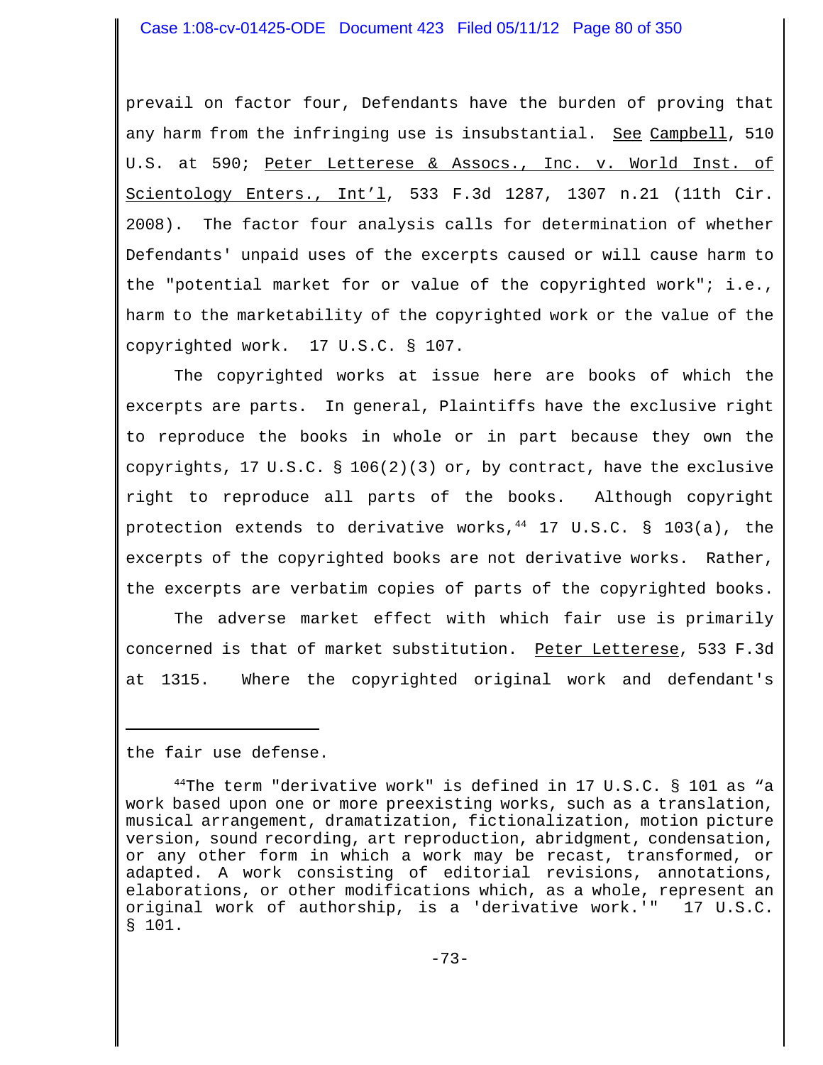prevail on factor four, Defendants have the burden of proving that any harm from the infringing use is insubstantial. See Campbell, 510 U.S. at 590; Peter Letterese & Assocs., Inc. v. World Inst. of Scientology Enters., Int'l, 533 F.3d 1287, 1307 n.21 (11th Cir. 2008). The factor four analysis calls for determination of whether Defendants' unpaid uses of the excerpts caused or will cause harm to the "potential market for or value of the copyrighted work"; i.e., harm to the marketability of the copyrighted work or the value of the copyrighted work. 17 U.S.C. § 107.

The copyrighted works at issue here are books of which the excerpts are parts. In general, Plaintiffs have the exclusive right to reproduce the books in whole or in part because they own the copyrights, 17 U.S.C. § 106(2)(3) or, by contract, have the exclusive right to reproduce all parts of the books. Although copyright protection extends to derivative works,[44] 17 U.S.C. § 103(a), the excerpts of the copyrighted books are not derivative works. Rather, the excerpts are verbatim copies of parts of the copyrighted books.

The adverse market effect with which fair use is primarily concerned is that of market substitution. Peter Letterese, 533 F.3d at 1315. Where the copyrighted original work and defendant's

---

the fair use defense.

[44]The term "derivative work" is defined in 17 U.S.C. § 101 as "a work based upon one or more preexisting works, such as a translation, musical arrangement, dramatization, fictionalization, motion picture version, sound recording, art reproduction, abridgment, condensation, or any other form in which a work may be recast, transformed, or adapted. A work consisting of editorial revisions, annotations, elaborations, or other modifications which, as a whole, represent an original work of authorship, is a 'derivative work.'" 17 U.S.C. § 101.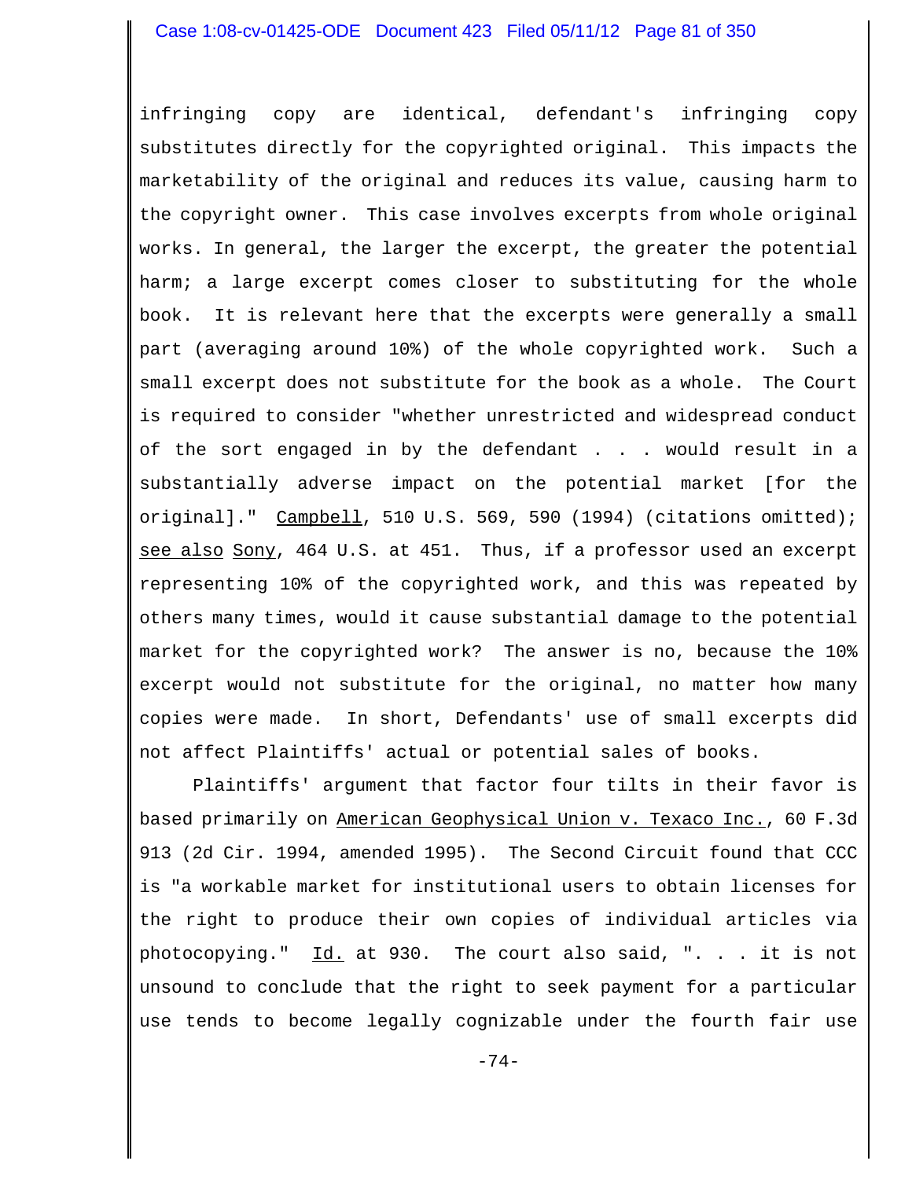infringing copy are identical, defendant's infringing copy substitutes directly for the copyrighted original. This impacts the marketability of the original and reduces its value, causing harm to the copyright owner. This case involves excerpts from whole original works. In general, the larger the excerpt, the greater the potential harm; a large excerpt comes closer to substituting for the whole book. It is relevant here that the excerpts were generally a small part (averaging around 10%) of the whole copyrighted work. Such a small excerpt does not substitute for the book as a whole. The Court is required to consider "whether unrestricted and widespread conduct of the sort engaged in by the defendant . . . would result in a substantially adverse impact on the potential market [for the original]." Campbell, 510 U.S. 569, 590 (1994) (citations omitted); see also Sony, 464 U.S. at 451. Thus, if a professor used an excerpt representing 10% of the copyrighted work, and this was repeated by others many times, would it cause substantial damage to the potential market for the copyrighted work? The answer is no, because the 10% excerpt would not substitute for the original, no matter how many copies were made. In short, Defendants' use of small excerpts did not affect Plaintiffs' actual or potential sales of books.

Plaintiffs' argument that factor four tilts in their favor is based primarily on American Geophysical Union v. Texaco Inc., 60 F.3d 913 (2d Cir. 1994, amended 1995). The Second Circuit found that CCC is "a workable market for institutional users to obtain licenses for the right to produce their own copies of individual articles via photocopying." Id. at 930. The court also said, ". . . it is not unsound to conclude that the right to seek payment for a particular use tends to become legally cognizable under the fourth fair use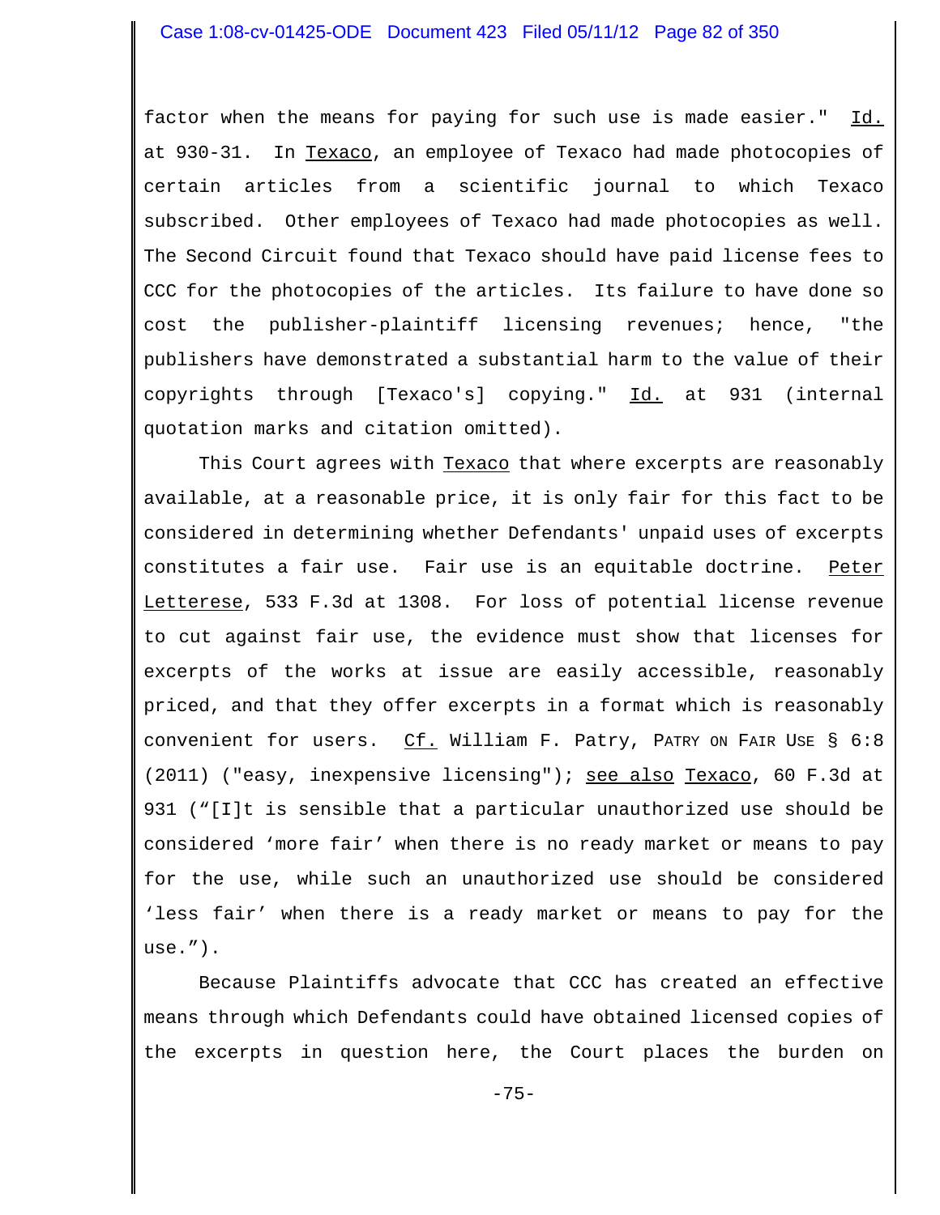factor when the means for paying for such use is made easier." Id. at 930-31. In Texaco, an employee of Texaco had made photocopies of certain articles from a scientific journal to which Texaco subscribed. Other employees of Texaco had made photocopies as well. The Second Circuit found that Texaco should have paid license fees to CCC for the photocopies of the articles. Its failure to have done so cost the publisher-plaintiff licensing revenues; hence, "the publishers have demonstrated a substantial harm to the value of their copyrights through [Texaco's] copying." Id. at 931 (internal quotation marks and citation omitted).

This Court agrees with Texaco that where excerpts are reasonably available, at a reasonable price, it is only fair for this fact to be considered in determining whether Defendants' unpaid uses of excerpts constitutes a fair use. Fair use is an equitable doctrine. Peter Letterese, 533 F.3d at 1308. For loss of potential license revenue to cut against fair use, the evidence must show that licenses for excerpts of the works at issue are easily accessible, reasonably priced, and that they offer excerpts in a format which is reasonably convenient for users. Cf. William F. Patry, PATRY ON FAIR USE § 6:8 (2011) ("easy, inexpensive licensing"); see also Texaco, 60 F.3d at 931 ("[I]t is sensible that a particular unauthorized use should be considered 'more fair' when there is no ready market or means to pay for the use, while such an unauthorized use should be considered 'less fair' when there is a ready market or means to pay for the use.").

Because Plaintiffs advocate that CCC has created an effective means through which Defendants could have obtained licensed copies of the excerpts in question here, the Court places the burden on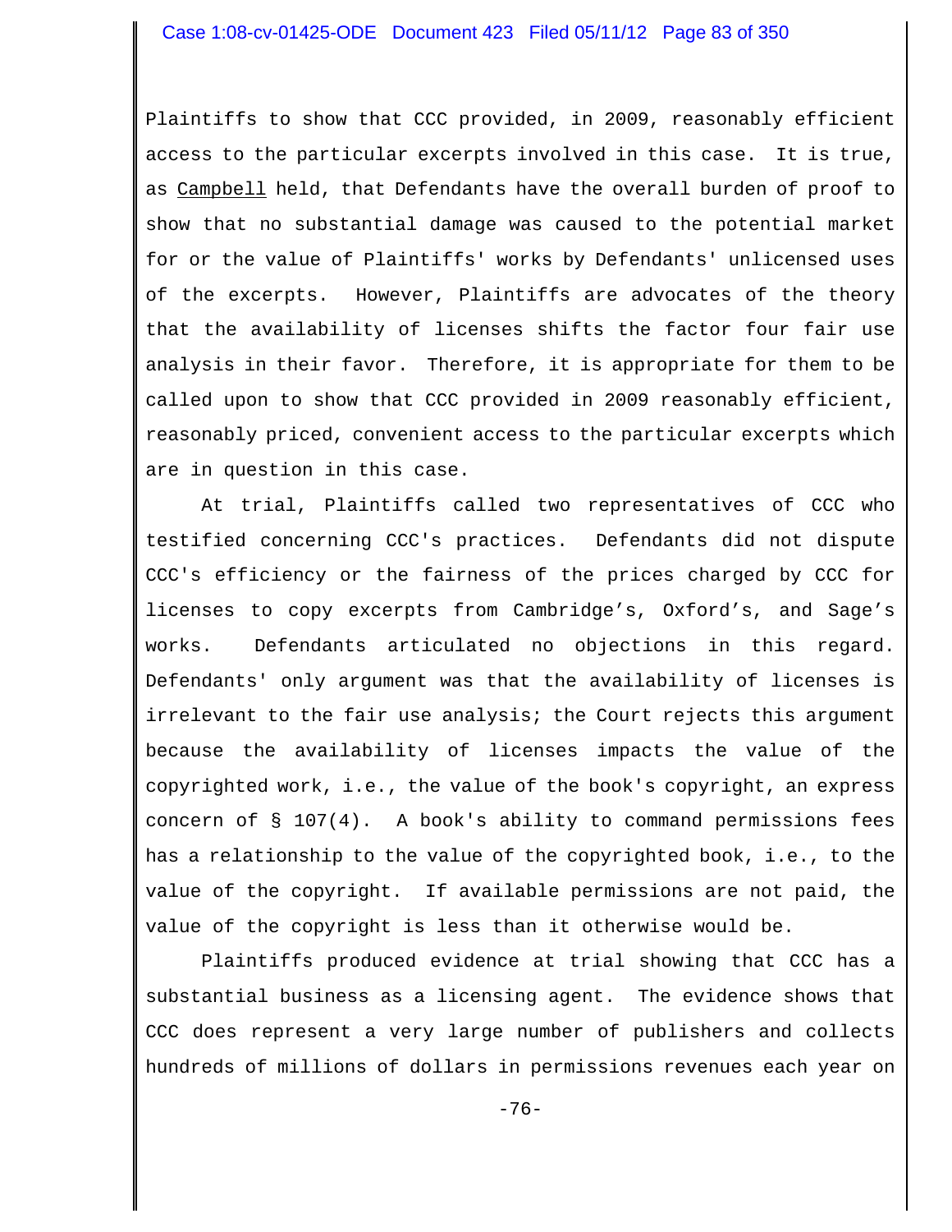Plaintiffs to show that CCC provided, in 2009, reasonably efficient access to the particular excerpts involved in this case. It is true, as Campbell held, that Defendants have the overall burden of proof to show that no substantial damage was caused to the potential market for or the value of Plaintiffs' works by Defendants' unlicensed uses of the excerpts. However, Plaintiffs are advocates of the theory that the availability of licenses shifts the factor four fair use analysis in their favor. Therefore, it is appropriate for them to be called upon to show that CCC provided in 2009 reasonably efficient, reasonably priced, convenient access to the particular excerpts which are in question in this case.

At trial, Plaintiffs called two representatives of CCC who testified concerning CCC's practices. Defendants did not dispute CCC's efficiency or the fairness of the prices charged by CCC for licenses to copy excerpts from Cambridge's, Oxford's, and Sage's works. Defendants articulated no objections in this regard. Defendants' only argument was that the availability of licenses is irrelevant to the fair use analysis; the Court rejects this argument because the availability of licenses impacts the value of the copyrighted work, i.e., the value of the book's copyright, an express concern of § 107(4). A book's ability to command permissions fees has a relationship to the value of the copyrighted book, i.e., to the value of the copyright. If available permissions are not paid, the value of the copyright is less than it otherwise would be.

Plaintiffs produced evidence at trial showing that CCC has a substantial business as a licensing agent. The evidence shows that CCC does represent a very large number of publishers and collects hundreds of millions of dollars in permissions revenues each year on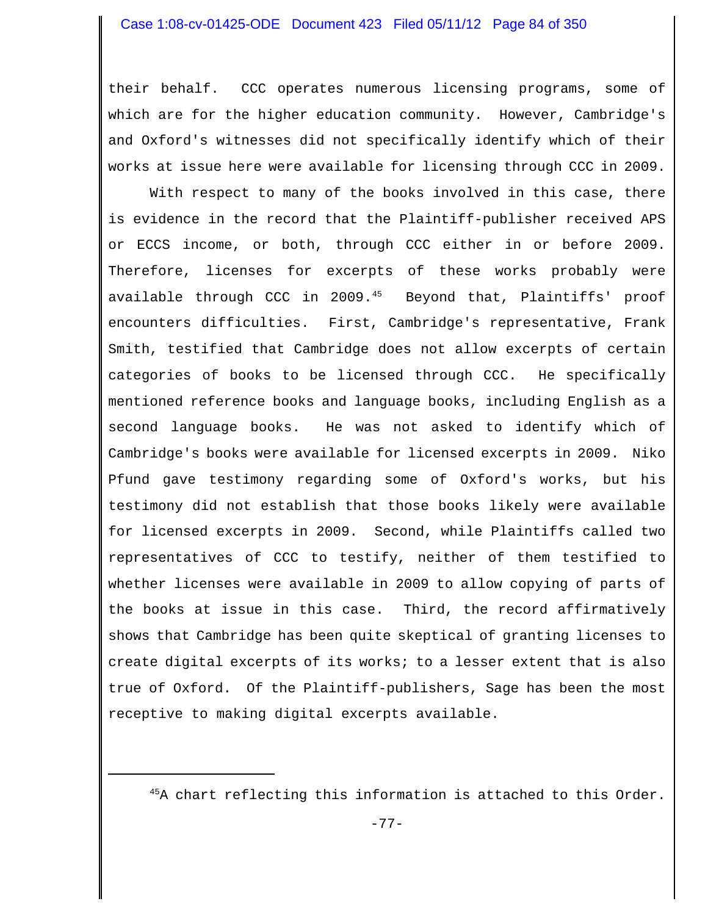their behalf. CCC operates numerous licensing programs, some of which are for the higher education community. However, Cambridge's and Oxford's witnesses did not specifically identify which of their works at issue here were available for licensing through CCC in 2009.

With respect to many of the books involved in this case, there is evidence in the record that the Plaintiff-publisher received APS or ECCS income, or both, through CCC either in or before 2009. Therefore, licenses for excerpts of these works probably were available through CCC in 2009.[45] Beyond that, Plaintiffs' proof encounters difficulties. First, Cambridge's representative, Frank Smith, testified that Cambridge does not allow excerpts of certain categories of books to be licensed through CCC. He specifically mentioned reference books and language books, including English as a second language books. He was not asked to identify which of Cambridge's books were available for licensed excerpts in 2009. Niko Pfund gave testimony regarding some of Oxford's works, but his testimony did not establish that those books likely were available for licensed excerpts in 2009. Second, while Plaintiffs called two representatives of CCC to testify, neither of them testified to whether licenses were available in 2009 to allow copying of parts of the books at issue in this case. Third, the record affirmatively shows that Cambridge has been quite skeptical of granting licenses to create digital excerpts of its works; to a lesser extent that is also true of Oxford. Of the Plaintiff-publishers, Sage has been the most receptive to making digital excerpts available.

---

[45]A chart reflecting this information is attached to this Order.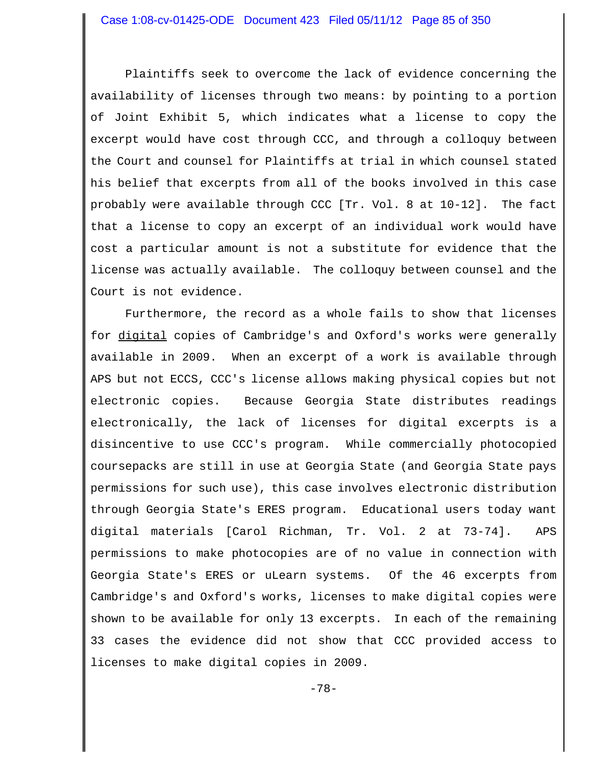Plaintiffs seek to overcome the lack of evidence concerning the availability of licenses through two means: by pointing to a portion of Joint Exhibit 5, which indicates what a license to copy the excerpt would have cost through CCC, and through a colloquy between the Court and counsel for Plaintiffs at trial in which counsel stated his belief that excerpts from all of the books involved in this case probably were available through CCC [Tr. Vol. 8 at 10-12]. The fact that a license to copy an excerpt of an individual work would have cost a particular amount is not a substitute for evidence that the license was actually available. The colloquy between counsel and the Court is not evidence.

Furthermore, the record as a whole fails to show that licenses for <u>digital</u> copies of Cambridge's and Oxford's works were generally available in 2009. When an excerpt of a work is available through APS but not ECCS, CCC's license allows making physical copies but not electronic copies. Because Georgia State distributes readings electronically, the lack of licenses for digital excerpts is a disincentive to use CCC's program. While commercially photocopied coursepacks are still in use at Georgia State (and Georgia State pays permissions for such use), this case involves electronic distribution through Georgia State's ERES program. Educational users today want digital materials [Carol Richman, Tr. Vol. 2 at 73-74]. APS permissions to make photocopies are of no value in connection with Georgia State's ERES or uLearn systems. Of the 46 excerpts from Cambridge's and Oxford's works, licenses to make digital copies were shown to be available for only 13 excerpts. In each of the remaining 33 cases the evidence did not show that CCC provided access to licenses to make digital copies in 2009.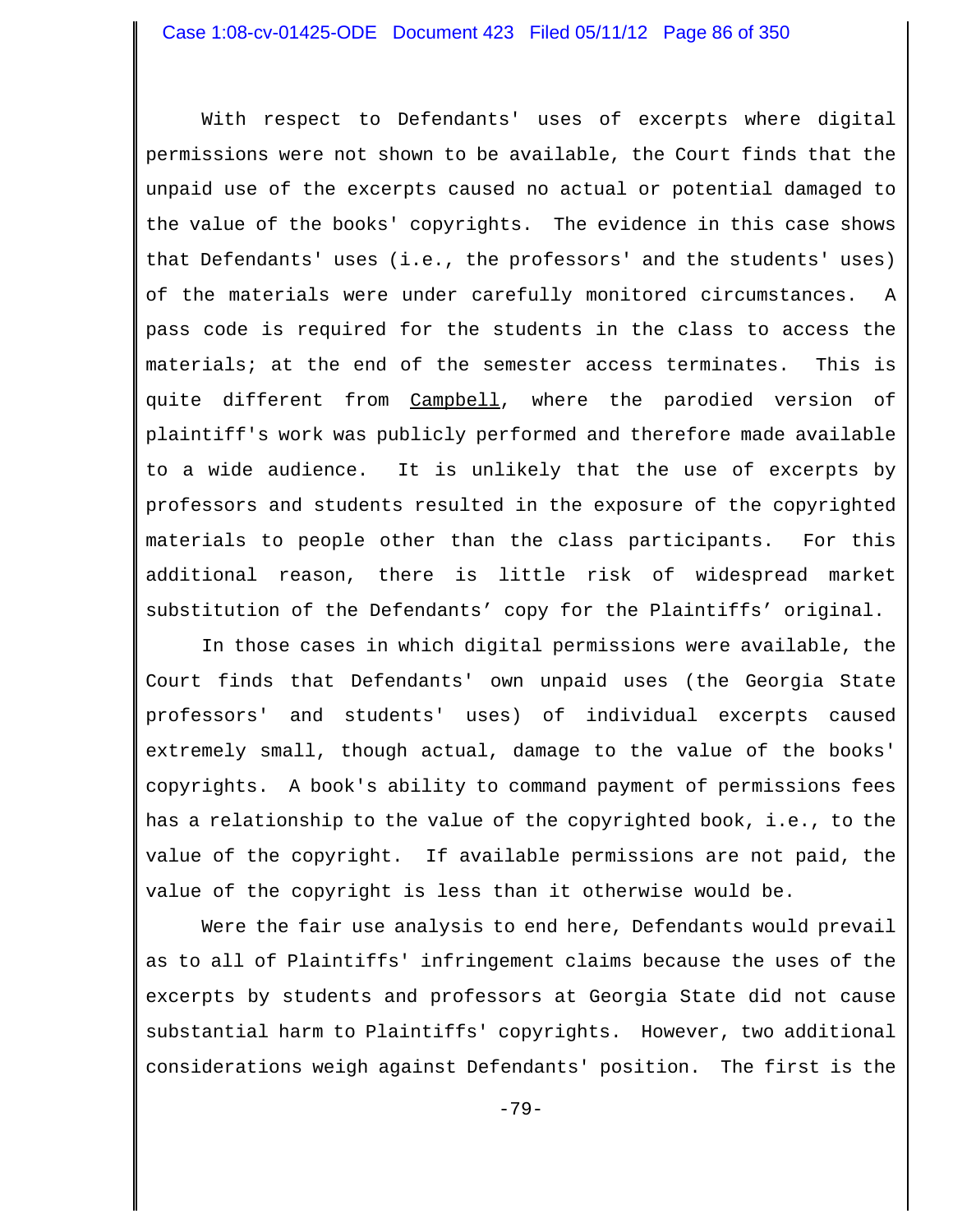With respect to Defendants' uses of excerpts where digital permissions were not shown to be available, the Court finds that the unpaid use of the excerpts caused no actual or potential damaged to the value of the books' copyrights. The evidence in this case shows that Defendants' uses (i.e., the professors' and the students' uses) of the materials were under carefully monitored circumstances. A pass code is required for the students in the class to access the materials; at the end of the semester access terminates. This is quite different from Campbell, where the parodied version of plaintiff's work was publicly performed and therefore made available to a wide audience. It is unlikely that the use of excerpts by professors and students resulted in the exposure of the copyrighted materials to people other than the class participants. For this additional reason, there is little risk of widespread market substitution of the Defendants' copy for the Plaintiffs' original.

In those cases in which digital permissions were available, the Court finds that Defendants' own unpaid uses (the Georgia State professors' and students' uses) of individual excerpts caused extremely small, though actual, damage to the value of the books' copyrights. A book's ability to command payment of permissions fees has a relationship to the value of the copyrighted book, i.e., to the value of the copyright. If available permissions are not paid, the value of the copyright is less than it otherwise would be.

Were the fair use analysis to end here, Defendants would prevail as to all of Plaintiffs' infringement claims because the uses of the excerpts by students and professors at Georgia State did not cause substantial harm to Plaintiffs' copyrights. However, two additional considerations weigh against Defendants' position. The first is the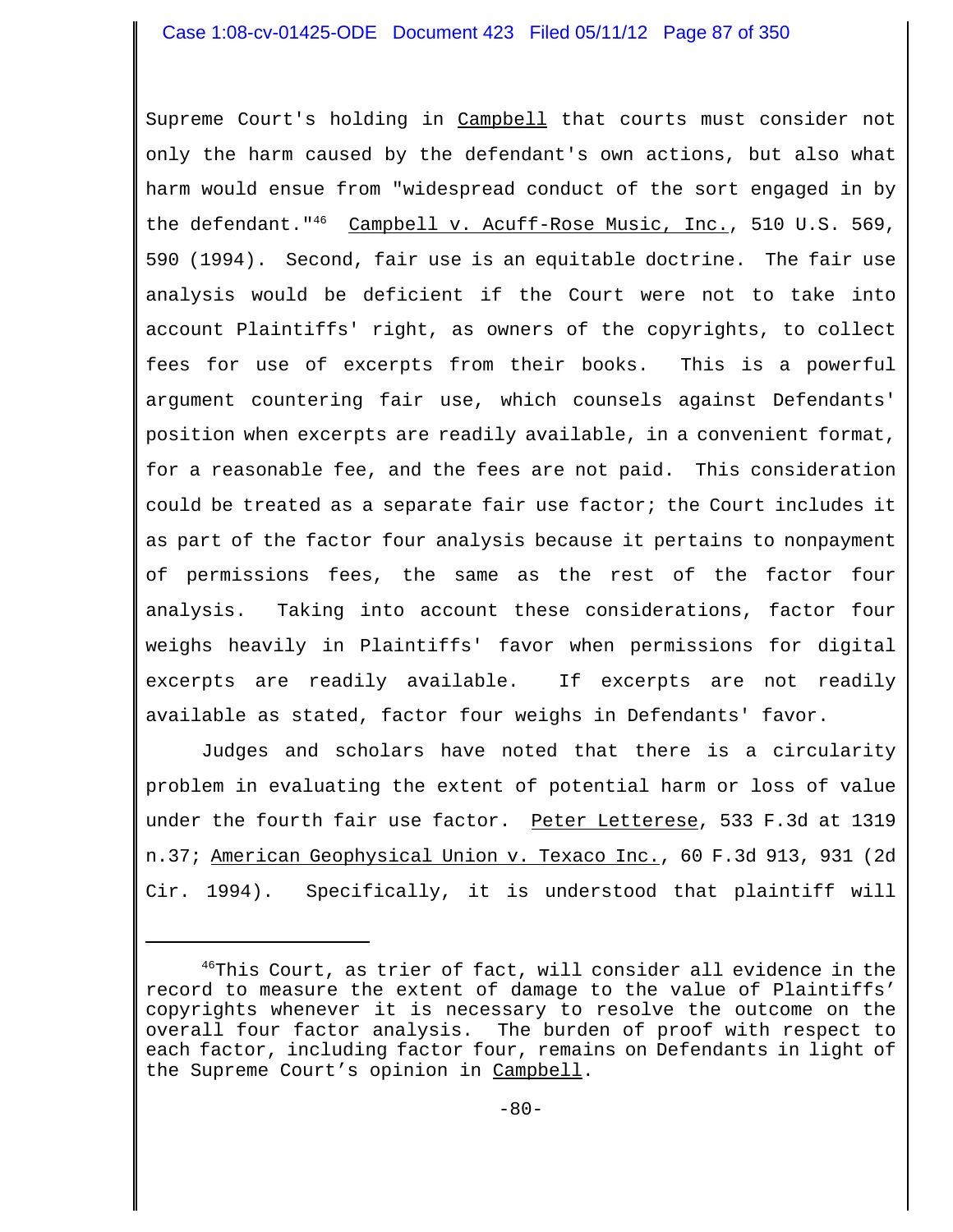Supreme Court's holding in Campbell that courts must consider not only the harm caused by the defendant's own actions, but also what harm would ensue from "widespread conduct of the sort engaged in by the defendant."[46] Campbell v. Acuff-Rose Music, Inc., 510 U.S. 569, 590 (1994). Second, fair use is an equitable doctrine. The fair use analysis would be deficient if the Court were not to take into account Plaintiffs' right, as owners of the copyrights, to collect fees for use of excerpts from their books. This is a powerful argument countering fair use, which counsels against Defendants' position when excerpts are readily available, in a convenient format, for a reasonable fee, and the fees are not paid. This consideration could be treated as a separate fair use factor; the Court includes it as part of the factor four analysis because it pertains to nonpayment of permissions fees, the same as the rest of the factor four analysis. Taking into account these considerations, factor four weighs heavily in Plaintiffs' favor when permissions for digital excerpts are readily available. If excerpts are not readily available as stated, factor four weighs in Defendants' favor.

Judges and scholars have noted that there is a circularity problem in evaluating the extent of potential harm or loss of value under the fourth fair use factor. Peter Letterese, 533 F.3d at 1319 n.37; American Geophysical Union v. Texaco Inc., 60 F.3d 913, 931 (2d Cir. 1994). Specifically, it is understood that plaintiff will

---

[46] This Court, as trier of fact, will consider all evidence in the record to measure the extent of damage to the value of Plaintiffs' copyrights whenever it is necessary to resolve the outcome on the overall four factor analysis. The burden of proof with respect to each factor, including factor four, remains on Defendants in light of the Supreme Court's opinion in Campbell.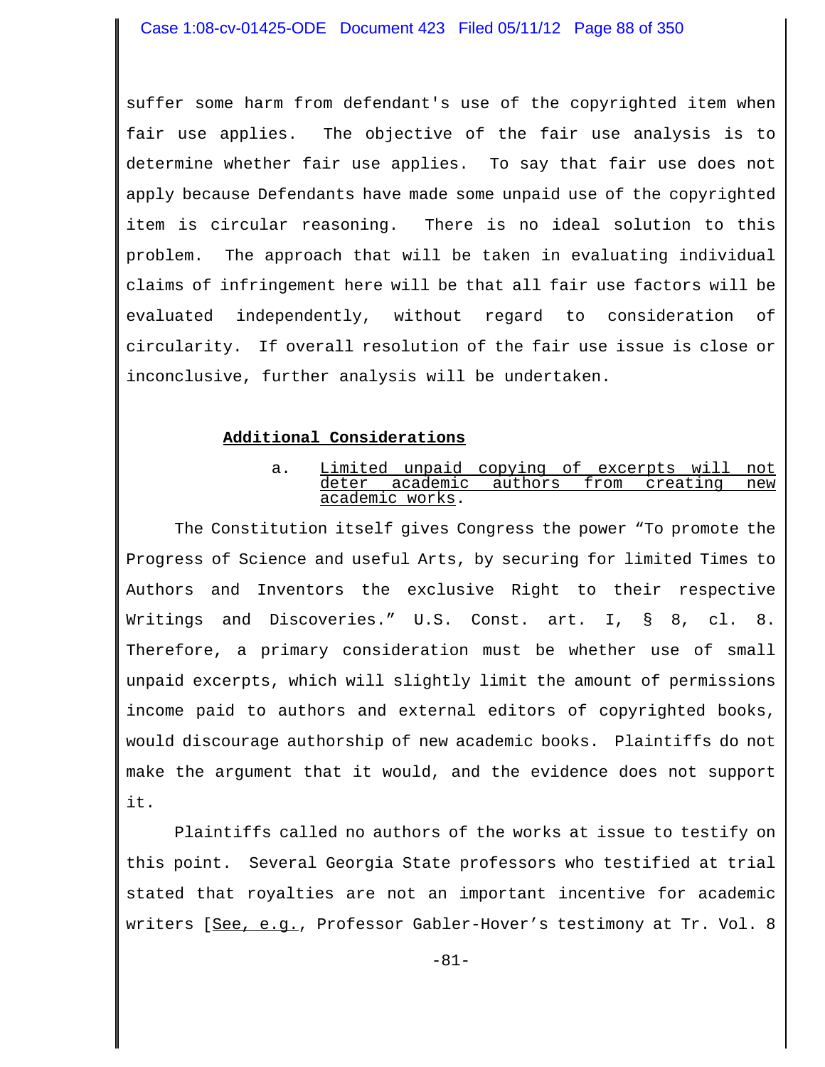suffer some harm from defendant's use of the copyrighted item when fair use applies. The objective of the fair use analysis is to determine whether fair use applies. To say that fair use does not apply because Defendants have made some unpaid use of the copyrighted item is circular reasoning. There is no ideal solution to this problem. The approach that will be taken in evaluating individual claims of infringement here will be that all fair use factors will be evaluated independently, without regard to consideration of circularity. If overall resolution of the fair use issue is close or inconclusive, further analysis will be undertaken.

**Additional Considerations**

a. Limited unpaid copying of excerpts will not deter academic authors from creating new academic works.

The Constitution itself gives Congress the power "To promote the Progress of Science and useful Arts, by securing for limited Times to Authors and Inventors the exclusive Right to their respective Writings and Discoveries." U.S. Const. art. I, § 8, cl. 8. Therefore, a primary consideration must be whether use of small unpaid excerpts, which will slightly limit the amount of permissions income paid to authors and external editors of copyrighted books, would discourage authorship of new academic books. Plaintiffs do not make the argument that it would, and the evidence does not support it.

Plaintiffs called no authors of the works at issue to testify on this point. Several Georgia State professors who testified at trial stated that royalties are not an important incentive for academic writers [See, e.g., Professor Gabler-Hover's testimony at Tr. Vol. 8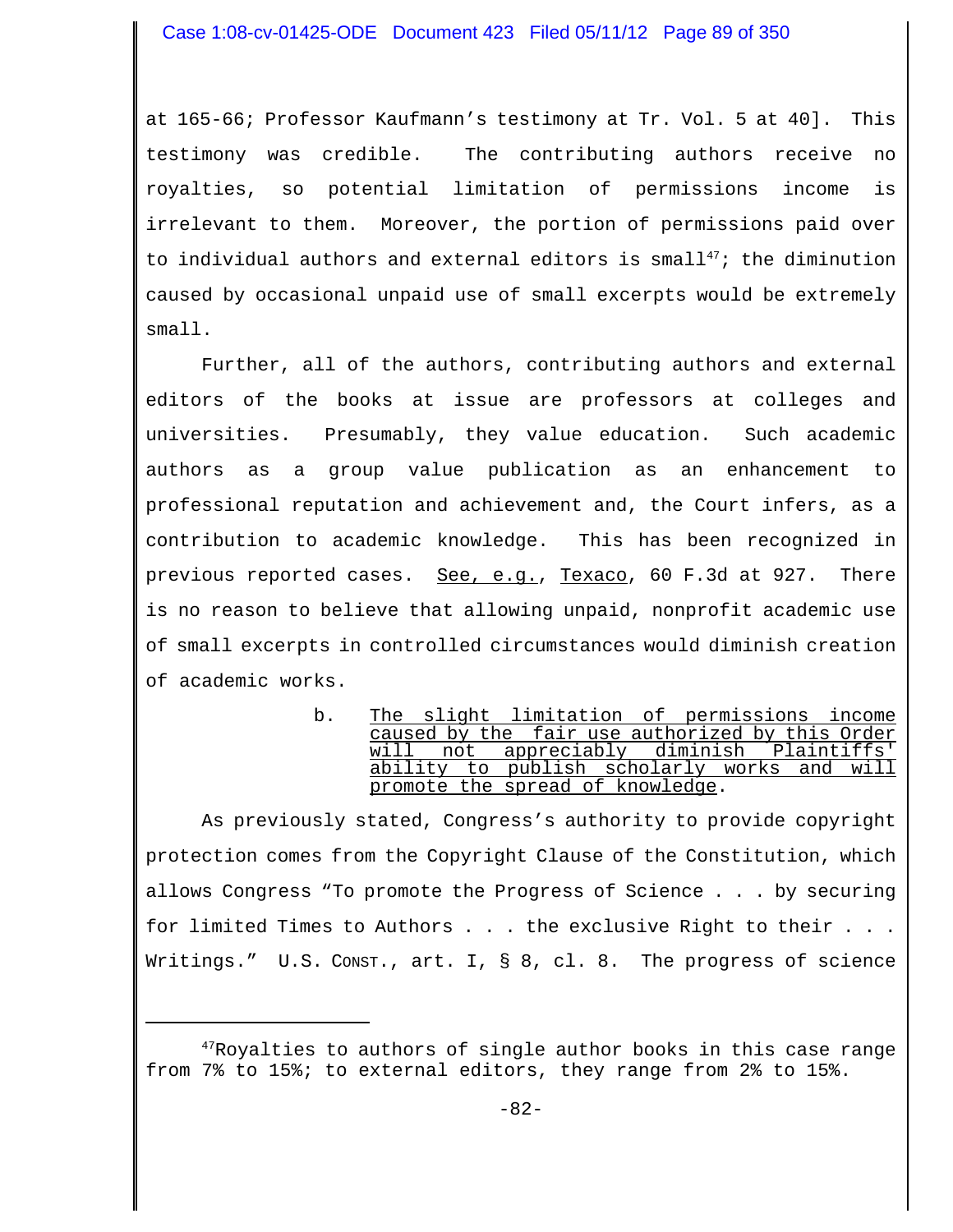at 165-66; Professor Kaufmann's testimony at Tr. Vol. 5 at 40]. This testimony was credible. The contributing authors receive no royalties, so potential limitation of permissions income is irrelevant to them. Moreover, the portion of permissions paid over to individual authors and external editors is small[47]; the diminution caused by occasional unpaid use of small excerpts would be extremely small.

Further, all of the authors, contributing authors and external editors of the books at issue are professors at colleges and universities. Presumably, they value education. Such academic authors as a group value publication as an enhancement to professional reputation and achievement and, the Court infers, as a contribution to academic knowledge. This has been recognized in previous reported cases. See, e.g., Texaco, 60 F.3d at 927. There is no reason to believe that allowing unpaid, nonprofit academic use of small excerpts in controlled circumstances would diminish creation of academic works.

b. The slight limitation of permissions income caused by the fair use authorized by this Order will not appreciably diminish Plaintiffs' ability to publish scholarly works and will promote the spread of knowledge.

As previously stated, Congress's authority to provide copyright protection comes from the Copyright Clause of the Constitution, which allows Congress "To promote the Progress of Science . . . by securing for limited Times to Authors . . . the exclusive Right to their . . . Writings." U.S. CONST., art. I, § 8, cl. 8. The progress of science

---

[47] Royalties to authors of single author books in this case range from 7% to 15%; to external editors, they range from 2% to 15%.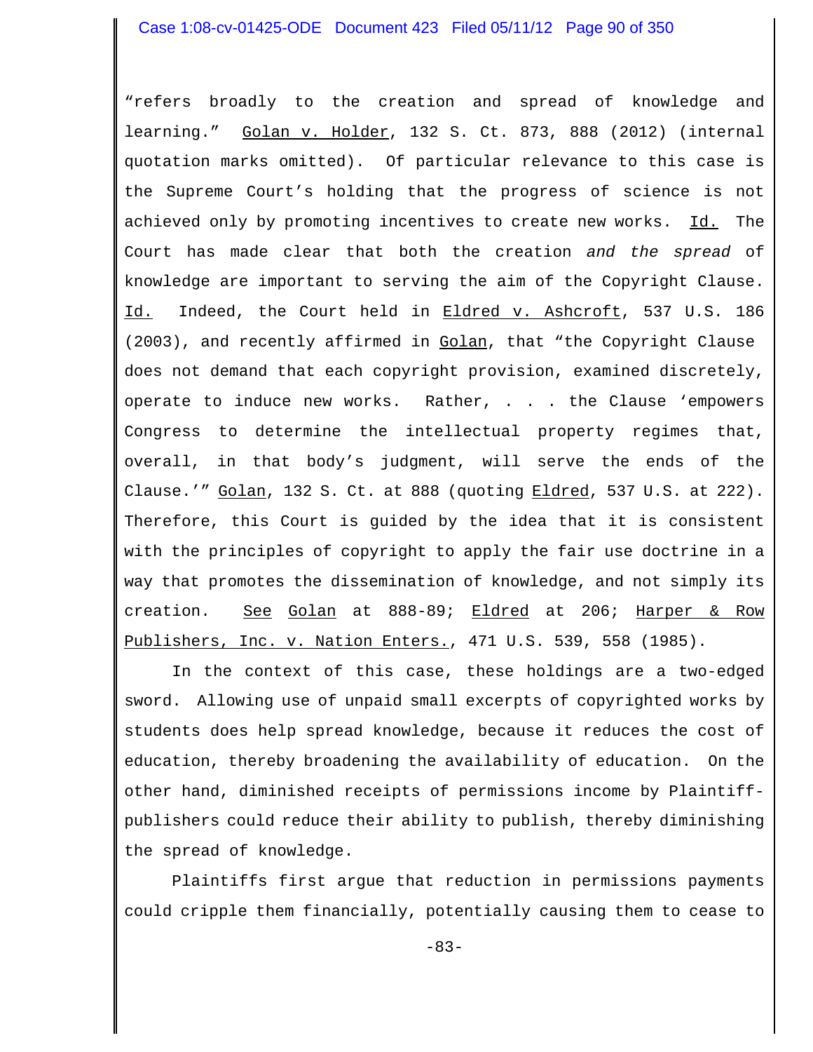"refers broadly to the creation and spread of knowledge and learning." Golan v. Holder, 132 S. Ct. 873, 888 (2012) (internal quotation marks omitted). Of particular relevance to this case is the Supreme Court's holding that the progress of science is not achieved only by promoting incentives to create new works. Id. The Court has made clear that both the creation *and the spread* of knowledge are important to serving the aim of the Copyright Clause. Id. Indeed, the Court held in Eldred v. Ashcroft, 537 U.S. 186 (2003), and recently affirmed in Golan, that "the Copyright Clause does not demand that each copyright provision, examined discretely, operate to induce new works. Rather, . . . the Clause 'empowers Congress to determine the intellectual property regimes that, overall, in that body's judgment, will serve the ends of the Clause.'" Golan, 132 S. Ct. at 888 (quoting Eldred, 537 U.S. at 222). Therefore, this Court is guided by the idea that it is consistent with the principles of copyright to apply the fair use doctrine in a way that promotes the dissemination of knowledge, and not simply its creation. See Golan at 888-89; Eldred at 206; Harper & Row Publishers, Inc. v. Nation Enters., 471 U.S. 539, 558 (1985).

In the context of this case, these holdings are a two-edged sword. Allowing use of unpaid small excerpts of copyrighted works by students does help spread knowledge, because it reduces the cost of education, thereby broadening the availability of education. On the other hand, diminished receipts of permissions income by Plaintiff-publishers could reduce their ability to publish, thereby diminishing the spread of knowledge.

Plaintiffs first argue that reduction in permissions payments could cripple them financially, potentially causing them to cease to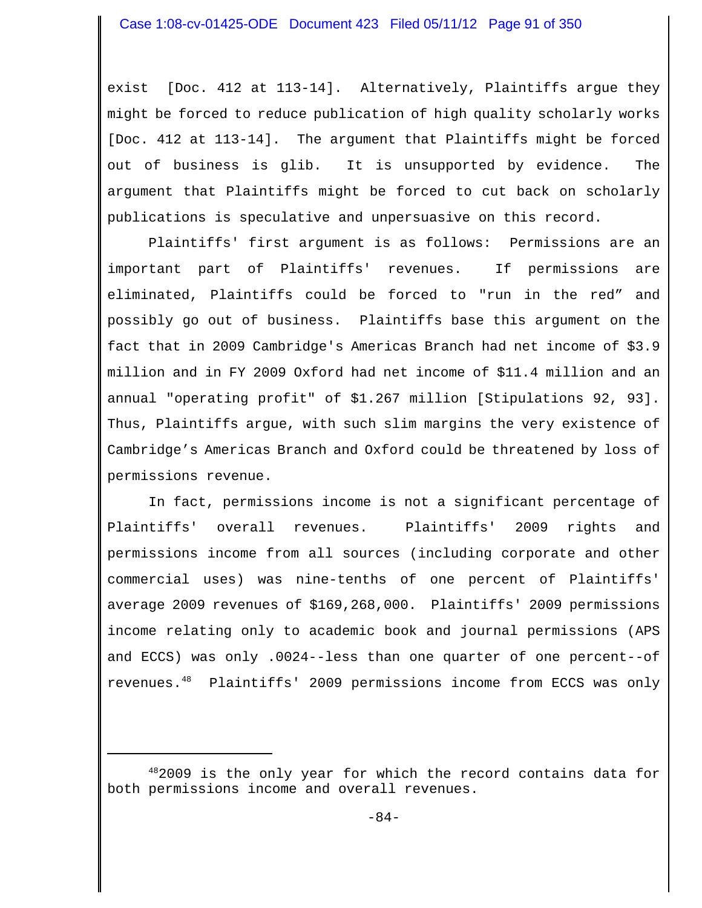exist [Doc. 412 at 113-14]. Alternatively, Plaintiffs argue they might be forced to reduce publication of high quality scholarly works [Doc. 412 at 113-14]. The argument that Plaintiffs might be forced out of business is glib. It is unsupported by evidence. The argument that Plaintiffs might be forced to cut back on scholarly publications is speculative and unpersuasive on this record.

Plaintiffs' first argument is as follows: Permissions are an important part of Plaintiffs' revenues. If permissions are eliminated, Plaintiffs could be forced to "run in the red" and possibly go out of business. Plaintiffs base this argument on the fact that in 2009 Cambridge's Americas Branch had net income of $3.9 million and in FY 2009 Oxford had net income of $11.4 million and an annual "operating profit" of $1.267 million [Stipulations 92, 93]. Thus, Plaintiffs argue, with such slim margins the very existence of Cambridge's Americas Branch and Oxford could be threatened by loss of permissions revenue.

In fact, permissions income is not a significant percentage of Plaintiffs' overall revenues. Plaintiffs' 2009 rights and permissions income from all sources (including corporate and other commercial uses) was nine-tenths of one percent of Plaintiffs' average 2009 revenues of $169,268,000. Plaintiffs' 2009 permissions income relating only to academic book and journal permissions (APS and ECCS) was only .0024--less than one quarter of one percent--of revenues.[48] Plaintiffs' 2009 permissions income from ECCS was only

[48] 2009 is the only year for which the record contains data for both permissions income and overall revenues.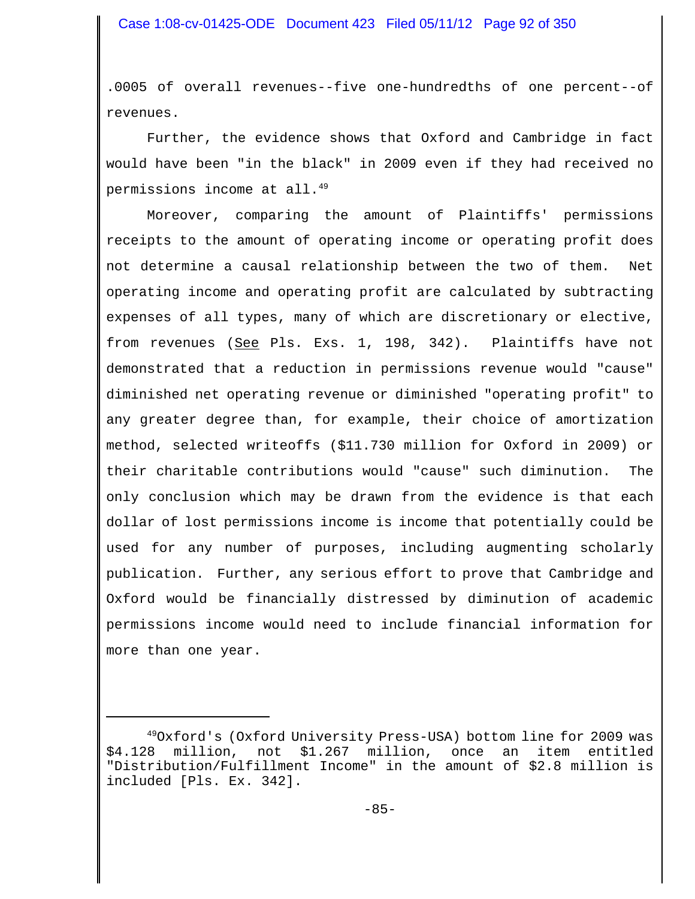.0005 of overall revenues--five one-hundredths of one percent--of revenues.

Further, the evidence shows that Oxford and Cambridge in fact would have been "in the black" in 2009 even if they had received no permissions income at all.[49]

Moreover, comparing the amount of Plaintiffs' permissions receipts to the amount of operating income or operating profit does not determine a causal relationship between the two of them. Net operating income and operating profit are calculated by subtracting expenses of all types, many of which are discretionary or elective, from revenues (See Pls. Exs. 1, 198, 342). Plaintiffs have not demonstrated that a reduction in permissions revenue would "cause" diminished net operating revenue or diminished "operating profit" to any greater degree than, for example, their choice of amortization method, selected writeoffs ($11.730 million for Oxford in 2009) or their charitable contributions would "cause" such diminution. The only conclusion which may be drawn from the evidence is that each dollar of lost permissions income is income that potentially could be used for any number of purposes, including augmenting scholarly publication. Further, any serious effort to prove that Cambridge and Oxford would be financially distressed by diminution of academic permissions income would need to include financial information for more than one year.

---

[49] Oxford's (Oxford University Press-USA) bottom line for 2009 was $4.128 million, not $1.267 million, once an item entitled "Distribution/Fulfillment Income" in the amount of $2.8 million is included [Pls. Ex. 342].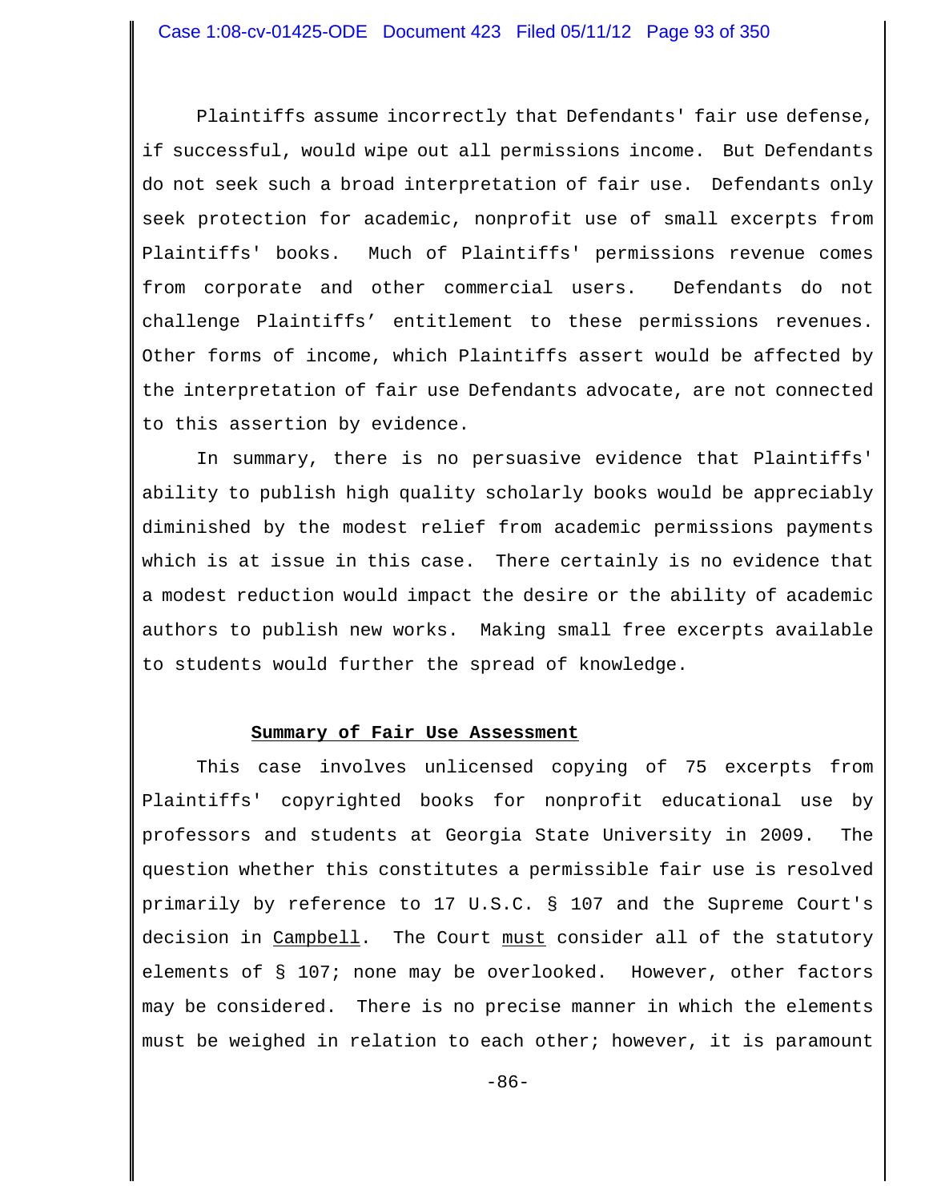Plaintiffs assume incorrectly that Defendants' fair use defense, if successful, would wipe out all permissions income. But Defendants do not seek such a broad interpretation of fair use. Defendants only seek protection for academic, nonprofit use of small excerpts from Plaintiffs' books. Much of Plaintiffs' permissions revenue comes from corporate and other commercial users. Defendants do not challenge Plaintiffs' entitlement to these permissions revenues. Other forms of income, which Plaintiffs assert would be affected by the interpretation of fair use Defendants advocate, are not connected to this assertion by evidence.

In summary, there is no persuasive evidence that Plaintiffs' ability to publish high quality scholarly books would be appreciably diminished by the modest relief from academic permissions payments which is at issue in this case. There certainly is no evidence that a modest reduction would impact the desire or the ability of academic authors to publish new works. Making small free excerpts available to students would further the spread of knowledge.

**Summary of Fair Use Assessment**

This case involves unlicensed copying of 75 excerpts from Plaintiffs' copyrighted books for nonprofit educational use by professors and students at Georgia State University in 2009. The question whether this constitutes a permissible fair use is resolved primarily by reference to 17 U.S.C. § 107 and the Supreme Court's decision in Campbell. The Court must consider all of the statutory elements of § 107; none may be overlooked. However, other factors may be considered. There is no precise manner in which the elements must be weighed in relation to each other; however, it is paramount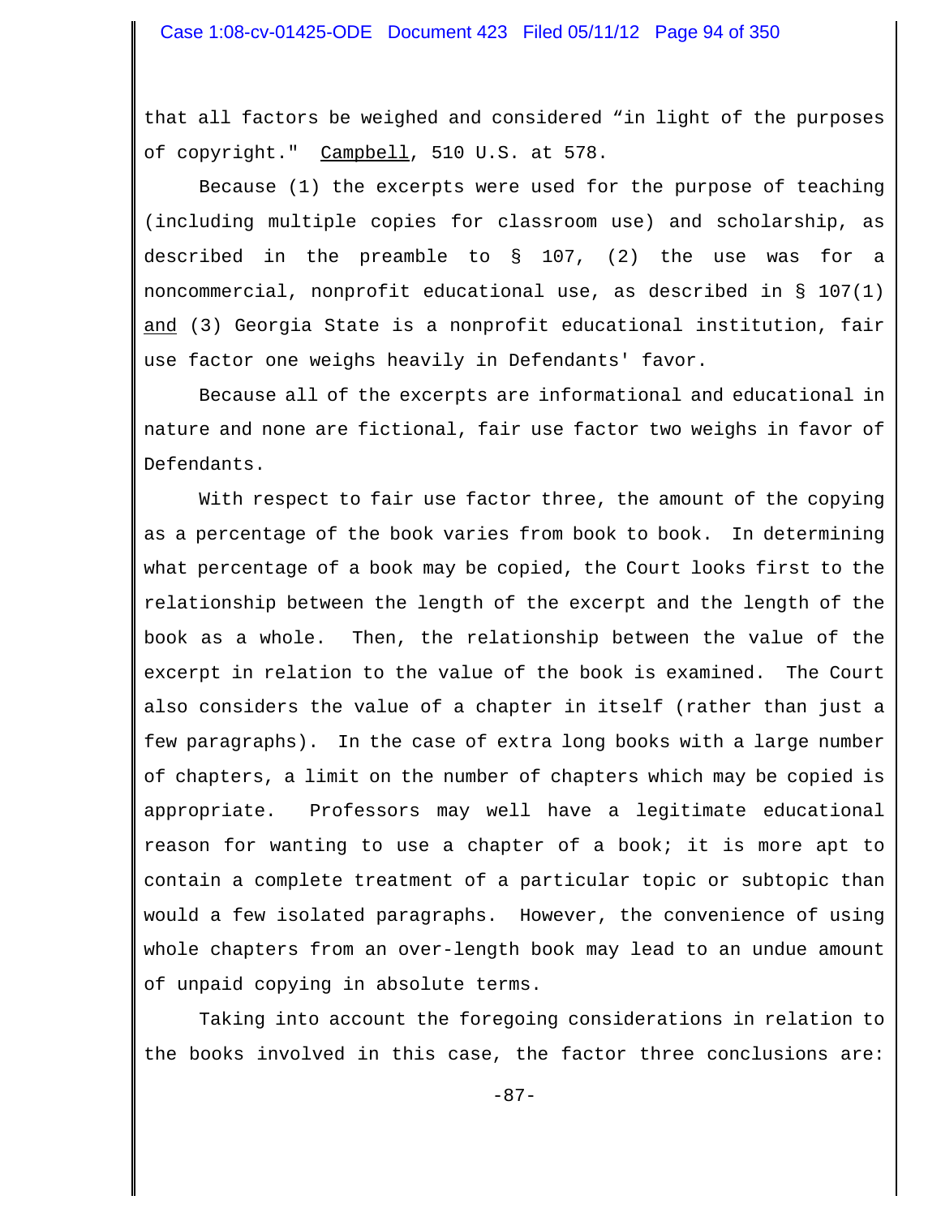that all factors be weighed and considered "in light of the purposes of copyright." Campbell, 510 U.S. at 578.

Because (1) the excerpts were used for the purpose of teaching (including multiple copies for classroom use) and scholarship, as described in the preamble to § 107, (2) the use was for a noncommercial, nonprofit educational use, as described in § 107(1) and (3) Georgia State is a nonprofit educational institution, fair use factor one weighs heavily in Defendants' favor.

Because all of the excerpts are informational and educational in nature and none are fictional, fair use factor two weighs in favor of Defendants.

With respect to fair use factor three, the amount of the copying as a percentage of the book varies from book to book. In determining what percentage of a book may be copied, the Court looks first to the relationship between the length of the excerpt and the length of the book as a whole. Then, the relationship between the value of the excerpt in relation to the value of the book is examined. The Court also considers the value of a chapter in itself (rather than just a few paragraphs). In the case of extra long books with a large number of chapters, a limit on the number of chapters which may be copied is appropriate. Professors may well have a legitimate educational reason for wanting to use a chapter of a book; it is more apt to contain a complete treatment of a particular topic or subtopic than would a few isolated paragraphs. However, the convenience of using whole chapters from an over-length book may lead to an undue amount of unpaid copying in absolute terms.

Taking into account the foregoing considerations in relation to the books involved in this case, the factor three conclusions are: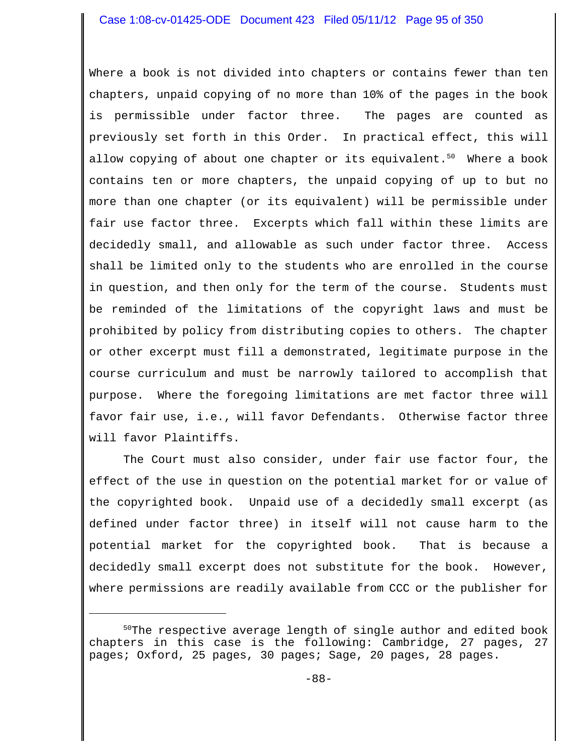Where a book is not divided into chapters or contains fewer than ten chapters, unpaid copying of no more than 10% of the pages in the book is permissible under factor three. The pages are counted as previously set forth in this Order. In practical effect, this will allow copying of about one chapter or its equivalent.[50] Where a book contains ten or more chapters, the unpaid copying of up to but no more than one chapter (or its equivalent) will be permissible under fair use factor three. Excerpts which fall within these limits are decidedly small, and allowable as such under factor three. Access shall be limited only to the students who are enrolled in the course in question, and then only for the term of the course. Students must be reminded of the limitations of the copyright laws and must be prohibited by policy from distributing copies to others. The chapter or other excerpt must fill a demonstrated, legitimate purpose in the course curriculum and must be narrowly tailored to accomplish that purpose. Where the foregoing limitations are met factor three will favor fair use, i.e., will favor Defendants. Otherwise factor three will favor Plaintiffs.

The Court must also consider, under fair use factor four, the effect of the use in question on the potential market for or value of the copyrighted book. Unpaid use of a decidedly small excerpt (as defined under factor three) in itself will not cause harm to the potential market for the copyrighted book. That is because a decidedly small excerpt does not substitute for the book. However, where permissions are readily available from CCC or the publisher for

---

[50]The respective average length of single author and edited book chapters in this case is the following: Cambridge, 27 pages, 27 pages; Oxford, 25 pages, 30 pages; Sage, 20 pages, 28 pages.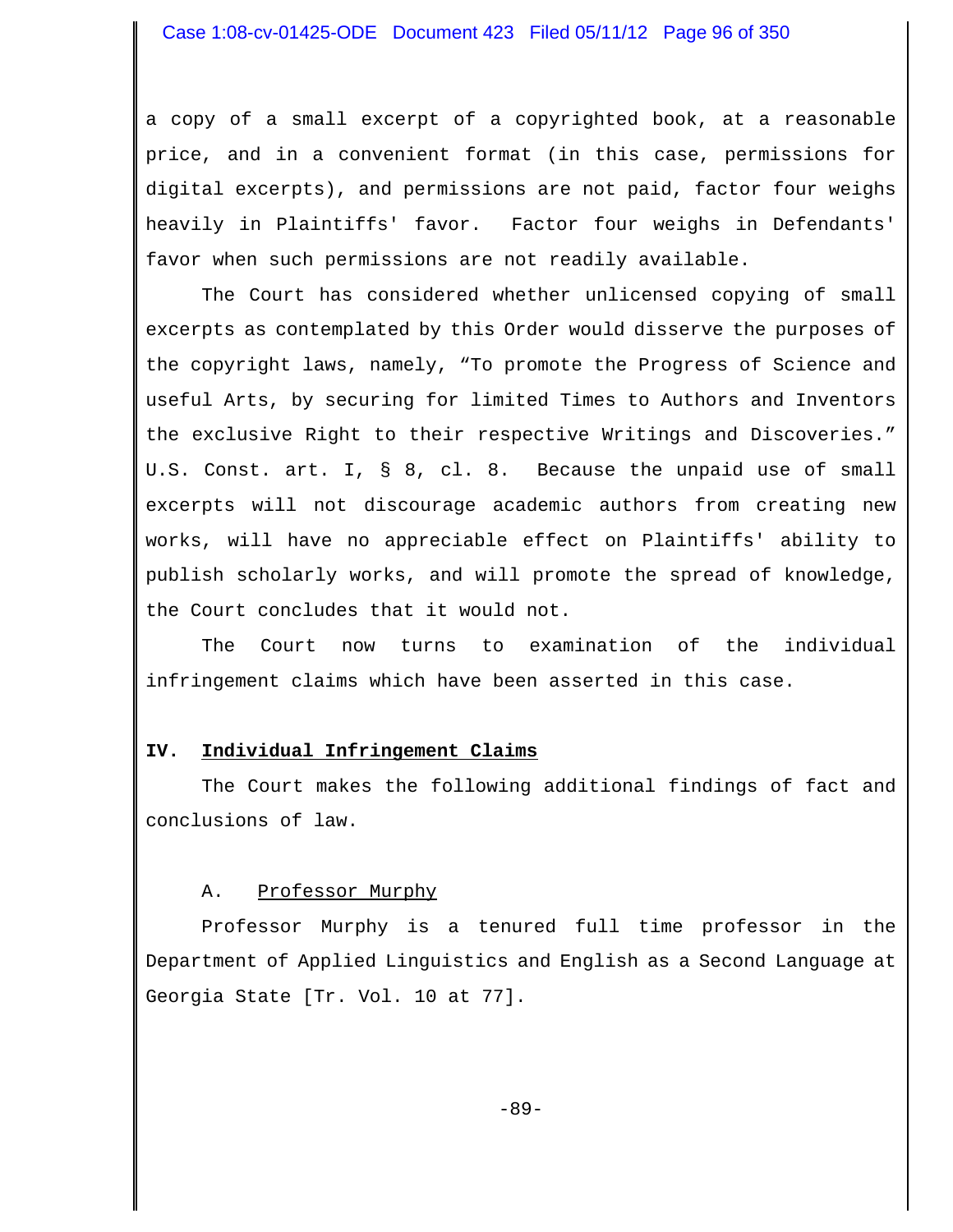a copy of a small excerpt of a copyrighted book, at a reasonable price, and in a convenient format (in this case, permissions for digital excerpts), and permissions are not paid, factor four weighs heavily in Plaintiffs' favor. Factor four weighs in Defendants' favor when such permissions are not readily available.

The Court has considered whether unlicensed copying of small excerpts as contemplated by this Order would disserve the purposes of the copyright laws, namely, "To promote the Progress of Science and useful Arts, by securing for limited Times to Authors and Inventors the exclusive Right to their respective Writings and Discoveries." U.S. Const. art. I, § 8, cl. 8. Because the unpaid use of small excerpts will not discourage academic authors from creating new works, will have no appreciable effect on Plaintiffs' ability to publish scholarly works, and will promote the spread of knowledge, the Court concludes that it would not.

The Court now turns to examination of the individual infringement claims which have been asserted in this case.

## IV. Individual Infringement Claims

The Court makes the following additional findings of fact and conclusions of law.

### A. Professor Murphy

Professor Murphy is a tenured full time professor in the Department of Applied Linguistics and English as a Second Language at Georgia State [Tr. Vol. 10 at 77].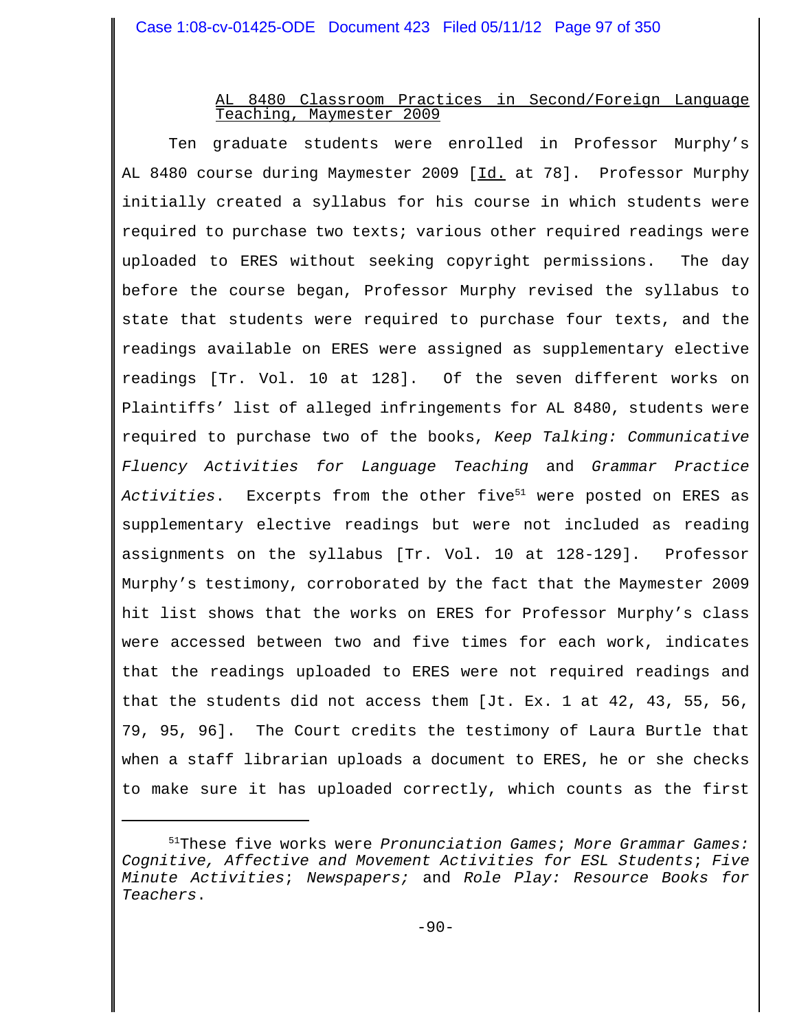<u>AL 8480 Classroom Practices in Second/Foreign Language Teaching, Maymester 2009</u>

Ten graduate students were enrolled in Professor Murphy's AL 8480 course during Maymester 2009 [<u>Id.</u> at 78]. Professor Murphy initially created a syllabus for his course in which students were required to purchase two texts; various other required readings were uploaded to ERES without seeking copyright permissions. The day before the course began, Professor Murphy revised the syllabus to state that students were required to purchase four texts, and the readings available on ERES were assigned as supplementary elective readings [Tr. Vol. 10 at 128]. Of the seven different works on Plaintiffs' list of alleged infringements for AL 8480, students were required to purchase two of the books, *Keep Talking: Communicative Fluency Activities for Language Teaching* and *Grammar Practice Activities*. Excerpts from the other five[51] were posted on ERES as supplementary elective readings but were not included as reading assignments on the syllabus [Tr. Vol. 10 at 128-129]. Professor Murphy's testimony, corroborated by the fact that the Maymester 2009 hit list shows that the works on ERES for Professor Murphy's class were accessed between two and five times for each work, indicates that the readings uploaded to ERES were not required readings and that the students did not access them [Jt. Ex. 1 at 42, 43, 55, 56, 79, 95, 96]. The Court credits the testimony of Laura Burtle that when a staff librarian uploads a document to ERES, he or she checks to make sure it has uploaded correctly, which counts as the first

[51] These five works were *Pronunciation Games*; *More Grammar Games: Cognitive, Affective and Movement Activities for ESL Students*; *Five Minute Activities*; *Newspapers;* and *Role Play: Resource Books for Teachers*.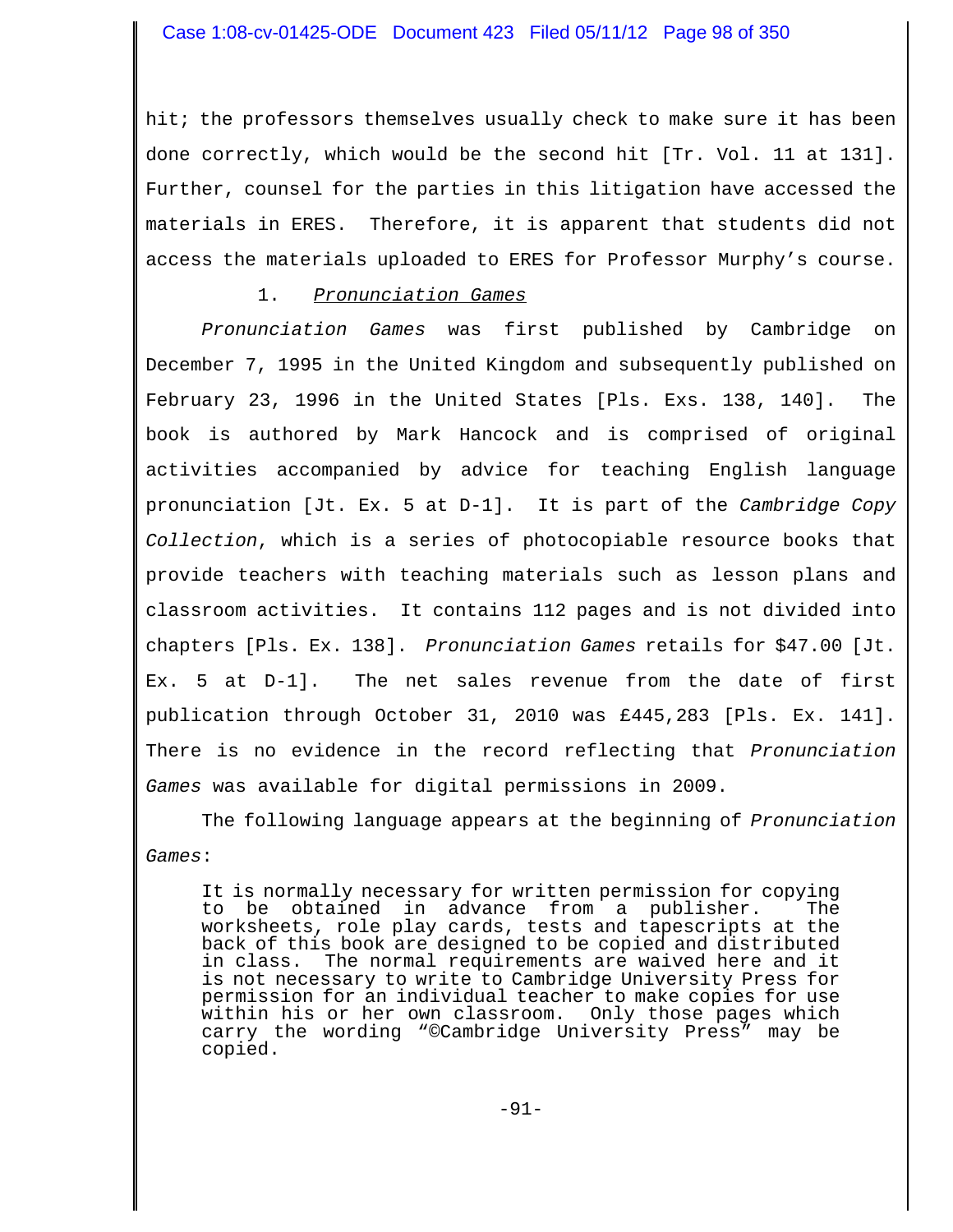hit; the professors themselves usually check to make sure it has been done correctly, which would be the second hit [Tr. Vol. 11 at 131]. Further, counsel for the parties in this litigation have accessed the materials in ERES. Therefore, it is apparent that students did not access the materials uploaded to ERES for Professor Murphy's course.

### 1. *Pronunciation Games*

*Pronunciation Games* was first published by Cambridge on December 7, 1995 in the United Kingdom and subsequently published on February 23, 1996 in the United States [Pls. Exs. 138, 140]. The book is authored by Mark Hancock and is comprised of original activities accompanied by advice for teaching English language pronunciation [Jt. Ex. 5 at D-1]. It is part of the *Cambridge Copy Collection*, which is a series of photocopiable resource books that provide teachers with teaching materials such as lesson plans and classroom activities. It contains 112 pages and is not divided into chapters [Pls. Ex. 138]. *Pronunciation Games* retails for $47.00 [Jt. Ex. 5 at D-1]. The net sales revenue from the date of first publication through October 31, 2010 was £445,283 [Pls. Ex. 141]. There is no evidence in the record reflecting that *Pronunciation Games* was available for digital permissions in 2009.

The following language appears at the beginning of *Pronunciation Games*:

> It is normally necessary for written permission for copying to be obtained in advance from a publisher. The worksheets, role play cards, tests and tapescripts at the back of this book are designed to be copied and distributed in class. The normal requirements are waived here and it is not necessary to write to Cambridge University Press for permission for an individual teacher to make copies for use within his or her own classroom. Only those pages which carry the wording "©Cambridge University Press" may be copied.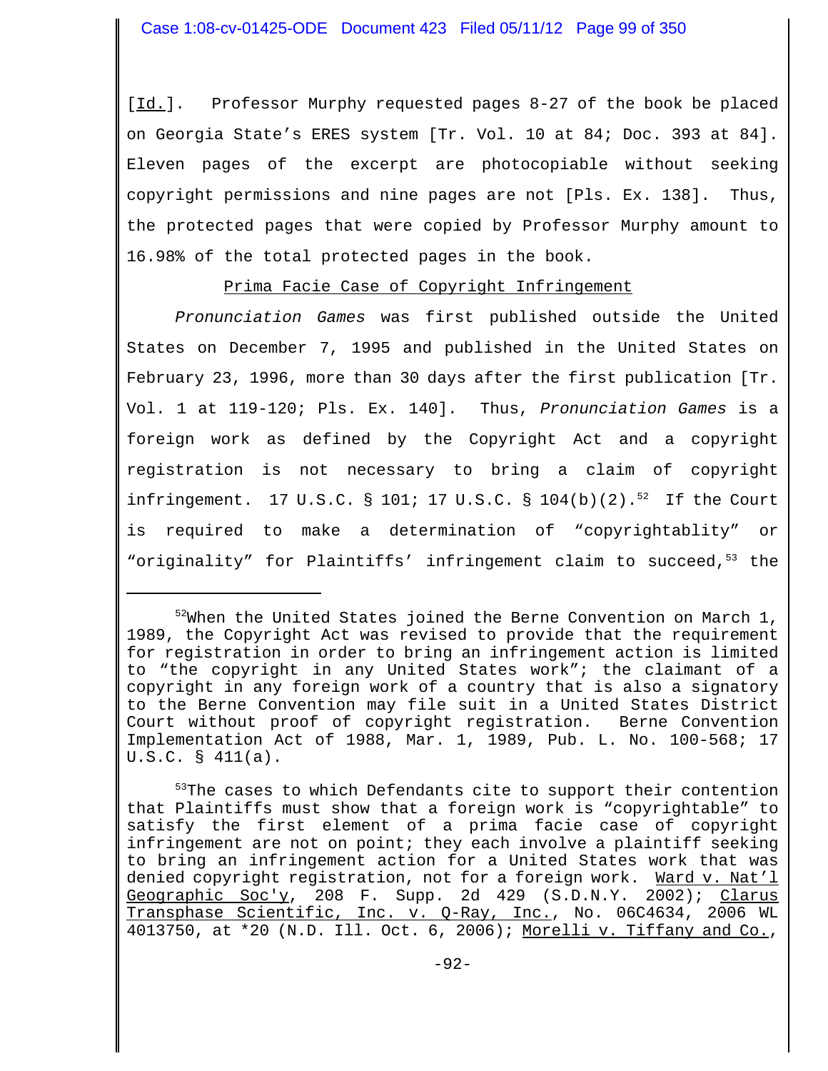[Id.]. Professor Murphy requested pages 8-27 of the book be placed on Georgia State's ERES system [Tr. Vol. 10 at 84; Doc. 393 at 84]. Eleven pages of the excerpt are photocopiable without seeking copyright permissions and nine pages are not [Pls. Ex. 138]. Thus, the protected pages that were copied by Professor Murphy amount to 16.98% of the total protected pages in the book.

Prima Facie Case of Copyright Infringement

*Pronunciation Games* was first published outside the United States on December 7, 1995 and published in the United States on February 23, 1996, more than 30 days after the first publication [Tr. Vol. 1 at 119-120; Pls. Ex. 140]. Thus, *Pronunciation Games* is a foreign work as defined by the Copyright Act and a copyright registration is not necessary to bring a claim of copyright infringement. 17 U.S.C. § 101; 17 U.S.C. § 104(b)(2).[52] If the Court is required to make a determination of "copyrightablity" or "originality" for Plaintiffs' infringement claim to succeed,[53] the

---

[52]When the United States joined the Berne Convention on March 1, 1989, the Copyright Act was revised to provide that the requirement for registration in order to bring an infringement action is limited to "the copyright in any United States work"; the claimant of a copyright in any foreign work of a country that is also a signatory to the Berne Convention may file suit in a United States District Court without proof of copyright registration. Berne Convention Implementation Act of 1988, Mar. 1, 1989, Pub. L. No. 100-568; 17 U.S.C. § 411(a).

[53]The cases to which Defendants cite to support their contention that Plaintiffs must show that a foreign work is "copyrightable" to satisfy the first element of a prima facie case of copyright infringement are not on point; they each involve a plaintiff seeking to bring an infringement action for a United States work that was denied copyright registration, not for a foreign work. Ward v. Nat'l Geographic Soc'y, 208 F. Supp. 2d 429 (S.D.N.Y. 2002); Clarus Transphase Scientific, Inc. v. Q-Ray, Inc., No. 06C4634, 2006 WL 4013750, at *20 (N.D. Ill. Oct. 6, 2006); Morelli v. Tiffany and Co.,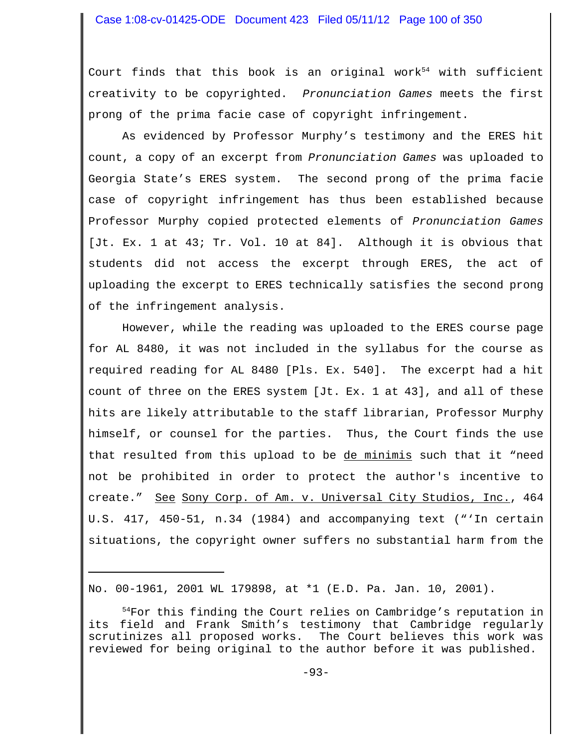Court finds that this book is an original work[54] with sufficient creativity to be copyrighted. *Pronunciation Games* meets the first prong of the prima facie case of copyright infringement.

As evidenced by Professor Murphy's testimony and the ERES hit count, a copy of an excerpt from *Pronunciation Games* was uploaded to Georgia State's ERES system. The second prong of the prima facie case of copyright infringement has thus been established because Professor Murphy copied protected elements of *Pronunciation Games* [Jt. Ex. 1 at 43; Tr. Vol. 10 at 84]. Although it is obvious that students did not access the excerpt through ERES, the act of uploading the excerpt to ERES technically satisfies the second prong of the infringement analysis.

However, while the reading was uploaded to the ERES course page for AL 8480, it was not included in the syllabus for the course as required reading for AL 8480 [Pls. Ex. 540]. The excerpt had a hit count of three on the ERES system [Jt. Ex. 1 at 43], and all of these hits are likely attributable to the staff librarian, Professor Murphy himself, or counsel for the parties. Thus, the Court finds the use that resulted from this upload to be de minimis such that it "need not be prohibited in order to protect the author's incentive to create." See Sony Corp. of Am. v. Universal City Studios, Inc., 464 U.S. 417, 450-51, n.34 (1984) and accompanying text ("'In certain situations, the copyright owner suffers no substantial harm from the

---

No. 00-1961, 2001 WL 179898, at *1 (E.D. Pa. Jan. 10, 2001).

[54] For this finding the Court relies on Cambridge's reputation in its field and Frank Smith's testimony that Cambridge regularly scrutinizes all proposed works. The Court believes this work was reviewed for being original to the author before it was published.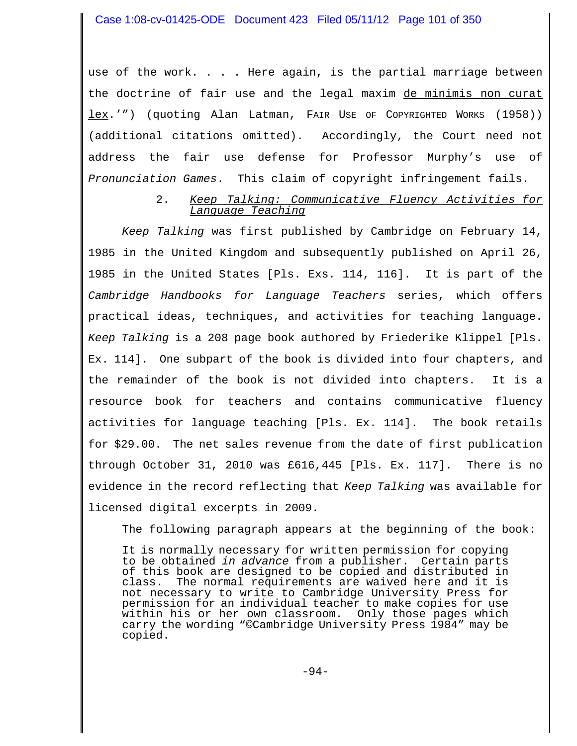use of the work. . . . Here again, is the partial marriage between the doctrine of fair use and the legal maxim de minimis non curat lex.'") (quoting Alan Latman, FAIR USE OF COPYRIGHTED WORKS (1958)) (additional citations omitted). Accordingly, the Court need not address the fair use defense for Professor Murphy's use of *Pronunciation Games*. This claim of copyright infringement fails.

### 2. *Keep Talking: Communicative Fluency Activities for Language Teaching*

*Keep Talking* was first published by Cambridge on February 14, 1985 in the United Kingdom and subsequently published on April 26, 1985 in the United States [Pls. Exs. 114, 116]. It is part of the *Cambridge Handbooks for Language Teachers* series, which offers practical ideas, techniques, and activities for teaching language. *Keep Talking* is a 208 page book authored by Friederike Klippel [Pls. Ex. 114]. One subpart of the book is divided into four chapters, and the remainder of the book is not divided into chapters. It is a resource book for teachers and contains communicative fluency activities for language teaching [Pls. Ex. 114]. The book retails for $29.00. The net sales revenue from the date of first publication through October 31, 2010 was £616,445 [Pls. Ex. 117]. There is no evidence in the record reflecting that *Keep Talking* was available for licensed digital excerpts in 2009.

The following paragraph appears at the beginning of the book:

> It is normally necessary for written permission for copying to be obtained *in advance* from a publisher. Certain parts of this book are designed to be copied and distributed in class. The normal requirements are waived here and it is not necessary to write to Cambridge University Press for permission for an individual teacher to make copies for use within his or her own classroom. Only those pages which carry the wording "©Cambridge University Press 1984" may be copied.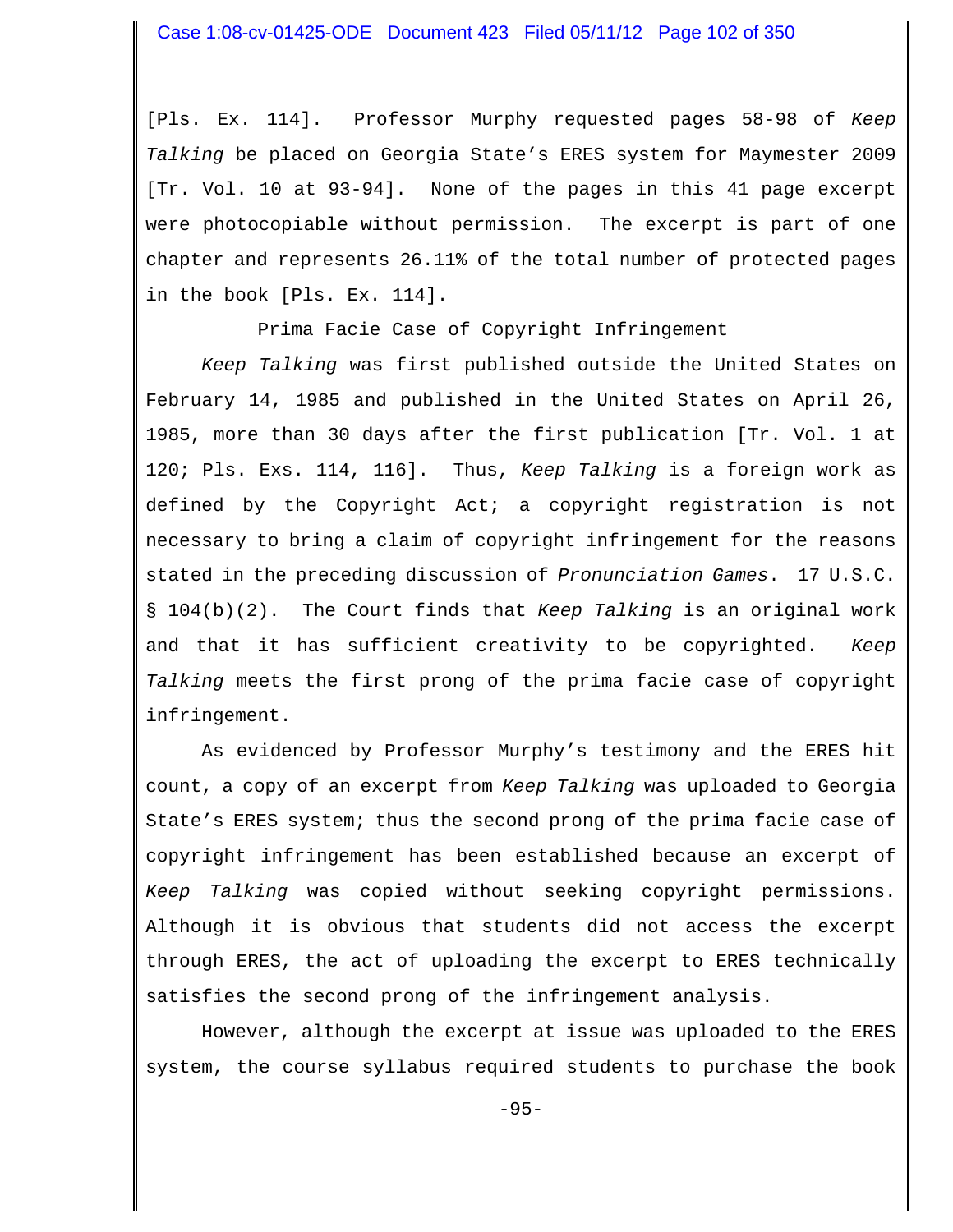[Pls. Ex. 114]. Professor Murphy requested pages 58-98 of *Keep Talking* be placed on Georgia State's ERES system for Maymester 2009 [Tr. Vol. 10 at 93-94]. None of the pages in this 41 page excerpt were photocopiable without permission. The excerpt is part of one chapter and represents 26.11% of the total number of protected pages in the book [Pls. Ex. 114].

Prima Facie Case of Copyright Infringement

*Keep Talking* was first published outside the United States on February 14, 1985 and published in the United States on April 26, 1985, more than 30 days after the first publication [Tr. Vol. 1 at 120; Pls. Exs. 114, 116]. Thus, *Keep Talking* is a foreign work as defined by the Copyright Act; a copyright registration is not necessary to bring a claim of copyright infringement for the reasons stated in the preceding discussion of *Pronunciation Games*. 17 U.S.C. § 104(b)(2). The Court finds that *Keep Talking* is an original work and that it has sufficient creativity to be copyrighted. *Keep Talking* meets the first prong of the prima facie case of copyright infringement.

As evidenced by Professor Murphy's testimony and the ERES hit count, a copy of an excerpt from *Keep Talking* was uploaded to Georgia State's ERES system; thus the second prong of the prima facie case of copyright infringement has been established because an excerpt of *Keep Talking* was copied without seeking copyright permissions. Although it is obvious that students did not access the excerpt through ERES, the act of uploading the excerpt to ERES technically satisfies the second prong of the infringement analysis.

However, although the excerpt at issue was uploaded to the ERES system, the course syllabus required students to purchase the book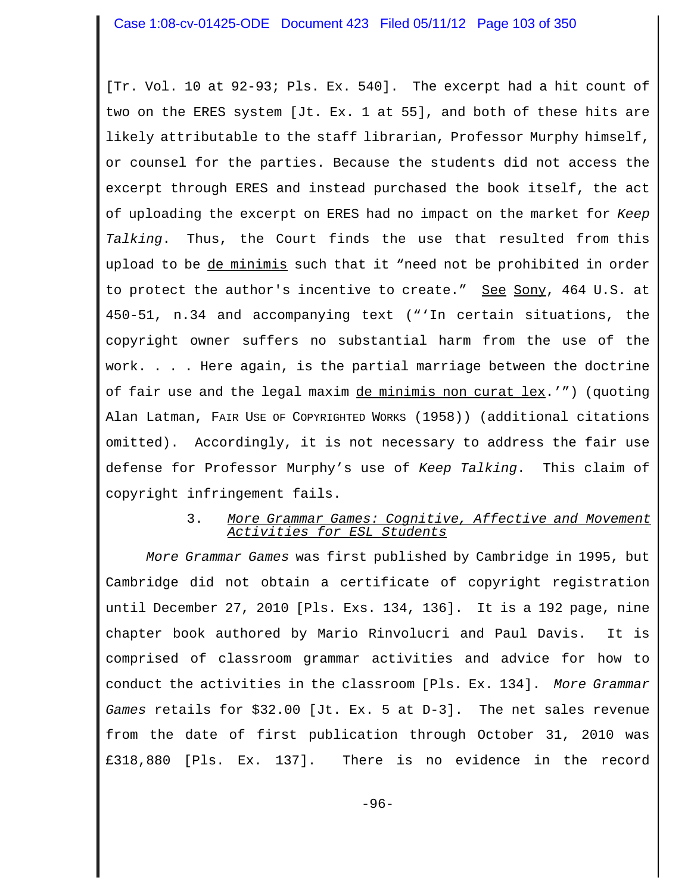[Tr. Vol. 10 at 92-93; Pls. Ex. 540]. The excerpt had a hit count of two on the ERES system [Jt. Ex. 1 at 55], and both of these hits are likely attributable to the staff librarian, Professor Murphy himself, or counsel for the parties. Because the students did not access the excerpt through ERES and instead purchased the book itself, the act of uploading the excerpt on ERES had no impact on the market for *Keep Talking*. Thus, the Court finds the use that resulted from this upload to be <u>de minimis</u> such that it "need not be prohibited in order to protect the author's incentive to create." <u>See</u> <u>Sony</u>, 464 U.S. at 450-51, n.34 and accompanying text ("'In certain situations, the copyright owner suffers no substantial harm from the use of the work. . . . Here again, is the partial marriage between the doctrine of fair use and the legal maxim <u>de minimis non curat lex</u>.'") (quoting Alan Latman, FAIR USE OF COPYRIGHTED WORKS (1958)) (additional citations omitted). Accordingly, it is not necessary to address the fair use defense for Professor Murphy's use of *Keep Talking*. This claim of copyright infringement fails.

3. <u>*More Grammar Games: Cognitive, Affective and Movement Activities for ESL Students*</u>

*More Grammar Games* was first published by Cambridge in 1995, but Cambridge did not obtain a certificate of copyright registration until December 27, 2010 [Pls. Exs. 134, 136]. It is a 192 page, nine chapter book authored by Mario Rinvolucri and Paul Davis. It is comprised of classroom grammar activities and advice for how to conduct the activities in the classroom [Pls. Ex. 134]. *More Grammar Games* retails for $32.00 [Jt. Ex. 5 at D-3]. The net sales revenue from the date of first publication through October 31, 2010 was £318,880 [Pls. Ex. 137]. There is no evidence in the record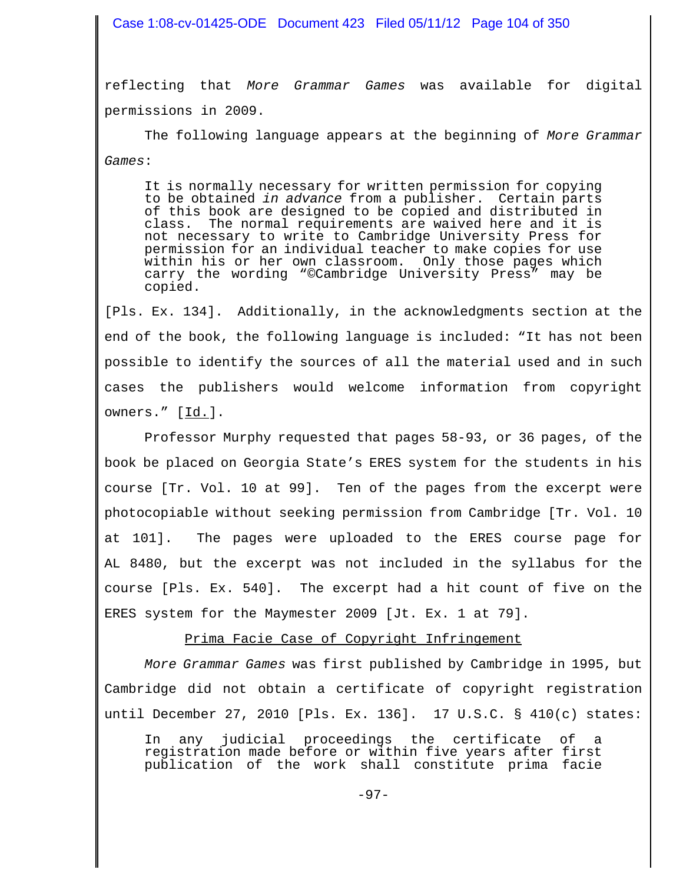reflecting that *More Grammar Games* was available for digital permissions in 2009.

The following language appears at the beginning of *More Grammar Games*:

> It is normally necessary for written permission for copying to be obtained *in advance* from a publisher. Certain parts of this book are designed to be copied and distributed in class. The normal requirements are waived here and it is not necessary to write to Cambridge University Press for permission for an individual teacher to make copies for use within his or her own classroom. Only those pages which carry the wording "©Cambridge University Press" may be copied.

[Pls. Ex. 134]. Additionally, in the acknowledgments section at the end of the book, the following language is included: "It has not been possible to identify the sources of all the material used and in such cases the publishers would welcome information from copyright owners." [Id.].

Professor Murphy requested that pages 58-93, or 36 pages, of the book be placed on Georgia State's ERES system for the students in his course [Tr. Vol. 10 at 99]. Ten of the pages from the excerpt were photocopiable without seeking permission from Cambridge [Tr. Vol. 10 at 101]. The pages were uploaded to the ERES course page for AL 8480, but the excerpt was not included in the syllabus for the course [Pls. Ex. 540]. The excerpt had a hit count of five on the ERES system for the Maymester 2009 [Jt. Ex. 1 at 79].

## Prima Facie Case of Copyright Infringement

*More Grammar Games* was first published by Cambridge in 1995, but Cambridge did not obtain a certificate of copyright registration until December 27, 2010 [Pls. Ex. 136]. 17 U.S.C. § 410(c) states:

> In any judicial proceedings the certificate of a registration made before or within five years after first publication of the work shall constitute prima facie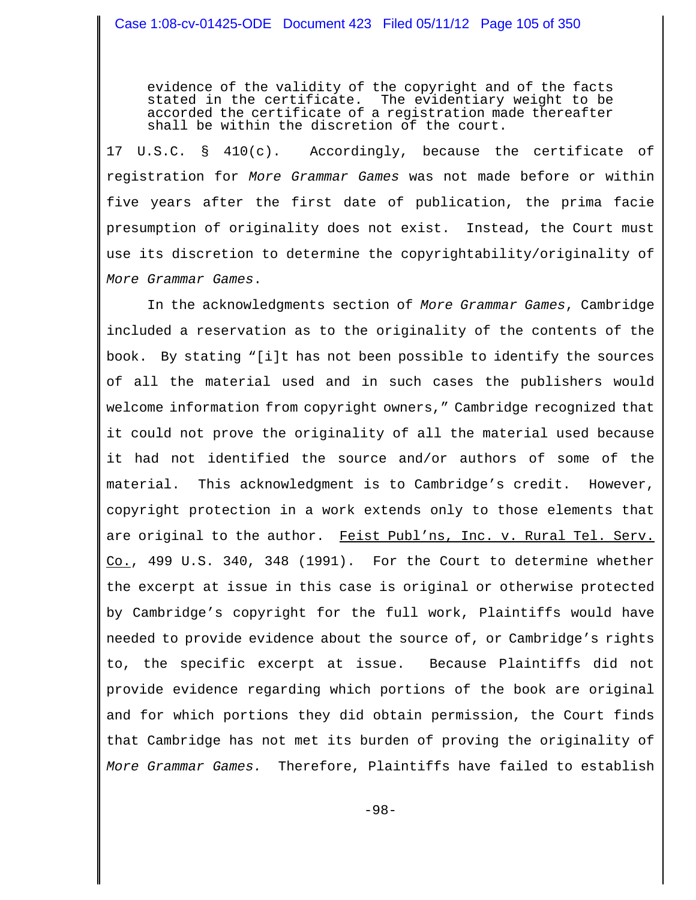> evidence of the validity of the copyright and of the facts stated in the certificate. The evidentiary weight to be accorded the certificate of a registration made thereafter shall be within the discretion of the court.

17 U.S.C. § 410(c). Accordingly, because the certificate of registration for *More Grammar Games* was not made before or within five years after the first date of publication, the prima facie presumption of originality does not exist. Instead, the Court must use its discretion to determine the copyrightability/originality of *More Grammar Games*.

In the acknowledgments section of *More Grammar Games*, Cambridge included a reservation as to the originality of the contents of the book. By stating "[i]t has not been possible to identify the sources of all the material used and in such cases the publishers would welcome information from copyright owners," Cambridge recognized that it could not prove the originality of all the material used because it had not identified the source and/or authors of some of the material. This acknowledgment is to Cambridge's credit. However, copyright protection in a work extends only to those elements that are original to the author. Feist Publ'ns, Inc. v. Rural Tel. Serv. Co., 499 U.S. 340, 348 (1991). For the Court to determine whether the excerpt at issue in this case is original or otherwise protected by Cambridge's copyright for the full work, Plaintiffs would have needed to provide evidence about the source of, or Cambridge's rights to, the specific excerpt at issue. Because Plaintiffs did not provide evidence regarding which portions of the book are original and for which portions they did obtain permission, the Court finds that Cambridge has not met its burden of proving the originality of *More Grammar Games.* Therefore, Plaintiffs have failed to establish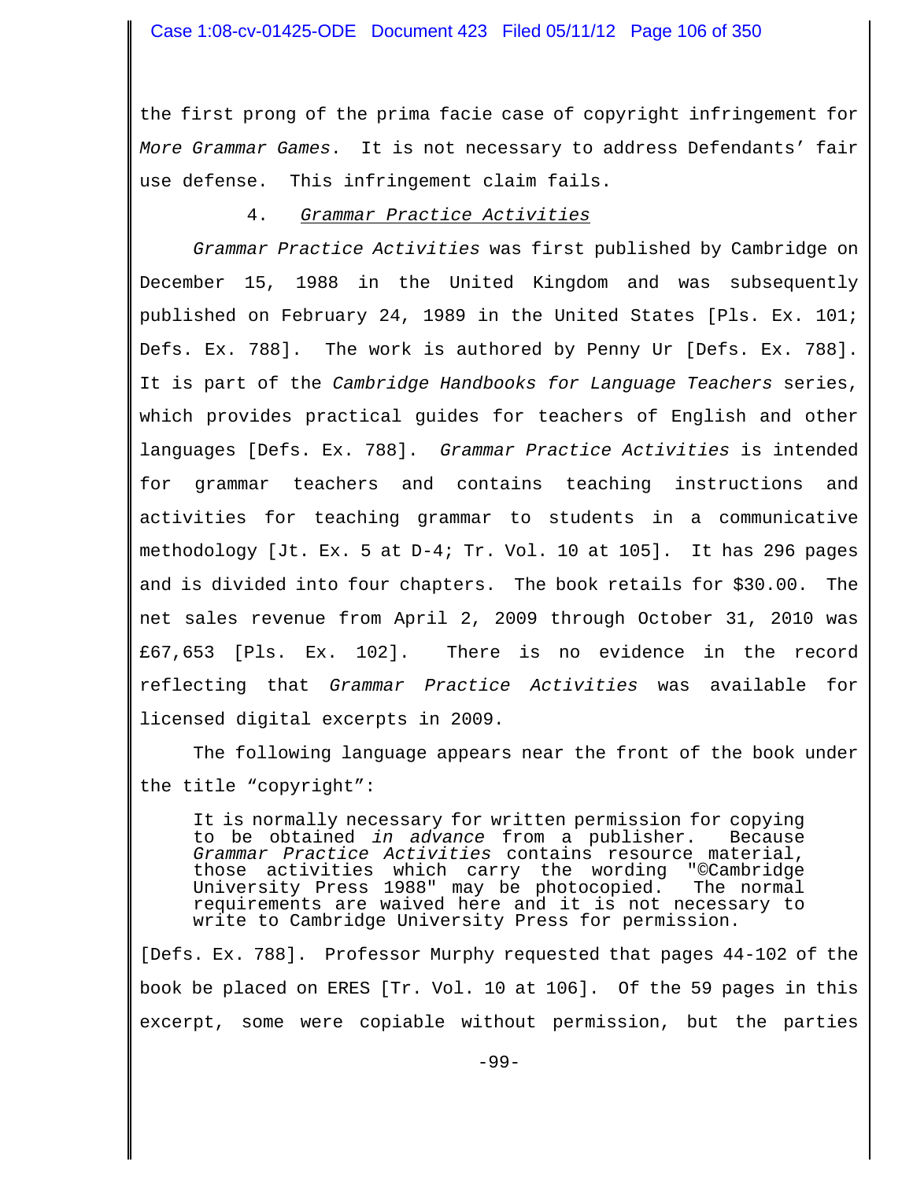the first prong of the prima facie case of copyright infringement for *More Grammar Games*. It is not necessary to address Defendants' fair use defense. This infringement claim fails.

### 4. *Grammar Practice Activities*

*Grammar Practice Activities* was first published by Cambridge on December 15, 1988 in the United Kingdom and was subsequently published on February 24, 1989 in the United States [Pls. Ex. 101; Defs. Ex. 788]. The work is authored by Penny Ur [Defs. Ex. 788]. It is part of the *Cambridge Handbooks for Language Teachers* series, which provides practical guides for teachers of English and other languages [Defs. Ex. 788]. *Grammar Practice Activities* is intended for grammar teachers and contains teaching instructions and activities for teaching grammar to students in a communicative methodology [Jt. Ex. 5 at D-4; Tr. Vol. 10 at 105]. It has 296 pages and is divided into four chapters. The book retails for $30.00. The net sales revenue from April 2, 2009 through October 31, 2010 was £67,653 [Pls. Ex. 102]. There is no evidence in the record reflecting that *Grammar Practice Activities* was available for licensed digital excerpts in 2009.

The following language appears near the front of the book under the title "copyright":

> It is normally necessary for written permission for copying to be obtained *in advance* from a publisher. Because *Grammar Practice Activities* contains resource material, those activities which carry the wording "©Cambridge University Press 1988" may be photocopied. The normal requirements are waived here and it is not necessary to write to Cambridge University Press for permission.

[Defs. Ex. 788]. Professor Murphy requested that pages 44-102 of the book be placed on ERES [Tr. Vol. 10 at 106]. Of the 59 pages in this excerpt, some were copiable without permission, but the parties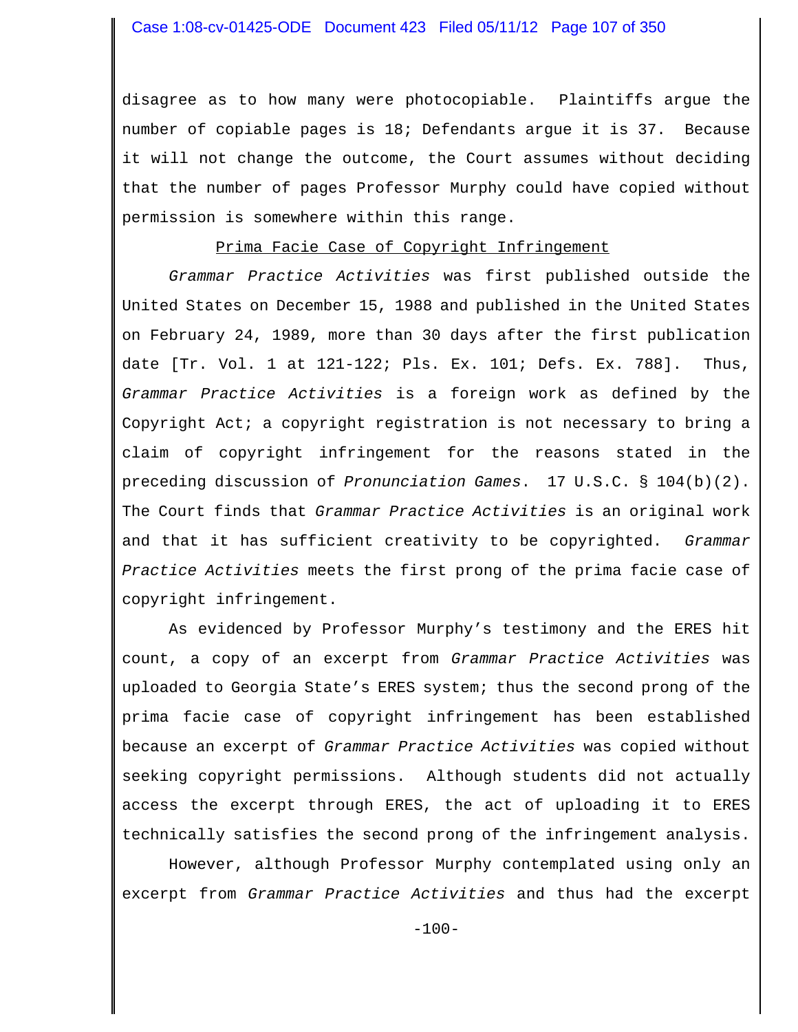disagree as to how many were photocopiable. Plaintiffs argue the number of copiable pages is 18; Defendants argue it is 37. Because it will not change the outcome, the Court assumes without deciding that the number of pages Professor Murphy could have copied without permission is somewhere within this range.

<u>Prima Facie Case of Copyright Infringement</u>

*Grammar Practice Activities* was first published outside the United States on December 15, 1988 and published in the United States on February 24, 1989, more than 30 days after the first publication date [Tr. Vol. 1 at 121-122; Pls. Ex. 101; Defs. Ex. 788]. Thus, *Grammar Practice Activities* is a foreign work as defined by the Copyright Act; a copyright registration is not necessary to bring a claim of copyright infringement for the reasons stated in the preceding discussion of *Pronunciation Games*. 17 U.S.C. § 104(b)(2). The Court finds that *Grammar Practice Activities* is an original work and that it has sufficient creativity to be copyrighted. *Grammar Practice Activities* meets the first prong of the prima facie case of copyright infringement.

As evidenced by Professor Murphy's testimony and the ERES hit count, a copy of an excerpt from *Grammar Practice Activities* was uploaded to Georgia State's ERES system; thus the second prong of the prima facie case of copyright infringement has been established because an excerpt of *Grammar Practice Activities* was copied without seeking copyright permissions. Although students did not actually access the excerpt through ERES, the act of uploading it to ERES technically satisfies the second prong of the infringement analysis.

However, although Professor Murphy contemplated using only an excerpt from *Grammar Practice Activities* and thus had the excerpt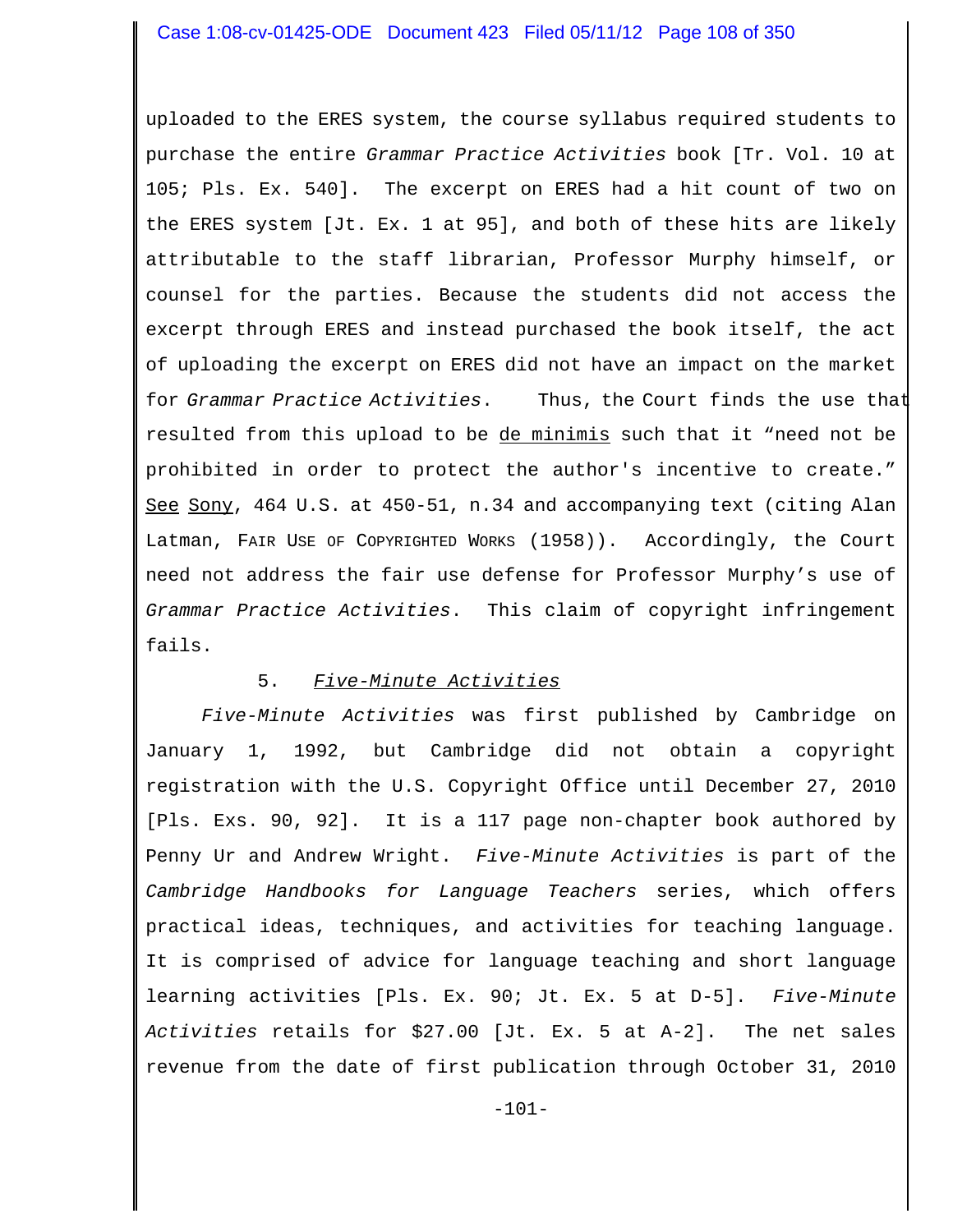uploaded to the ERES system, the course syllabus required students to purchase the entire *Grammar Practice Activities* book [Tr. Vol. 10 at 105; Pls. Ex. 540]. The excerpt on ERES had a hit count of two on the ERES system [Jt. Ex. 1 at 95], and both of these hits are likely attributable to the staff librarian, Professor Murphy himself, or counsel for the parties. Because the students did not access the excerpt through ERES and instead purchased the book itself, the act of uploading the excerpt on ERES did not have an impact on the market for *Grammar Practice Activities*. Thus, the Court finds the use that resulted from this upload to be de minimis such that it "need not be prohibited in order to protect the author's incentive to create." See Sony, 464 U.S. at 450-51, n.34 and accompanying text (citing Alan Latman, FAIR USE OF COPYRIGHTED WORKS (1958)). Accordingly, the Court need not address the fair use defense for Professor Murphy's use of *Grammar Practice Activities*. This claim of copyright infringement fails.

5. *Five-Minute Activities*

*Five-Minute Activities* was first published by Cambridge on January 1, 1992, but Cambridge did not obtain a copyright registration with the U.S. Copyright Office until December 27, 2010 [Pls. Exs. 90, 92]. It is a 117 page non-chapter book authored by Penny Ur and Andrew Wright. *Five-Minute Activities* is part of the *Cambridge Handbooks for Language Teachers* series, which offers practical ideas, techniques, and activities for teaching language. It is comprised of advice for language teaching and short language learning activities [Pls. Ex. 90; Jt. Ex. 5 at D-5]. *Five-Minute Activities* retails for $27.00 [Jt. Ex. 5 at A-2]. The net sales revenue from the date of first publication through October 31, 2010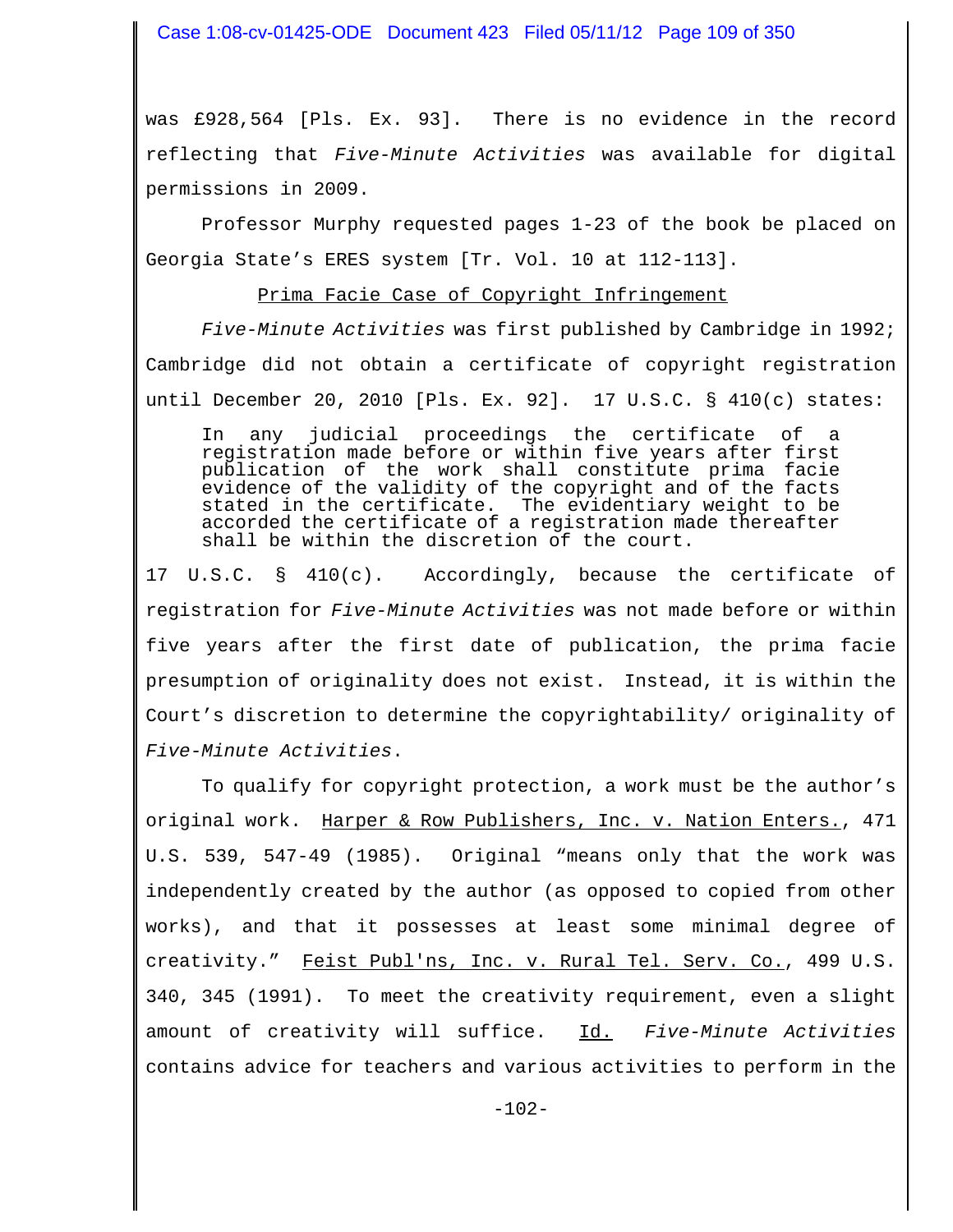was £928,564 [Pls. Ex. 93]. There is no evidence in the record reflecting that *Five-Minute Activities* was available for digital permissions in 2009.

Professor Murphy requested pages 1-23 of the book be placed on Georgia State's ERES system [Tr. Vol. 10 at 112-113].

Prima Facie Case of Copyright Infringement

*Five-Minute Activities* was first published by Cambridge in 1992; Cambridge did not obtain a certificate of copyright registration until December 20, 2010 [Pls. Ex. 92]. 17 U.S.C. § 410(c) states:

> In any judicial proceedings the certificate of a registration made before or within five years after first publication of the work shall constitute prima facie evidence of the validity of the copyright and of the facts stated in the certificate. The evidentiary weight to be accorded the certificate of a registration made thereafter shall be within the discretion of the court.

17 U.S.C. § 410(c). Accordingly, because the certificate of registration for *Five-Minute Activities* was not made before or within five years after the first date of publication, the prima facie presumption of originality does not exist. Instead, it is within the Court's discretion to determine the copyrightability/ originality of *Five-Minute Activities*.

To qualify for copyright protection, a work must be the author's original work. Harper & Row Publishers, Inc. v. Nation Enters., 471 U.S. 539, 547-49 (1985). Original "means only that the work was independently created by the author (as opposed to copied from other works), and that it possesses at least some minimal degree of creativity." Feist Publ'ns, Inc. v. Rural Tel. Serv. Co., 499 U.S. 340, 345 (1991). To meet the creativity requirement, even a slight amount of creativity will suffice. Id. *Five-Minute Activities* contains advice for teachers and various activities to perform in the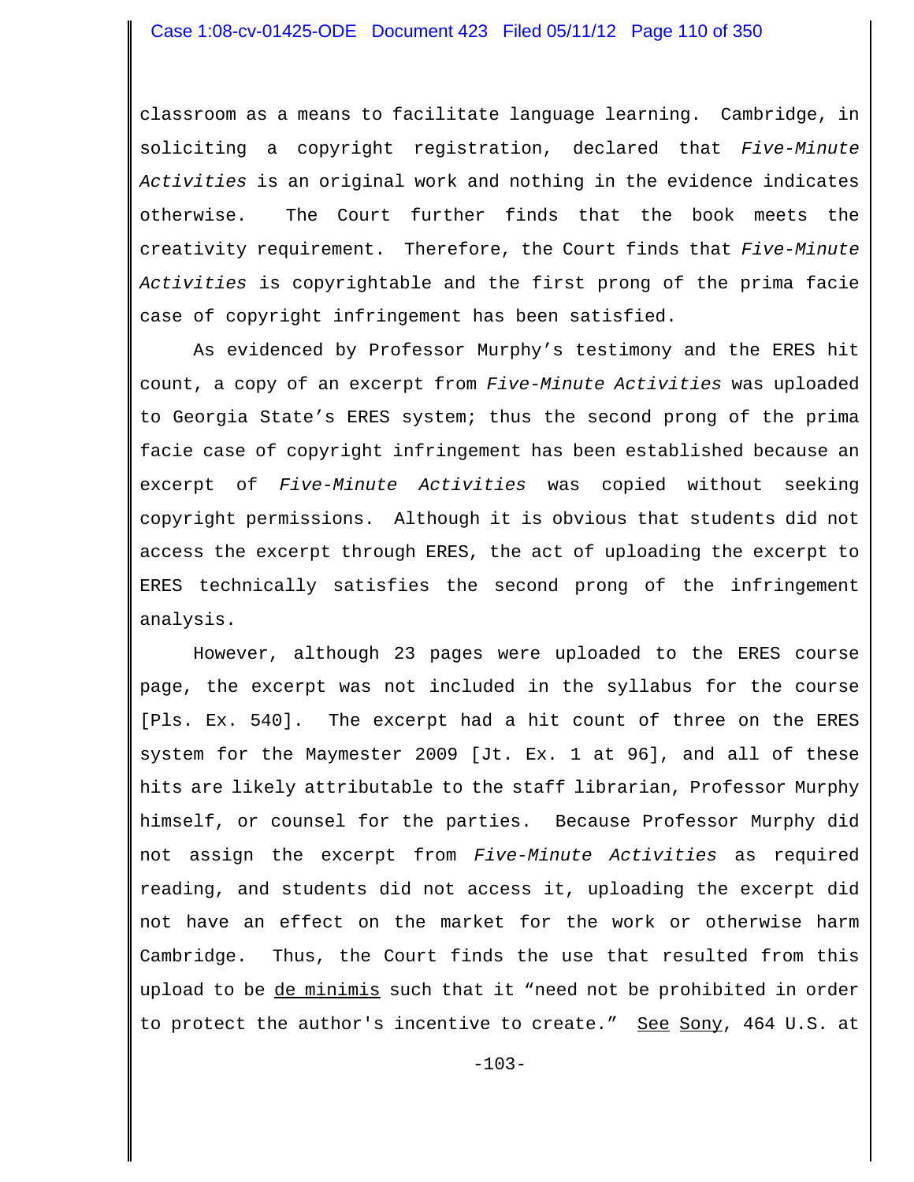classroom as a means to facilitate language learning. Cambridge, in soliciting a copyright registration, declared that *Five-Minute Activities* is an original work and nothing in the evidence indicates otherwise. The Court further finds that the book meets the creativity requirement. Therefore, the Court finds that *Five-Minute Activities* is copyrightable and the first prong of the prima facie case of copyright infringement has been satisfied.

As evidenced by Professor Murphy's testimony and the ERES hit count, a copy of an excerpt from *Five-Minute Activities* was uploaded to Georgia State's ERES system; thus the second prong of the prima facie case of copyright infringement has been established because an excerpt of *Five-Minute Activities* was copied without seeking copyright permissions. Although it is obvious that students did not access the excerpt through ERES, the act of uploading the excerpt to ERES technically satisfies the second prong of the infringement analysis.

However, although 23 pages were uploaded to the ERES course page, the excerpt was not included in the syllabus for the course [Pls. Ex. 540]. The excerpt had a hit count of three on the ERES system for the Maymester 2009 [Jt. Ex. 1 at 96], and all of these hits are likely attributable to the staff librarian, Professor Murphy himself, or counsel for the parties. Because Professor Murphy did not assign the excerpt from *Five-Minute Activities* as required reading, and students did not access it, uploading the excerpt did not have an effect on the market for the work or otherwise harm Cambridge. Thus, the Court finds the use that resulted from this upload to be de minimis such that it "need not be prohibited in order to protect the author's incentive to create." See Sony, 464 U.S. at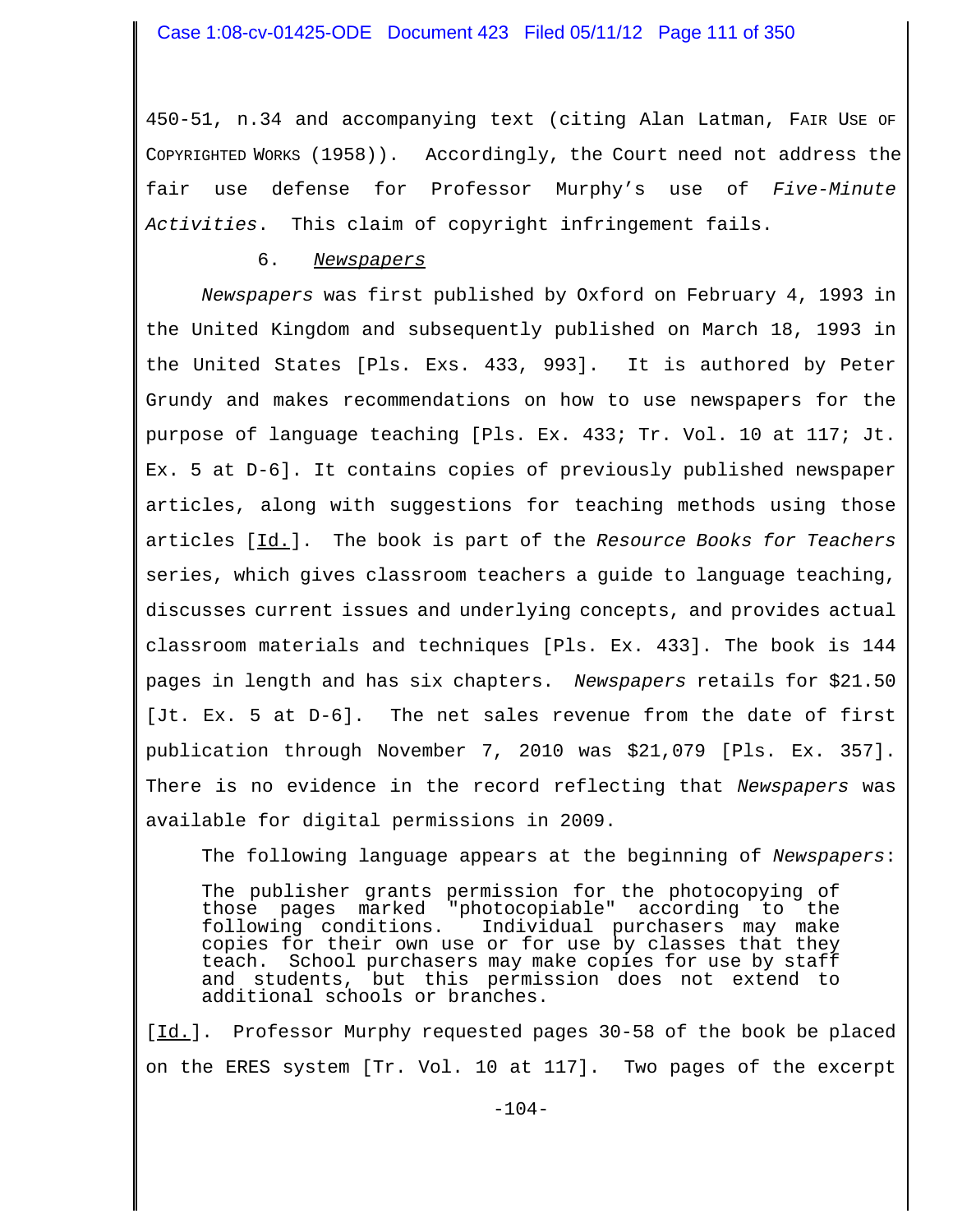450-51, n.34 and accompanying text (citing Alan Latman, FAIR USE OF COPYRIGHTED WORKS (1958)). Accordingly, the Court need not address the fair use defense for Professor Murphy's use of *Five-Minute Activities*. This claim of copyright infringement fails.

6. *Newspapers*

*Newspapers* was first published by Oxford on February 4, 1993 in the United Kingdom and subsequently published on March 18, 1993 in the United States [Pls. Exs. 433, 993]. It is authored by Peter Grundy and makes recommendations on how to use newspapers for the purpose of language teaching [Pls. Ex. 433; Tr. Vol. 10 at 117; Jt. Ex. 5 at D-6]. It contains copies of previously published newspaper articles, along with suggestions for teaching methods using those articles [Id.]. The book is part of the *Resource Books for Teachers* series, which gives classroom teachers a guide to language teaching, discusses current issues and underlying concepts, and provides actual classroom materials and techniques [Pls. Ex. 433]. The book is 144 pages in length and has six chapters. *Newspapers* retails for $21.50 [Jt. Ex. 5 at D-6]. The net sales revenue from the date of first publication through November 7, 2010 was $21,079 [Pls. Ex. 357]. There is no evidence in the record reflecting that *Newspapers* was available for digital permissions in 2009.

The following language appears at the beginning of *Newspapers*:

> The publisher grants permission for the photocopying of those pages marked "photocopiable" according to the following conditions. Individual purchasers may make copies for their own use or for use by classes that they teach. School purchasers may make copies for use by staff and students, but this permission does not extend to additional schools or branches.

[Id.]. Professor Murphy requested pages 30-58 of the book be placed on the ERES system [Tr. Vol. 10 at 117]. Two pages of the excerpt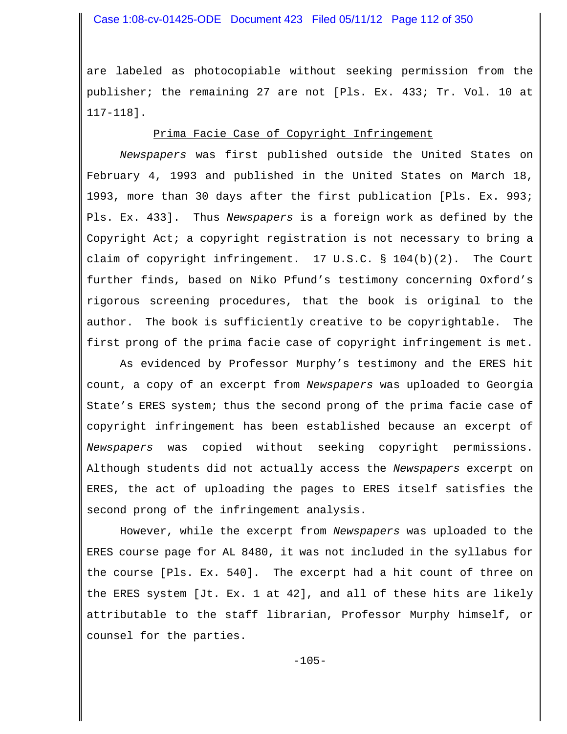are labeled as photocopiable without seeking permission from the publisher; the remaining 27 are not [Pls. Ex. 433; Tr. Vol. 10 at 117-118].

<u>Prima Facie Case of Copyright Infringement</u>

*Newspapers* was first published outside the United States on February 4, 1993 and published in the United States on March 18, 1993, more than 30 days after the first publication [Pls. Ex. 993; Pls. Ex. 433]. Thus *Newspapers* is a foreign work as defined by the Copyright Act; a copyright registration is not necessary to bring a claim of copyright infringement. 17 U.S.C. § 104(b)(2). The Court further finds, based on Niko Pfund's testimony concerning Oxford's rigorous screening procedures, that the book is original to the author. The book is sufficiently creative to be copyrightable. The first prong of the prima facie case of copyright infringement is met.

As evidenced by Professor Murphy's testimony and the ERES hit count, a copy of an excerpt from *Newspapers* was uploaded to Georgia State's ERES system; thus the second prong of the prima facie case of copyright infringement has been established because an excerpt of *Newspapers* was copied without seeking copyright permissions. Although students did not actually access the *Newspapers* excerpt on ERES, the act of uploading the pages to ERES itself satisfies the second prong of the infringement analysis.

However, while the excerpt from *Newspapers* was uploaded to the ERES course page for AL 8480, it was not included in the syllabus for the course [Pls. Ex. 540]. The excerpt had a hit count of three on the ERES system [Jt. Ex. 1 at 42], and all of these hits are likely attributable to the staff librarian, Professor Murphy himself, or counsel for the parties.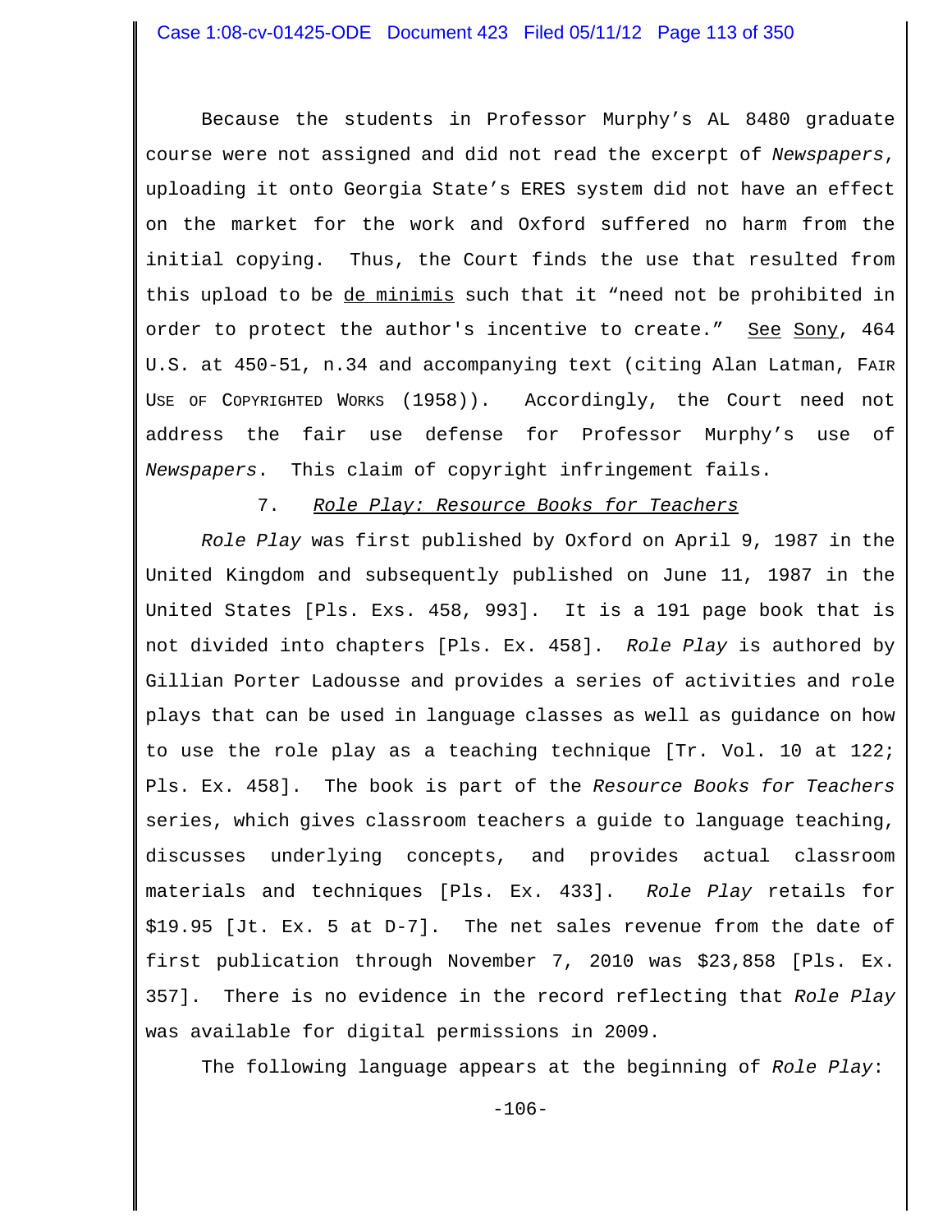Because the students in Professor Murphy's AL 8480 graduate course were not assigned and did not read the excerpt of *Newspapers*, uploading it onto Georgia State's ERES system did not have an effect on the market for the work and Oxford suffered no harm from the initial copying. Thus, the Court finds the use that resulted from this upload to be de minimis such that it "need not be prohibited in order to protect the author's incentive to create." See Sony, 464 U.S. at 450-51, n.34 and accompanying text (citing Alan Latman, FAIR USE OF COPYRIGHTED WORKS (1958)). Accordingly, the Court need not address the fair use defense for Professor Murphy's use of *Newspapers*. This claim of copyright infringement fails.

7. *Role Play: Resource Books for Teachers*

*Role Play* was first published by Oxford on April 9, 1987 in the United Kingdom and subsequently published on June 11, 1987 in the United States [Pls. Exs. 458, 993]. It is a 191 page book that is not divided into chapters [Pls. Ex. 458]. *Role Play* is authored by Gillian Porter Ladousse and provides a series of activities and role plays that can be used in language classes as well as guidance on how to use the role play as a teaching technique [Tr. Vol. 10 at 122; Pls. Ex. 458]. The book is part of the *Resource Books for Teachers* series, which gives classroom teachers a guide to language teaching, discusses underlying concepts, and provides actual classroom materials and techniques [Pls. Ex. 433]. *Role Play* retails for $19.95 [Jt. Ex. 5 at D-7]. The net sales revenue from the date of first publication through November 7, 2010 was $23,858 [Pls. Ex. 357]. There is no evidence in the record reflecting that *Role Play* was available for digital permissions in 2009.

The following language appears at the beginning of *Role Play*: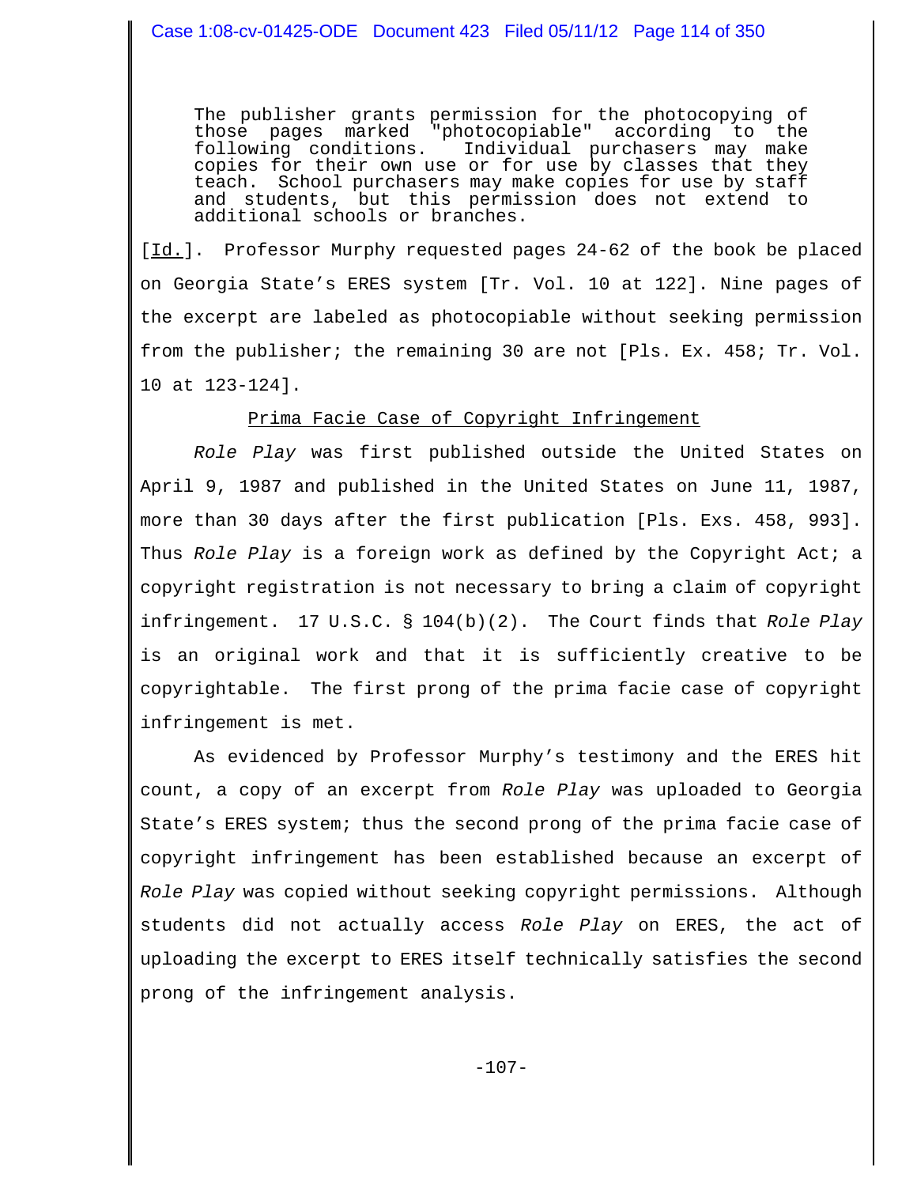> The publisher grants permission for the photocopying of those pages marked "photocopiable" according to the following conditions. Individual purchasers may make copies for their own use or for use by classes that they teach. School purchasers may make copies for use by staff and students, but this permission does not extend to additional schools or branches.

[Id.]. Professor Murphy requested pages 24-62 of the book be placed on Georgia State's ERES system [Tr. Vol. 10 at 122]. Nine pages of the excerpt are labeled as photocopiable without seeking permission from the publisher; the remaining 30 are not [Pls. Ex. 458; Tr. Vol. 10 at 123-124].

<u>Prima Facie Case of Copyright Infringement</u>

*Role Play* was first published outside the United States on April 9, 1987 and published in the United States on June 11, 1987, more than 30 days after the first publication [Pls. Exs. 458, 993]. Thus *Role Play* is a foreign work as defined by the Copyright Act; a copyright registration is not necessary to bring a claim of copyright infringement. 17 U.S.C. § 104(b)(2). The Court finds that *Role Play* is an original work and that it is sufficiently creative to be copyrightable. The first prong of the prima facie case of copyright infringement is met.

As evidenced by Professor Murphy's testimony and the ERES hit count, a copy of an excerpt from *Role Play* was uploaded to Georgia State's ERES system; thus the second prong of the prima facie case of copyright infringement has been established because an excerpt of *Role Play* was copied without seeking copyright permissions. Although students did not actually access *Role Play* on ERES, the act of uploading the excerpt to ERES itself technically satisfies the second prong of the infringement analysis.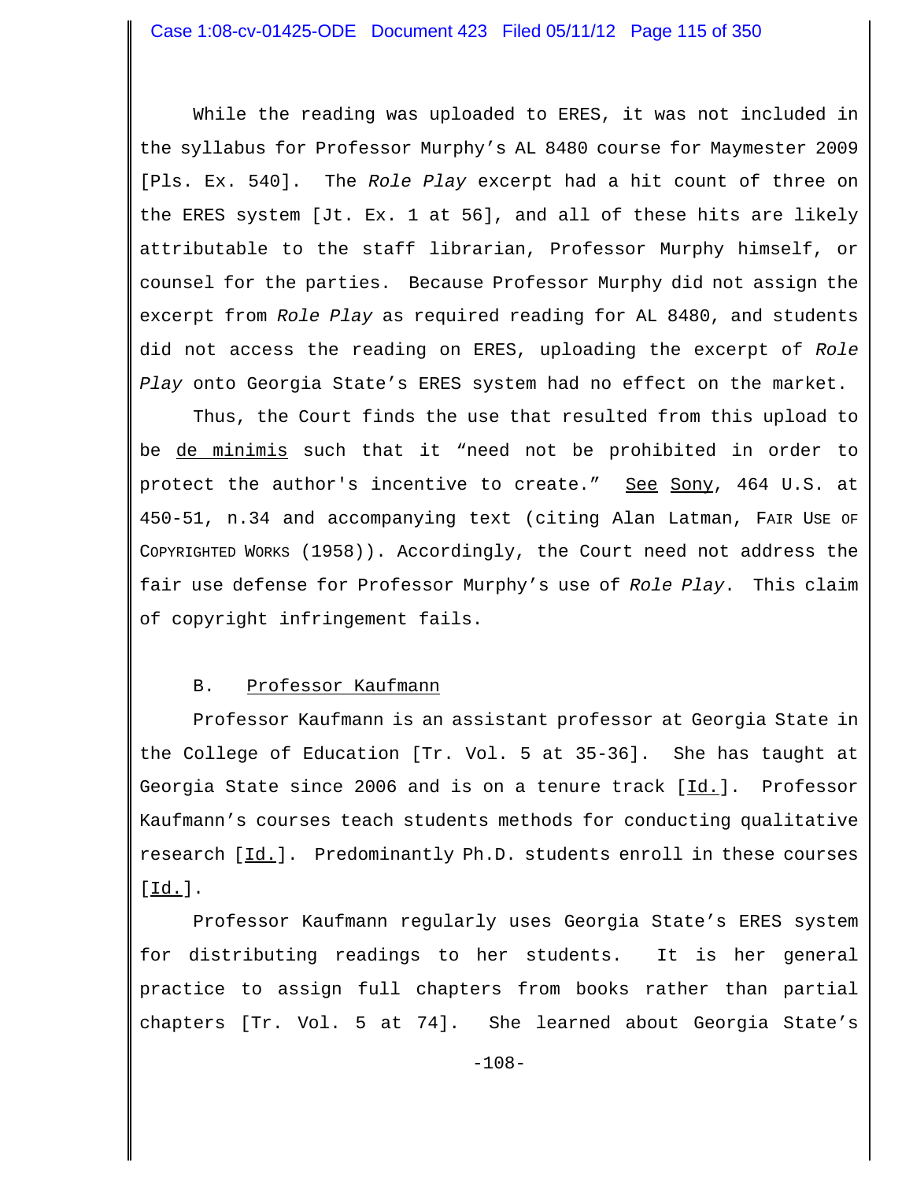While the reading was uploaded to ERES, it was not included in the syllabus for Professor Murphy's AL 8480 course for Maymester 2009 [Pls. Ex. 540]. The *Role Play* excerpt had a hit count of three on the ERES system [Jt. Ex. 1 at 56], and all of these hits are likely attributable to the staff librarian, Professor Murphy himself, or counsel for the parties. Because Professor Murphy did not assign the excerpt from *Role Play* as required reading for AL 8480, and students did not access the reading on ERES, uploading the excerpt of *Role Play* onto Georgia State's ERES system had no effect on the market.

Thus, the Court finds the use that resulted from this upload to be de minimis such that it "need not be prohibited in order to protect the author's incentive to create." See Sony, 464 U.S. at 450-51, n.34 and accompanying text (citing Alan Latman, FAIR USE OF COPYRIGHTED WORKS (1958)). Accordingly, the Court need not address the fair use defense for Professor Murphy's use of *Role Play*. This claim of copyright infringement fails.

B. Professor Kaufmann

Professor Kaufmann is an assistant professor at Georgia State in the College of Education [Tr. Vol. 5 at 35-36]. She has taught at Georgia State since 2006 and is on a tenure track [Id.]. Professor Kaufmann's courses teach students methods for conducting qualitative research [Id.]. Predominantly Ph.D. students enroll in these courses [Id.].

Professor Kaufmann regularly uses Georgia State's ERES system for distributing readings to her students. It is her general practice to assign full chapters from books rather than partial chapters [Tr. Vol. 5 at 74]. She learned about Georgia State's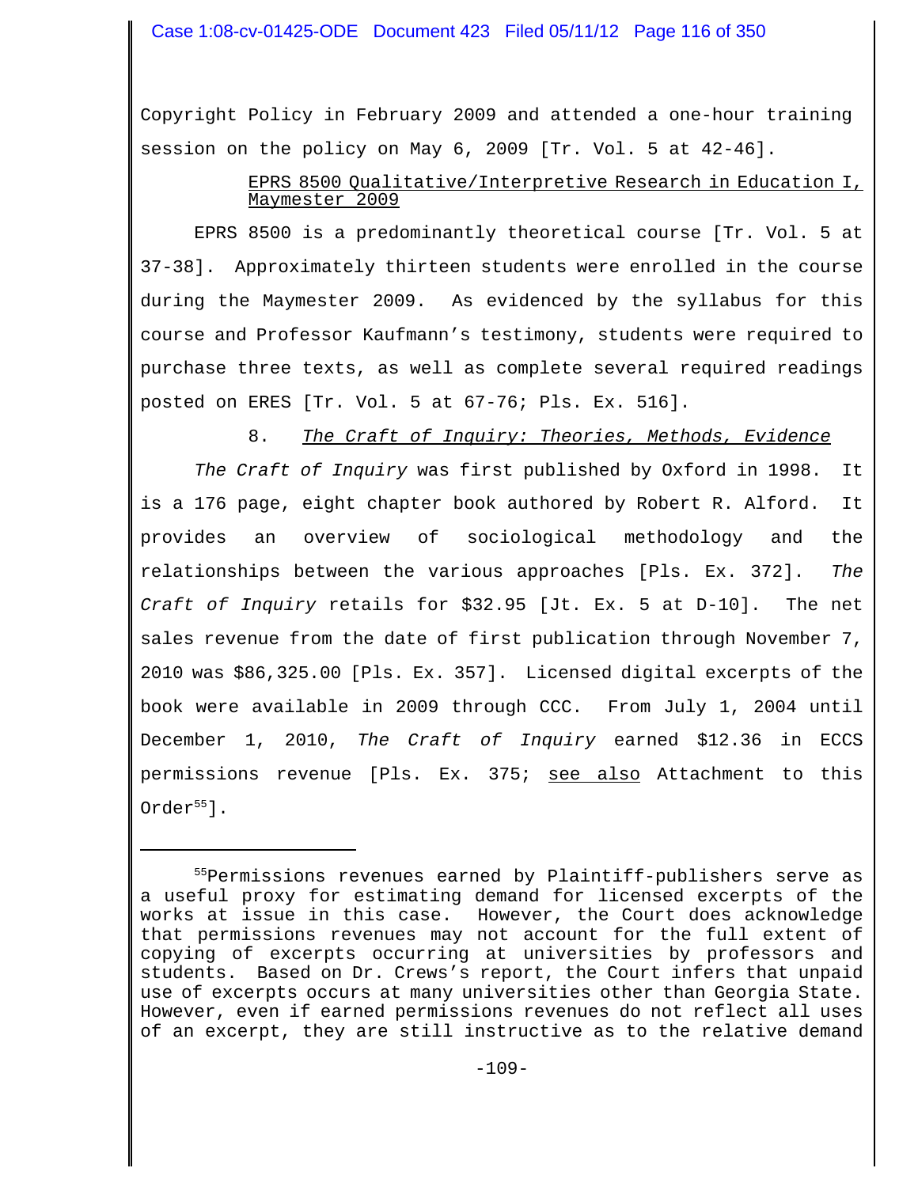Copyright Policy in February 2009 and attended a one-hour training session on the policy on May 6, 2009 [Tr. Vol. 5 at 42-46].

<u>EPRS 8500 Qualitative/Interpretive Research in Education I, Maymester 2009</u>

EPRS 8500 is a predominantly theoretical course [Tr. Vol. 5 at 37-38]. Approximately thirteen students were enrolled in the course during the Maymester 2009. As evidenced by the syllabus for this course and Professor Kaufmann's testimony, students were required to purchase three texts, as well as complete several required readings posted on ERES [Tr. Vol. 5 at 67-76; Pls. Ex. 516].

8. *<u>The Craft of Inquiry: Theories, Methods, Evidence</u>*

*The Craft of Inquiry* was first published by Oxford in 1998. It is a 176 page, eight chapter book authored by Robert R. Alford. It provides an overview of sociological methodology and the relationships between the various approaches [Pls. Ex. 372]. *The Craft of Inquiry* retails for $32.95 [Jt. Ex. 5 at D-10]. The net sales revenue from the date of first publication through November 7, 2010 was $86,325.00 [Pls. Ex. 357]. Licensed digital excerpts of the book were available in 2009 through CCC. From July 1, 2004 until December 1, 2010, *The Craft of Inquiry* earned $12.36 in ECCS permissions revenue [Pls. Ex. 375; <u>see also</u> Attachment to this Order[55]].

---

[55]Permissions revenues earned by Plaintiff-publishers serve as a useful proxy for estimating demand for licensed excerpts of the works at issue in this case. However, the Court does acknowledge that permissions revenues may not account for the full extent of copying of excerpts occurring at universities by professors and students. Based on Dr. Crews's report, the Court infers that unpaid use of excerpts occurs at many universities other than Georgia State. However, even if earned permissions revenues do not reflect all uses of an excerpt, they are still instructive as to the relative demand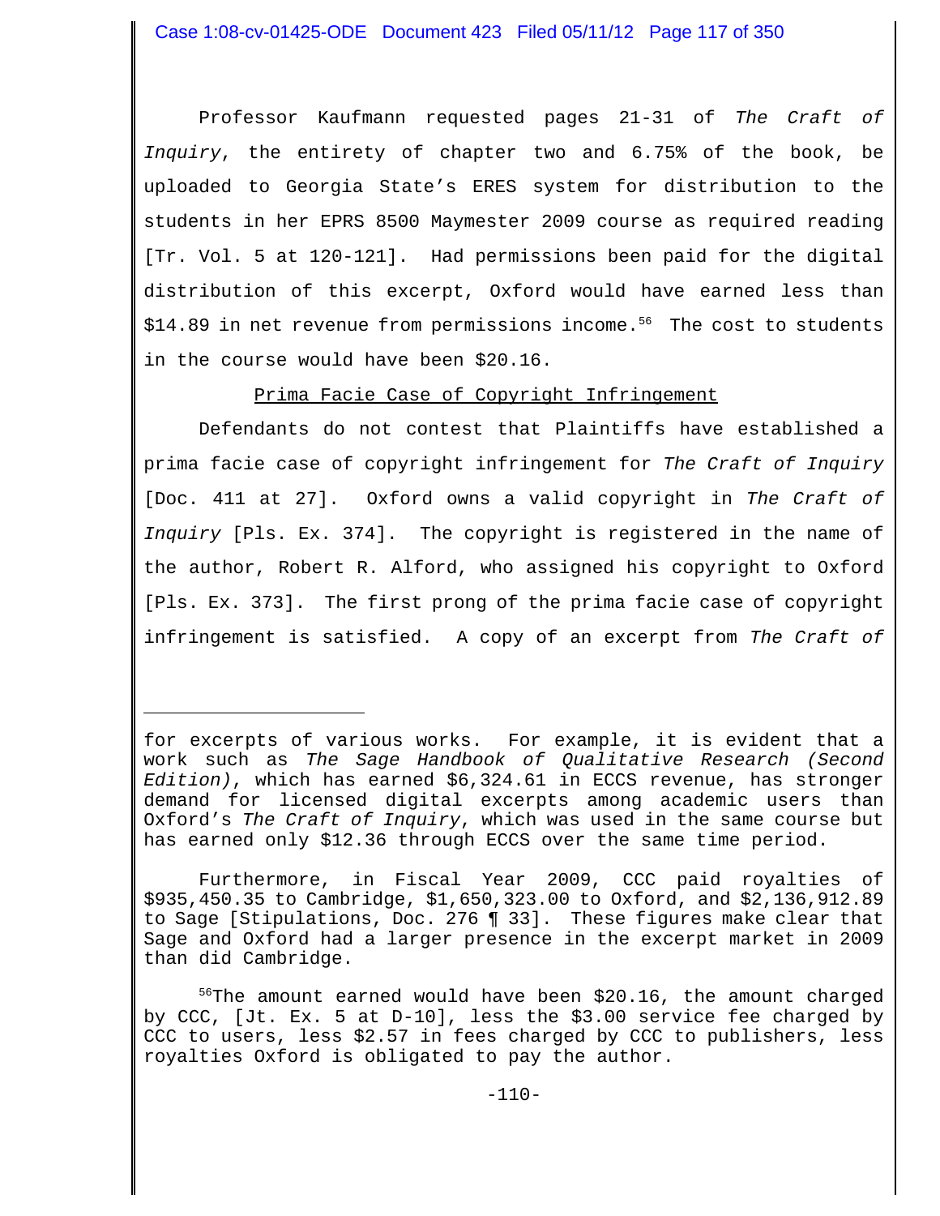Professor Kaufmann requested pages 21-31 of *The Craft of Inquiry*, the entirety of chapter two and 6.75% of the book, be uploaded to Georgia State's ERES system for distribution to the students in her EPRS 8500 Maymester 2009 course as required reading [Tr. Vol. 5 at 120-121]. Had permissions been paid for the digital distribution of this excerpt, Oxford would have earned less than $14.89 in net revenue from permissions income.[56] The cost to students in the course would have been $20.16.

<u>Prima Facie Case of Copyright Infringement</u>

Defendants do not contest that Plaintiffs have established a prima facie case of copyright infringement for *The Craft of Inquiry* [Doc. 411 at 27]. Oxford owns a valid copyright in *The Craft of Inquiry* [Pls. Ex. 374]. The copyright is registered in the name of the author, Robert R. Alford, who assigned his copyright to Oxford [Pls. Ex. 373]. The first prong of the prima facie case of copyright infringement is satisfied. A copy of an excerpt from *The Craft of*

---

for excerpts of various works. For example, it is evident that a work such as *The Sage Handbook of Qualitative Research (Second Edition)*, which has earned $6,324.61 in ECCS revenue, has stronger demand for licensed digital excerpts among academic users than Oxford's *The Craft of Inquiry*, which was used in the same course but has earned only $12.36 through ECCS over the same time period.

Furthermore, in Fiscal Year 2009, CCC paid royalties of $935,450.35 to Cambridge, $1,650,323.00 to Oxford, and $2,136,912.89 to Sage [Stipulations, Doc. 276 ¶ 33]. These figures make clear that Sage and Oxford had a larger presence in the excerpt market in 2009 than did Cambridge.

[56] The amount earned would have been $20.16, the amount charged by CCC, [Jt. Ex. 5 at D-10], less the $3.00 service fee charged by CCC to users, less $2.57 in fees charged by CCC to publishers, less royalties Oxford is obligated to pay the author.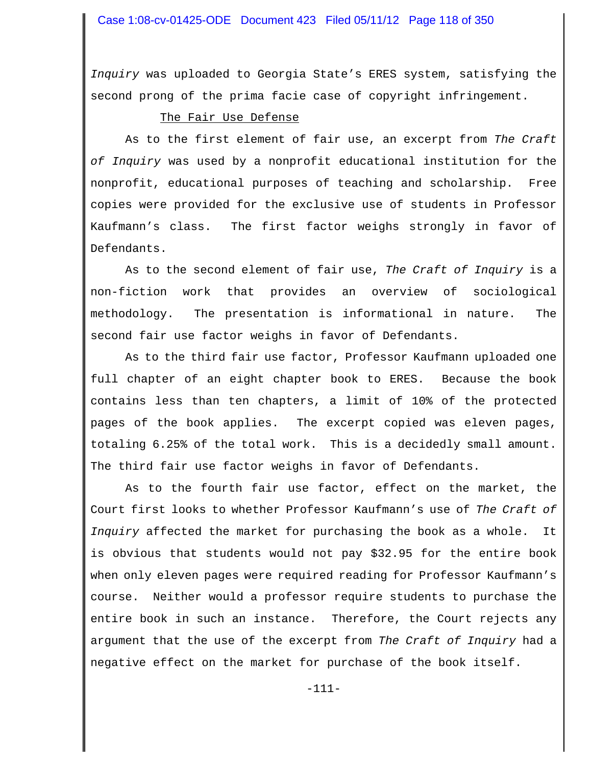*Inquiry* was uploaded to Georgia State's ERES system, satisfying the second prong of the prima facie case of copyright infringement.

The Fair Use Defense

As to the first element of fair use, an excerpt from *The Craft of Inquiry* was used by a nonprofit educational institution for the nonprofit, educational purposes of teaching and scholarship. Free copies were provided for the exclusive use of students in Professor Kaufmann's class. The first factor weighs strongly in favor of Defendants.

As to the second element of fair use, *The Craft of Inquiry* is a non-fiction work that provides an overview of sociological methodology. The presentation is informational in nature. The second fair use factor weighs in favor of Defendants.

As to the third fair use factor, Professor Kaufmann uploaded one full chapter of an eight chapter book to ERES. Because the book contains less than ten chapters, a limit of 10% of the protected pages of the book applies. The excerpt copied was eleven pages, totaling 6.25% of the total work. This is a decidedly small amount. The third fair use factor weighs in favor of Defendants.

As to the fourth fair use factor, effect on the market, the Court first looks to whether Professor Kaufmann's use of *The Craft of Inquiry* affected the market for purchasing the book as a whole. It is obvious that students would not pay $32.95 for the entire book when only eleven pages were required reading for Professor Kaufmann's course. Neither would a professor require students to purchase the entire book in such an instance. Therefore, the Court rejects any argument that the use of the excerpt from *The Craft of Inquiry* had a negative effect on the market for purchase of the book itself.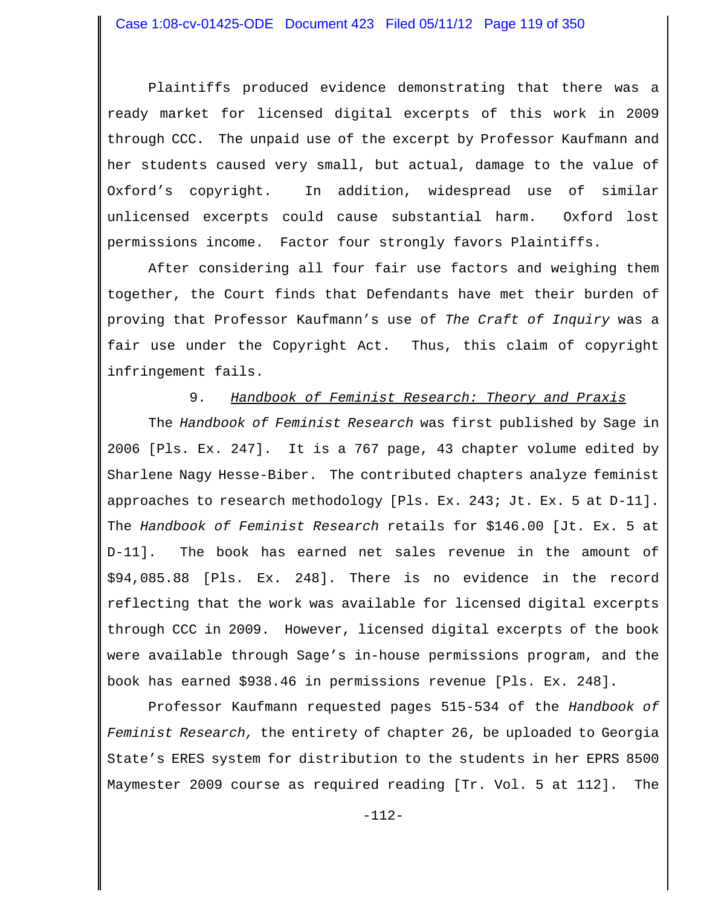Plaintiffs produced evidence demonstrating that there was a ready market for licensed digital excerpts of this work in 2009 through CCC. The unpaid use of the excerpt by Professor Kaufmann and her students caused very small, but actual, damage to the value of Oxford's copyright. In addition, widespread use of similar unlicensed excerpts could cause substantial harm. Oxford lost permissions income. Factor four strongly favors Plaintiffs.

After considering all four fair use factors and weighing them together, the Court finds that Defendants have met their burden of proving that Professor Kaufmann's use of *The Craft of Inquiry* was a fair use under the Copyright Act. Thus, this claim of copyright infringement fails.

### 9. *Handbook of Feminist Research: Theory and Praxis*

The *Handbook of Feminist Research* was first published by Sage in 2006 [Pls. Ex. 247]. It is a 767 page, 43 chapter volume edited by Sharlene Nagy Hesse-Biber. The contributed chapters analyze feminist approaches to research methodology [Pls. Ex. 243; Jt. Ex. 5 at D-11]. The *Handbook of Feminist Research* retails for $146.00 [Jt. Ex. 5 at D-11]. The book has earned net sales revenue in the amount of $94,085.88 [Pls. Ex. 248]. There is no evidence in the record reflecting that the work was available for licensed digital excerpts through CCC in 2009. However, licensed digital excerpts of the book were available through Sage's in-house permissions program, and the book has earned $938.46 in permissions revenue [Pls. Ex. 248].

Professor Kaufmann requested pages 515-534 of the *Handbook of Feminist Research,* the entirety of chapter 26, be uploaded to Georgia State's ERES system for distribution to the students in her EPRS 8500 Maymester 2009 course as required reading [Tr. Vol. 5 at 112]. The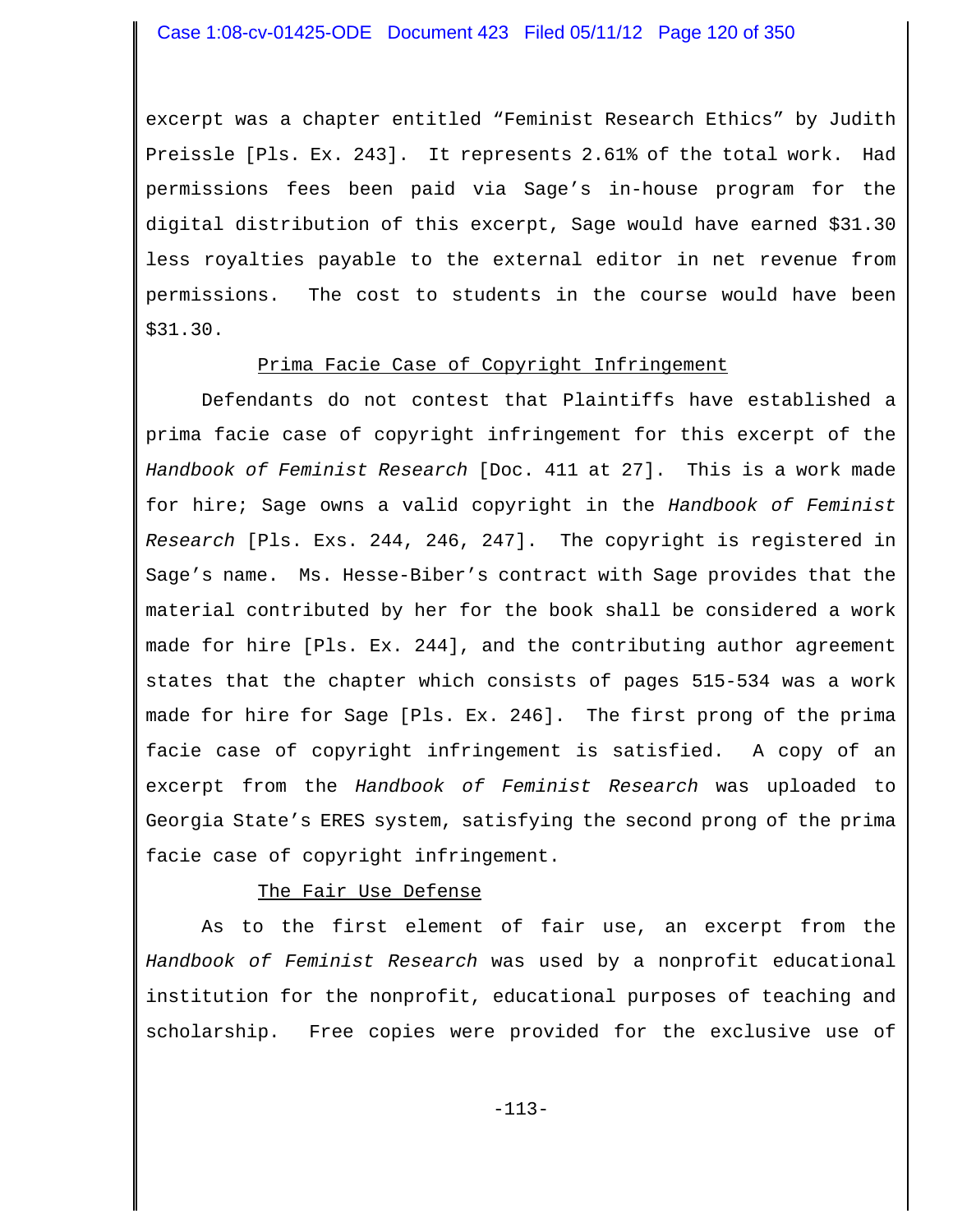excerpt was a chapter entitled "Feminist Research Ethics" by Judith Preissle [Pls. Ex. 243]. It represents 2.61% of the total work. Had permissions fees been paid via Sage's in-house program for the digital distribution of this excerpt, Sage would have earned $31.30 less royalties payable to the external editor in net revenue from permissions. The cost to students in the course would have been $31.30.

<u>Prima Facie Case of Copyright Infringement</u>

Defendants do not contest that Plaintiffs have established a prima facie case of copyright infringement for this excerpt of the *Handbook of Feminist Research* [Doc. 411 at 27]. This is a work made for hire; Sage owns a valid copyright in the *Handbook of Feminist Research* [Pls. Exs. 244, 246, 247]. The copyright is registered in Sage's name. Ms. Hesse-Biber's contract with Sage provides that the material contributed by her for the book shall be considered a work made for hire [Pls. Ex. 244], and the contributing author agreement states that the chapter which consists of pages 515-534 was a work made for hire for Sage [Pls. Ex. 246]. The first prong of the prima facie case of copyright infringement is satisfied. A copy of an excerpt from the *Handbook of Feminist Research* was uploaded to Georgia State's ERES system, satisfying the second prong of the prima facie case of copyright infringement.

<u>The Fair Use Defense</u>

As to the first element of fair use, an excerpt from the *Handbook of Feminist Research* was used by a nonprofit educational institution for the nonprofit, educational purposes of teaching and scholarship. Free copies were provided for the exclusive use of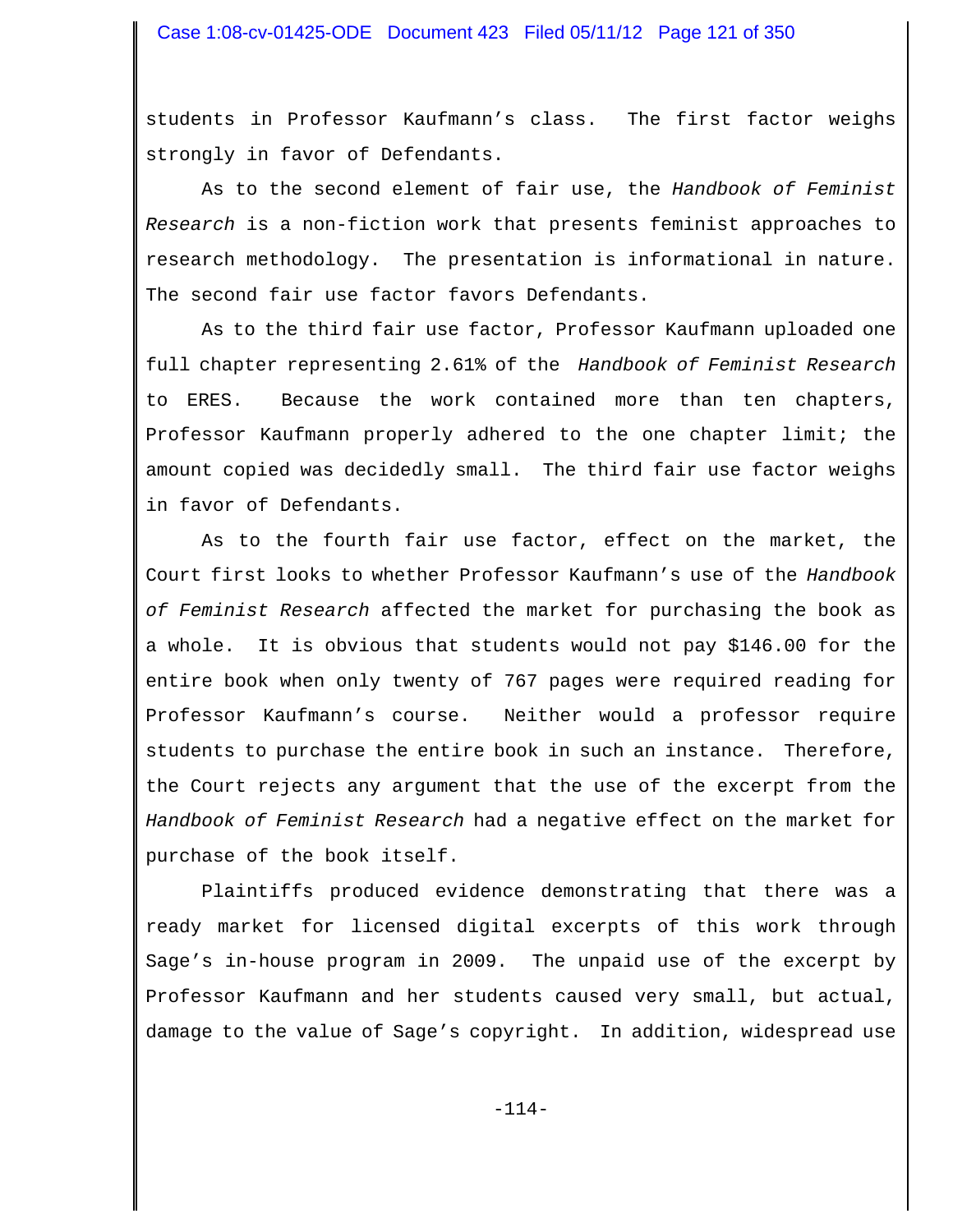students in Professor Kaufmann's class. The first factor weighs strongly in favor of Defendants.

As to the second element of fair use, the *Handbook of Feminist Research* is a non-fiction work that presents feminist approaches to research methodology. The presentation is informational in nature. The second fair use factor favors Defendants.

As to the third fair use factor, Professor Kaufmann uploaded one full chapter representing 2.61% of the *Handbook of Feminist Research* to ERES. Because the work contained more than ten chapters, Professor Kaufmann properly adhered to the one chapter limit; the amount copied was decidedly small. The third fair use factor weighs in favor of Defendants.

As to the fourth fair use factor, effect on the market, the Court first looks to whether Professor Kaufmann's use of the *Handbook of Feminist Research* affected the market for purchasing the book as a whole. It is obvious that students would not pay $146.00 for the entire book when only twenty of 767 pages were required reading for Professor Kaufmann's course. Neither would a professor require students to purchase the entire book in such an instance. Therefore, the Court rejects any argument that the use of the excerpt from the *Handbook of Feminist Research* had a negative effect on the market for purchase of the book itself.

Plaintiffs produced evidence demonstrating that there was a ready market for licensed digital excerpts of this work through Sage's in-house program in 2009. The unpaid use of the excerpt by Professor Kaufmann and her students caused very small, but actual, damage to the value of Sage's copyright. In addition, widespread use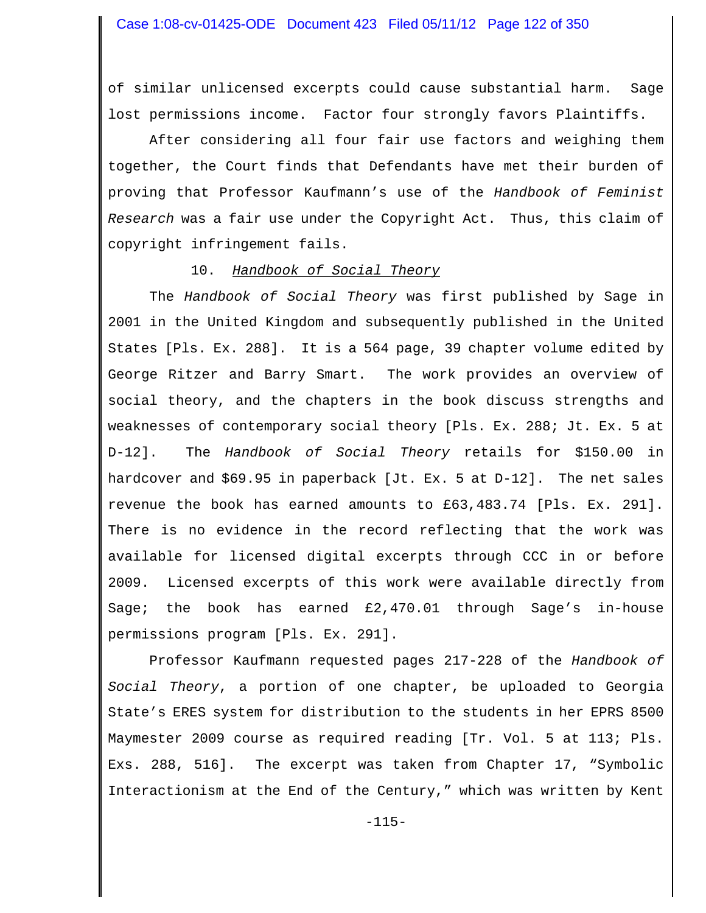of similar unlicensed excerpts could cause substantial harm. Sage lost permissions income. Factor four strongly favors Plaintiffs.

After considering all four fair use factors and weighing them together, the Court finds that Defendants have met their burden of proving that Professor Kaufmann's use of the *Handbook of Feminist Research* was a fair use under the Copyright Act. Thus, this claim of copyright infringement fails.

10. *Handbook of Social Theory*

The *Handbook of Social Theory* was first published by Sage in 2001 in the United Kingdom and subsequently published in the United States [Pls. Ex. 288]. It is a 564 page, 39 chapter volume edited by George Ritzer and Barry Smart. The work provides an overview of social theory, and the chapters in the book discuss strengths and weaknesses of contemporary social theory [Pls. Ex. 288; Jt. Ex. 5 at D-12]. The *Handbook of Social Theory* retails for $150.00 in hardcover and $69.95 in paperback [Jt. Ex. 5 at D-12]. The net sales revenue the book has earned amounts to £63,483.74 [Pls. Ex. 291]. There is no evidence in the record reflecting that the work was available for licensed digital excerpts through CCC in or before 2009. Licensed excerpts of this work were available directly from Sage; the book has earned £2,470.01 through Sage's in-house permissions program [Pls. Ex. 291].

Professor Kaufmann requested pages 217-228 of the *Handbook of Social Theory*, a portion of one chapter, be uploaded to Georgia State's ERES system for distribution to the students in her EPRS 8500 Maymester 2009 course as required reading [Tr. Vol. 5 at 113; Pls. Exs. 288, 516]. The excerpt was taken from Chapter 17, "Symbolic Interactionism at the End of the Century," which was written by Kent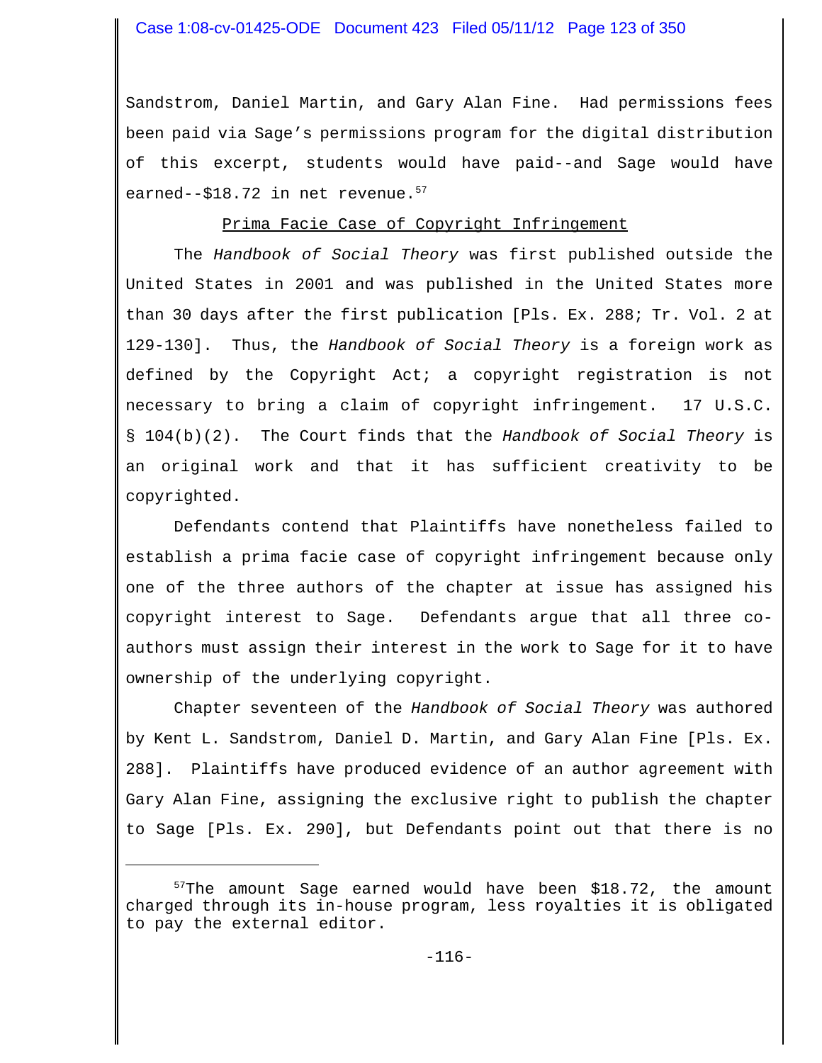Sandstrom, Daniel Martin, and Gary Alan Fine. Had permissions fees been paid via Sage's permissions program for the digital distribution of this excerpt, students would have paid--and Sage would have earned--$18.72 in net revenue.[57]

Prima Facie Case of Copyright Infringement

The *Handbook of Social Theory* was first published outside the United States in 2001 and was published in the United States more than 30 days after the first publication [Pls. Ex. 288; Tr. Vol. 2 at 129-130]. Thus, the *Handbook of Social Theory* is a foreign work as defined by the Copyright Act; a copyright registration is not necessary to bring a claim of copyright infringement. 17 U.S.C. § 104(b)(2). The Court finds that the *Handbook of Social Theory* is an original work and that it has sufficient creativity to be copyrighted.

Defendants contend that Plaintiffs have nonetheless failed to establish a prima facie case of copyright infringement because only one of the three authors of the chapter at issue has assigned his copyright interest to Sage. Defendants argue that all three co-authors must assign their interest in the work to Sage for it to have ownership of the underlying copyright.

Chapter seventeen of the *Handbook of Social Theory* was authored by Kent L. Sandstrom, Daniel D. Martin, and Gary Alan Fine [Pls. Ex. 288]. Plaintiffs have produced evidence of an author agreement with Gary Alan Fine, assigning the exclusive right to publish the chapter to Sage [Pls. Ex. 290], but Defendants point out that there is no

[57] The amount Sage earned would have been $18.72, the amount charged through its in-house program, less royalties it is obligated to pay the external editor.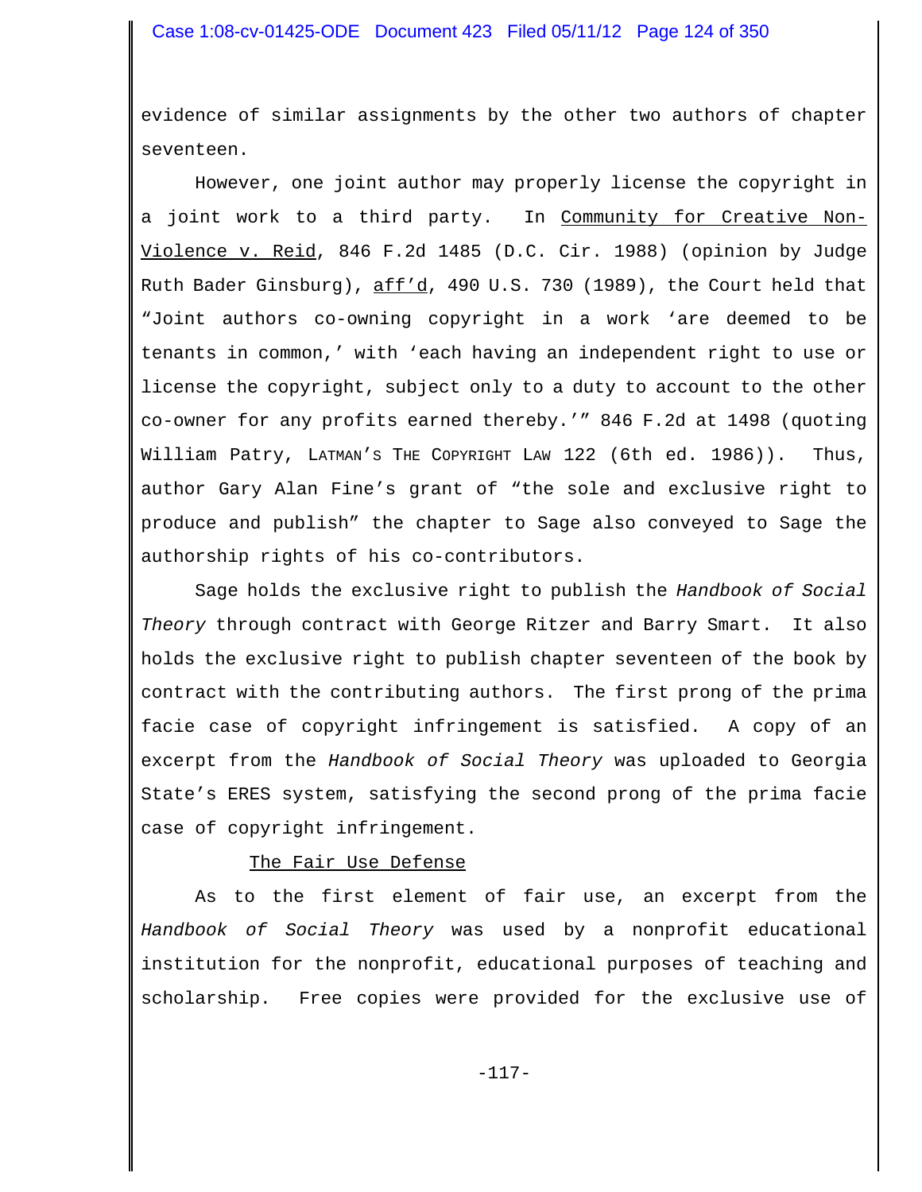evidence of similar assignments by the other two authors of chapter seventeen.

However, one joint author may properly license the copyright in a joint work to a third party. In Community for Creative Non-Violence v. Reid, 846 F.2d 1485 (D.C. Cir. 1988) (opinion by Judge Ruth Bader Ginsburg), aff'd, 490 U.S. 730 (1989), the Court held that "Joint authors co-owning copyright in a work 'are deemed to be tenants in common,' with 'each having an independent right to use or license the copyright, subject only to a duty to account to the other co-owner for any profits earned thereby.'" 846 F.2d at 1498 (quoting William Patry, LATMAN'S THE COPYRIGHT LAW 122 (6th ed. 1986)). Thus, author Gary Alan Fine's grant of "the sole and exclusive right to produce and publish" the chapter to Sage also conveyed to Sage the authorship rights of his co-contributors.

Sage holds the exclusive right to publish the *Handbook of Social Theory* through contract with George Ritzer and Barry Smart. It also holds the exclusive right to publish chapter seventeen of the book by contract with the contributing authors. The first prong of the prima facie case of copyright infringement is satisfied. A copy of an excerpt from the *Handbook of Social Theory* was uploaded to Georgia State's ERES system, satisfying the second prong of the prima facie case of copyright infringement.

The Fair Use Defense

As to the first element of fair use, an excerpt from the *Handbook of Social Theory* was used by a nonprofit educational institution for the nonprofit, educational purposes of teaching and scholarship. Free copies were provided for the exclusive use of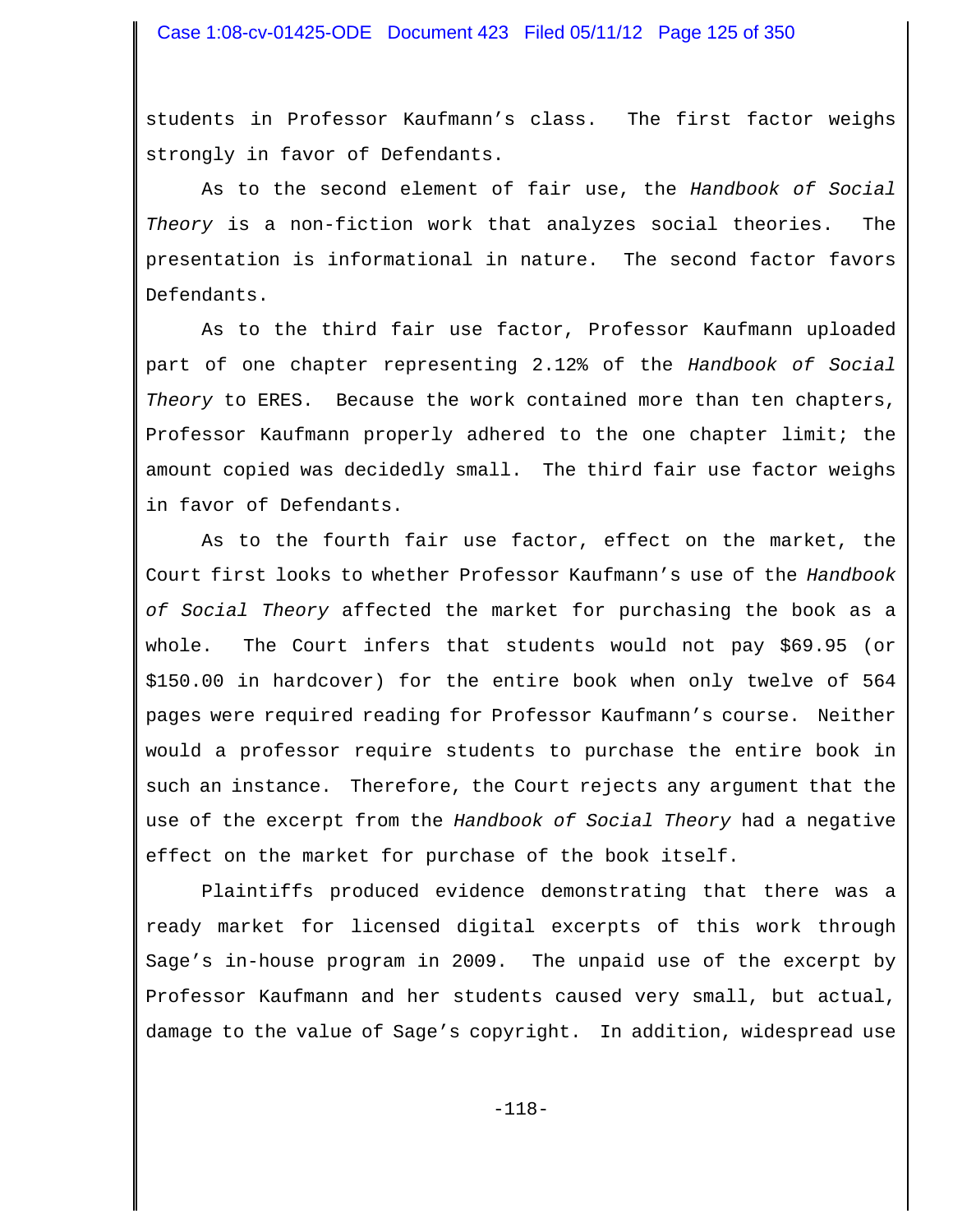students in Professor Kaufmann's class. The first factor weighs strongly in favor of Defendants.

As to the second element of fair use, the *Handbook of Social Theory* is a non-fiction work that analyzes social theories. The presentation is informational in nature. The second factor favors Defendants.

As to the third fair use factor, Professor Kaufmann uploaded part of one chapter representing 2.12% of the *Handbook of Social Theory* to ERES. Because the work contained more than ten chapters, Professor Kaufmann properly adhered to the one chapter limit; the amount copied was decidedly small. The third fair use factor weighs in favor of Defendants.

As to the fourth fair use factor, effect on the market, the Court first looks to whether Professor Kaufmann's use of the *Handbook of Social Theory* affected the market for purchasing the book as a whole. The Court infers that students would not pay $69.95 (or $150.00 in hardcover) for the entire book when only twelve of 564 pages were required reading for Professor Kaufmann's course. Neither would a professor require students to purchase the entire book in such an instance. Therefore, the Court rejects any argument that the use of the excerpt from the *Handbook of Social Theory* had a negative effect on the market for purchase of the book itself.

Plaintiffs produced evidence demonstrating that there was a ready market for licensed digital excerpts of this work through Sage's in-house program in 2009. The unpaid use of the excerpt by Professor Kaufmann and her students caused very small, but actual, damage to the value of Sage's copyright. In addition, widespread use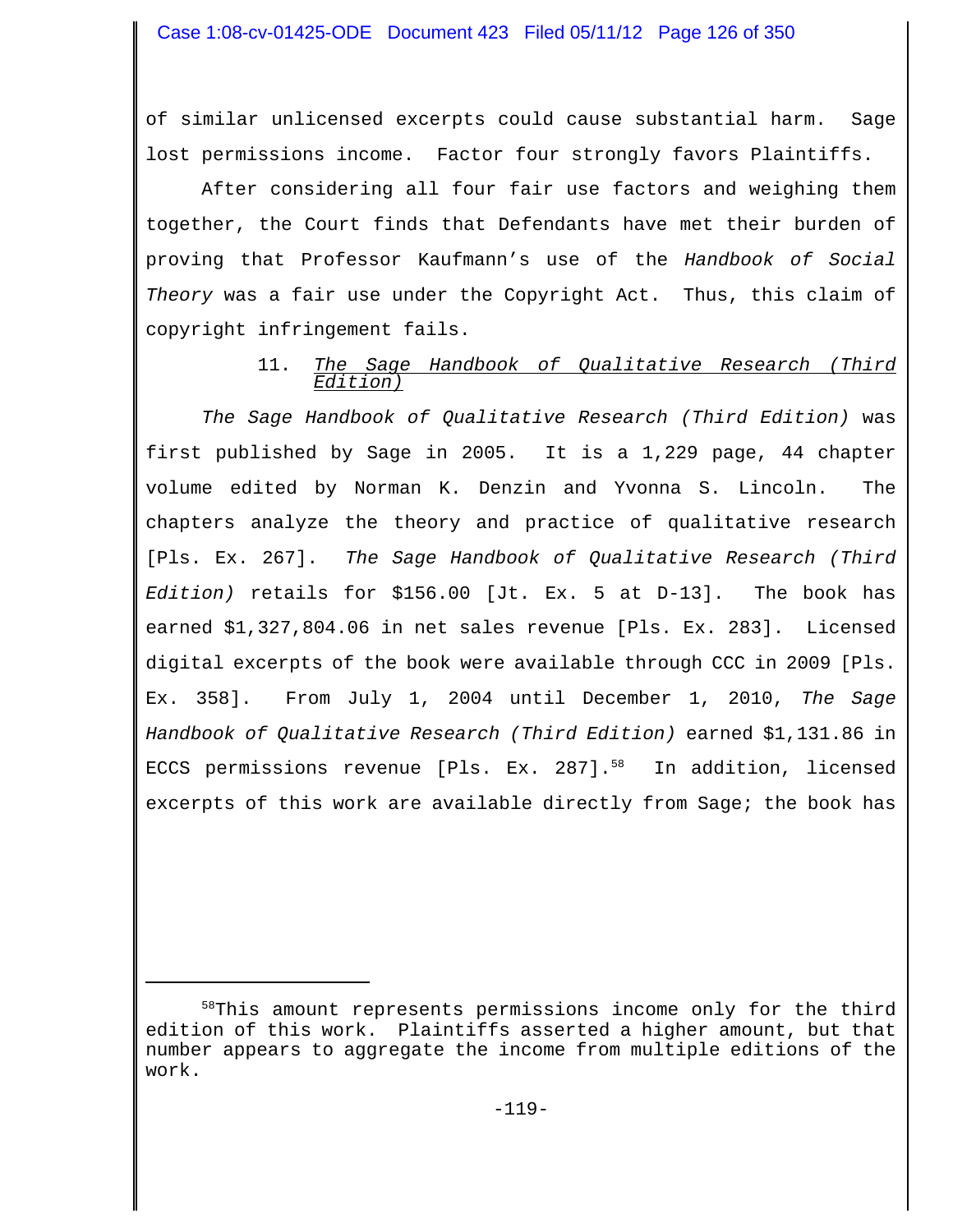of similar unlicensed excerpts could cause substantial harm. Sage lost permissions income. Factor four strongly favors Plaintiffs.

After considering all four fair use factors and weighing them together, the Court finds that Defendants have met their burden of proving that Professor Kaufmann's use of the *Handbook of Social Theory* was a fair use under the Copyright Act. Thus, this claim of copyright infringement fails.

11. *The Sage Handbook of Qualitative Research (Third Edition)*

*The Sage Handbook of Qualitative Research (Third Edition)* was first published by Sage in 2005. It is a 1,229 page, 44 chapter volume edited by Norman K. Denzin and Yvonna S. Lincoln. The chapters analyze the theory and practice of qualitative research [Pls. Ex. 267]. *The Sage Handbook of Qualitative Research (Third Edition)* retails for $156.00 [Jt. Ex. 5 at D-13]. The book has earned $1,327,804.06 in net sales revenue [Pls. Ex. 283]. Licensed digital excerpts of the book were available through CCC in 2009 [Pls. Ex. 358]. From July 1, 2004 until December 1, 2010, *The Sage Handbook of Qualitative Research (Third Edition)* earned $1,131.86 in ECCS permissions revenue [Pls. Ex. 287].[58] In addition, licensed excerpts of this work are available directly from Sage; the book has

---

[58]This amount represents permissions income only for the third edition of this work. Plaintiffs asserted a higher amount, but that number appears to aggregate the income from multiple editions of the work.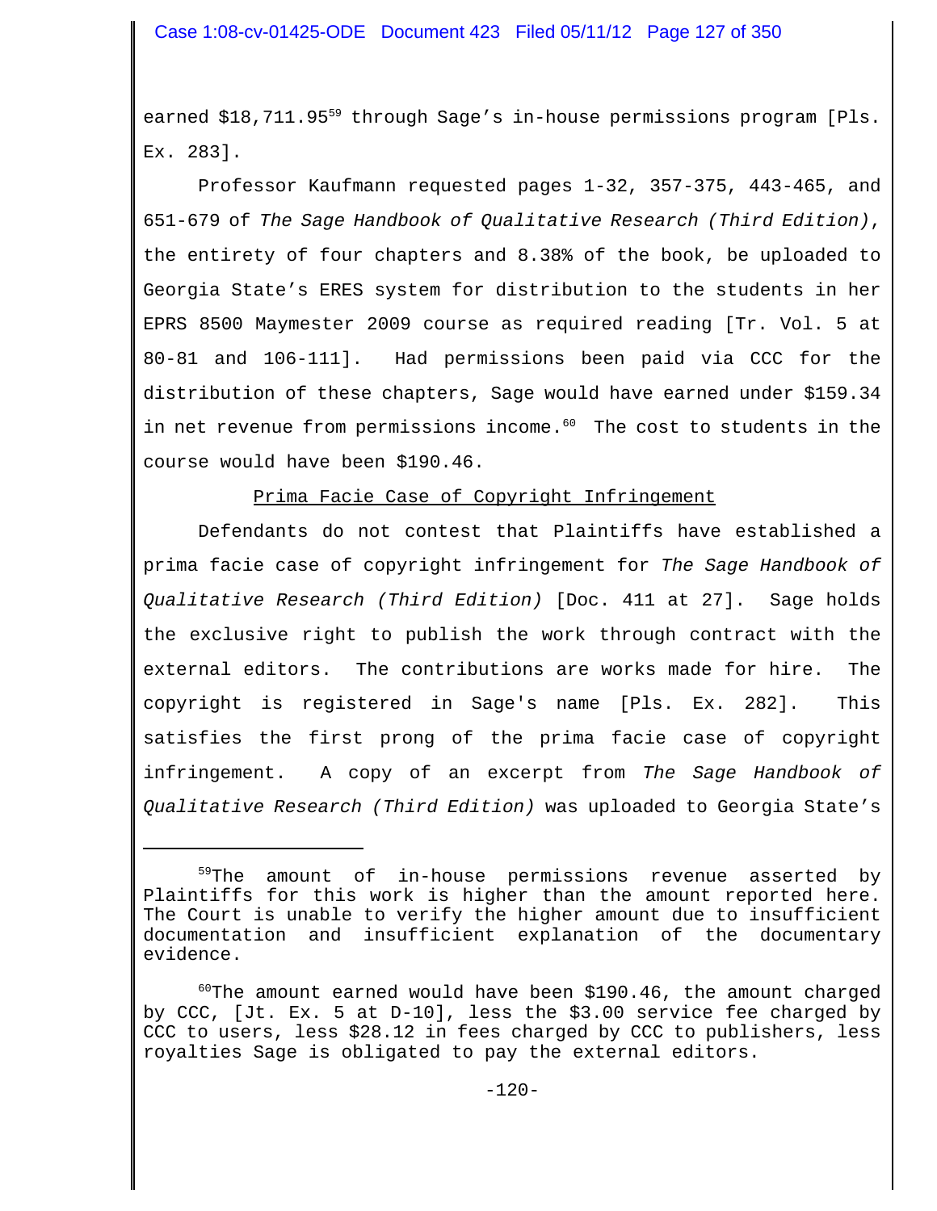earned $18,711.95[59] through Sage's in-house permissions program [Pls. Ex. 283].

Professor Kaufmann requested pages 1-32, 357-375, 443-465, and 651-679 of *The Sage Handbook of Qualitative Research (Third Edition)*, the entirety of four chapters and 8.38% of the book, be uploaded to Georgia State's ERES system for distribution to the students in her EPRS 8500 Maymester 2009 course as required reading [Tr. Vol. 5 at 80-81 and 106-111]. Had permissions been paid via CCC for the distribution of these chapters, Sage would have earned under $159.34 in net revenue from permissions income.[60] The cost to students in the course would have been $190.46.

<u>Prima Facie Case of Copyright Infringement</u>

Defendants do not contest that Plaintiffs have established a prima facie case of copyright infringement for *The Sage Handbook of Qualitative Research (Third Edition)* [Doc. 411 at 27]. Sage holds the exclusive right to publish the work through contract with the external editors. The contributions are works made for hire. The copyright is registered in Sage's name [Pls. Ex. 282]. This satisfies the first prong of the prima facie case of copyright infringement. A copy of an excerpt from *The Sage Handbook of Qualitative Research (Third Edition)* was uploaded to Georgia State's

---

[59]The amount of in-house permissions revenue asserted by Plaintiffs for this work is higher than the amount reported here. The Court is unable to verify the higher amount due to insufficient documentation and insufficient explanation of the documentary evidence.

[60]The amount earned would have been $190.46, the amount charged by CCC, [Jt. Ex. 5 at D-10], less the $3.00 service fee charged by CCC to users, less $28.12 in fees charged by CCC to publishers, less royalties Sage is obligated to pay the external editors.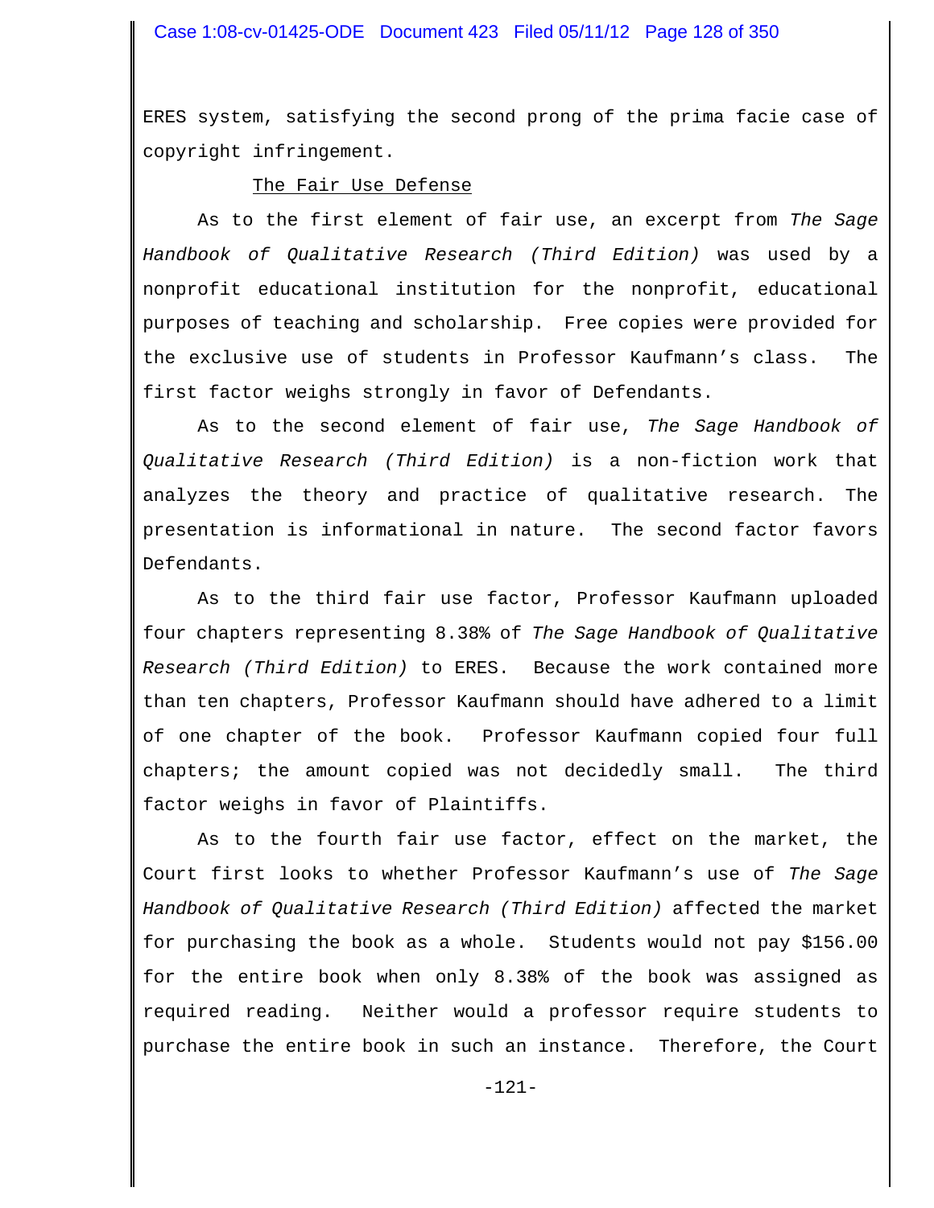ERES system, satisfying the second prong of the prima facie case of copyright infringement.

The Fair Use Defense

As to the first element of fair use, an excerpt from *The Sage Handbook of Qualitative Research (Third Edition)* was used by a nonprofit educational institution for the nonprofit, educational purposes of teaching and scholarship. Free copies were provided for the exclusive use of students in Professor Kaufmann's class. The first factor weighs strongly in favor of Defendants.

As to the second element of fair use, *The Sage Handbook of Qualitative Research (Third Edition)* is a non-fiction work that analyzes the theory and practice of qualitative research. The presentation is informational in nature. The second factor favors Defendants.

As to the third fair use factor, Professor Kaufmann uploaded four chapters representing 8.38% of *The Sage Handbook of Qualitative Research (Third Edition)* to ERES. Because the work contained more than ten chapters, Professor Kaufmann should have adhered to a limit of one chapter of the book. Professor Kaufmann copied four full chapters; the amount copied was not decidedly small. The third factor weighs in favor of Plaintiffs.

As to the fourth fair use factor, effect on the market, the Court first looks to whether Professor Kaufmann's use of *The Sage Handbook of Qualitative Research (Third Edition)* affected the market for purchasing the book as a whole. Students would not pay $156.00 for the entire book when only 8.38% of the book was assigned as required reading. Neither would a professor require students to purchase the entire book in such an instance. Therefore, the Court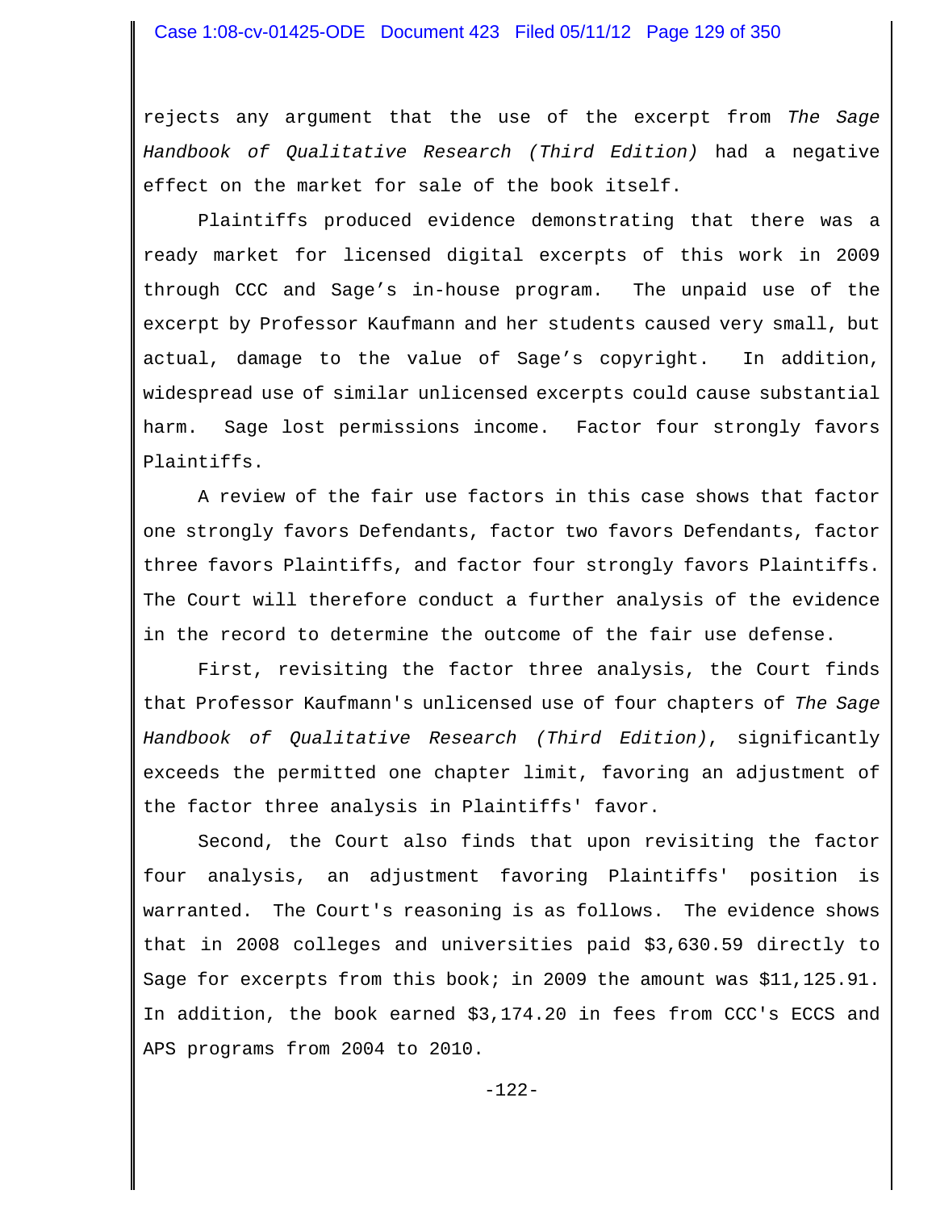rejects any argument that the use of the excerpt from *The Sage Handbook of Qualitative Research (Third Edition)* had a negative effect on the market for sale of the book itself.

Plaintiffs produced evidence demonstrating that there was a ready market for licensed digital excerpts of this work in 2009 through CCC and Sage's in-house program. The unpaid use of the excerpt by Professor Kaufmann and her students caused very small, but actual, damage to the value of Sage's copyright. In addition, widespread use of similar unlicensed excerpts could cause substantial harm. Sage lost permissions income. Factor four strongly favors Plaintiffs.

A review of the fair use factors in this case shows that factor one strongly favors Defendants, factor two favors Defendants, factor three favors Plaintiffs, and factor four strongly favors Plaintiffs. The Court will therefore conduct a further analysis of the evidence in the record to determine the outcome of the fair use defense.

First, revisiting the factor three analysis, the Court finds that Professor Kaufmann's unlicensed use of four chapters of *The Sage Handbook of Qualitative Research (Third Edition)*, significantly exceeds the permitted one chapter limit, favoring an adjustment of the factor three analysis in Plaintiffs' favor.

Second, the Court also finds that upon revisiting the factor four analysis, an adjustment favoring Plaintiffs' position is warranted. The Court's reasoning is as follows. The evidence shows that in 2008 colleges and universities paid $3,630.59 directly to Sage for excerpts from this book; in 2009 the amount was $11,125.91. In addition, the book earned $3,174.20 in fees from CCC's ECCS and APS programs from 2004 to 2010.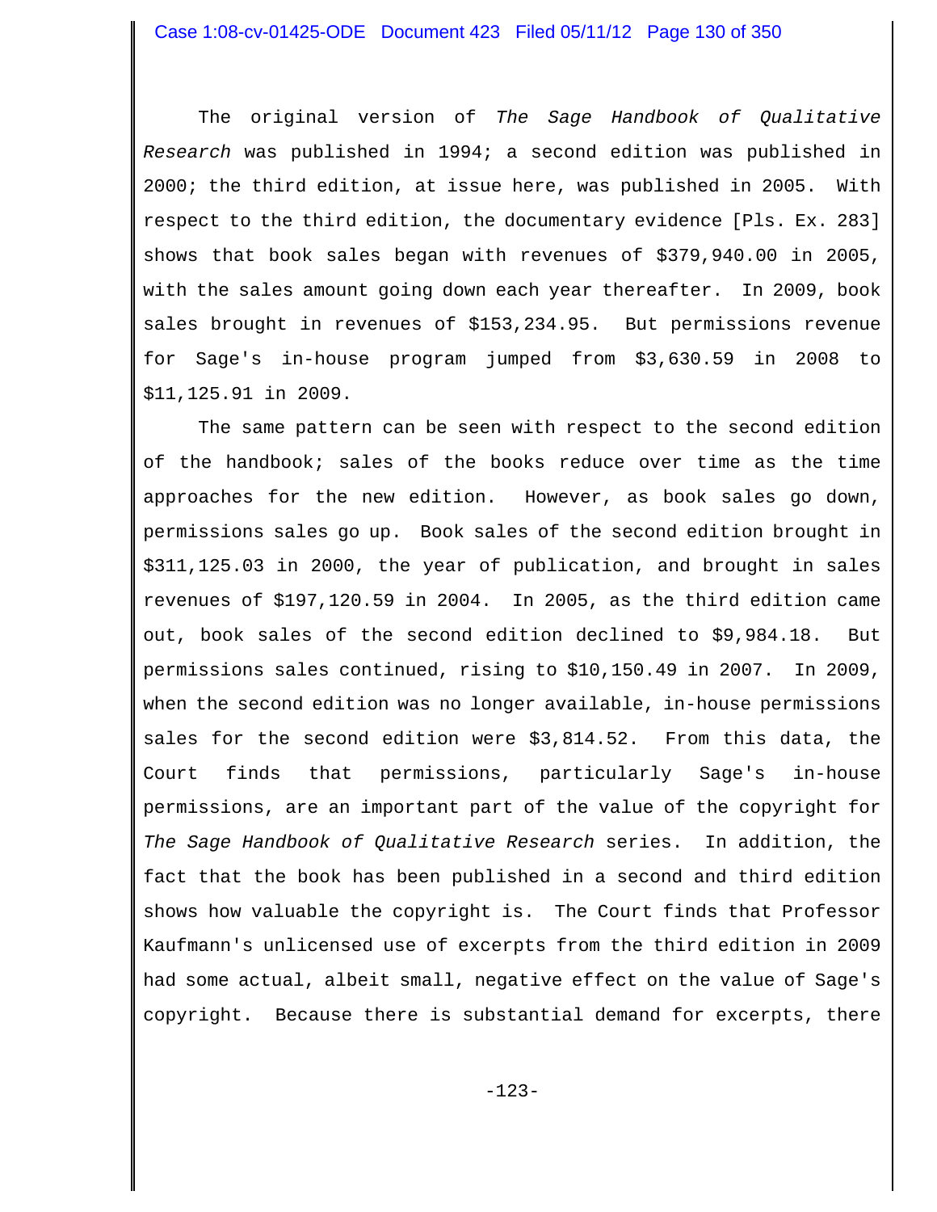The original version of *The Sage Handbook of Qualitative Research* was published in 1994; a second edition was published in 2000; the third edition, at issue here, was published in 2005. With respect to the third edition, the documentary evidence [Pls. Ex. 283] shows that book sales began with revenues of $379,940.00 in 2005, with the sales amount going down each year thereafter. In 2009, book sales brought in revenues of $153,234.95. But permissions revenue for Sage's in-house program jumped from $3,630.59 in 2008 to $11,125.91 in 2009.

The same pattern can be seen with respect to the second edition of the handbook; sales of the books reduce over time as the time approaches for the new edition. However, as book sales go down, permissions sales go up. Book sales of the second edition brought in $311,125.03 in 2000, the year of publication, and brought in sales revenues of $197,120.59 in 2004. In 2005, as the third edition came out, book sales of the second edition declined to $9,984.18. But permissions sales continued, rising to $10,150.49 in 2007. In 2009, when the second edition was no longer available, in-house permissions sales for the second edition were $3,814.52. From this data, the Court finds that permissions, particularly Sage's in-house permissions, are an important part of the value of the copyright for *The Sage Handbook of Qualitative Research* series. In addition, the fact that the book has been published in a second and third edition shows how valuable the copyright is. The Court finds that Professor Kaufmann's unlicensed use of excerpts from the third edition in 2009 had some actual, albeit small, negative effect on the value of Sage's copyright. Because there is substantial demand for excerpts, there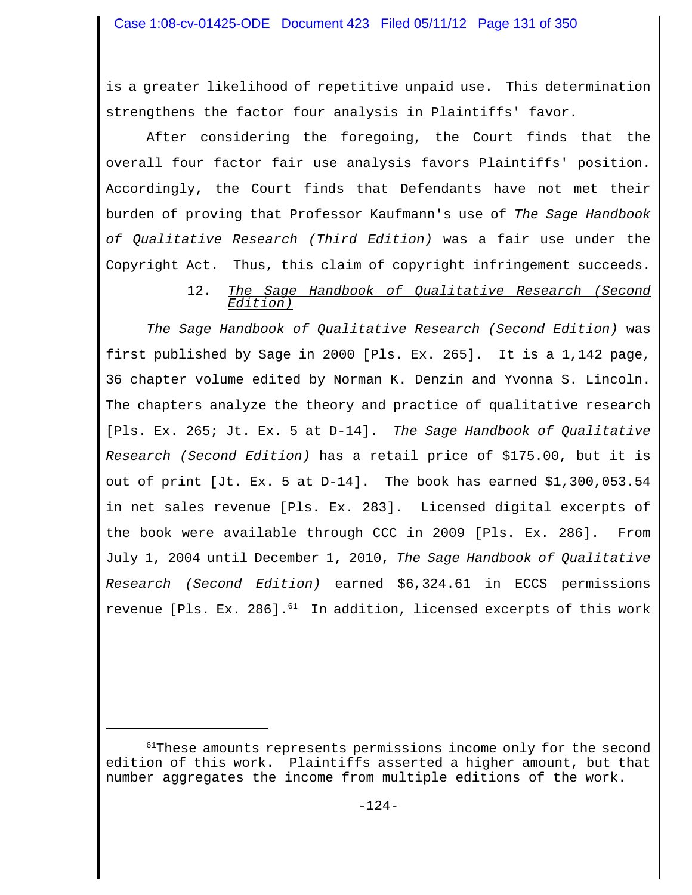is a greater likelihood of repetitive unpaid use. This determination strengthens the factor four analysis in Plaintiffs' favor.

After considering the foregoing, the Court finds that the overall four factor fair use analysis favors Plaintiffs' position. Accordingly, the Court finds that Defendants have not met their burden of proving that Professor Kaufmann's use of *The Sage Handbook of Qualitative Research (Third Edition)* was a fair use under the Copyright Act. Thus, this claim of copyright infringement succeeds.

### 12. *The Sage Handbook of Qualitative Research (Second Edition)*

*The Sage Handbook of Qualitative Research (Second Edition)* was first published by Sage in 2000 [Pls. Ex. 265]. It is a 1,142 page, 36 chapter volume edited by Norman K. Denzin and Yvonna S. Lincoln. The chapters analyze the theory and practice of qualitative research [Pls. Ex. 265; Jt. Ex. 5 at D-14]. *The Sage Handbook of Qualitative Research (Second Edition)* has a retail price of $175.00, but it is out of print [Jt. Ex. 5 at D-14]. The book has earned $1,300,053.54 in net sales revenue [Pls. Ex. 283]. Licensed digital excerpts of the book were available through CCC in 2009 [Pls. Ex. 286]. From July 1, 2004 until December 1, 2010, *The Sage Handbook of Qualitative Research (Second Edition)* earned $6,324.61 in ECCS permissions revenue [Pls. Ex. 286].[61] In addition, licensed excerpts of this work

[61] These amounts represents permissions income only for the second edition of this work. Plaintiffs asserted a higher amount, but that number aggregates the income from multiple editions of the work.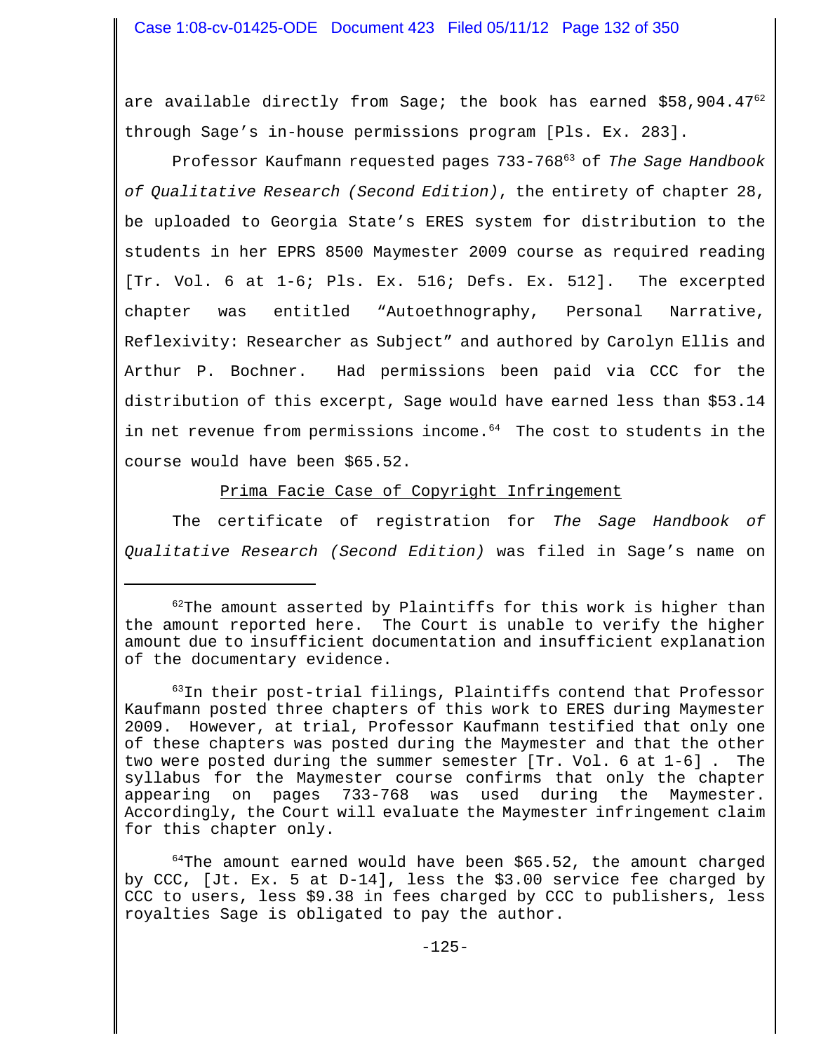are available directly from Sage; the book has earned $58,904.47[62] through Sage's in-house permissions program [Pls. Ex. 283].

Professor Kaufmann requested pages 733-768[63] of *The Sage Handbook of Qualitative Research (Second Edition)*, the entirety of chapter 28, be uploaded to Georgia State's ERES system for distribution to the students in her EPRS 8500 Maymester 2009 course as required reading [Tr. Vol. 6 at 1-6; Pls. Ex. 516; Defs. Ex. 512]. The excerpted chapter was entitled "Autoethnography, Personal Narrative, Reflexivity: Researcher as Subject" and authored by Carolyn Ellis and Arthur P. Bochner. Had permissions been paid via CCC for the distribution of this excerpt, Sage would have earned less than $53.14 in net revenue from permissions income.[64] The cost to students in the course would have been $65.52.

<u>Prima Facie Case of Copyright Infringement</u>

The certificate of registration for *The Sage Handbook of Qualitative Research (Second Edition)* was filed in Sage's name on

---

[62]The amount asserted by Plaintiffs for this work is higher than the amount reported here. The Court is unable to verify the higher amount due to insufficient documentation and insufficient explanation of the documentary evidence.

[63]In their post-trial filings, Plaintiffs contend that Professor Kaufmann posted three chapters of this work to ERES during Maymester 2009. However, at trial, Professor Kaufmann testified that only one of these chapters was posted during the Maymester and that the other two were posted during the summer semester [Tr. Vol. 6 at 1-6] . The syllabus for the Maymester course confirms that only the chapter appearing on pages 733-768 was used during the Maymester. Accordingly, the Court will evaluate the Maymester infringement claim for this chapter only.

[64]The amount earned would have been $65.52, the amount charged by CCC, [Jt. Ex. 5 at D-14], less the $3.00 service fee charged by CCC to users, less $9.38 in fees charged by CCC to publishers, less royalties Sage is obligated to pay the author.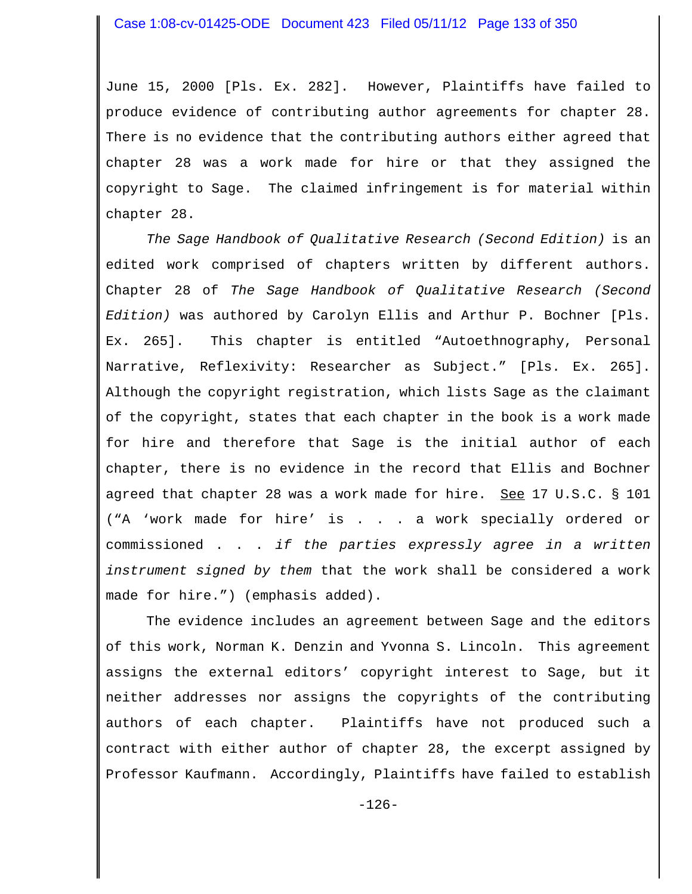June 15, 2000 [Pls. Ex. 282]. However, Plaintiffs have failed to produce evidence of contributing author agreements for chapter 28. There is no evidence that the contributing authors either agreed that chapter 28 was a work made for hire or that they assigned the copyright to Sage. The claimed infringement is for material within chapter 28.

*The Sage Handbook of Qualitative Research (Second Edition)* is an edited work comprised of chapters written by different authors. Chapter 28 of *The Sage Handbook of Qualitative Research (Second Edition)* was authored by Carolyn Ellis and Arthur P. Bochner [Pls. Ex. 265]. This chapter is entitled "Autoethnography, Personal Narrative, Reflexivity: Researcher as Subject." [Pls. Ex. 265]. Although the copyright registration, which lists Sage as the claimant of the copyright, states that each chapter in the book is a work made for hire and therefore that Sage is the initial author of each chapter, there is no evidence in the record that Ellis and Bochner agreed that chapter 28 was a work made for hire. See 17 U.S.C. § 101 ("A 'work made for hire' is . . . a work specially ordered or commissioned . . . *if the parties expressly agree in a written instrument signed by them* that the work shall be considered a work made for hire.") (emphasis added).

The evidence includes an agreement between Sage and the editors of this work, Norman K. Denzin and Yvonna S. Lincoln. This agreement assigns the external editors' copyright interest to Sage, but it neither addresses nor assigns the copyrights of the contributing authors of each chapter. Plaintiffs have not produced such a contract with either author of chapter 28, the excerpt assigned by Professor Kaufmann. Accordingly, Plaintiffs have failed to establish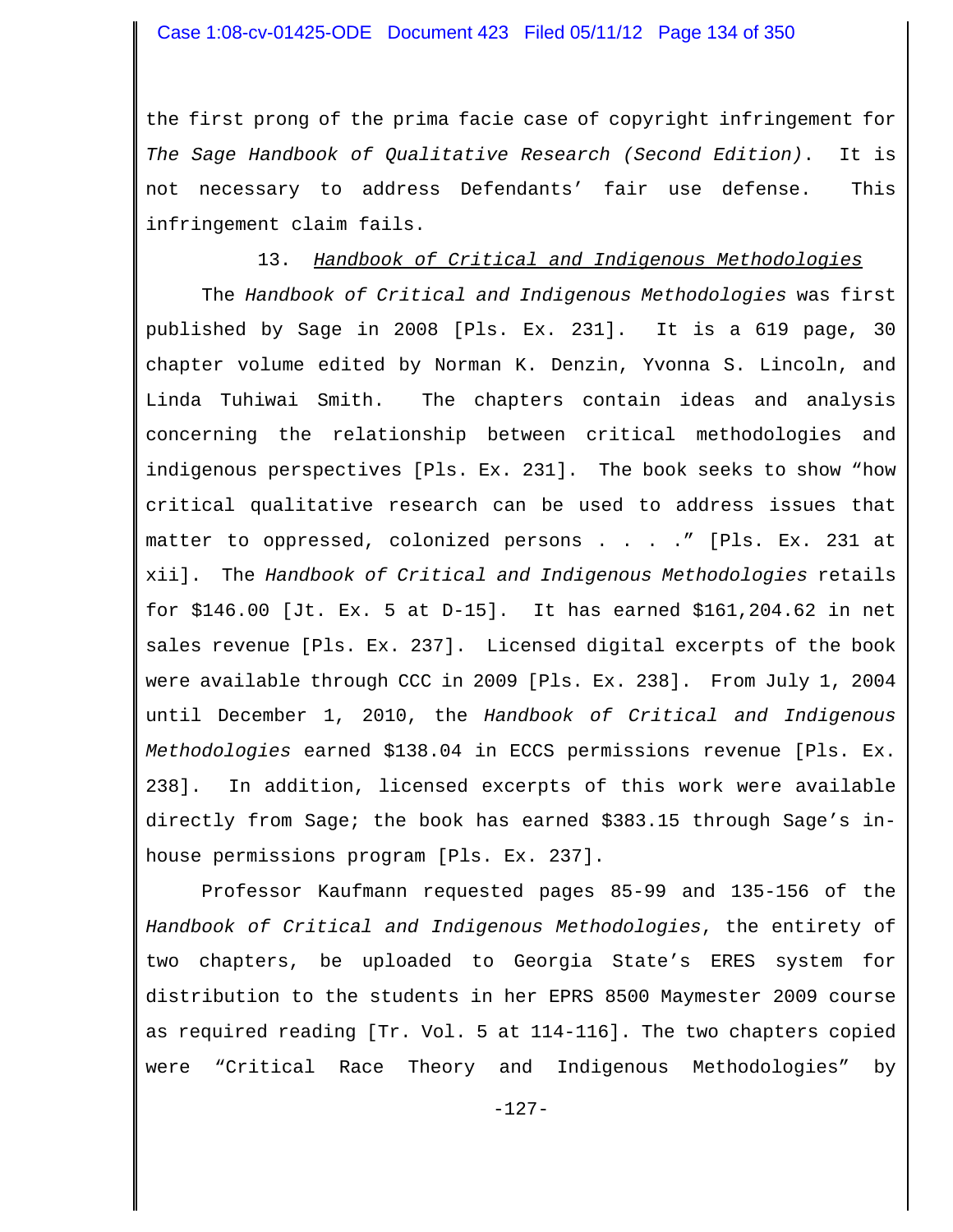the first prong of the prima facie case of copyright infringement for *The Sage Handbook of Qualitative Research (Second Edition)*. It is not necessary to address Defendants' fair use defense. This infringement claim fails.

13. *Handbook of Critical and Indigenous Methodologies*

The *Handbook of Critical and Indigenous Methodologies* was first published by Sage in 2008 [Pls. Ex. 231]. It is a 619 page, 30 chapter volume edited by Norman K. Denzin, Yvonna S. Lincoln, and Linda Tuhiwai Smith. The chapters contain ideas and analysis concerning the relationship between critical methodologies and indigenous perspectives [Pls. Ex. 231]. The book seeks to show "how critical qualitative research can be used to address issues that matter to oppressed, colonized persons . . . ." [Pls. Ex. 231 at xii]. The *Handbook of Critical and Indigenous Methodologies* retails for $146.00 [Jt. Ex. 5 at D-15]. It has earned $161,204.62 in net sales revenue [Pls. Ex. 237]. Licensed digital excerpts of the book were available through CCC in 2009 [Pls. Ex. 238]. From July 1, 2004 until December 1, 2010, the *Handbook of Critical and Indigenous Methodologies* earned $138.04 in ECCS permissions revenue [Pls. Ex. 238]. In addition, licensed excerpts of this work were available directly from Sage; the book has earned $383.15 through Sage's in-house permissions program [Pls. Ex. 237].

Professor Kaufmann requested pages 85-99 and 135-156 of the *Handbook of Critical and Indigenous Methodologies*, the entirety of two chapters, be uploaded to Georgia State's ERES system for distribution to the students in her EPRS 8500 Maymester 2009 course as required reading [Tr. Vol. 5 at 114-116]. The two chapters copied were "Critical Race Theory and Indigenous Methodologies" by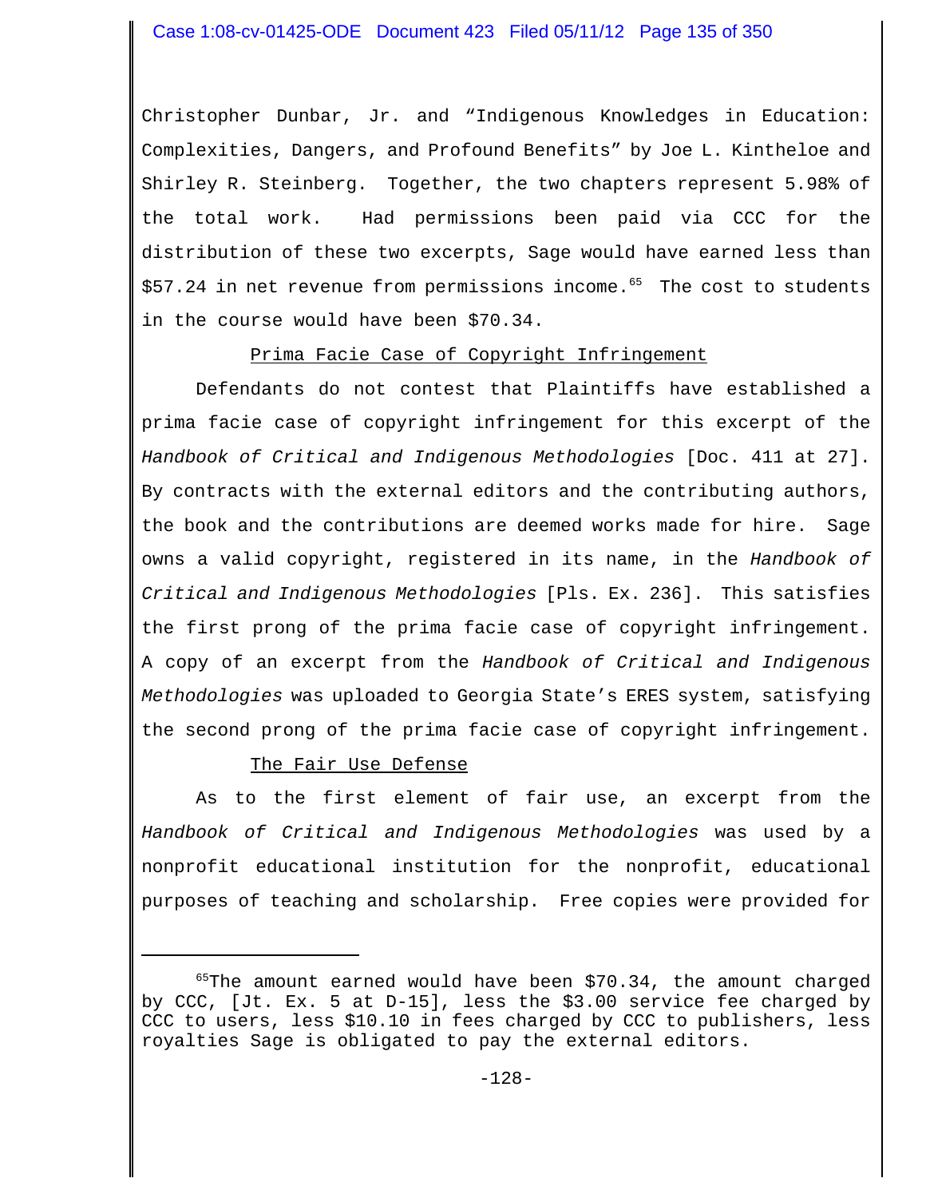Christopher Dunbar, Jr. and "Indigenous Knowledges in Education: Complexities, Dangers, and Profound Benefits" by Joe L. Kintheloe and Shirley R. Steinberg. Together, the two chapters represent 5.98% of the total work. Had permissions been paid via CCC for the distribution of these two excerpts, Sage would have earned less than $57.24 in net revenue from permissions income.[65] The cost to students in the course would have been $70.34.

<u>Prima Facie Case of Copyright Infringement</u>

Defendants do not contest that Plaintiffs have established a prima facie case of copyright infringement for this excerpt of the *Handbook of Critical and Indigenous Methodologies* [Doc. 411 at 27]. By contracts with the external editors and the contributing authors, the book and the contributions are deemed works made for hire. Sage owns a valid copyright, registered in its name, in the *Handbook of Critical and Indigenous Methodologies* [Pls. Ex. 236]. This satisfies the first prong of the prima facie case of copyright infringement. A copy of an excerpt from the *Handbook of Critical and Indigenous Methodologies* was uploaded to Georgia State's ERES system, satisfying the second prong of the prima facie case of copyright infringement.

<u>The Fair Use Defense</u>

As to the first element of fair use, an excerpt from the *Handbook of Critical and Indigenous Methodologies* was used by a nonprofit educational institution for the nonprofit, educational purposes of teaching and scholarship. Free copies were provided for

---

[65] The amount earned would have been $70.34, the amount charged by CCC, [Jt. Ex. 5 at D-15], less the $3.00 service fee charged by CCC to users, less $10.10 in fees charged by CCC to publishers, less royalties Sage is obligated to pay the external editors.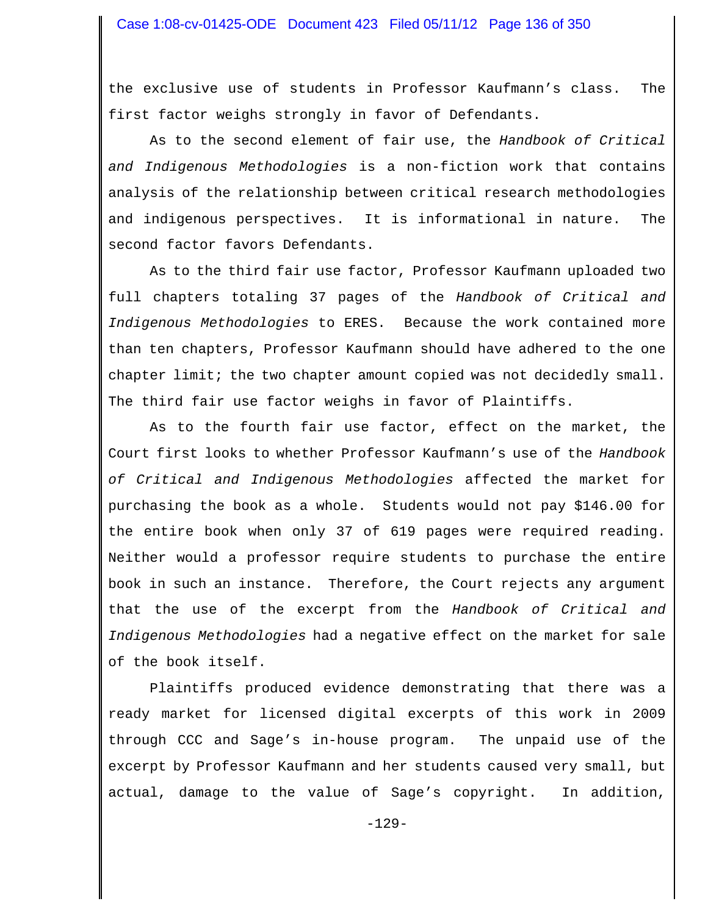the exclusive use of students in Professor Kaufmann's class. The first factor weighs strongly in favor of Defendants.

As to the second element of fair use, the *Handbook of Critical and Indigenous Methodologies* is a non-fiction work that contains analysis of the relationship between critical research methodologies and indigenous perspectives. It is informational in nature. The second factor favors Defendants.

As to the third fair use factor, Professor Kaufmann uploaded two full chapters totaling 37 pages of the *Handbook of Critical and Indigenous Methodologies* to ERES. Because the work contained more than ten chapters, Professor Kaufmann should have adhered to the one chapter limit; the two chapter amount copied was not decidedly small. The third fair use factor weighs in favor of Plaintiffs.

As to the fourth fair use factor, effect on the market, the Court first looks to whether Professor Kaufmann's use of the *Handbook of Critical and Indigenous Methodologies* affected the market for purchasing the book as a whole. Students would not pay $146.00 for the entire book when only 37 of 619 pages were required reading. Neither would a professor require students to purchase the entire book in such an instance. Therefore, the Court rejects any argument that the use of the excerpt from the *Handbook of Critical and Indigenous Methodologies* had a negative effect on the market for sale of the book itself.

Plaintiffs produced evidence demonstrating that there was a ready market for licensed digital excerpts of this work in 2009 through CCC and Sage's in-house program. The unpaid use of the excerpt by Professor Kaufmann and her students caused very small, but actual, damage to the value of Sage's copyright. In addition,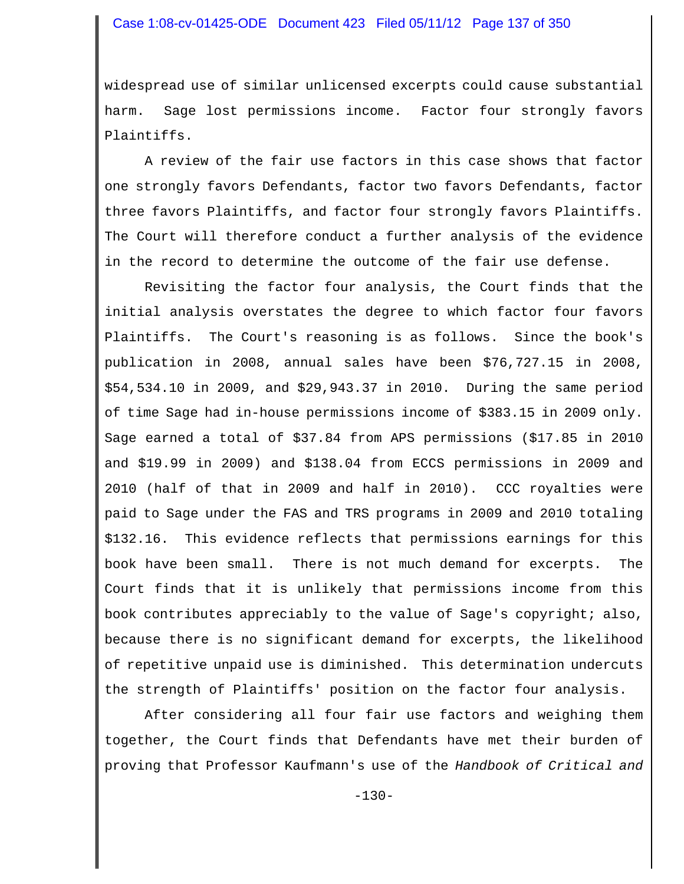widespread use of similar unlicensed excerpts could cause substantial harm. Sage lost permissions income. Factor four strongly favors Plaintiffs.

A review of the fair use factors in this case shows that factor one strongly favors Defendants, factor two favors Defendants, factor three favors Plaintiffs, and factor four strongly favors Plaintiffs. The Court will therefore conduct a further analysis of the evidence in the record to determine the outcome of the fair use defense.

Revisiting the factor four analysis, the Court finds that the initial analysis overstates the degree to which factor four favors Plaintiffs. The Court's reasoning is as follows. Since the book's publication in 2008, annual sales have been $76,727.15 in 2008, $54,534.10 in 2009, and $29,943.37 in 2010. During the same period of time Sage had in-house permissions income of $383.15 in 2009 only. Sage earned a total of $37.84 from APS permissions ($17.85 in 2010 and $19.99 in 2009) and $138.04 from ECCS permissions in 2009 and 2010 (half of that in 2009 and half in 2010). CCC royalties were paid to Sage under the FAS and TRS programs in 2009 and 2010 totaling $132.16. This evidence reflects that permissions earnings for this book have been small. There is not much demand for excerpts. The Court finds that it is unlikely that permissions income from this book contributes appreciably to the value of Sage's copyright; also, because there is no significant demand for excerpts, the likelihood of repetitive unpaid use is diminished. This determination undercuts the strength of Plaintiffs' position on the factor four analysis.

After considering all four fair use factors and weighing them together, the Court finds that Defendants have met their burden of proving that Professor Kaufmann's use of the *Handbook of Critical and*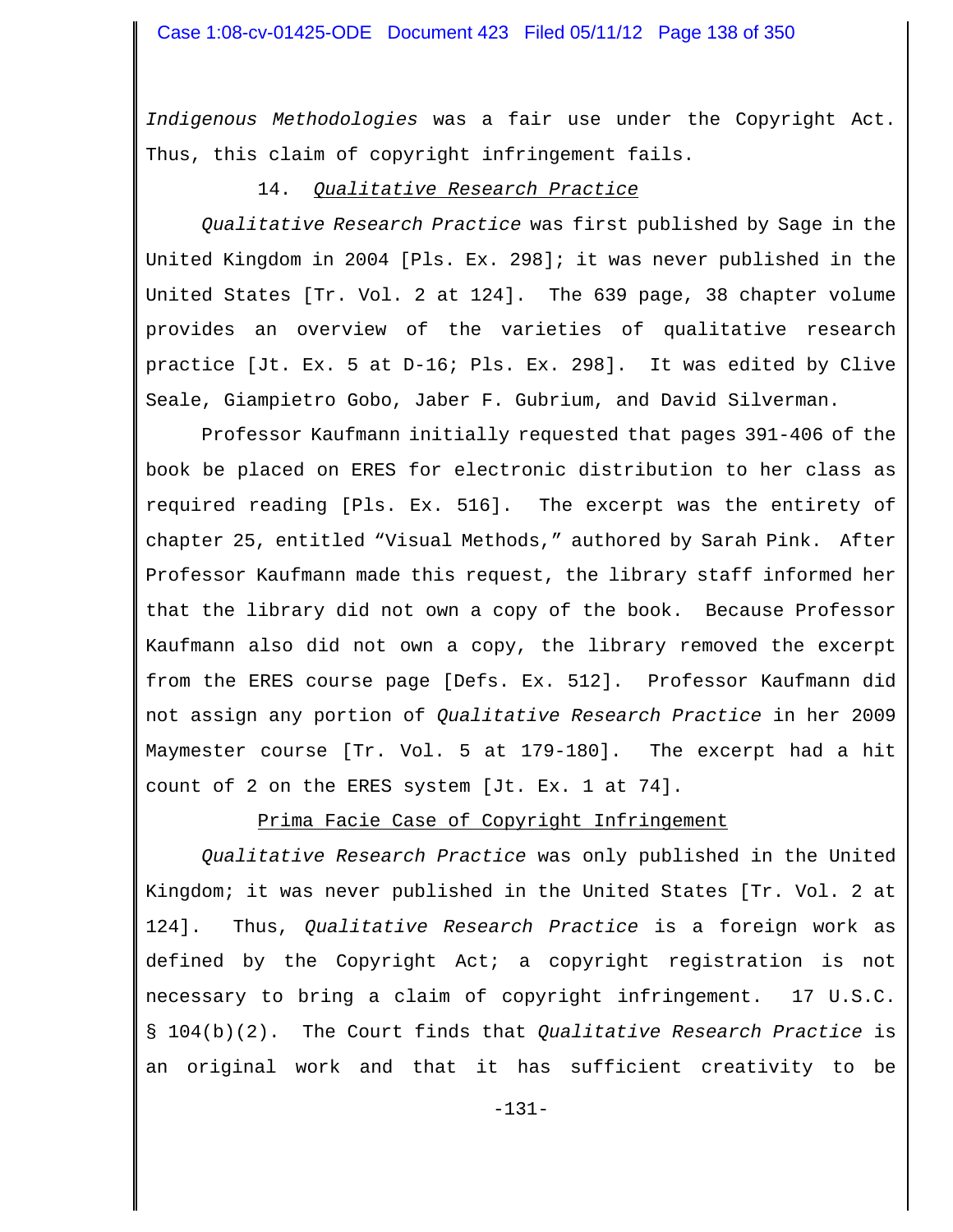*Indigenous Methodologies* was a fair use under the Copyright Act. Thus, this claim of copyright infringement fails.

### 14. *Qualitative Research Practice*

*Qualitative Research Practice* was first published by Sage in the United Kingdom in 2004 [Pls. Ex. 298]; it was never published in the United States [Tr. Vol. 2 at 124]. The 639 page, 38 chapter volume provides an overview of the varieties of qualitative research practice [Jt. Ex. 5 at D-16; Pls. Ex. 298]. It was edited by Clive Seale, Giampietro Gobo, Jaber F. Gubrium, and David Silverman.

Professor Kaufmann initially requested that pages 391-406 of the book be placed on ERES for electronic distribution to her class as required reading [Pls. Ex. 516]. The excerpt was the entirety of chapter 25, entitled "Visual Methods," authored by Sarah Pink. After Professor Kaufmann made this request, the library staff informed her that the library did not own a copy of the book. Because Professor Kaufmann also did not own a copy, the library removed the excerpt from the ERES course page [Defs. Ex. 512]. Professor Kaufmann did not assign any portion of *Qualitative Research Practice* in her 2009 Maymester course [Tr. Vol. 5 at 179-180]. The excerpt had a hit count of 2 on the ERES system [Jt. Ex. 1 at 74].

#### Prima Facie Case of Copyright Infringement

*Qualitative Research Practice* was only published in the United Kingdom; it was never published in the United States [Tr. Vol. 2 at 124]. Thus, *Qualitative Research Practice* is a foreign work as defined by the Copyright Act; a copyright registration is not necessary to bring a claim of copyright infringement. 17 U.S.C. § 104(b)(2). The Court finds that *Qualitative Research Practice* is an original work and that it has sufficient creativity to be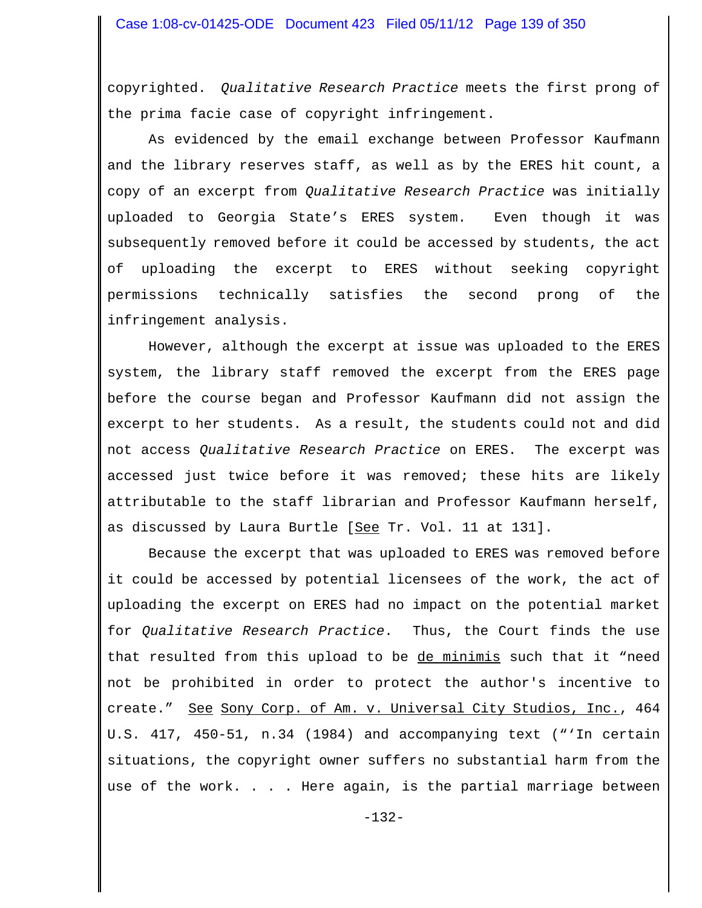copyrighted. *Qualitative Research Practice* meets the first prong of the prima facie case of copyright infringement.

As evidenced by the email exchange between Professor Kaufmann and the library reserves staff, as well as by the ERES hit count, a copy of an excerpt from *Qualitative Research Practice* was initially uploaded to Georgia State's ERES system. Even though it was subsequently removed before it could be accessed by students, the act of uploading the excerpt to ERES without seeking copyright permissions technically satisfies the second prong of the infringement analysis.

However, although the excerpt at issue was uploaded to the ERES system, the library staff removed the excerpt from the ERES page before the course began and Professor Kaufmann did not assign the excerpt to her students. As a result, the students could not and did not access *Qualitative Research Practice* on ERES. The excerpt was accessed just twice before it was removed; these hits are likely attributable to the staff librarian and Professor Kaufmann herself, as discussed by Laura Burtle [See Tr. Vol. 11 at 131].

Because the excerpt that was uploaded to ERES was removed before it could be accessed by potential licensees of the work, the act of uploading the excerpt on ERES had no impact on the potential market for *Qualitative Research Practice*. Thus, the Court finds the use that resulted from this upload to be de minimis such that it "need not be prohibited in order to protect the author's incentive to create." See Sony Corp. of Am. v. Universal City Studios, Inc., 464 U.S. 417, 450-51, n.34 (1984) and accompanying text ("'In certain situations, the copyright owner suffers no substantial harm from the use of the work. . . . Here again, is the partial marriage between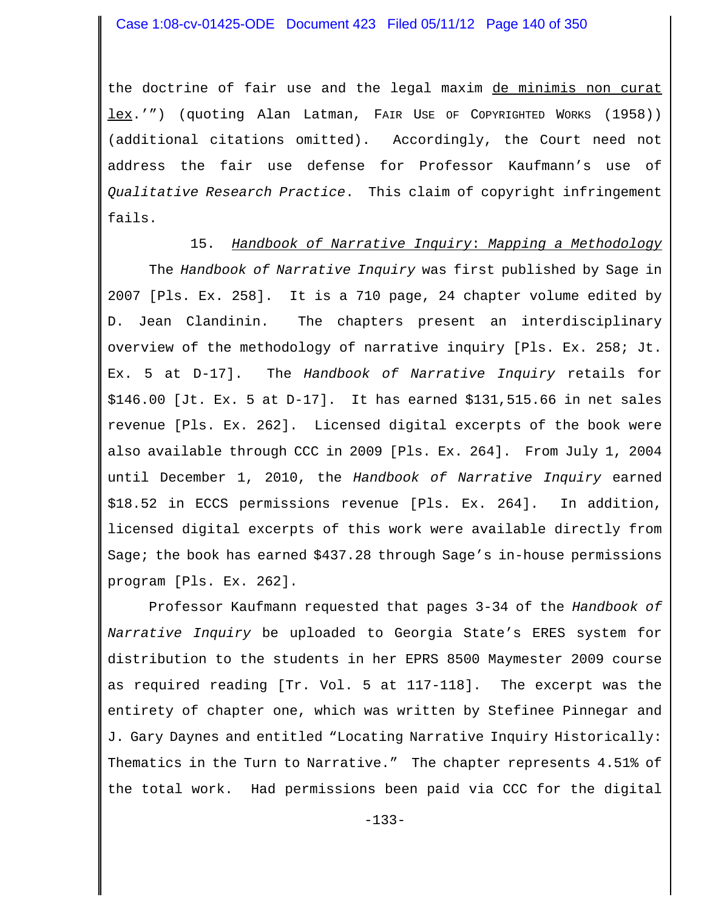the doctrine of fair use and the legal maxim de minimis non curat lex.'") (quoting Alan Latman, FAIR USE OF COPYRIGHTED WORKS (1958)) (additional citations omitted). Accordingly, the Court need not address the fair use defense for Professor Kaufmann's use of *Qualitative Research Practice*. This claim of copyright infringement fails.

### 15. *Handbook of Narrative Inquiry*: *Mapping a Methodology*

The *Handbook of Narrative Inquiry* was first published by Sage in 2007 [Pls. Ex. 258]. It is a 710 page, 24 chapter volume edited by D. Jean Clandinin. The chapters present an interdisciplinary overview of the methodology of narrative inquiry [Pls. Ex. 258; Jt. Ex. 5 at D-17]. The *Handbook of Narrative Inquiry* retails for $146.00 [Jt. Ex. 5 at D-17]. It has earned $131,515.66 in net sales revenue [Pls. Ex. 262]. Licensed digital excerpts of the book were also available through CCC in 2009 [Pls. Ex. 264]. From July 1, 2004 until December 1, 2010, the *Handbook of Narrative Inquiry* earned $18.52 in ECCS permissions revenue [Pls. Ex. 264]. In addition, licensed digital excerpts of this work were available directly from Sage; the book has earned $437.28 through Sage's in-house permissions program [Pls. Ex. 262].

Professor Kaufmann requested that pages 3-34 of the *Handbook of Narrative Inquiry* be uploaded to Georgia State's ERES system for distribution to the students in her EPRS 8500 Maymester 2009 course as required reading [Tr. Vol. 5 at 117-118]. The excerpt was the entirety of chapter one, which was written by Stefinee Pinnegar and J. Gary Daynes and entitled "Locating Narrative Inquiry Historically: Thematics in the Turn to Narrative." The chapter represents 4.51% of the total work. Had permissions been paid via CCC for the digital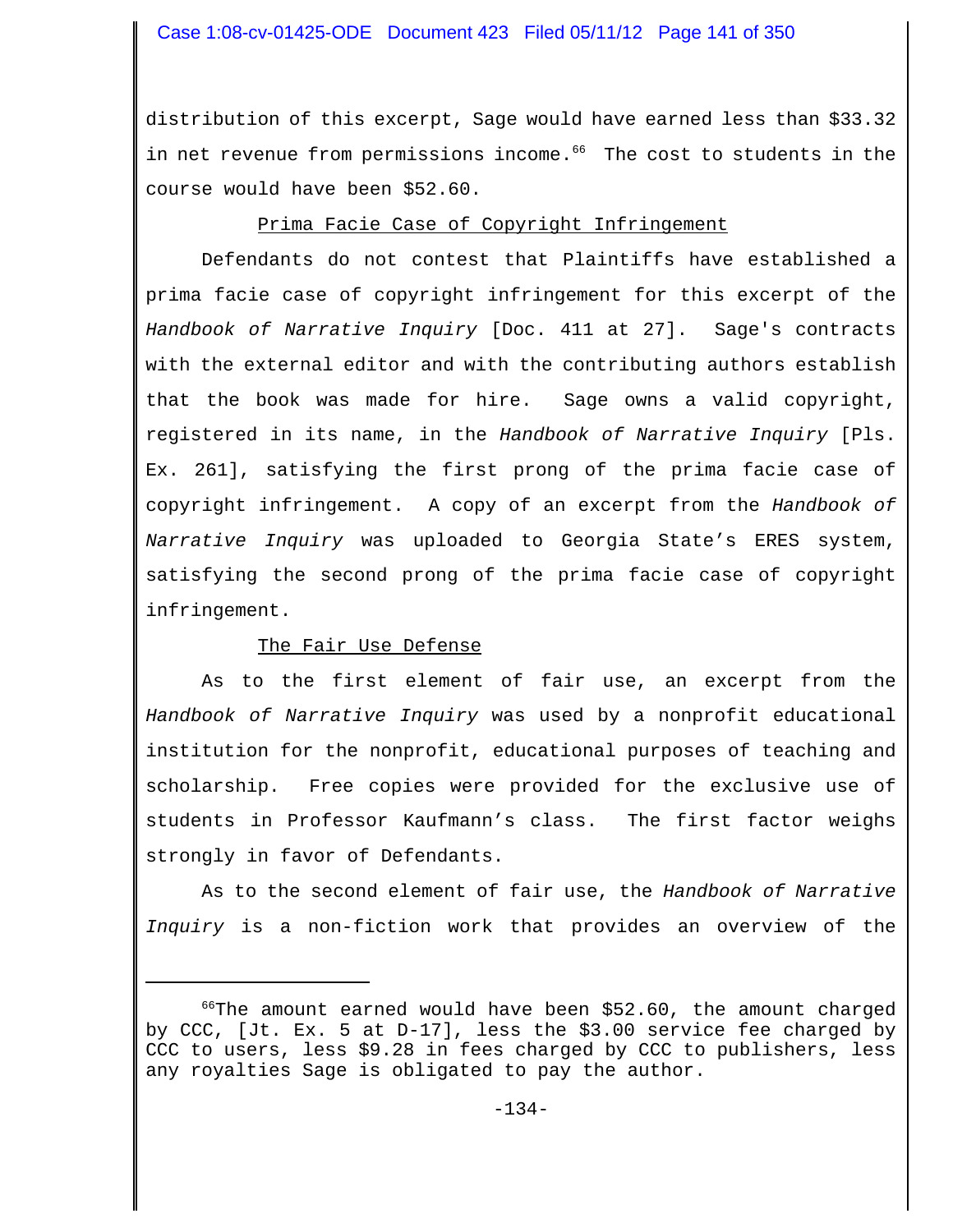distribution of this excerpt, Sage would have earned less than $33.32 in net revenue from permissions income.[66] The cost to students in the course would have been $52.60.

Prima Facie Case of Copyright Infringement

Defendants do not contest that Plaintiffs have established a prima facie case of copyright infringement for this excerpt of the *Handbook of Narrative Inquiry* [Doc. 411 at 27]. Sage's contracts with the external editor and with the contributing authors establish that the book was made for hire. Sage owns a valid copyright, registered in its name, in the *Handbook of Narrative Inquiry* [Pls. Ex. 261], satisfying the first prong of the prima facie case of copyright infringement. A copy of an excerpt from the *Handbook of Narrative Inquiry* was uploaded to Georgia State's ERES system, satisfying the second prong of the prima facie case of copyright infringement.

The Fair Use Defense

As to the first element of fair use, an excerpt from the *Handbook of Narrative Inquiry* was used by a nonprofit educational institution for the nonprofit, educational purposes of teaching and scholarship. Free copies were provided for the exclusive use of students in Professor Kaufmann's class. The first factor weighs strongly in favor of Defendants.

As to the second element of fair use, the *Handbook of Narrative Inquiry* is a non-fiction work that provides an overview of the

---

[66] The amount earned would have been $52.60, the amount charged by CCC, [Jt. Ex. 5 at D-17], less the $3.00 service fee charged by CCC to users, less $9.28 in fees charged by CCC to publishers, less any royalties Sage is obligated to pay the author.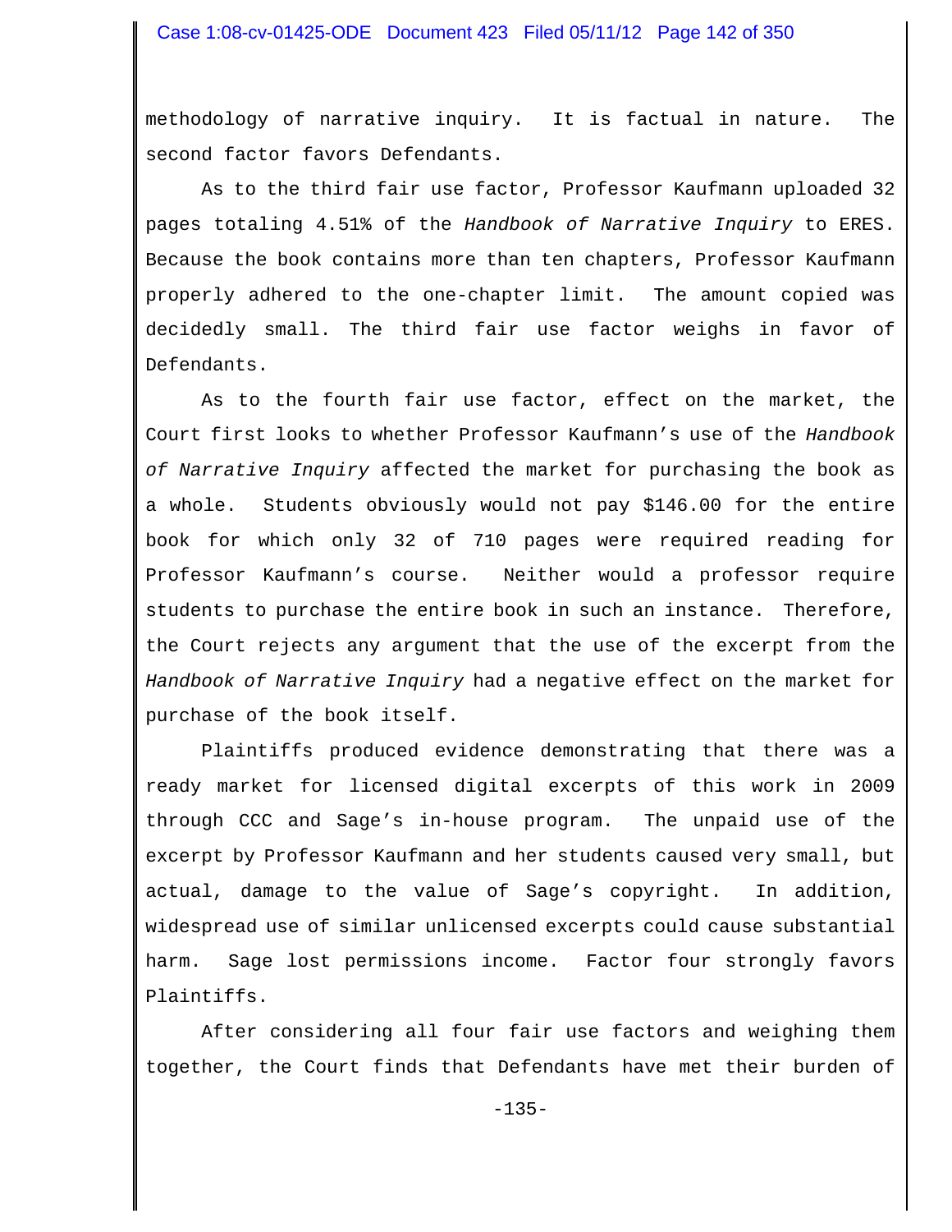methodology of narrative inquiry. It is factual in nature. The second factor favors Defendants.

As to the third fair use factor, Professor Kaufmann uploaded 32 pages totaling 4.51% of the *Handbook of Narrative Inquiry* to ERES. Because the book contains more than ten chapters, Professor Kaufmann properly adhered to the one-chapter limit. The amount copied was decidedly small. The third fair use factor weighs in favor of Defendants.

As to the fourth fair use factor, effect on the market, the Court first looks to whether Professor Kaufmann's use of the *Handbook of Narrative Inquiry* affected the market for purchasing the book as a whole. Students obviously would not pay $146.00 for the entire book for which only 32 of 710 pages were required reading for Professor Kaufmann's course. Neither would a professor require students to purchase the entire book in such an instance. Therefore, the Court rejects any argument that the use of the excerpt from the *Handbook of Narrative Inquiry* had a negative effect on the market for purchase of the book itself.

Plaintiffs produced evidence demonstrating that there was a ready market for licensed digital excerpts of this work in 2009 through CCC and Sage's in-house program. The unpaid use of the excerpt by Professor Kaufmann and her students caused very small, but actual, damage to the value of Sage's copyright. In addition, widespread use of similar unlicensed excerpts could cause substantial harm. Sage lost permissions income. Factor four strongly favors Plaintiffs.

After considering all four fair use factors and weighing them together, the Court finds that Defendants have met their burden of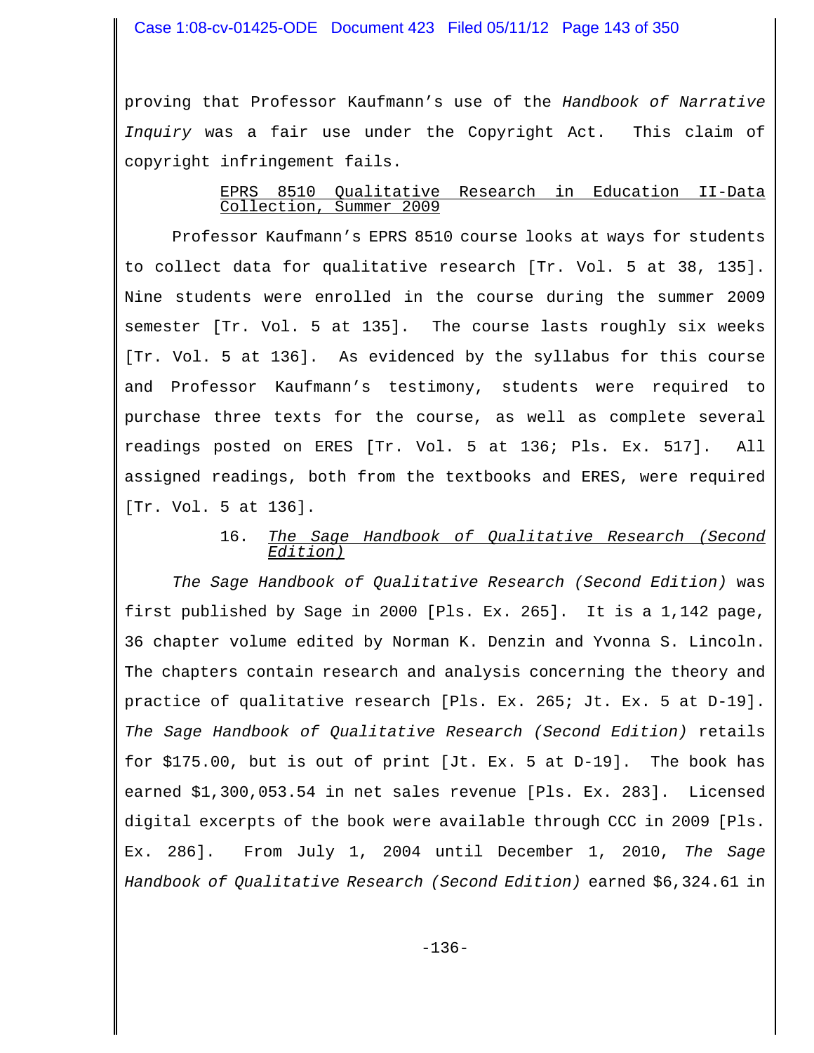proving that Professor Kaufmann's use of the *Handbook of Narrative Inquiry* was a fair use under the Copyright Act. This claim of copyright infringement fails.

<u>EPRS 8510 Qualitative Research in Education II-Data Collection, Summer 2009</u>

Professor Kaufmann's EPRS 8510 course looks at ways for students to collect data for qualitative research [Tr. Vol. 5 at 38, 135]. Nine students were enrolled in the course during the summer 2009 semester [Tr. Vol. 5 at 135]. The course lasts roughly six weeks [Tr. Vol. 5 at 136]. As evidenced by the syllabus for this course and Professor Kaufmann's testimony, students were required to purchase three texts for the course, as well as complete several readings posted on ERES [Tr. Vol. 5 at 136; Pls. Ex. 517]. All assigned readings, both from the textbooks and ERES, were required [Tr. Vol. 5 at 136].

16. *<u>The Sage Handbook of Qualitative Research (Second Edition)</u>*

*The Sage Handbook of Qualitative Research (Second Edition)* was first published by Sage in 2000 [Pls. Ex. 265]. It is a 1,142 page, 36 chapter volume edited by Norman K. Denzin and Yvonna S. Lincoln. The chapters contain research and analysis concerning the theory and practice of qualitative research [Pls. Ex. 265; Jt. Ex. 5 at D-19]. *The Sage Handbook of Qualitative Research (Second Edition)* retails for $175.00, but is out of print [Jt. Ex. 5 at D-19]. The book has earned $1,300,053.54 in net sales revenue [Pls. Ex. 283]. Licensed digital excerpts of the book were available through CCC in 2009 [Pls. Ex. 286]. From July 1, 2004 until December 1, 2010, *The Sage Handbook of Qualitative Research (Second Edition)* earned $6,324.61 in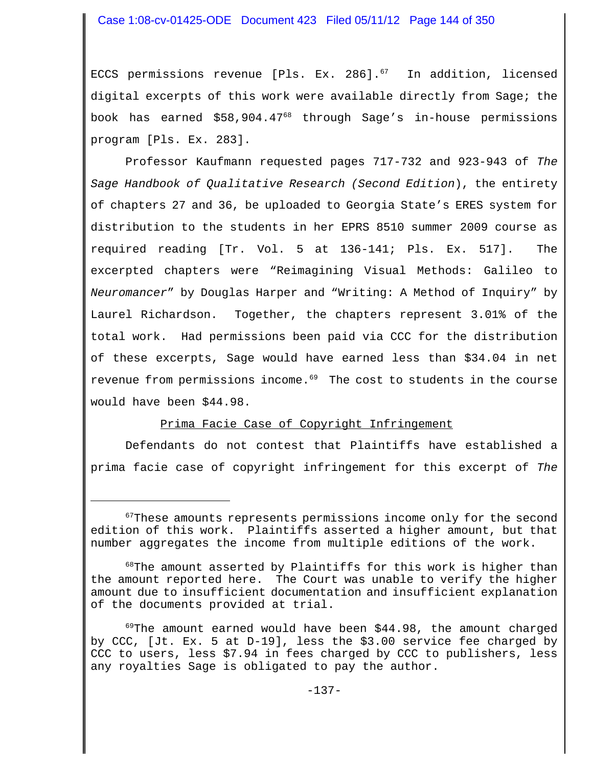ECCS permissions revenue [Pls. Ex. 286].[67] In addition, licensed digital excerpts of this work were available directly from Sage; the book has earned $58,904.47[68] through Sage's in-house permissions program [Pls. Ex. 283].

Professor Kaufmann requested pages 717-732 and 923-943 of *The Sage Handbook of Qualitative Research (Second Edition*), the entirety of chapters 27 and 36, be uploaded to Georgia State's ERES system for distribution to the students in her EPRS 8510 summer 2009 course as required reading [Tr. Vol. 5 at 136-141; Pls. Ex. 517]. The excerpted chapters were "Reimagining Visual Methods: Galileo to *Neuromancer*" by Douglas Harper and "Writing: A Method of Inquiry" by Laurel Richardson. Together, the chapters represent 3.01% of the total work. Had permissions been paid via CCC for the distribution of these excerpts, Sage would have earned less than $34.04 in net revenue from permissions income.[69] The cost to students in the course would have been $44.98.

<u>Prima Facie Case of Copyright Infringement</u>

Defendants do not contest that Plaintiffs have established a prima facie case of copyright infringement for this excerpt of *The*

---

[67]These amounts represents permissions income only for the second edition of this work. Plaintiffs asserted a higher amount, but that number aggregates the income from multiple editions of the work.

[68]The amount asserted by Plaintiffs for this work is higher than the amount reported here. The Court was unable to verify the higher amount due to insufficient documentation and insufficient explanation of the documents provided at trial.

[69]The amount earned would have been $44.98, the amount charged by CCC, [Jt. Ex. 5 at D-19], less the $3.00 service fee charged by CCC to users, less $7.94 in fees charged by CCC to publishers, less any royalties Sage is obligated to pay the author.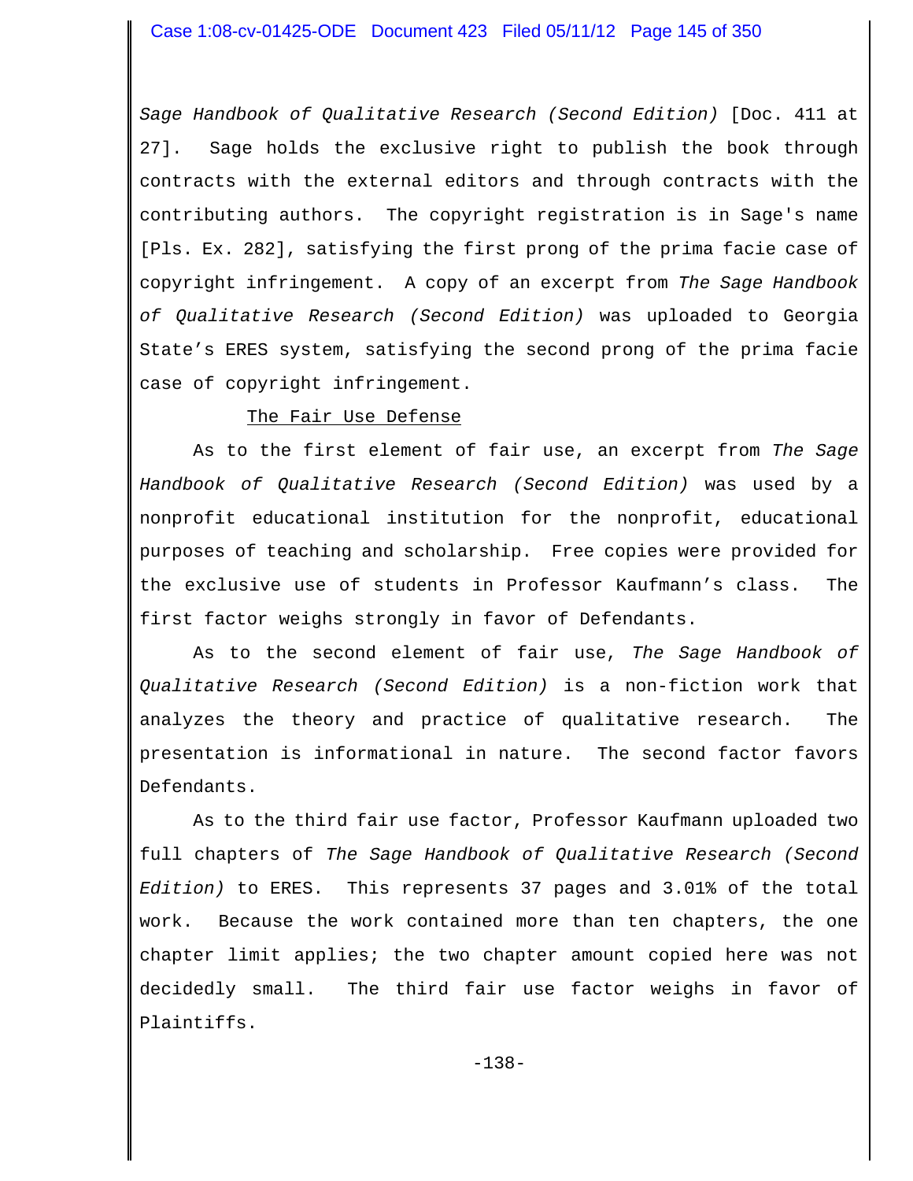*Sage Handbook of Qualitative Research (Second Edition)* [Doc. 411 at 27]. Sage holds the exclusive right to publish the book through contracts with the external editors and through contracts with the contributing authors. The copyright registration is in Sage's name [Pls. Ex. 282], satisfying the first prong of the prima facie case of copyright infringement. A copy of an excerpt from *The Sage Handbook of Qualitative Research (Second Edition)* was uploaded to Georgia State's ERES system, satisfying the second prong of the prima facie case of copyright infringement.

The Fair Use Defense

As to the first element of fair use, an excerpt from *The Sage Handbook of Qualitative Research (Second Edition)* was used by a nonprofit educational institution for the nonprofit, educational purposes of teaching and scholarship. Free copies were provided for the exclusive use of students in Professor Kaufmann's class. The first factor weighs strongly in favor of Defendants.

As to the second element of fair use, *The Sage Handbook of Qualitative Research (Second Edition)* is a non-fiction work that analyzes the theory and practice of qualitative research. The presentation is informational in nature. The second factor favors Defendants.

As to the third fair use factor, Professor Kaufmann uploaded two full chapters of *The Sage Handbook of Qualitative Research (Second Edition)* to ERES. This represents 37 pages and 3.01% of the total work. Because the work contained more than ten chapters, the one chapter limit applies; the two chapter amount copied here was not decidedly small. The third fair use factor weighs in favor of Plaintiffs.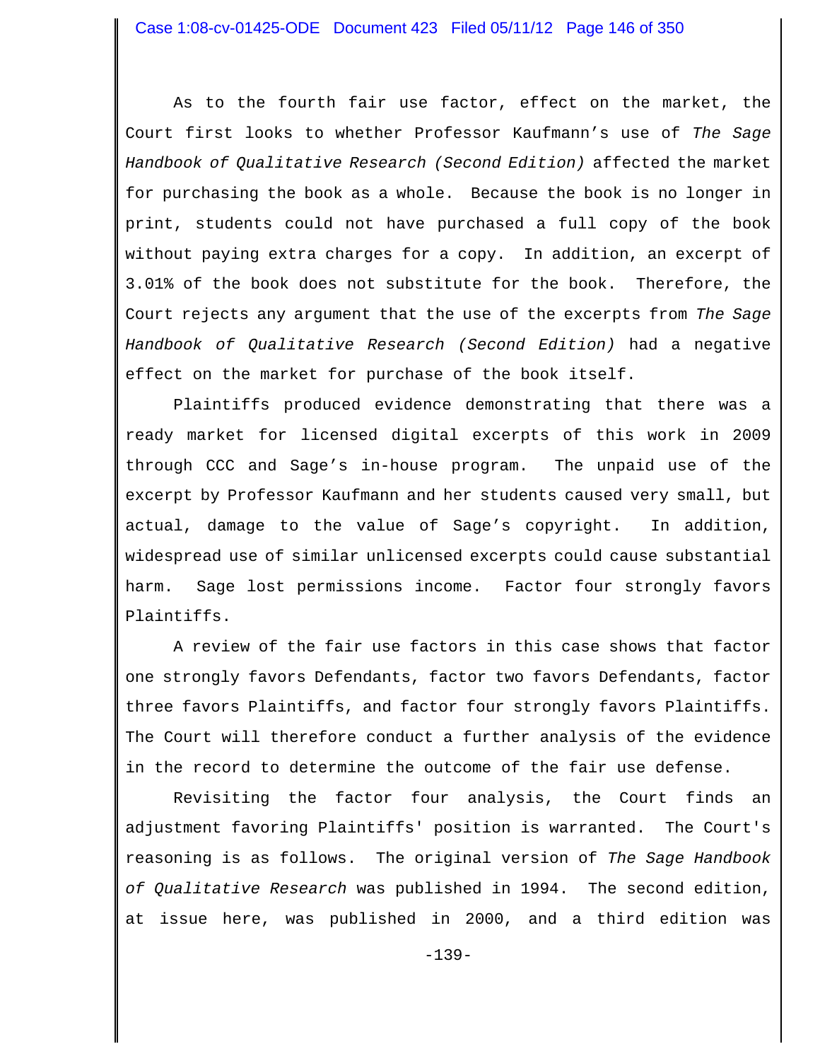As to the fourth fair use factor, effect on the market, the Court first looks to whether Professor Kaufmann's use of *The Sage Handbook of Qualitative Research (Second Edition)* affected the market for purchasing the book as a whole. Because the book is no longer in print, students could not have purchased a full copy of the book without paying extra charges for a copy. In addition, an excerpt of 3.01% of the book does not substitute for the book. Therefore, the Court rejects any argument that the use of the excerpts from *The Sage Handbook of Qualitative Research (Second Edition)* had a negative effect on the market for purchase of the book itself.

Plaintiffs produced evidence demonstrating that there was a ready market for licensed digital excerpts of this work in 2009 through CCC and Sage's in-house program. The unpaid use of the excerpt by Professor Kaufmann and her students caused very small, but actual, damage to the value of Sage's copyright. In addition, widespread use of similar unlicensed excerpts could cause substantial harm. Sage lost permissions income. Factor four strongly favors Plaintiffs.

A review of the fair use factors in this case shows that factor one strongly favors Defendants, factor two favors Defendants, factor three favors Plaintiffs, and factor four strongly favors Plaintiffs. The Court will therefore conduct a further analysis of the evidence in the record to determine the outcome of the fair use defense.

Revisiting the factor four analysis, the Court finds an adjustment favoring Plaintiffs' position is warranted. The Court's reasoning is as follows. The original version of *The Sage Handbook of Qualitative Research* was published in 1994. The second edition, at issue here, was published in 2000, and a third edition was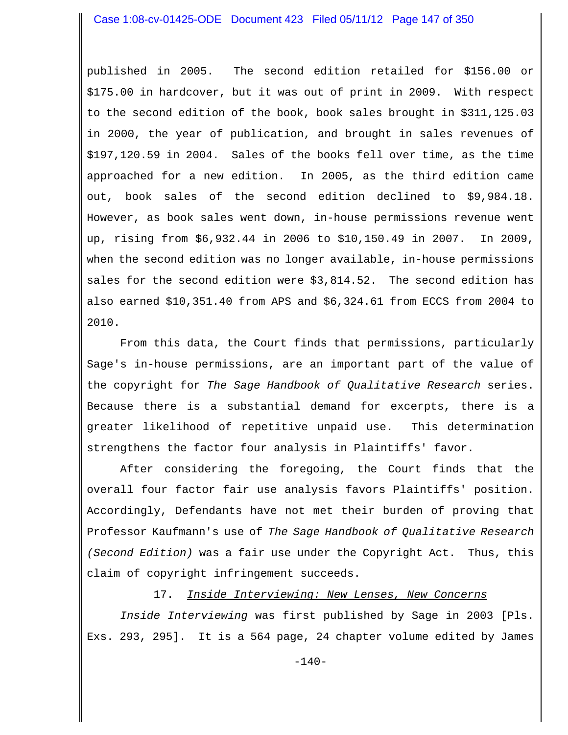published in 2005. The second edition retailed for $156.00 or $175.00 in hardcover, but it was out of print in 2009. With respect to the second edition of the book, book sales brought in $311,125.03 in 2000, the year of publication, and brought in sales revenues of $197,120.59 in 2004. Sales of the books fell over time, as the time approached for a new edition. In 2005, as the third edition came out, book sales of the second edition declined to $9,984.18. However, as book sales went down, in-house permissions revenue went up, rising from $6,932.44 in 2006 to $10,150.49 in 2007. In 2009, when the second edition was no longer available, in-house permissions sales for the second edition were $3,814.52. The second edition has also earned $10,351.40 from APS and $6,324.61 from ECCS from 2004 to 2010.

From this data, the Court finds that permissions, particularly Sage's in-house permissions, are an important part of the value of the copyright for *The Sage Handbook of Qualitative Research* series. Because there is a substantial demand for excerpts, there is a greater likelihood of repetitive unpaid use. This determination strengthens the factor four analysis in Plaintiffs' favor.

After considering the foregoing, the Court finds that the overall four factor fair use analysis favors Plaintiffs' position. Accordingly, Defendants have not met their burden of proving that Professor Kaufmann's use of *The Sage Handbook of Qualitative Research (Second Edition)* was a fair use under the Copyright Act. Thus, this claim of copyright infringement succeeds.

17. *Inside Interviewing: New Lenses, New Concerns*

*Inside Interviewing* was first published by Sage in 2003 [Pls. Exs. 293, 295]. It is a 564 page, 24 chapter volume edited by James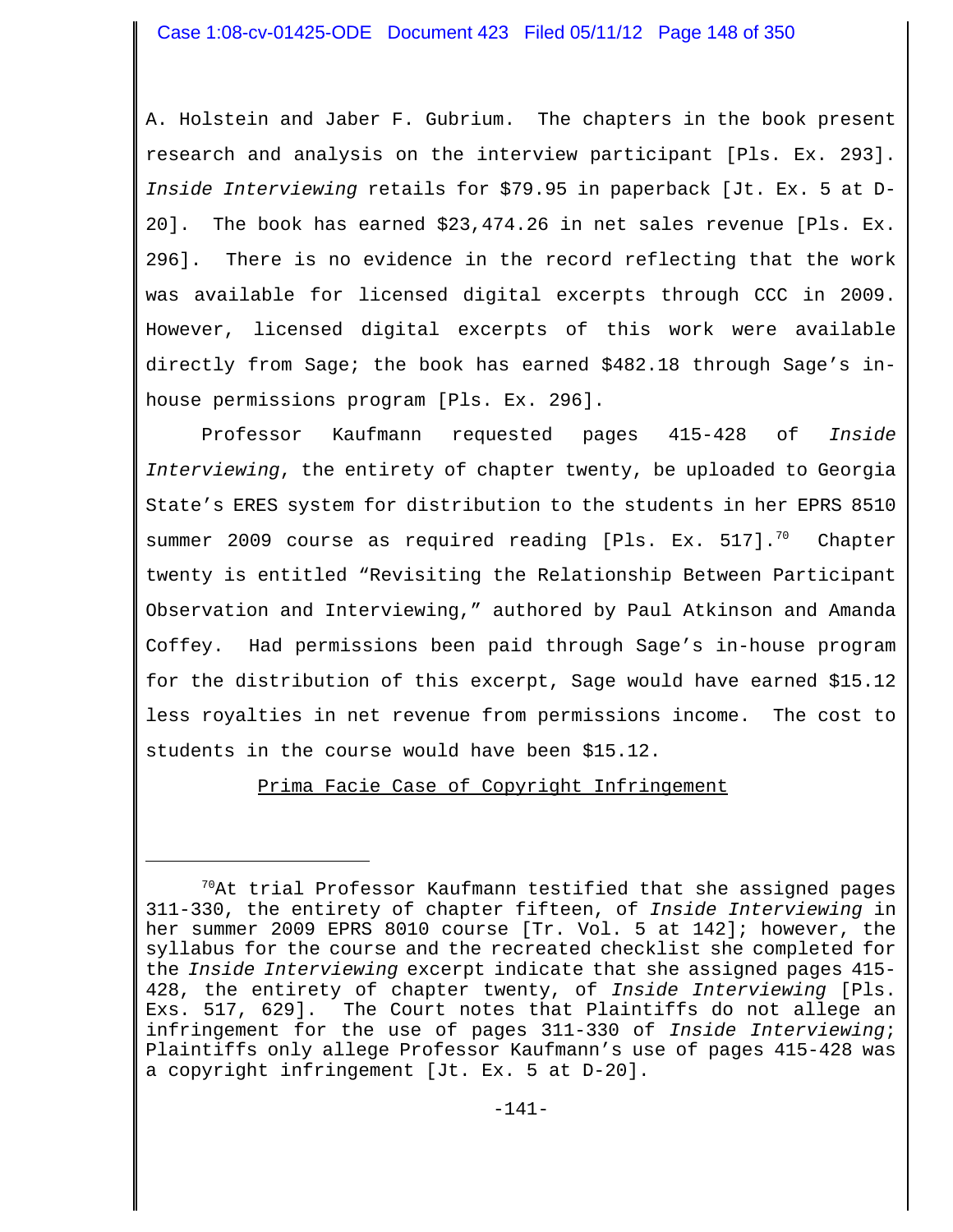A. Holstein and Jaber F. Gubrium. The chapters in the book present research and analysis on the interview participant [Pls. Ex. 293]. *Inside Interviewing* retails for $79.95 in paperback [Jt. Ex. 5 at D-20]. The book has earned $23,474.26 in net sales revenue [Pls. Ex. 296]. There is no evidence in the record reflecting that the work was available for licensed digital excerpts through CCC in 2009. However, licensed digital excerpts of this work were available directly from Sage; the book has earned $482.18 through Sage's in-house permissions program [Pls. Ex. 296].

Professor Kaufmann requested pages 415-428 of *Inside Interviewing*, the entirety of chapter twenty, be uploaded to Georgia State's ERES system for distribution to the students in her EPRS 8510 summer 2009 course as required reading [Pls. Ex. 517].[70] Chapter twenty is entitled "Revisiting the Relationship Between Participant Observation and Interviewing," authored by Paul Atkinson and Amanda Coffey. Had permissions been paid through Sage's in-house program for the distribution of this excerpt, Sage would have earned $15.12 less royalties in net revenue from permissions income. The cost to students in the course would have been $15.12.

<u>Prima Facie Case of Copyright Infringement</u>

---

[70]At trial Professor Kaufmann testified that she assigned pages 311-330, the entirety of chapter fifteen, of *Inside Interviewing* in her summer 2009 EPRS 8010 course [Tr. Vol. 5 at 142]; however, the syllabus for the course and the recreated checklist she completed for the *Inside Interviewing* excerpt indicate that she assigned pages 415-428, the entirety of chapter twenty, of *Inside Interviewing* [Pls. Exs. 517, 629]. The Court notes that Plaintiffs do not allege an infringement for the use of pages 311-330 of *Inside Interviewing*; Plaintiffs only allege Professor Kaufmann's use of pages 415-428 was a copyright infringement [Jt. Ex. 5 at D-20].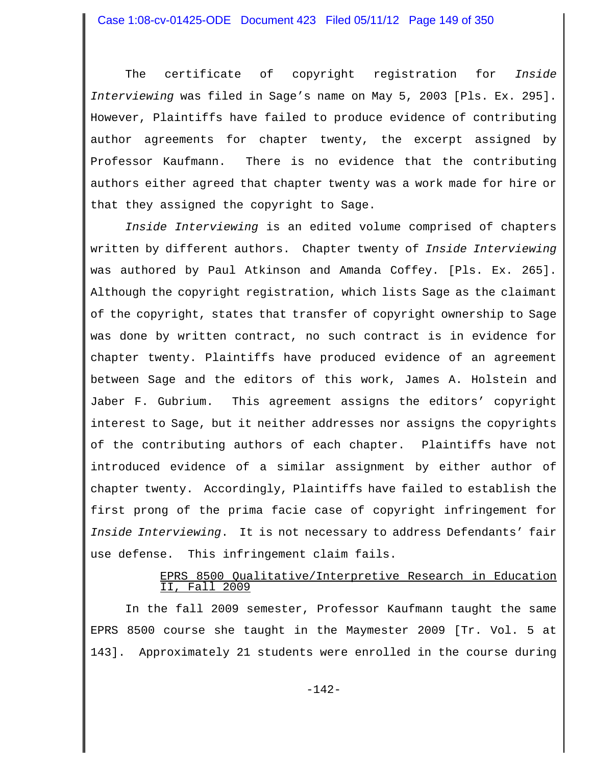The certificate of copyright registration for *Inside Interviewing* was filed in Sage's name on May 5, 2003 [Pls. Ex. 295]. However, Plaintiffs have failed to produce evidence of contributing author agreements for chapter twenty, the excerpt assigned by Professor Kaufmann. There is no evidence that the contributing authors either agreed that chapter twenty was a work made for hire or that they assigned the copyright to Sage.

*Inside Interviewing* is an edited volume comprised of chapters written by different authors. Chapter twenty of *Inside Interviewing* was authored by Paul Atkinson and Amanda Coffey. [Pls. Ex. 265]. Although the copyright registration, which lists Sage as the claimant of the copyright, states that transfer of copyright ownership to Sage was done by written contract, no such contract is in evidence for chapter twenty. Plaintiffs have produced evidence of an agreement between Sage and the editors of this work, James A. Holstein and Jaber F. Gubrium. This agreement assigns the editors' copyright interest to Sage, but it neither addresses nor assigns the copyrights of the contributing authors of each chapter. Plaintiffs have not introduced evidence of a similar assignment by either author of chapter twenty. Accordingly, Plaintiffs have failed to establish the first prong of the prima facie case of copyright infringement for *Inside Interviewing*. It is not necessary to address Defendants' fair use defense. This infringement claim fails.

<u>EPRS 8500 Qualitative/Interpretive Research in Education II, Fall 2009</u>

In the fall 2009 semester, Professor Kaufmann taught the same EPRS 8500 course she taught in the Maymester 2009 [Tr. Vol. 5 at 143]. Approximately 21 students were enrolled in the course during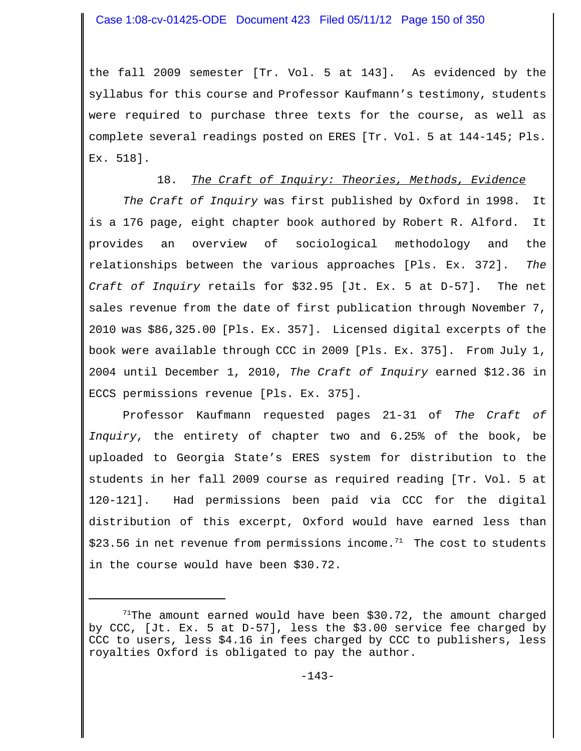the fall 2009 semester [Tr. Vol. 5 at 143]. As evidenced by the syllabus for this course and Professor Kaufmann's testimony, students were required to purchase three texts for the course, as well as complete several readings posted on ERES [Tr. Vol. 5 at 144-145; Pls. Ex. 518].

18. *The Craft of Inquiry: Theories, Methods, Evidence*

*The Craft of Inquiry* was first published by Oxford in 1998. It is a 176 page, eight chapter book authored by Robert R. Alford. It provides an overview of sociological methodology and the relationships between the various approaches [Pls. Ex. 372]. *The Craft of Inquiry* retails for $32.95 [Jt. Ex. 5 at D-57]. The net sales revenue from the date of first publication through November 7, 2010 was $86,325.00 [Pls. Ex. 357]. Licensed digital excerpts of the book were available through CCC in 2009 [Pls. Ex. 375]. From July 1, 2004 until December 1, 2010, *The Craft of Inquiry* earned $12.36 in ECCS permissions revenue [Pls. Ex. 375].

Professor Kaufmann requested pages 21-31 of *The Craft of Inquiry*, the entirety of chapter two and 6.25% of the book, be uploaded to Georgia State's ERES system for distribution to the students in her fall 2009 course as required reading [Tr. Vol. 5 at 120-121]. Had permissions been paid via CCC for the digital distribution of this excerpt, Oxford would have earned less than $23.56 in net revenue from permissions income.[71] The cost to students in the course would have been $30.72.

---

[71] The amount earned would have been $30.72, the amount charged by CCC, [Jt. Ex. 5 at D-57], less the $3.00 service fee charged by CCC to users, less $4.16 in fees charged by CCC to publishers, less royalties Oxford is obligated to pay the author.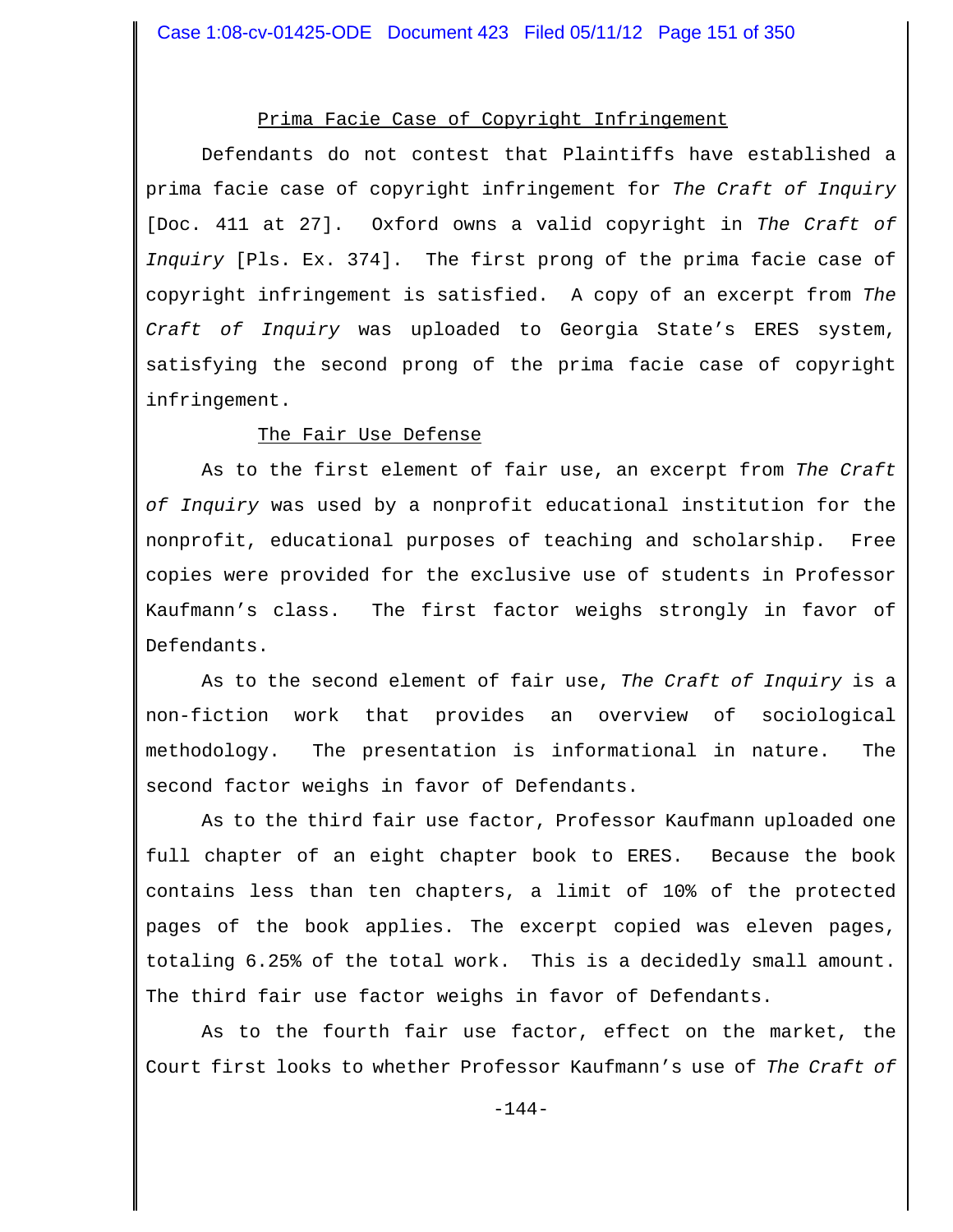Prima Facie Case of Copyright Infringement

Defendants do not contest that Plaintiffs have established a prima facie case of copyright infringement for *The Craft of Inquiry* [Doc. 411 at 27]. Oxford owns a valid copyright in *The Craft of Inquiry* [Pls. Ex. 374]. The first prong of the prima facie case of copyright infringement is satisfied. A copy of an excerpt from *The Craft of Inquiry* was uploaded to Georgia State's ERES system, satisfying the second prong of the prima facie case of copyright infringement.

The Fair Use Defense

As to the first element of fair use, an excerpt from *The Craft of Inquiry* was used by a nonprofit educational institution for the nonprofit, educational purposes of teaching and scholarship. Free copies were provided for the exclusive use of students in Professor Kaufmann's class. The first factor weighs strongly in favor of Defendants.

As to the second element of fair use, *The Craft of Inquiry* is a non-fiction work that provides an overview of sociological methodology. The presentation is informational in nature. The second factor weighs in favor of Defendants.

As to the third fair use factor, Professor Kaufmann uploaded one full chapter of an eight chapter book to ERES. Because the book contains less than ten chapters, a limit of 10% of the protected pages of the book applies. The excerpt copied was eleven pages, totaling 6.25% of the total work. This is a decidedly small amount. The third fair use factor weighs in favor of Defendants.

As to the fourth fair use factor, effect on the market, the Court first looks to whether Professor Kaufmann's use of *The Craft of*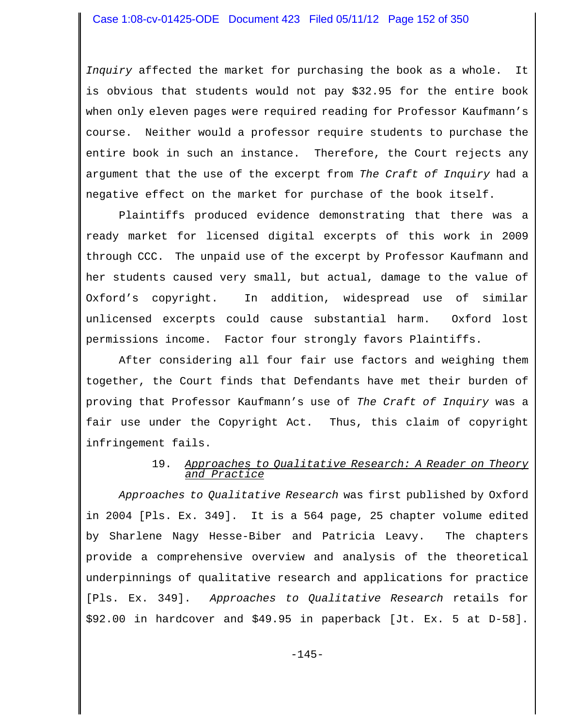*Inquiry* affected the market for purchasing the book as a whole. It is obvious that students would not pay $32.95 for the entire book when only eleven pages were required reading for Professor Kaufmann's course. Neither would a professor require students to purchase the entire book in such an instance. Therefore, the Court rejects any argument that the use of the excerpt from *The Craft of Inquiry* had a negative effect on the market for purchase of the book itself.

Plaintiffs produced evidence demonstrating that there was a ready market for licensed digital excerpts of this work in 2009 through CCC. The unpaid use of the excerpt by Professor Kaufmann and her students caused very small, but actual, damage to the value of Oxford's copyright. In addition, widespread use of similar unlicensed excerpts could cause substantial harm. Oxford lost permissions income. Factor four strongly favors Plaintiffs.

After considering all four fair use factors and weighing them together, the Court finds that Defendants have met their burden of proving that Professor Kaufmann's use of *The Craft of Inquiry* was a fair use under the Copyright Act. Thus, this claim of copyright infringement fails.

### 19. *Approaches to Qualitative Research: A Reader on Theory and Practice*

*Approaches to Qualitative Research* was first published by Oxford in 2004 [Pls. Ex. 349]. It is a 564 page, 25 chapter volume edited by Sharlene Nagy Hesse-Biber and Patricia Leavy. The chapters provide a comprehensive overview and analysis of the theoretical underpinnings of qualitative research and applications for practice [Pls. Ex. 349]. *Approaches to Qualitative Research* retails for $92.00 in hardcover and $49.95 in paperback [Jt. Ex. 5 at D-58].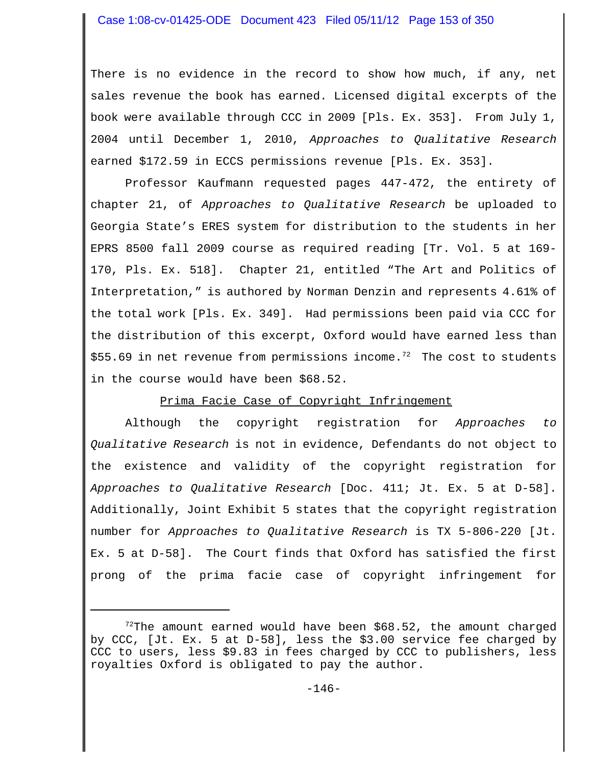There is no evidence in the record to show how much, if any, net sales revenue the book has earned. Licensed digital excerpts of the book were available through CCC in 2009 [Pls. Ex. 353]. From July 1, 2004 until December 1, 2010, *Approaches to Qualitative Research* earned $172.59 in ECCS permissions revenue [Pls. Ex. 353].

Professor Kaufmann requested pages 447-472, the entirety of chapter 21, of *Approaches to Qualitative Research* be uploaded to Georgia State's ERES system for distribution to the students in her EPRS 8500 fall 2009 course as required reading [Tr. Vol. 5 at 169-170, Pls. Ex. 518]. Chapter 21, entitled "The Art and Politics of Interpretation," is authored by Norman Denzin and represents 4.61% of the total work [Pls. Ex. 349]. Had permissions been paid via CCC for the distribution of this excerpt, Oxford would have earned less than $55.69 in net revenue from permissions income.[72] The cost to students in the course would have been $68.52.

<u>Prima Facie Case of Copyright Infringement</u>

Although the copyright registration for *Approaches to Qualitative Research* is not in evidence, Defendants do not object to the existence and validity of the copyright registration for *Approaches to Qualitative Research* [Doc. 411; Jt. Ex. 5 at D-58]. Additionally, Joint Exhibit 5 states that the copyright registration number for *Approaches to Qualitative Research* is TX 5-806-220 [Jt. Ex. 5 at D-58]. The Court finds that Oxford has satisfied the first prong of the prima facie case of copyright infringement for

---

[72] The amount earned would have been $68.52, the amount charged by CCC, [Jt. Ex. 5 at D-58], less the $3.00 service fee charged by CCC to users, less $9.83 in fees charged by CCC to publishers, less royalties Oxford is obligated to pay the author.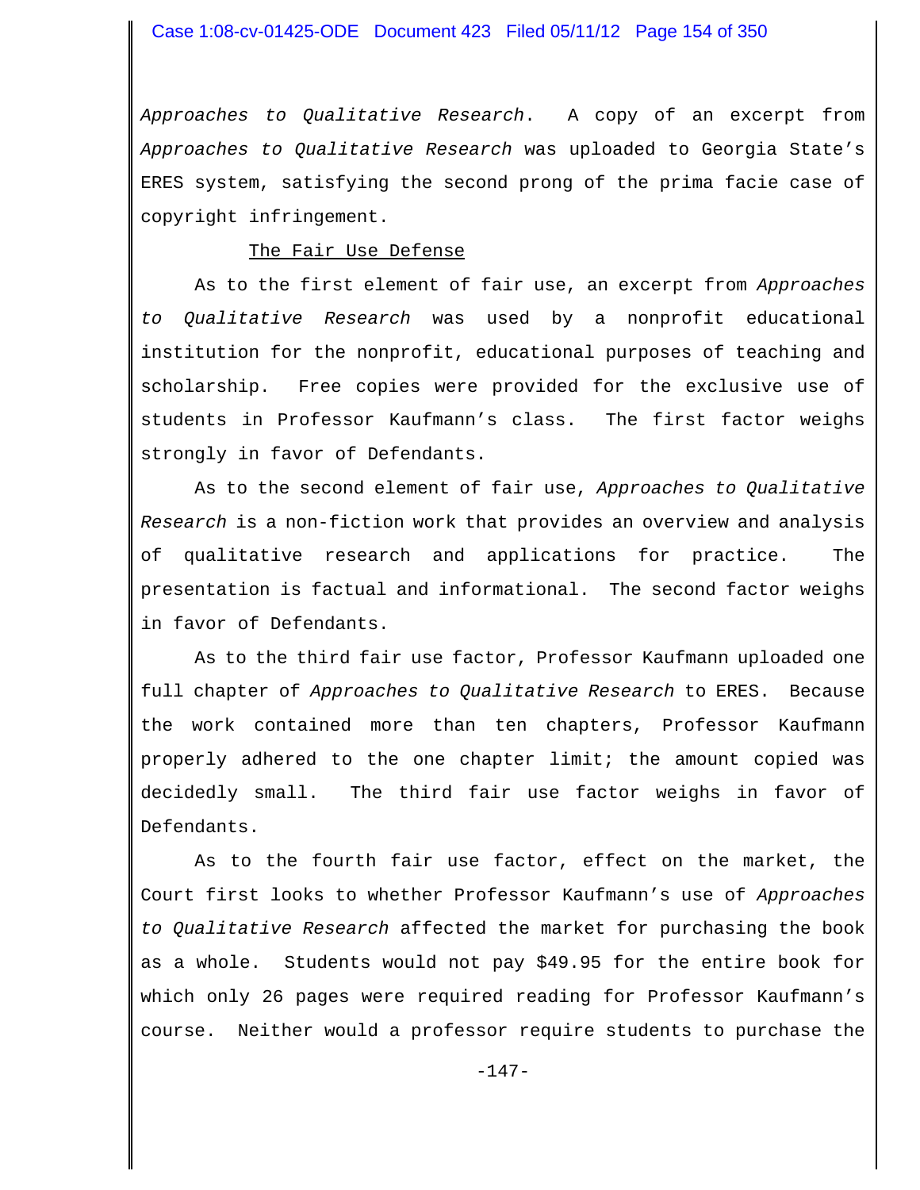*Approaches to Qualitative Research*. A copy of an excerpt from *Approaches to Qualitative Research* was uploaded to Georgia State's ERES system, satisfying the second prong of the prima facie case of copyright infringement.

The Fair Use Defense

As to the first element of fair use, an excerpt from *Approaches to Qualitative Research* was used by a nonprofit educational institution for the nonprofit, educational purposes of teaching and scholarship. Free copies were provided for the exclusive use of students in Professor Kaufmann's class. The first factor weighs strongly in favor of Defendants.

As to the second element of fair use, *Approaches to Qualitative Research* is a non-fiction work that provides an overview and analysis of qualitative research and applications for practice. The presentation is factual and informational. The second factor weighs in favor of Defendants.

As to the third fair use factor, Professor Kaufmann uploaded one full chapter of *Approaches to Qualitative Research* to ERES. Because the work contained more than ten chapters, Professor Kaufmann properly adhered to the one chapter limit; the amount copied was decidedly small. The third fair use factor weighs in favor of Defendants.

As to the fourth fair use factor, effect on the market, the Court first looks to whether Professor Kaufmann's use of *Approaches to Qualitative Research* affected the market for purchasing the book as a whole. Students would not pay $49.95 for the entire book for which only 26 pages were required reading for Professor Kaufmann's course. Neither would a professor require students to purchase the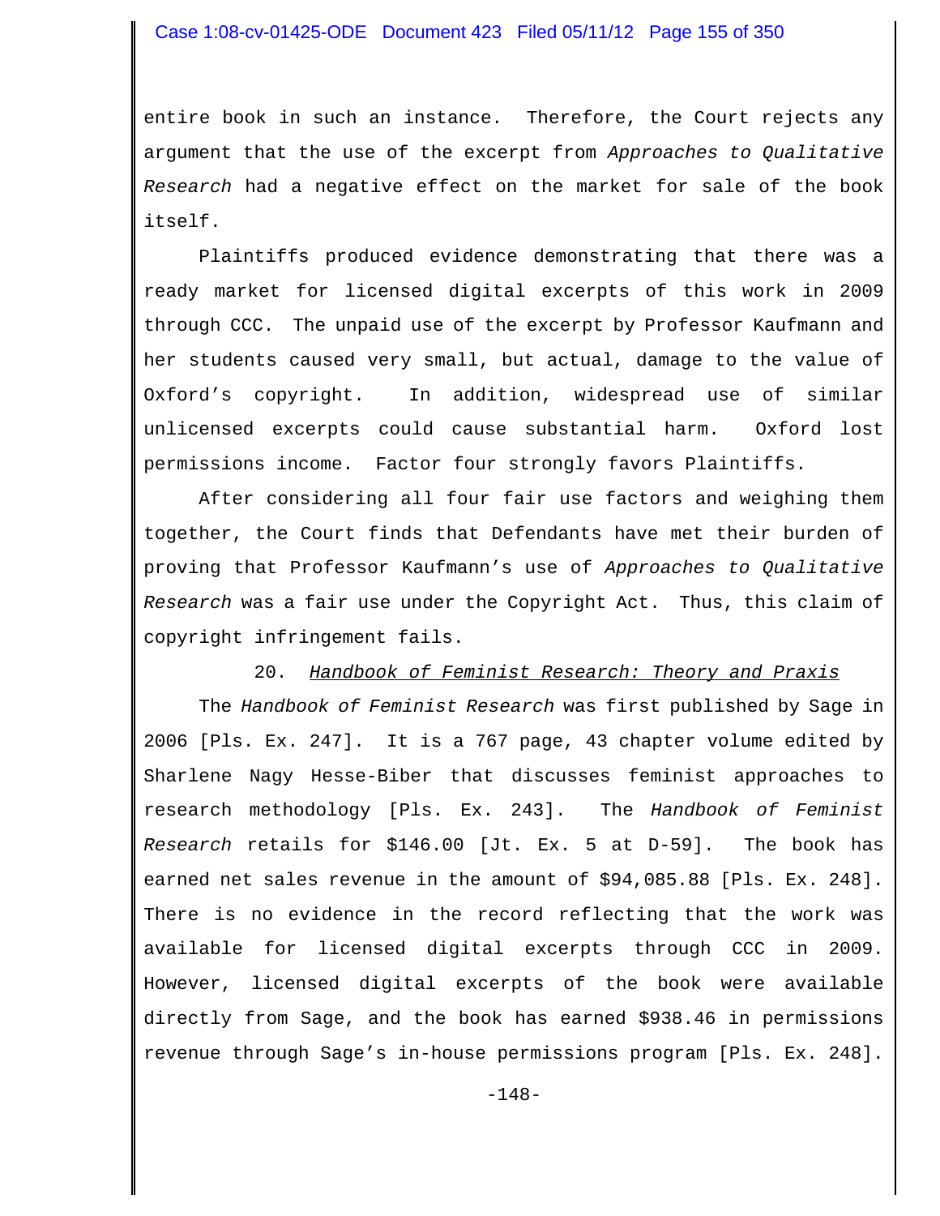entire book in such an instance. Therefore, the Court rejects any argument that the use of the excerpt from *Approaches to Qualitative Research* had a negative effect on the market for sale of the book itself.

Plaintiffs produced evidence demonstrating that there was a ready market for licensed digital excerpts of this work in 2009 through CCC. The unpaid use of the excerpt by Professor Kaufmann and her students caused very small, but actual, damage to the value of Oxford's copyright. In addition, widespread use of similar unlicensed excerpts could cause substantial harm. Oxford lost permissions income. Factor four strongly favors Plaintiffs.

After considering all four fair use factors and weighing them together, the Court finds that Defendants have met their burden of proving that Professor Kaufmann's use of *Approaches to Qualitative Research* was a fair use under the Copyright Act. Thus, this claim of copyright infringement fails.

### 20. *Handbook of Feminist Research: Theory and Praxis*

The *Handbook of Feminist Research* was first published by Sage in 2006 [Pls. Ex. 247]. It is a 767 page, 43 chapter volume edited by Sharlene Nagy Hesse-Biber that discusses feminist approaches to research methodology [Pls. Ex. 243]. The *Handbook of Feminist Research* retails for $146.00 [Jt. Ex. 5 at D-59]. The book has earned net sales revenue in the amount of $94,085.88 [Pls. Ex. 248]. There is no evidence in the record reflecting that the work was available for licensed digital excerpts through CCC in 2009. However, licensed digital excerpts of the book were available directly from Sage, and the book has earned $938.46 in permissions revenue through Sage's in-house permissions program [Pls. Ex. 248].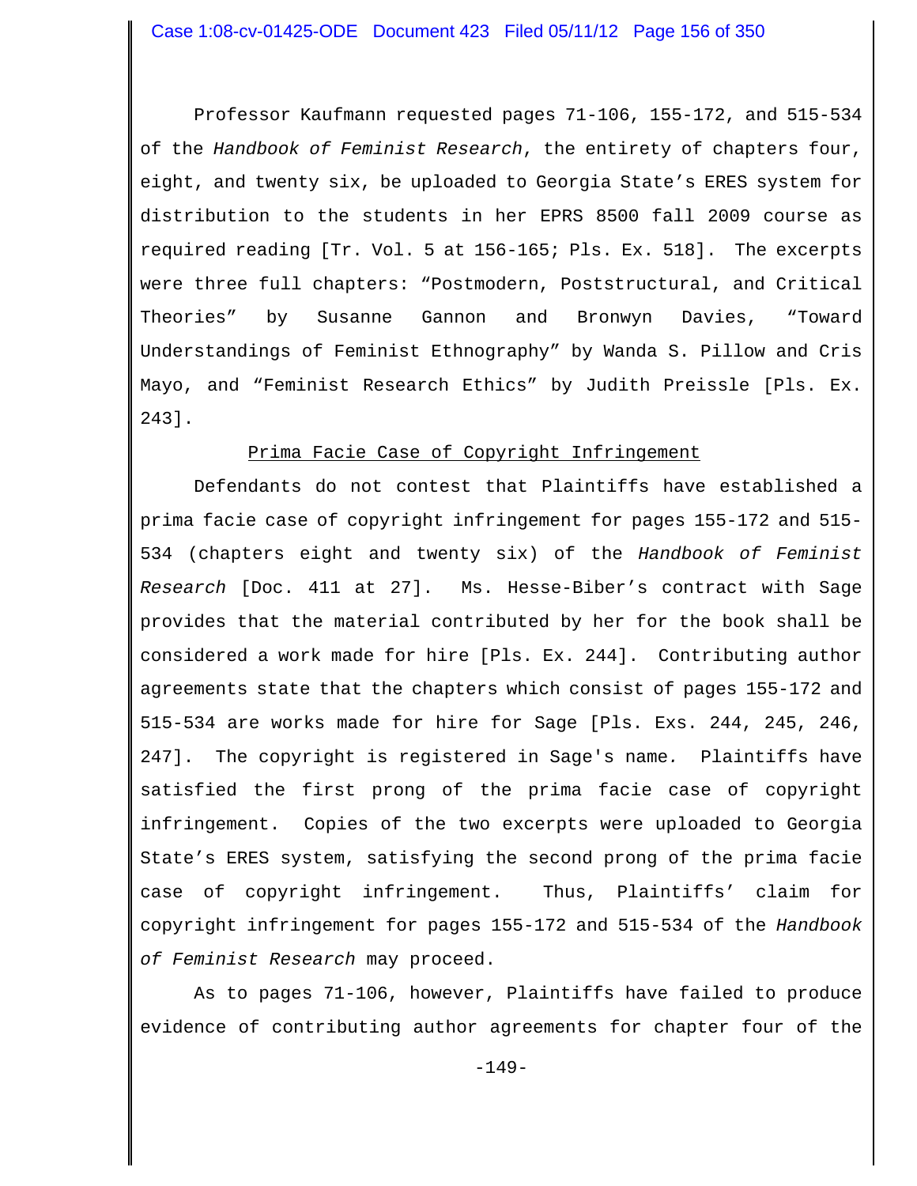Professor Kaufmann requested pages 71-106, 155-172, and 515-534 of the *Handbook of Feminist Research*, the entirety of chapters four, eight, and twenty six, be uploaded to Georgia State's ERES system for distribution to the students in her EPRS 8500 fall 2009 course as required reading [Tr. Vol. 5 at 156-165; Pls. Ex. 518]. The excerpts were three full chapters: "Postmodern, Poststructural, and Critical Theories" by Susanne Gannon and Bronwyn Davies, "Toward Understandings of Feminist Ethnography" by Wanda S. Pillow and Cris Mayo, and "Feminist Research Ethics" by Judith Preissle [Pls. Ex. 243].

<u>Prima Facie Case of Copyright Infringement</u>

Defendants do not contest that Plaintiffs have established a prima facie case of copyright infringement for pages 155-172 and 515-534 (chapters eight and twenty six) of the *Handbook of Feminist Research* [Doc. 411 at 27]. Ms. Hesse-Biber's contract with Sage provides that the material contributed by her for the book shall be considered a work made for hire [Pls. Ex. 244]. Contributing author agreements state that the chapters which consist of pages 155-172 and 515-534 are works made for hire for Sage [Pls. Exs. 244, 245, 246, 247]. The copyright is registered in Sage's name. Plaintiffs have satisfied the first prong of the prima facie case of copyright infringement. Copies of the two excerpts were uploaded to Georgia State's ERES system, satisfying the second prong of the prima facie case of copyright infringement. Thus, Plaintiffs' claim for copyright infringement for pages 155-172 and 515-534 of the *Handbook of Feminist Research* may proceed.

As to pages 71-106, however, Plaintiffs have failed to produce evidence of contributing author agreements for chapter four of the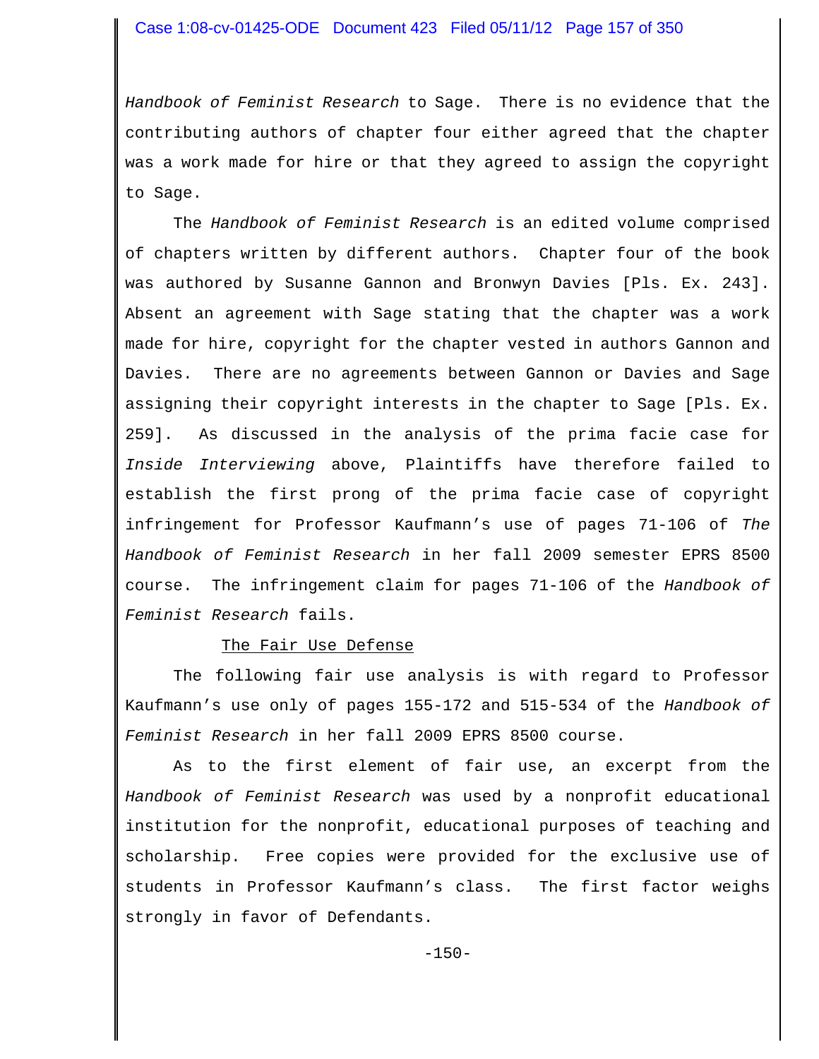*Handbook of Feminist Research* to Sage. There is no evidence that the contributing authors of chapter four either agreed that the chapter was a work made for hire or that they agreed to assign the copyright to Sage.

The *Handbook of Feminist Research* is an edited volume comprised of chapters written by different authors. Chapter four of the book was authored by Susanne Gannon and Bronwyn Davies [Pls. Ex. 243]. Absent an agreement with Sage stating that the chapter was a work made for hire, copyright for the chapter vested in authors Gannon and Davies. There are no agreements between Gannon or Davies and Sage assigning their copyright interests in the chapter to Sage [Pls. Ex. 259]. As discussed in the analysis of the prima facie case for *Inside Interviewing* above, Plaintiffs have therefore failed to establish the first prong of the prima facie case of copyright infringement for Professor Kaufmann's use of pages 71-106 of *The Handbook of Feminist Research* in her fall 2009 semester EPRS 8500 course. The infringement claim for pages 71-106 of the *Handbook of Feminist Research* fails.

<u>The Fair Use Defense</u>

The following fair use analysis is with regard to Professor Kaufmann's use only of pages 155-172 and 515-534 of the *Handbook of Feminist Research* in her fall 2009 EPRS 8500 course.

As to the first element of fair use, an excerpt from the *Handbook of Feminist Research* was used by a nonprofit educational institution for the nonprofit, educational purposes of teaching and scholarship. Free copies were provided for the exclusive use of students in Professor Kaufmann's class. The first factor weighs strongly in favor of Defendants.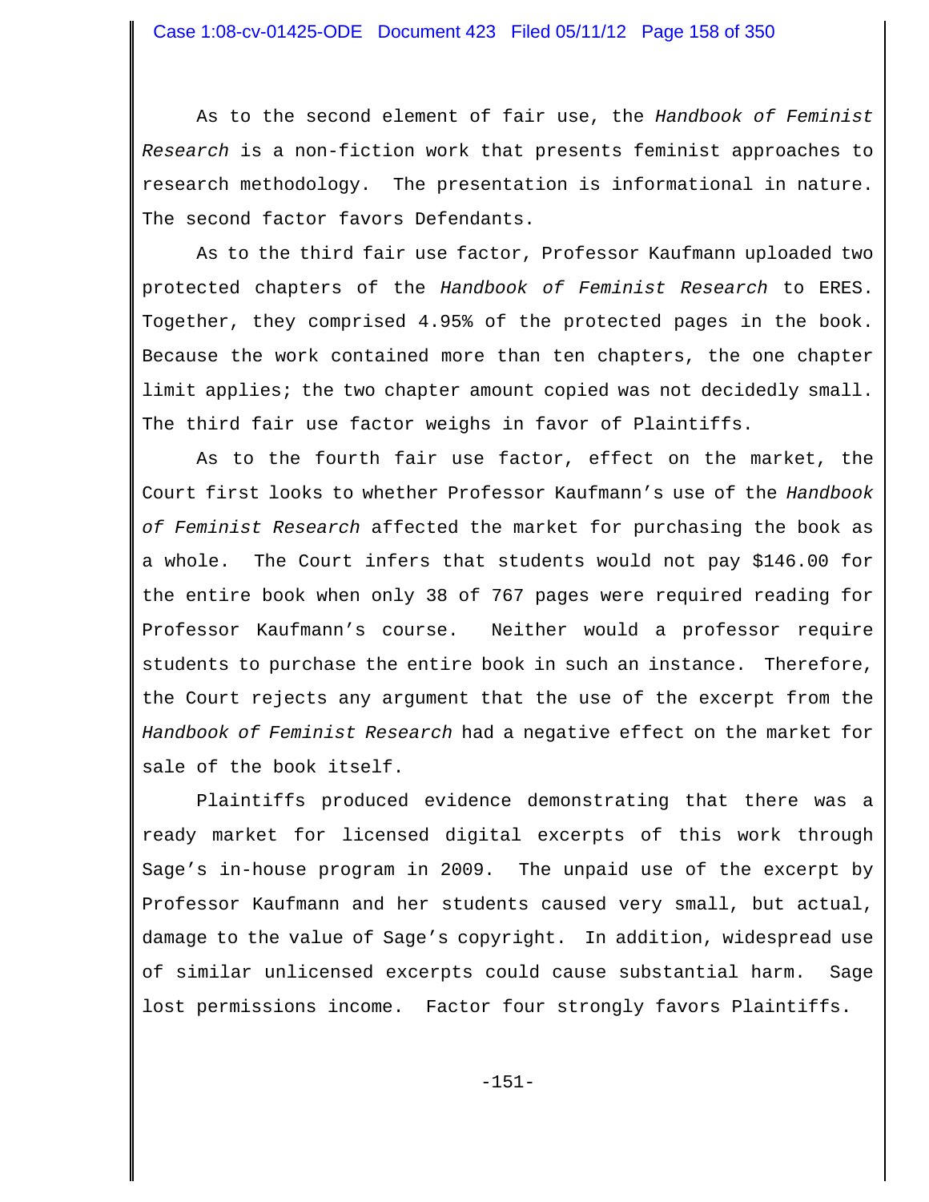As to the second element of fair use, the *Handbook of Feminist Research* is a non-fiction work that presents feminist approaches to research methodology. The presentation is informational in nature. The second factor favors Defendants.

As to the third fair use factor, Professor Kaufmann uploaded two protected chapters of the *Handbook of Feminist Research* to ERES. Together, they comprised 4.95% of the protected pages in the book. Because the work contained more than ten chapters, the one chapter limit applies; the two chapter amount copied was not decidedly small. The third fair use factor weighs in favor of Plaintiffs.

As to the fourth fair use factor, effect on the market, the Court first looks to whether Professor Kaufmann's use of the *Handbook of Feminist Research* affected the market for purchasing the book as a whole. The Court infers that students would not pay $146.00 for the entire book when only 38 of 767 pages were required reading for Professor Kaufmann's course. Neither would a professor require students to purchase the entire book in such an instance. Therefore, the Court rejects any argument that the use of the excerpt from the *Handbook of Feminist Research* had a negative effect on the market for sale of the book itself.

Plaintiffs produced evidence demonstrating that there was a ready market for licensed digital excerpts of this work through Sage's in-house program in 2009. The unpaid use of the excerpt by Professor Kaufmann and her students caused very small, but actual, damage to the value of Sage's copyright. In addition, widespread use of similar unlicensed excerpts could cause substantial harm. Sage lost permissions income. Factor four strongly favors Plaintiffs.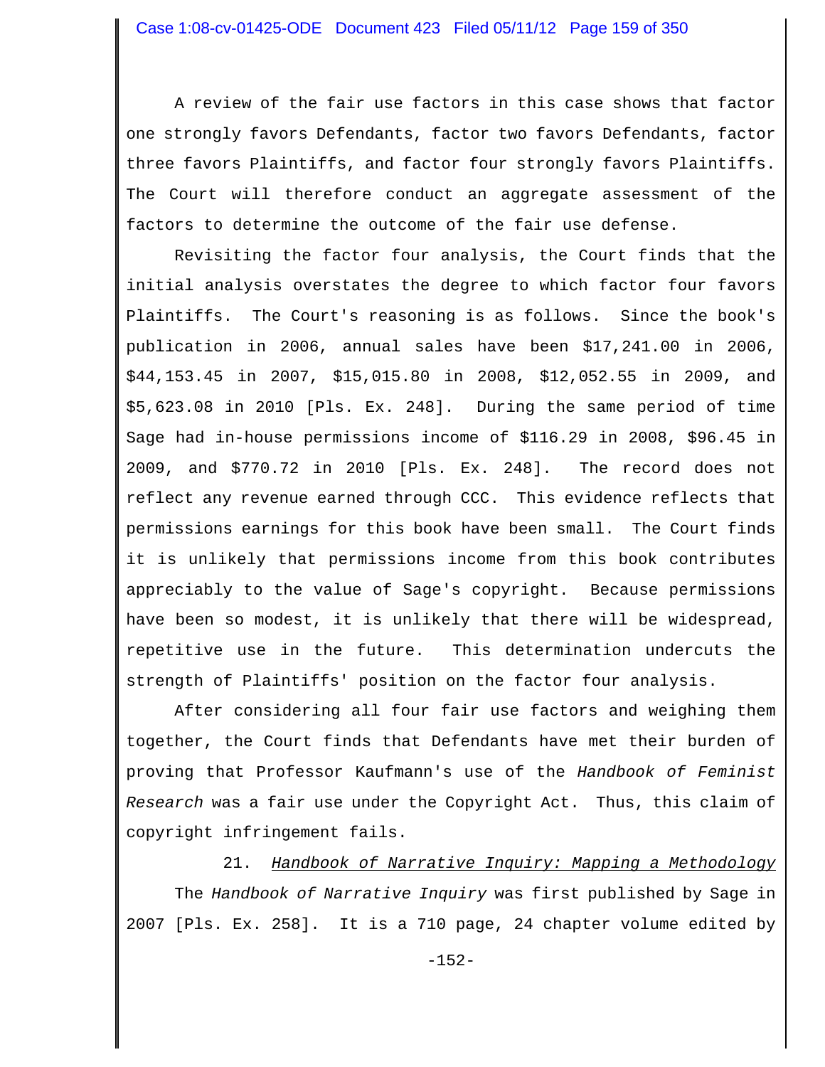A review of the fair use factors in this case shows that factor one strongly favors Defendants, factor two favors Defendants, factor three favors Plaintiffs, and factor four strongly favors Plaintiffs. The Court will therefore conduct an aggregate assessment of the factors to determine the outcome of the fair use defense.

Revisiting the factor four analysis, the Court finds that the initial analysis overstates the degree to which factor four favors Plaintiffs. The Court's reasoning is as follows. Since the book's publication in 2006, annual sales have been $17,241.00 in 2006, $44,153.45 in 2007, $15,015.80 in 2008, $12,052.55 in 2009, and $5,623.08 in 2010 [Pls. Ex. 248]. During the same period of time Sage had in-house permissions income of $116.29 in 2008, $96.45 in 2009, and $770.72 in 2010 [Pls. Ex. 248]. The record does not reflect any revenue earned through CCC. This evidence reflects that permissions earnings for this book have been small. The Court finds it is unlikely that permissions income from this book contributes appreciably to the value of Sage's copyright. Because permissions have been so modest, it is unlikely that there will be widespread, repetitive use in the future. This determination undercuts the strength of Plaintiffs' position on the factor four analysis.

After considering all four fair use factors and weighing them together, the Court finds that Defendants have met their burden of proving that Professor Kaufmann's use of the *Handbook of Feminist Research* was a fair use under the Copyright Act. Thus, this claim of copyright infringement fails.

### 21. *Handbook of Narrative Inquiry: Mapping a Methodology*

The *Handbook of Narrative Inquiry* was first published by Sage in 2007 [Pls. Ex. 258]. It is a 710 page, 24 chapter volume edited by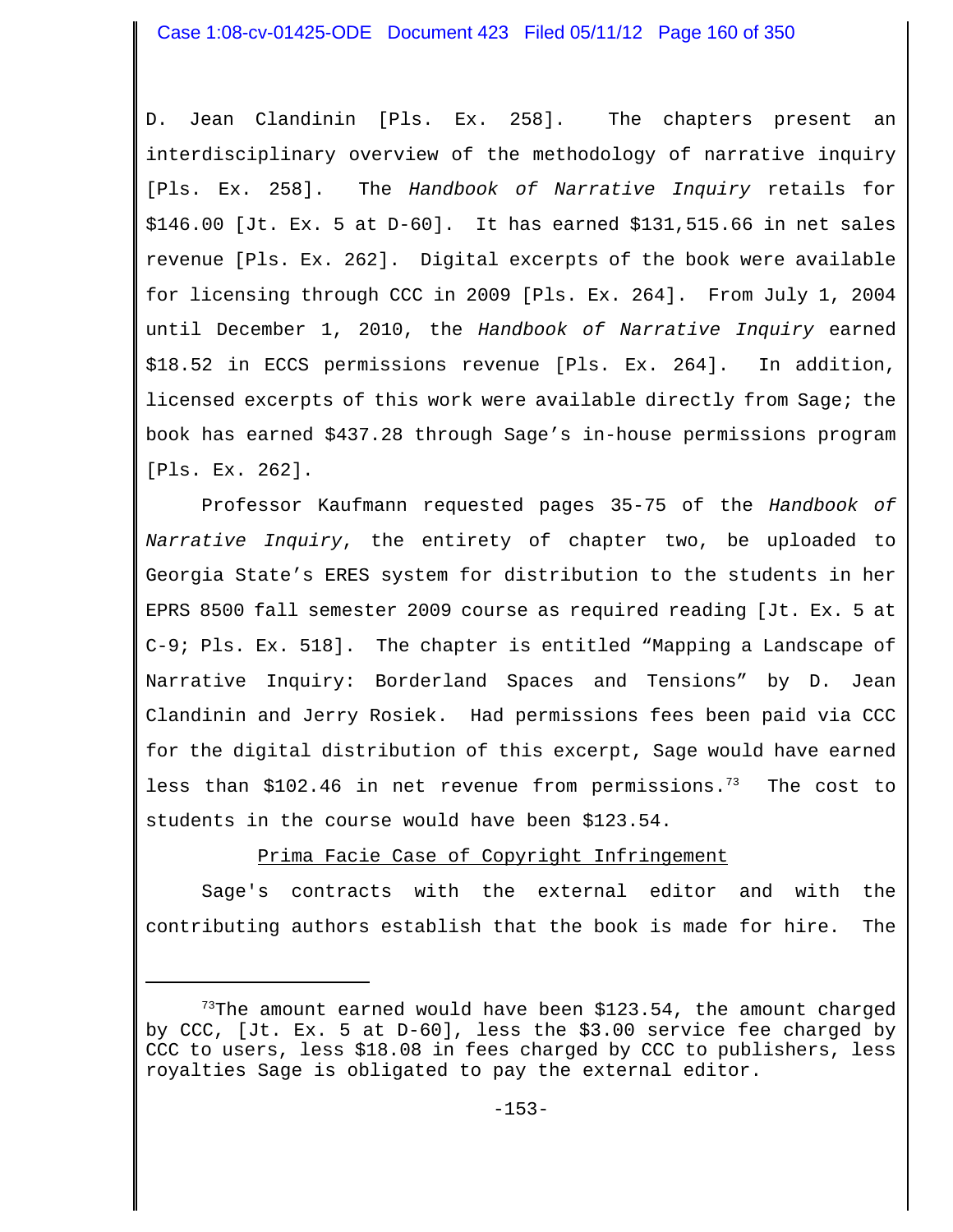D. Jean Clandinin [Pls. Ex. 258]. The chapters present an interdisciplinary overview of the methodology of narrative inquiry [Pls. Ex. 258]. The *Handbook of Narrative Inquiry* retails for $146.00 [Jt. Ex. 5 at D-60]. It has earned $131,515.66 in net sales revenue [Pls. Ex. 262]. Digital excerpts of the book were available for licensing through CCC in 2009 [Pls. Ex. 264]. From July 1, 2004 until December 1, 2010, the *Handbook of Narrative Inquiry* earned $18.52 in ECCS permissions revenue [Pls. Ex. 264]. In addition, licensed excerpts of this work were available directly from Sage; the book has earned $437.28 through Sage's in-house permissions program [Pls. Ex. 262].

Professor Kaufmann requested pages 35-75 of the *Handbook of Narrative Inquiry*, the entirety of chapter two, be uploaded to Georgia State's ERES system for distribution to the students in her EPRS 8500 fall semester 2009 course as required reading [Jt. Ex. 5 at C-9; Pls. Ex. 518]. The chapter is entitled "Mapping a Landscape of Narrative Inquiry: Borderland Spaces and Tensions" by D. Jean Clandinin and Jerry Rosiek. Had permissions fees been paid via CCC for the digital distribution of this excerpt, Sage would have earned less than $102.46 in net revenue from permissions.[73] The cost to students in the course would have been $123.54.

<u>Prima Facie Case of Copyright Infringement</u>

Sage's contracts with the external editor and with the contributing authors establish that the book is made for hire. The

---

[73]The amount earned would have been $123.54, the amount charged by CCC, [Jt. Ex. 5 at D-60], less the $3.00 service fee charged by CCC to users, less $18.08 in fees charged by CCC to publishers, less royalties Sage is obligated to pay the external editor.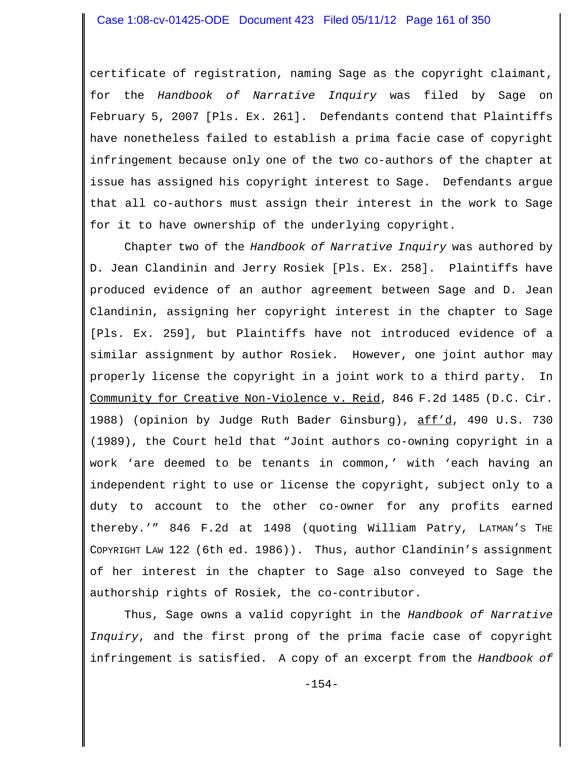certificate of registration, naming Sage as the copyright claimant, for the *Handbook of Narrative Inquiry* was filed by Sage on February 5, 2007 [Pls. Ex. 261]. Defendants contend that Plaintiffs have nonetheless failed to establish a prima facie case of copyright infringement because only one of the two co-authors of the chapter at issue has assigned his copyright interest to Sage. Defendants argue that all co-authors must assign their interest in the work to Sage for it to have ownership of the underlying copyright.

Chapter two of the *Handbook of Narrative Inquiry* was authored by D. Jean Clandinin and Jerry Rosiek [Pls. Ex. 258]. Plaintiffs have produced evidence of an author agreement between Sage and D. Jean Clandinin, assigning her copyright interest in the chapter to Sage [Pls. Ex. 259], but Plaintiffs have not introduced evidence of a similar assignment by author Rosiek. However, one joint author may properly license the copyright in a joint work to a third party. In Community for Creative Non-Violence v. Reid, 846 F.2d 1485 (D.C. Cir. 1988) (opinion by Judge Ruth Bader Ginsburg), aff'd, 490 U.S. 730 (1989), the Court held that "Joint authors co-owning copyright in a work 'are deemed to be tenants in common,' with 'each having an independent right to use or license the copyright, subject only to a duty to account to the other co-owner for any profits earned thereby.'" 846 F.2d at 1498 (quoting William Patry, LATMAN'S THE COPYRIGHT LAW 122 (6th ed. 1986)). Thus, author Clandinin's assignment of her interest in the chapter to Sage also conveyed to Sage the authorship rights of Rosiek, the co-contributor.

Thus, Sage owns a valid copyright in the *Handbook of Narrative Inquiry*, and the first prong of the prima facie case of copyright infringement is satisfied. A copy of an excerpt from the *Handbook of*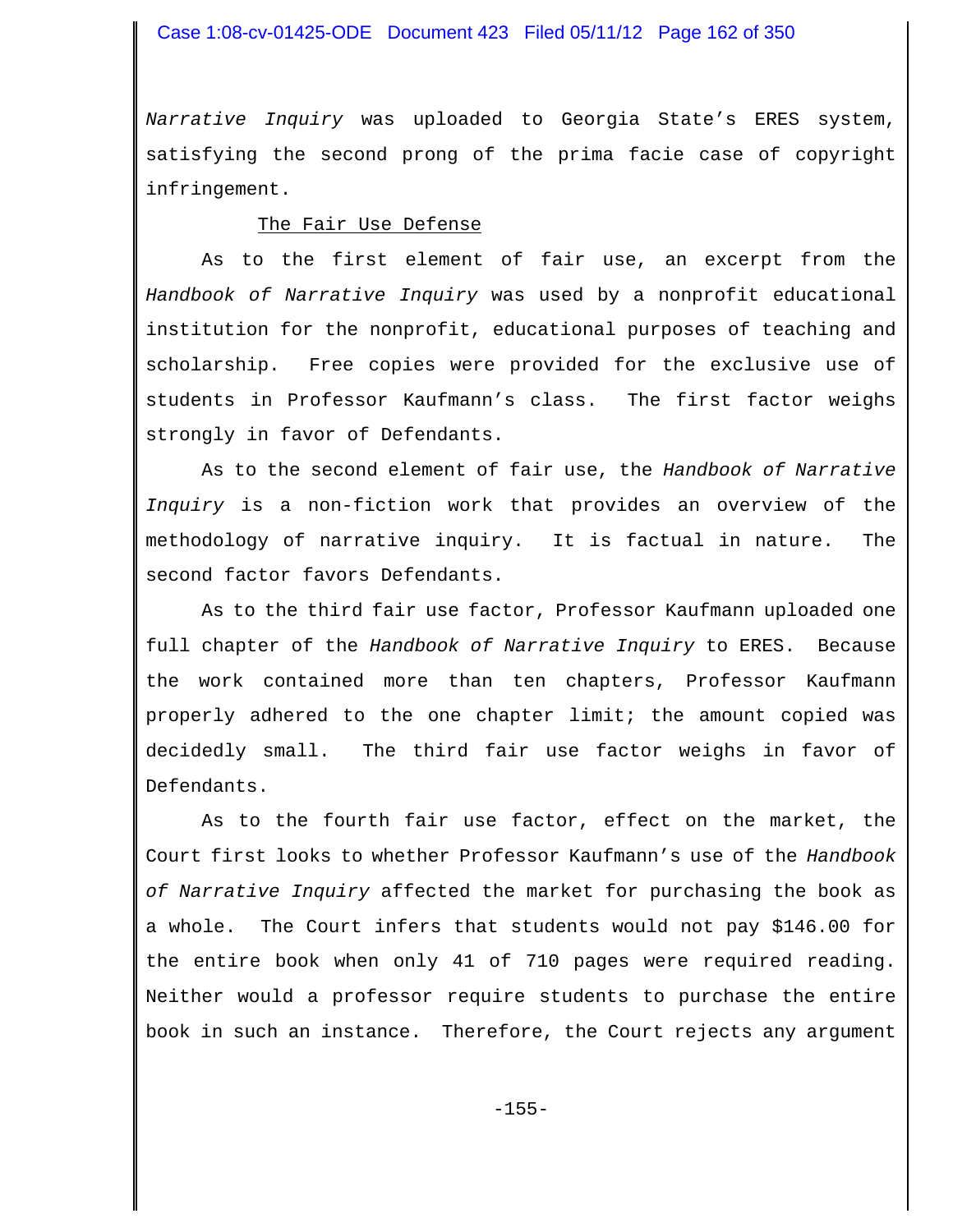*Narrative Inquiry* was uploaded to Georgia State's ERES system, satisfying the second prong of the prima facie case of copyright infringement.

The Fair Use Defense

As to the first element of fair use, an excerpt from the *Handbook of Narrative Inquiry* was used by a nonprofit educational institution for the nonprofit, educational purposes of teaching and scholarship. Free copies were provided for the exclusive use of students in Professor Kaufmann's class. The first factor weighs strongly in favor of Defendants.

As to the second element of fair use, the *Handbook of Narrative Inquiry* is a non-fiction work that provides an overview of the methodology of narrative inquiry. It is factual in nature. The second factor favors Defendants.

As to the third fair use factor, Professor Kaufmann uploaded one full chapter of the *Handbook of Narrative Inquiry* to ERES. Because the work contained more than ten chapters, Professor Kaufmann properly adhered to the one chapter limit; the amount copied was decidedly small. The third fair use factor weighs in favor of Defendants.

As to the fourth fair use factor, effect on the market, the Court first looks to whether Professor Kaufmann's use of the *Handbook of Narrative Inquiry* affected the market for purchasing the book as a whole. The Court infers that students would not pay $146.00 for the entire book when only 41 of 710 pages were required reading. Neither would a professor require students to purchase the entire book in such an instance. Therefore, the Court rejects any argument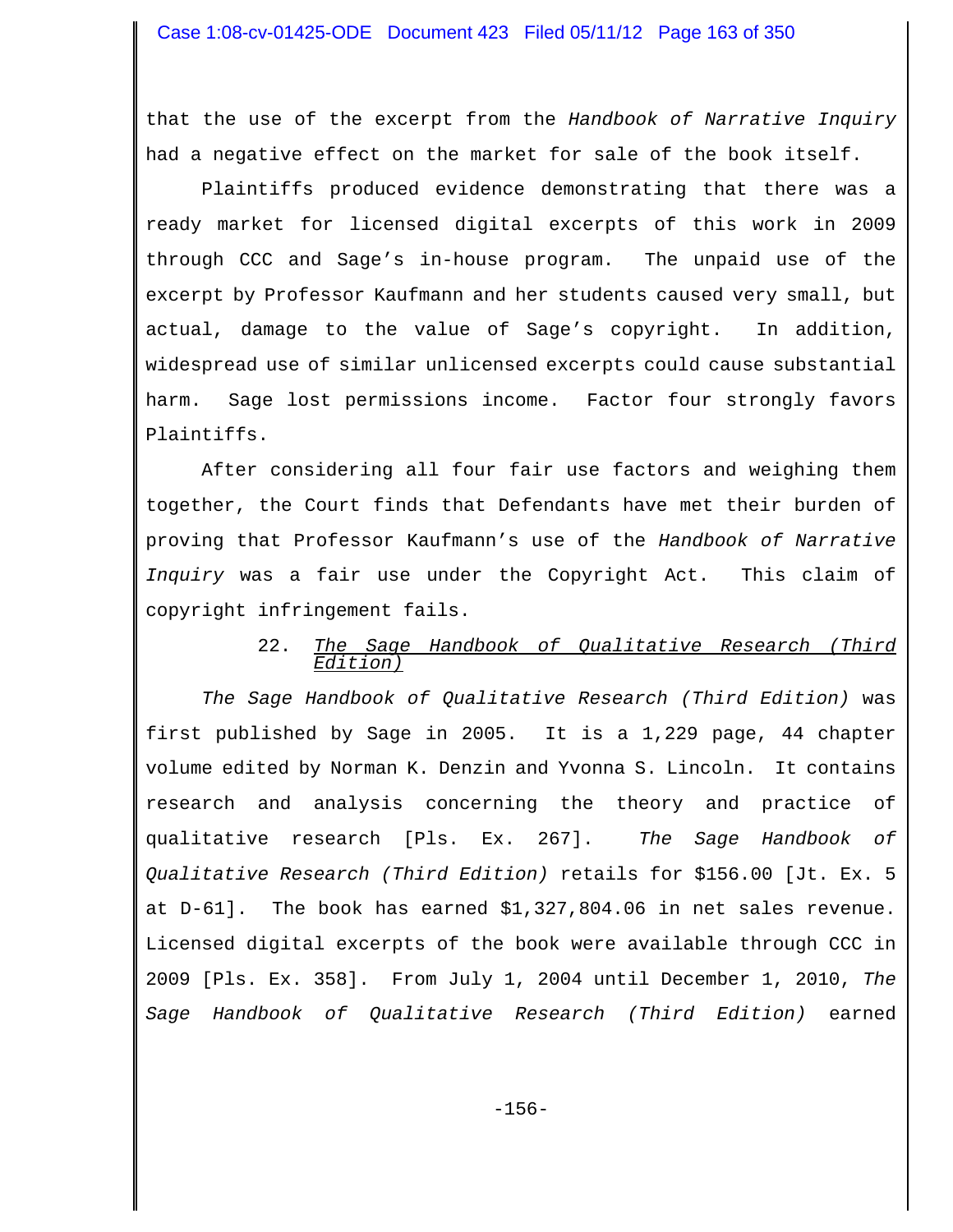that the use of the excerpt from the *Handbook of Narrative Inquiry* had a negative effect on the market for sale of the book itself.

Plaintiffs produced evidence demonstrating that there was a ready market for licensed digital excerpts of this work in 2009 through CCC and Sage's in-house program. The unpaid use of the excerpt by Professor Kaufmann and her students caused very small, but actual, damage to the value of Sage's copyright. In addition, widespread use of similar unlicensed excerpts could cause substantial harm. Sage lost permissions income. Factor four strongly favors Plaintiffs.

After considering all four fair use factors and weighing them together, the Court finds that Defendants have met their burden of proving that Professor Kaufmann's use of the *Handbook of Narrative Inquiry* was a fair use under the Copyright Act. This claim of copyright infringement fails.

### 22. *The Sage Handbook of Qualitative Research (Third Edition)*

*The Sage Handbook of Qualitative Research (Third Edition)* was first published by Sage in 2005. It is a 1,229 page, 44 chapter volume edited by Norman K. Denzin and Yvonna S. Lincoln. It contains research and analysis concerning the theory and practice of qualitative research [Pls. Ex. 267]. *The Sage Handbook of Qualitative Research (Third Edition)* retails for $156.00 [Jt. Ex. 5 at D-61]. The book has earned $1,327,804.06 in net sales revenue. Licensed digital excerpts of the book were available through CCC in 2009 [Pls. Ex. 358]. From July 1, 2004 until December 1, 2010, *The Sage Handbook of Qualitative Research (Third Edition)* earned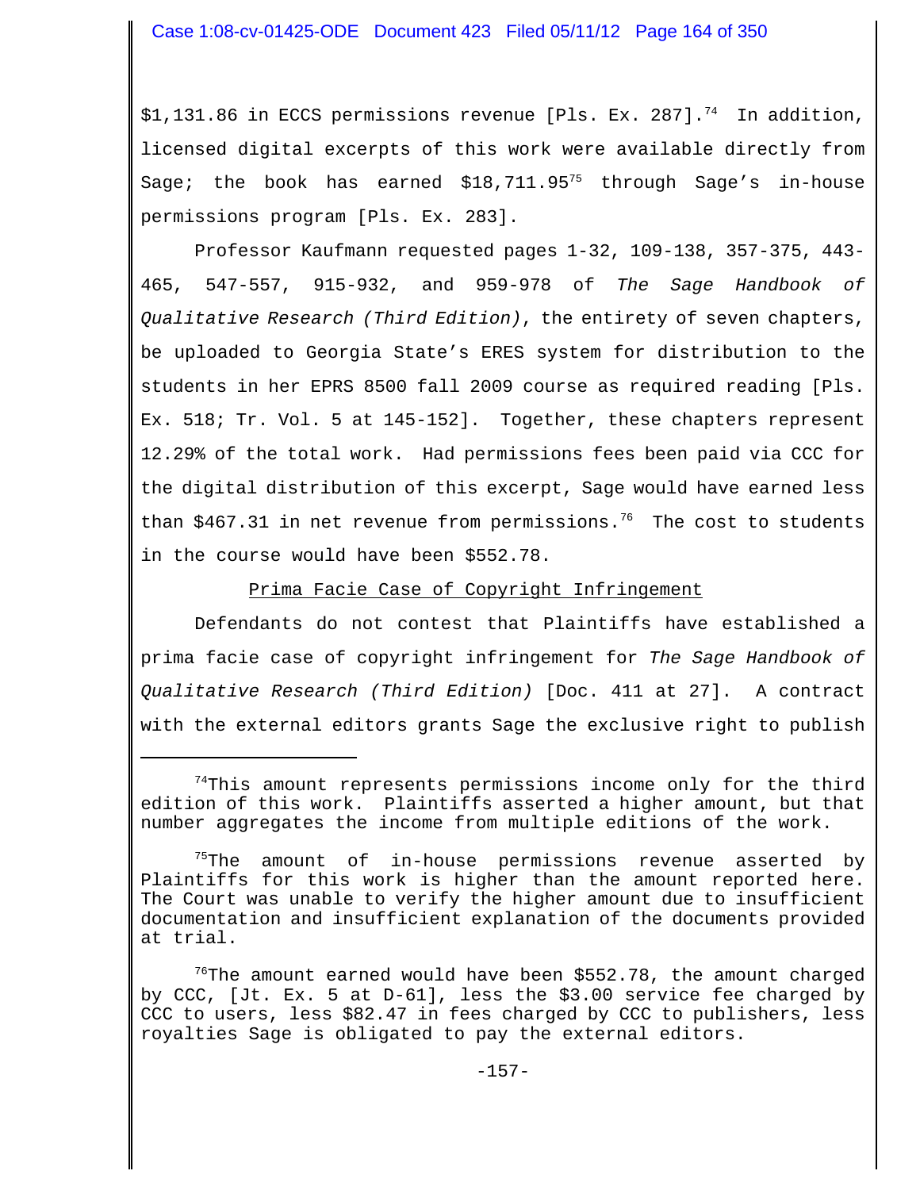$1,131.86 in ECCS permissions revenue [Pls. Ex. 287].[74] In addition, licensed digital excerpts of this work were available directly from Sage; the book has earned $18,711.95[75] through Sage's in-house permissions program [Pls. Ex. 283].

Professor Kaufmann requested pages 1-32, 109-138, 357-375, 443-465, 547-557, 915-932, and 959-978 of *The Sage Handbook of Qualitative Research (Third Edition)*, the entirety of seven chapters, be uploaded to Georgia State's ERES system for distribution to the students in her EPRS 8500 fall 2009 course as required reading [Pls. Ex. 518; Tr. Vol. 5 at 145-152]. Together, these chapters represent 12.29% of the total work. Had permissions fees been paid via CCC for the digital distribution of this excerpt, Sage would have earned less than $467.31 in net revenue from permissions.[76] The cost to students in the course would have been $552.78.

<u>Prima Facie Case of Copyright Infringement</u>

Defendants do not contest that Plaintiffs have established a prima facie case of copyright infringement for *The Sage Handbook of Qualitative Research (Third Edition)* [Doc. 411 at 27]. A contract with the external editors grants Sage the exclusive right to publish

---

[74]This amount represents permissions income only for the third edition of this work. Plaintiffs asserted a higher amount, but that number aggregates the income from multiple editions of the work.

[75]The amount of in-house permissions revenue asserted by Plaintiffs for this work is higher than the amount reported here. The Court was unable to verify the higher amount due to insufficient documentation and insufficient explanation of the documents provided at trial.

[76]The amount earned would have been $552.78, the amount charged by CCC, [Jt. Ex. 5 at D-61], less the $3.00 service fee charged by CCC to users, less $82.47 in fees charged by CCC to publishers, less royalties Sage is obligated to pay the external editors.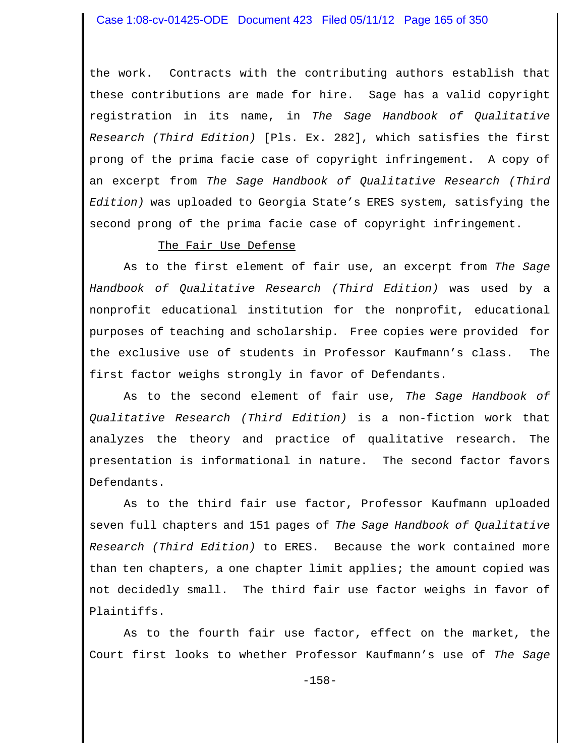the work. Contracts with the contributing authors establish that these contributions are made for hire. Sage has a valid copyright registration in its name, in *The Sage Handbook of Qualitative Research (Third Edition)* [Pls. Ex. 282], which satisfies the first prong of the prima facie case of copyright infringement. A copy of an excerpt from *The Sage Handbook of Qualitative Research (Third Edition)* was uploaded to Georgia State's ERES system, satisfying the second prong of the prima facie case of copyright infringement.

<u>The Fair Use Defense</u>

As to the first element of fair use, an excerpt from *The Sage Handbook of Qualitative Research (Third Edition)* was used by a nonprofit educational institution for the nonprofit, educational purposes of teaching and scholarship. Free copies were provided for the exclusive use of students in Professor Kaufmann's class. The first factor weighs strongly in favor of Defendants.

As to the second element of fair use, *The Sage Handbook of Qualitative Research (Third Edition)* is a non-fiction work that analyzes the theory and practice of qualitative research. The presentation is informational in nature. The second factor favors Defendants.

As to the third fair use factor, Professor Kaufmann uploaded seven full chapters and 151 pages of *The Sage Handbook of Qualitative Research (Third Edition)* to ERES. Because the work contained more than ten chapters, a one chapter limit applies; the amount copied was not decidedly small. The third fair use factor weighs in favor of Plaintiffs.

As to the fourth fair use factor, effect on the market, the Court first looks to whether Professor Kaufmann's use of *The Sage*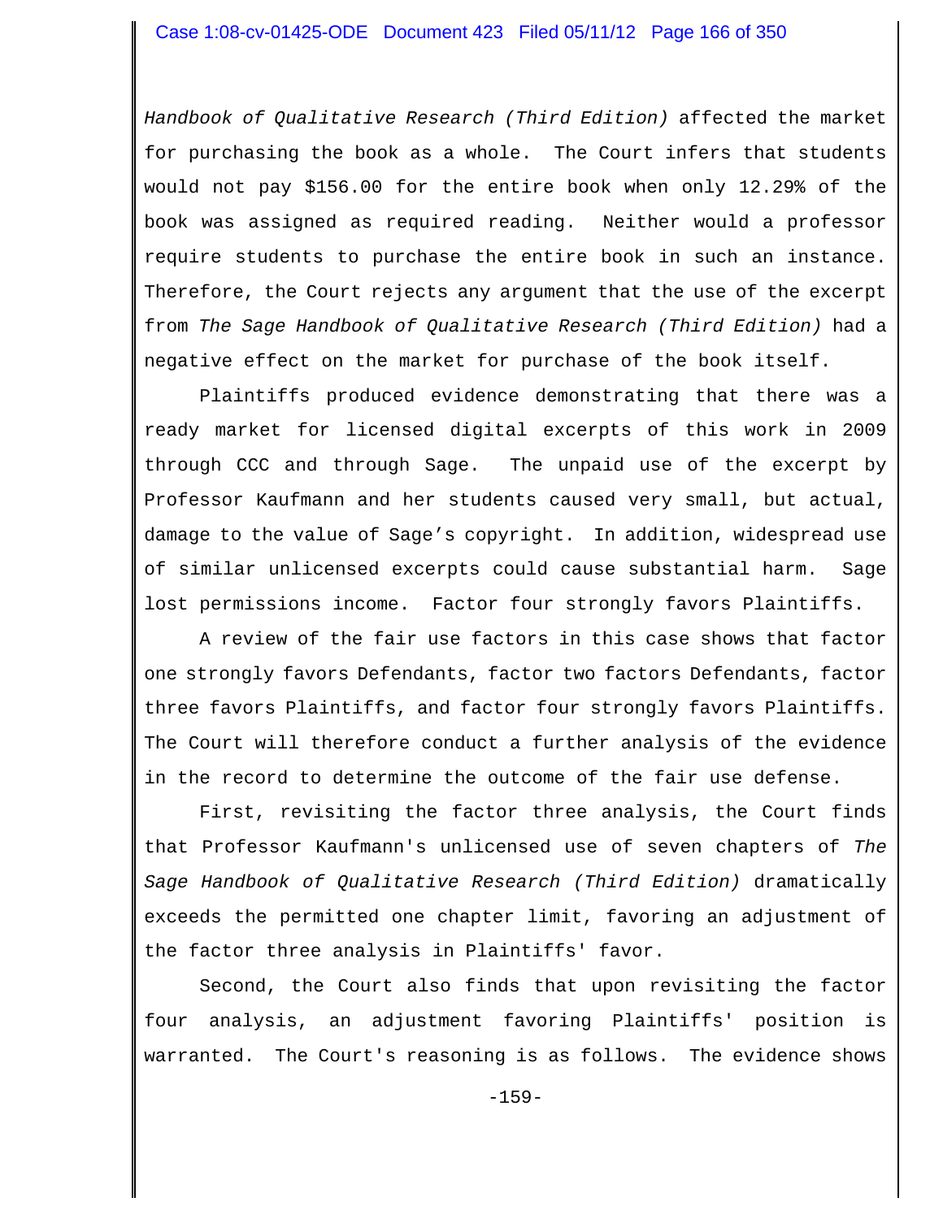*Handbook of Qualitative Research (Third Edition)* affected the market for purchasing the book as a whole. The Court infers that students would not pay $156.00 for the entire book when only 12.29% of the book was assigned as required reading. Neither would a professor require students to purchase the entire book in such an instance. Therefore, the Court rejects any argument that the use of the excerpt from *The Sage Handbook of Qualitative Research (Third Edition)* had a negative effect on the market for purchase of the book itself.

Plaintiffs produced evidence demonstrating that there was a ready market for licensed digital excerpts of this work in 2009 through CCC and through Sage. The unpaid use of the excerpt by Professor Kaufmann and her students caused very small, but actual, damage to the value of Sage's copyright. In addition, widespread use of similar unlicensed excerpts could cause substantial harm. Sage lost permissions income. Factor four strongly favors Plaintiffs.

A review of the fair use factors in this case shows that factor one strongly favors Defendants, factor two factors Defendants, factor three favors Plaintiffs, and factor four strongly favors Plaintiffs. The Court will therefore conduct a further analysis of the evidence in the record to determine the outcome of the fair use defense.

First, revisiting the factor three analysis, the Court finds that Professor Kaufmann's unlicensed use of seven chapters of *The Sage Handbook of Qualitative Research (Third Edition)* dramatically exceeds the permitted one chapter limit, favoring an adjustment of the factor three analysis in Plaintiffs' favor.

Second, the Court also finds that upon revisiting the factor four analysis, an adjustment favoring Plaintiffs' position is warranted. The Court's reasoning is as follows. The evidence shows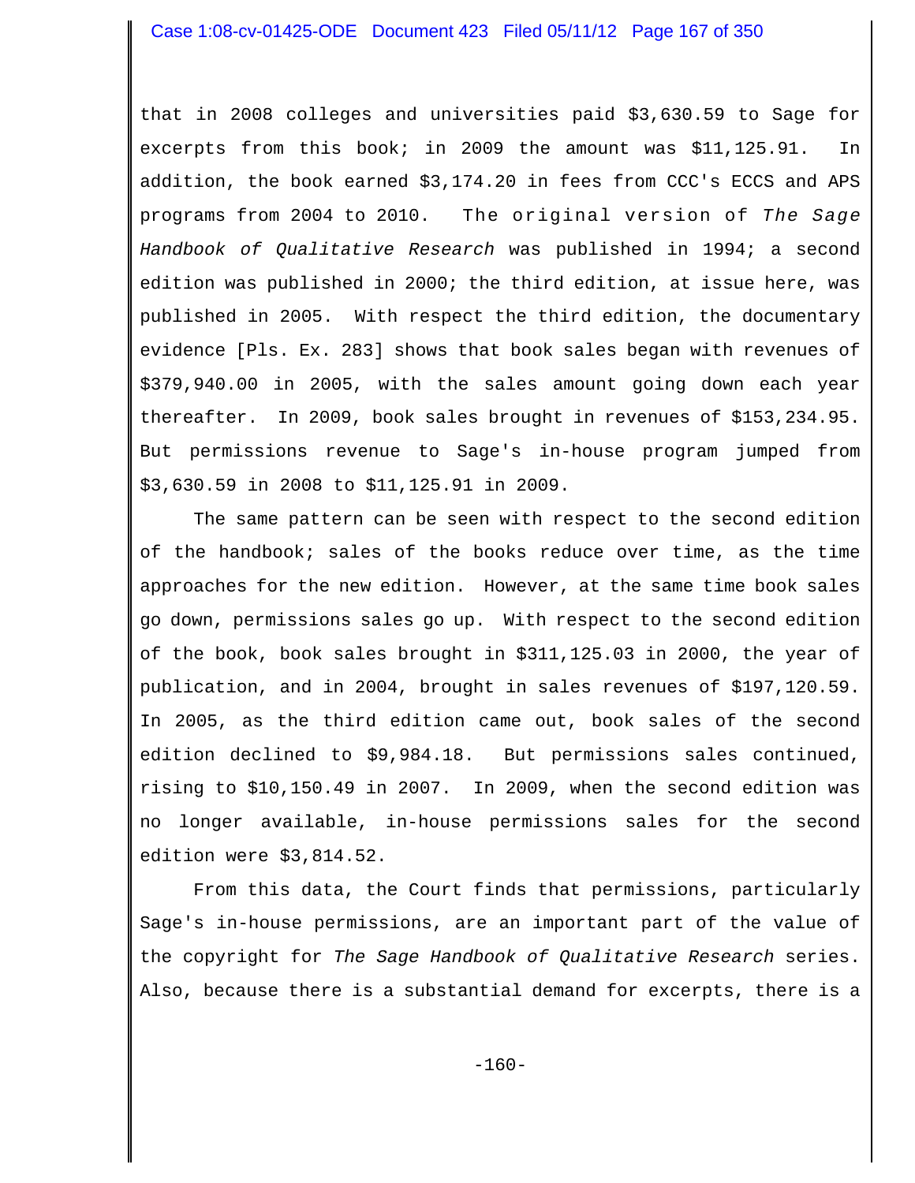that in 2008 colleges and universities paid $3,630.59 to Sage for excerpts from this book; in 2009 the amount was $11,125.91. In addition, the book earned $3,174.20 in fees from CCC's ECCS and APS programs from 2004 to 2010. The original version of *The Sage Handbook of Qualitative Research* was published in 1994; a second edition was published in 2000; the third edition, at issue here, was published in 2005. With respect the third edition, the documentary evidence [Pls. Ex. 283] shows that book sales began with revenues of $379,940.00 in 2005, with the sales amount going down each year thereafter. In 2009, book sales brought in revenues of $153,234.95. But permissions revenue to Sage's in-house program jumped from $3,630.59 in 2008 to $11,125.91 in 2009.

The same pattern can be seen with respect to the second edition of the handbook; sales of the books reduce over time, as the time approaches for the new edition. However, at the same time book sales go down, permissions sales go up. With respect to the second edition of the book, book sales brought in $311,125.03 in 2000, the year of publication, and in 2004, brought in sales revenues of $197,120.59. In 2005, as the third edition came out, book sales of the second edition declined to $9,984.18. But permissions sales continued, rising to $10,150.49 in 2007. In 2009, when the second edition was no longer available, in-house permissions sales for the second edition were $3,814.52.

From this data, the Court finds that permissions, particularly Sage's in-house permissions, are an important part of the value of the copyright for *The Sage Handbook of Qualitative Research* series. Also, because there is a substantial demand for excerpts, there is a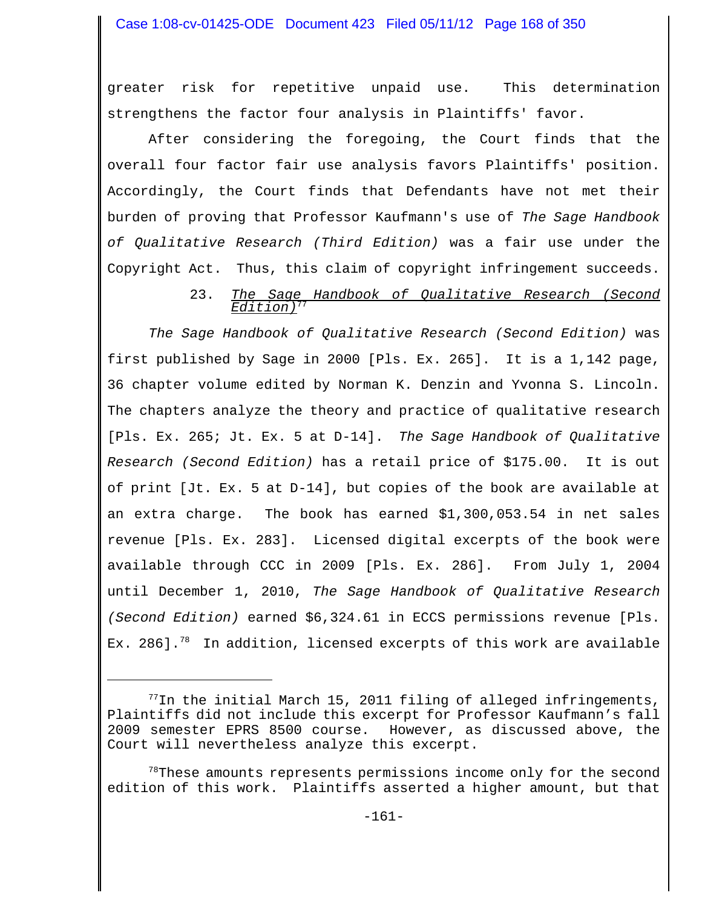greater risk for repetitive unpaid use. This determination strengthens the factor four analysis in Plaintiffs' favor.

After considering the foregoing, the Court finds that the overall four factor fair use analysis favors Plaintiffs' position. Accordingly, the Court finds that Defendants have not met their burden of proving that Professor Kaufmann's use of *The Sage Handbook of Qualitative Research (Third Edition)* was a fair use under the Copyright Act. Thus, this claim of copyright infringement succeeds.

### 23. *The Sage Handbook of Qualitative Research (Second Edition)*[77]

*The Sage Handbook of Qualitative Research (Second Edition)* was first published by Sage in 2000 [Pls. Ex. 265]. It is a 1,142 page, 36 chapter volume edited by Norman K. Denzin and Yvonna S. Lincoln. The chapters analyze the theory and practice of qualitative research [Pls. Ex. 265; Jt. Ex. 5 at D-14]. *The Sage Handbook of Qualitative Research (Second Edition)* has a retail price of $175.00. It is out of print [Jt. Ex. 5 at D-14], but copies of the book are available at an extra charge. The book has earned $1,300,053.54 in net sales revenue [Pls. Ex. 283]. Licensed digital excerpts of the book were available through CCC in 2009 [Pls. Ex. 286]. From July 1, 2004 until December 1, 2010, *The Sage Handbook of Qualitative Research (Second Edition)* earned $6,324.61 in ECCS permissions revenue [Pls. Ex. 286].[78] In addition, licensed excerpts of this work are available

---

[77] In the initial March 15, 2011 filing of alleged infringements, Plaintiffs did not include this excerpt for Professor Kaufmann's fall 2009 semester EPRS 8500 course. However, as discussed above, the Court will nevertheless analyze this excerpt.

[78] These amounts represents permissions income only for the second edition of this work. Plaintiffs asserted a higher amount, but that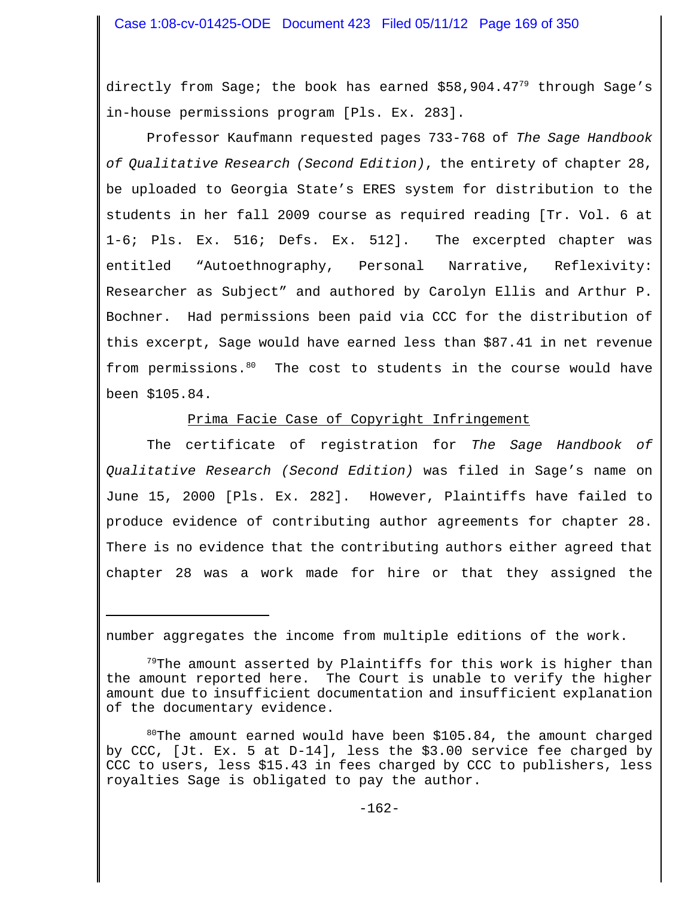directly from Sage; the book has earned $58,904.47[79] through Sage's in-house permissions program [Pls. Ex. 283].

Professor Kaufmann requested pages 733-768 of *The Sage Handbook of Qualitative Research (Second Edition)*, the entirety of chapter 28, be uploaded to Georgia State's ERES system for distribution to the students in her fall 2009 course as required reading [Tr. Vol. 6 at 1-6; Pls. Ex. 516; Defs. Ex. 512]. The excerpted chapter was entitled "Autoethnography, Personal Narrative, Reflexivity: Researcher as Subject" and authored by Carolyn Ellis and Arthur P. Bochner. Had permissions been paid via CCC for the distribution of this excerpt, Sage would have earned less than $87.41 in net revenue from permissions.[80] The cost to students in the course would have been $105.84.

<u>Prima Facie Case of Copyright Infringement</u>

The certificate of registration for *The Sage Handbook of Qualitative Research (Second Edition)* was filed in Sage's name on June 15, 2000 [Pls. Ex. 282]. However, Plaintiffs have failed to produce evidence of contributing author agreements for chapter 28. There is no evidence that the contributing authors either agreed that chapter 28 was a work made for hire or that they assigned the

---

number aggregates the income from multiple editions of the work.

[79]The amount asserted by Plaintiffs for this work is higher than the amount reported here. The Court is unable to verify the higher amount due to insufficient documentation and insufficient explanation of the documentary evidence.

[80]The amount earned would have been $105.84, the amount charged by CCC, [Jt. Ex. 5 at D-14], less the $3.00 service fee charged by CCC to users, less $15.43 in fees charged by CCC to publishers, less royalties Sage is obligated to pay the author.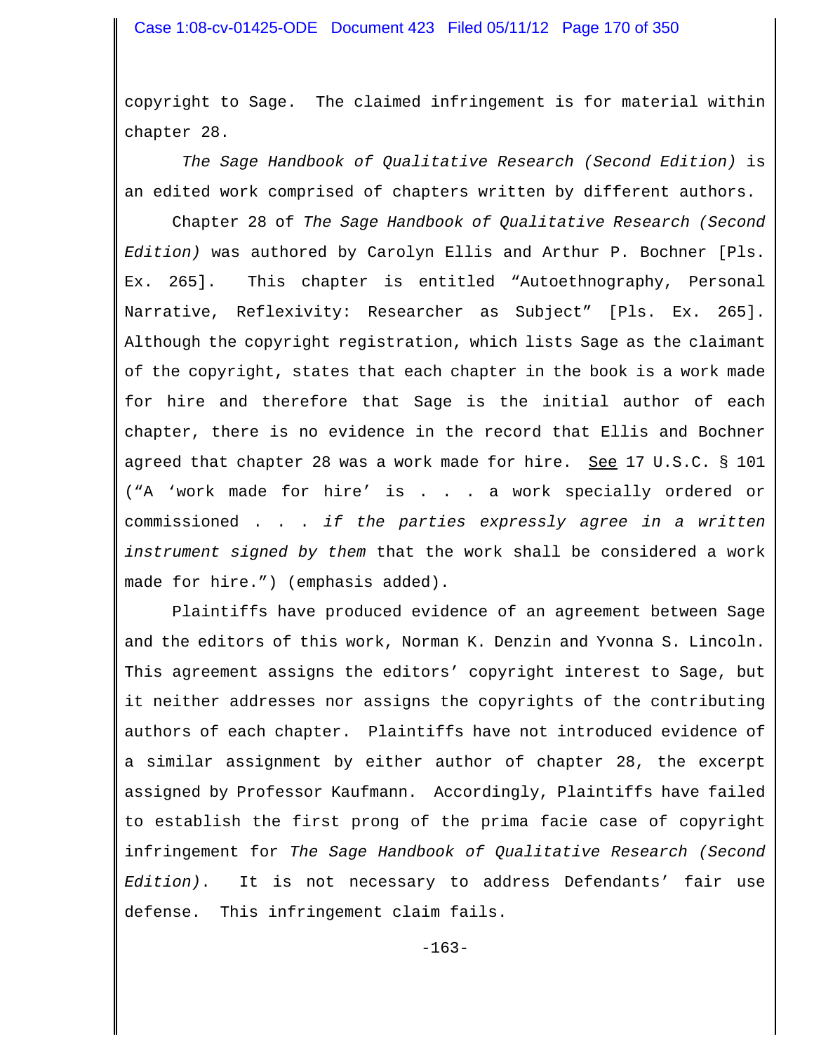copyright to Sage. The claimed infringement is for material within chapter 28.

*The Sage Handbook of Qualitative Research (Second Edition)* is an edited work comprised of chapters written by different authors.

Chapter 28 of *The Sage Handbook of Qualitative Research (Second Edition)* was authored by Carolyn Ellis and Arthur P. Bochner [Pls. Ex. 265]. This chapter is entitled "Autoethnography, Personal Narrative, Reflexivity: Researcher as Subject" [Pls. Ex. 265]. Although the copyright registration, which lists Sage as the claimant of the copyright, states that each chapter in the book is a work made for hire and therefore that Sage is the initial author of each chapter, there is no evidence in the record that Ellis and Bochner agreed that chapter 28 was a work made for hire. See 17 U.S.C. § 101 ("A 'work made for hire' is . . . a work specially ordered or commissioned . . . *if the parties expressly agree in a written instrument signed by them* that the work shall be considered a work made for hire.") (emphasis added).

Plaintiffs have produced evidence of an agreement between Sage and the editors of this work, Norman K. Denzin and Yvonna S. Lincoln. This agreement assigns the editors' copyright interest to Sage, but it neither addresses nor assigns the copyrights of the contributing authors of each chapter. Plaintiffs have not introduced evidence of a similar assignment by either author of chapter 28, the excerpt assigned by Professor Kaufmann. Accordingly, Plaintiffs have failed to establish the first prong of the prima facie case of copyright infringement for *The Sage Handbook of Qualitative Research (Second Edition)*. It is not necessary to address Defendants' fair use defense. This infringement claim fails.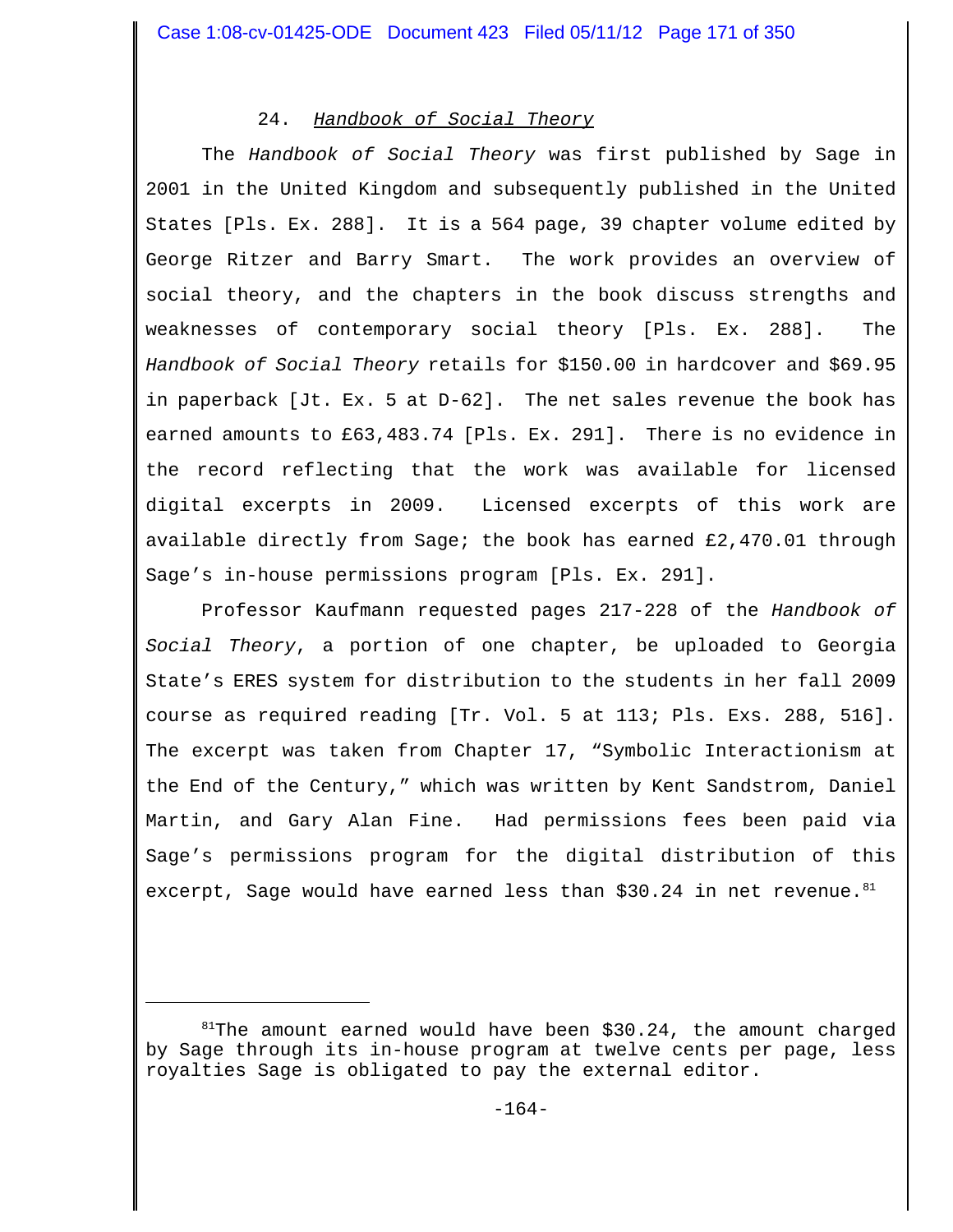24. *Handbook of Social Theory*

The *Handbook of Social Theory* was first published by Sage in 2001 in the United Kingdom and subsequently published in the United States [Pls. Ex. 288]. It is a 564 page, 39 chapter volume edited by George Ritzer and Barry Smart. The work provides an overview of social theory, and the chapters in the book discuss strengths and weaknesses of contemporary social theory [Pls. Ex. 288]. The *Handbook of Social Theory* retails for $150.00 in hardcover and $69.95 in paperback [Jt. Ex. 5 at D-62]. The net sales revenue the book has earned amounts to £63,483.74 [Pls. Ex. 291]. There is no evidence in the record reflecting that the work was available for licensed digital excerpts in 2009. Licensed excerpts of this work are available directly from Sage; the book has earned £2,470.01 through Sage's in-house permissions program [Pls. Ex. 291].

Professor Kaufmann requested pages 217-228 of the *Handbook of Social Theory*, a portion of one chapter, be uploaded to Georgia State's ERES system for distribution to the students in her fall 2009 course as required reading [Tr. Vol. 5 at 113; Pls. Exs. 288, 516]. The excerpt was taken from Chapter 17, "Symbolic Interactionism at the End of the Century," which was written by Kent Sandstrom, Daniel Martin, and Gary Alan Fine. Had permissions fees been paid via Sage's permissions program for the digital distribution of this excerpt, Sage would have earned less than $30.24 in net revenue.[81]

---

[81] The amount earned would have been $30.24, the amount charged by Sage through its in-house program at twelve cents per page, less royalties Sage is obligated to pay the external editor.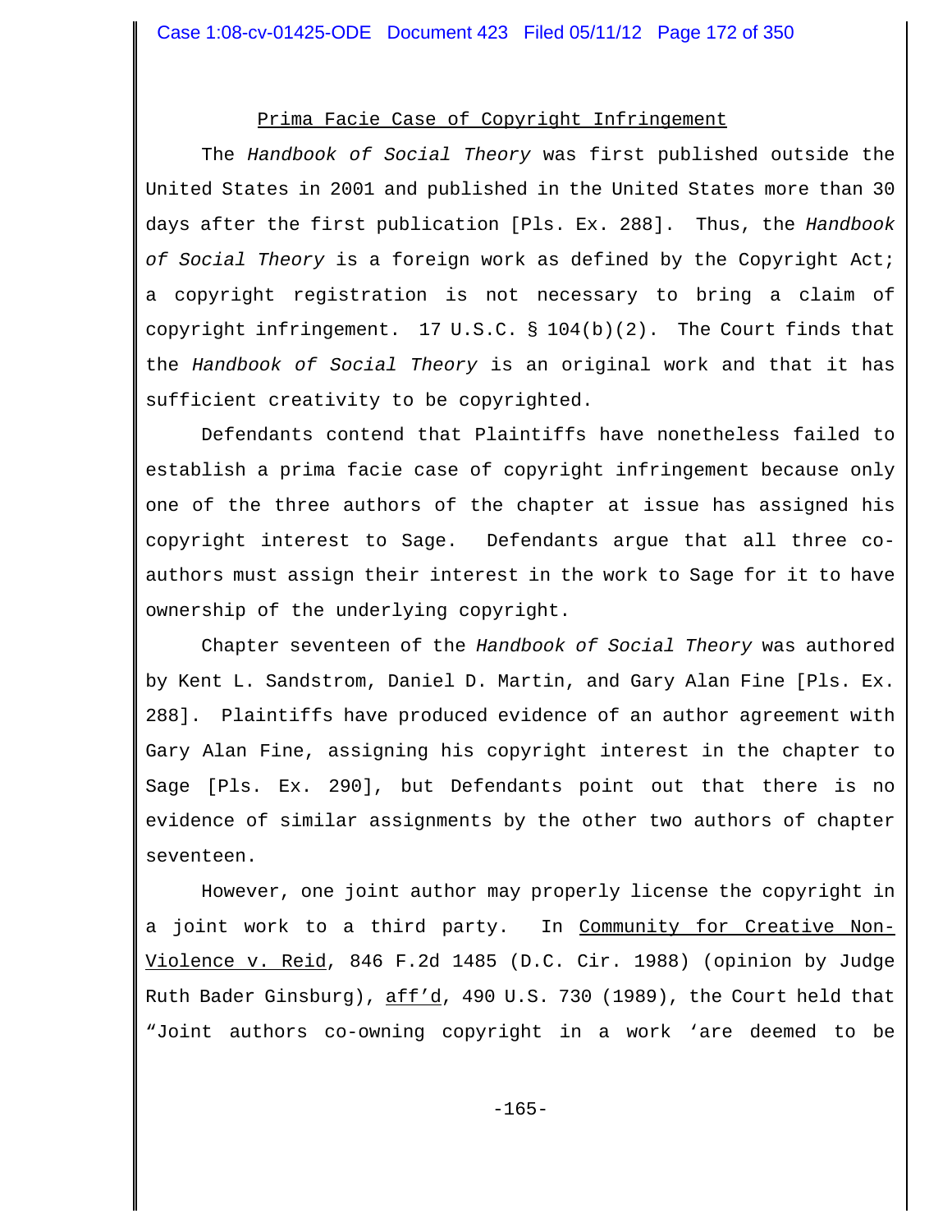<u>Prima Facie Case of Copyright Infringement</u>

The *Handbook of Social Theory* was first published outside the United States in 2001 and published in the United States more than 30 days after the first publication [Pls. Ex. 288]. Thus, the *Handbook of Social Theory* is a foreign work as defined by the Copyright Act; a copyright registration is not necessary to bring a claim of copyright infringement. 17 U.S.C. § 104(b)(2). The Court finds that the *Handbook of Social Theory* is an original work and that it has sufficient creativity to be copyrighted.

Defendants contend that Plaintiffs have nonetheless failed to establish a prima facie case of copyright infringement because only one of the three authors of the chapter at issue has assigned his copyright interest to Sage. Defendants argue that all three co-authors must assign their interest in the work to Sage for it to have ownership of the underlying copyright.

Chapter seventeen of the *Handbook of Social Theory* was authored by Kent L. Sandstrom, Daniel D. Martin, and Gary Alan Fine [Pls. Ex. 288]. Plaintiffs have produced evidence of an author agreement with Gary Alan Fine, assigning his copyright interest in the chapter to Sage [Pls. Ex. 290], but Defendants point out that there is no evidence of similar assignments by the other two authors of chapter seventeen.

However, one joint author may properly license the copyright in a joint work to a third party. In <u>Community for Creative Non-Violence v. Reid</u>, 846 F.2d 1485 (D.C. Cir. 1988) (opinion by Judge Ruth Bader Ginsburg), <u>aff'd</u>, 490 U.S. 730 (1989), the Court held that "Joint authors co-owning copyright in a work 'are deemed to be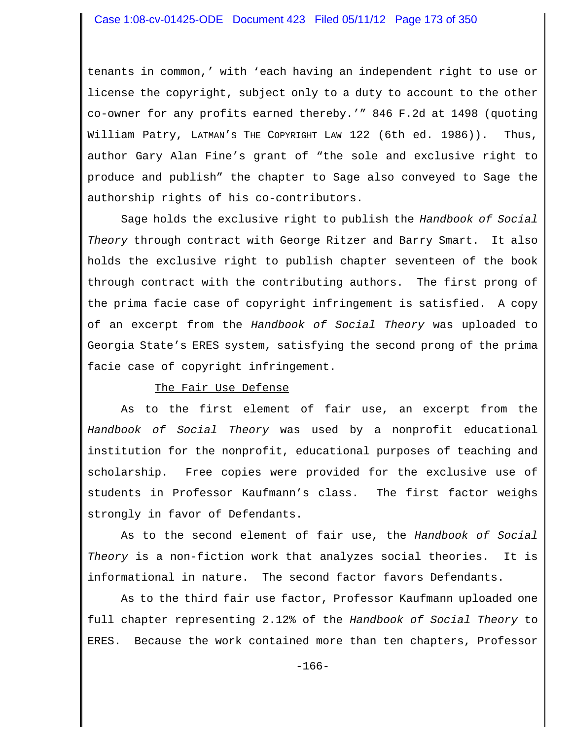tenants in common,' with 'each having an independent right to use or license the copyright, subject only to a duty to account to the other co-owner for any profits earned thereby.'" 846 F.2d at 1498 (quoting William Patry, LATMAN'S THE COPYRIGHT LAW 122 (6th ed. 1986)). Thus, author Gary Alan Fine's grant of "the sole and exclusive right to produce and publish" the chapter to Sage also conveyed to Sage the authorship rights of his co-contributors.

Sage holds the exclusive right to publish the *Handbook of Social Theory* through contract with George Ritzer and Barry Smart. It also holds the exclusive right to publish chapter seventeen of the book through contract with the contributing authors. The first prong of the prima facie case of copyright infringement is satisfied. A copy of an excerpt from the *Handbook of Social Theory* was uploaded to Georgia State's ERES system, satisfying the second prong of the prima facie case of copyright infringement.

<u>The Fair Use Defense</u>

As to the first element of fair use, an excerpt from the *Handbook of Social Theory* was used by a nonprofit educational institution for the nonprofit, educational purposes of teaching and scholarship. Free copies were provided for the exclusive use of students in Professor Kaufmann's class. The first factor weighs strongly in favor of Defendants.

As to the second element of fair use, the *Handbook of Social Theory* is a non-fiction work that analyzes social theories. It is informational in nature. The second factor favors Defendants.

As to the third fair use factor, Professor Kaufmann uploaded one full chapter representing 2.12% of the *Handbook of Social Theory* to ERES. Because the work contained more than ten chapters, Professor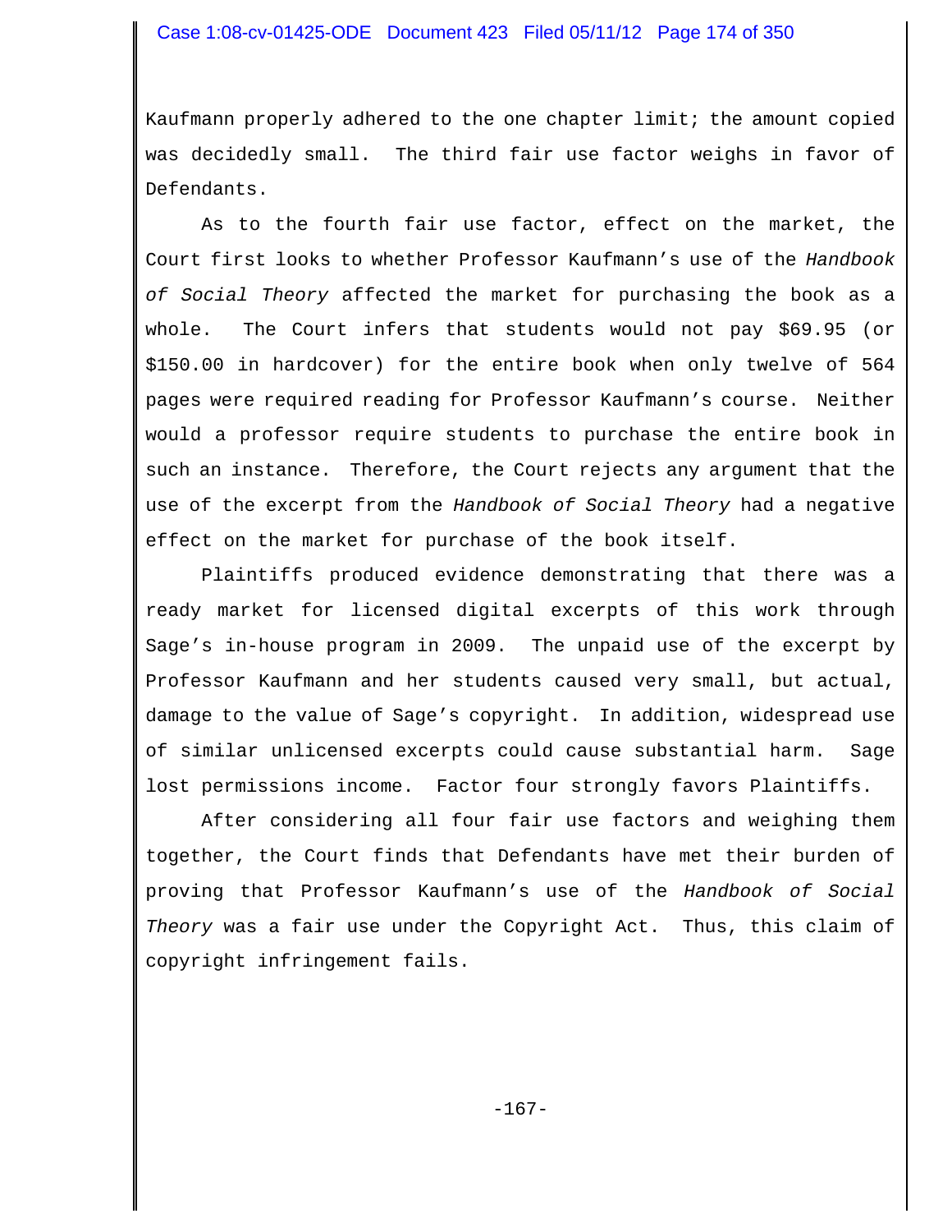Kaufmann properly adhered to the one chapter limit; the amount copied was decidedly small. The third fair use factor weighs in favor of Defendants.

As to the fourth fair use factor, effect on the market, the Court first looks to whether Professor Kaufmann's use of the *Handbook of Social Theory* affected the market for purchasing the book as a whole. The Court infers that students would not pay $69.95 (or $150.00 in hardcover) for the entire book when only twelve of 564 pages were required reading for Professor Kaufmann's course. Neither would a professor require students to purchase the entire book in such an instance. Therefore, the Court rejects any argument that the use of the excerpt from the *Handbook of Social Theory* had a negative effect on the market for purchase of the book itself.

Plaintiffs produced evidence demonstrating that there was a ready market for licensed digital excerpts of this work through Sage's in-house program in 2009. The unpaid use of the excerpt by Professor Kaufmann and her students caused very small, but actual, damage to the value of Sage's copyright. In addition, widespread use of similar unlicensed excerpts could cause substantial harm. Sage lost permissions income. Factor four strongly favors Plaintiffs.

After considering all four fair use factors and weighing them together, the Court finds that Defendants have met their burden of proving that Professor Kaufmann's use of the *Handbook of Social Theory* was a fair use under the Copyright Act. Thus, this claim of copyright infringement fails.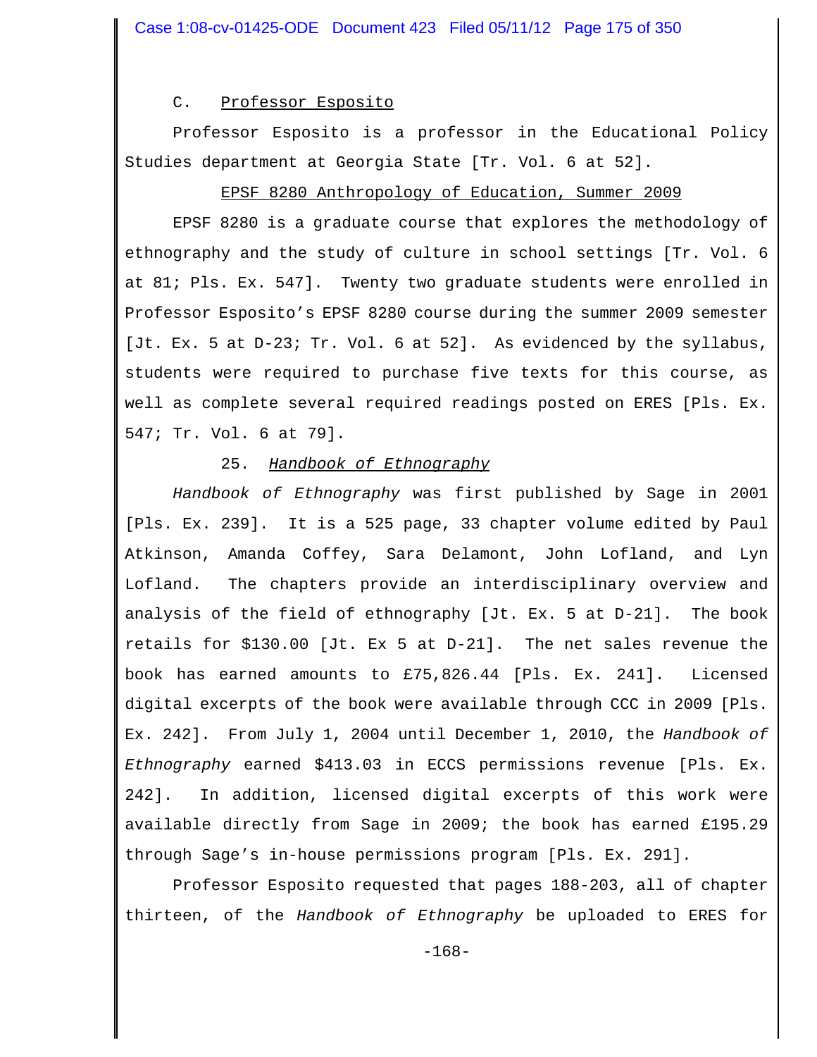C. Professor Esposito

Professor Esposito is a professor in the Educational Policy Studies department at Georgia State [Tr. Vol. 6 at 52].

EPSF 8280 Anthropology of Education, Summer 2009

EPSF 8280 is a graduate course that explores the methodology of ethnography and the study of culture in school settings [Tr. Vol. 6 at 81; Pls. Ex. 547]. Twenty two graduate students were enrolled in Professor Esposito's EPSF 8280 course during the summer 2009 semester [Jt. Ex. 5 at D-23; Tr. Vol. 6 at 52]. As evidenced by the syllabus, students were required to purchase five texts for this course, as well as complete several required readings posted on ERES [Pls. Ex. 547; Tr. Vol. 6 at 79].

25. *Handbook of Ethnography*

*Handbook of Ethnography* was first published by Sage in 2001 [Pls. Ex. 239]. It is a 525 page, 33 chapter volume edited by Paul Atkinson, Amanda Coffey, Sara Delamont, John Lofland, and Lyn Lofland. The chapters provide an interdisciplinary overview and analysis of the field of ethnography [Jt. Ex. 5 at D-21]. The book retails for $130.00 [Jt. Ex 5 at D-21]. The net sales revenue the book has earned amounts to £75,826.44 [Pls. Ex. 241]. Licensed digital excerpts of the book were available through CCC in 2009 [Pls. Ex. 242]. From July 1, 2004 until December 1, 2010, the *Handbook of Ethnography* earned $413.03 in ECCS permissions revenue [Pls. Ex. 242]. In addition, licensed digital excerpts of this work were available directly from Sage in 2009; the book has earned £195.29 through Sage's in-house permissions program [Pls. Ex. 291].

Professor Esposito requested that pages 188-203, all of chapter thirteen, of the *Handbook of Ethnography* be uploaded to ERES for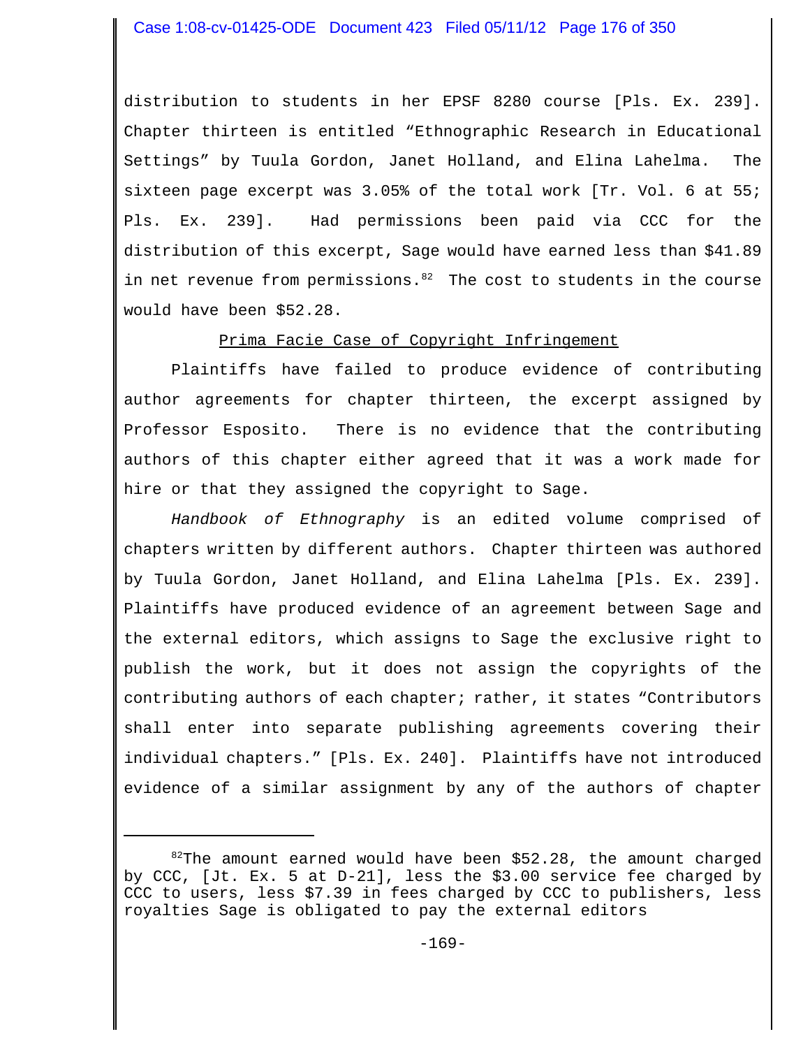distribution to students in her EPSF 8280 course [Pls. Ex. 239]. Chapter thirteen is entitled "Ethnographic Research in Educational Settings" by Tuula Gordon, Janet Holland, and Elina Lahelma. The sixteen page excerpt was 3.05% of the total work [Tr. Vol. 6 at 55; Pls. Ex. 239]. Had permissions been paid via CCC for the distribution of this excerpt, Sage would have earned less than $41.89 in net revenue from permissions.[82] The cost to students in the course would have been $52.28.

<u>Prima Facie Case of Copyright Infringement</u>

Plaintiffs have failed to produce evidence of contributing author agreements for chapter thirteen, the excerpt assigned by Professor Esposito. There is no evidence that the contributing authors of this chapter either agreed that it was a work made for hire or that they assigned the copyright to Sage.

*Handbook of Ethnography* is an edited volume comprised of chapters written by different authors. Chapter thirteen was authored by Tuula Gordon, Janet Holland, and Elina Lahelma [Pls. Ex. 239]. Plaintiffs have produced evidence of an agreement between Sage and the external editors, which assigns to Sage the exclusive right to publish the work, but it does not assign the copyrights of the contributing authors of each chapter; rather, it states "Contributors shall enter into separate publishing agreements covering their individual chapters." [Pls. Ex. 240]. Plaintiffs have not introduced evidence of a similar assignment by any of the authors of chapter

---

[82] The amount earned would have been $52.28, the amount charged by CCC, [Jt. Ex. 5 at D-21], less the $3.00 service fee charged by CCC to users, less $7.39 in fees charged by CCC to publishers, less royalties Sage is obligated to pay the external editors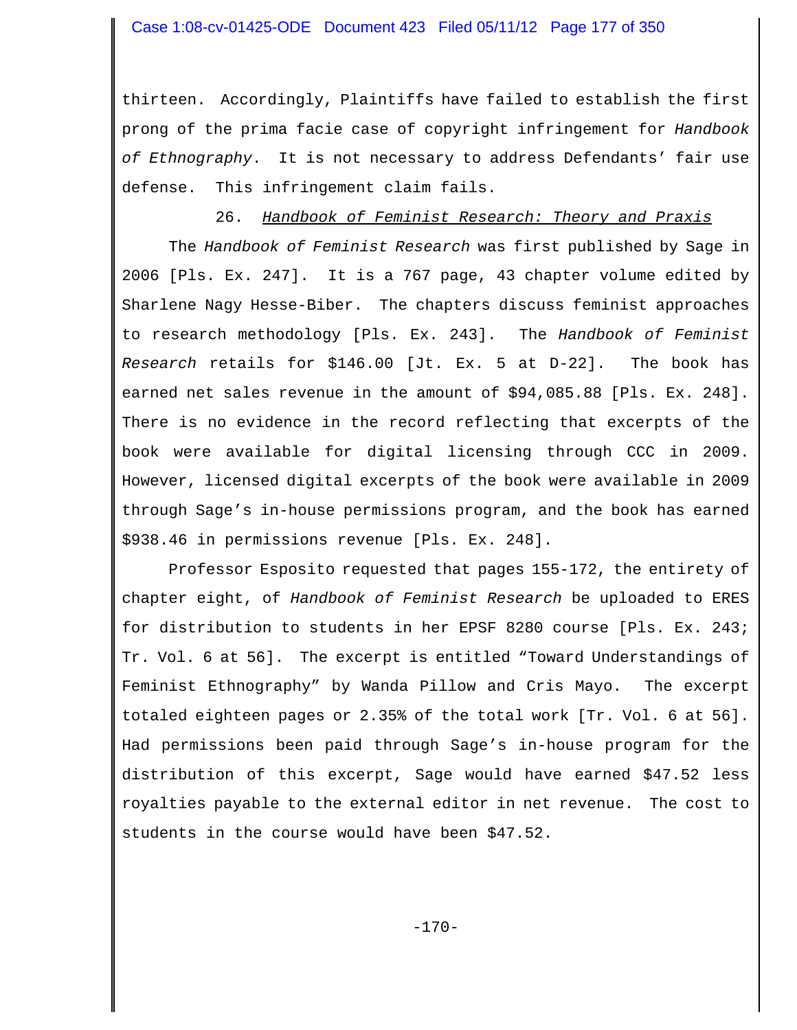thirteen. Accordingly, Plaintiffs have failed to establish the first prong of the prima facie case of copyright infringement for *Handbook of Ethnography*. It is not necessary to address Defendants' fair use defense. This infringement claim fails.

26. *Handbook of Feminist Research: Theory and Praxis*

The *Handbook of Feminist Research* was first published by Sage in 2006 [Pls. Ex. 247]. It is a 767 page, 43 chapter volume edited by Sharlene Nagy Hesse-Biber. The chapters discuss feminist approaches to research methodology [Pls. Ex. 243]. The *Handbook of Feminist Research* retails for $146.00 [Jt. Ex. 5 at D-22]. The book has earned net sales revenue in the amount of $94,085.88 [Pls. Ex. 248]. There is no evidence in the record reflecting that excerpts of the book were available for digital licensing through CCC in 2009. However, licensed digital excerpts of the book were available in 2009 through Sage's in-house permissions program, and the book has earned $938.46 in permissions revenue [Pls. Ex. 248].

Professor Esposito requested that pages 155-172, the entirety of chapter eight, of *Handbook of Feminist Research* be uploaded to ERES for distribution to students in her EPSF 8280 course [Pls. Ex. 243; Tr. Vol. 6 at 56]. The excerpt is entitled "Toward Understandings of Feminist Ethnography" by Wanda Pillow and Cris Mayo. The excerpt totaled eighteen pages or 2.35% of the total work [Tr. Vol. 6 at 56]. Had permissions been paid through Sage's in-house program for the distribution of this excerpt, Sage would have earned $47.52 less royalties payable to the external editor in net revenue. The cost to students in the course would have been $47.52.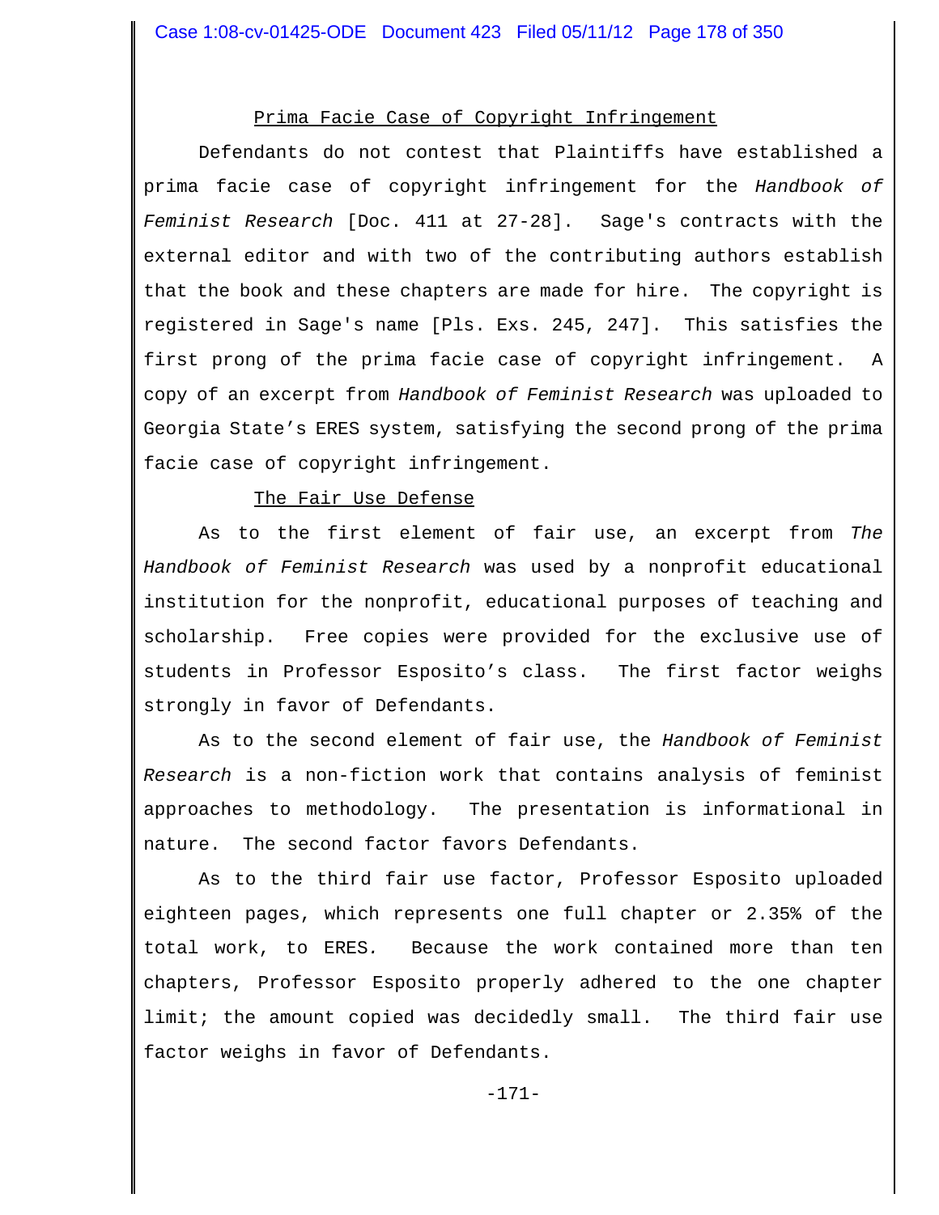## Prima Facie Case of Copyright Infringement

Defendants do not contest that Plaintiffs have established a prima facie case of copyright infringement for the *Handbook of Feminist Research* [Doc. 411 at 27-28]. Sage's contracts with the external editor and with two of the contributing authors establish that the book and these chapters are made for hire. The copyright is registered in Sage's name [Pls. Exs. 245, 247]. This satisfies the first prong of the prima facie case of copyright infringement. A copy of an excerpt from *Handbook of Feminist Research* was uploaded to Georgia State's ERES system, satisfying the second prong of the prima facie case of copyright infringement.

## The Fair Use Defense

As to the first element of fair use, an excerpt from *The Handbook of Feminist Research* was used by a nonprofit educational institution for the nonprofit, educational purposes of teaching and scholarship. Free copies were provided for the exclusive use of students in Professor Esposito's class. The first factor weighs strongly in favor of Defendants.

As to the second element of fair use, the *Handbook of Feminist Research* is a non-fiction work that contains analysis of feminist approaches to methodology. The presentation is informational in nature. The second factor favors Defendants.

As to the third fair use factor, Professor Esposito uploaded eighteen pages, which represents one full chapter or 2.35% of the total work, to ERES. Because the work contained more than ten chapters, Professor Esposito properly adhered to the one chapter limit; the amount copied was decidedly small. The third fair use factor weighs in favor of Defendants.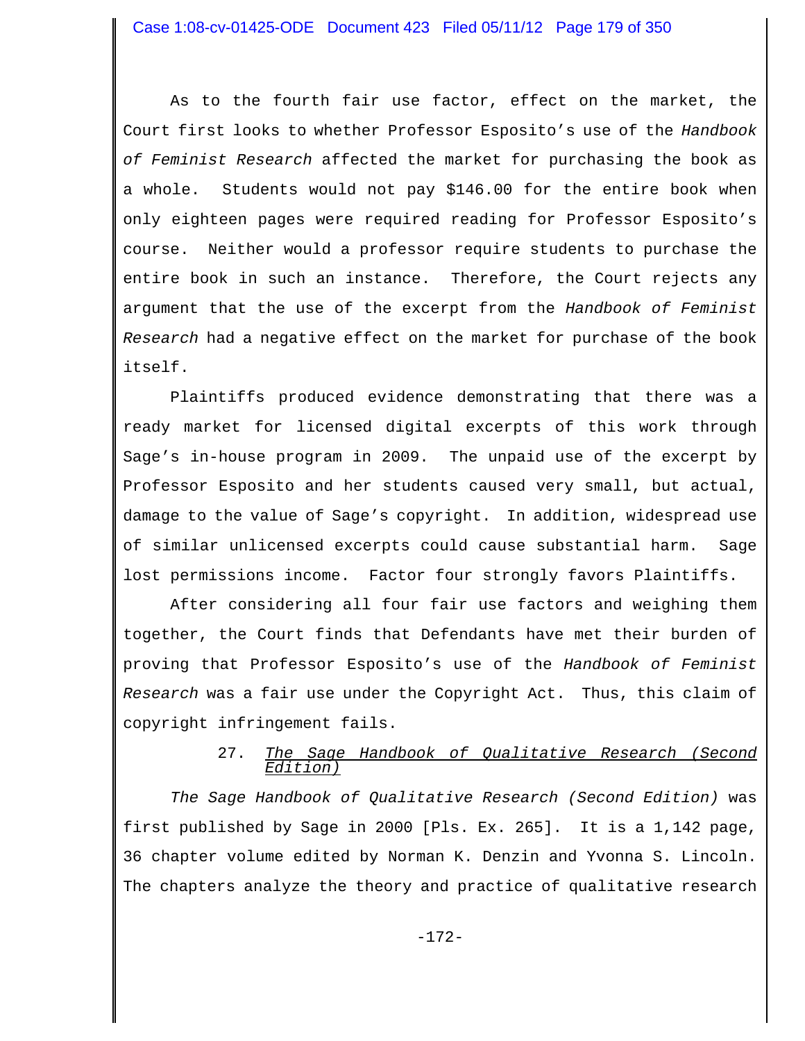As to the fourth fair use factor, effect on the market, the Court first looks to whether Professor Esposito's use of the *Handbook of Feminist Research* affected the market for purchasing the book as a whole. Students would not pay $146.00 for the entire book when only eighteen pages were required reading for Professor Esposito's course. Neither would a professor require students to purchase the entire book in such an instance. Therefore, the Court rejects any argument that the use of the excerpt from the *Handbook of Feminist Research* had a negative effect on the market for purchase of the book itself.

Plaintiffs produced evidence demonstrating that there was a ready market for licensed digital excerpts of this work through Sage's in-house program in 2009. The unpaid use of the excerpt by Professor Esposito and her students caused very small, but actual, damage to the value of Sage's copyright. In addition, widespread use of similar unlicensed excerpts could cause substantial harm. Sage lost permissions income. Factor four strongly favors Plaintiffs.

After considering all four fair use factors and weighing them together, the Court finds that Defendants have met their burden of proving that Professor Esposito's use of the *Handbook of Feminist Research* was a fair use under the Copyright Act. Thus, this claim of copyright infringement fails.

### 27. *The Sage Handbook of Qualitative Research (Second Edition)*

*The Sage Handbook of Qualitative Research (Second Edition)* was first published by Sage in 2000 [Pls. Ex. 265]. It is a 1,142 page, 36 chapter volume edited by Norman K. Denzin and Yvonna S. Lincoln. The chapters analyze the theory and practice of qualitative research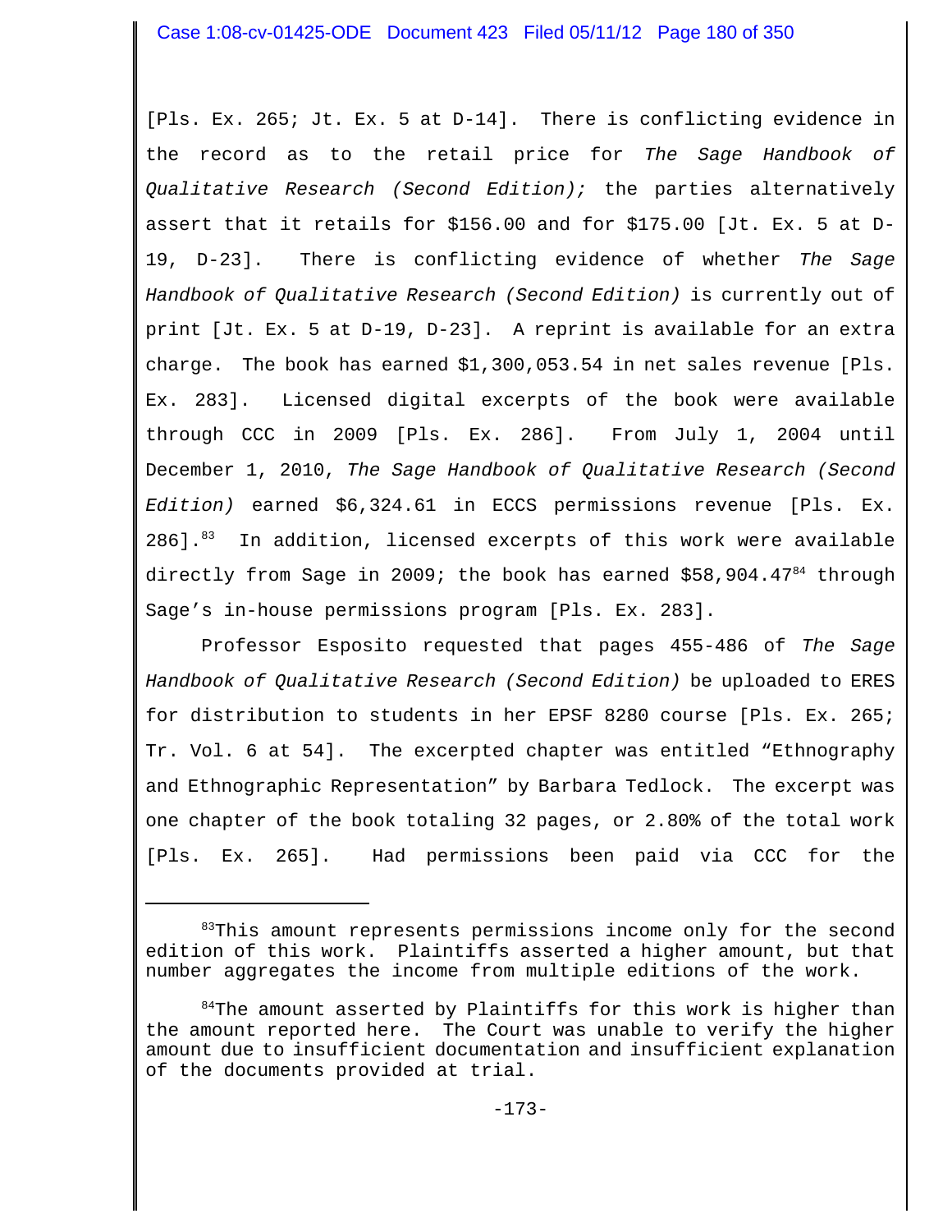[Pls. Ex. 265; Jt. Ex. 5 at D-14]. There is conflicting evidence in the record as to the retail price for *The Sage Handbook of Qualitative Research (Second Edition);* the parties alternatively assert that it retails for $156.00 and for $175.00 [Jt. Ex. 5 at D-19, D-23]. There is conflicting evidence of whether *The Sage Handbook of Qualitative Research (Second Edition)* is currently out of print [Jt. Ex. 5 at D-19, D-23]. A reprint is available for an extra charge. The book has earned $1,300,053.54 in net sales revenue [Pls. Ex. 283]. Licensed digital excerpts of the book were available through CCC in 2009 [Pls. Ex. 286]. From July 1, 2004 until December 1, 2010, *The Sage Handbook of Qualitative Research (Second Edition)* earned $6,324.61 in ECCS permissions revenue [Pls. Ex. 286].[83] In addition, licensed excerpts of this work were available directly from Sage in 2009; the book has earned $58,904.47[84] through Sage's in-house permissions program [Pls. Ex. 283].

Professor Esposito requested that pages 455-486 of *The Sage Handbook of Qualitative Research (Second Edition)* be uploaded to ERES for distribution to students in her EPSF 8280 course [Pls. Ex. 265; Tr. Vol. 6 at 54]. The excerpted chapter was entitled "Ethnography and Ethnographic Representation" by Barbara Tedlock. The excerpt was one chapter of the book totaling 32 pages, or 2.80% of the total work [Pls. Ex. 265]. Had permissions been paid via CCC for the

---

[83] This amount represents permissions income only for the second edition of this work. Plaintiffs asserted a higher amount, but that number aggregates the income from multiple editions of the work.

[84] The amount asserted by Plaintiffs for this work is higher than the amount reported here. The Court was unable to verify the higher amount due to insufficient documentation and insufficient explanation of the documents provided at trial.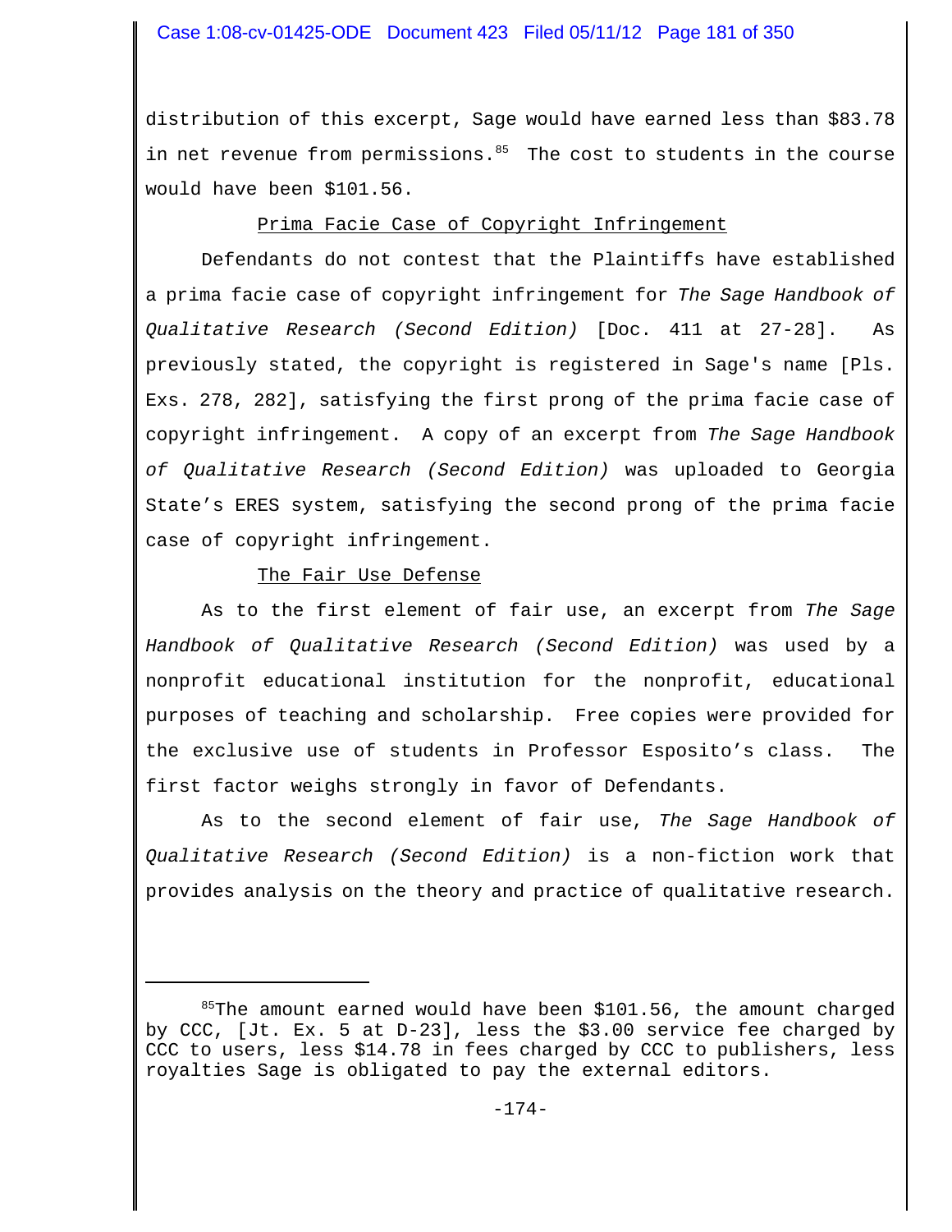distribution of this excerpt, Sage would have earned less than $83.78 in net revenue from permissions.[85] The cost to students in the course would have been $101.56.

<u>Prima Facie Case of Copyright Infringement</u>

Defendants do not contest that the Plaintiffs have established a prima facie case of copyright infringement for *The Sage Handbook of Qualitative Research (Second Edition)* [Doc. 411 at 27-28]. As previously stated, the copyright is registered in Sage's name [Pls. Exs. 278, 282], satisfying the first prong of the prima facie case of copyright infringement. A copy of an excerpt from *The Sage Handbook of Qualitative Research (Second Edition)* was uploaded to Georgia State's ERES system, satisfying the second prong of the prima facie case of copyright infringement.

<u>The Fair Use Defense</u>

As to the first element of fair use, an excerpt from *The Sage Handbook of Qualitative Research (Second Edition)* was used by a nonprofit educational institution for the nonprofit, educational purposes of teaching and scholarship. Free copies were provided for the exclusive use of students in Professor Esposito's class. The first factor weighs strongly in favor of Defendants.

As to the second element of fair use, *The Sage Handbook of Qualitative Research (Second Edition)* is a non-fiction work that provides analysis on the theory and practice of qualitative research.

---

[85] The amount earned would have been $101.56, the amount charged by CCC, [Jt. Ex. 5 at D-23], less the $3.00 service fee charged by CCC to users, less $14.78 in fees charged by CCC to publishers, less royalties Sage is obligated to pay the external editors.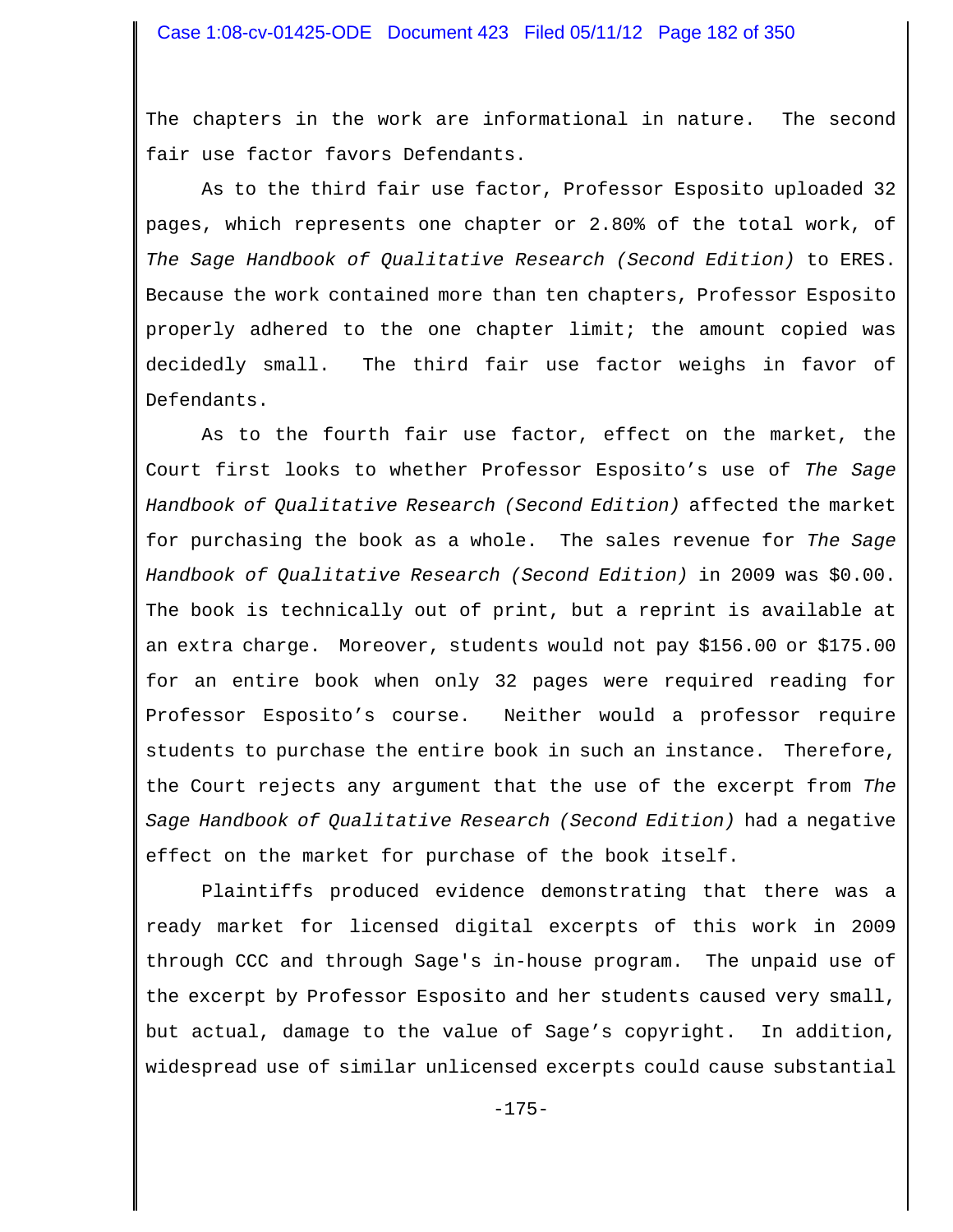The chapters in the work are informational in nature. The second fair use factor favors Defendants.

As to the third fair use factor, Professor Esposito uploaded 32 pages, which represents one chapter or 2.80% of the total work, of *The Sage Handbook of Qualitative Research (Second Edition)* to ERES. Because the work contained more than ten chapters, Professor Esposito properly adhered to the one chapter limit; the amount copied was decidedly small. The third fair use factor weighs in favor of Defendants.

As to the fourth fair use factor, effect on the market, the Court first looks to whether Professor Esposito's use of *The Sage Handbook of Qualitative Research (Second Edition)* affected the market for purchasing the book as a whole. The sales revenue for *The Sage Handbook of Qualitative Research (Second Edition)* in 2009 was $0.00. The book is technically out of print, but a reprint is available at an extra charge. Moreover, students would not pay $156.00 or $175.00 for an entire book when only 32 pages were required reading for Professor Esposito's course. Neither would a professor require students to purchase the entire book in such an instance. Therefore, the Court rejects any argument that the use of the excerpt from *The Sage Handbook of Qualitative Research (Second Edition)* had a negative effect on the market for purchase of the book itself.

Plaintiffs produced evidence demonstrating that there was a ready market for licensed digital excerpts of this work in 2009 through CCC and through Sage's in-house program. The unpaid use of the excerpt by Professor Esposito and her students caused very small, but actual, damage to the value of Sage's copyright. In addition, widespread use of similar unlicensed excerpts could cause substantial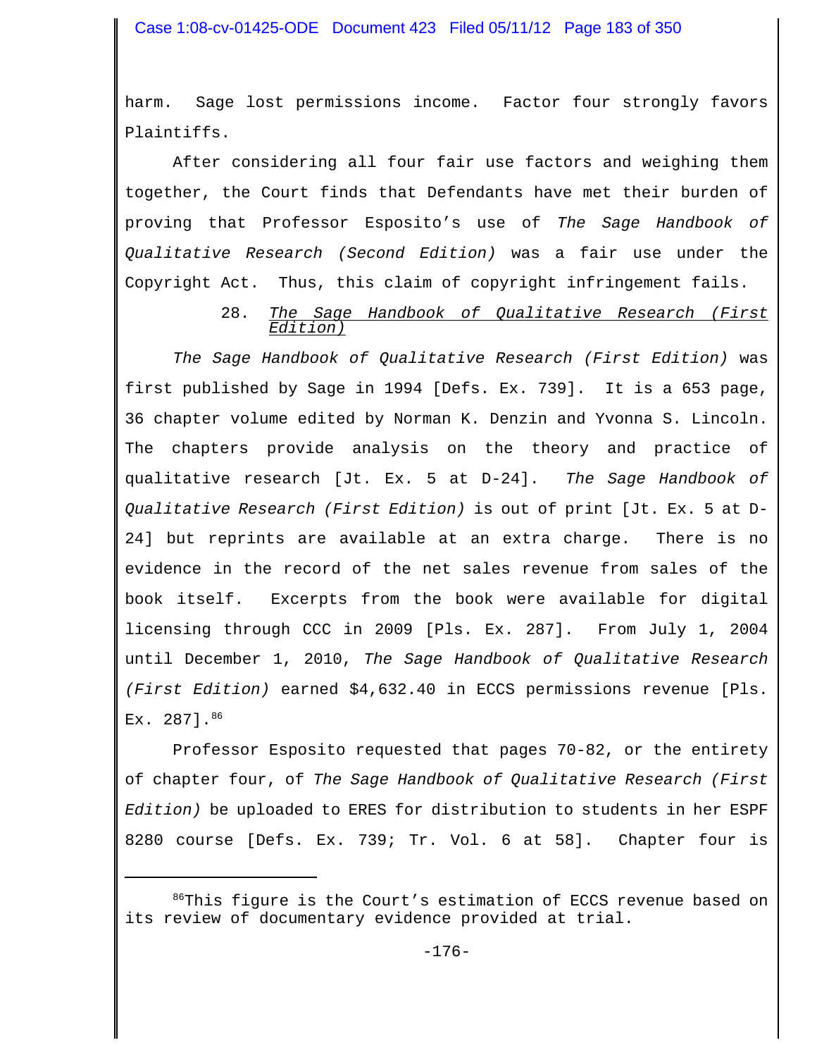harm. Sage lost permissions income. Factor four strongly favors Plaintiffs.

After considering all four fair use factors and weighing them together, the Court finds that Defendants have met their burden of proving that Professor Esposito's use of *The Sage Handbook of Qualitative Research (Second Edition)* was a fair use under the Copyright Act. Thus, this claim of copyright infringement fails.

### 28. *The Sage Handbook of Qualitative Research (First Edition)*

*The Sage Handbook of Qualitative Research (First Edition)* was first published by Sage in 1994 [Defs. Ex. 739]. It is a 653 page, 36 chapter volume edited by Norman K. Denzin and Yvonna S. Lincoln. The chapters provide analysis on the theory and practice of qualitative research [Jt. Ex. 5 at D-24]. *The Sage Handbook of Qualitative Research (First Edition)* is out of print [Jt. Ex. 5 at D-24] but reprints are available at an extra charge. There is no evidence in the record of the net sales revenue from sales of the book itself. Excerpts from the book were available for digital licensing through CCC in 2009 [Pls. Ex. 287]. From July 1, 2004 until December 1, 2010, *The Sage Handbook of Qualitative Research (First Edition)* earned $4,632.40 in ECCS permissions revenue [Pls. Ex. 287].[86]

Professor Esposito requested that pages 70-82, or the entirety of chapter four, of *The Sage Handbook of Qualitative Research (First Edition)* be uploaded to ERES for distribution to students in her ESPF 8280 course [Defs. Ex. 739; Tr. Vol. 6 at 58]. Chapter four is

---

[86] This figure is the Court's estimation of ECCS revenue based on its review of documentary evidence provided at trial.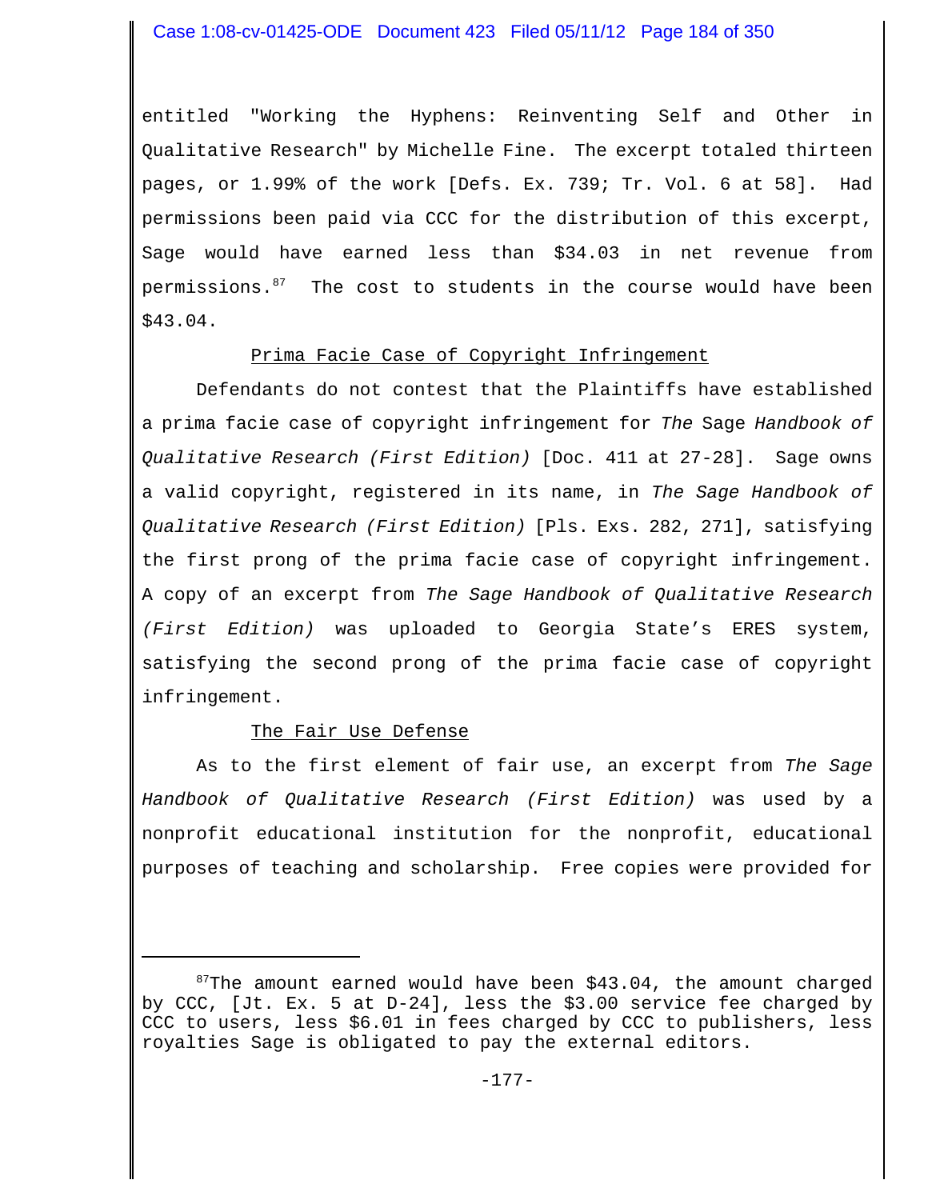entitled "Working the Hyphens: Reinventing Self and Other in Qualitative Research" by Michelle Fine. The excerpt totaled thirteen pages, or 1.99% of the work [Defs. Ex. 739; Tr. Vol. 6 at 58]. Had permissions been paid via CCC for the distribution of this excerpt, Sage would have earned less than $34.03 in net revenue from permissions.[87] The cost to students in the course would have been $43.04.

### Prima Facie Case of Copyright Infringement

Defendants do not contest that the Plaintiffs have established a prima facie case of copyright infringement for *The* Sage *Handbook of Qualitative Research (First Edition)* [Doc. 411 at 27-28]. Sage owns a valid copyright, registered in its name, in *The Sage Handbook of Qualitative Research (First Edition)* [Pls. Exs. 282, 271], satisfying the first prong of the prima facie case of copyright infringement. A copy of an excerpt from *The Sage Handbook of Qualitative Research (First Edition)* was uploaded to Georgia State's ERES system, satisfying the second prong of the prima facie case of copyright infringement.

### The Fair Use Defense

As to the first element of fair use, an excerpt from *The Sage Handbook of Qualitative Research (First Edition)* was used by a nonprofit educational institution for the nonprofit, educational purposes of teaching and scholarship. Free copies were provided for

---

[87] The amount earned would have been $43.04, the amount charged by CCC, [Jt. Ex. 5 at D-24], less the $3.00 service fee charged by CCC to users, less $6.01 in fees charged by CCC to publishers, less royalties Sage is obligated to pay the external editors.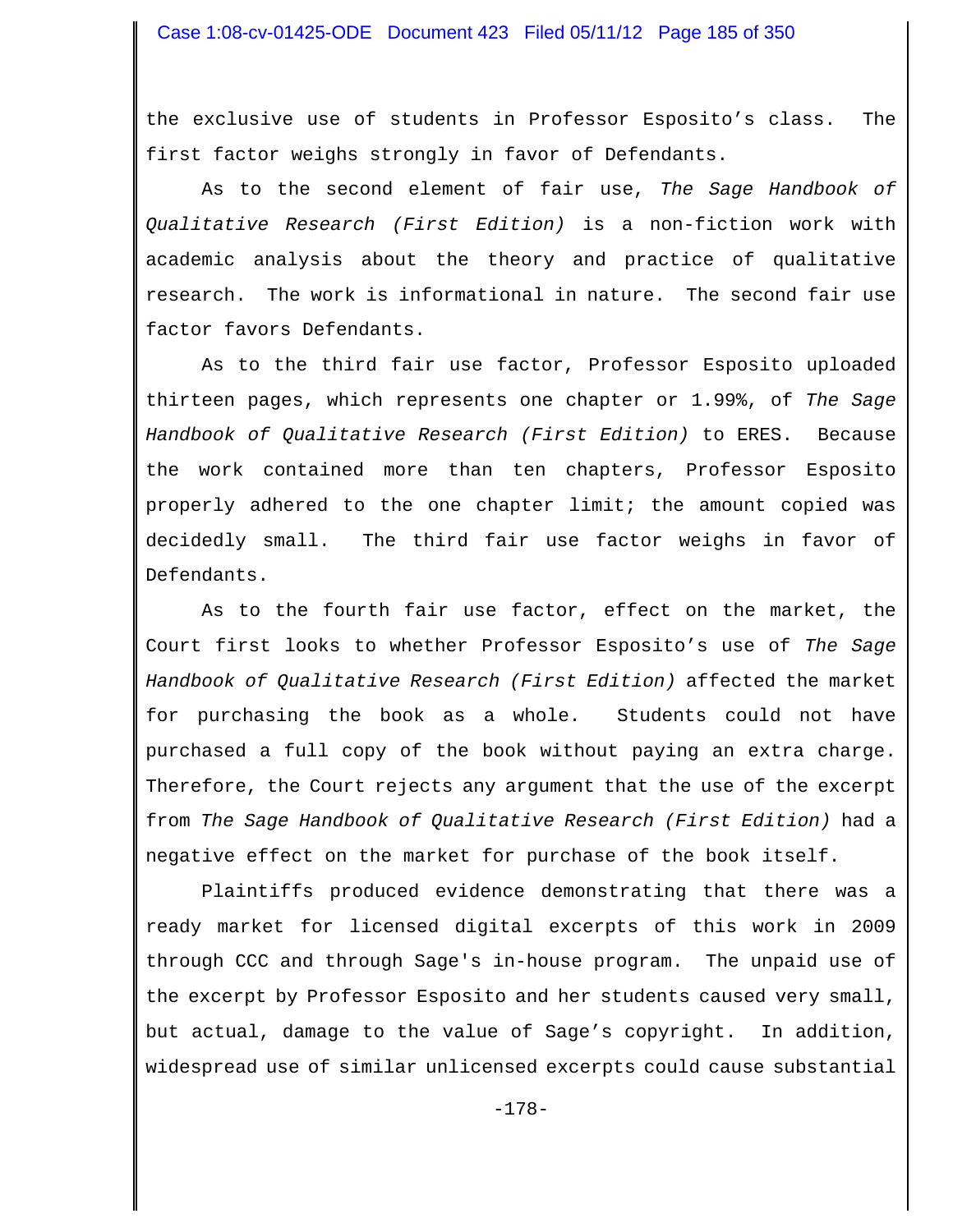the exclusive use of students in Professor Esposito's class. The first factor weighs strongly in favor of Defendants.

As to the second element of fair use, *The Sage Handbook of Qualitative Research (First Edition)* is a non-fiction work with academic analysis about the theory and practice of qualitative research. The work is informational in nature. The second fair use factor favors Defendants.

As to the third fair use factor, Professor Esposito uploaded thirteen pages, which represents one chapter or 1.99%, of *The Sage Handbook of Qualitative Research (First Edition)* to ERES. Because the work contained more than ten chapters, Professor Esposito properly adhered to the one chapter limit; the amount copied was decidedly small. The third fair use factor weighs in favor of Defendants.

As to the fourth fair use factor, effect on the market, the Court first looks to whether Professor Esposito's use of *The Sage Handbook of Qualitative Research (First Edition)* affected the market for purchasing the book as a whole. Students could not have purchased a full copy of the book without paying an extra charge. Therefore, the Court rejects any argument that the use of the excerpt from *The Sage Handbook of Qualitative Research (First Edition)* had a negative effect on the market for purchase of the book itself.

Plaintiffs produced evidence demonstrating that there was a ready market for licensed digital excerpts of this work in 2009 through CCC and through Sage's in-house program. The unpaid use of the excerpt by Professor Esposito and her students caused very small, but actual, damage to the value of Sage's copyright. In addition, widespread use of similar unlicensed excerpts could cause substantial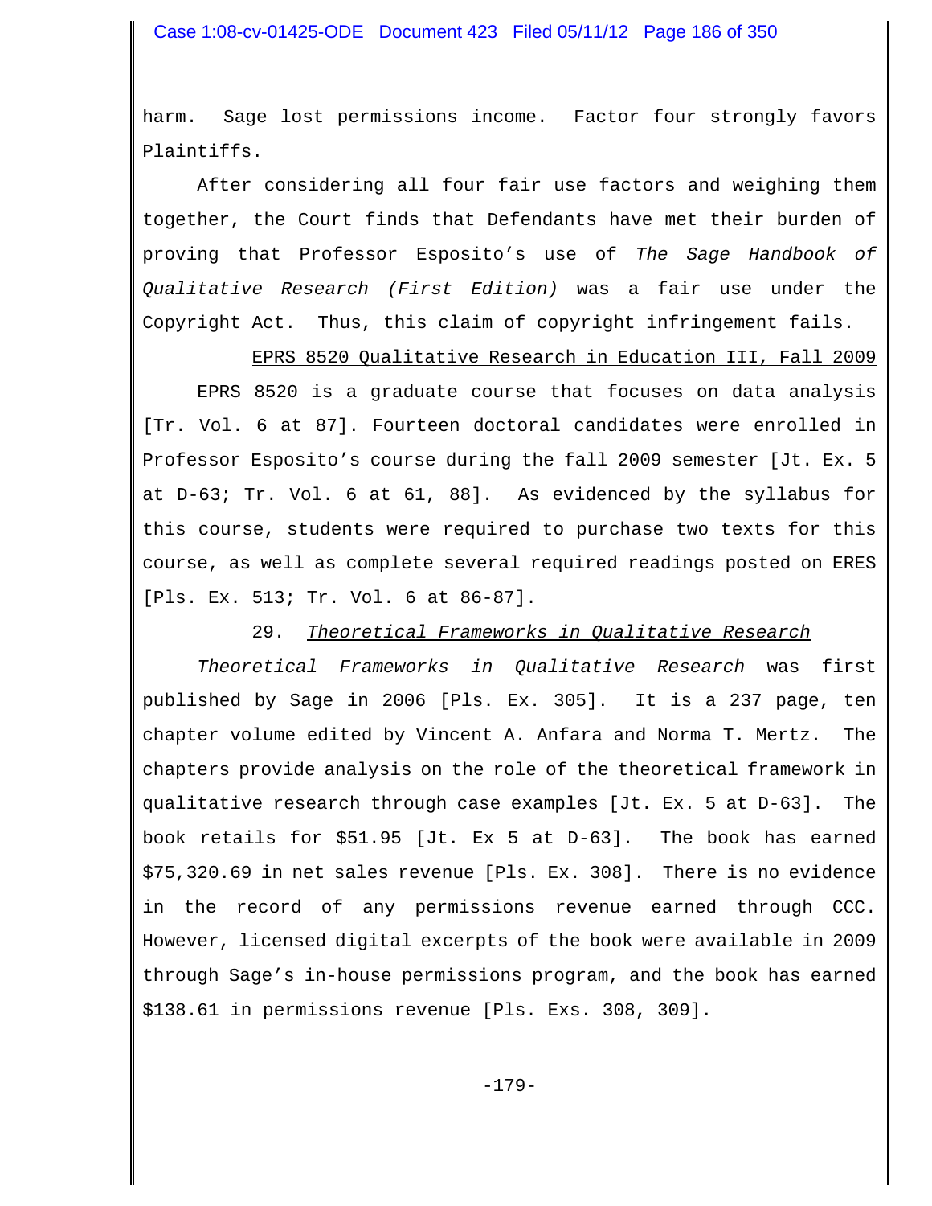harm. Sage lost permissions income. Factor four strongly favors Plaintiffs.

After considering all four fair use factors and weighing them together, the Court finds that Defendants have met their burden of proving that Professor Esposito's use of *The Sage Handbook of Qualitative Research (First Edition)* was a fair use under the Copyright Act. Thus, this claim of copyright infringement fails.

<u>EPRS 8520 Qualitative Research in Education III, Fall 2009</u>

EPRS 8520 is a graduate course that focuses on data analysis [Tr. Vol. 6 at 87]. Fourteen doctoral candidates were enrolled in Professor Esposito's course during the fall 2009 semester [Jt. Ex. 5 at D-63; Tr. Vol. 6 at 61, 88]. As evidenced by the syllabus for this course, students were required to purchase two texts for this course, as well as complete several required readings posted on ERES [Pls. Ex. 513; Tr. Vol. 6 at 86-87].

29. *Theoretical Frameworks in Qualitative Research*

*Theoretical Frameworks in Qualitative Research* was first published by Sage in 2006 [Pls. Ex. 305]. It is a 237 page, ten chapter volume edited by Vincent A. Anfara and Norma T. Mertz. The chapters provide analysis on the role of the theoretical framework in qualitative research through case examples [Jt. Ex. 5 at D-63]. The book retails for $51.95 [Jt. Ex 5 at D-63]. The book has earned $75,320.69 in net sales revenue [Pls. Ex. 308]. There is no evidence in the record of any permissions revenue earned through CCC. However, licensed digital excerpts of the book were available in 2009 through Sage's in-house permissions program, and the book has earned $138.61 in permissions revenue [Pls. Exs. 308, 309].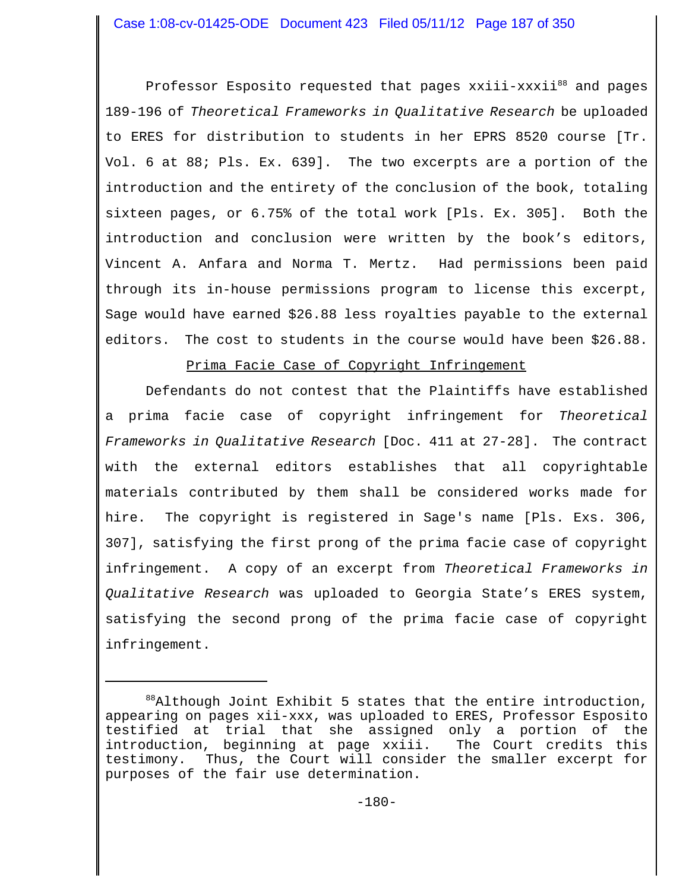Professor Esposito requested that pages xxiii-xxxii[88] and pages 189-196 of *Theoretical Frameworks in Qualitative Research* be uploaded to ERES for distribution to students in her EPRS 8520 course [Tr. Vol. 6 at 88; Pls. Ex. 639]. The two excerpts are a portion of the introduction and the entirety of the conclusion of the book, totaling sixteen pages, or 6.75% of the total work [Pls. Ex. 305]. Both the introduction and conclusion were written by the book's editors, Vincent A. Anfara and Norma T. Mertz. Had permissions been paid through its in-house permissions program to license this excerpt, Sage would have earned $26.88 less royalties payable to the external editors. The cost to students in the course would have been $26.88.

<u>Prima Facie Case of Copyright Infringement</u>

Defendants do not contest that the Plaintiffs have established a prima facie case of copyright infringement for *Theoretical Frameworks in Qualitative Research* [Doc. 411 at 27-28]. The contract with the external editors establishes that all copyrightable materials contributed by them shall be considered works made for hire. The copyright is registered in Sage's name [Pls. Exs. 306, 307], satisfying the first prong of the prima facie case of copyright infringement. A copy of an excerpt from *Theoretical Frameworks in Qualitative Research* was uploaded to Georgia State's ERES system, satisfying the second prong of the prima facie case of copyright infringement.

---

[88] Although Joint Exhibit 5 states that the entire introduction, appearing on pages xii-xxx, was uploaded to ERES, Professor Esposito testified at trial that she assigned only a portion of the introduction, beginning at page xxiii. The Court credits this testimony. Thus, the Court will consider the smaller excerpt for purposes of the fair use determination.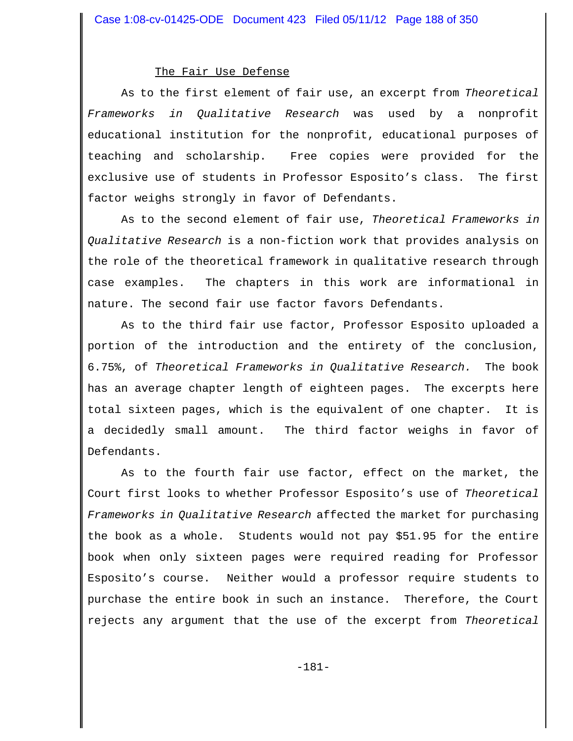The Fair Use Defense

As to the first element of fair use, an excerpt from *Theoretical Frameworks in Qualitative Research* was used by a nonprofit educational institution for the nonprofit, educational purposes of teaching and scholarship. Free copies were provided for the exclusive use of students in Professor Esposito's class. The first factor weighs strongly in favor of Defendants.

As to the second element of fair use, *Theoretical Frameworks in Qualitative Research* is a non-fiction work that provides analysis on the role of the theoretical framework in qualitative research through case examples. The chapters in this work are informational in nature. The second fair use factor favors Defendants.

As to the third fair use factor, Professor Esposito uploaded a portion of the introduction and the entirety of the conclusion, 6.75%, of *Theoretical Frameworks in Qualitative Research.* The book has an average chapter length of eighteen pages. The excerpts here total sixteen pages, which is the equivalent of one chapter. It is a decidedly small amount. The third factor weighs in favor of Defendants.

As to the fourth fair use factor, effect on the market, the Court first looks to whether Professor Esposito's use of *Theoretical Frameworks in Qualitative Research* affected the market for purchasing the book as a whole. Students would not pay $51.95 for the entire book when only sixteen pages were required reading for Professor Esposito's course. Neither would a professor require students to purchase the entire book in such an instance. Therefore, the Court rejects any argument that the use of the excerpt from *Theoretical*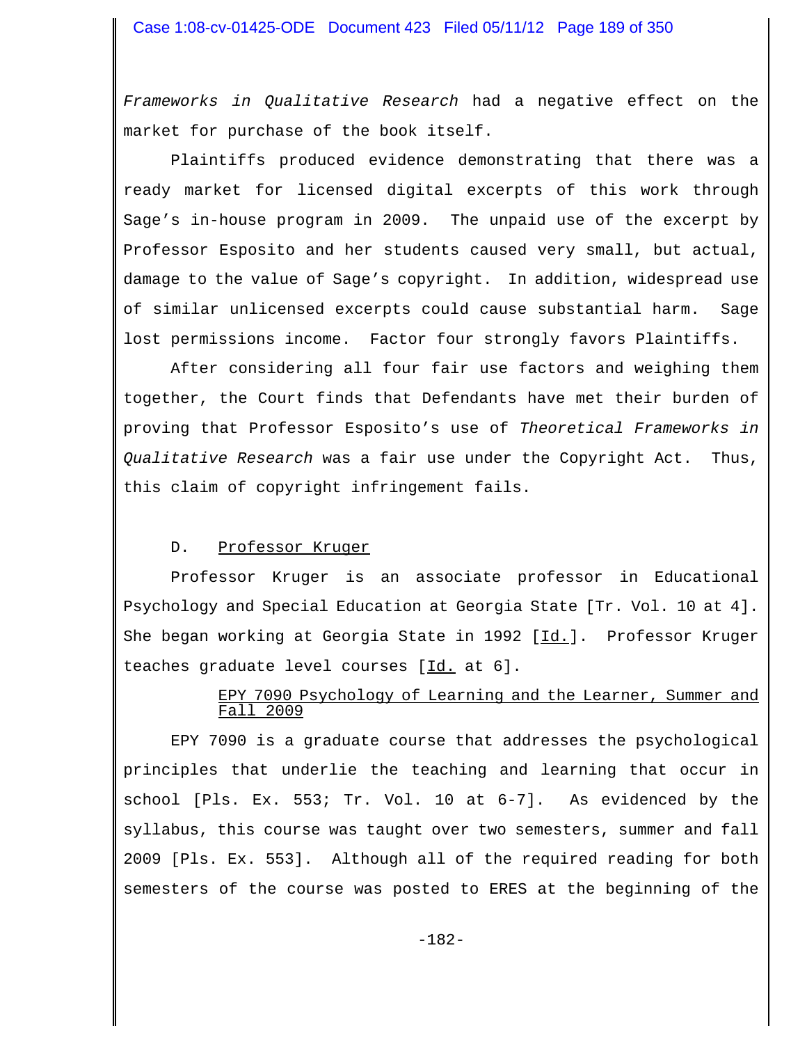*Frameworks in Qualitative Research* had a negative effect on the market for purchase of the book itself.

Plaintiffs produced evidence demonstrating that there was a ready market for licensed digital excerpts of this work through Sage's in-house program in 2009. The unpaid use of the excerpt by Professor Esposito and her students caused very small, but actual, damage to the value of Sage's copyright. In addition, widespread use of similar unlicensed excerpts could cause substantial harm. Sage lost permissions income. Factor four strongly favors Plaintiffs.

After considering all four fair use factors and weighing them together, the Court finds that Defendants have met their burden of proving that Professor Esposito's use of *Theoretical Frameworks in Qualitative Research* was a fair use under the Copyright Act. Thus, this claim of copyright infringement fails.

### D. Professor Kruger

Professor Kruger is an associate professor in Educational Psychology and Special Education at Georgia State [Tr. Vol. 10 at 4]. She began working at Georgia State in 1992 [Id.]. Professor Kruger teaches graduate level courses [Id. at 6].

#### EPY 7090 Psychology of Learning and the Learner, Summer and Fall 2009

EPY 7090 is a graduate course that addresses the psychological principles that underlie the teaching and learning that occur in school [Pls. Ex. 553; Tr. Vol. 10 at 6-7]. As evidenced by the syllabus, this course was taught over two semesters, summer and fall 2009 [Pls. Ex. 553]. Although all of the required reading for both semesters of the course was posted to ERES at the beginning of the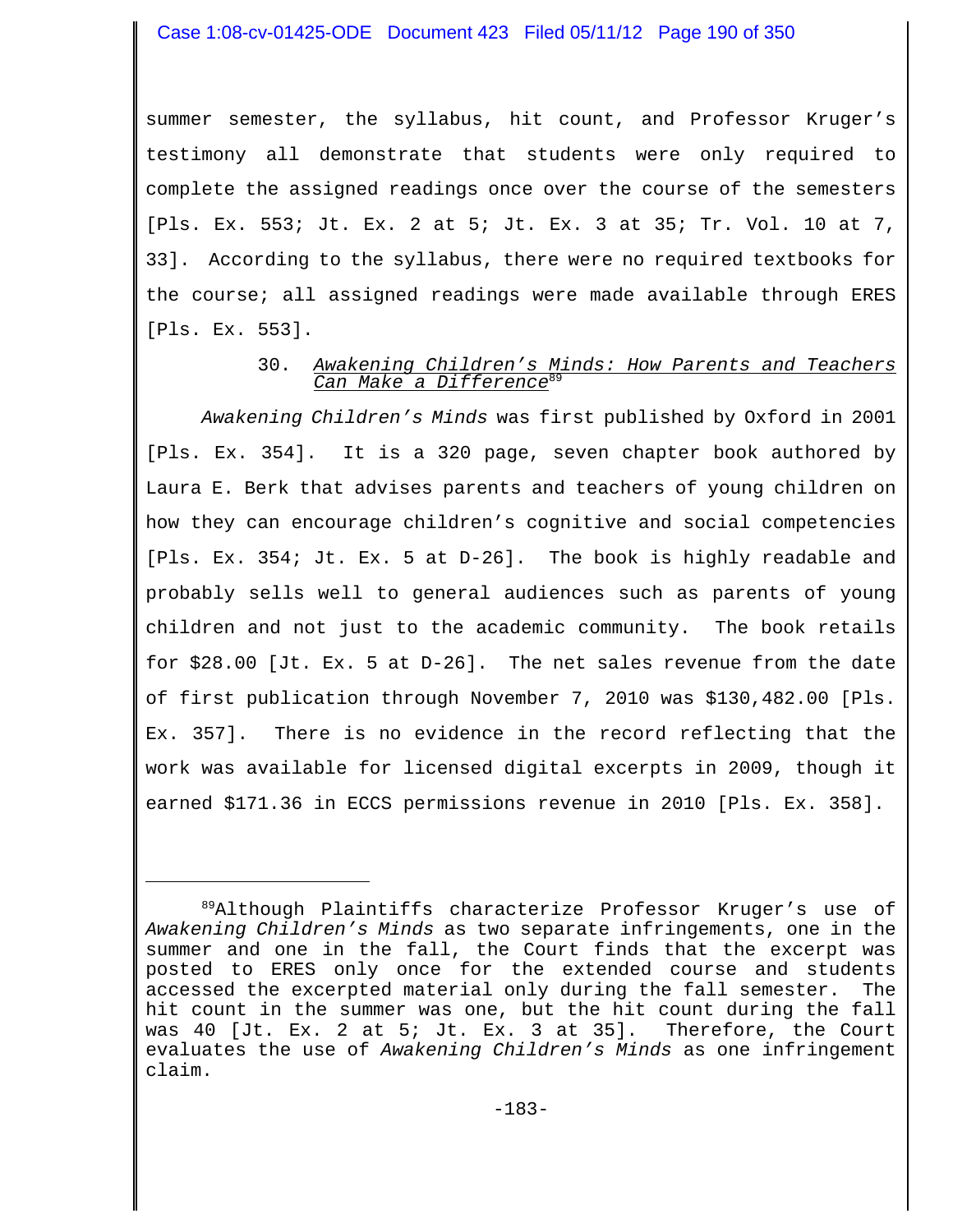summer semester, the syllabus, hit count, and Professor Kruger's testimony all demonstrate that students were only required to complete the assigned readings once over the course of the semesters [Pls. Ex. 553; Jt. Ex. 2 at 5; Jt. Ex. 3 at 35; Tr. Vol. 10 at 7, 33]. According to the syllabus, there were no required textbooks for the course; all assigned readings were made available through ERES [Pls. Ex. 553].

30. *Awakening Children's Minds: How Parents and Teachers Can Make a Difference*[89]

*Awakening Children's Minds* was first published by Oxford in 2001 [Pls. Ex. 354]. It is a 320 page, seven chapter book authored by Laura E. Berk that advises parents and teachers of young children on how they can encourage children's cognitive and social competencies [Pls. Ex. 354; Jt. Ex. 5 at D-26]. The book is highly readable and probably sells well to general audiences such as parents of young children and not just to the academic community. The book retails for $28.00 [Jt. Ex. 5 at D-26]. The net sales revenue from the date of first publication through November 7, 2010 was $130,482.00 [Pls. Ex. 357]. There is no evidence in the record reflecting that the work was available for licensed digital excerpts in 2009, though it earned $171.36 in ECCS permissions revenue in 2010 [Pls. Ex. 358].

---

[89] Although Plaintiffs characterize Professor Kruger's use of *Awakening Children's Minds* as two separate infringements, one in the summer and one in the fall, the Court finds that the excerpt was posted to ERES only once for the extended course and students accessed the excerpted material only during the fall semester. The hit count in the summer was one, but the hit count during the fall was 40 [Jt. Ex. 2 at 5; Jt. Ex. 3 at 35]. Therefore, the Court evaluates the use of *Awakening Children's Minds* as one infringement claim.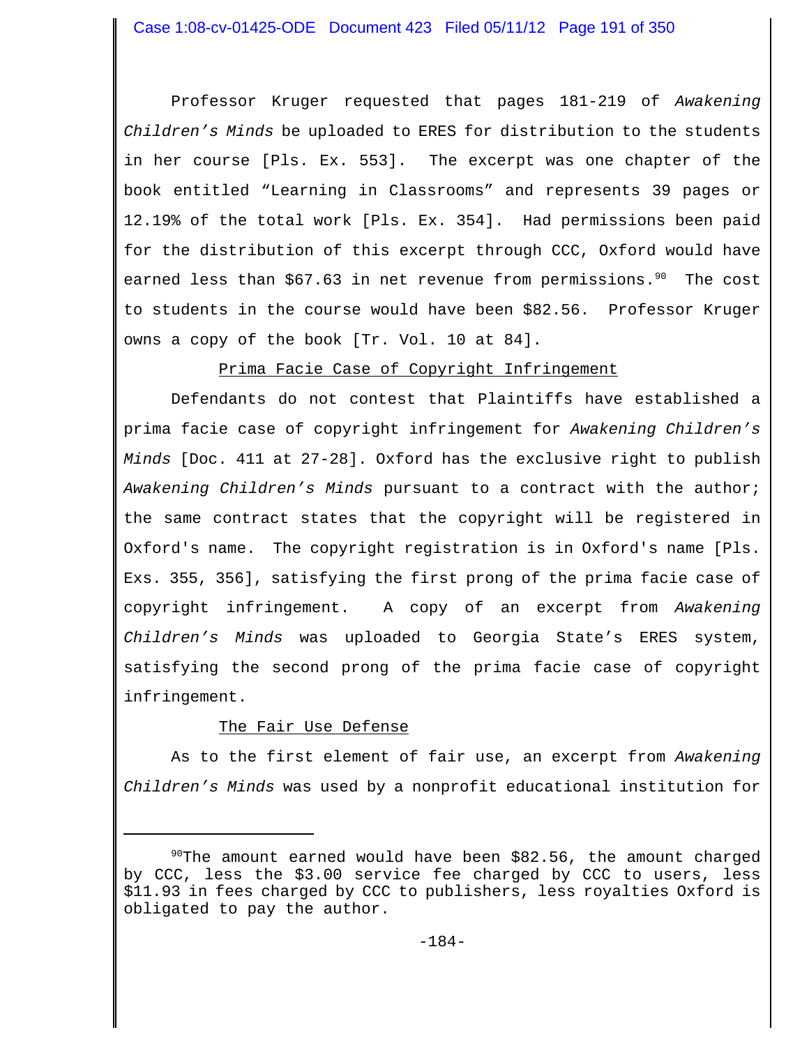Professor Kruger requested that pages 181-219 of *Awakening Children's Minds* be uploaded to ERES for distribution to the students in her course [Pls. Ex. 553]. The excerpt was one chapter of the book entitled "Learning in Classrooms" and represents 39 pages or 12.19% of the total work [Pls. Ex. 354]. Had permissions been paid for the distribution of this excerpt through CCC, Oxford would have earned less than $67.63 in net revenue from permissions.[90] The cost to students in the course would have been $82.56. Professor Kruger owns a copy of the book [Tr. Vol. 10 at 84].

<u>Prima Facie Case of Copyright Infringement</u>

Defendants do not contest that Plaintiffs have established a prima facie case of copyright infringement for *Awakening Children's Minds* [Doc. 411 at 27-28]. Oxford has the exclusive right to publish *Awakening Children's Minds* pursuant to a contract with the author; the same contract states that the copyright will be registered in Oxford's name. The copyright registration is in Oxford's name [Pls. Exs. 355, 356], satisfying the first prong of the prima facie case of copyright infringement. A copy of an excerpt from *Awakening Children's Minds* was uploaded to Georgia State's ERES system, satisfying the second prong of the prima facie case of copyright infringement.

<u>The Fair Use Defense</u>

As to the first element of fair use, an excerpt from *Awakening Children's Minds* was used by a nonprofit educational institution for

---

[90] The amount earned would have been $82.56, the amount charged by CCC, less the $3.00 service fee charged by CCC to users, less $11.93 in fees charged by CCC to publishers, less royalties Oxford is obligated to pay the author.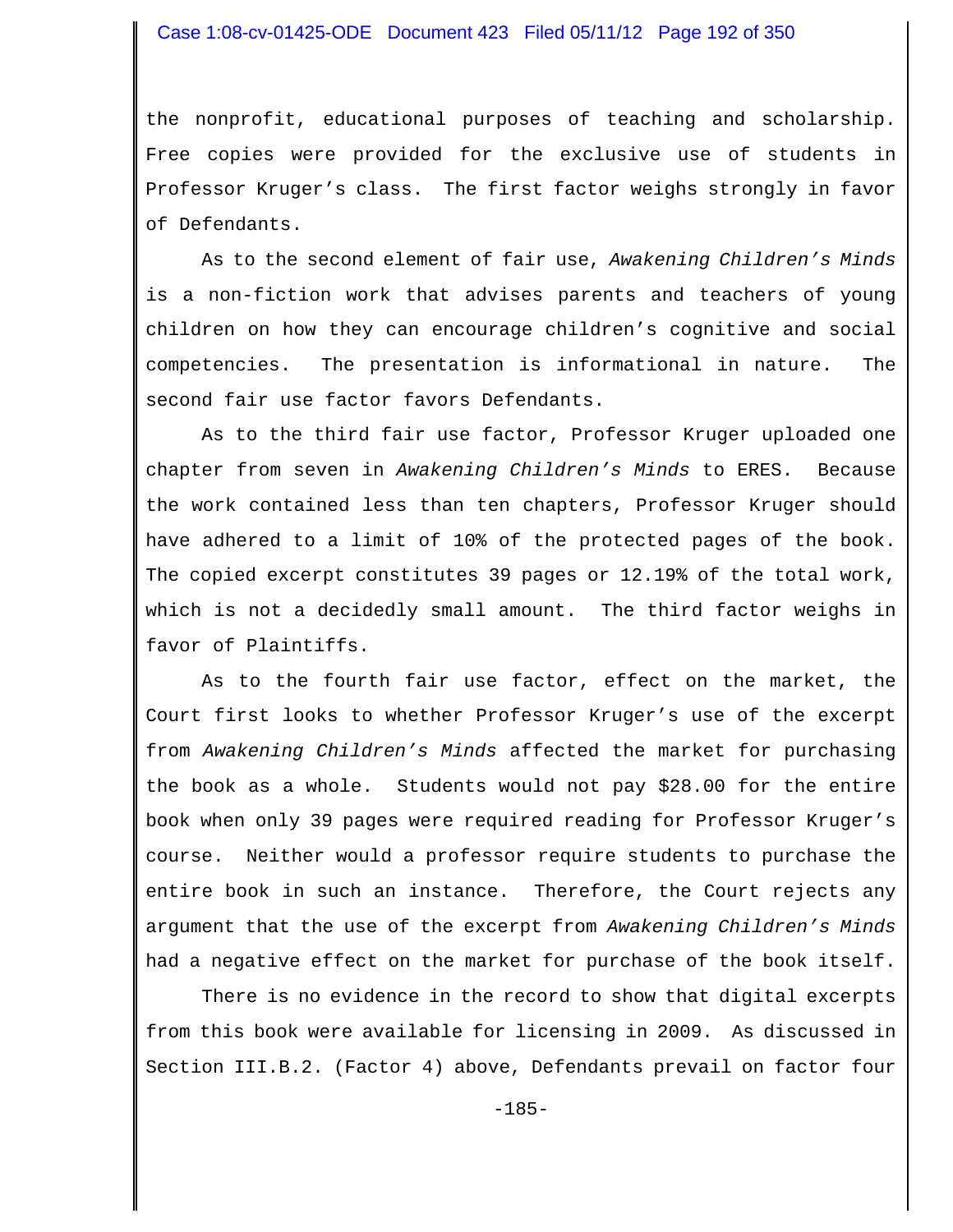the nonprofit, educational purposes of teaching and scholarship. Free copies were provided for the exclusive use of students in Professor Kruger's class. The first factor weighs strongly in favor of Defendants.

As to the second element of fair use, *Awakening Children's Minds* is a non-fiction work that advises parents and teachers of young children on how they can encourage children's cognitive and social competencies. The presentation is informational in nature. The second fair use factor favors Defendants.

As to the third fair use factor, Professor Kruger uploaded one chapter from seven in *Awakening Children's Minds* to ERES. Because the work contained less than ten chapters, Professor Kruger should have adhered to a limit of 10% of the protected pages of the book. The copied excerpt constitutes 39 pages or 12.19% of the total work, which is not a decidedly small amount. The third factor weighs in favor of Plaintiffs.

As to the fourth fair use factor, effect on the market, the Court first looks to whether Professor Kruger's use of the excerpt from *Awakening Children's Minds* affected the market for purchasing the book as a whole. Students would not pay $28.00 for the entire book when only 39 pages were required reading for Professor Kruger's course. Neither would a professor require students to purchase the entire book in such an instance. Therefore, the Court rejects any argument that the use of the excerpt from *Awakening Children's Minds* had a negative effect on the market for purchase of the book itself.

There is no evidence in the record to show that digital excerpts from this book were available for licensing in 2009. As discussed in Section III.B.2. (Factor 4) above, Defendants prevail on factor four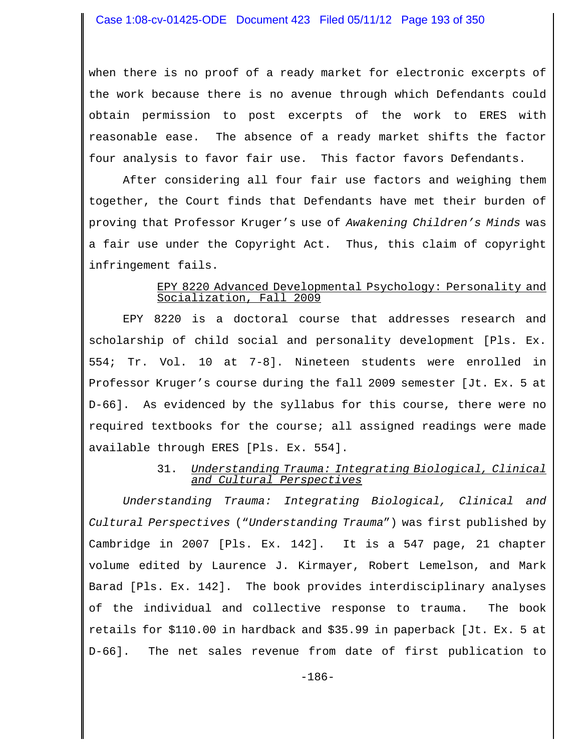when there is no proof of a ready market for electronic excerpts of the work because there is no avenue through which Defendants could obtain permission to post excerpts of the work to ERES with reasonable ease. The absence of a ready market shifts the factor four analysis to favor fair use. This factor favors Defendants.

After considering all four fair use factors and weighing them together, the Court finds that Defendants have met their burden of proving that Professor Kruger's use of *Awakening Children's Minds* was a fair use under the Copyright Act. Thus, this claim of copyright infringement fails.

<u>EPY 8220 Advanced Developmental Psychology: Personality and Socialization, Fall 2009</u>

EPY 8220 is a doctoral course that addresses research and scholarship of child social and personality development [Pls. Ex. 554; Tr. Vol. 10 at 7-8]. Nineteen students were enrolled in Professor Kruger's course during the fall 2009 semester [Jt. Ex. 5 at D-66]. As evidenced by the syllabus for this course, there were no required textbooks for the course; all assigned readings were made available through ERES [Pls. Ex. 554].

31. <u>*Understanding Trauma: Integrating Biological, Clinical and Cultural Perspectives*</u>

*Understanding Trauma: Integrating Biological, Clinical and Cultural Perspectives* ("*Understanding Trauma*") was first published by Cambridge in 2007 [Pls. Ex. 142]. It is a 547 page, 21 chapter volume edited by Laurence J. Kirmayer, Robert Lemelson, and Mark Barad [Pls. Ex. 142]. The book provides interdisciplinary analyses of the individual and collective response to trauma. The book retails for $110.00 in hardback and $35.99 in paperback [Jt. Ex. 5 at D-66]. The net sales revenue from date of first publication to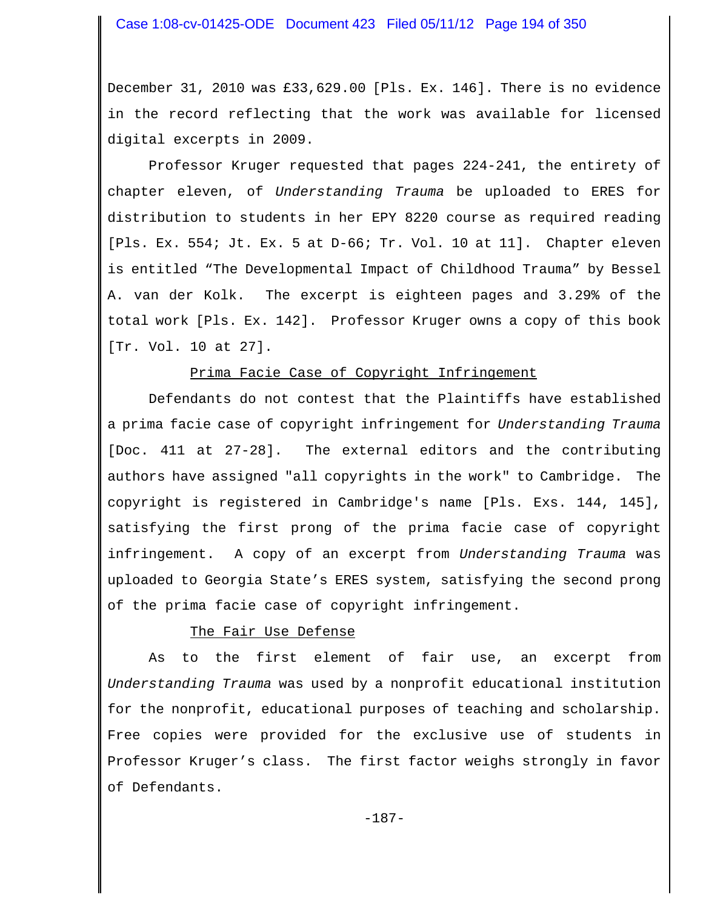December 31, 2010 was £33,629.00 [Pls. Ex. 146]. There is no evidence in the record reflecting that the work was available for licensed digital excerpts in 2009.

Professor Kruger requested that pages 224-241, the entirety of chapter eleven, of *Understanding Trauma* be uploaded to ERES for distribution to students in her EPY 8220 course as required reading [Pls. Ex. 554; Jt. Ex. 5 at D-66; Tr. Vol. 10 at 11]. Chapter eleven is entitled "The Developmental Impact of Childhood Trauma" by Bessel A. van der Kolk. The excerpt is eighteen pages and 3.29% of the total work [Pls. Ex. 142]. Professor Kruger owns a copy of this book [Tr. Vol. 10 at 27].

<u>Prima Facie Case of Copyright Infringement</u>

Defendants do not contest that the Plaintiffs have established a prima facie case of copyright infringement for *Understanding Trauma* [Doc. 411 at 27-28]. The external editors and the contributing authors have assigned "all copyrights in the work" to Cambridge. The copyright is registered in Cambridge's name [Pls. Exs. 144, 145], satisfying the first prong of the prima facie case of copyright infringement. A copy of an excerpt from *Understanding Trauma* was uploaded to Georgia State's ERES system, satisfying the second prong of the prima facie case of copyright infringement.

<u>The Fair Use Defense</u>

As to the first element of fair use, an excerpt from *Understanding Trauma* was used by a nonprofit educational institution for the nonprofit, educational purposes of teaching and scholarship. Free copies were provided for the exclusive use of students in Professor Kruger's class. The first factor weighs strongly in favor of Defendants.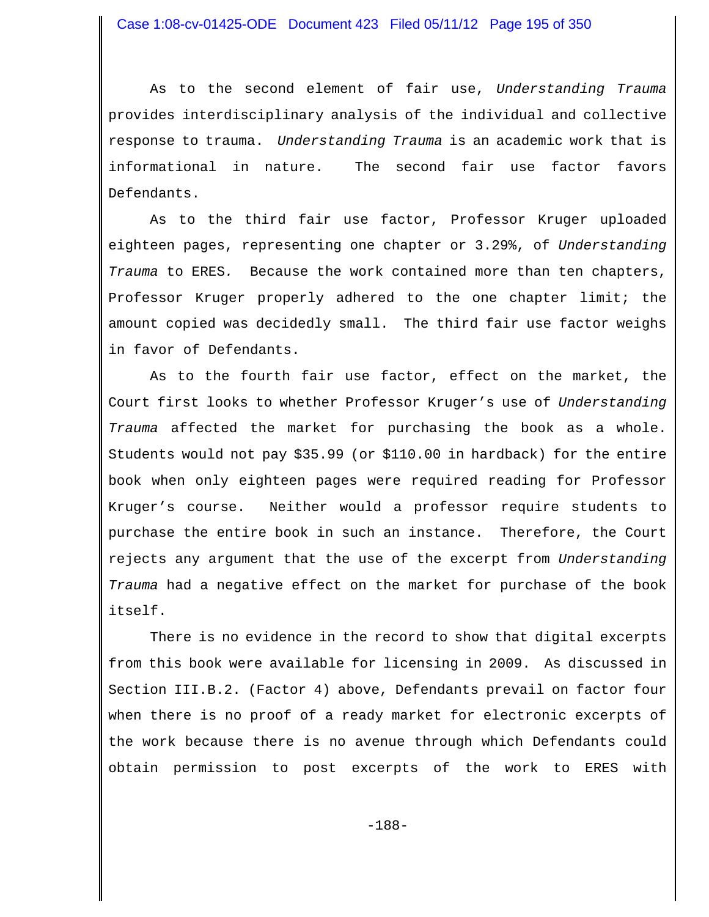As to the second element of fair use, *Understanding Trauma* provides interdisciplinary analysis of the individual and collective response to trauma. *Understanding Trauma* is an academic work that is informational in nature. The second fair use factor favors Defendants.

As to the third fair use factor, Professor Kruger uploaded eighteen pages, representing one chapter or 3.29%, of *Understanding Trauma* to ERES. Because the work contained more than ten chapters, Professor Kruger properly adhered to the one chapter limit; the amount copied was decidedly small. The third fair use factor weighs in favor of Defendants.

As to the fourth fair use factor, effect on the market, the Court first looks to whether Professor Kruger's use of *Understanding Trauma* affected the market for purchasing the book as a whole. Students would not pay $35.99 (or $110.00 in hardback) for the entire book when only eighteen pages were required reading for Professor Kruger's course. Neither would a professor require students to purchase the entire book in such an instance. Therefore, the Court rejects any argument that the use of the excerpt from *Understanding Trauma* had a negative effect on the market for purchase of the book itself.

There is no evidence in the record to show that digital excerpts from this book were available for licensing in 2009. As discussed in Section III.B.2. (Factor 4) above, Defendants prevail on factor four when there is no proof of a ready market for electronic excerpts of the work because there is no avenue through which Defendants could obtain permission to post excerpts of the work to ERES with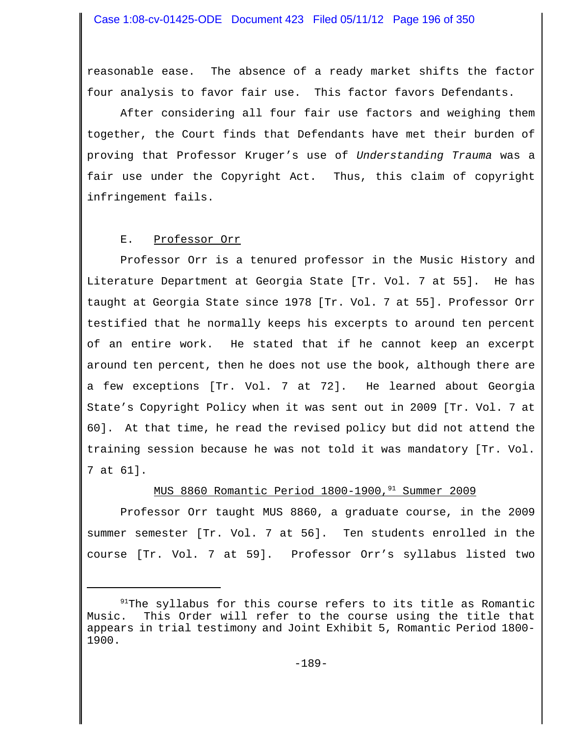reasonable ease. The absence of a ready market shifts the factor four analysis to favor fair use. This factor favors Defendants.

After considering all four fair use factors and weighing them together, the Court finds that Defendants have met their burden of proving that Professor Kruger's use of *Understanding Trauma* was a fair use under the Copyright Act. Thus, this claim of copyright infringement fails.

E. Professor Orr

Professor Orr is a tenured professor in the Music History and Literature Department at Georgia State [Tr. Vol. 7 at 55]. He has taught at Georgia State since 1978 [Tr. Vol. 7 at 55]. Professor Orr testified that he normally keeps his excerpts to around ten percent of an entire work. He stated that if he cannot keep an excerpt around ten percent, then he does not use the book, although there are a few exceptions [Tr. Vol. 7 at 72]. He learned about Georgia State's Copyright Policy when it was sent out in 2009 [Tr. Vol. 7 at 60]. At that time, he read the revised policy but did not attend the training session because he was not told it was mandatory [Tr. Vol. 7 at 61].

MUS 8860 Romantic Period 1800-1900,[91] Summer 2009

Professor Orr taught MUS 8860, a graduate course, in the 2009 summer semester [Tr. Vol. 7 at 56]. Ten students enrolled in the course [Tr. Vol. 7 at 59]. Professor Orr's syllabus listed two

[91] The syllabus for this course refers to its title as Romantic Music. This Order will refer to the course using the title that appears in trial testimony and Joint Exhibit 5, Romantic Period 1800-1900.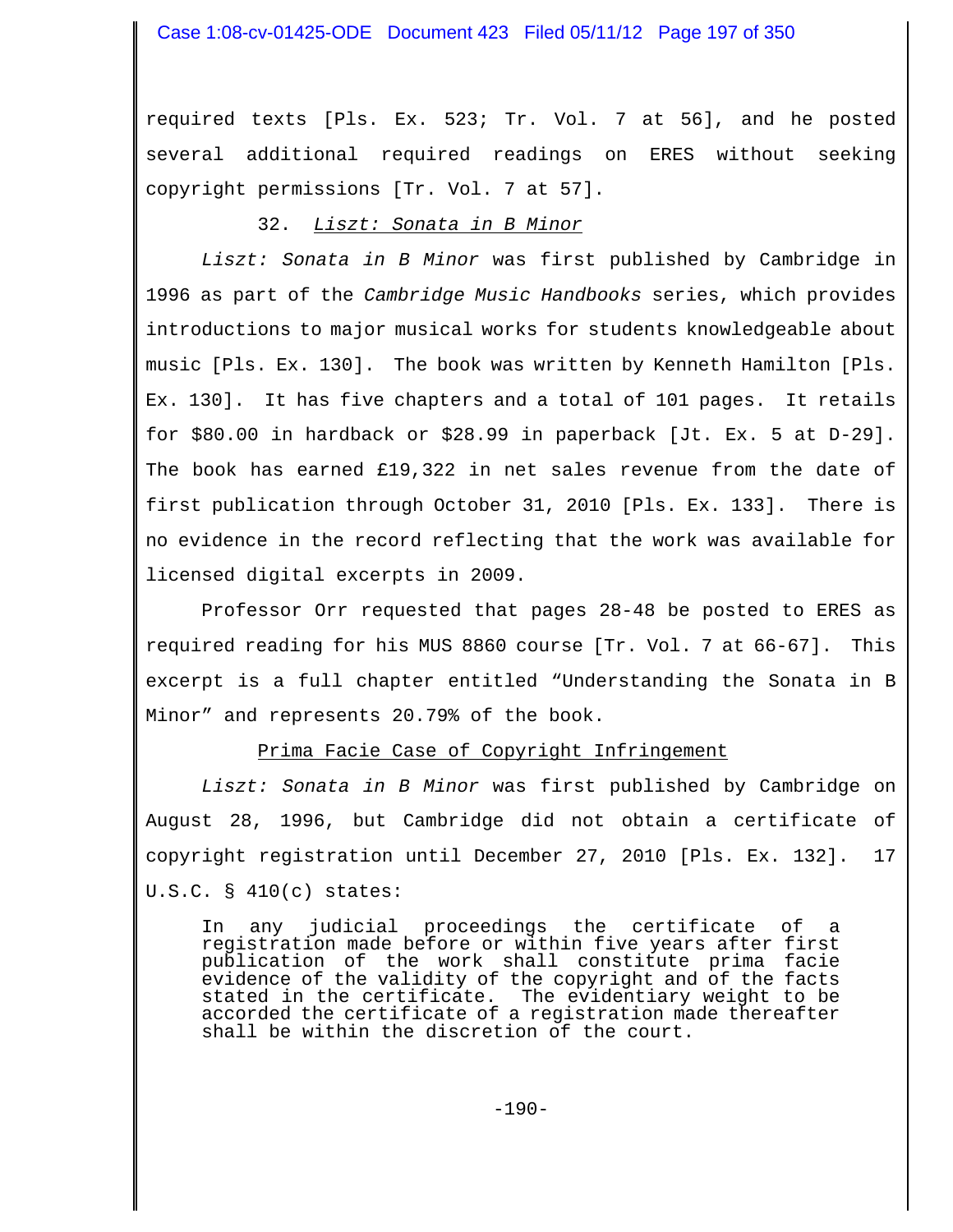required texts [Pls. Ex. 523; Tr. Vol. 7 at 56], and he posted several additional required readings on ERES without seeking copyright permissions [Tr. Vol. 7 at 57].

### 32. *Liszt: Sonata in B Minor*

*Liszt: Sonata in B Minor* was first published by Cambridge in 1996 as part of the *Cambridge Music Handbooks* series, which provides introductions to major musical works for students knowledgeable about music [Pls. Ex. 130]. The book was written by Kenneth Hamilton [Pls. Ex. 130]. It has five chapters and a total of 101 pages. It retails for $80.00 in hardback or $28.99 in paperback [Jt. Ex. 5 at D-29]. The book has earned £19,322 in net sales revenue from the date of first publication through October 31, 2010 [Pls. Ex. 133]. There is no evidence in the record reflecting that the work was available for licensed digital excerpts in 2009.

Professor Orr requested that pages 28-48 be posted to ERES as required reading for his MUS 8860 course [Tr. Vol. 7 at 66-67]. This excerpt is a full chapter entitled "Understanding the Sonata in B Minor" and represents 20.79% of the book.

#### Prima Facie Case of Copyright Infringement

*Liszt: Sonata in B Minor* was first published by Cambridge on August 28, 1996, but Cambridge did not obtain a certificate of copyright registration until December 27, 2010 [Pls. Ex. 132]. 17 U.S.C. § 410(c) states:

> In any judicial proceedings the certificate of a registration made before or within five years after first publication of the work shall constitute prima facie evidence of the validity of the copyright and of the facts stated in the certificate. The evidentiary weight to be accorded the certificate of a registration made thereafter shall be within the discretion of the court.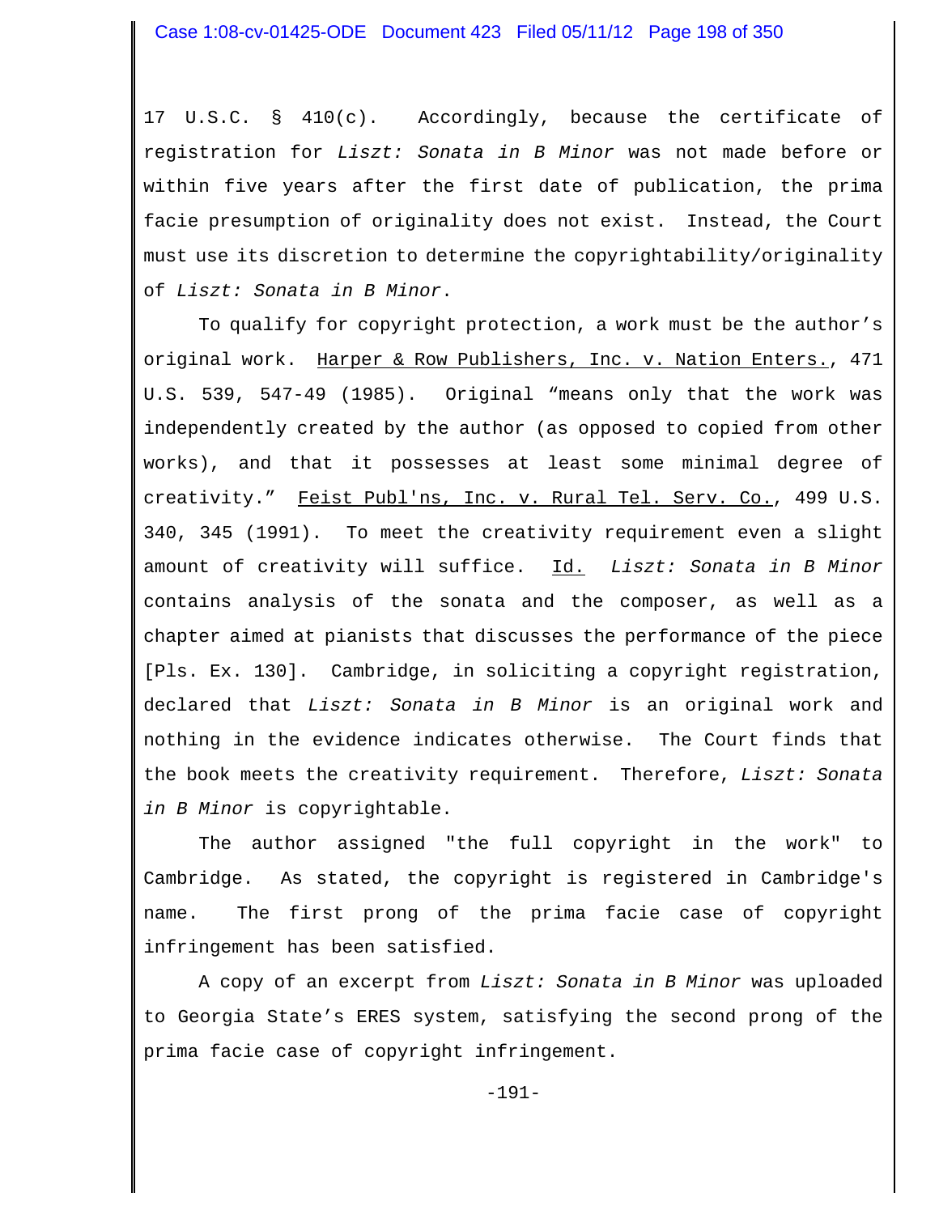17 U.S.C. § 410(c). Accordingly, because the certificate of registration for *Liszt: Sonata in B Minor* was not made before or within five years after the first date of publication, the prima facie presumption of originality does not exist. Instead, the Court must use its discretion to determine the copyrightability/originality of *Liszt: Sonata in B Minor*.

To qualify for copyright protection, a work must be the author's original work. Harper & Row Publishers, Inc. v. Nation Enters., 471 U.S. 539, 547-49 (1985). Original "means only that the work was independently created by the author (as opposed to copied from other works), and that it possesses at least some minimal degree of creativity." Feist Publ'ns, Inc. v. Rural Tel. Serv. Co., 499 U.S. 340, 345 (1991). To meet the creativity requirement even a slight amount of creativity will suffice. Id. *Liszt: Sonata in B Minor* contains analysis of the sonata and the composer, as well as a chapter aimed at pianists that discusses the performance of the piece [Pls. Ex. 130]. Cambridge, in soliciting a copyright registration, declared that *Liszt: Sonata in B Minor* is an original work and nothing in the evidence indicates otherwise. The Court finds that the book meets the creativity requirement. Therefore, *Liszt: Sonata in B Minor* is copyrightable.

The author assigned "the full copyright in the work" to Cambridge. As stated, the copyright is registered in Cambridge's name. The first prong of the prima facie case of copyright infringement has been satisfied.

A copy of an excerpt from *Liszt: Sonata in B Minor* was uploaded to Georgia State's ERES system, satisfying the second prong of the prima facie case of copyright infringement.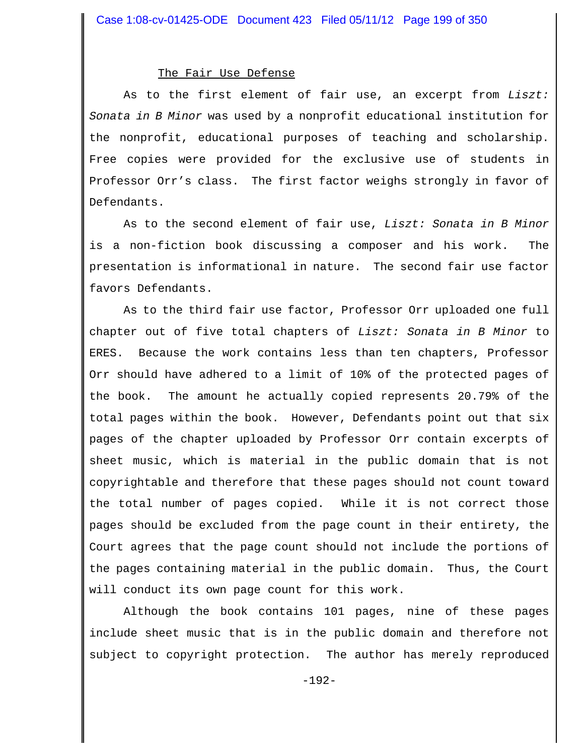The Fair Use Defense

As to the first element of fair use, an excerpt from *Liszt: Sonata in B Minor* was used by a nonprofit educational institution for the nonprofit, educational purposes of teaching and scholarship. Free copies were provided for the exclusive use of students in Professor Orr's class. The first factor weighs strongly in favor of Defendants.

As to the second element of fair use, *Liszt: Sonata in B Minor* is a non-fiction book discussing a composer and his work. The presentation is informational in nature. The second fair use factor favors Defendants.

As to the third fair use factor, Professor Orr uploaded one full chapter out of five total chapters of *Liszt: Sonata in B Minor* to ERES. Because the work contains less than ten chapters, Professor Orr should have adhered to a limit of 10% of the protected pages of the book. The amount he actually copied represents 20.79% of the total pages within the book. However, Defendants point out that six pages of the chapter uploaded by Professor Orr contain excerpts of sheet music, which is material in the public domain that is not copyrightable and therefore that these pages should not count toward the total number of pages copied. While it is not correct those pages should be excluded from the page count in their entirety, the Court agrees that the page count should not include the portions of the pages containing material in the public domain. Thus, the Court will conduct its own page count for this work.

Although the book contains 101 pages, nine of these pages include sheet music that is in the public domain and therefore not subject to copyright protection. The author has merely reproduced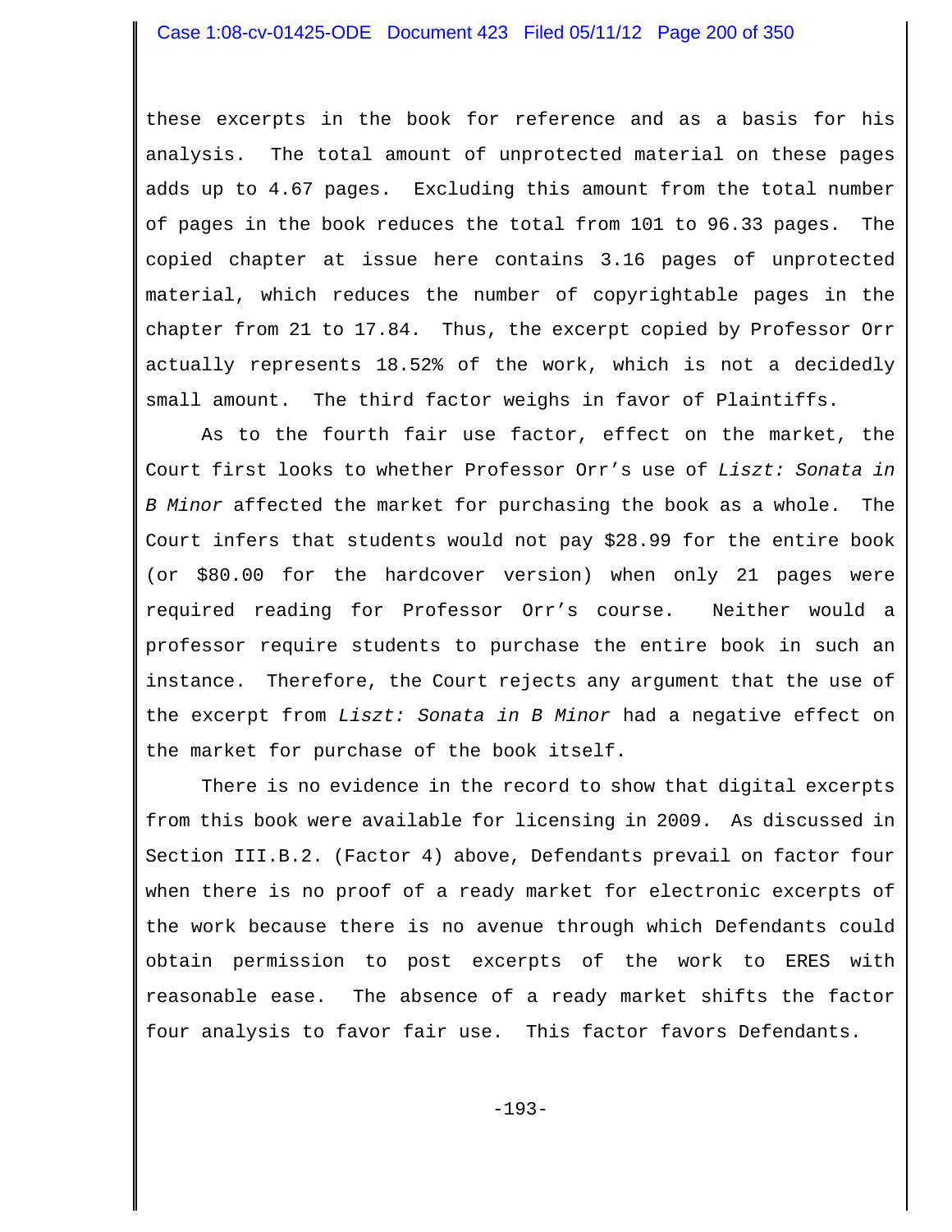these excerpts in the book for reference and as a basis for his analysis. The total amount of unprotected material on these pages adds up to 4.67 pages. Excluding this amount from the total number of pages in the book reduces the total from 101 to 96.33 pages. The copied chapter at issue here contains 3.16 pages of unprotected material, which reduces the number of copyrightable pages in the chapter from 21 to 17.84. Thus, the excerpt copied by Professor Orr actually represents 18.52% of the work, which is not a decidedly small amount. The third factor weighs in favor of Plaintiffs.

As to the fourth fair use factor, effect on the market, the Court first looks to whether Professor Orr's use of *Liszt: Sonata in B Minor* affected the market for purchasing the book as a whole. The Court infers that students would not pay $28.99 for the entire book (or $80.00 for the hardcover version) when only 21 pages were required reading for Professor Orr's course. Neither would a professor require students to purchase the entire book in such an instance. Therefore, the Court rejects any argument that the use of the excerpt from *Liszt: Sonata in B Minor* had a negative effect on the market for purchase of the book itself.

There is no evidence in the record to show that digital excerpts from this book were available for licensing in 2009. As discussed in Section III.B.2. (Factor 4) above, Defendants prevail on factor four when there is no proof of a ready market for electronic excerpts of the work because there is no avenue through which Defendants could obtain permission to post excerpts of the work to ERES with reasonable ease. The absence of a ready market shifts the factor four analysis to favor fair use. This factor favors Defendants.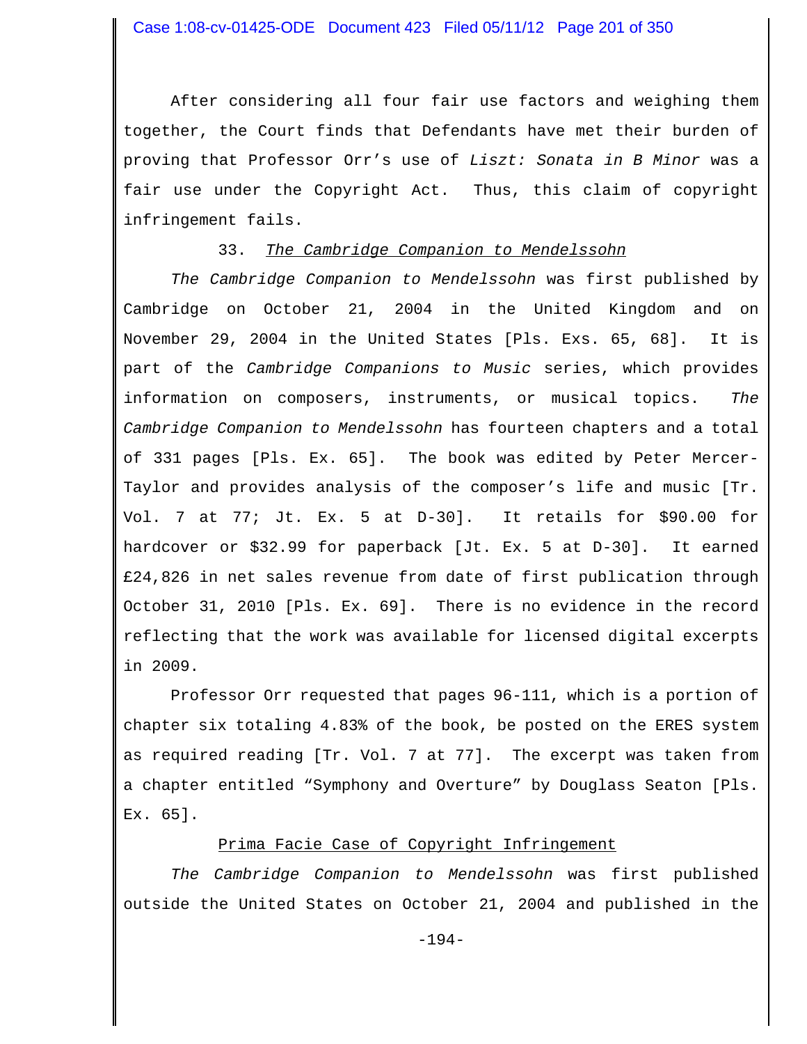After considering all four fair use factors and weighing them together, the Court finds that Defendants have met their burden of proving that Professor Orr's use of *Liszt: Sonata in B Minor* was a fair use under the Copyright Act. Thus, this claim of copyright infringement fails.

### 33. *The Cambridge Companion to Mendelssohn*

*The Cambridge Companion to Mendelssohn* was first published by Cambridge on October 21, 2004 in the United Kingdom and on November 29, 2004 in the United States [Pls. Exs. 65, 68]. It is part of the *Cambridge Companions to Music* series, which provides information on composers, instruments, or musical topics. *The Cambridge Companion to Mendelssohn* has fourteen chapters and a total of 331 pages [Pls. Ex. 65]. The book was edited by Peter Mercer-Taylor and provides analysis of the composer's life and music [Tr. Vol. 7 at 77; Jt. Ex. 5 at D-30]. It retails for $90.00 for hardcover or $32.99 for paperback [Jt. Ex. 5 at D-30]. It earned £24,826 in net sales revenue from date of first publication through October 31, 2010 [Pls. Ex. 69]. There is no evidence in the record reflecting that the work was available for licensed digital excerpts in 2009.

Professor Orr requested that pages 96-111, which is a portion of chapter six totaling 4.83% of the book, be posted on the ERES system as required reading [Tr. Vol. 7 at 77]. The excerpt was taken from a chapter entitled "Symphony and Overture" by Douglass Seaton [Pls. Ex. 65].

#### Prima Facie Case of Copyright Infringement

*The Cambridge Companion to Mendelssohn* was first published outside the United States on October 21, 2004 and published in the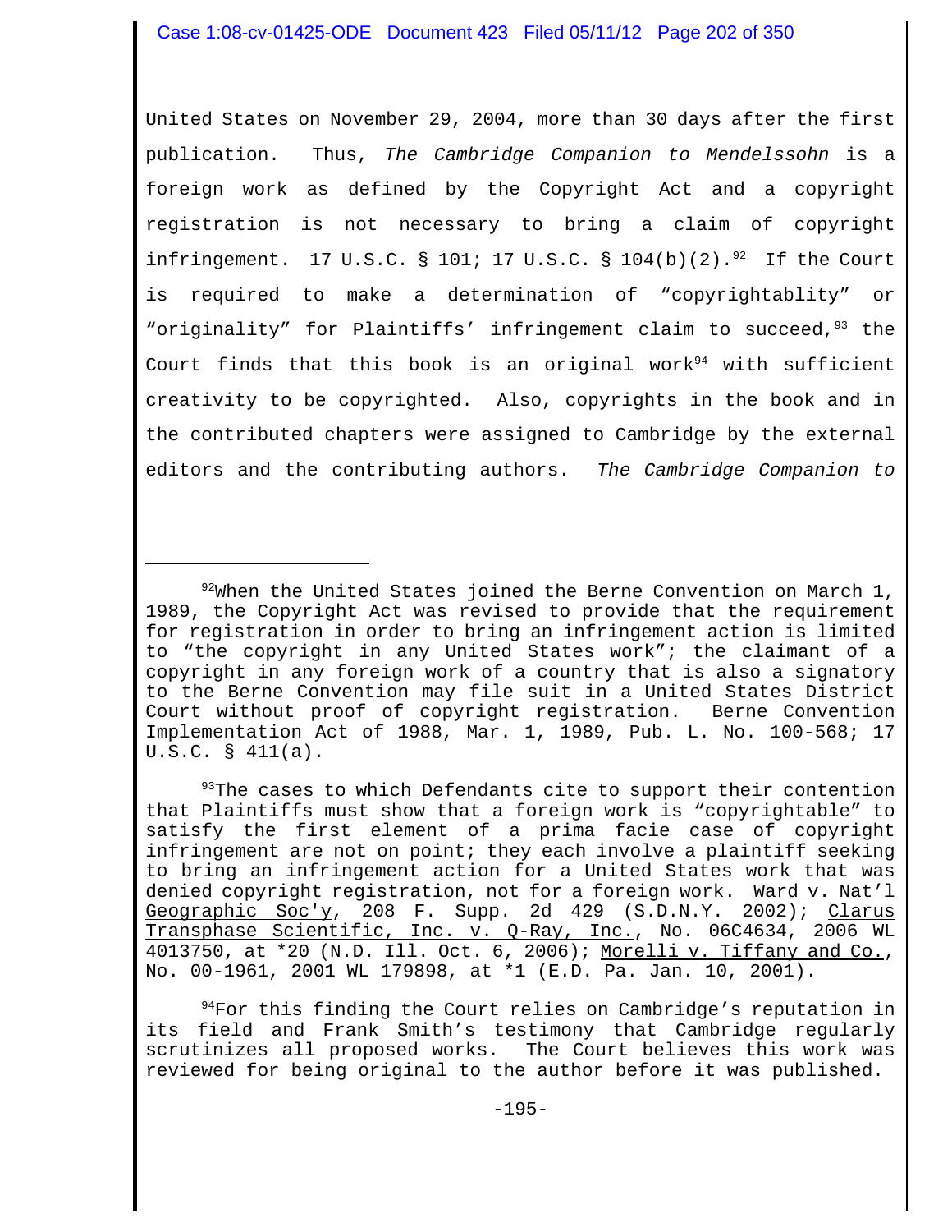United States on November 29, 2004, more than 30 days after the first publication. Thus, *The Cambridge Companion to Mendelssohn* is a foreign work as defined by the Copyright Act and a copyright registration is not necessary to bring a claim of copyright infringement. 17 U.S.C. § 101; 17 U.S.C. § 104(b)(2).[92] If the Court is required to make a determination of "copyrightablity" or "originality" for Plaintiffs' infringement claim to succeed,[93] the Court finds that this book is an original work[94] with sufficient creativity to be copyrighted. Also, copyrights in the book and in the contributed chapters were assigned to Cambridge by the external editors and the contributing authors. *The Cambridge Companion to*

---

[92]When the United States joined the Berne Convention on March 1, 1989, the Copyright Act was revised to provide that the requirement for registration in order to bring an infringement action is limited to "the copyright in any United States work"; the claimant of a copyright in any foreign work of a country that is also a signatory to the Berne Convention may file suit in a United States District Court without proof of copyright registration. Berne Convention Implementation Act of 1988, Mar. 1, 1989, Pub. L. No. 100-568; 17 U.S.C. § 411(a).

[93]The cases to which Defendants cite to support their contention that Plaintiffs must show that a foreign work is "copyrightable" to satisfy the first element of a prima facie case of copyright infringement are not on point; they each involve a plaintiff seeking to bring an infringement action for a United States work that was denied copyright registration, not for a foreign work. Ward v. Nat'l Geographic Soc'y, 208 F. Supp. 2d 429 (S.D.N.Y. 2002); Clarus Transphase Scientific, Inc. v. Q-Ray, Inc., No. 06C4634, 2006 WL 4013750, at *20 (N.D. Ill. Oct. 6, 2006); Morelli v. Tiffany and Co., No. 00-1961, 2001 WL 179898, at *1 (E.D. Pa. Jan. 10, 2001).

[94]For this finding the Court relies on Cambridge's reputation in its field and Frank Smith's testimony that Cambridge regularly scrutinizes all proposed works. The Court believes this work was reviewed for being original to the author before it was published.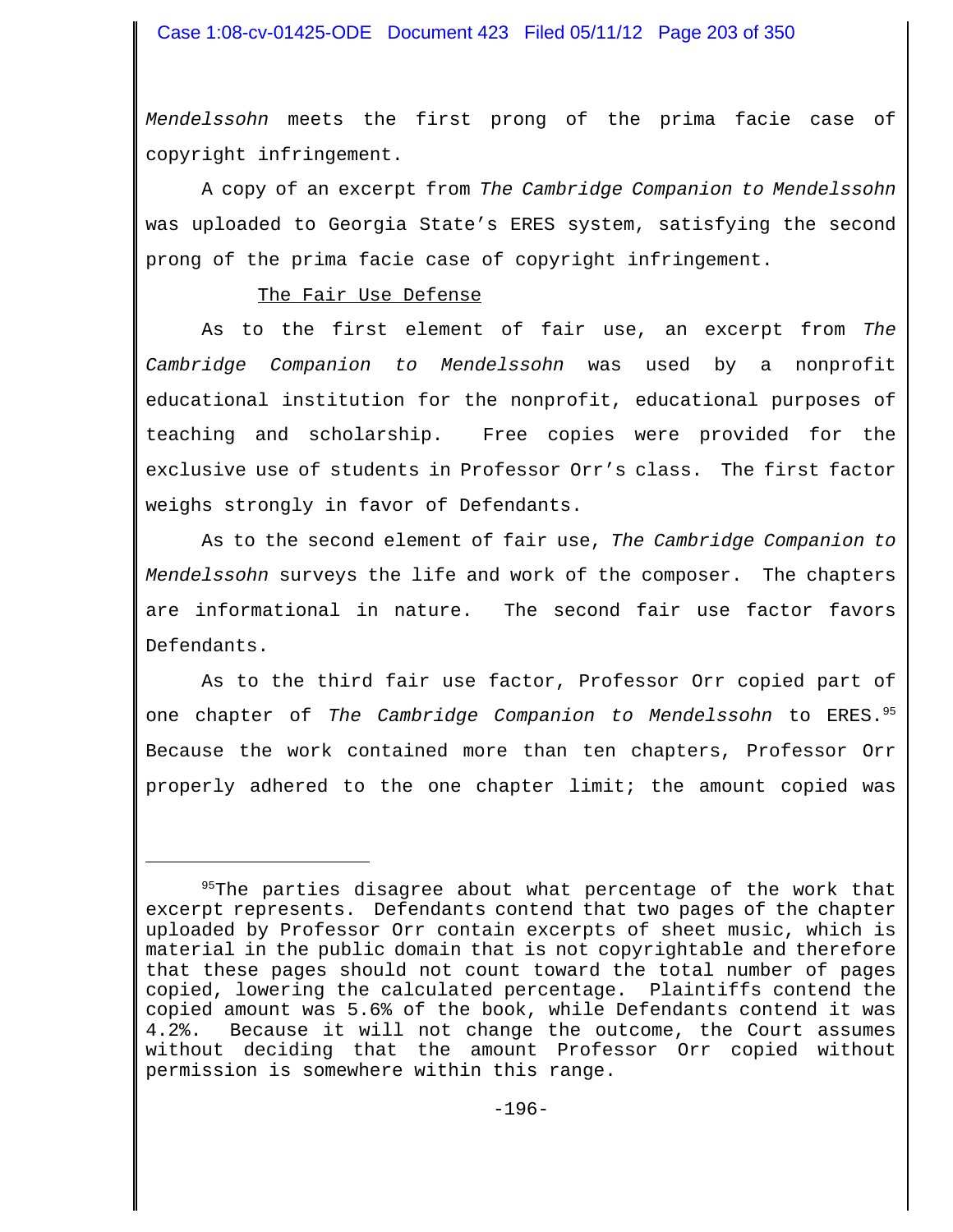*Mendelssohn* meets the first prong of the prima facie case of copyright infringement.

A copy of an excerpt from *The Cambridge Companion to Mendelssohn* was uploaded to Georgia State's ERES system, satisfying the second prong of the prima facie case of copyright infringement.

The Fair Use Defense

As to the first element of fair use, an excerpt from *The Cambridge Companion to Mendelssohn* was used by a nonprofit educational institution for the nonprofit, educational purposes of teaching and scholarship. Free copies were provided for the exclusive use of students in Professor Orr's class. The first factor weighs strongly in favor of Defendants.

As to the second element of fair use, *The Cambridge Companion to Mendelssohn* surveys the life and work of the composer. The chapters are informational in nature. The second fair use factor favors Defendants.

As to the third fair use factor, Professor Orr copied part of one chapter of *The Cambridge Companion to Mendelssohn* to ERES.[95] Because the work contained more than ten chapters, Professor Orr properly adhered to the one chapter limit; the amount copied was

---

[95]The parties disagree about what percentage of the work that excerpt represents. Defendants contend that two pages of the chapter uploaded by Professor Orr contain excerpts of sheet music, which is material in the public domain that is not copyrightable and therefore that these pages should not count toward the total number of pages copied, lowering the calculated percentage. Plaintiffs contend the copied amount was 5.6% of the book, while Defendants contend it was 4.2%. Because it will not change the outcome, the Court assumes without deciding that the amount Professor Orr copied without permission is somewhere within this range.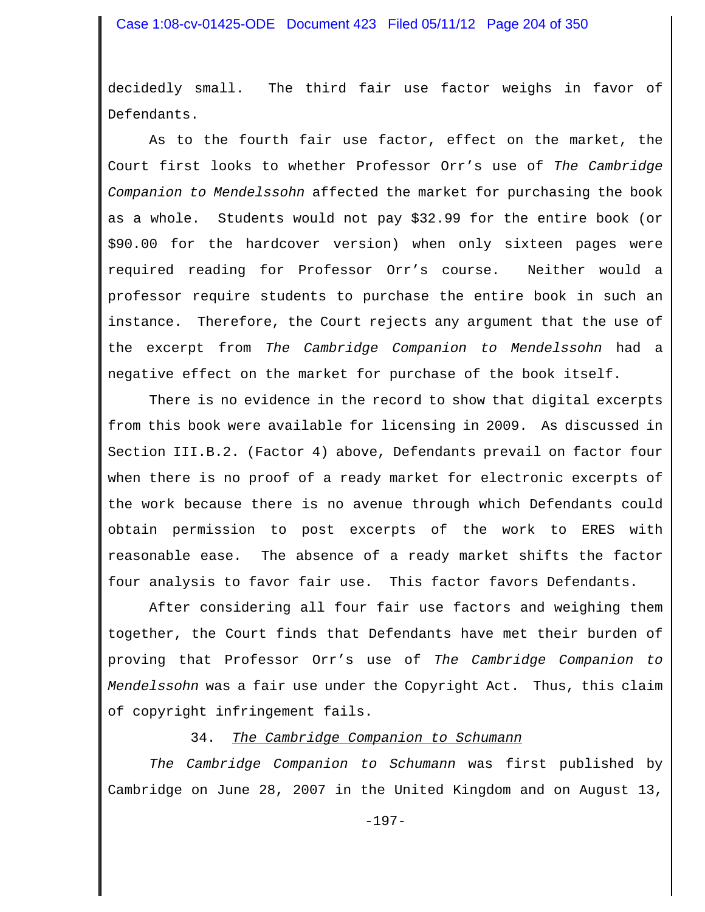decidedly small. The third fair use factor weighs in favor of Defendants.

As to the fourth fair use factor, effect on the market, the Court first looks to whether Professor Orr's use of *The Cambridge Companion to Mendelssohn* affected the market for purchasing the book as a whole. Students would not pay $32.99 for the entire book (or $90.00 for the hardcover version) when only sixteen pages were required reading for Professor Orr's course. Neither would a professor require students to purchase the entire book in such an instance. Therefore, the Court rejects any argument that the use of the excerpt from *The Cambridge Companion to Mendelssohn* had a negative effect on the market for purchase of the book itself.

There is no evidence in the record to show that digital excerpts from this book were available for licensing in 2009. As discussed in Section III.B.2. (Factor 4) above, Defendants prevail on factor four when there is no proof of a ready market for electronic excerpts of the work because there is no avenue through which Defendants could obtain permission to post excerpts of the work to ERES with reasonable ease. The absence of a ready market shifts the factor four analysis to favor fair use. This factor favors Defendants.

After considering all four fair use factors and weighing them together, the Court finds that Defendants have met their burden of proving that Professor Orr's use of *The Cambridge Companion to Mendelssohn* was a fair use under the Copyright Act. Thus, this claim of copyright infringement fails.

34. <u>*The Cambridge Companion to Schumann*</u>

*The Cambridge Companion to Schumann* was first published by Cambridge on June 28, 2007 in the United Kingdom and on August 13,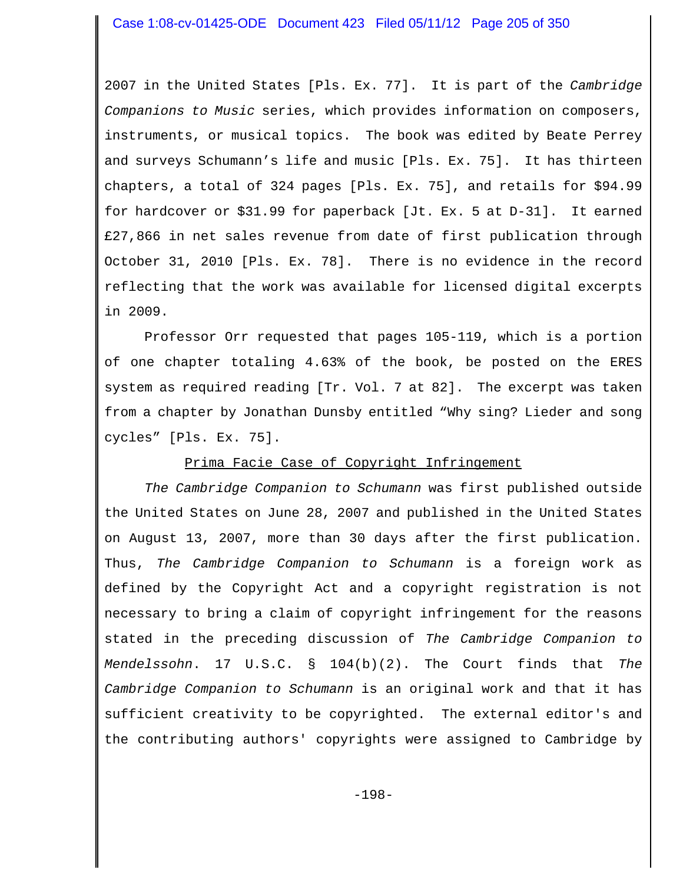2007 in the United States [Pls. Ex. 77]. It is part of the *Cambridge Companions to Music* series, which provides information on composers, instruments, or musical topics. The book was edited by Beate Perrey and surveys Schumann's life and music [Pls. Ex. 75]. It has thirteen chapters, a total of 324 pages [Pls. Ex. 75], and retails for $94.99 for hardcover or $31.99 for paperback [Jt. Ex. 5 at D-31]. It earned £27,866 in net sales revenue from date of first publication through October 31, 2010 [Pls. Ex. 78]. There is no evidence in the record reflecting that the work was available for licensed digital excerpts in 2009.

Professor Orr requested that pages 105-119, which is a portion of one chapter totaling 4.63% of the book, be posted on the ERES system as required reading [Tr. Vol. 7 at 82]. The excerpt was taken from a chapter by Jonathan Dunsby entitled "Why sing? Lieder and song cycles" [Pls. Ex. 75].

<u>Prima Facie Case of Copyright Infringement</u>

*The Cambridge Companion to Schumann* was first published outside the United States on June 28, 2007 and published in the United States on August 13, 2007, more than 30 days after the first publication. Thus, *The Cambridge Companion to Schumann* is a foreign work as defined by the Copyright Act and a copyright registration is not necessary to bring a claim of copyright infringement for the reasons stated in the preceding discussion of *The Cambridge Companion to Mendelssohn*. 17 U.S.C. § 104(b)(2). The Court finds that *The Cambridge Companion to Schumann* is an original work and that it has sufficient creativity to be copyrighted. The external editor's and the contributing authors' copyrights were assigned to Cambridge by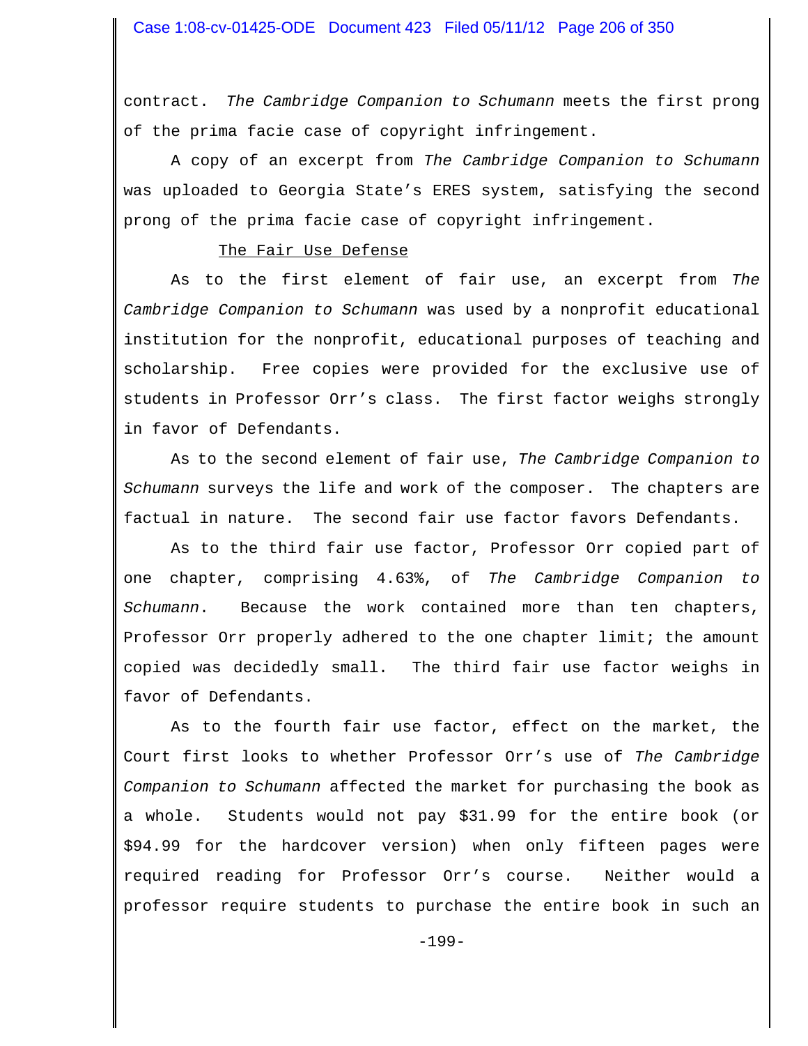contract. *The Cambridge Companion to Schumann* meets the first prong of the prima facie case of copyright infringement.

A copy of an excerpt from *The Cambridge Companion to Schumann* was uploaded to Georgia State's ERES system, satisfying the second prong of the prima facie case of copyright infringement.

The Fair Use Defense

As to the first element of fair use, an excerpt from *The Cambridge Companion to Schumann* was used by a nonprofit educational institution for the nonprofit, educational purposes of teaching and scholarship. Free copies were provided for the exclusive use of students in Professor Orr's class. The first factor weighs strongly in favor of Defendants.

As to the second element of fair use, *The Cambridge Companion to Schumann* surveys the life and work of the composer. The chapters are factual in nature. The second fair use factor favors Defendants.

As to the third fair use factor, Professor Orr copied part of one chapter, comprising 4.63%, of *The Cambridge Companion to Schumann*. Because the work contained more than ten chapters, Professor Orr properly adhered to the one chapter limit; the amount copied was decidedly small. The third fair use factor weighs in favor of Defendants.

As to the fourth fair use factor, effect on the market, the Court first looks to whether Professor Orr's use of *The Cambridge Companion to Schumann* affected the market for purchasing the book as a whole. Students would not pay $31.99 for the entire book (or $94.99 for the hardcover version) when only fifteen pages were required reading for Professor Orr's course. Neither would a professor require students to purchase the entire book in such an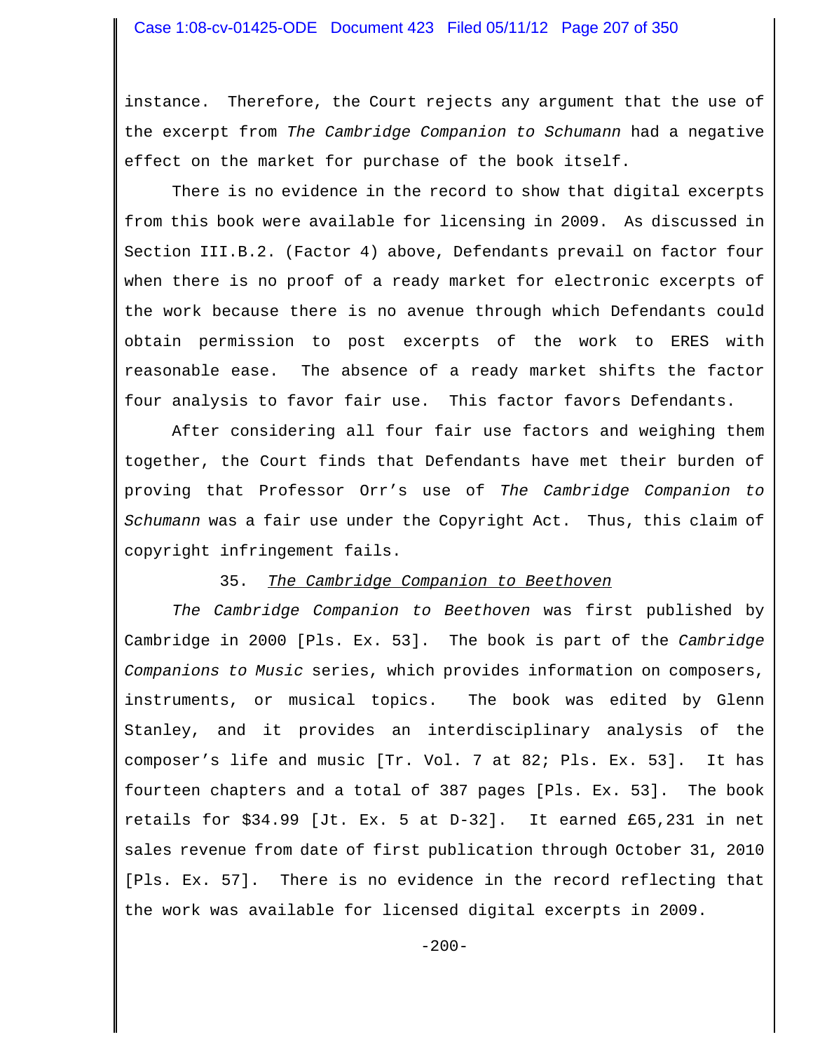instance. Therefore, the Court rejects any argument that the use of the excerpt from *The Cambridge Companion to Schumann* had a negative effect on the market for purchase of the book itself.

There is no evidence in the record to show that digital excerpts from this book were available for licensing in 2009. As discussed in Section III.B.2. (Factor 4) above, Defendants prevail on factor four when there is no proof of a ready market for electronic excerpts of the work because there is no avenue through which Defendants could obtain permission to post excerpts of the work to ERES with reasonable ease. The absence of a ready market shifts the factor four analysis to favor fair use. This factor favors Defendants.

After considering all four fair use factors and weighing them together, the Court finds that Defendants have met their burden of proving that Professor Orr's use of *The Cambridge Companion to Schumann* was a fair use under the Copyright Act. Thus, this claim of copyright infringement fails.

35. *The Cambridge Companion to Beethoven*

*The Cambridge Companion to Beethoven* was first published by Cambridge in 2000 [Pls. Ex. 53]. The book is part of the *Cambridge Companions to Music* series, which provides information on composers, instruments, or musical topics. The book was edited by Glenn Stanley, and it provides an interdisciplinary analysis of the composer's life and music [Tr. Vol. 7 at 82; Pls. Ex. 53]. It has fourteen chapters and a total of 387 pages [Pls. Ex. 53]. The book retails for $34.99 [Jt. Ex. 5 at D-32]. It earned £65,231 in net sales revenue from date of first publication through October 31, 2010 [Pls. Ex. 57]. There is no evidence in the record reflecting that the work was available for licensed digital excerpts in 2009.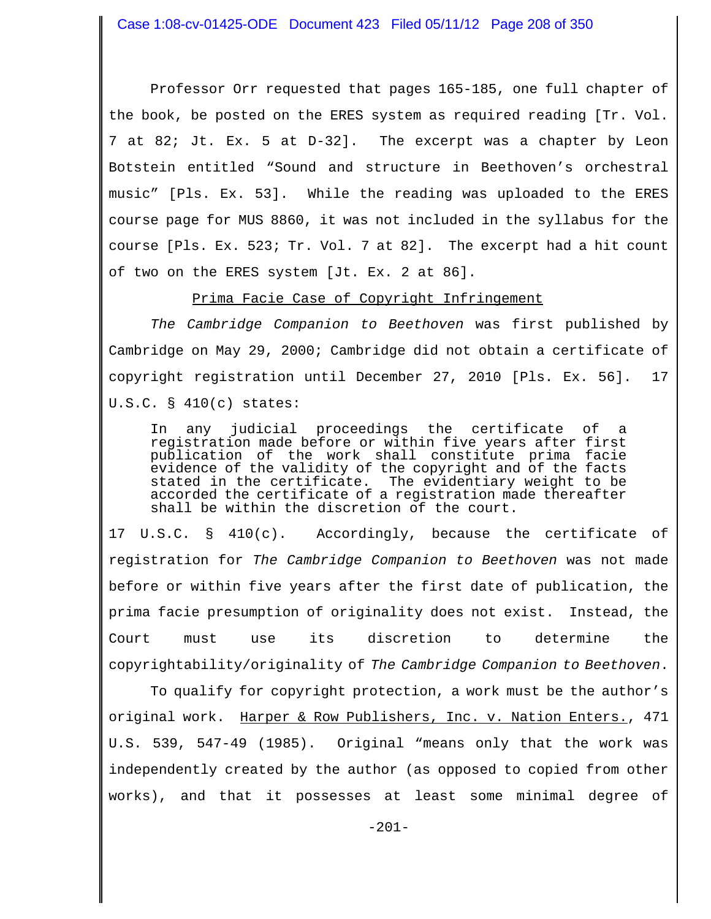Professor Orr requested that pages 165-185, one full chapter of the book, be posted on the ERES system as required reading [Tr. Vol. 7 at 82; Jt. Ex. 5 at D-32]. The excerpt was a chapter by Leon Botstein entitled "Sound and structure in Beethoven's orchestral music" [Pls. Ex. 53]. While the reading was uploaded to the ERES course page for MUS 8860, it was not included in the syllabus for the course [Pls. Ex. 523; Tr. Vol. 7 at 82]. The excerpt had a hit count of two on the ERES system [Jt. Ex. 2 at 86].

<u>Prima Facie Case of Copyright Infringement</u>

*The Cambridge Companion to Beethoven* was first published by Cambridge on May 29, 2000; Cambridge did not obtain a certificate of copyright registration until December 27, 2010 [Pls. Ex. 56]. 17 U.S.C. § 410(c) states:

> In any judicial proceedings the certificate of a registration made before or within five years after first publication of the work shall constitute prima facie evidence of the validity of the copyright and of the facts stated in the certificate. The evidentiary weight to be accorded the certificate of a registration made thereafter shall be within the discretion of the court.

17 U.S.C. § 410(c). Accordingly, because the certificate of registration for *The Cambridge Companion to Beethoven* was not made before or within five years after the first date of publication, the prima facie presumption of originality does not exist. Instead, the Court must use its discretion to determine the copyrightability/originality of *The Cambridge Companion to Beethoven*.

To qualify for copyright protection, a work must be the author's original work. <u>Harper & Row Publishers, Inc. v. Nation Enters.</u>, 471 U.S. 539, 547-49 (1985). Original "means only that the work was independently created by the author (as opposed to copied from other works), and that it possesses at least some minimal degree of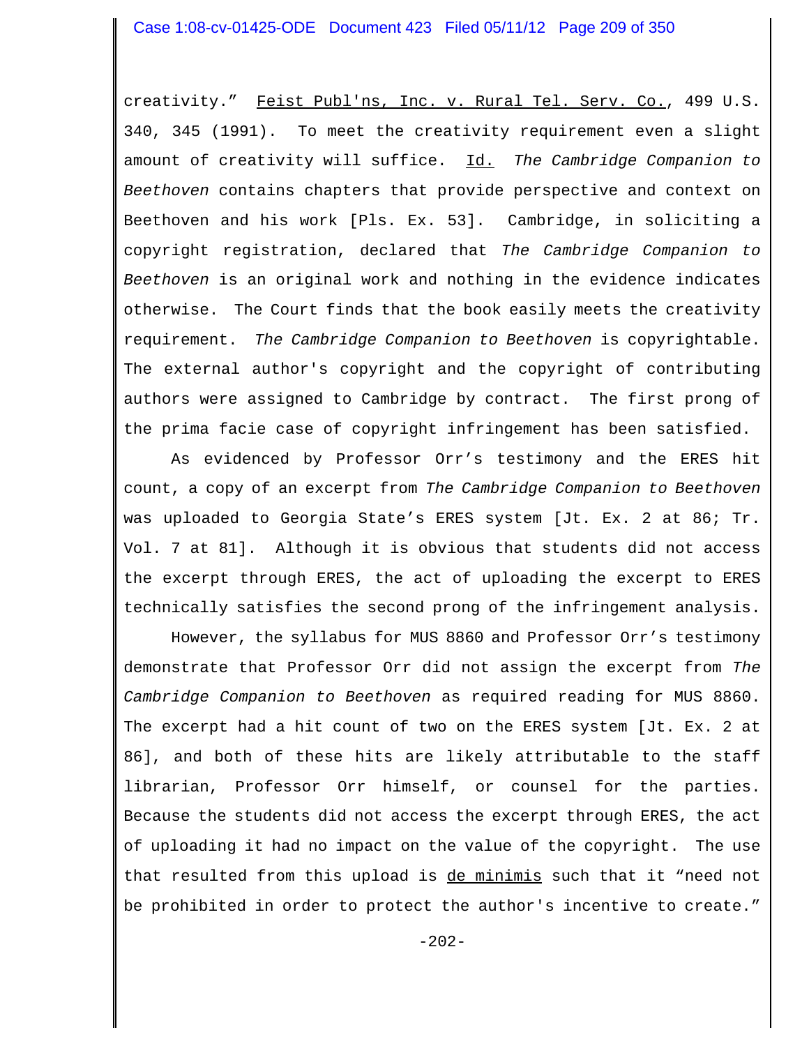creativity." Feist Publ'ns, Inc. v. Rural Tel. Serv. Co., 499 U.S. 340, 345 (1991). To meet the creativity requirement even a slight amount of creativity will suffice. Id. *The Cambridge Companion to Beethoven* contains chapters that provide perspective and context on Beethoven and his work [Pls. Ex. 53]. Cambridge, in soliciting a copyright registration, declared that *The Cambridge Companion to Beethoven* is an original work and nothing in the evidence indicates otherwise. The Court finds that the book easily meets the creativity requirement. *The Cambridge Companion to Beethoven* is copyrightable. The external author's copyright and the copyright of contributing authors were assigned to Cambridge by contract. The first prong of the prima facie case of copyright infringement has been satisfied.

As evidenced by Professor Orr's testimony and the ERES hit count, a copy of an excerpt from *The Cambridge Companion to Beethoven* was uploaded to Georgia State's ERES system [Jt. Ex. 2 at 86; Tr. Vol. 7 at 81]. Although it is obvious that students did not access the excerpt through ERES, the act of uploading the excerpt to ERES technically satisfies the second prong of the infringement analysis.

However, the syllabus for MUS 8860 and Professor Orr's testimony demonstrate that Professor Orr did not assign the excerpt from *The Cambridge Companion to Beethoven* as required reading for MUS 8860. The excerpt had a hit count of two on the ERES system [Jt. Ex. 2 at 86], and both of these hits are likely attributable to the staff librarian, Professor Orr himself, or counsel for the parties. Because the students did not access the excerpt through ERES, the act of uploading it had no impact on the value of the copyright. The use that resulted from this upload is de minimis such that it "need not be prohibited in order to protect the author's incentive to create."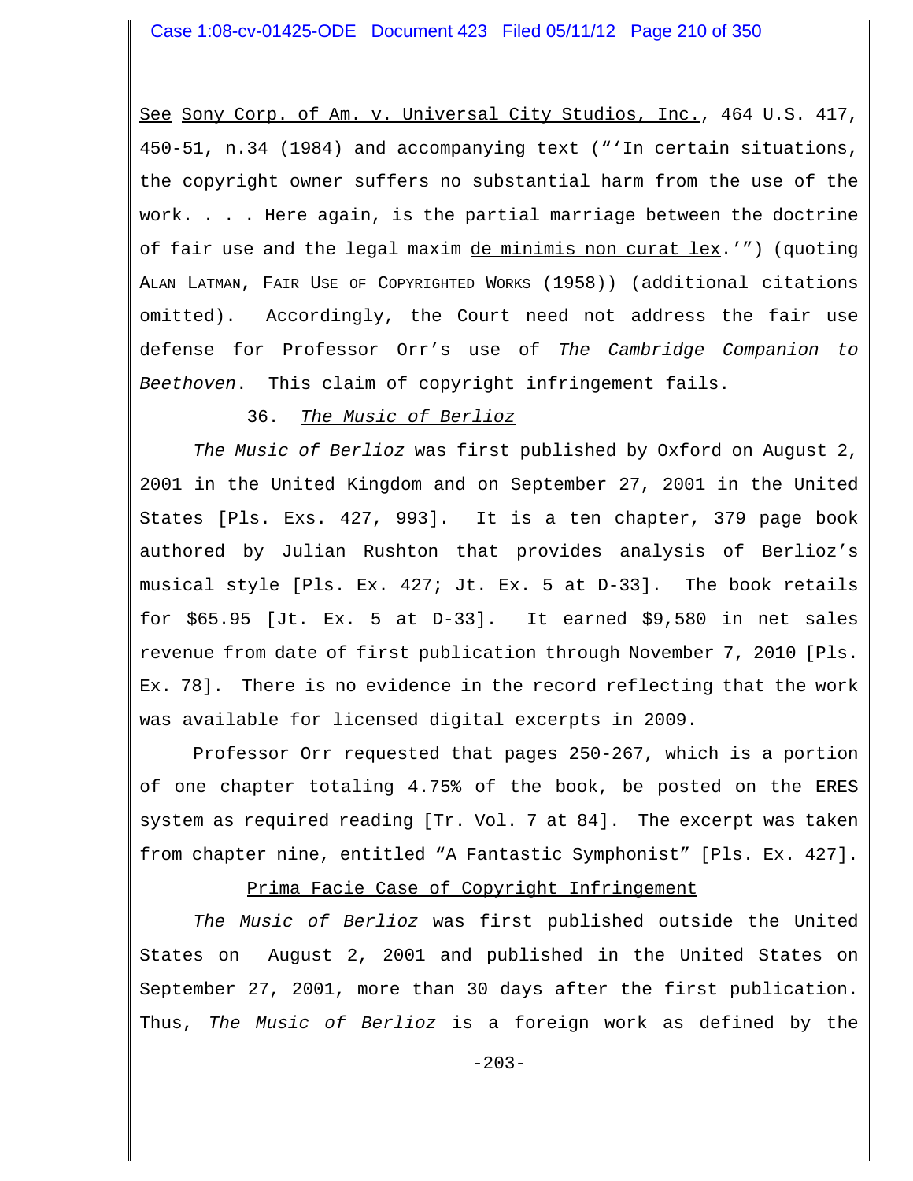See Sony Corp. of Am. v. Universal City Studios, Inc., 464 U.S. 417, 450-51, n.34 (1984) and accompanying text ("'In certain situations, the copyright owner suffers no substantial harm from the use of the work. . . . Here again, is the partial marriage between the doctrine of fair use and the legal maxim de minimis non curat lex.'") (quoting ALAN LATMAN, FAIR USE OF COPYRIGHTED WORKS (1958)) (additional citations omitted). Accordingly, the Court need not address the fair use defense for Professor Orr's use of *The Cambridge Companion to Beethoven*. This claim of copyright infringement fails.

36. *The Music of Berlioz*

*The Music of Berlioz* was first published by Oxford on August 2, 2001 in the United Kingdom and on September 27, 2001 in the United States [Pls. Exs. 427, 993]. It is a ten chapter, 379 page book authored by Julian Rushton that provides analysis of Berlioz's musical style [Pls. Ex. 427; Jt. Ex. 5 at D-33]. The book retails for $65.95 [Jt. Ex. 5 at D-33]. It earned $9,580 in net sales revenue from date of first publication through November 7, 2010 [Pls. Ex. 78]. There is no evidence in the record reflecting that the work was available for licensed digital excerpts in 2009.

Professor Orr requested that pages 250-267, which is a portion of one chapter totaling 4.75% of the book, be posted on the ERES system as required reading [Tr. Vol. 7 at 84]. The excerpt was taken from chapter nine, entitled "A Fantastic Symphonist" [Pls. Ex. 427].

Prima Facie Case of Copyright Infringement

*The Music of Berlioz* was first published outside the United States on August 2, 2001 and published in the United States on September 27, 2001, more than 30 days after the first publication. Thus, *The Music of Berlioz* is a foreign work as defined by the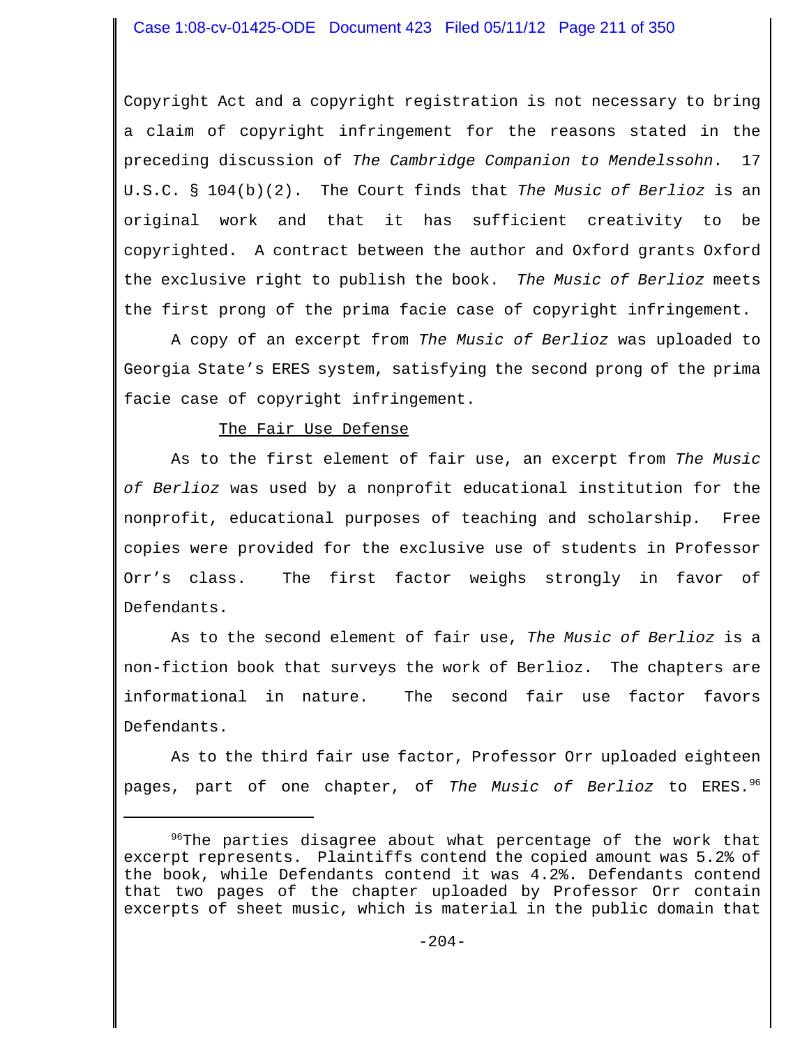Copyright Act and a copyright registration is not necessary to bring a claim of copyright infringement for the reasons stated in the preceding discussion of *The Cambridge Companion to Mendelssohn*. 17 U.S.C. § 104(b)(2). The Court finds that *The Music of Berlioz* is an original work and that it has sufficient creativity to be copyrighted. A contract between the author and Oxford grants Oxford the exclusive right to publish the book. *The Music of Berlioz* meets the first prong of the prima facie case of copyright infringement.

A copy of an excerpt from *The Music of Berlioz* was uploaded to Georgia State's ERES system, satisfying the second prong of the prima facie case of copyright infringement.

<u>The Fair Use Defense</u>

As to the first element of fair use, an excerpt from *The Music of Berlioz* was used by a nonprofit educational institution for the nonprofit, educational purposes of teaching and scholarship. Free copies were provided for the exclusive use of students in Professor Orr's class. The first factor weighs strongly in favor of Defendants.

As to the second element of fair use, *The Music of Berlioz* is a non-fiction book that surveys the work of Berlioz. The chapters are informational in nature. The second fair use factor favors Defendants.

As to the third fair use factor, Professor Orr uploaded eighteen pages, part of one chapter, of *The Music of Berlioz* to ERES.[96]

---

[96]The parties disagree about what percentage of the work that excerpt represents. Plaintiffs contend the copied amount was 5.2% of the book, while Defendants contend it was 4.2%. Defendants contend that two pages of the chapter uploaded by Professor Orr contain excerpts of sheet music, which is material in the public domain that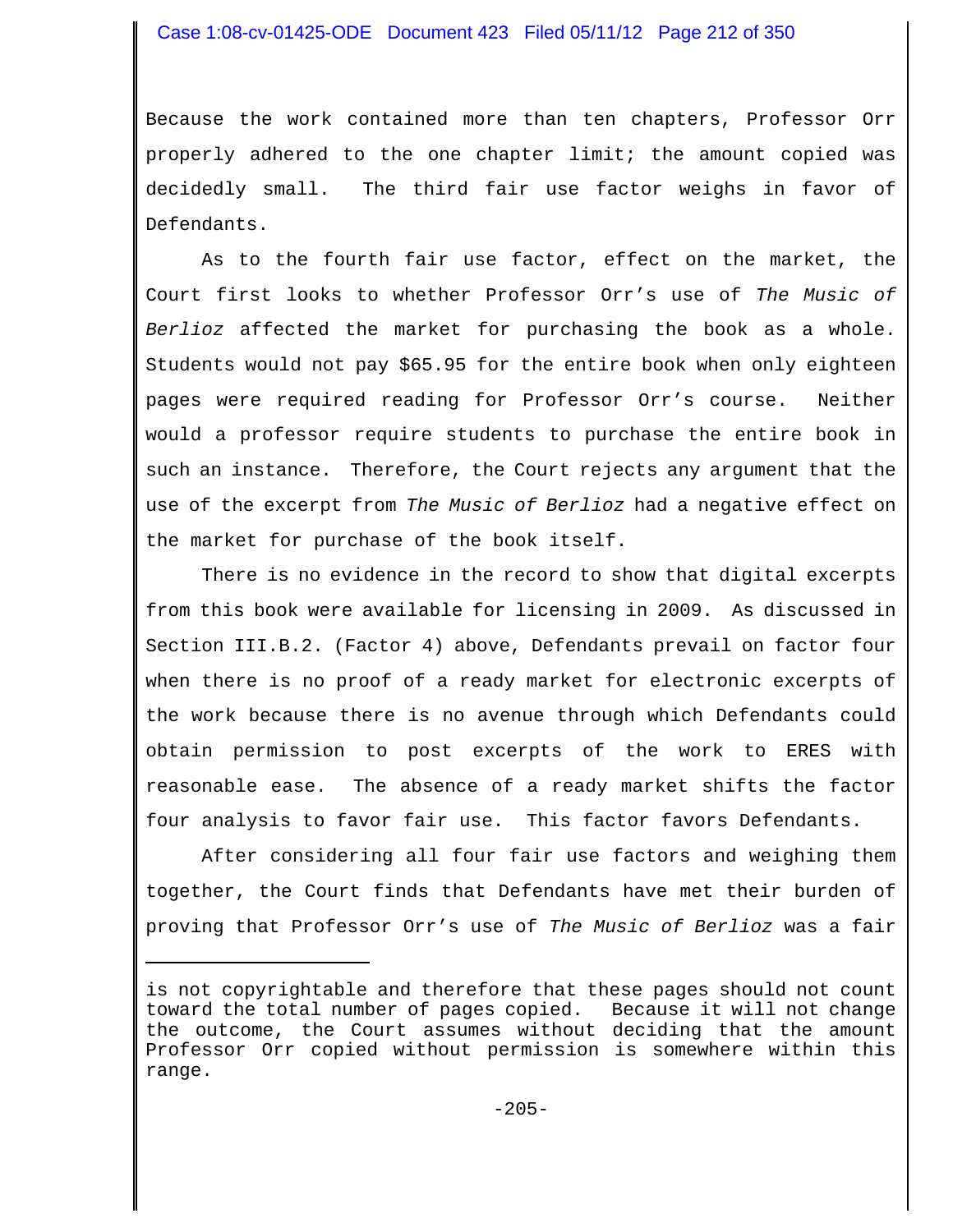Because the work contained more than ten chapters, Professor Orr properly adhered to the one chapter limit; the amount copied was decidedly small. The third fair use factor weighs in favor of Defendants.

As to the fourth fair use factor, effect on the market, the Court first looks to whether Professor Orr's use of *The Music of Berlioz* affected the market for purchasing the book as a whole. Students would not pay $65.95 for the entire book when only eighteen pages were required reading for Professor Orr's course. Neither would a professor require students to purchase the entire book in such an instance. Therefore, the Court rejects any argument that the use of the excerpt from *The Music of Berlioz* had a negative effect on the market for purchase of the book itself.

There is no evidence in the record to show that digital excerpts from this book were available for licensing in 2009. As discussed in Section III.B.2. (Factor 4) above, Defendants prevail on factor four when there is no proof of a ready market for electronic excerpts of the work because there is no avenue through which Defendants could obtain permission to post excerpts of the work to ERES with reasonable ease. The absence of a ready market shifts the factor four analysis to favor fair use. This factor favors Defendants.

After considering all four fair use factors and weighing them together, the Court finds that Defendants have met their burden of proving that Professor Orr's use of *The Music of Berlioz* was a fair

---

is not copyrightable and therefore that these pages should not count toward the total number of pages copied. Because it will not change the outcome, the Court assumes without deciding that the amount Professor Orr copied without permission is somewhere within this range.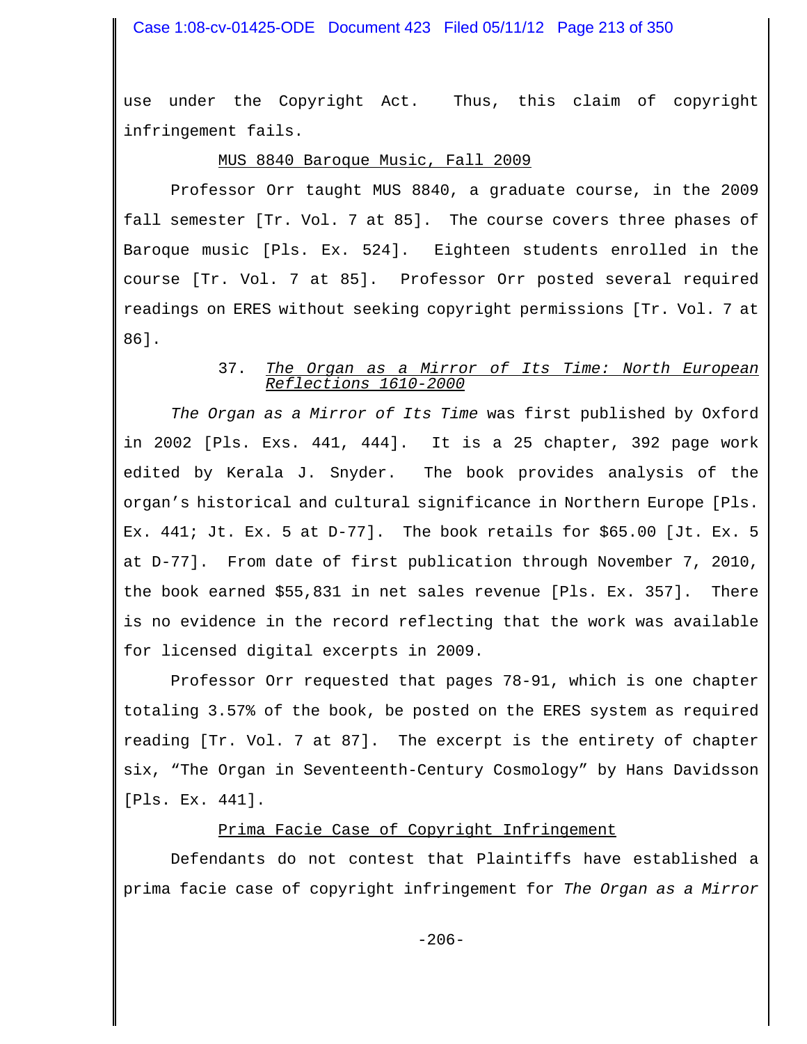use under the Copyright Act. Thus, this claim of copyright infringement fails.

MUS 8840 Baroque Music, Fall 2009

Professor Orr taught MUS 8840, a graduate course, in the 2009 fall semester [Tr. Vol. 7 at 85]. The course covers three phases of Baroque music [Pls. Ex. 524]. Eighteen students enrolled in the course [Tr. Vol. 7 at 85]. Professor Orr posted several required readings on ERES without seeking copyright permissions [Tr. Vol. 7 at 86].

37. *The Organ as a Mirror of Its Time: North European Reflections 1610-2000*

*The Organ as a Mirror of Its Time* was first published by Oxford in 2002 [Pls. Exs. 441, 444]. It is a 25 chapter, 392 page work edited by Kerala J. Snyder. The book provides analysis of the organ's historical and cultural significance in Northern Europe [Pls. Ex. 441; Jt. Ex. 5 at D-77]. The book retails for $65.00 [Jt. Ex. 5 at D-77]. From date of first publication through November 7, 2010, the book earned $55,831 in net sales revenue [Pls. Ex. 357]. There is no evidence in the record reflecting that the work was available for licensed digital excerpts in 2009.

Professor Orr requested that pages 78-91, which is one chapter totaling 3.57% of the book, be posted on the ERES system as required reading [Tr. Vol. 7 at 87]. The excerpt is the entirety of chapter six, "The Organ in Seventeenth-Century Cosmology" by Hans Davidsson [Pls. Ex. 441].

Prima Facie Case of Copyright Infringement

Defendants do not contest that Plaintiffs have established a prima facie case of copyright infringement for *The Organ as a Mirror*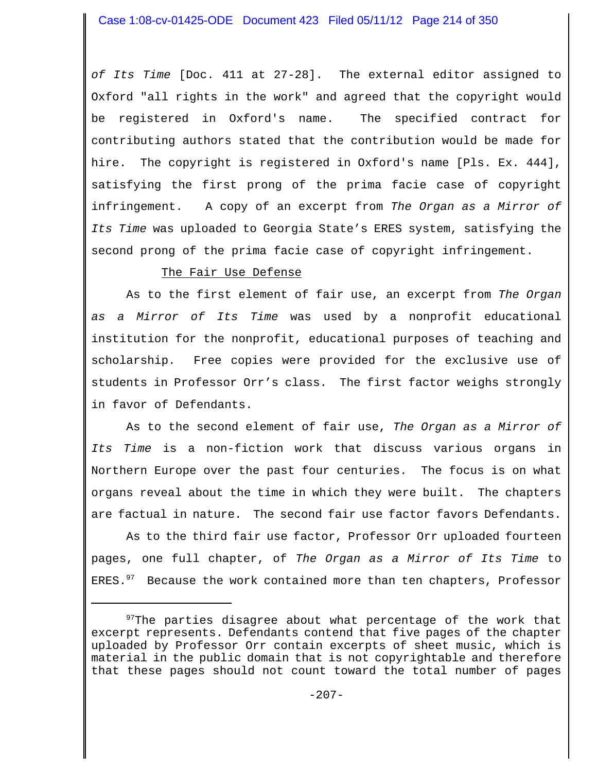*of Its Time* [Doc. 411 at 27-28]. The external editor assigned to Oxford "all rights in the work" and agreed that the copyright would be registered in Oxford's name. The specified contract for contributing authors stated that the contribution would be made for hire. The copyright is registered in Oxford's name [Pls. Ex. 444], satisfying the first prong of the prima facie case of copyright infringement. A copy of an excerpt from *The Organ as a Mirror of Its Time* was uploaded to Georgia State's ERES system, satisfying the second prong of the prima facie case of copyright infringement.

<u>The Fair Use Defense</u>

As to the first element of fair use, an excerpt from *The Organ as a Mirror of Its Time* was used by a nonprofit educational institution for the nonprofit, educational purposes of teaching and scholarship. Free copies were provided for the exclusive use of students in Professor Orr's class. The first factor weighs strongly in favor of Defendants.

As to the second element of fair use, *The Organ as a Mirror of Its Time* is a non-fiction work that discuss various organs in Northern Europe over the past four centuries. The focus is on what organs reveal about the time in which they were built. The chapters are factual in nature. The second fair use factor favors Defendants.

As to the third fair use factor, Professor Orr uploaded fourteen pages, one full chapter, of *The Organ as a Mirror of Its Time* to ERES.[97] Because the work contained more than ten chapters, Professor

---

[97]The parties disagree about what percentage of the work that excerpt represents. Defendants contend that five pages of the chapter uploaded by Professor Orr contain excerpts of sheet music, which is material in the public domain that is not copyrightable and therefore that these pages should not count toward the total number of pages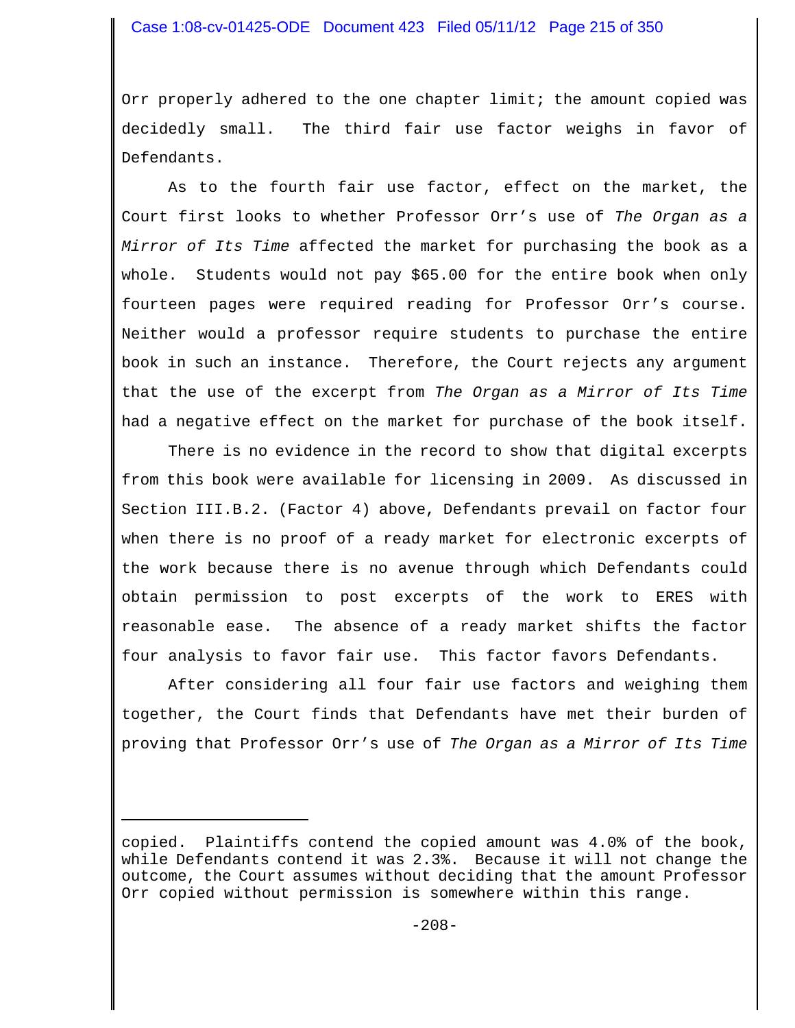Orr properly adhered to the one chapter limit; the amount copied was decidedly small. The third fair use factor weighs in favor of Defendants.

As to the fourth fair use factor, effect on the market, the Court first looks to whether Professor Orr's use of *The Organ as a Mirror of Its Time* affected the market for purchasing the book as a whole. Students would not pay $65.00 for the entire book when only fourteen pages were required reading for Professor Orr's course. Neither would a professor require students to purchase the entire book in such an instance. Therefore, the Court rejects any argument that the use of the excerpt from *The Organ as a Mirror of Its Time* had a negative effect on the market for purchase of the book itself.

There is no evidence in the record to show that digital excerpts from this book were available for licensing in 2009. As discussed in Section III.B.2. (Factor 4) above, Defendants prevail on factor four when there is no proof of a ready market for electronic excerpts of the work because there is no avenue through which Defendants could obtain permission to post excerpts of the work to ERES with reasonable ease. The absence of a ready market shifts the factor four analysis to favor fair use. This factor favors Defendants.

After considering all four fair use factors and weighing them together, the Court finds that Defendants have met their burden of proving that Professor Orr's use of *The Organ as a Mirror of Its Time*

---

copied. Plaintiffs contend the copied amount was 4.0% of the book, while Defendants contend it was 2.3%. Because it will not change the outcome, the Court assumes without deciding that the amount Professor Orr copied without permission is somewhere within this range.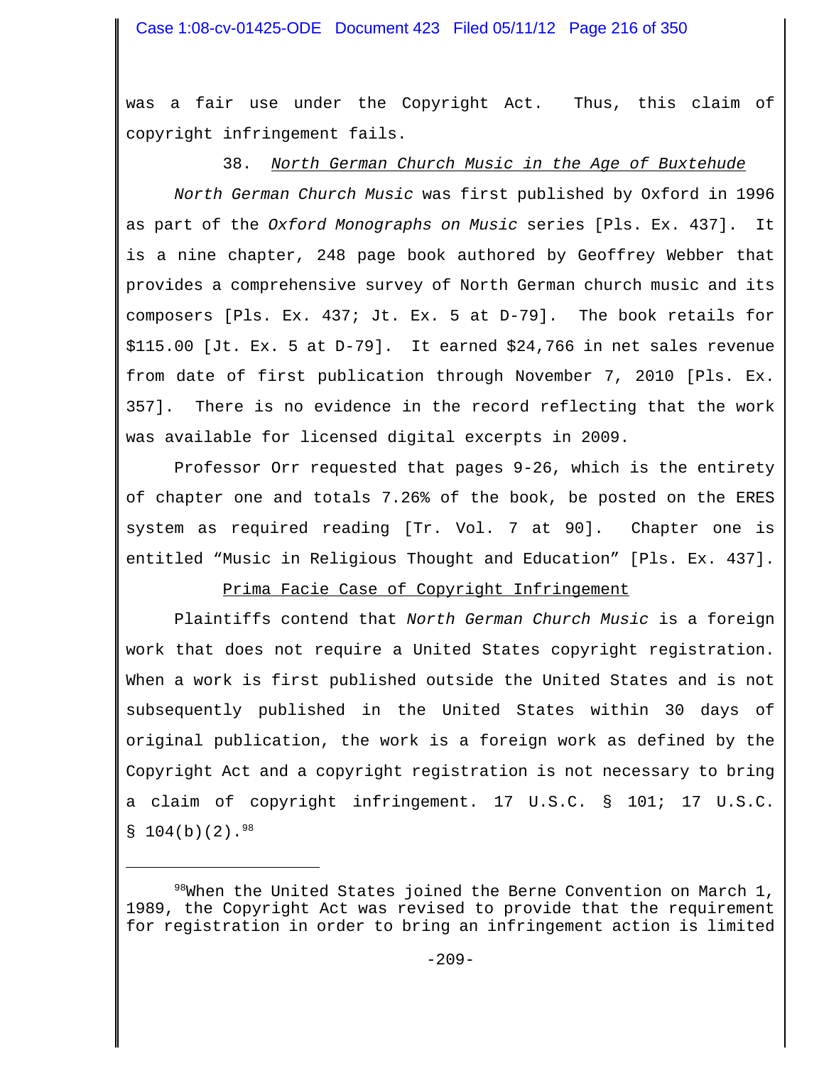was a fair use under the Copyright Act. Thus, this claim of copyright infringement fails.

38. *North German Church Music in the Age of Buxtehude*

*North German Church Music* was first published by Oxford in 1996 as part of the *Oxford Monographs on Music* series [Pls. Ex. 437]. It is a nine chapter, 248 page book authored by Geoffrey Webber that provides a comprehensive survey of North German church music and its composers [Pls. Ex. 437; Jt. Ex. 5 at D-79]. The book retails for $115.00 [Jt. Ex. 5 at D-79]. It earned $24,766 in net sales revenue from date of first publication through November 7, 2010 [Pls. Ex. 357]. There is no evidence in the record reflecting that the work was available for licensed digital excerpts in 2009.

Professor Orr requested that pages 9-26, which is the entirety of chapter one and totals 7.26% of the book, be posted on the ERES system as required reading [Tr. Vol. 7 at 90]. Chapter one is entitled "Music in Religious Thought and Education" [Pls. Ex. 437].

Prima Facie Case of Copyright Infringement

Plaintiffs contend that *North German Church Music* is a foreign work that does not require a United States copyright registration. When a work is first published outside the United States and is not subsequently published in the United States within 30 days of original publication, the work is a foreign work as defined by the Copyright Act and a copyright registration is not necessary to bring a claim of copyright infringement. 17 U.S.C. § 101; 17 U.S.C. § 104(b)(2).[98]

---

[98]When the United States joined the Berne Convention on March 1, 1989, the Copyright Act was revised to provide that the requirement for registration in order to bring an infringement action is limited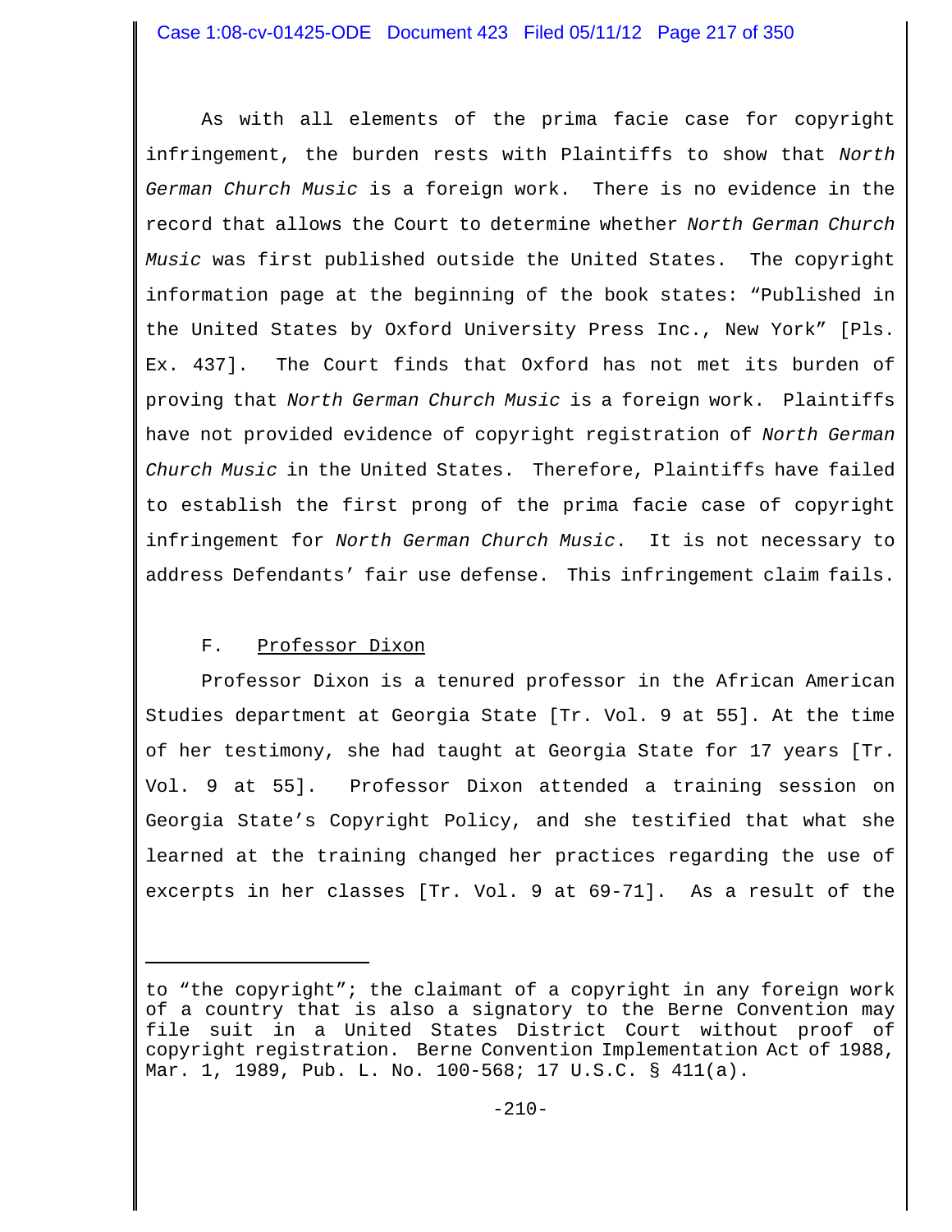As with all elements of the prima facie case for copyright infringement, the burden rests with Plaintiffs to show that *North German Church Music* is a foreign work. There is no evidence in the record that allows the Court to determine whether *North German Church Music* was first published outside the United States. The copyright information page at the beginning of the book states: "Published in the United States by Oxford University Press Inc., New York" [Pls. Ex. 437]. The Court finds that Oxford has not met its burden of proving that *North German Church Music* is a foreign work. Plaintiffs have not provided evidence of copyright registration of *North German Church Music* in the United States. Therefore, Plaintiffs have failed to establish the first prong of the prima facie case of copyright infringement for *North German Church Music*. It is not necessary to address Defendants' fair use defense. This infringement claim fails.

F. Professor Dixon

Professor Dixon is a tenured professor in the African American Studies department at Georgia State [Tr. Vol. 9 at 55]. At the time of her testimony, she had taught at Georgia State for 17 years [Tr. Vol. 9 at 55]. Professor Dixon attended a training session on Georgia State's Copyright Policy, and she testified that what she learned at the training changed her practices regarding the use of excerpts in her classes [Tr. Vol. 9 at 69-71]. As a result of the

---

to "the copyright"; the claimant of a copyright in any foreign work of a country that is also a signatory to the Berne Convention may file suit in a United States District Court without proof of copyright registration. Berne Convention Implementation Act of 1988, Mar. 1, 1989, Pub. L. No. 100-568; 17 U.S.C. § 411(a).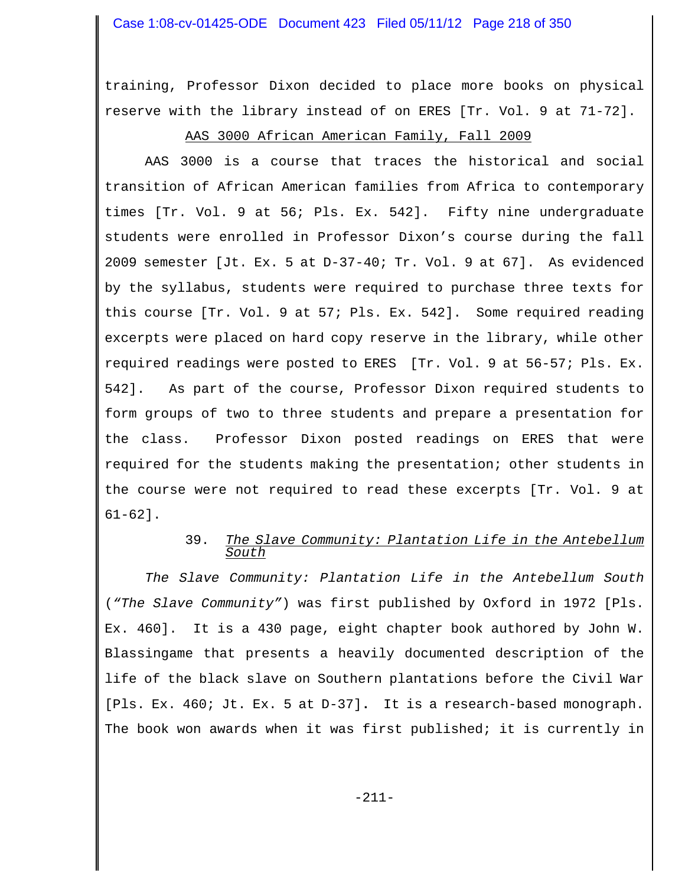training, Professor Dixon decided to place more books on physical reserve with the library instead of on ERES [Tr. Vol. 9 at 71-72].

AAS 3000 African American Family, Fall 2009

AAS 3000 is a course that traces the historical and social transition of African American families from Africa to contemporary times [Tr. Vol. 9 at 56; Pls. Ex. 542]. Fifty nine undergraduate students were enrolled in Professor Dixon's course during the fall 2009 semester [Jt. Ex. 5 at D-37-40; Tr. Vol. 9 at 67]. As evidenced by the syllabus, students were required to purchase three texts for this course [Tr. Vol. 9 at 57; Pls. Ex. 542]. Some required reading excerpts were placed on hard copy reserve in the library, while other required readings were posted to ERES [Tr. Vol. 9 at 56-57; Pls. Ex. 542]. As part of the course, Professor Dixon required students to form groups of two to three students and prepare a presentation for the class. Professor Dixon posted readings on ERES that were required for the students making the presentation; other students in the course were not required to read these excerpts [Tr. Vol. 9 at 61-62].

39. *The Slave Community: Plantation Life in the Antebellum South*

*The Slave Community: Plantation Life in the Antebellum South* (*"The Slave Community"*) was first published by Oxford in 1972 [Pls. Ex. 460]. It is a 430 page, eight chapter book authored by John W. Blassingame that presents a heavily documented description of the life of the black slave on Southern plantations before the Civil War [Pls. Ex. 460; Jt. Ex. 5 at D-37]. It is a research-based monograph. The book won awards when it was first published; it is currently in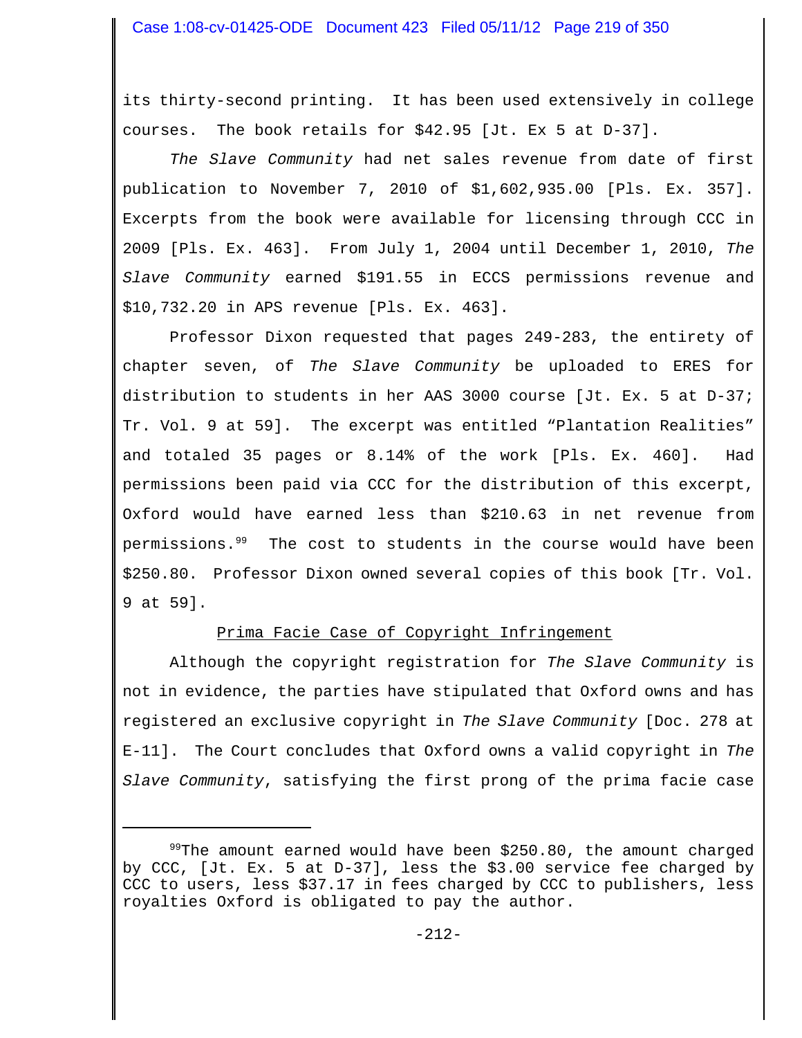its thirty-second printing. It has been used extensively in college courses. The book retails for $42.95 [Jt. Ex 5 at D-37].

*The Slave Community* had net sales revenue from date of first publication to November 7, 2010 of $1,602,935.00 [Pls. Ex. 357]. Excerpts from the book were available for licensing through CCC in 2009 [Pls. Ex. 463]. From July 1, 2004 until December 1, 2010, *The Slave Community* earned $191.55 in ECCS permissions revenue and $10,732.20 in APS revenue [Pls. Ex. 463].

Professor Dixon requested that pages 249-283, the entirety of chapter seven, of *The Slave Community* be uploaded to ERES for distribution to students in her AAS 3000 course [Jt. Ex. 5 at D-37; Tr. Vol. 9 at 59]. The excerpt was entitled "Plantation Realities" and totaled 35 pages or 8.14% of the work [Pls. Ex. 460]. Had permissions been paid via CCC for the distribution of this excerpt, Oxford would have earned less than $210.63 in net revenue from permissions.[99] The cost to students in the course would have been $250.80. Professor Dixon owned several copies of this book [Tr. Vol. 9 at 59].

<u>Prima Facie Case of Copyright Infringement</u>

Although the copyright registration for *The Slave Community* is not in evidence, the parties have stipulated that Oxford owns and has registered an exclusive copyright in *The Slave Community* [Doc. 278 at E-11]. The Court concludes that Oxford owns a valid copyright in *The Slave Community*, satisfying the first prong of the prima facie case

---

[99] The amount earned would have been $250.80, the amount charged by CCC, [Jt. Ex. 5 at D-37], less the $3.00 service fee charged by CCC to users, less $37.17 in fees charged by CCC to publishers, less royalties Oxford is obligated to pay the author.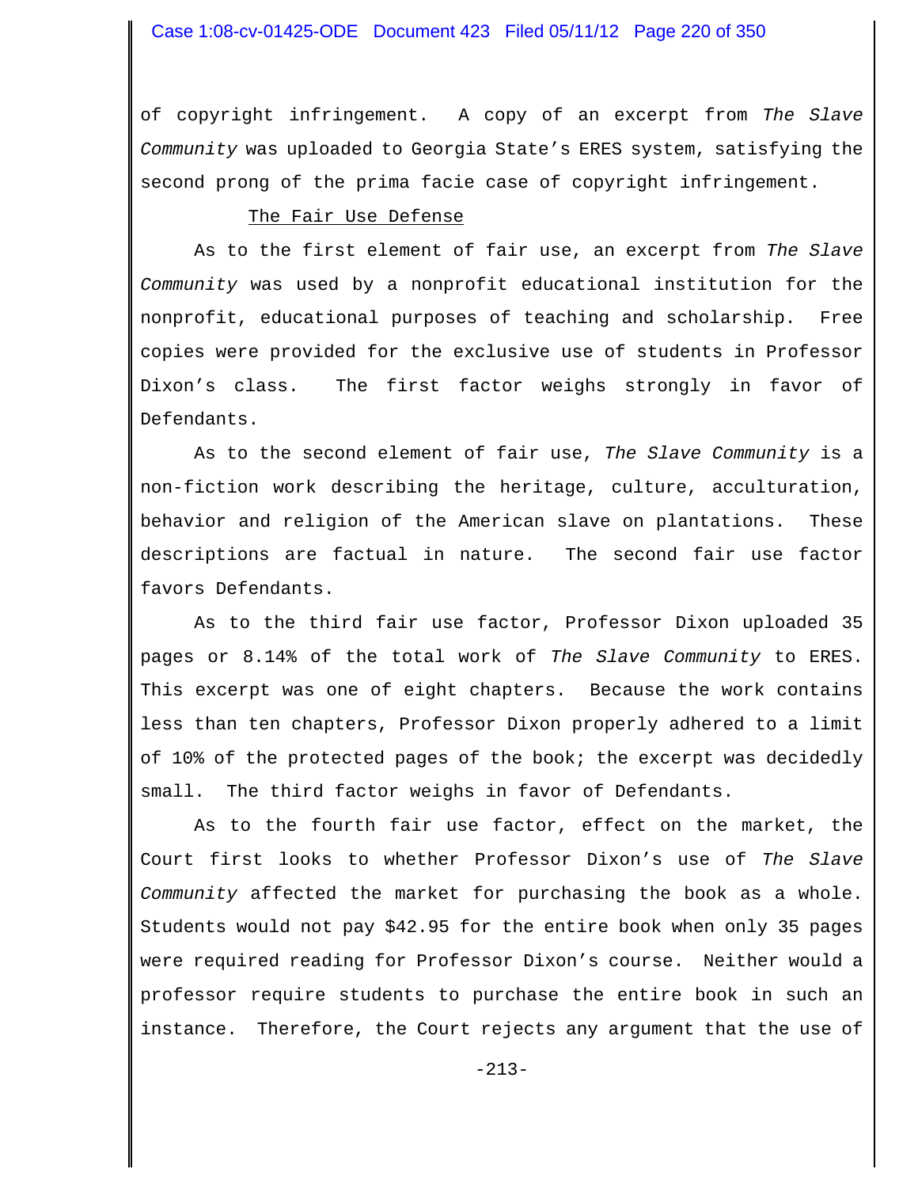of copyright infringement. A copy of an excerpt from *The Slave Community* was uploaded to Georgia State's ERES system, satisfying the second prong of the prima facie case of copyright infringement.

The Fair Use Defense

As to the first element of fair use, an excerpt from *The Slave Community* was used by a nonprofit educational institution for the nonprofit, educational purposes of teaching and scholarship. Free copies were provided for the exclusive use of students in Professor Dixon's class. The first factor weighs strongly in favor of Defendants.

As to the second element of fair use, *The Slave Community* is a non-fiction work describing the heritage, culture, acculturation, behavior and religion of the American slave on plantations. These descriptions are factual in nature. The second fair use factor favors Defendants.

As to the third fair use factor, Professor Dixon uploaded 35 pages or 8.14% of the total work of *The Slave Community* to ERES. This excerpt was one of eight chapters. Because the work contains less than ten chapters, Professor Dixon properly adhered to a limit of 10% of the protected pages of the book; the excerpt was decidedly small. The third factor weighs in favor of Defendants.

As to the fourth fair use factor, effect on the market, the Court first looks to whether Professor Dixon's use of *The Slave Community* affected the market for purchasing the book as a whole. Students would not pay $42.95 for the entire book when only 35 pages were required reading for Professor Dixon's course. Neither would a professor require students to purchase the entire book in such an instance. Therefore, the Court rejects any argument that the use of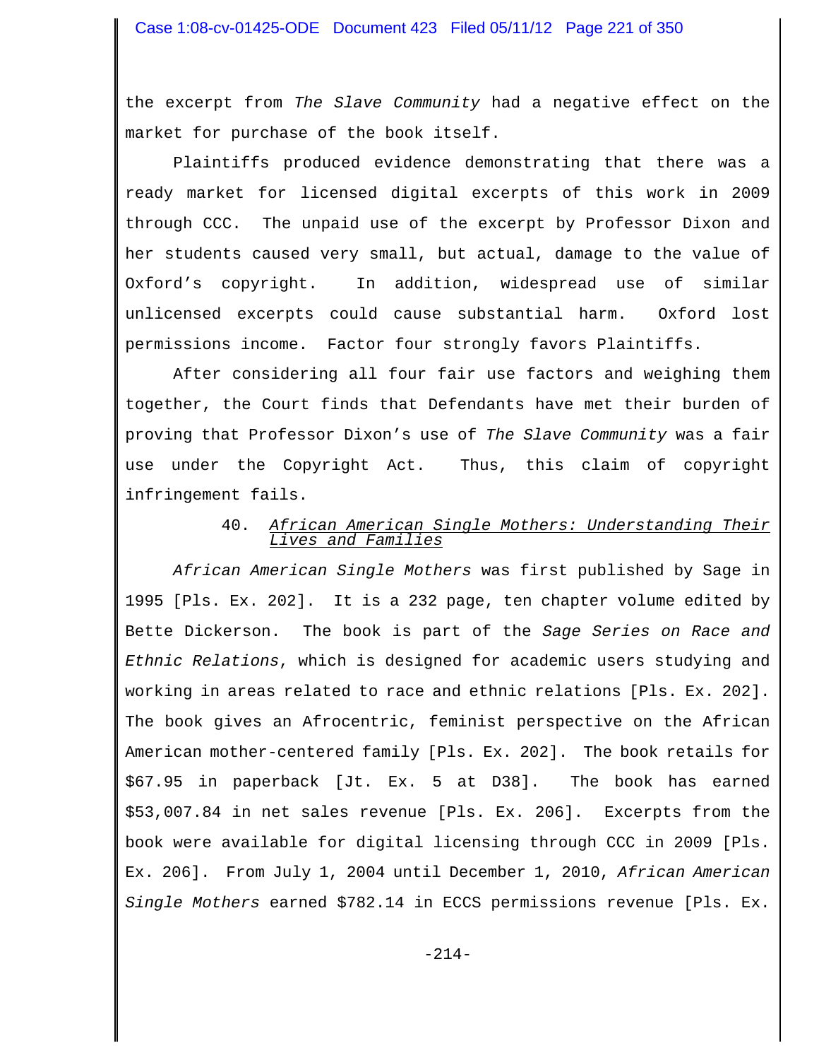the excerpt from *The Slave Community* had a negative effect on the market for purchase of the book itself.

Plaintiffs produced evidence demonstrating that there was a ready market for licensed digital excerpts of this work in 2009 through CCC. The unpaid use of the excerpt by Professor Dixon and her students caused very small, but actual, damage to the value of Oxford's copyright. In addition, widespread use of similar unlicensed excerpts could cause substantial harm. Oxford lost permissions income. Factor four strongly favors Plaintiffs.

After considering all four fair use factors and weighing them together, the Court finds that Defendants have met their burden of proving that Professor Dixon's use of *The Slave Community* was a fair use under the Copyright Act. Thus, this claim of copyright infringement fails.

### 40. *African American Single Mothers: Understanding Their Lives and Families*

*African American Single Mothers* was first published by Sage in 1995 [Pls. Ex. 202]. It is a 232 page, ten chapter volume edited by Bette Dickerson. The book is part of the *Sage Series on Race and Ethnic Relations*, which is designed for academic users studying and working in areas related to race and ethnic relations [Pls. Ex. 202]. The book gives an Afrocentric, feminist perspective on the African American mother-centered family [Pls. Ex. 202]. The book retails for $67.95 in paperback [Jt. Ex. 5 at D38]. The book has earned $53,007.84 in net sales revenue [Pls. Ex. 206]. Excerpts from the book were available for digital licensing through CCC in 2009 [Pls. Ex. 206]. From July 1, 2004 until December 1, 2010, *African American Single Mothers* earned $782.14 in ECCS permissions revenue [Pls. Ex.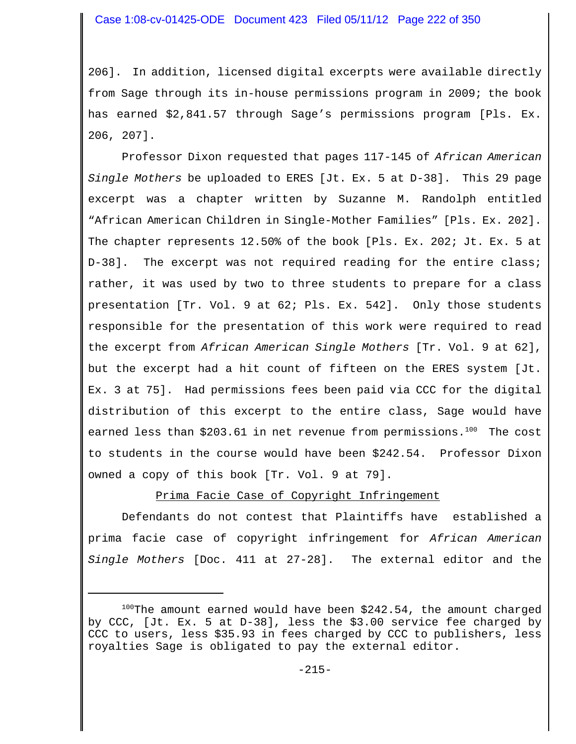206]. In addition, licensed digital excerpts were available directly from Sage through its in-house permissions program in 2009; the book has earned $2,841.57 through Sage's permissions program [Pls. Ex. 206, 207].

Professor Dixon requested that pages 117-145 of *African American Single Mothers* be uploaded to ERES [Jt. Ex. 5 at D-38]. This 29 page excerpt was a chapter written by Suzanne M. Randolph entitled "African American Children in Single-Mother Families" [Pls. Ex. 202]. The chapter represents 12.50% of the book [Pls. Ex. 202; Jt. Ex. 5 at D-38]. The excerpt was not required reading for the entire class; rather, it was used by two to three students to prepare for a class presentation [Tr. Vol. 9 at 62; Pls. Ex. 542]. Only those students responsible for the presentation of this work were required to read the excerpt from *African American Single Mothers* [Tr. Vol. 9 at 62], but the excerpt had a hit count of fifteen on the ERES system [Jt. Ex. 3 at 75]. Had permissions fees been paid via CCC for the digital distribution of this excerpt to the entire class, Sage would have earned less than $203.61 in net revenue from permissions.[100] The cost to students in the course would have been $242.54. Professor Dixon owned a copy of this book [Tr. Vol. 9 at 79].

<u>Prima Facie Case of Copyright Infringement</u>

Defendants do not contest that Plaintiffs have established a prima facie case of copyright infringement for *African American Single Mothers* [Doc. 411 at 27-28]. The external editor and the

---

[100]The amount earned would have been $242.54, the amount charged by CCC, [Jt. Ex. 5 at D-38], less the $3.00 service fee charged by CCC to users, less $35.93 in fees charged by CCC to publishers, less royalties Sage is obligated to pay the external editor.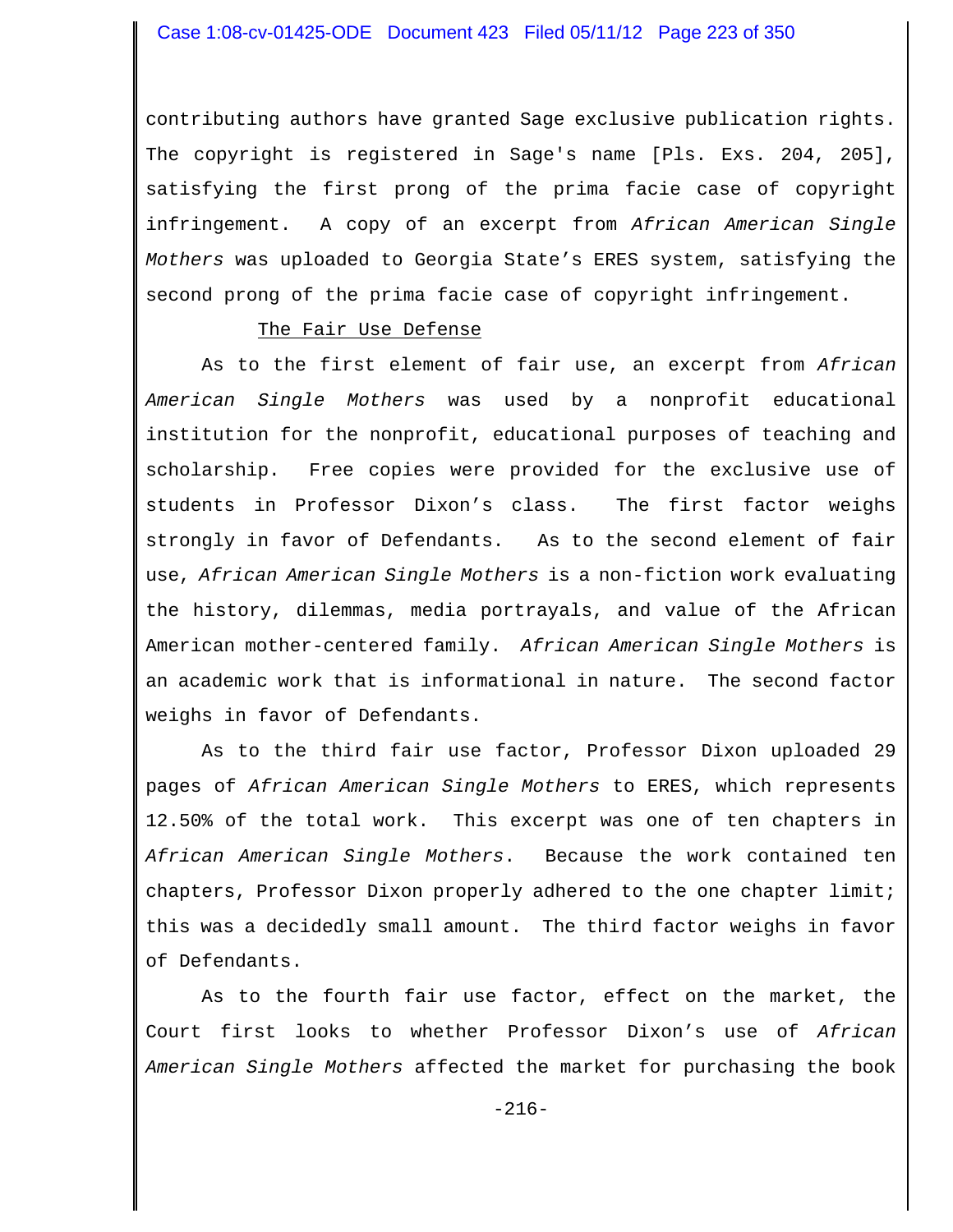contributing authors have granted Sage exclusive publication rights. The copyright is registered in Sage's name [Pls. Exs. 204, 205], satisfying the first prong of the prima facie case of copyright infringement. A copy of an excerpt from *African American Single Mothers* was uploaded to Georgia State's ERES system, satisfying the second prong of the prima facie case of copyright infringement.

<u>The Fair Use Defense</u>

As to the first element of fair use, an excerpt from *African American Single Mothers* was used by a nonprofit educational institution for the nonprofit, educational purposes of teaching and scholarship. Free copies were provided for the exclusive use of students in Professor Dixon's class. The first factor weighs strongly in favor of Defendants. As to the second element of fair use, *African American Single Mothers* is a non-fiction work evaluating the history, dilemmas, media portrayals, and value of the African American mother-centered family. *African American Single Mothers* is an academic work that is informational in nature. The second factor weighs in favor of Defendants.

As to the third fair use factor, Professor Dixon uploaded 29 pages of *African American Single Mothers* to ERES, which represents 12.50% of the total work. This excerpt was one of ten chapters in *African American Single Mothers*. Because the work contained ten chapters, Professor Dixon properly adhered to the one chapter limit; this was a decidedly small amount. The third factor weighs in favor of Defendants.

As to the fourth fair use factor, effect on the market, the Court first looks to whether Professor Dixon's use of *African American Single Mothers* affected the market for purchasing the book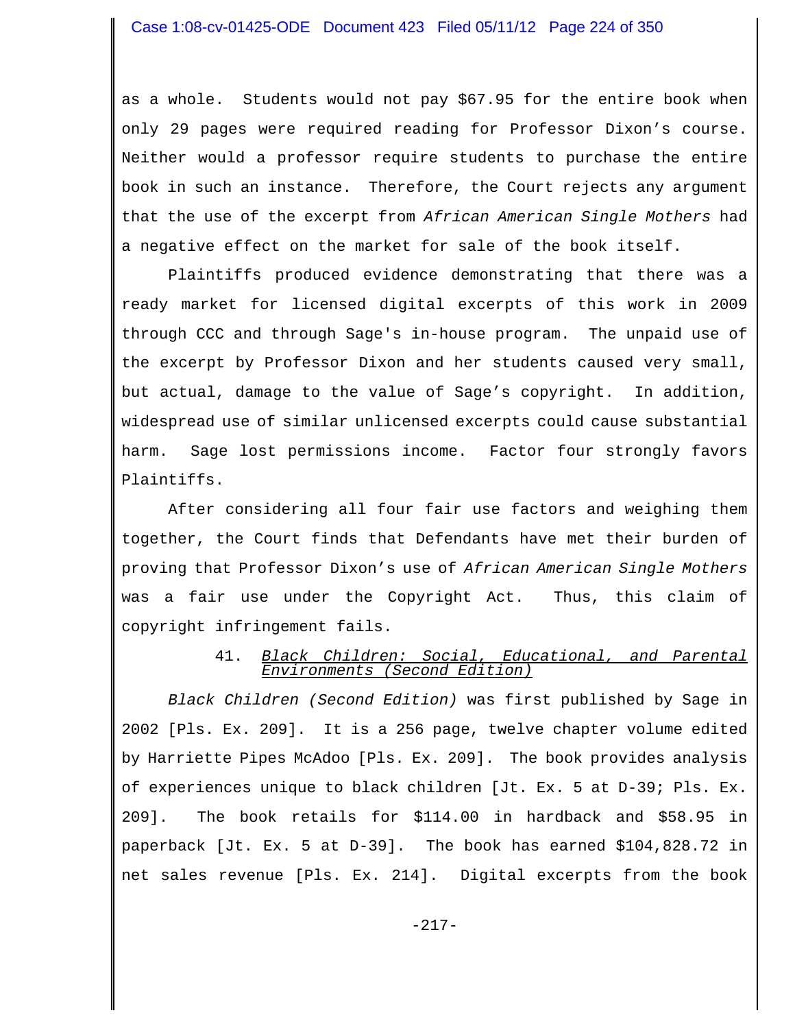as a whole. Students would not pay $67.95 for the entire book when only 29 pages were required reading for Professor Dixon's course. Neither would a professor require students to purchase the entire book in such an instance. Therefore, the Court rejects any argument that the use of the excerpt from *African American Single Mothers* had a negative effect on the market for sale of the book itself.

Plaintiffs produced evidence demonstrating that there was a ready market for licensed digital excerpts of this work in 2009 through CCC and through Sage's in-house program. The unpaid use of the excerpt by Professor Dixon and her students caused very small, but actual, damage to the value of Sage's copyright. In addition, widespread use of similar unlicensed excerpts could cause substantial harm. Sage lost permissions income. Factor four strongly favors Plaintiffs.

After considering all four fair use factors and weighing them together, the Court finds that Defendants have met their burden of proving that Professor Dixon's use of *African American Single Mothers* was a fair use under the Copyright Act. Thus, this claim of copyright infringement fails.

### 41. *Black Children: Social, Educational, and Parental Environments (Second Edition)*

*Black Children (Second Edition)* was first published by Sage in 2002 [Pls. Ex. 209]. It is a 256 page, twelve chapter volume edited by Harriette Pipes McAdoo [Pls. Ex. 209]. The book provides analysis of experiences unique to black children [Jt. Ex. 5 at D-39; Pls. Ex. 209]. The book retails for $114.00 in hardback and $58.95 in paperback [Jt. Ex. 5 at D-39]. The book has earned $104,828.72 in net sales revenue [Pls. Ex. 214]. Digital excerpts from the book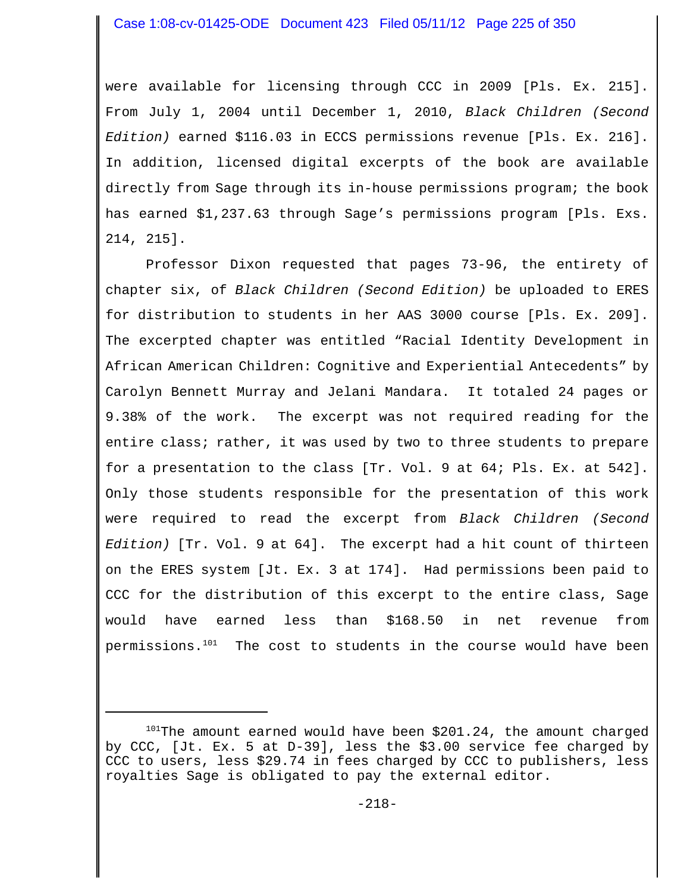were available for licensing through CCC in 2009 [Pls. Ex. 215]. From July 1, 2004 until December 1, 2010, *Black Children (Second Edition)* earned $116.03 in ECCS permissions revenue [Pls. Ex. 216]. In addition, licensed digital excerpts of the book are available directly from Sage through its in-house permissions program; the book has earned $1,237.63 through Sage's permissions program [Pls. Exs. 214, 215].

Professor Dixon requested that pages 73-96, the entirety of chapter six, of *Black Children (Second Edition)* be uploaded to ERES for distribution to students in her AAS 3000 course [Pls. Ex. 209]. The excerpted chapter was entitled "Racial Identity Development in African American Children: Cognitive and Experiential Antecedents" by Carolyn Bennett Murray and Jelani Mandara. It totaled 24 pages or 9.38% of the work. The excerpt was not required reading for the entire class; rather, it was used by two to three students to prepare for a presentation to the class [Tr. Vol. 9 at 64; Pls. Ex. at 542]. Only those students responsible for the presentation of this work were required to read the excerpt from *Black Children (Second Edition)* [Tr. Vol. 9 at 64]. The excerpt had a hit count of thirteen on the ERES system [Jt. Ex. 3 at 174]. Had permissions been paid to CCC for the distribution of this excerpt to the entire class, Sage would have earned less than $168.50 in net revenue from permissions.[101] The cost to students in the course would have been

---

[101] The amount earned would have been $201.24, the amount charged by CCC, [Jt. Ex. 5 at D-39], less the $3.00 service fee charged by CCC to users, less $29.74 in fees charged by CCC to publishers, less royalties Sage is obligated to pay the external editor.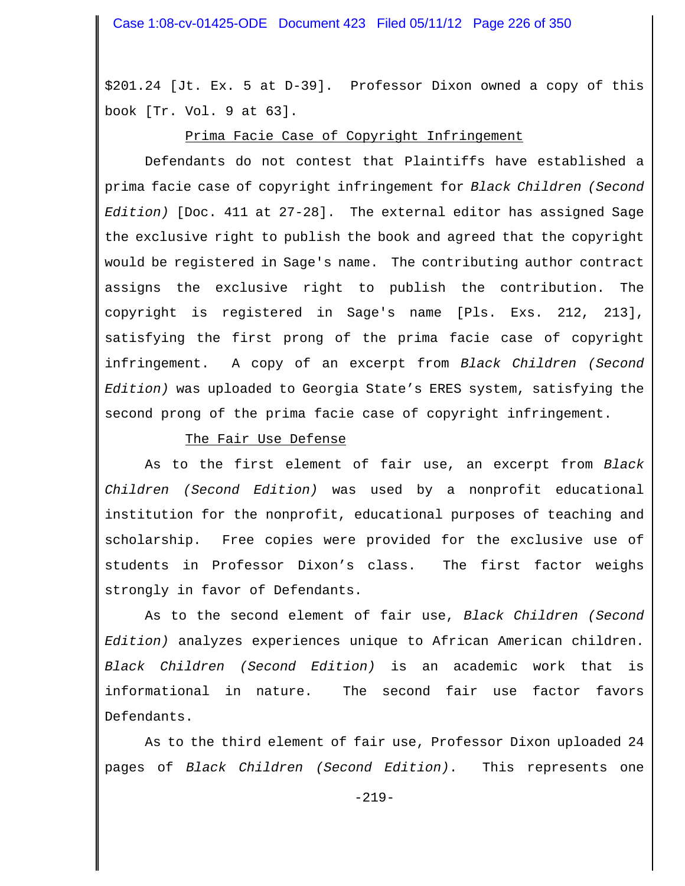$201.24 [Jt. Ex. 5 at D-39]. Professor Dixon owned a copy of this book [Tr. Vol. 9 at 63].

Prima Facie Case of Copyright Infringement

Defendants do not contest that Plaintiffs have established a prima facie case of copyright infringement for *Black Children (Second Edition)* [Doc. 411 at 27-28]. The external editor has assigned Sage the exclusive right to publish the book and agreed that the copyright would be registered in Sage's name. The contributing author contract assigns the exclusive right to publish the contribution. The copyright is registered in Sage's name [Pls. Exs. 212, 213], satisfying the first prong of the prima facie case of copyright infringement. A copy of an excerpt from *Black Children (Second Edition)* was uploaded to Georgia State's ERES system, satisfying the second prong of the prima facie case of copyright infringement.

The Fair Use Defense

As to the first element of fair use, an excerpt from *Black Children (Second Edition)* was used by a nonprofit educational institution for the nonprofit, educational purposes of teaching and scholarship. Free copies were provided for the exclusive use of students in Professor Dixon's class. The first factor weighs strongly in favor of Defendants.

As to the second element of fair use, *Black Children (Second Edition)* analyzes experiences unique to African American children. *Black Children (Second Edition)* is an academic work that is informational in nature. The second fair use factor favors Defendants.

As to the third element of fair use, Professor Dixon uploaded 24 pages of *Black Children (Second Edition)*. This represents one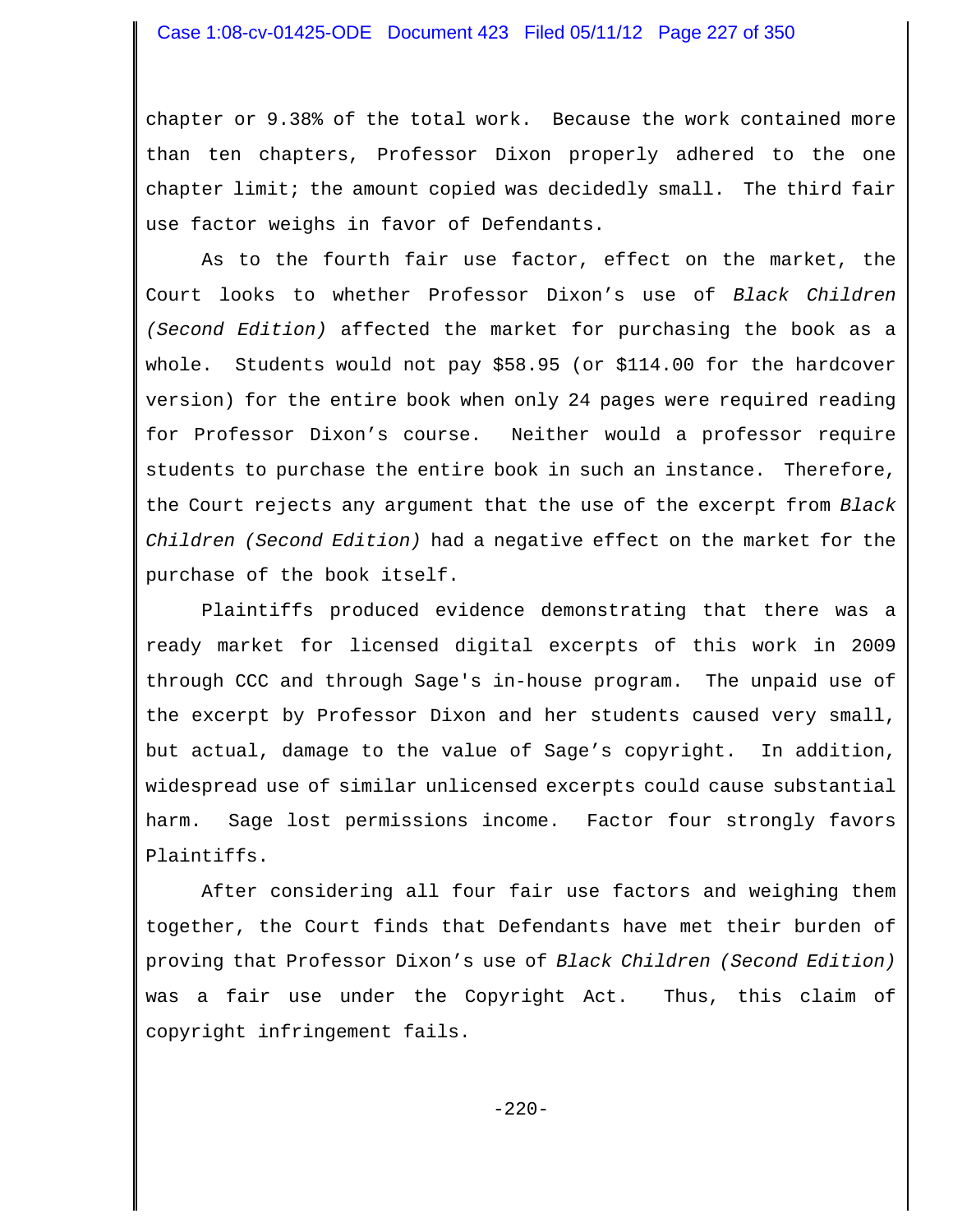chapter or 9.38% of the total work. Because the work contained more than ten chapters, Professor Dixon properly adhered to the one chapter limit; the amount copied was decidedly small. The third fair use factor weighs in favor of Defendants.

As to the fourth fair use factor, effect on the market, the Court looks to whether Professor Dixon's use of *Black Children (Second Edition)* affected the market for purchasing the book as a whole. Students would not pay $58.95 (or $114.00 for the hardcover version) for the entire book when only 24 pages were required reading for Professor Dixon's course. Neither would a professor require students to purchase the entire book in such an instance. Therefore, the Court rejects any argument that the use of the excerpt from *Black Children (Second Edition)* had a negative effect on the market for the purchase of the book itself.

Plaintiffs produced evidence demonstrating that there was a ready market for licensed digital excerpts of this work in 2009 through CCC and through Sage's in-house program. The unpaid use of the excerpt by Professor Dixon and her students caused very small, but actual, damage to the value of Sage's copyright. In addition, widespread use of similar unlicensed excerpts could cause substantial harm. Sage lost permissions income. Factor four strongly favors Plaintiffs.

After considering all four fair use factors and weighing them together, the Court finds that Defendants have met their burden of proving that Professor Dixon's use of *Black Children (Second Edition)* was a fair use under the Copyright Act. Thus, this claim of copyright infringement fails.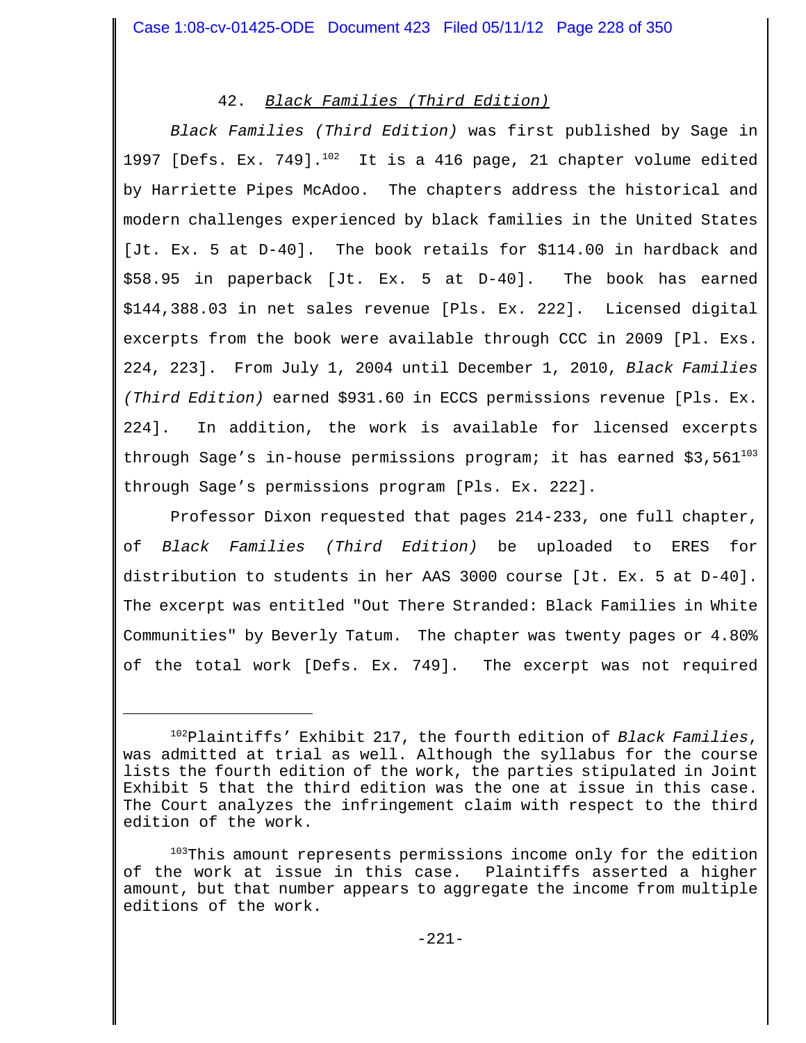### 42. *Black Families (Third Edition)*

*Black Families (Third Edition)* was first published by Sage in 1997 [Defs. Ex. 749].[102] It is a 416 page, 21 chapter volume edited by Harriette Pipes McAdoo. The chapters address the historical and modern challenges experienced by black families in the United States [Jt. Ex. 5 at D-40]. The book retails for $114.00 in hardback and $58.95 in paperback [Jt. Ex. 5 at D-40]. The book has earned $144,388.03 in net sales revenue [Pls. Ex. 222]. Licensed digital excerpts from the book were available through CCC in 2009 [Pl. Exs. 224, 223]. From July 1, 2004 until December 1, 2010, *Black Families (Third Edition)* earned $931.60 in ECCS permissions revenue [Pls. Ex. 224]. In addition, the work is available for licensed excerpts through Sage's in-house permissions program; it has earned $3,561[103] through Sage's permissions program [Pls. Ex. 222].

Professor Dixon requested that pages 214-233, one full chapter, of *Black Families (Third Edition)* be uploaded to ERES for distribution to students in her AAS 3000 course [Jt. Ex. 5 at D-40]. The excerpt was entitled "Out There Stranded: Black Families in White Communities" by Beverly Tatum. The chapter was twenty pages or 4.80% of the total work [Defs. Ex. 749]. The excerpt was not required

---

[102] Plaintiffs' Exhibit 217, the fourth edition of *Black Families*, was admitted at trial as well. Although the syllabus for the course lists the fourth edition of the work, the parties stipulated in Joint Exhibit 5 that the third edition was the one at issue in this case. The Court analyzes the infringement claim with respect to the third edition of the work.

[103] This amount represents permissions income only for the edition of the work at issue in this case. Plaintiffs asserted a higher amount, but that number appears to aggregate the income from multiple editions of the work.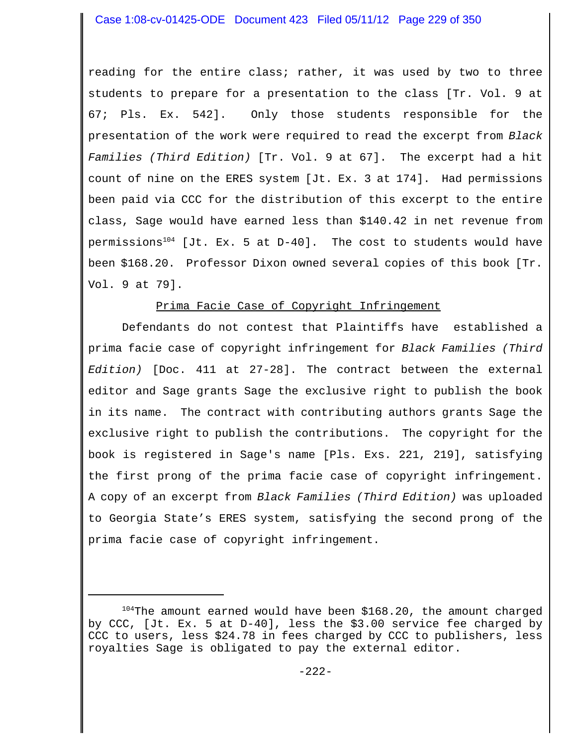reading for the entire class; rather, it was used by two to three students to prepare for a presentation to the class [Tr. Vol. 9 at 67; Pls. Ex. 542]. Only those students responsible for the presentation of the work were required to read the excerpt from *Black Families (Third Edition)* [Tr. Vol. 9 at 67]. The excerpt had a hit count of nine on the ERES system [Jt. Ex. 3 at 174]. Had permissions been paid via CCC for the distribution of this excerpt to the entire class, Sage would have earned less than $140.42 in net revenue from permissions[104] [Jt. Ex. 5 at D-40]. The cost to students would have been $168.20. Professor Dixon owned several copies of this book [Tr. Vol. 9 at 79].

<u>Prima Facie Case of Copyright Infringement</u>

Defendants do not contest that Plaintiffs have established a prima facie case of copyright infringement for *Black Families (Third Edition)* [Doc. 411 at 27-28]. The contract between the external editor and Sage grants Sage the exclusive right to publish the book in its name. The contract with contributing authors grants Sage the exclusive right to publish the contributions. The copyright for the book is registered in Sage's name [Pls. Exs. 221, 219], satisfying the first prong of the prima facie case of copyright infringement. A copy of an excerpt from *Black Families (Third Edition)* was uploaded to Georgia State's ERES system, satisfying the second prong of the prima facie case of copyright infringement.

---

[104] The amount earned would have been $168.20, the amount charged by CCC, [Jt. Ex. 5 at D-40], less the $3.00 service fee charged by CCC to users, less $24.78 in fees charged by CCC to publishers, less royalties Sage is obligated to pay the external editor.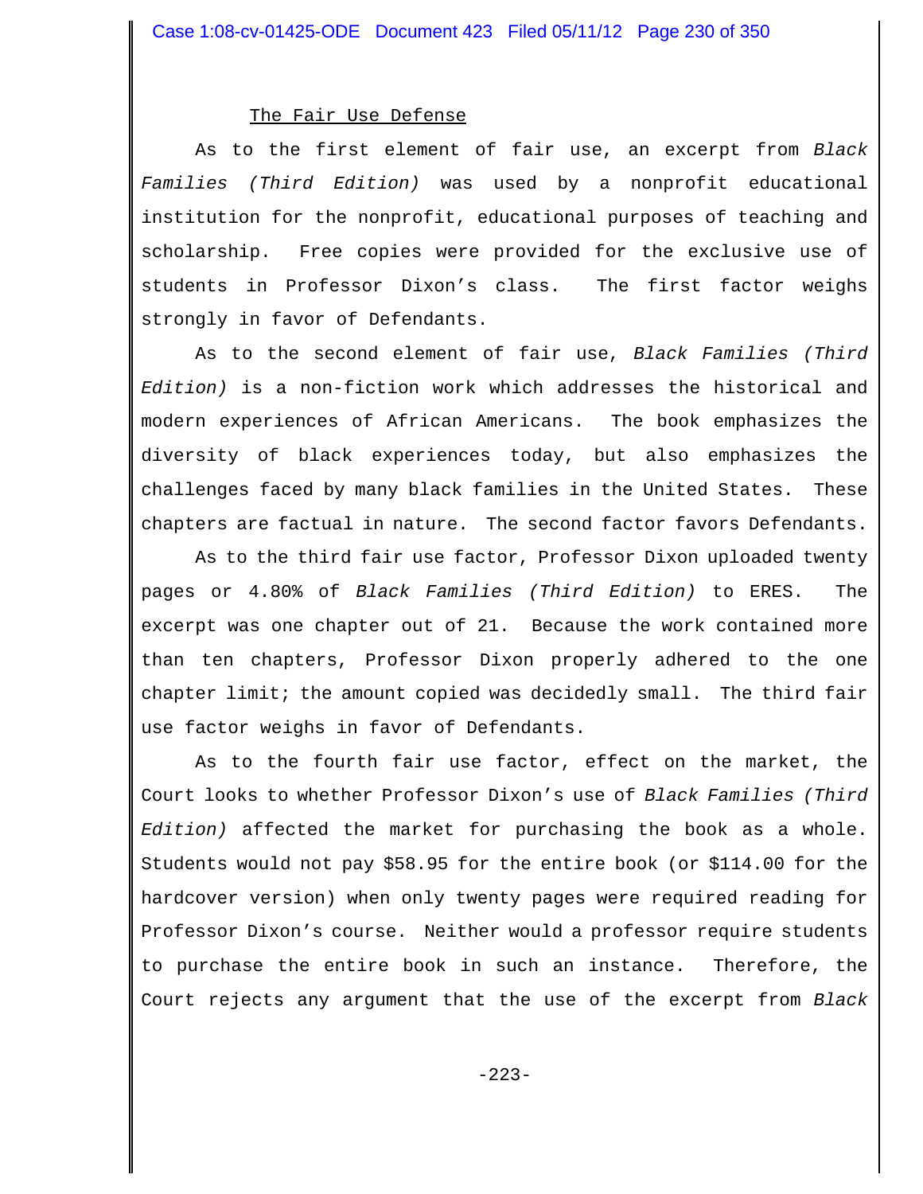The Fair Use Defense

As to the first element of fair use, an excerpt from *Black Families (Third Edition)* was used by a nonprofit educational institution for the nonprofit, educational purposes of teaching and scholarship. Free copies were provided for the exclusive use of students in Professor Dixon's class. The first factor weighs strongly in favor of Defendants.

As to the second element of fair use, *Black Families (Third Edition)* is a non-fiction work which addresses the historical and modern experiences of African Americans. The book emphasizes the diversity of black experiences today, but also emphasizes the challenges faced by many black families in the United States. These chapters are factual in nature. The second factor favors Defendants.

As to the third fair use factor, Professor Dixon uploaded twenty pages or 4.80% of *Black Families (Third Edition)* to ERES. The excerpt was one chapter out of 21. Because the work contained more than ten chapters, Professor Dixon properly adhered to the one chapter limit; the amount copied was decidedly small. The third fair use factor weighs in favor of Defendants.

As to the fourth fair use factor, effect on the market, the Court looks to whether Professor Dixon's use of *Black Families (Third Edition)* affected the market for purchasing the book as a whole. Students would not pay $58.95 for the entire book (or $114.00 for the hardcover version) when only twenty pages were required reading for Professor Dixon's course. Neither would a professor require students to purchase the entire book in such an instance. Therefore, the Court rejects any argument that the use of the excerpt from *Black*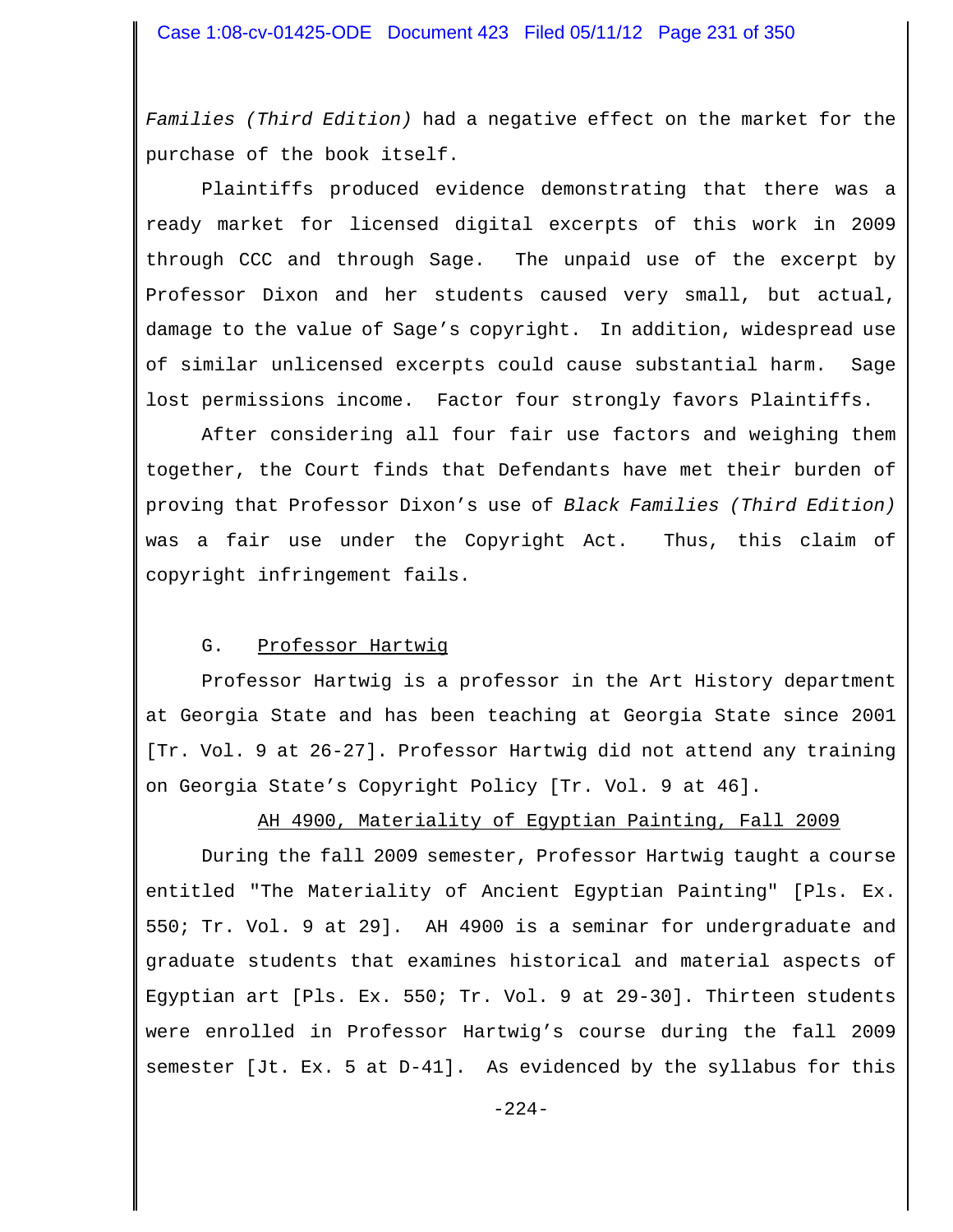*Families (Third Edition)* had a negative effect on the market for the purchase of the book itself.

Plaintiffs produced evidence demonstrating that there was a ready market for licensed digital excerpts of this work in 2009 through CCC and through Sage. The unpaid use of the excerpt by Professor Dixon and her students caused very small, but actual, damage to the value of Sage's copyright. In addition, widespread use of similar unlicensed excerpts could cause substantial harm. Sage lost permissions income. Factor four strongly favors Plaintiffs.

After considering all four fair use factors and weighing them together, the Court finds that Defendants have met their burden of proving that Professor Dixon's use of *Black Families (Third Edition)* was a fair use under the Copyright Act. Thus, this claim of copyright infringement fails.

### G. <u>Professor Hartwig</u>

Professor Hartwig is a professor in the Art History department at Georgia State and has been teaching at Georgia State since 2001 [Tr. Vol. 9 at 26-27]. Professor Hartwig did not attend any training on Georgia State's Copyright Policy [Tr. Vol. 9 at 46].

<u>AH 4900, Materiality of Egyptian Painting, Fall 2009</u>

During the fall 2009 semester, Professor Hartwig taught a course entitled "The Materiality of Ancient Egyptian Painting" [Pls. Ex. 550; Tr. Vol. 9 at 29]. AH 4900 is a seminar for undergraduate and graduate students that examines historical and material aspects of Egyptian art [Pls. Ex. 550; Tr. Vol. 9 at 29-30]. Thirteen students were enrolled in Professor Hartwig's course during the fall 2009 semester [Jt. Ex. 5 at D-41]. As evidenced by the syllabus for this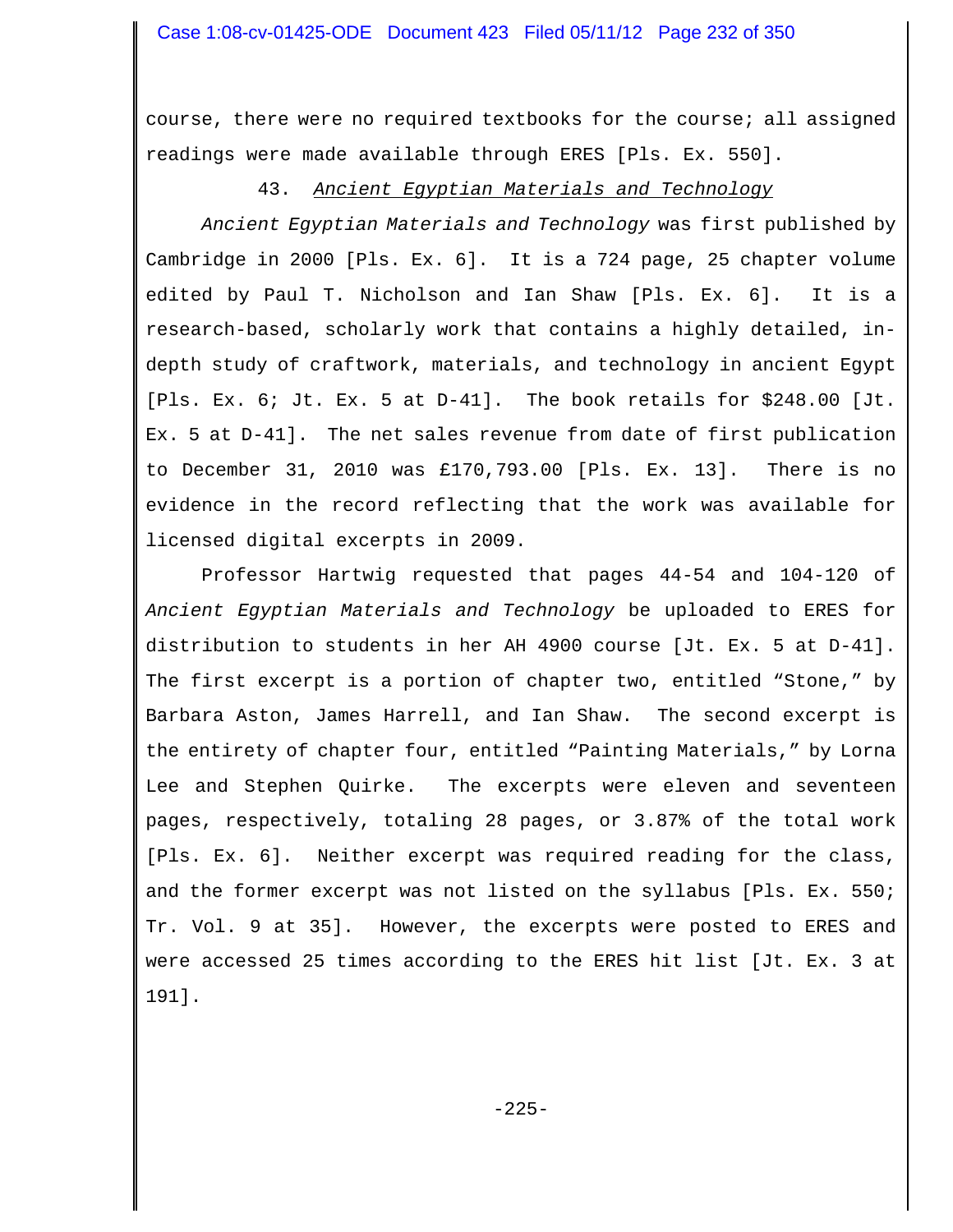course, there were no required textbooks for the course; all assigned readings were made available through ERES [Pls. Ex. 550].

### 43. *Ancient Egyptian Materials and Technology*

*Ancient Egyptian Materials and Technology* was first published by Cambridge in 2000 [Pls. Ex. 6]. It is a 724 page, 25 chapter volume edited by Paul T. Nicholson and Ian Shaw [Pls. Ex. 6]. It is a research-based, scholarly work that contains a highly detailed, in-depth study of craftwork, materials, and technology in ancient Egypt [Pls. Ex. 6; Jt. Ex. 5 at D-41]. The book retails for $248.00 [Jt. Ex. 5 at D-41]. The net sales revenue from date of first publication to December 31, 2010 was £170,793.00 [Pls. Ex. 13]. There is no evidence in the record reflecting that the work was available for licensed digital excerpts in 2009.

Professor Hartwig requested that pages 44-54 and 104-120 of *Ancient Egyptian Materials and Technology* be uploaded to ERES for distribution to students in her AH 4900 course [Jt. Ex. 5 at D-41]. The first excerpt is a portion of chapter two, entitled "Stone," by Barbara Aston, James Harrell, and Ian Shaw. The second excerpt is the entirety of chapter four, entitled "Painting Materials," by Lorna Lee and Stephen Quirke. The excerpts were eleven and seventeen pages, respectively, totaling 28 pages, or 3.87% of the total work [Pls. Ex. 6]. Neither excerpt was required reading for the class, and the former excerpt was not listed on the syllabus [Pls. Ex. 550; Tr. Vol. 9 at 35]. However, the excerpts were posted to ERES and were accessed 25 times according to the ERES hit list [Jt. Ex. 3 at 191].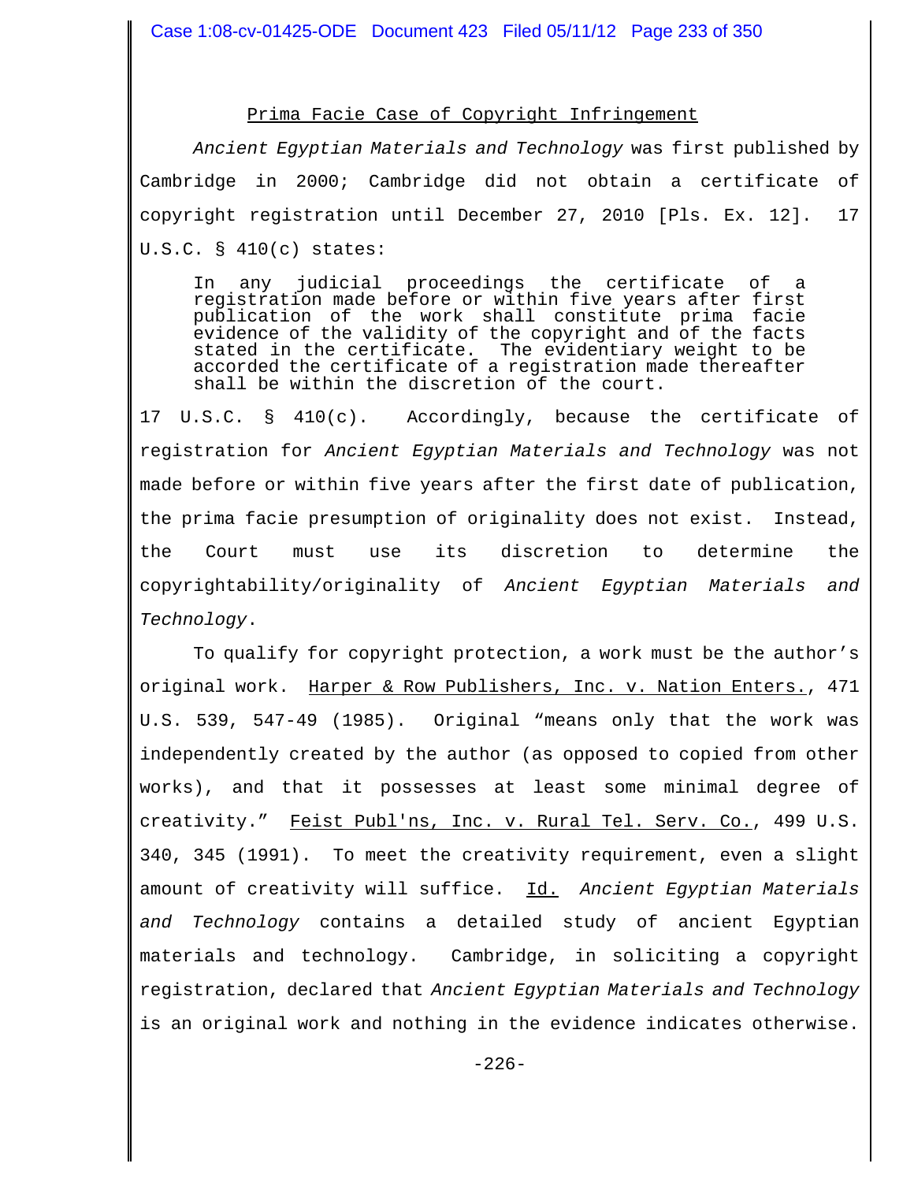<u>Prima Facie Case of Copyright Infringement</u>

*Ancient Egyptian Materials and Technology* was first published by Cambridge in 2000; Cambridge did not obtain a certificate of copyright registration until December 27, 2010 [Pls. Ex. 12]. 17 U.S.C. § 410(c) states:

> In any judicial proceedings the certificate of a registration made before or within five years after first publication of the work shall constitute prima facie evidence of the validity of the copyright and of the facts stated in the certificate. The evidentiary weight to be accorded the certificate of a registration made thereafter shall be within the discretion of the court.

17 U.S.C. § 410(c). Accordingly, because the certificate of registration for *Ancient Egyptian Materials and Technology* was not made before or within five years after the first date of publication, the prima facie presumption of originality does not exist. Instead, the Court must use its discretion to determine the copyrightability/originality of *Ancient Egyptian Materials and Technology*.

To qualify for copyright protection, a work must be the author's original work. <u>Harper & Row Publishers, Inc. v. Nation Enters.</u>, 471 U.S. 539, 547-49 (1985). Original "means only that the work was independently created by the author (as opposed to copied from other works), and that it possesses at least some minimal degree of creativity." <u>Feist Publ'ns, Inc. v. Rural Tel. Serv. Co.</u>, 499 U.S. 340, 345 (1991). To meet the creativity requirement, even a slight amount of creativity will suffice. <u>Id.</u> *Ancient Egyptian Materials and Technology* contains a detailed study of ancient Egyptian materials and technology. Cambridge, in soliciting a copyright registration, declared that *Ancient Egyptian Materials and Technology* is an original work and nothing in the evidence indicates otherwise.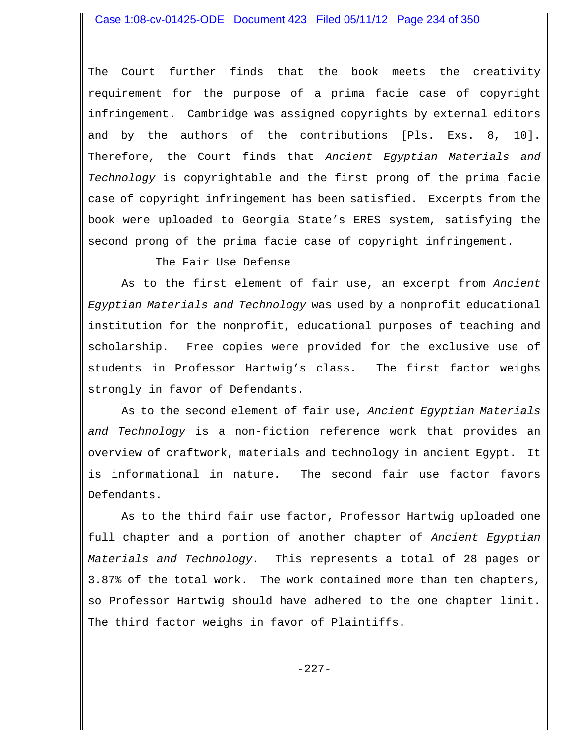The Court further finds that the book meets the creativity requirement for the purpose of a prima facie case of copyright infringement. Cambridge was assigned copyrights by external editors and by the authors of the contributions [Pls. Exs. 8, 10]. Therefore, the Court finds that *Ancient Egyptian Materials and Technology* is copyrightable and the first prong of the prima facie case of copyright infringement has been satisfied. Excerpts from the book were uploaded to Georgia State's ERES system, satisfying the second prong of the prima facie case of copyright infringement.

The Fair Use Defense

As to the first element of fair use, an excerpt from *Ancient Egyptian Materials and Technology* was used by a nonprofit educational institution for the nonprofit, educational purposes of teaching and scholarship. Free copies were provided for the exclusive use of students in Professor Hartwig's class. The first factor weighs strongly in favor of Defendants.

As to the second element of fair use, *Ancient Egyptian Materials and Technology* is a non-fiction reference work that provides an overview of craftwork, materials and technology in ancient Egypt. It is informational in nature. The second fair use factor favors Defendants.

As to the third fair use factor, Professor Hartwig uploaded one full chapter and a portion of another chapter of *Ancient Egyptian Materials and Technology.* This represents a total of 28 pages or 3.87% of the total work. The work contained more than ten chapters, so Professor Hartwig should have adhered to the one chapter limit. The third factor weighs in favor of Plaintiffs.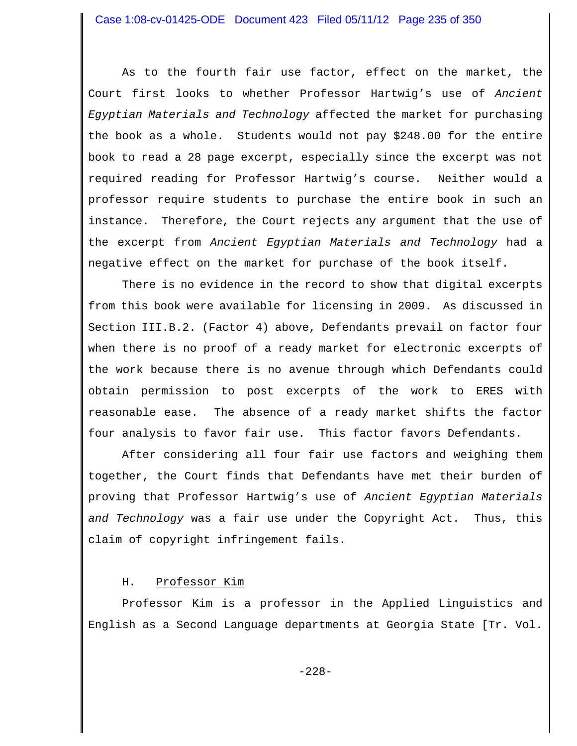As to the fourth fair use factor, effect on the market, the Court first looks to whether Professor Hartwig's use of *Ancient Egyptian Materials and Technology* affected the market for purchasing the book as a whole. Students would not pay $248.00 for the entire book to read a 28 page excerpt, especially since the excerpt was not required reading for Professor Hartwig's course. Neither would a professor require students to purchase the entire book in such an instance. Therefore, the Court rejects any argument that the use of the excerpt from *Ancient Egyptian Materials and Technology* had a negative effect on the market for purchase of the book itself.

There is no evidence in the record to show that digital excerpts from this book were available for licensing in 2009. As discussed in Section III.B.2. (Factor 4) above, Defendants prevail on factor four when there is no proof of a ready market for electronic excerpts of the work because there is no avenue through which Defendants could obtain permission to post excerpts of the work to ERES with reasonable ease. The absence of a ready market shifts the factor four analysis to favor fair use. This factor favors Defendants.

After considering all four fair use factors and weighing them together, the Court finds that Defendants have met their burden of proving that Professor Hartwig's use of *Ancient Egyptian Materials and Technology* was a fair use under the Copyright Act. Thus, this claim of copyright infringement fails.

### H. Professor Kim

Professor Kim is a professor in the Applied Linguistics and English as a Second Language departments at Georgia State [Tr. Vol.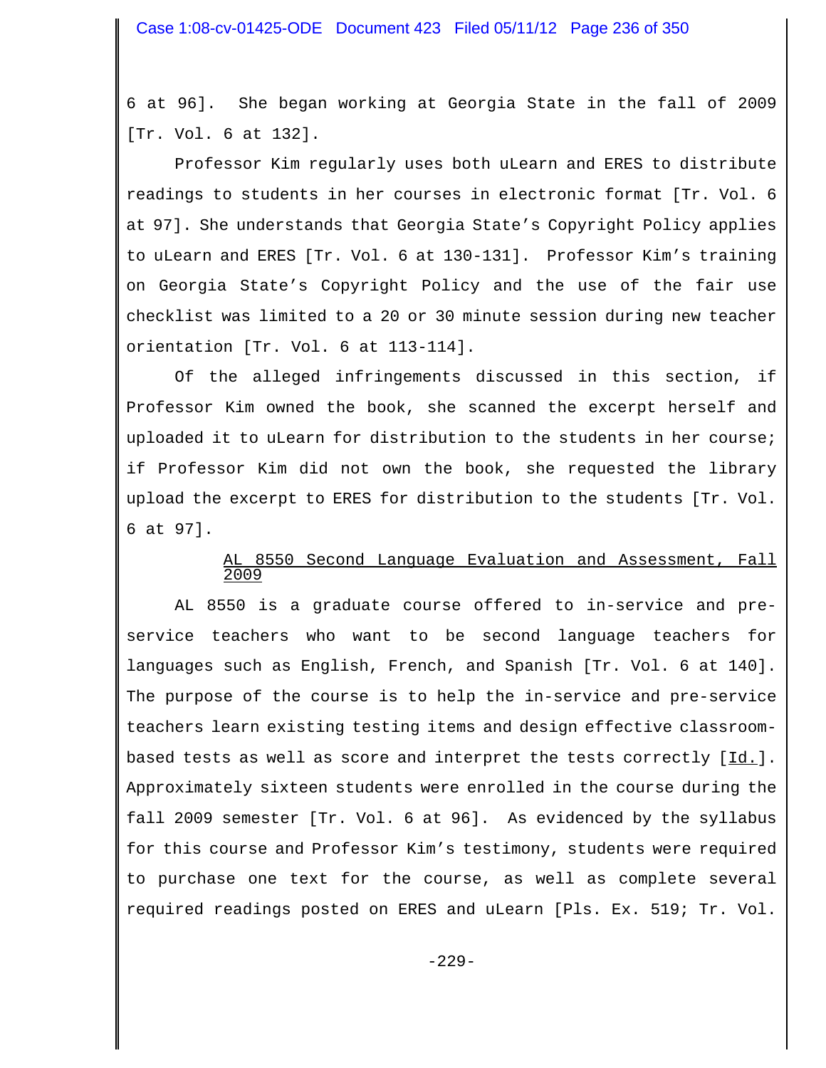6 at 96]. She began working at Georgia State in the fall of 2009 [Tr. Vol. 6 at 132].

Professor Kim regularly uses both uLearn and ERES to distribute readings to students in her courses in electronic format [Tr. Vol. 6 at 97]. She understands that Georgia State's Copyright Policy applies to uLearn and ERES [Tr. Vol. 6 at 130-131]. Professor Kim's training on Georgia State's Copyright Policy and the use of the fair use checklist was limited to a 20 or 30 minute session during new teacher orientation [Tr. Vol. 6 at 113-114].

Of the alleged infringements discussed in this section, if Professor Kim owned the book, she scanned the excerpt herself and uploaded it to uLearn for distribution to the students in her course; if Professor Kim did not own the book, she requested the library upload the excerpt to ERES for distribution to the students [Tr. Vol. 6 at 97].

<u>AL 8550 Second Language Evaluation and Assessment, Fall 2009</u>

AL 8550 is a graduate course offered to in-service and pre-service teachers who want to be second language teachers for languages such as English, French, and Spanish [Tr. Vol. 6 at 140]. The purpose of the course is to help the in-service and pre-service teachers learn existing testing items and design effective classroom-based tests as well as score and interpret the tests correctly [<u>Id.</u>]. Approximately sixteen students were enrolled in the course during the fall 2009 semester [Tr. Vol. 6 at 96]. As evidenced by the syllabus for this course and Professor Kim's testimony, students were required to purchase one text for the course, as well as complete several required readings posted on ERES and uLearn [Pls. Ex. 519; Tr. Vol.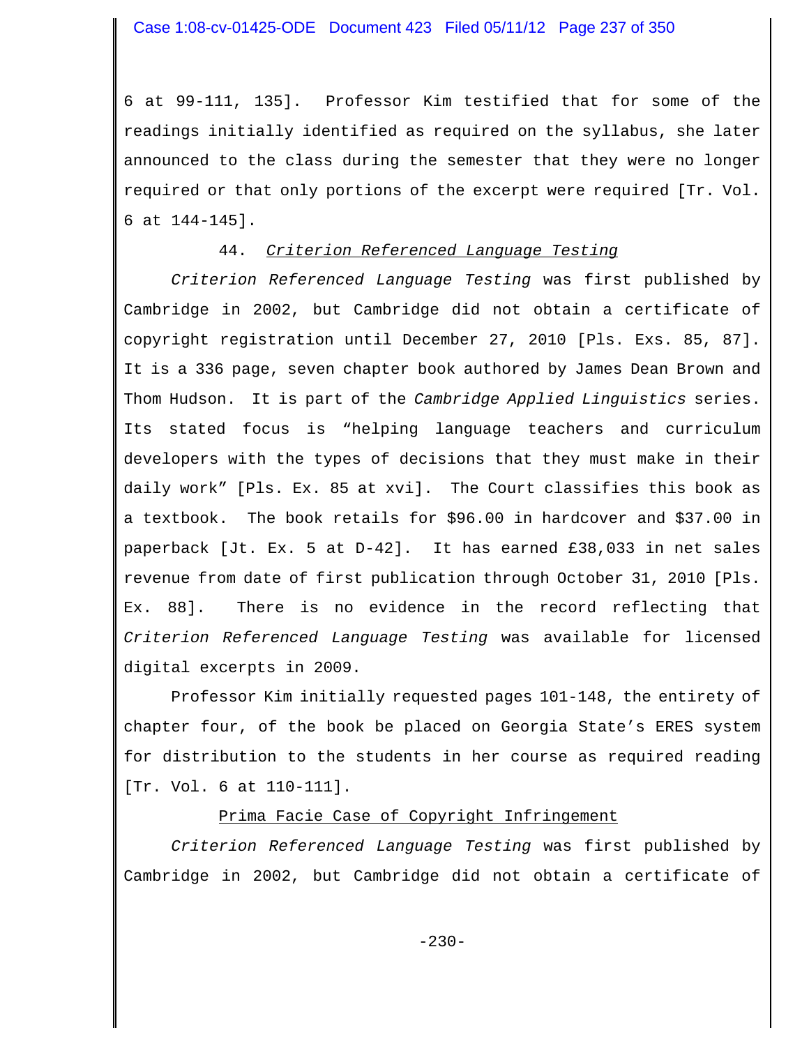6 at 99-111, 135]. Professor Kim testified that for some of the readings initially identified as required on the syllabus, she later announced to the class during the semester that they were no longer required or that only portions of the excerpt were required [Tr. Vol. 6 at 144-145].

### 44. *Criterion Referenced Language Testing*

*Criterion Referenced Language Testing* was first published by Cambridge in 2002, but Cambridge did not obtain a certificate of copyright registration until December 27, 2010 [Pls. Exs. 85, 87]. It is a 336 page, seven chapter book authored by James Dean Brown and Thom Hudson. It is part of the *Cambridge Applied Linguistics* series. Its stated focus is "helping language teachers and curriculum developers with the types of decisions that they must make in their daily work" [Pls. Ex. 85 at xvi]. The Court classifies this book as a textbook. The book retails for $96.00 in hardcover and $37.00 in paperback [Jt. Ex. 5 at D-42]. It has earned £38,033 in net sales revenue from date of first publication through October 31, 2010 [Pls. Ex. 88]. There is no evidence in the record reflecting that *Criterion Referenced Language Testing* was available for licensed digital excerpts in 2009.

Professor Kim initially requested pages 101-148, the entirety of chapter four, of the book be placed on Georgia State's ERES system for distribution to the students in her course as required reading [Tr. Vol. 6 at 110-111].

#### Prima Facie Case of Copyright Infringement

*Criterion Referenced Language Testing* was first published by Cambridge in 2002, but Cambridge did not obtain a certificate of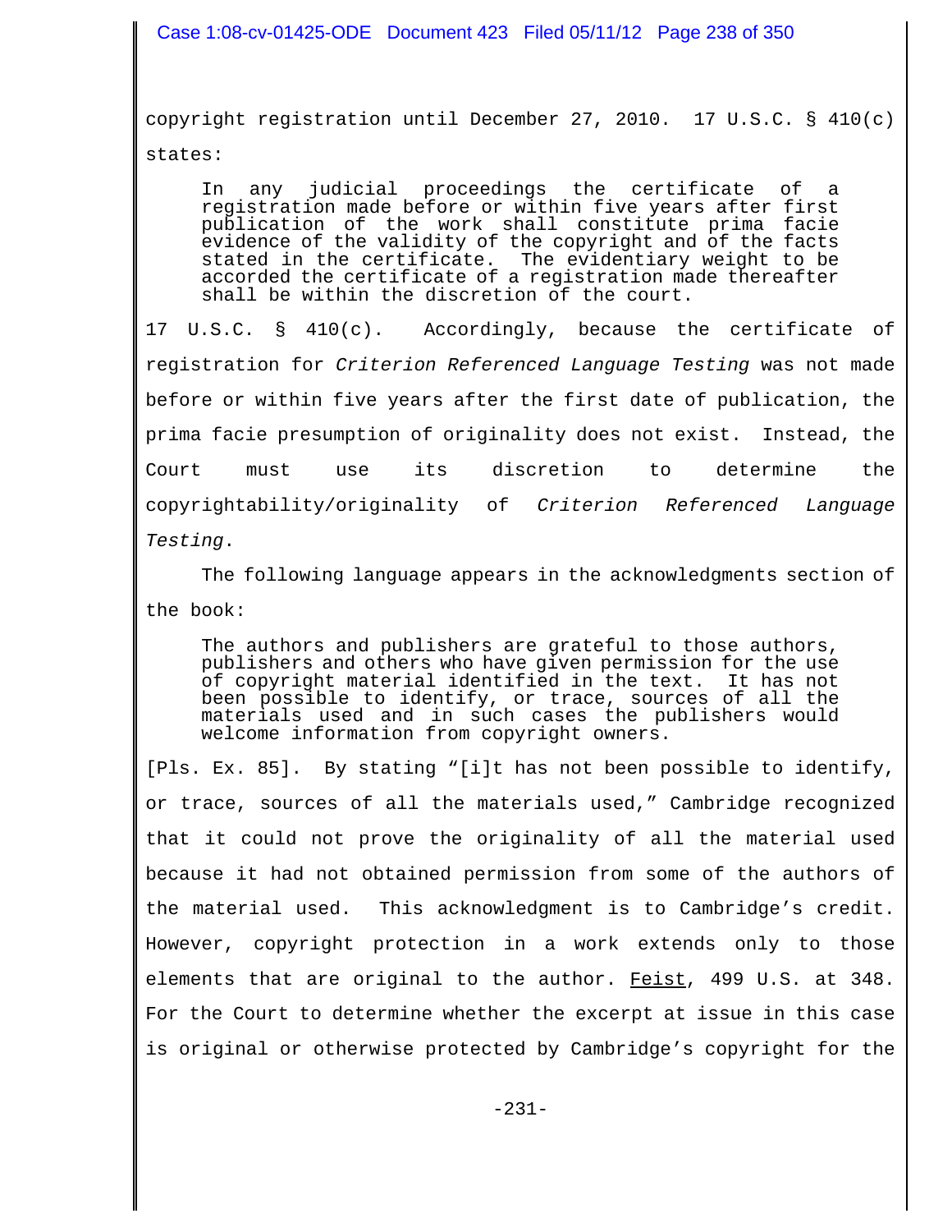copyright registration until December 27, 2010. 17 U.S.C. § 410(c) states:

> In any judicial proceedings the certificate of a registration made before or within five years after first publication of the work shall constitute prima facie evidence of the validity of the copyright and of the facts stated in the certificate. The evidentiary weight to be accorded the certificate of a registration made thereafter shall be within the discretion of the court.

17 U.S.C. § 410(c). Accordingly, because the certificate of registration for *Criterion Referenced Language Testing* was not made before or within five years after the first date of publication, the prima facie presumption of originality does not exist. Instead, the Court must use its discretion to determine the copyrightability/originality of *Criterion Referenced Language Testing*.

The following language appears in the acknowledgments section of the book:

> The authors and publishers are grateful to those authors, publishers and others who have given permission for the use of copyright material identified in the text. It has not been possible to identify, or trace, sources of all the materials used and in such cases the publishers would welcome information from copyright owners.

[Pls. Ex. 85]. By stating "[i]t has not been possible to identify, or trace, sources of all the materials used," Cambridge recognized that it could not prove the originality of all the material used because it had not obtained permission from some of the authors of the material used. This acknowledgment is to Cambridge's credit. However, copyright protection in a work extends only to those elements that are original to the author. Feist, 499 U.S. at 348. For the Court to determine whether the excerpt at issue in this case is original or otherwise protected by Cambridge's copyright for the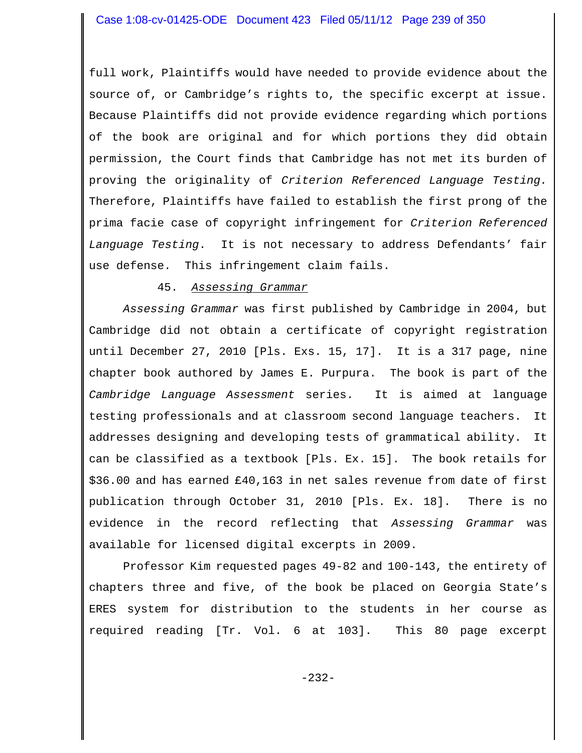full work, Plaintiffs would have needed to provide evidence about the source of, or Cambridge's rights to, the specific excerpt at issue. Because Plaintiffs did not provide evidence regarding which portions of the book are original and for which portions they did obtain permission, the Court finds that Cambridge has not met its burden of proving the originality of *Criterion Referenced Language Testing.* Therefore, Plaintiffs have failed to establish the first prong of the prima facie case of copyright infringement for *Criterion Referenced Language Testing*. It is not necessary to address Defendants' fair use defense. This infringement claim fails.

### 45. *Assessing Grammar*

*Assessing Grammar* was first published by Cambridge in 2004, but Cambridge did not obtain a certificate of copyright registration until December 27, 2010 [Pls. Exs. 15, 17]. It is a 317 page, nine chapter book authored by James E. Purpura. The book is part of the *Cambridge Language Assessment* series. It is aimed at language testing professionals and at classroom second language teachers. It addresses designing and developing tests of grammatical ability. It can be classified as a textbook [Pls. Ex. 15]. The book retails for $36.00 and has earned £40,163 in net sales revenue from date of first publication through October 31, 2010 [Pls. Ex. 18]. There is no evidence in the record reflecting that *Assessing Grammar* was available for licensed digital excerpts in 2009.

Professor Kim requested pages 49-82 and 100-143, the entirety of chapters three and five, of the book be placed on Georgia State's ERES system for distribution to the students in her course as required reading [Tr. Vol. 6 at 103]. This 80 page excerpt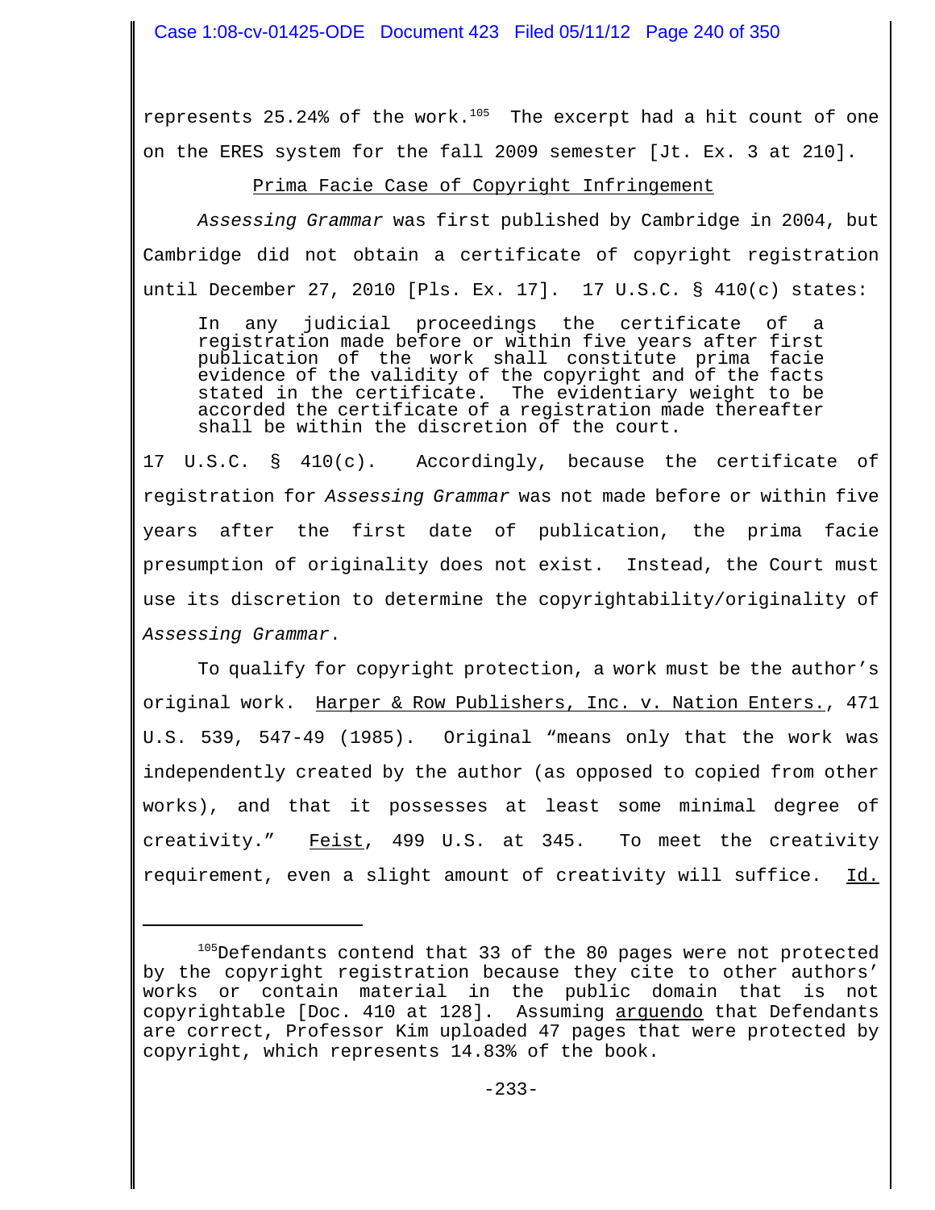represents 25.24% of the work.[105] The excerpt had a hit count of one on the ERES system for the fall 2009 semester [Jt. Ex. 3 at 210].

Prima Facie Case of Copyright Infringement

*Assessing Grammar* was first published by Cambridge in 2004, but Cambridge did not obtain a certificate of copyright registration until December 27, 2010 [Pls. Ex. 17]. 17 U.S.C. § 410(c) states:

> In any judicial proceedings the certificate of a registration made before or within five years after first publication of the work shall constitute prima facie evidence of the validity of the copyright and of the facts stated in the certificate. The evidentiary weight to be accorded the certificate of a registration made thereafter shall be within the discretion of the court.

17 U.S.C. § 410(c). Accordingly, because the certificate of registration for *Assessing Grammar* was not made before or within five years after the first date of publication, the prima facie presumption of originality does not exist. Instead, the Court must use its discretion to determine the copyrightability/originality of *Assessing Grammar*.

To qualify for copyright protection, a work must be the author's original work. Harper & Row Publishers, Inc. v. Nation Enters., 471 U.S. 539, 547-49 (1985). Original "means only that the work was independently created by the author (as opposed to copied from other works), and that it possesses at least some minimal degree of creativity." Feist, 499 U.S. at 345. To meet the creativity requirement, even a slight amount of creativity will suffice. Id.

---

[105] Defendants contend that 33 of the 80 pages were not protected by the copyright registration because they cite to other authors' works or contain material in the public domain that is not copyrightable [Doc. 410 at 128]. Assuming arguendo that Defendants are correct, Professor Kim uploaded 47 pages that were protected by copyright, which represents 14.83% of the book.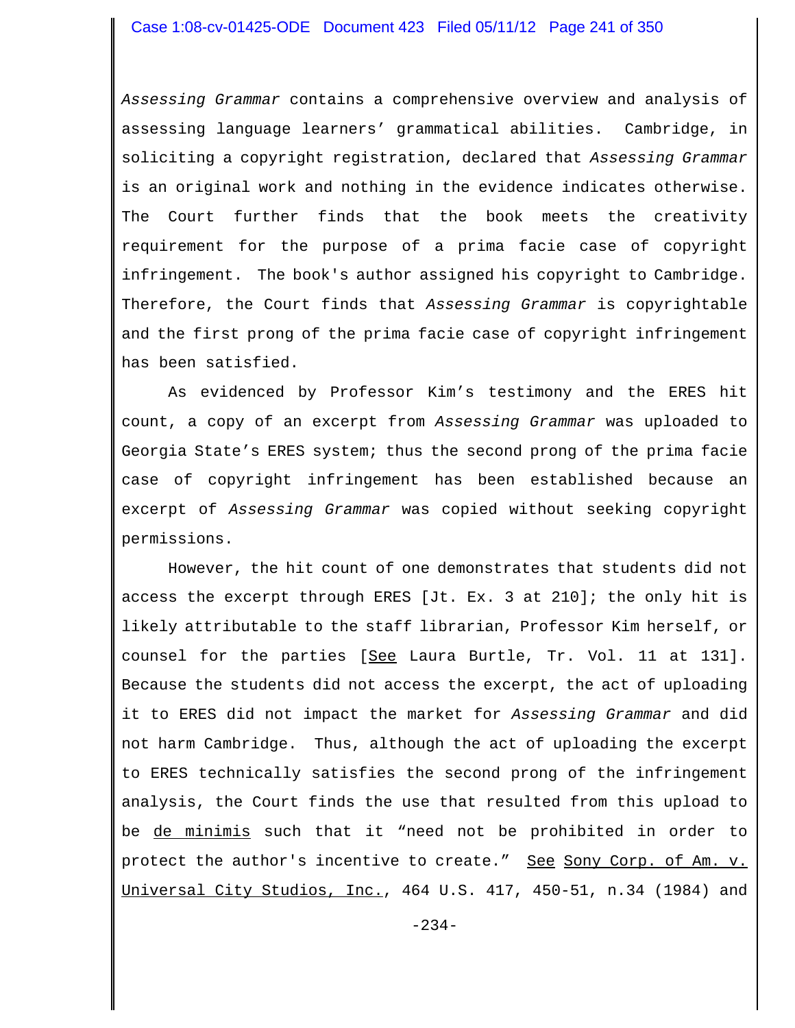*Assessing Grammar* contains a comprehensive overview and analysis of assessing language learners' grammatical abilities. Cambridge, in soliciting a copyright registration, declared that *Assessing Grammar* is an original work and nothing in the evidence indicates otherwise. The Court further finds that the book meets the creativity requirement for the purpose of a prima facie case of copyright infringement. The book's author assigned his copyright to Cambridge. Therefore, the Court finds that *Assessing Grammar* is copyrightable and the first prong of the prima facie case of copyright infringement has been satisfied.

As evidenced by Professor Kim's testimony and the ERES hit count, a copy of an excerpt from *Assessing Grammar* was uploaded to Georgia State's ERES system; thus the second prong of the prima facie case of copyright infringement has been established because an excerpt of *Assessing Grammar* was copied without seeking copyright permissions.

However, the hit count of one demonstrates that students did not access the excerpt through ERES [Jt. Ex. 3 at 210]; the only hit is likely attributable to the staff librarian, Professor Kim herself, or counsel for the parties [See Laura Burtle, Tr. Vol. 11 at 131]. Because the students did not access the excerpt, the act of uploading it to ERES did not impact the market for *Assessing Grammar* and did not harm Cambridge. Thus, although the act of uploading the excerpt to ERES technically satisfies the second prong of the infringement analysis, the Court finds the use that resulted from this upload to be de minimis such that it "need not be prohibited in order to protect the author's incentive to create." See Sony Corp. of Am. v. Universal City Studios, Inc., 464 U.S. 417, 450-51, n.34 (1984) and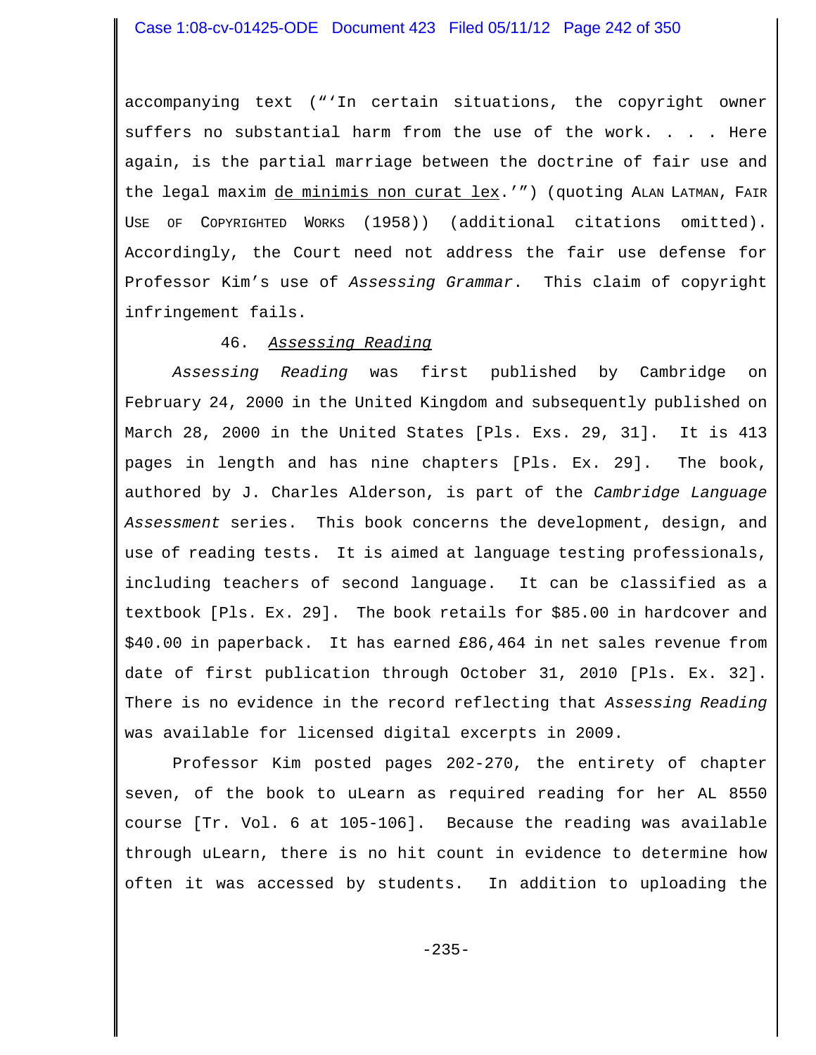accompanying text ("'In certain situations, the copyright owner suffers no substantial harm from the use of the work. . . . Here again, is the partial marriage between the doctrine of fair use and the legal maxim de minimis non curat lex.'") (quoting ALAN LATMAN, FAIR USE OF COPYRIGHTED WORKS (1958)) (additional citations omitted). Accordingly, the Court need not address the fair use defense for Professor Kim's use of *Assessing Grammar*. This claim of copyright infringement fails.

### 46. *Assessing Reading*

*Assessing Reading* was first published by Cambridge on February 24, 2000 in the United Kingdom and subsequently published on March 28, 2000 in the United States [Pls. Exs. 29, 31]. It is 413 pages in length and has nine chapters [Pls. Ex. 29]. The book, authored by J. Charles Alderson, is part of the *Cambridge Language Assessment* series. This book concerns the development, design, and use of reading tests. It is aimed at language testing professionals, including teachers of second language. It can be classified as a textbook [Pls. Ex. 29]. The book retails for $85.00 in hardcover and $40.00 in paperback. It has earned £86,464 in net sales revenue from date of first publication through October 31, 2010 [Pls. Ex. 32]. There is no evidence in the record reflecting that *Assessing Reading* was available for licensed digital excerpts in 2009.

Professor Kim posted pages 202-270, the entirety of chapter seven, of the book to uLearn as required reading for her AL 8550 course [Tr. Vol. 6 at 105-106]. Because the reading was available through uLearn, there is no hit count in evidence to determine how often it was accessed by students. In addition to uploading the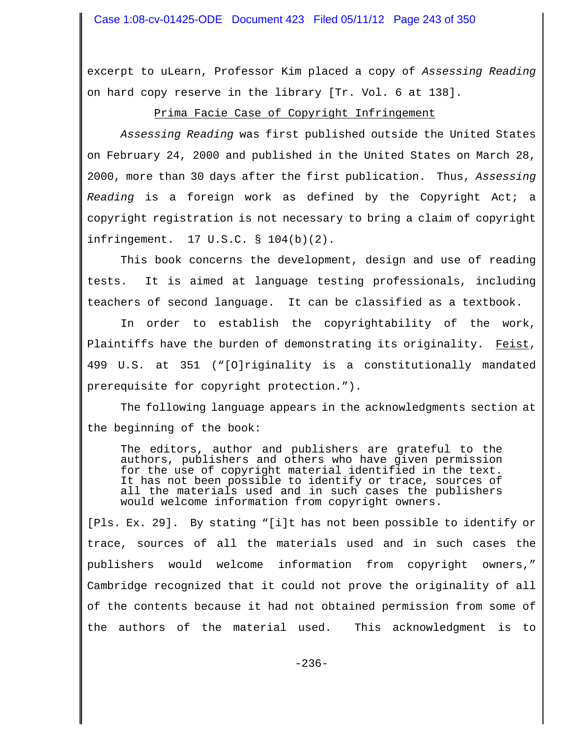excerpt to uLearn, Professor Kim placed a copy of *Assessing Reading* on hard copy reserve in the library [Tr. Vol. 6 at 138].

Prima Facie Case of Copyright Infringement

*Assessing Reading* was first published outside the United States on February 24, 2000 and published in the United States on March 28, 2000, more than 30 days after the first publication. Thus, *Assessing Reading* is a foreign work as defined by the Copyright Act; a copyright registration is not necessary to bring a claim of copyright infringement. 17 U.S.C. § 104(b)(2).

This book concerns the development, design and use of reading tests. It is aimed at language testing professionals, including teachers of second language. It can be classified as a textbook.

In order to establish the copyrightability of the work, Plaintiffs have the burden of demonstrating its originality. Feist, 499 U.S. at 351 ("[O]riginality is a constitutionally mandated prerequisite for copyright protection.").

The following language appears in the acknowledgments section at the beginning of the book:

> The editors, author and publishers are grateful to the authors, publishers and others who have given permission for the use of copyright material identified in the text. It has not been possible to identify or trace, sources of all the materials used and in such cases the publishers would welcome information from copyright owners.

[Pls. Ex. 29]. By stating "[i]t has not been possible to identify or trace, sources of all the materials used and in such cases the publishers would welcome information from copyright owners," Cambridge recognized that it could not prove the originality of all of the contents because it had not obtained permission from some of the authors of the material used. This acknowledgment is to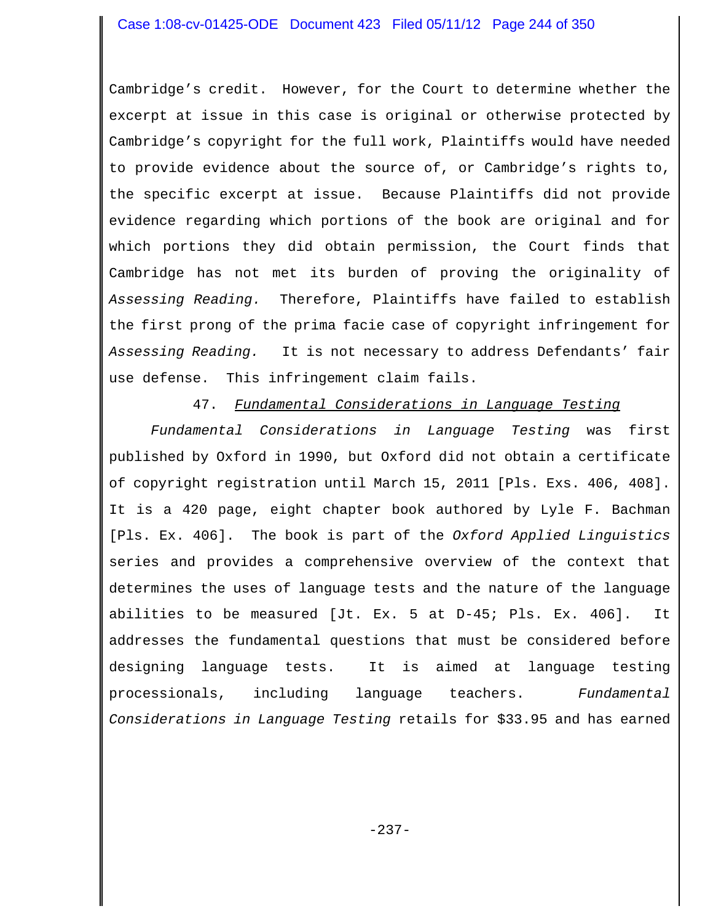Cambridge's credit. However, for the Court to determine whether the excerpt at issue in this case is original or otherwise protected by Cambridge's copyright for the full work, Plaintiffs would have needed to provide evidence about the source of, or Cambridge's rights to, the specific excerpt at issue. Because Plaintiffs did not provide evidence regarding which portions of the book are original and for which portions they did obtain permission, the Court finds that Cambridge has not met its burden of proving the originality of *Assessing Reading.* Therefore, Plaintiffs have failed to establish the first prong of the prima facie case of copyright infringement for *Assessing Reading.* It is not necessary to address Defendants' fair use defense. This infringement claim fails.

47. *Fundamental Considerations in Language Testing*

*Fundamental Considerations in Language Testing* was first published by Oxford in 1990, but Oxford did not obtain a certificate of copyright registration until March 15, 2011 [Pls. Exs. 406, 408]. It is a 420 page, eight chapter book authored by Lyle F. Bachman [Pls. Ex. 406]. The book is part of the *Oxford Applied Linguistics* series and provides a comprehensive overview of the context that determines the uses of language tests and the nature of the language abilities to be measured [Jt. Ex. 5 at D-45; Pls. Ex. 406]. It addresses the fundamental questions that must be considered before designing language tests. It is aimed at language testing processionals, including language teachers. *Fundamental Considerations in Language Testing* retails for $33.95 and has earned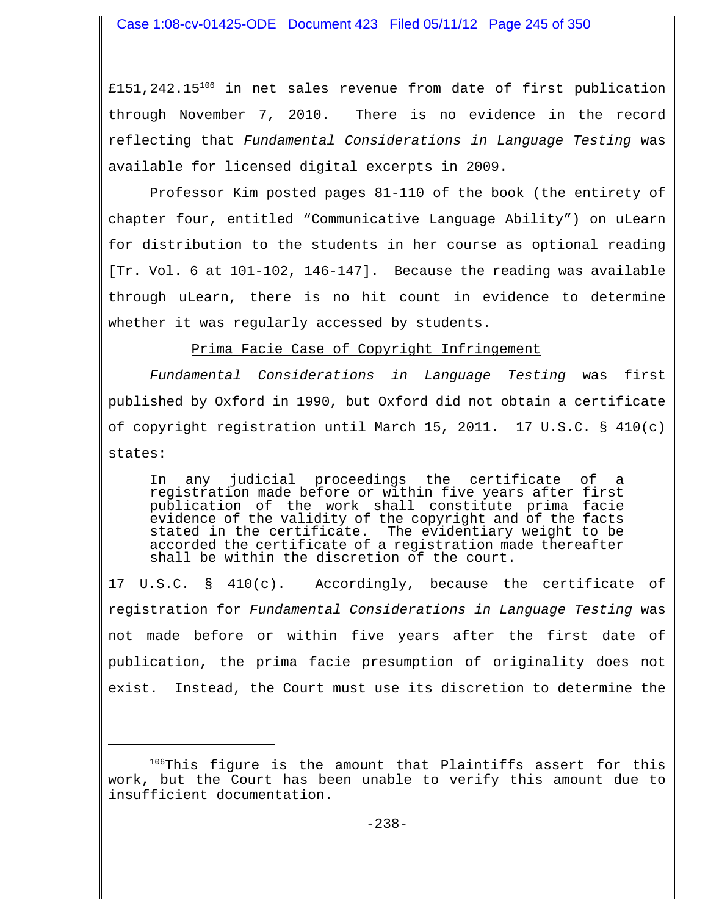£151,242.15[106] in net sales revenue from date of first publication through November 7, 2010. There is no evidence in the record reflecting that *Fundamental Considerations in Language Testing* was available for licensed digital excerpts in 2009.

Professor Kim posted pages 81-110 of the book (the entirety of chapter four, entitled "Communicative Language Ability") on uLearn for distribution to the students in her course as optional reading [Tr. Vol. 6 at 101-102, 146-147]. Because the reading was available through uLearn, there is no hit count in evidence to determine whether it was regularly accessed by students.

Prima Facie Case of Copyright Infringement

*Fundamental Considerations in Language Testing* was first published by Oxford in 1990, but Oxford did not obtain a certificate of copyright registration until March 15, 2011. 17 U.S.C. § 410(c) states:

> In any judicial proceedings the certificate of a registration made before or within five years after first publication of the work shall constitute prima facie evidence of the validity of the copyright and of the facts stated in the certificate. The evidentiary weight to be accorded the certificate of a registration made thereafter shall be within the discretion of the court.

17 U.S.C. § 410(c). Accordingly, because the certificate of registration for *Fundamental Considerations in Language Testing* was not made before or within five years after the first date of publication, the prima facie presumption of originality does not exist. Instead, the Court must use its discretion to determine the

---

[106] This figure is the amount that Plaintiffs assert for this work, but the Court has been unable to verify this amount due to insufficient documentation.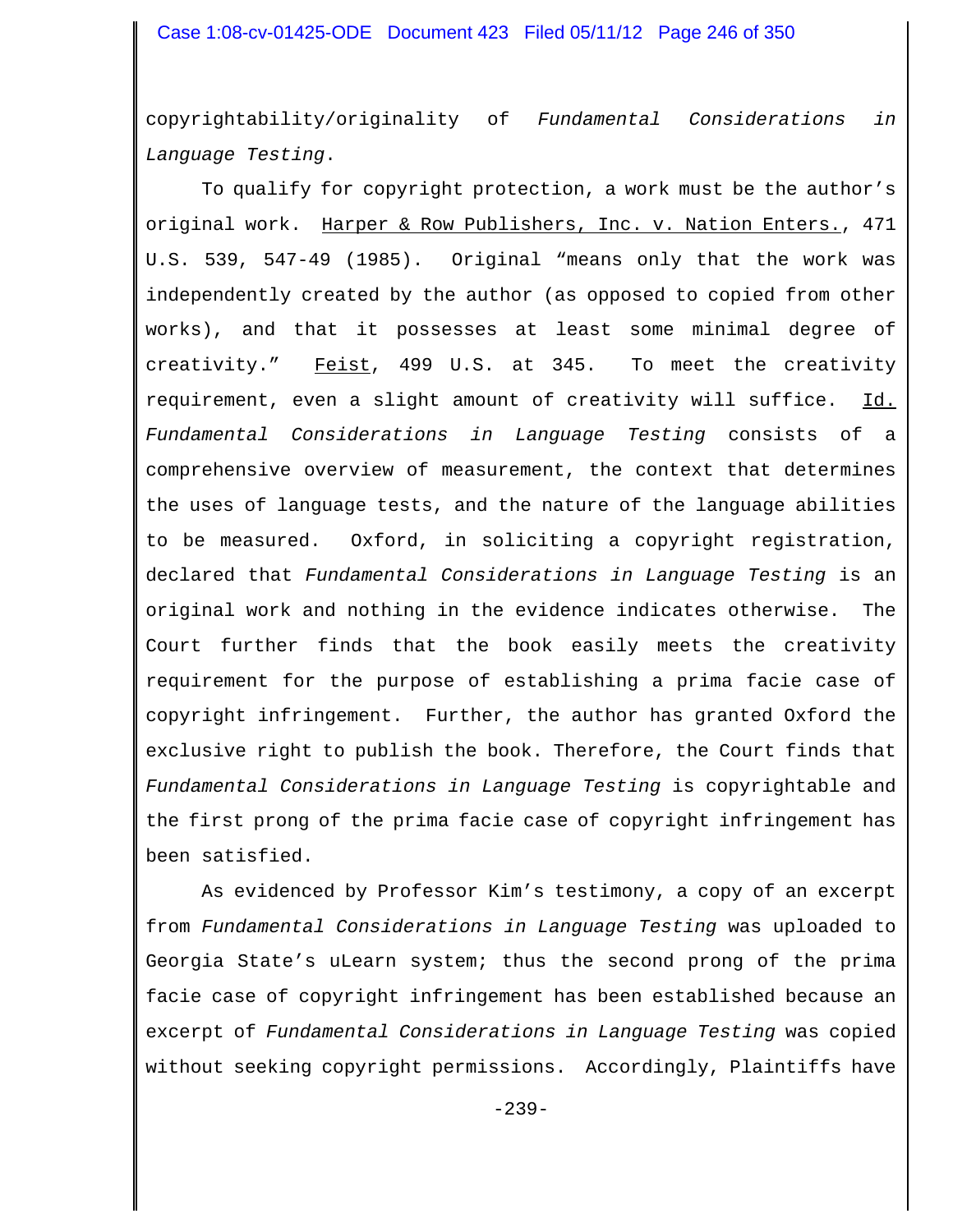copyrightability/originality of *Fundamental Considerations in Language Testing*.

To qualify for copyright protection, a work must be the author's original work. Harper & Row Publishers, Inc. v. Nation Enters., 471 U.S. 539, 547-49 (1985). Original "means only that the work was independently created by the author (as opposed to copied from other works), and that it possesses at least some minimal degree of creativity." Feist, 499 U.S. at 345. To meet the creativity requirement, even a slight amount of creativity will suffice. Id. *Fundamental Considerations in Language Testing* consists of a comprehensive overview of measurement, the context that determines the uses of language tests, and the nature of the language abilities to be measured. Oxford, in soliciting a copyright registration, declared that *Fundamental Considerations in Language Testing* is an original work and nothing in the evidence indicates otherwise. The Court further finds that the book easily meets the creativity requirement for the purpose of establishing a prima facie case of copyright infringement. Further, the author has granted Oxford the exclusive right to publish the book. Therefore, the Court finds that *Fundamental Considerations in Language Testing* is copyrightable and the first prong of the prima facie case of copyright infringement has been satisfied.

As evidenced by Professor Kim's testimony, a copy of an excerpt from *Fundamental Considerations in Language Testing* was uploaded to Georgia State's uLearn system; thus the second prong of the prima facie case of copyright infringement has been established because an excerpt of *Fundamental Considerations in Language Testing* was copied without seeking copyright permissions. Accordingly, Plaintiffs have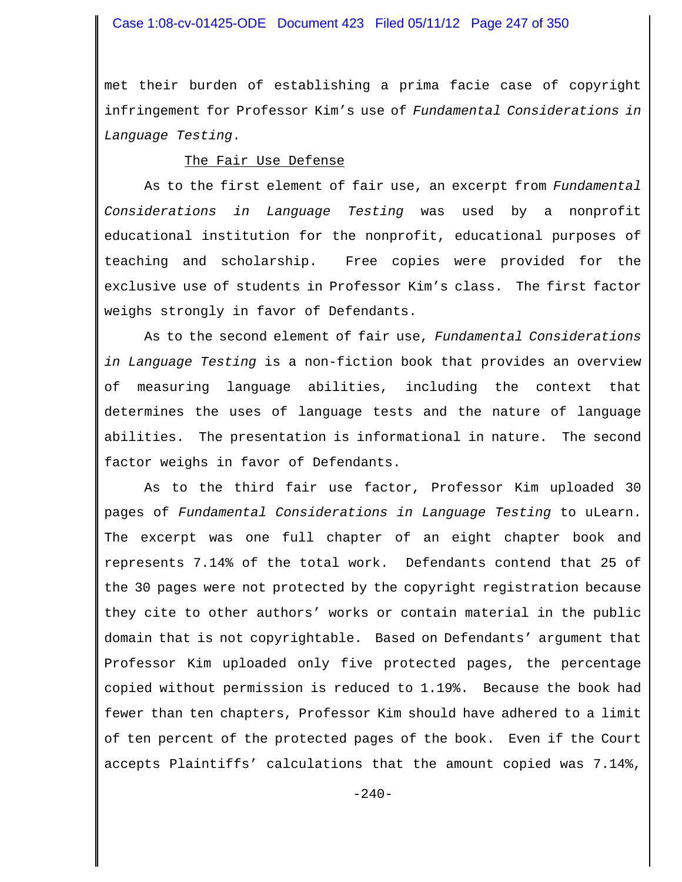met their burden of establishing a prima facie case of copyright infringement for Professor Kim's use of *Fundamental Considerations in Language Testing*.

The Fair Use Defense

As to the first element of fair use, an excerpt from *Fundamental Considerations in Language Testing* was used by a nonprofit educational institution for the nonprofit, educational purposes of teaching and scholarship. Free copies were provided for the exclusive use of students in Professor Kim's class. The first factor weighs strongly in favor of Defendants.

As to the second element of fair use, *Fundamental Considerations in Language Testing* is a non-fiction book that provides an overview of measuring language abilities, including the context that determines the uses of language tests and the nature of language abilities. The presentation is informational in nature. The second factor weighs in favor of Defendants.

As to the third fair use factor, Professor Kim uploaded 30 pages of *Fundamental Considerations in Language Testing* to uLearn. The excerpt was one full chapter of an eight chapter book and represents 7.14% of the total work. Defendants contend that 25 of the 30 pages were not protected by the copyright registration because they cite to other authors' works or contain material in the public domain that is not copyrightable. Based on Defendants' argument that Professor Kim uploaded only five protected pages, the percentage copied without permission is reduced to 1.19%. Because the book had fewer than ten chapters, Professor Kim should have adhered to a limit of ten percent of the protected pages of the book. Even if the Court accepts Plaintiffs' calculations that the amount copied was 7.14%,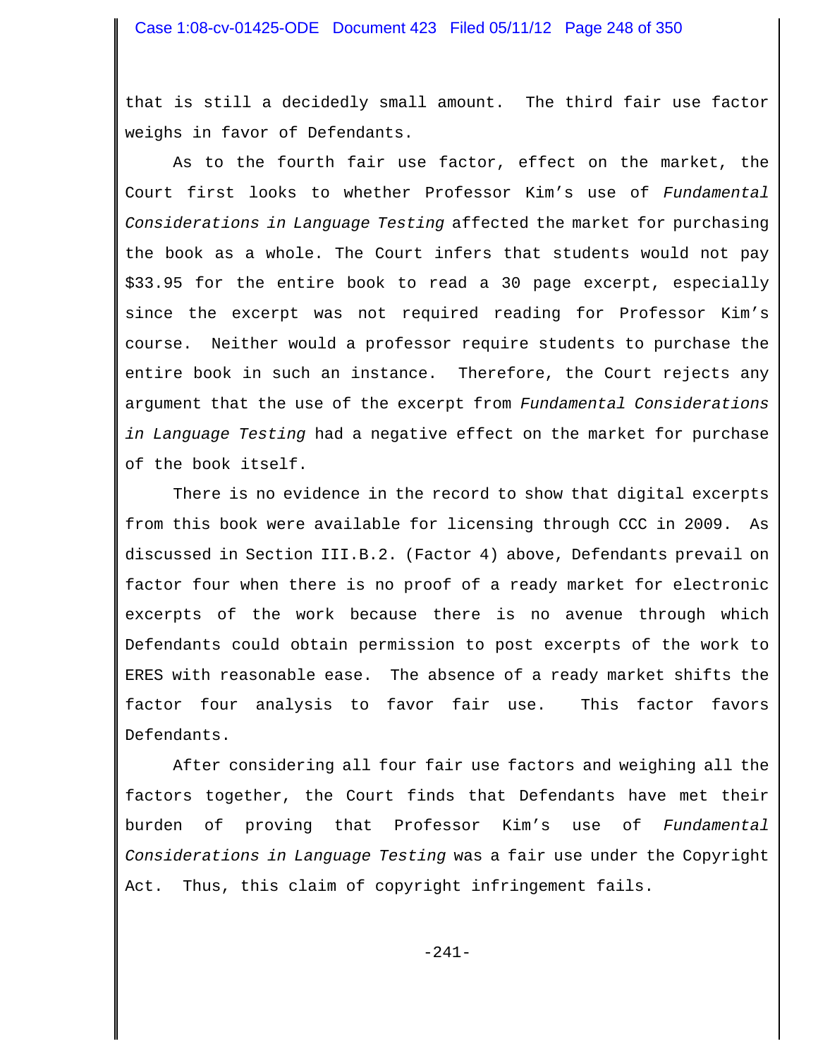that is still a decidedly small amount. The third fair use factor weighs in favor of Defendants.

As to the fourth fair use factor, effect on the market, the Court first looks to whether Professor Kim's use of *Fundamental Considerations in Language Testing* affected the market for purchasing the book as a whole. The Court infers that students would not pay $33.95 for the entire book to read a 30 page excerpt, especially since the excerpt was not required reading for Professor Kim's course. Neither would a professor require students to purchase the entire book in such an instance. Therefore, the Court rejects any argument that the use of the excerpt from *Fundamental Considerations in Language Testing* had a negative effect on the market for purchase of the book itself.

There is no evidence in the record to show that digital excerpts from this book were available for licensing through CCC in 2009. As discussed in Section III.B.2. (Factor 4) above, Defendants prevail on factor four when there is no proof of a ready market for electronic excerpts of the work because there is no avenue through which Defendants could obtain permission to post excerpts of the work to ERES with reasonable ease. The absence of a ready market shifts the factor four analysis to favor fair use. This factor favors Defendants.

After considering all four fair use factors and weighing all the factors together, the Court finds that Defendants have met their burden of proving that Professor Kim's use of *Fundamental Considerations in Language Testing* was a fair use under the Copyright Act. Thus, this claim of copyright infringement fails.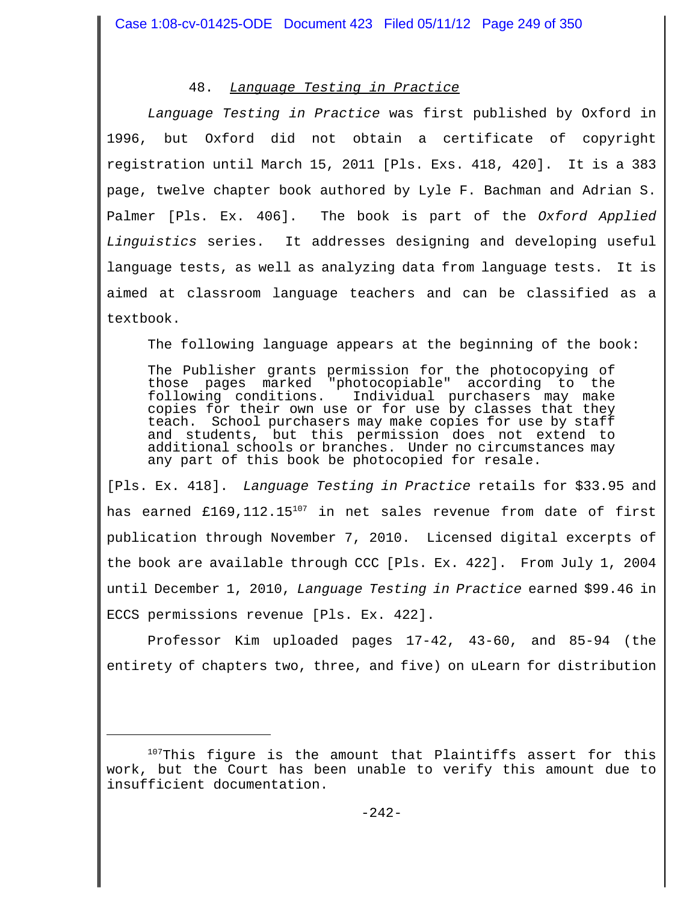48. *Language Testing in Practice*

*Language Testing in Practice* was first published by Oxford in 1996, but Oxford did not obtain a certificate of copyright registration until March 15, 2011 [Pls. Exs. 418, 420]. It is a 383 page, twelve chapter book authored by Lyle F. Bachman and Adrian S. Palmer [Pls. Ex. 406]. The book is part of the *Oxford Applied Linguistics* series. It addresses designing and developing useful language tests, as well as analyzing data from language tests. It is aimed at classroom language teachers and can be classified as a textbook.

The following language appears at the beginning of the book:

> The Publisher grants permission for the photocopying of those pages marked "photocopiable" according to the following conditions. Individual purchasers may make copies for their own use or for use by classes that they teach. School purchasers may make copies for use by staff and students, but this permission does not extend to additional schools or branches. Under no circumstances may any part of this book be photocopied for resale.

[Pls. Ex. 418]. *Language Testing in Practice* retails for $33.95 and has earned £169,112.15[107] in net sales revenue from date of first publication through November 7, 2010. Licensed digital excerpts of the book are available through CCC [Pls. Ex. 422]. From July 1, 2004 until December 1, 2010, *Language Testing in Practice* earned $99.46 in ECCS permissions revenue [Pls. Ex. 422].

Professor Kim uploaded pages 17-42, 43-60, and 85-94 (the entirety of chapters two, three, and five) on uLearn for distribution

---

[107] This figure is the amount that Plaintiffs assert for this work, but the Court has been unable to verify this amount due to insufficient documentation.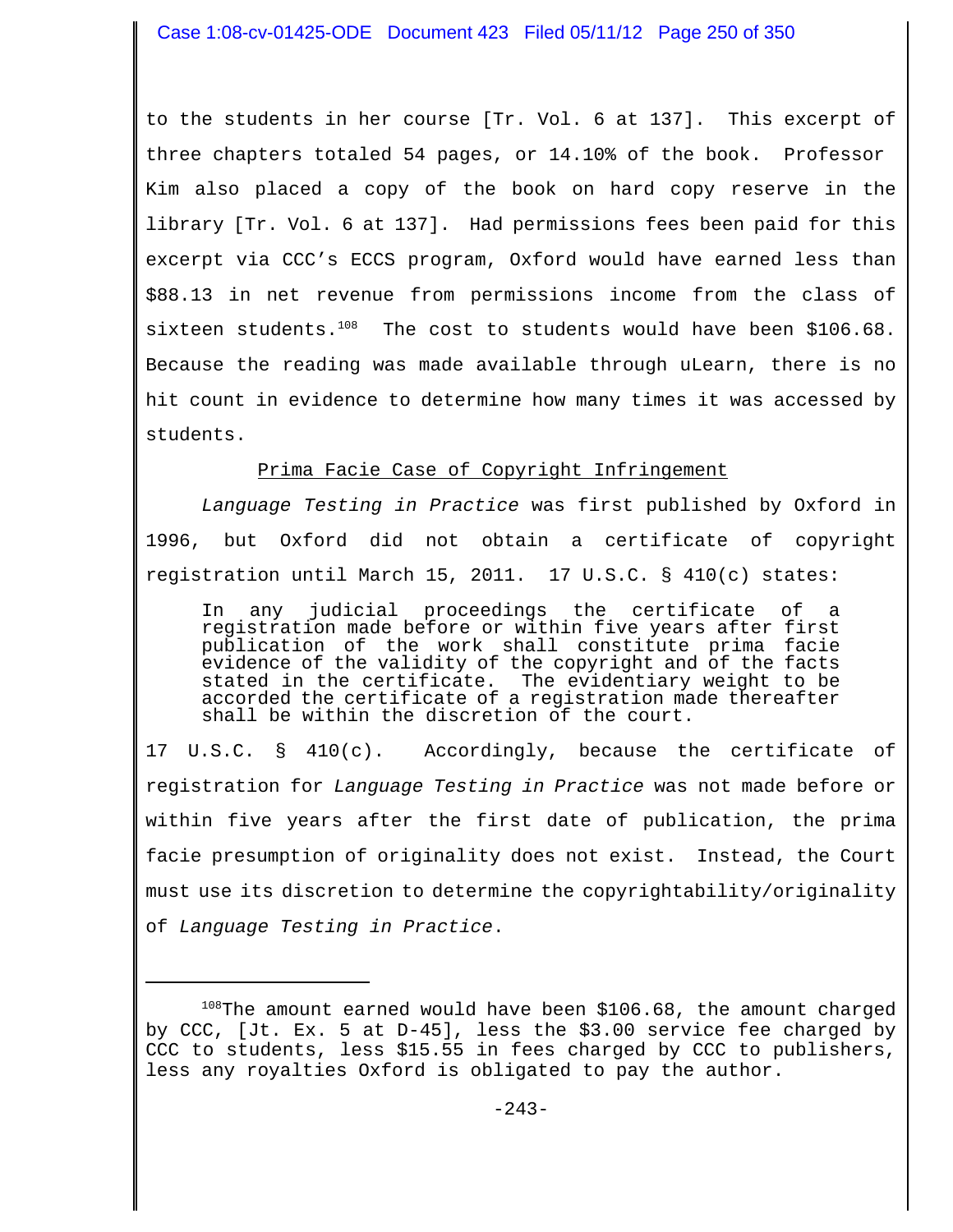to the students in her course [Tr. Vol. 6 at 137]. This excerpt of three chapters totaled 54 pages, or 14.10% of the book. Professor Kim also placed a copy of the book on hard copy reserve in the library [Tr. Vol. 6 at 137]. Had permissions fees been paid for this excerpt via CCC's ECCS program, Oxford would have earned less than $88.13 in net revenue from permissions income from the class of sixteen students.[108] The cost to students would have been $106.68. Because the reading was made available through uLearn, there is no hit count in evidence to determine how many times it was accessed by students.

<u>Prima Facie Case of Copyright Infringement</u>

*Language Testing in Practice* was first published by Oxford in 1996, but Oxford did not obtain a certificate of copyright registration until March 15, 2011. 17 U.S.C. § 410(c) states:

> In any judicial proceedings the certificate of a registration made before or within five years after first publication of the work shall constitute prima facie evidence of the validity of the copyright and of the facts stated in the certificate. The evidentiary weight to be accorded the certificate of a registration made thereafter shall be within the discretion of the court.

17 U.S.C. § 410(c). Accordingly, because the certificate of registration for *Language Testing in Practice* was not made before or within five years after the first date of publication, the prima facie presumption of originality does not exist. Instead, the Court must use its discretion to determine the copyrightability/originality of *Language Testing in Practice*.

---

[108] The amount earned would have been $106.68, the amount charged by CCC, [Jt. Ex. 5 at D-45], less the $3.00 service fee charged by CCC to students, less $15.55 in fees charged by CCC to publishers, less any royalties Oxford is obligated to pay the author.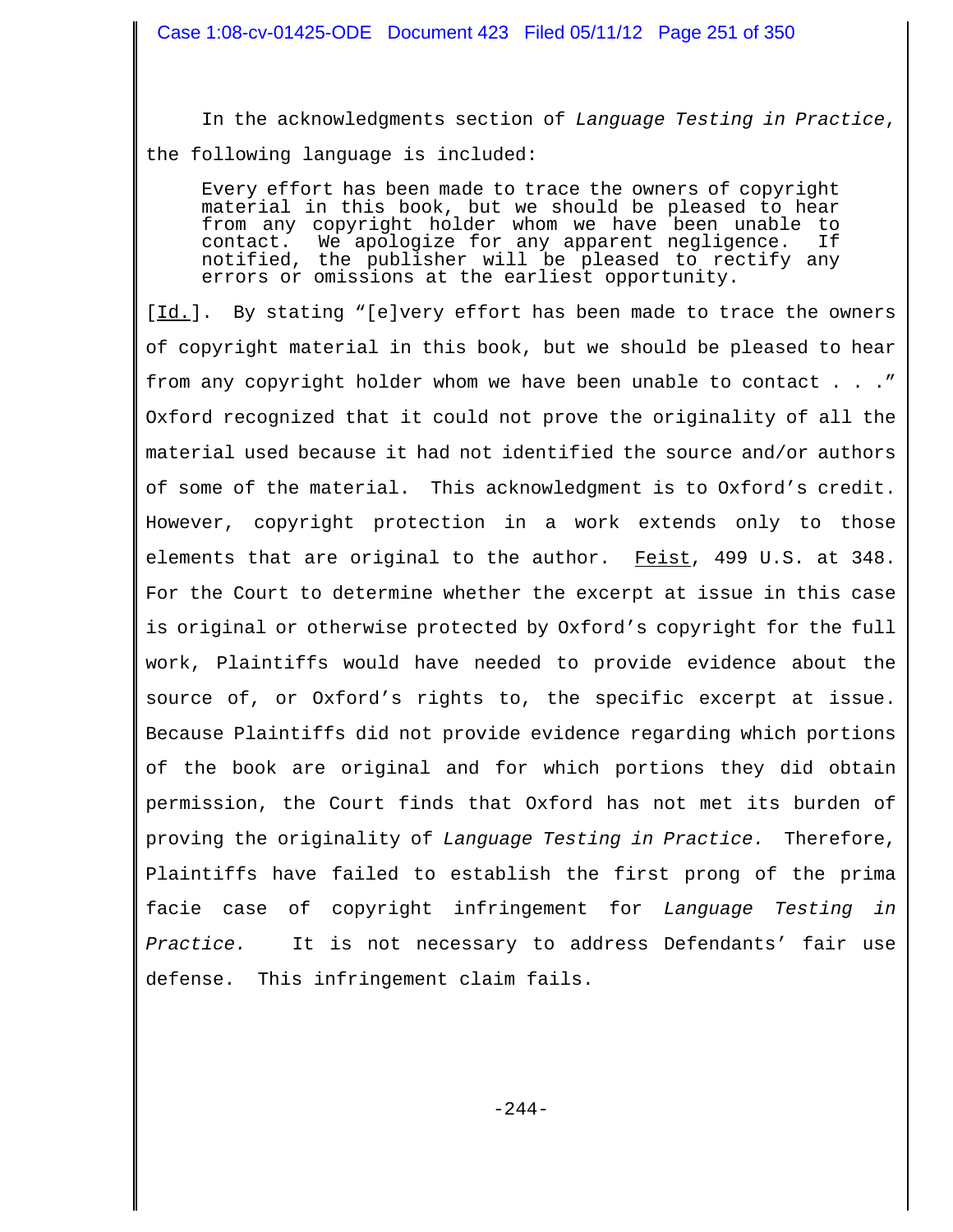In the acknowledgments section of *Language Testing in Practice*, the following language is included:

> Every effort has been made to trace the owners of copyright material in this book, but we should be pleased to hear from any copyright holder whom we have been unable to contact. We apologize for any apparent negligence. If notified, the publisher will be pleased to rectify any errors or omissions at the earliest opportunity.

[Id.]. By stating "[e]very effort has been made to trace the owners of copyright material in this book, but we should be pleased to hear from any copyright holder whom we have been unable to contact . . ." Oxford recognized that it could not prove the originality of all the material used because it had not identified the source and/or authors of some of the material. This acknowledgment is to Oxford's credit. However, copyright protection in a work extends only to those elements that are original to the author. Feist, 499 U.S. at 348. For the Court to determine whether the excerpt at issue in this case is original or otherwise protected by Oxford's copyright for the full work, Plaintiffs would have needed to provide evidence about the source of, or Oxford's rights to, the specific excerpt at issue. Because Plaintiffs did not provide evidence regarding which portions of the book are original and for which portions they did obtain permission, the Court finds that Oxford has not met its burden of proving the originality of *Language Testing in Practice.* Therefore, Plaintiffs have failed to establish the first prong of the prima facie case of copyright infringement for *Language Testing in Practice.* It is not necessary to address Defendants' fair use defense. This infringement claim fails.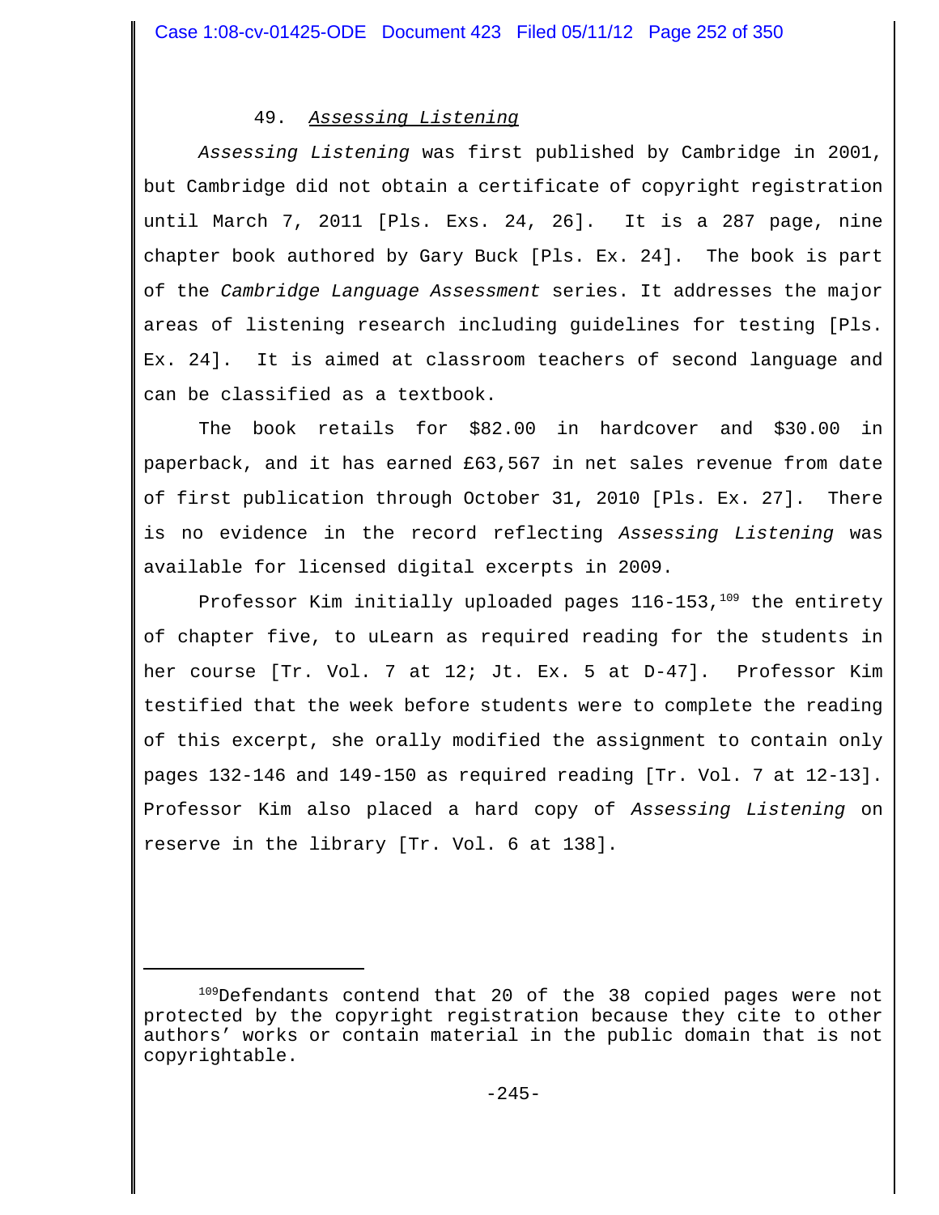### 49. *Assessing Listening*

*Assessing Listening* was first published by Cambridge in 2001, but Cambridge did not obtain a certificate of copyright registration until March 7, 2011 [Pls. Exs. 24, 26]. It is a 287 page, nine chapter book authored by Gary Buck [Pls. Ex. 24]. The book is part of the *Cambridge Language Assessment* series. It addresses the major areas of listening research including guidelines for testing [Pls. Ex. 24]. It is aimed at classroom teachers of second language and can be classified as a textbook.

The book retails for $82.00 in hardcover and $30.00 in paperback, and it has earned £63,567 in net sales revenue from date of first publication through October 31, 2010 [Pls. Ex. 27]. There is no evidence in the record reflecting *Assessing Listening* was available for licensed digital excerpts in 2009.

Professor Kim initially uploaded pages 116-153,[109] the entirety of chapter five, to uLearn as required reading for the students in her course [Tr. Vol. 7 at 12; Jt. Ex. 5 at D-47]. Professor Kim testified that the week before students were to complete the reading of this excerpt, she orally modified the assignment to contain only pages 132-146 and 149-150 as required reading [Tr. Vol. 7 at 12-13]. Professor Kim also placed a hard copy of *Assessing Listening* on reserve in the library [Tr. Vol. 6 at 138].

---

[109] Defendants contend that 20 of the 38 copied pages were not protected by the copyright registration because they cite to other authors' works or contain material in the public domain that is not copyrightable.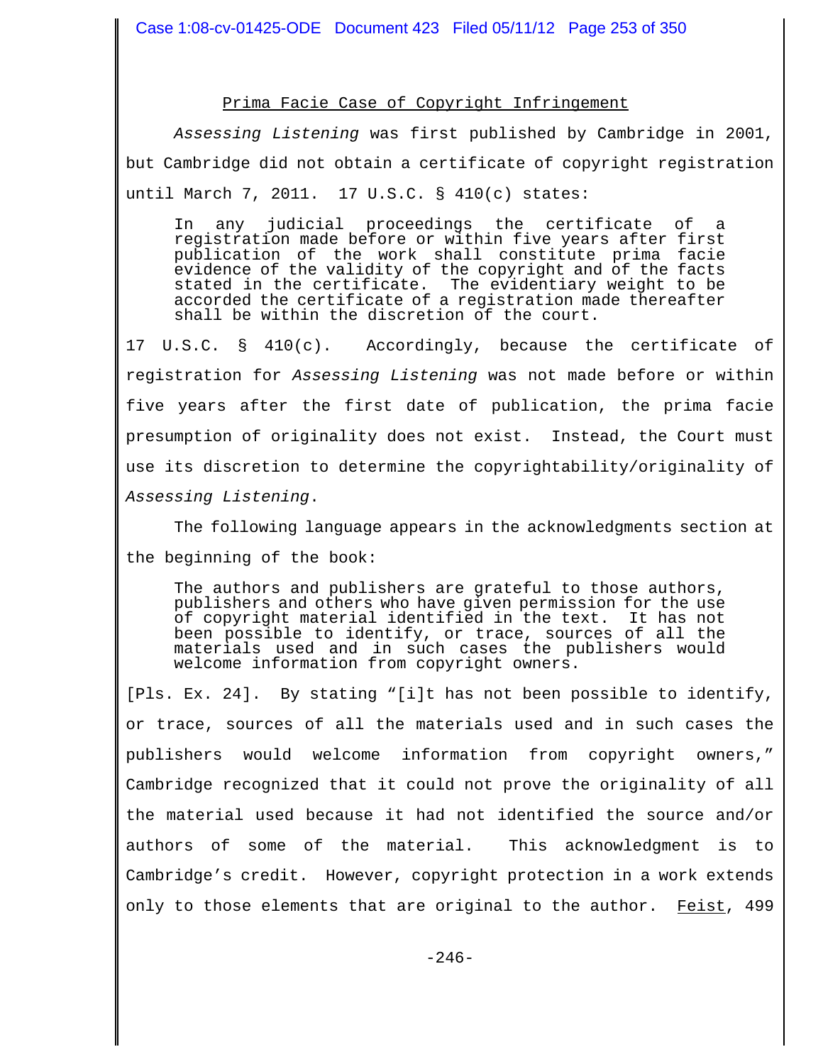<u>Prima Facie Case of Copyright Infringement</u>

*Assessing Listening* was first published by Cambridge in 2001, but Cambridge did not obtain a certificate of copyright registration until March 7, 2011. 17 U.S.C. § 410(c) states:

> In any judicial proceedings the certificate of a registration made before or within five years after first publication of the work shall constitute prima facie evidence of the validity of the copyright and of the facts stated in the certificate. The evidentiary weight to be accorded the certificate of a registration made thereafter shall be within the discretion of the court.

17 U.S.C. § 410(c). Accordingly, because the certificate of registration for *Assessing Listening* was not made before or within five years after the first date of publication, the prima facie presumption of originality does not exist. Instead, the Court must use its discretion to determine the copyrightability/originality of *Assessing Listening*.

The following language appears in the acknowledgments section at the beginning of the book:

> The authors and publishers are grateful to those authors, publishers and others who have given permission for the use of copyright material identified in the text. It has not been possible to identify, or trace, sources of all the materials used and in such cases the publishers would welcome information from copyright owners.

[Pls. Ex. 24]. By stating "[i]t has not been possible to identify, or trace, sources of all the materials used and in such cases the publishers would welcome information from copyright owners," Cambridge recognized that it could not prove the originality of all the material used because it had not identified the source and/or authors of some of the material. This acknowledgment is to Cambridge's credit. However, copyright protection in a work extends only to those elements that are original to the author. <u>Feist</u>, 499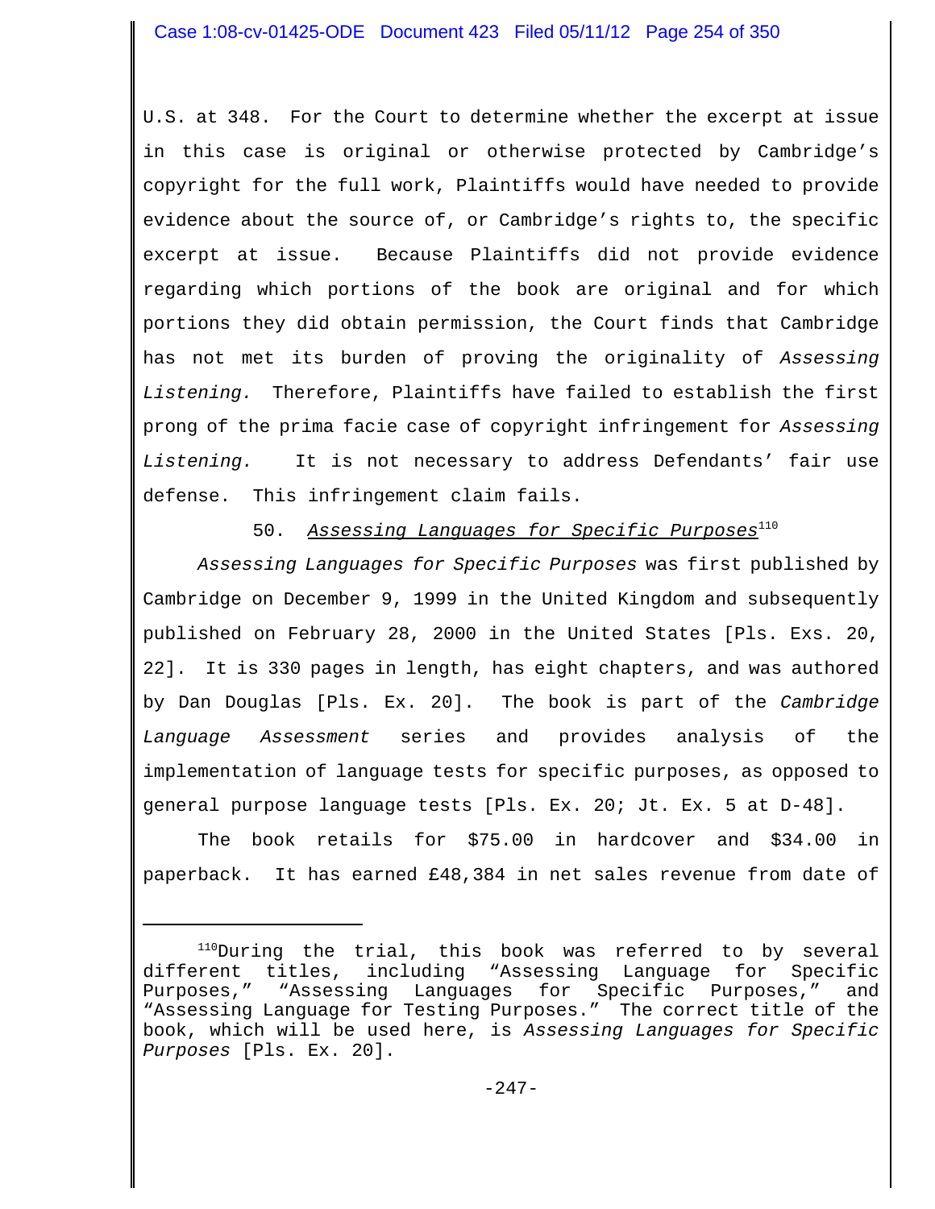U.S. at 348. For the Court to determine whether the excerpt at issue in this case is original or otherwise protected by Cambridge's copyright for the full work, Plaintiffs would have needed to provide evidence about the source of, or Cambridge's rights to, the specific excerpt at issue. Because Plaintiffs did not provide evidence regarding which portions of the book are original and for which portions they did obtain permission, the Court finds that Cambridge has not met its burden of proving the originality of *Assessing Listening.* Therefore, Plaintiffs have failed to establish the first prong of the prima facie case of copyright infringement for *Assessing Listening.* It is not necessary to address Defendants' fair use defense. This infringement claim fails.

### 50. *Assessing Languages for Specific Purposes*[110]

*Assessing Languages for Specific Purposes* was first published by Cambridge on December 9, 1999 in the United Kingdom and subsequently published on February 28, 2000 in the United States [Pls. Exs. 20, 22]. It is 330 pages in length, has eight chapters, and was authored by Dan Douglas [Pls. Ex. 20]. The book is part of the *Cambridge Language Assessment* series and provides analysis of the implementation of language tests for specific purposes, as opposed to general purpose language tests [Pls. Ex. 20; Jt. Ex. 5 at D-48].

The book retails for $75.00 in hardcover and $34.00 in paperback. It has earned £48,384 in net sales revenue from date of

---

[110] During the trial, this book was referred to by several different titles, including "Assessing Language for Specific Purposes," "Assessing Languages for Specific Purposes," and "Assessing Language for Testing Purposes." The correct title of the book, which will be used here, is *Assessing Languages for Specific Purposes* [Pls. Ex. 20].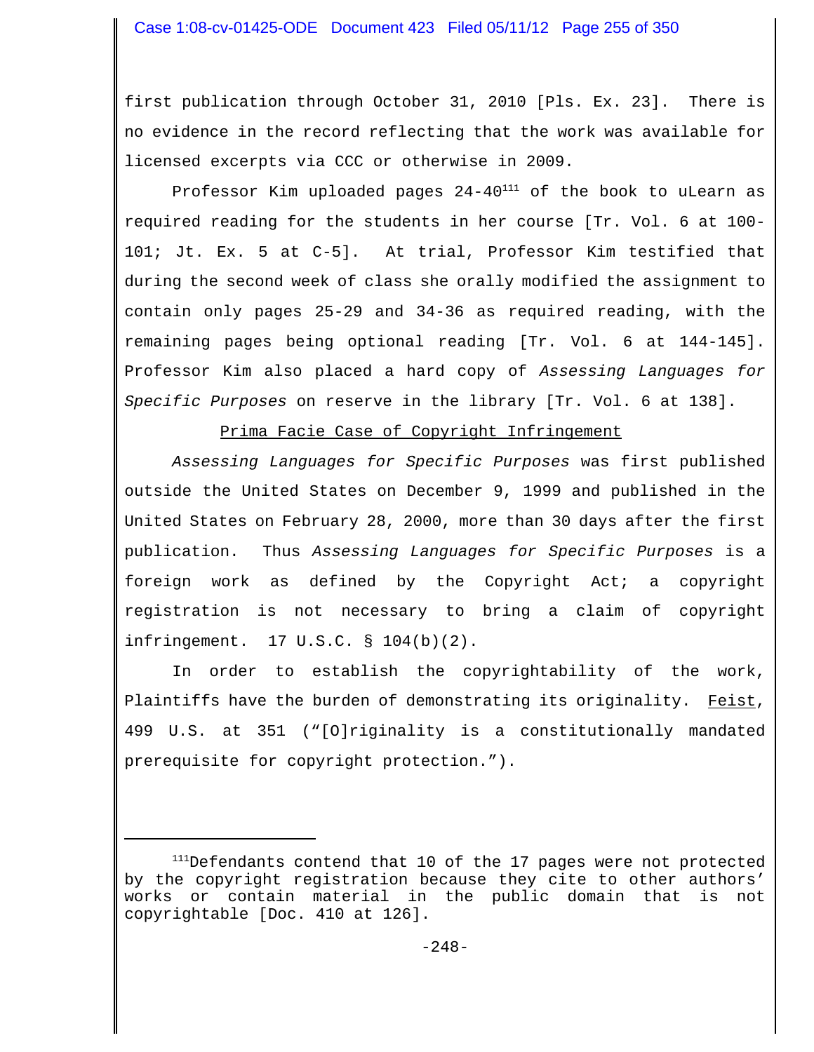first publication through October 31, 2010 [Pls. Ex. 23]. There is no evidence in the record reflecting that the work was available for licensed excerpts via CCC or otherwise in 2009.

Professor Kim uploaded pages 24-40[111] of the book to uLearn as required reading for the students in her course [Tr. Vol. 6 at 100-101; Jt. Ex. 5 at C-5]. At trial, Professor Kim testified that during the second week of class she orally modified the assignment to contain only pages 25-29 and 34-36 as required reading, with the remaining pages being optional reading [Tr. Vol. 6 at 144-145]. Professor Kim also placed a hard copy of *Assessing Languages for Specific Purposes* on reserve in the library [Tr. Vol. 6 at 138].

Prima Facie Case of Copyright Infringement

*Assessing Languages for Specific Purposes* was first published outside the United States on December 9, 1999 and published in the United States on February 28, 2000, more than 30 days after the first publication. Thus *Assessing Languages for Specific Purposes* is a foreign work as defined by the Copyright Act; a copyright registration is not necessary to bring a claim of copyright infringement. 17 U.S.C. § 104(b)(2).

In order to establish the copyrightability of the work, Plaintiffs have the burden of demonstrating its originality. Feist, 499 U.S. at 351 ("[O]riginality is a constitutionally mandated prerequisite for copyright protection.").

---

[111]Defendants contend that 10 of the 17 pages were not protected by the copyright registration because they cite to other authors' works or contain material in the public domain that is not copyrightable [Doc. 410 at 126].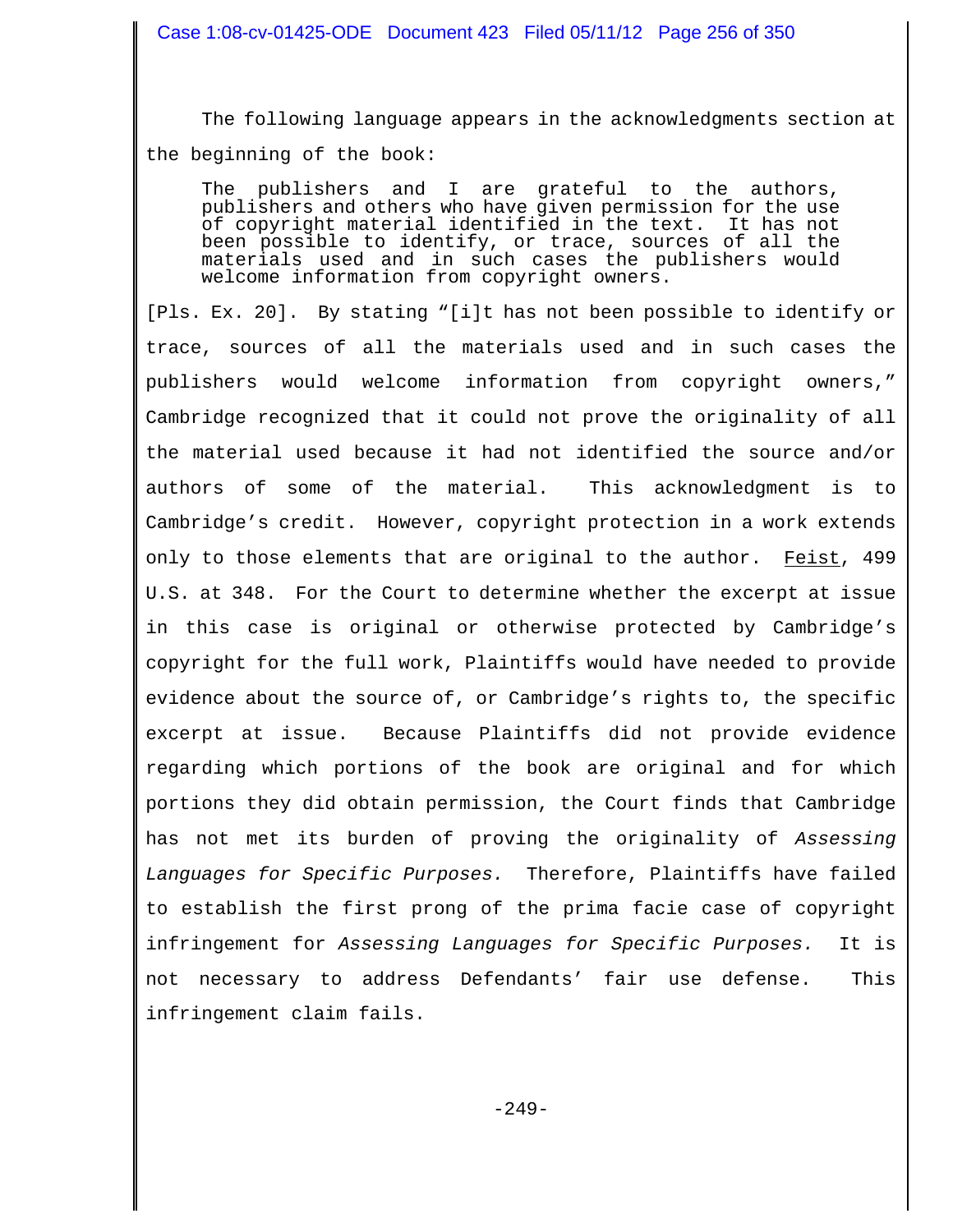The following language appears in the acknowledgments section at the beginning of the book:

> The publishers and I are grateful to the authors, publishers and others who have given permission for the use of copyright material identified in the text. It has not been possible to identify, or trace, sources of all the materials used and in such cases the publishers would welcome information from copyright owners.

[Pls. Ex. 20]. By stating "[i]t has not been possible to identify or trace, sources of all the materials used and in such cases the publishers would welcome information from copyright owners," Cambridge recognized that it could not prove the originality of all the material used because it had not identified the source and/or authors of some of the material. This acknowledgment is to Cambridge's credit. However, copyright protection in a work extends only to those elements that are original to the author. Feist, 499 U.S. at 348. For the Court to determine whether the excerpt at issue in this case is original or otherwise protected by Cambridge's copyright for the full work, Plaintiffs would have needed to provide evidence about the source of, or Cambridge's rights to, the specific excerpt at issue. Because Plaintiffs did not provide evidence regarding which portions of the book are original and for which portions they did obtain permission, the Court finds that Cambridge has not met its burden of proving the originality of *Assessing Languages for Specific Purposes.* Therefore, Plaintiffs have failed to establish the first prong of the prima facie case of copyright infringement for *Assessing Languages for Specific Purposes.* It is not necessary to address Defendants' fair use defense. This infringement claim fails.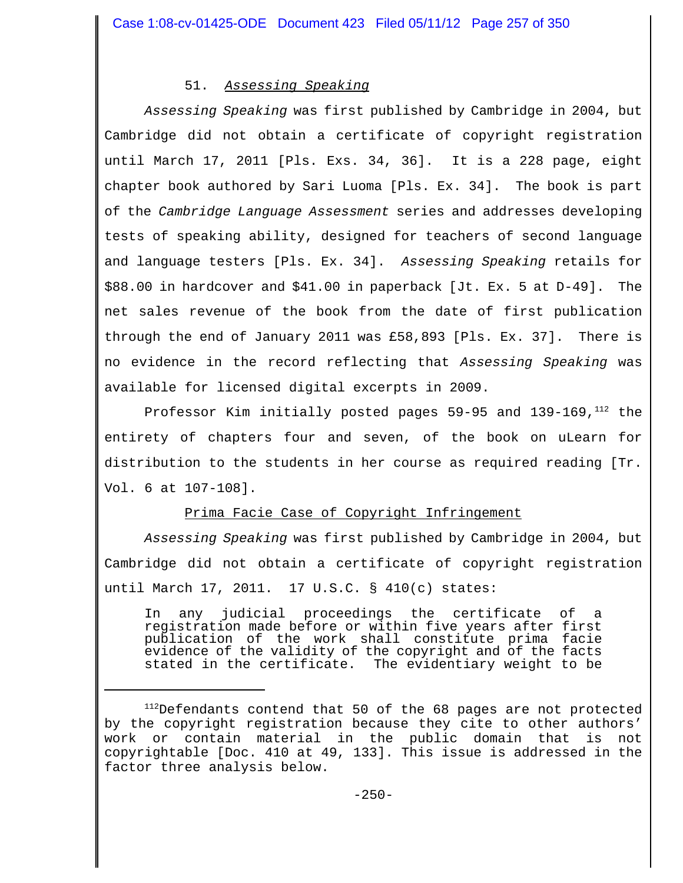### 51. *Assessing Speaking*

*Assessing Speaking* was first published by Cambridge in 2004, but Cambridge did not obtain a certificate of copyright registration until March 17, 2011 [Pls. Exs. 34, 36]. It is a 228 page, eight chapter book authored by Sari Luoma [Pls. Ex. 34]. The book is part of the *Cambridge Language Assessment* series and addresses developing tests of speaking ability, designed for teachers of second language and language testers [Pls. Ex. 34]. *Assessing Speaking* retails for $88.00 in hardcover and $41.00 in paperback [Jt. Ex. 5 at D-49]. The net sales revenue of the book from the date of first publication through the end of January 2011 was £58,893 [Pls. Ex. 37]. There is no evidence in the record reflecting that *Assessing Speaking* was available for licensed digital excerpts in 2009.

Professor Kim initially posted pages 59-95 and 139-169,[112] the entirety of chapters four and seven, of the book on uLearn for distribution to the students in her course as required reading [Tr. Vol. 6 at 107-108].

<u>Prima Facie Case of Copyright Infringement</u>

*Assessing Speaking* was first published by Cambridge in 2004, but Cambridge did not obtain a certificate of copyright registration until March 17, 2011. 17 U.S.C. § 410(c) states:

> In any judicial proceedings the certificate of a registration made before or within five years after first publication of the work shall constitute prima facie evidence of the validity of the copyright and of the facts stated in the certificate. The evidentiary weight to be

---

[112] Defendants contend that 50 of the 68 pages are not protected by the copyright registration because they cite to other authors' work or contain material in the public domain that is not copyrightable [Doc. 410 at 49, 133]. This issue is addressed in the factor three analysis below.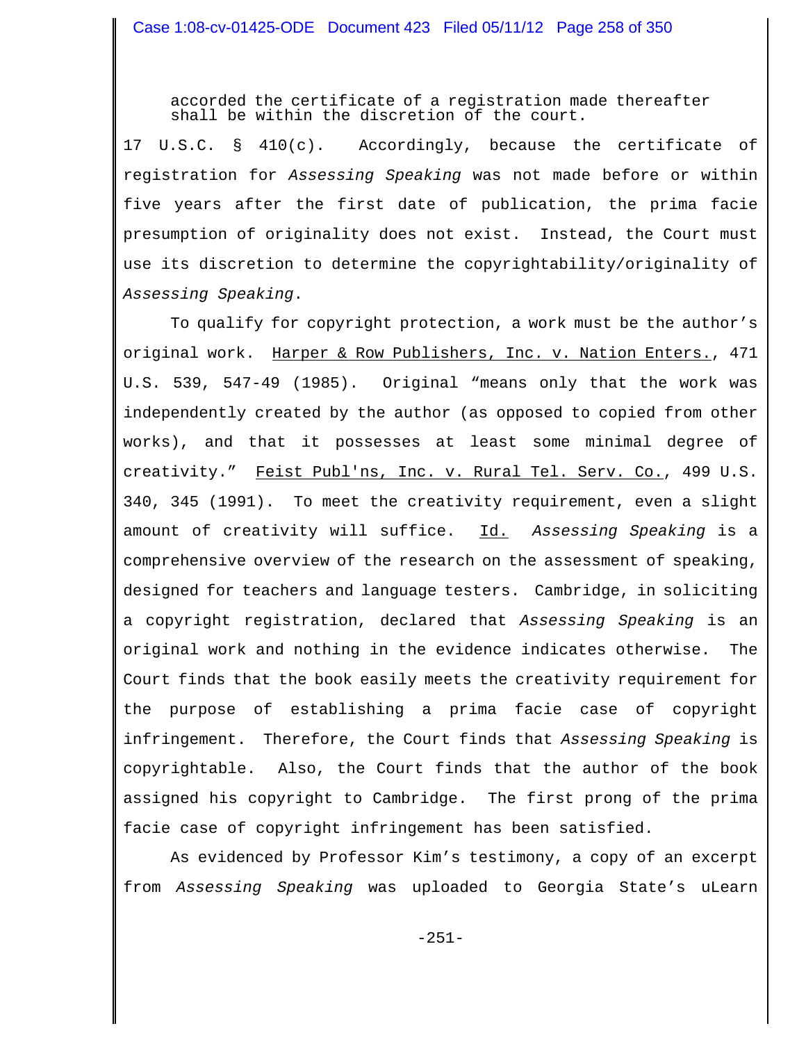accorded the certificate of a registration made thereafter shall be within the discretion of the court.

17 U.S.C. § 410(c). Accordingly, because the certificate of registration for *Assessing Speaking* was not made before or within five years after the first date of publication, the prima facie presumption of originality does not exist. Instead, the Court must use its discretion to determine the copyrightability/originality of *Assessing Speaking*.

To qualify for copyright protection, a work must be the author's original work. Harper & Row Publishers, Inc. v. Nation Enters., 471 U.S. 539, 547-49 (1985). Original "means only that the work was independently created by the author (as opposed to copied from other works), and that it possesses at least some minimal degree of creativity." Feist Publ'ns, Inc. v. Rural Tel. Serv. Co., 499 U.S. 340, 345 (1991). To meet the creativity requirement, even a slight amount of creativity will suffice. Id. *Assessing Speaking* is a comprehensive overview of the research on the assessment of speaking, designed for teachers and language testers. Cambridge, in soliciting a copyright registration, declared that *Assessing Speaking* is an original work and nothing in the evidence indicates otherwise. The Court finds that the book easily meets the creativity requirement for the purpose of establishing a prima facie case of copyright infringement. Therefore, the Court finds that *Assessing Speaking* is copyrightable. Also, the Court finds that the author of the book assigned his copyright to Cambridge. The first prong of the prima facie case of copyright infringement has been satisfied.

As evidenced by Professor Kim's testimony, a copy of an excerpt from *Assessing Speaking* was uploaded to Georgia State's uLearn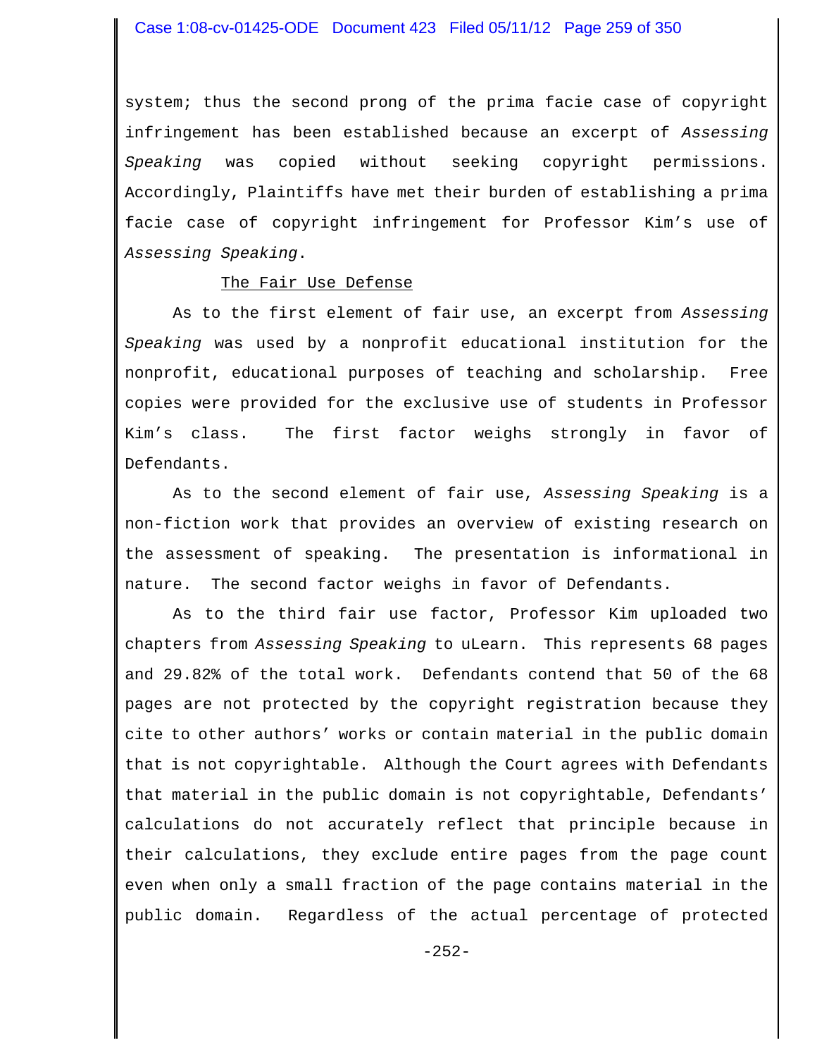system; thus the second prong of the prima facie case of copyright infringement has been established because an excerpt of *Assessing Speaking* was copied without seeking copyright permissions. Accordingly, Plaintiffs have met their burden of establishing a prima facie case of copyright infringement for Professor Kim's use of *Assessing Speaking*.

<u>The Fair Use Defense</u>

As to the first element of fair use, an excerpt from *Assessing Speaking* was used by a nonprofit educational institution for the nonprofit, educational purposes of teaching and scholarship. Free copies were provided for the exclusive use of students in Professor Kim's class. The first factor weighs strongly in favor of Defendants.

As to the second element of fair use, *Assessing Speaking* is a non-fiction work that provides an overview of existing research on the assessment of speaking. The presentation is informational in nature. The second factor weighs in favor of Defendants.

As to the third fair use factor, Professor Kim uploaded two chapters from *Assessing Speaking* to uLearn. This represents 68 pages and 29.82% of the total work. Defendants contend that 50 of the 68 pages are not protected by the copyright registration because they cite to other authors' works or contain material in the public domain that is not copyrightable. Although the Court agrees with Defendants that material in the public domain is not copyrightable, Defendants' calculations do not accurately reflect that principle because in their calculations, they exclude entire pages from the page count even when only a small fraction of the page contains material in the public domain. Regardless of the actual percentage of protected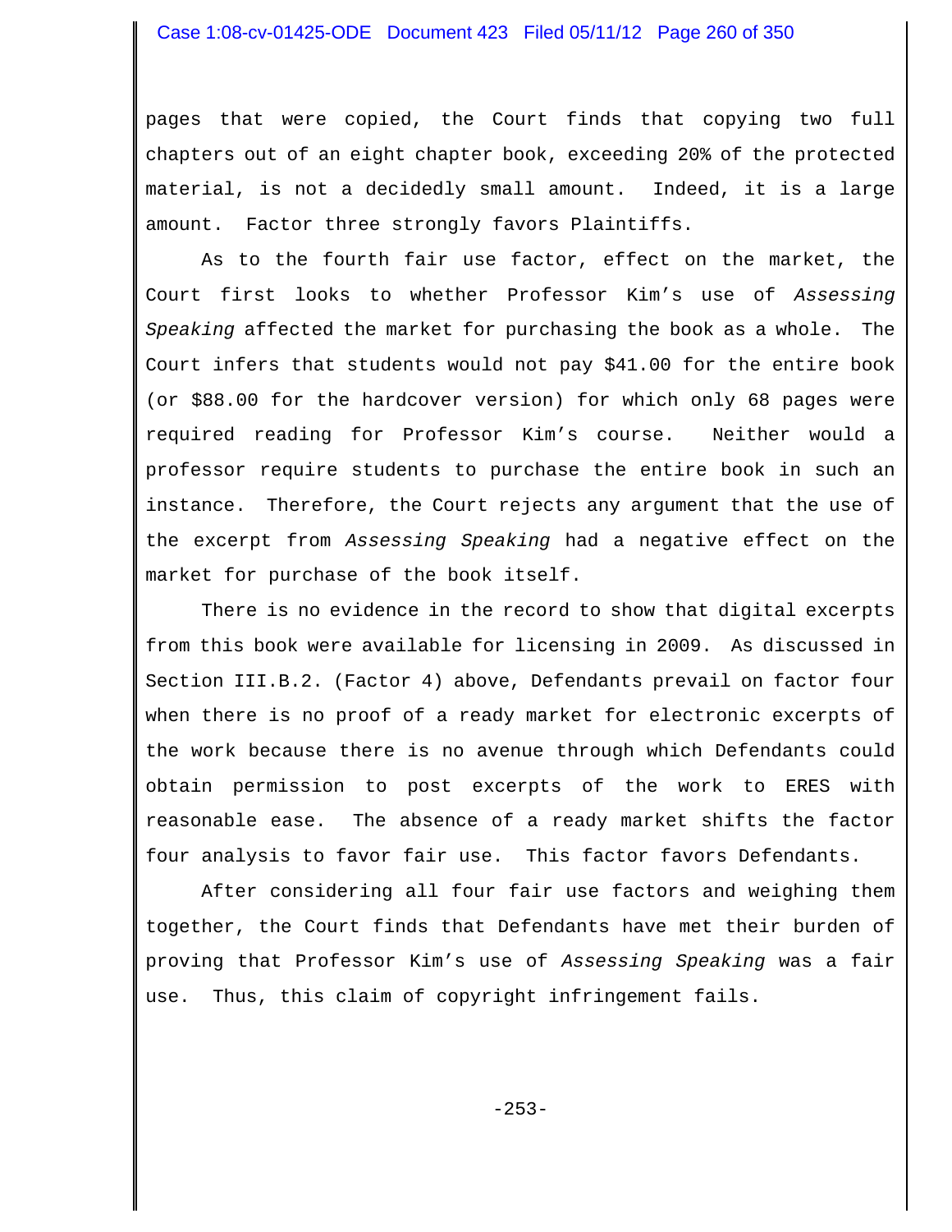pages that were copied, the Court finds that copying two full chapters out of an eight chapter book, exceeding 20% of the protected material, is not a decidedly small amount. Indeed, it is a large amount. Factor three strongly favors Plaintiffs.

As to the fourth fair use factor, effect on the market, the Court first looks to whether Professor Kim's use of *Assessing Speaking* affected the market for purchasing the book as a whole. The Court infers that students would not pay $41.00 for the entire book (or $88.00 for the hardcover version) for which only 68 pages were required reading for Professor Kim's course. Neither would a professor require students to purchase the entire book in such an instance. Therefore, the Court rejects any argument that the use of the excerpt from *Assessing Speaking* had a negative effect on the market for purchase of the book itself.

There is no evidence in the record to show that digital excerpts from this book were available for licensing in 2009. As discussed in Section III.B.2. (Factor 4) above, Defendants prevail on factor four when there is no proof of a ready market for electronic excerpts of the work because there is no avenue through which Defendants could obtain permission to post excerpts of the work to ERES with reasonable ease. The absence of a ready market shifts the factor four analysis to favor fair use. This factor favors Defendants.

After considering all four fair use factors and weighing them together, the Court finds that Defendants have met their burden of proving that Professor Kim's use of *Assessing Speaking* was a fair use. Thus, this claim of copyright infringement fails.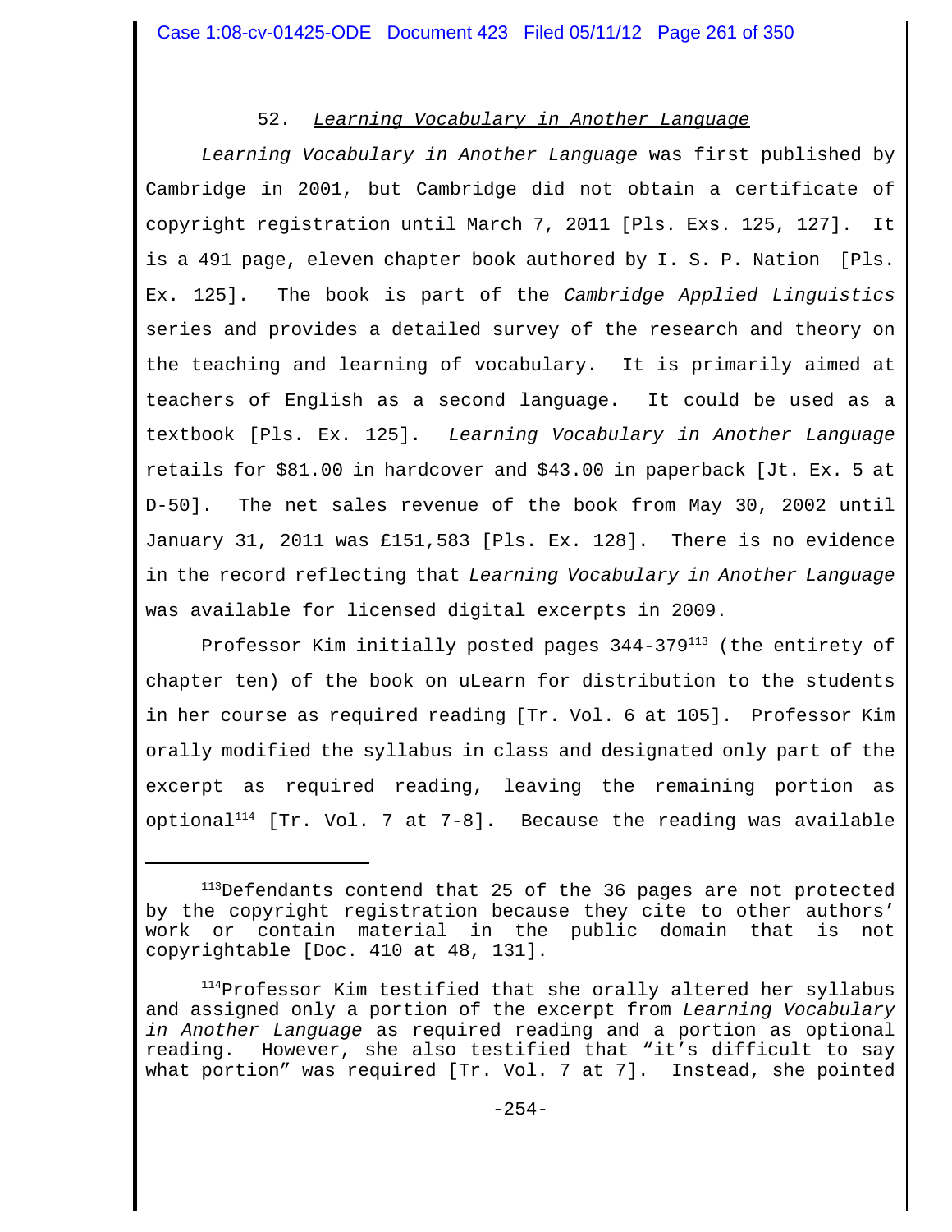52. *Learning Vocabulary in Another Language*

*Learning Vocabulary in Another Language* was first published by Cambridge in 2001, but Cambridge did not obtain a certificate of copyright registration until March 7, 2011 [Pls. Exs. 125, 127]. It is a 491 page, eleven chapter book authored by I. S. P. Nation [Pls. Ex. 125]. The book is part of the *Cambridge Applied Linguistics* series and provides a detailed survey of the research and theory on the teaching and learning of vocabulary. It is primarily aimed at teachers of English as a second language. It could be used as a textbook [Pls. Ex. 125]. *Learning Vocabulary in Another Language* retails for $81.00 in hardcover and $43.00 in paperback [Jt. Ex. 5 at D-50]. The net sales revenue of the book from May 30, 2002 until January 31, 2011 was £151,583 [Pls. Ex. 128]. There is no evidence in the record reflecting that *Learning Vocabulary in Another Language* was available for licensed digital excerpts in 2009.

Professor Kim initially posted pages 344-379[113] (the entirety of chapter ten) of the book on uLearn for distribution to the students in her course as required reading [Tr. Vol. 6 at 105]. Professor Kim orally modified the syllabus in class and designated only part of the excerpt as required reading, leaving the remaining portion as optional[114] [Tr. Vol. 7 at 7-8]. Because the reading was available

---

[113] Defendants contend that 25 of the 36 pages are not protected by the copyright registration because they cite to other authors' work or contain material in the public domain that is not copyrightable [Doc. 410 at 48, 131].

[114] Professor Kim testified that she orally altered her syllabus and assigned only a portion of the excerpt from *Learning Vocabulary in Another Language* as required reading and a portion as optional reading. However, she also testified that "it's difficult to say what portion" was required [Tr. Vol. 7 at 7]. Instead, she pointed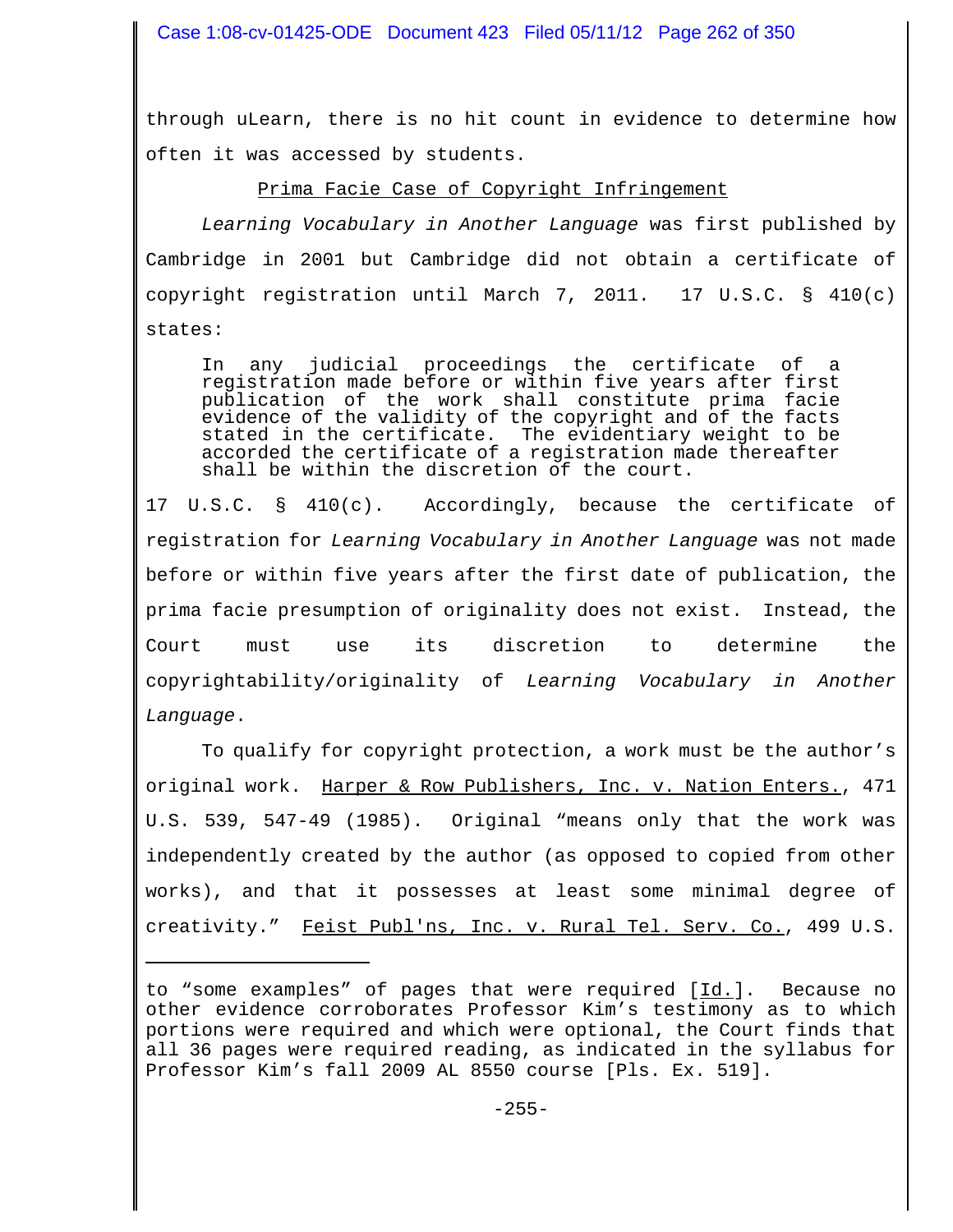through uLearn, there is no hit count in evidence to determine how often it was accessed by students.

## Prima Facie Case of Copyright Infringement

*Learning Vocabulary in Another Language* was first published by Cambridge in 2001 but Cambridge did not obtain a certificate of copyright registration until March 7, 2011. 17 U.S.C. § 410(c) states:

> In any judicial proceedings the certificate of a registration made before or within five years after first publication of the work shall constitute prima facie evidence of the validity of the copyright and of the facts stated in the certificate. The evidentiary weight to be accorded the certificate of a registration made thereafter shall be within the discretion of the court.

17 U.S.C. § 410(c). Accordingly, because the certificate of registration for *Learning Vocabulary in Another Language* was not made before or within five years after the first date of publication, the prima facie presumption of originality does not exist. Instead, the Court must use its discretion to determine the copyrightability/originality of *Learning Vocabulary in Another Language*.

To qualify for copyright protection, a work must be the author's original work. Harper & Row Publishers, Inc. v. Nation Enters., 471 U.S. 539, 547-49 (1985). Original "means only that the work was independently created by the author (as opposed to copied from other works), and that it possesses at least some minimal degree of creativity." Feist Publ'ns, Inc. v. Rural Tel. Serv. Co., 499 U.S.

---

to "some examples" of pages that were required [Id.]. Because no other evidence corroborates Professor Kim's testimony as to which portions were required and which were optional, the Court finds that all 36 pages were required reading, as indicated in the syllabus for Professor Kim's fall 2009 AL 8550 course [Pls. Ex. 519].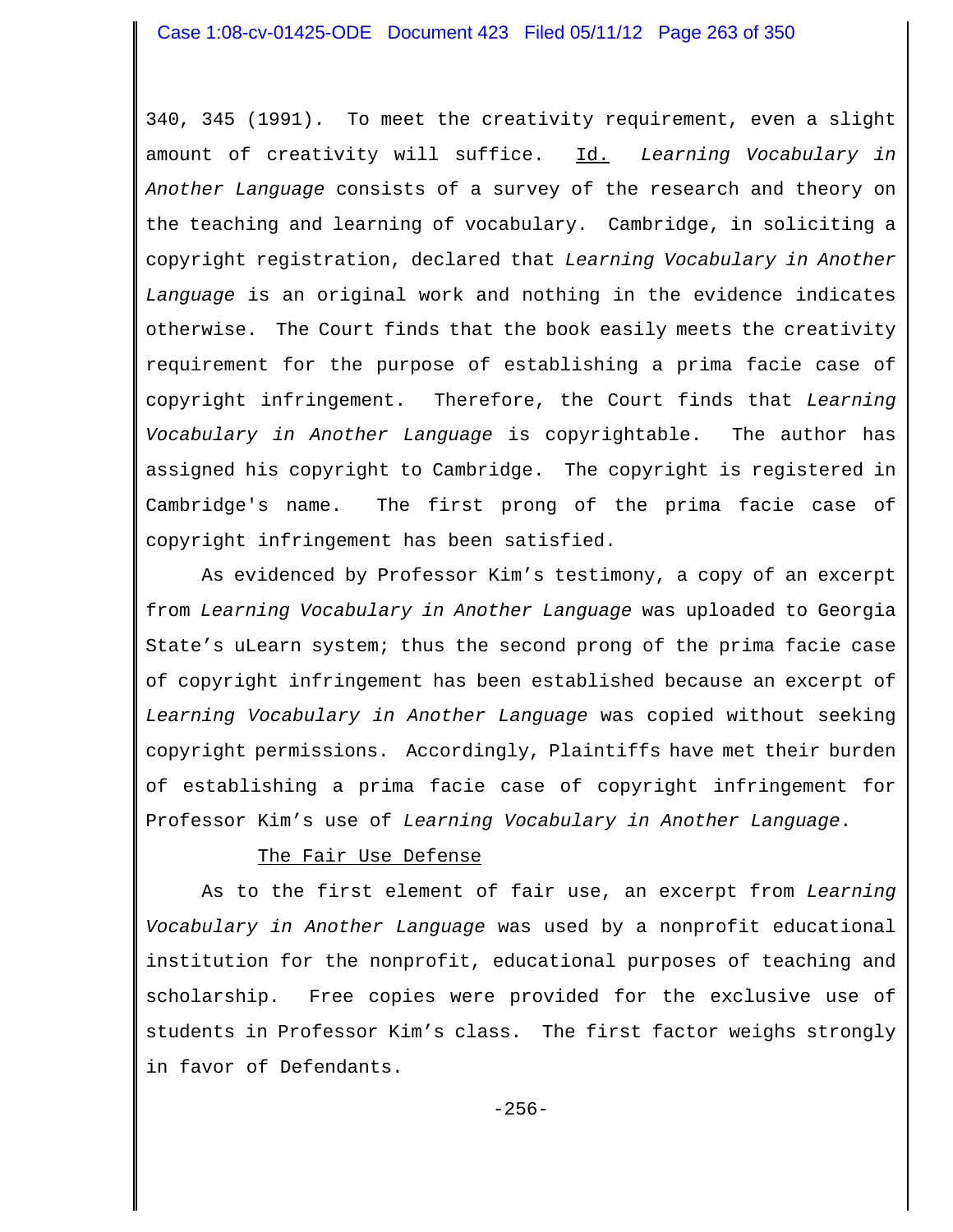340, 345 (1991). To meet the creativity requirement, even a slight amount of creativity will suffice. Id. *Learning Vocabulary in Another Language* consists of a survey of the research and theory on the teaching and learning of vocabulary. Cambridge, in soliciting a copyright registration, declared that *Learning Vocabulary in Another Language* is an original work and nothing in the evidence indicates otherwise. The Court finds that the book easily meets the creativity requirement for the purpose of establishing a prima facie case of copyright infringement. Therefore, the Court finds that *Learning Vocabulary in Another Language* is copyrightable. The author has assigned his copyright to Cambridge. The copyright is registered in Cambridge's name. The first prong of the prima facie case of copyright infringement has been satisfied.

As evidenced by Professor Kim's testimony, a copy of an excerpt from *Learning Vocabulary in Another Language* was uploaded to Georgia State's uLearn system; thus the second prong of the prima facie case of copyright infringement has been established because an excerpt of *Learning Vocabulary in Another Language* was copied without seeking copyright permissions. Accordingly, Plaintiffs have met their burden of establishing a prima facie case of copyright infringement for Professor Kim's use of *Learning Vocabulary in Another Language*.

The Fair Use Defense

As to the first element of fair use, an excerpt from *Learning Vocabulary in Another Language* was used by a nonprofit educational institution for the nonprofit, educational purposes of teaching and scholarship. Free copies were provided for the exclusive use of students in Professor Kim's class. The first factor weighs strongly in favor of Defendants.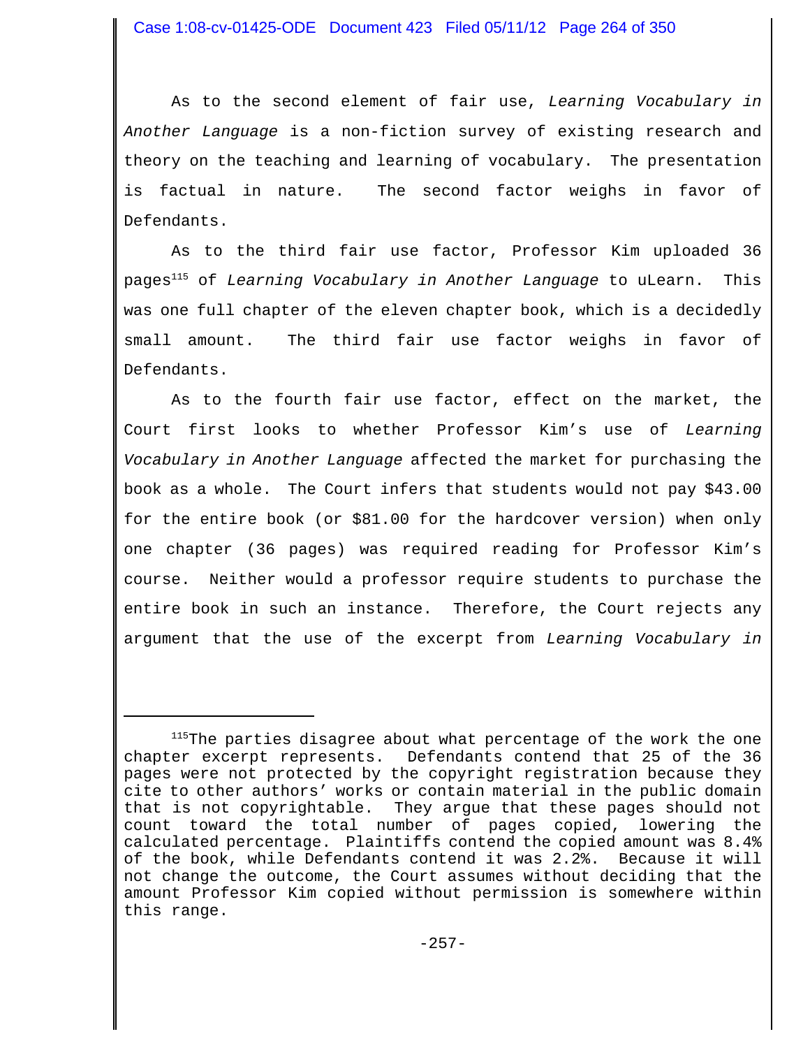As to the second element of fair use, *Learning Vocabulary in Another Language* is a non-fiction survey of existing research and theory on the teaching and learning of vocabulary. The presentation is factual in nature. The second factor weighs in favor of Defendants.

As to the third fair use factor, Professor Kim uploaded 36 pages[115] of *Learning Vocabulary in Another Language* to uLearn. This was one full chapter of the eleven chapter book, which is a decidedly small amount. The third fair use factor weighs in favor of Defendants.

As to the fourth fair use factor, effect on the market, the Court first looks to whether Professor Kim's use of *Learning Vocabulary in Another Language* affected the market for purchasing the book as a whole. The Court infers that students would not pay $43.00 for the entire book (or $81.00 for the hardcover version) when only one chapter (36 pages) was required reading for Professor Kim's course. Neither would a professor require students to purchase the entire book in such an instance. Therefore, the Court rejects any argument that the use of the excerpt from *Learning Vocabulary in*

---

[115] The parties disagree about what percentage of the work the one chapter excerpt represents. Defendants contend that 25 of the 36 pages were not protected by the copyright registration because they cite to other authors' works or contain material in the public domain that is not copyrightable. They argue that these pages should not count toward the total number of pages copied, lowering the calculated percentage. Plaintiffs contend the copied amount was 8.4% of the book, while Defendants contend it was 2.2%. Because it will not change the outcome, the Court assumes without deciding that the amount Professor Kim copied without permission is somewhere within this range.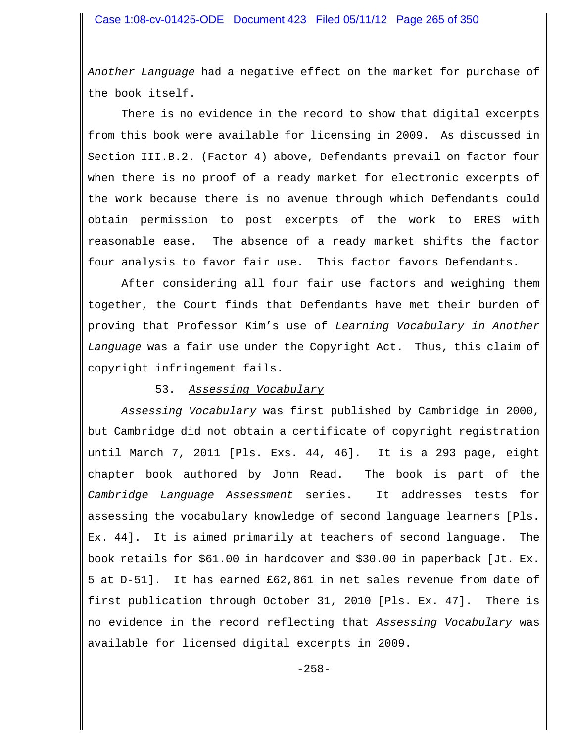*Another Language* had a negative effect on the market for purchase of the book itself.

There is no evidence in the record to show that digital excerpts from this book were available for licensing in 2009. As discussed in Section III.B.2. (Factor 4) above, Defendants prevail on factor four when there is no proof of a ready market for electronic excerpts of the work because there is no avenue through which Defendants could obtain permission to post excerpts of the work to ERES with reasonable ease. The absence of a ready market shifts the factor four analysis to favor fair use. This factor favors Defendants.

After considering all four fair use factors and weighing them together, the Court finds that Defendants have met their burden of proving that Professor Kim's use of *Learning Vocabulary in Another Language* was a fair use under the Copyright Act. Thus, this claim of copyright infringement fails.

### 53. *Assessing Vocabulary*

*Assessing Vocabulary* was first published by Cambridge in 2000, but Cambridge did not obtain a certificate of copyright registration until March 7, 2011 [Pls. Exs. 44, 46]. It is a 293 page, eight chapter book authored by John Read. The book is part of the *Cambridge Language Assessment* series. It addresses tests for assessing the vocabulary knowledge of second language learners [Pls. Ex. 44]. It is aimed primarily at teachers of second language. The book retails for $61.00 in hardcover and $30.00 in paperback [Jt. Ex. 5 at D-51]. It has earned £62,861 in net sales revenue from date of first publication through October 31, 2010 [Pls. Ex. 47]. There is no evidence in the record reflecting that *Assessing Vocabulary* was available for licensed digital excerpts in 2009.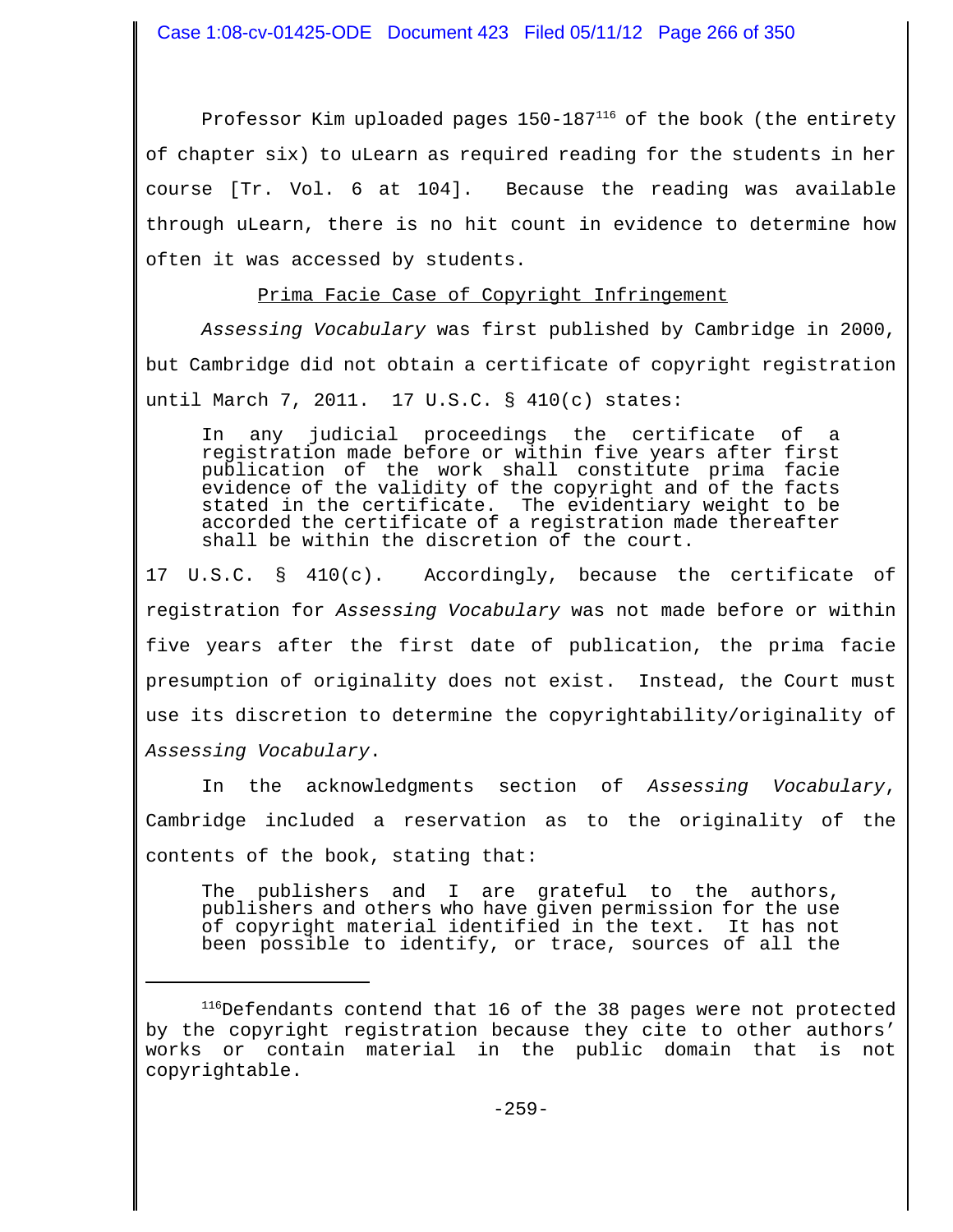Professor Kim uploaded pages 150-187[116] of the book (the entirety of chapter six) to uLearn as required reading for the students in her course [Tr. Vol. 6 at 104]. Because the reading was available through uLearn, there is no hit count in evidence to determine how often it was accessed by students.

Prima Facie Case of Copyright Infringement

*Assessing Vocabulary* was first published by Cambridge in 2000, but Cambridge did not obtain a certificate of copyright registration until March 7, 2011. 17 U.S.C. § 410(c) states:

> In any judicial proceedings the certificate of a registration made before or within five years after first publication of the work shall constitute prima facie evidence of the validity of the copyright and of the facts stated in the certificate. The evidentiary weight to be accorded the certificate of a registration made thereafter shall be within the discretion of the court.

17 U.S.C. § 410(c). Accordingly, because the certificate of registration for *Assessing Vocabulary* was not made before or within five years after the first date of publication, the prima facie presumption of originality does not exist. Instead, the Court must use its discretion to determine the copyrightability/originality of *Assessing Vocabulary*.

In the acknowledgments section of *Assessing Vocabulary*, Cambridge included a reservation as to the originality of the contents of the book, stating that:

> The publishers and I are grateful to the authors, publishers and others who have given permission for the use of copyright material identified in the text. It has not been possible to identify, or trace, sources of all the

---

[116] Defendants contend that 16 of the 38 pages were not protected by the copyright registration because they cite to other authors' works or contain material in the public domain that is not copyrightable.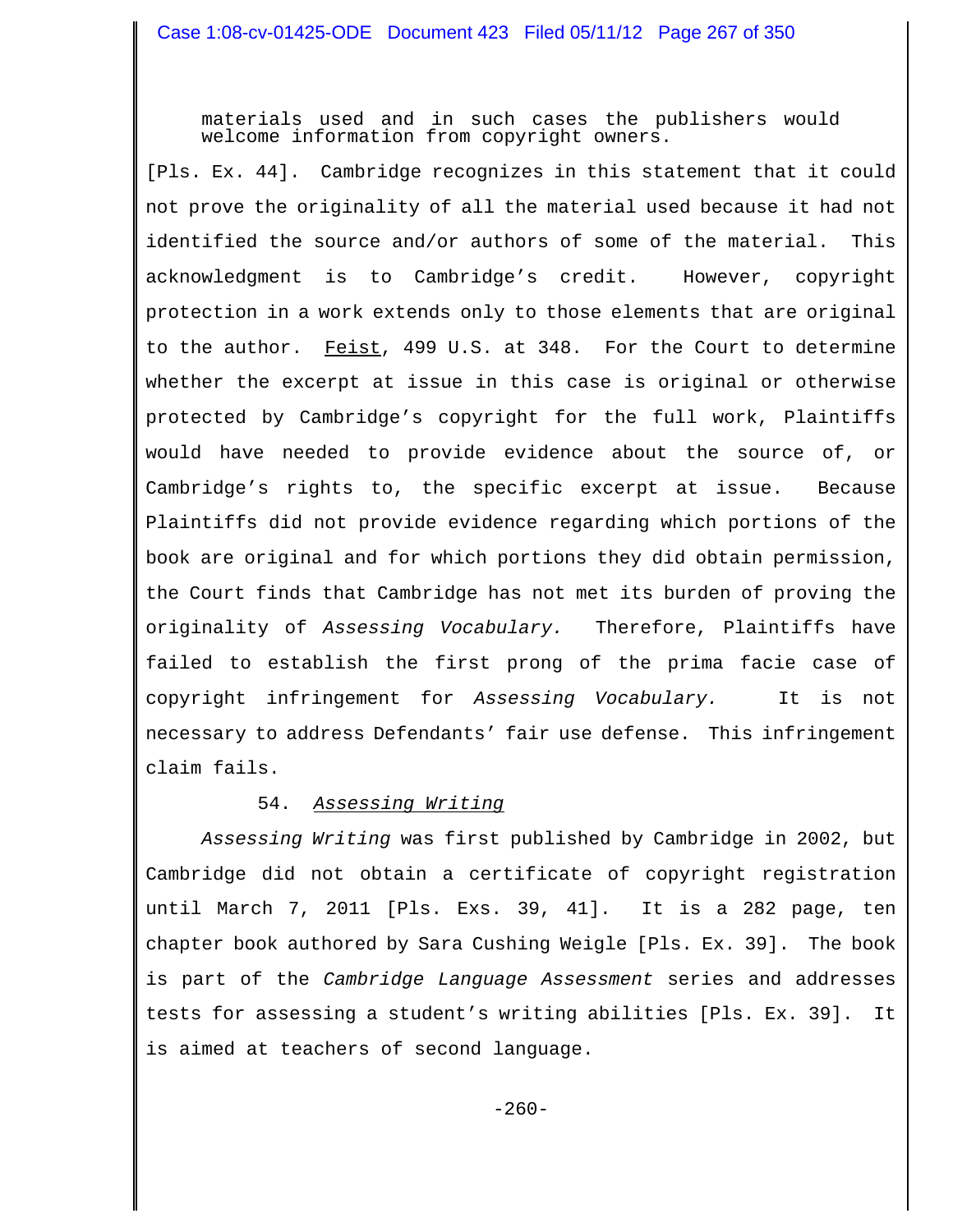> materials used and in such cases the publishers would welcome information from copyright owners.

[Pls. Ex. 44]. Cambridge recognizes in this statement that it could not prove the originality of all the material used because it had not identified the source and/or authors of some of the material. This acknowledgment is to Cambridge's credit. However, copyright protection in a work extends only to those elements that are original to the author. Feist, 499 U.S. at 348. For the Court to determine whether the excerpt at issue in this case is original or otherwise protected by Cambridge's copyright for the full work, Plaintiffs would have needed to provide evidence about the source of, or Cambridge's rights to, the specific excerpt at issue. Because Plaintiffs did not provide evidence regarding which portions of the book are original and for which portions they did obtain permission, the Court finds that Cambridge has not met its burden of proving the originality of *Assessing Vocabulary.* Therefore, Plaintiffs have failed to establish the first prong of the prima facie case of copyright infringement for *Assessing Vocabulary.* It is not necessary to address Defendants' fair use defense. This infringement claim fails.

54. *Assessing Writing*

*Assessing Writing* was first published by Cambridge in 2002, but Cambridge did not obtain a certificate of copyright registration until March 7, 2011 [Pls. Exs. 39, 41]. It is a 282 page, ten chapter book authored by Sara Cushing Weigle [Pls. Ex. 39]. The book is part of the *Cambridge Language Assessment* series and addresses tests for assessing a student's writing abilities [Pls. Ex. 39]. It is aimed at teachers of second language.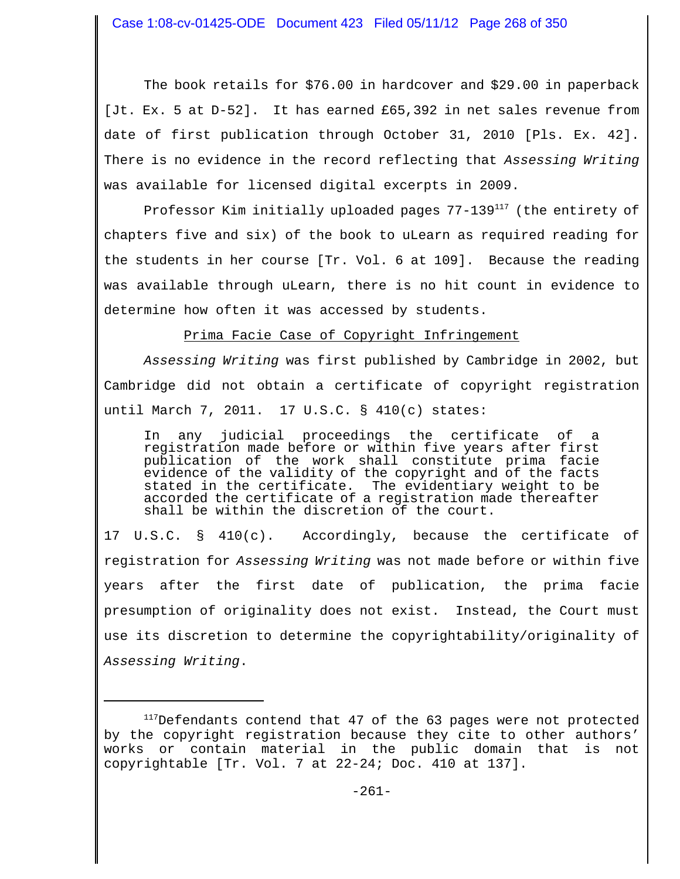The book retails for $76.00 in hardcover and $29.00 in paperback [Jt. Ex. 5 at D-52]. It has earned £65,392 in net sales revenue from date of first publication through October 31, 2010 [Pls. Ex. 42]. There is no evidence in the record reflecting that *Assessing Writing* was available for licensed digital excerpts in 2009.

Professor Kim initially uploaded pages 77-139[117] (the entirety of chapters five and six) of the book to uLearn as required reading for the students in her course [Tr. Vol. 6 at 109]. Because the reading was available through uLearn, there is no hit count in evidence to determine how often it was accessed by students.

<u>Prima Facie Case of Copyright Infringement</u>

*Assessing Writing* was first published by Cambridge in 2002, but Cambridge did not obtain a certificate of copyright registration until March 7, 2011. 17 U.S.C. § 410(c) states:

> In any judicial proceedings the certificate of a registration made before or within five years after first publication of the work shall constitute prima facie evidence of the validity of the copyright and of the facts stated in the certificate. The evidentiary weight to be accorded the certificate of a registration made thereafter shall be within the discretion of the court.

17 U.S.C. § 410(c). Accordingly, because the certificate of registration for *Assessing Writing* was not made before or within five years after the first date of publication, the prima facie presumption of originality does not exist. Instead, the Court must use its discretion to determine the copyrightability/originality of *Assessing Writing*.

---

[117] Defendants contend that 47 of the 63 pages were not protected by the copyright registration because they cite to other authors' works or contain material in the public domain that is not copyrightable [Tr. Vol. 7 at 22-24; Doc. 410 at 137].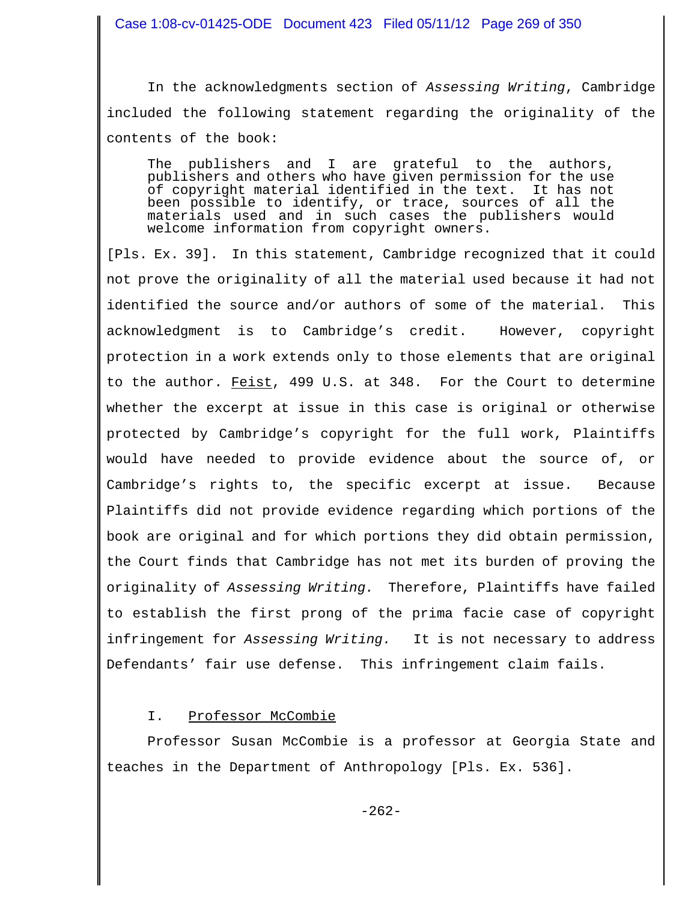In the acknowledgments section of *Assessing Writing*, Cambridge included the following statement regarding the originality of the contents of the book:

> The publishers and I are grateful to the authors, publishers and others who have given permission for the use of copyright material identified in the text. It has not been possible to identify, or trace, sources of all the materials used and in such cases the publishers would welcome information from copyright owners.

[Pls. Ex. 39]. In this statement, Cambridge recognized that it could not prove the originality of all the material used because it had not identified the source and/or authors of some of the material. This acknowledgment is to Cambridge's credit. However, copyright protection in a work extends only to those elements that are original to the author. Feist, 499 U.S. at 348. For the Court to determine whether the excerpt at issue in this case is original or otherwise protected by Cambridge's copyright for the full work, Plaintiffs would have needed to provide evidence about the source of, or Cambridge's rights to, the specific excerpt at issue. Because Plaintiffs did not provide evidence regarding which portions of the book are original and for which portions they did obtain permission, the Court finds that Cambridge has not met its burden of proving the originality of *Assessing Writing.* Therefore, Plaintiffs have failed to establish the first prong of the prima facie case of copyright infringement for *Assessing Writing.* It is not necessary to address Defendants' fair use defense. This infringement claim fails.

## I. Professor McCombie

Professor Susan McCombie is a professor at Georgia State and teaches in the Department of Anthropology [Pls. Ex. 536].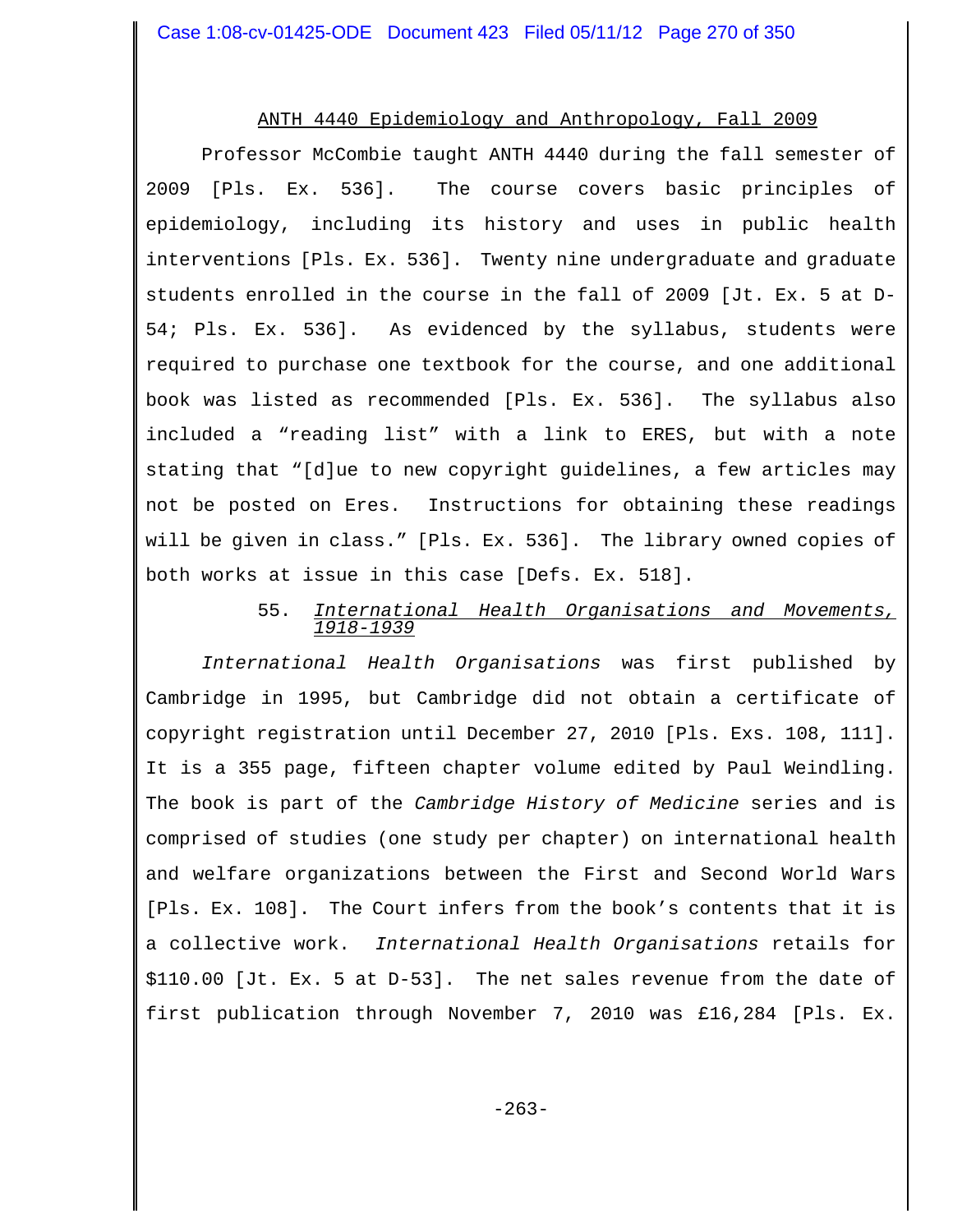ANTH 4440 Epidemiology and Anthropology, Fall 2009

Professor McCombie taught ANTH 4440 during the fall semester of 2009 [Pls. Ex. 536]. The course covers basic principles of epidemiology, including its history and uses in public health interventions [Pls. Ex. 536]. Twenty nine undergraduate and graduate students enrolled in the course in the fall of 2009 [Jt. Ex. 5 at D-54; Pls. Ex. 536]. As evidenced by the syllabus, students were required to purchase one textbook for the course, and one additional book was listed as recommended [Pls. Ex. 536]. The syllabus also included a "reading list" with a link to ERES, but with a note stating that "[d]ue to new copyright guidelines, a few articles may not be posted on Eres. Instructions for obtaining these readings will be given in class." [Pls. Ex. 536]. The library owned copies of both works at issue in this case [Defs. Ex. 518].

55. *International Health Organisations and Movements, 1918-1939*

*International Health Organisations* was first published by Cambridge in 1995, but Cambridge did not obtain a certificate of copyright registration until December 27, 2010 [Pls. Exs. 108, 111]. It is a 355 page, fifteen chapter volume edited by Paul Weindling. The book is part of the *Cambridge History of Medicine* series and is comprised of studies (one study per chapter) on international health and welfare organizations between the First and Second World Wars [Pls. Ex. 108]. The Court infers from the book's contents that it is a collective work. *International Health Organisations* retails for $110.00 [Jt. Ex. 5 at D-53]. The net sales revenue from the date of first publication through November 7, 2010 was £16,284 [Pls. Ex.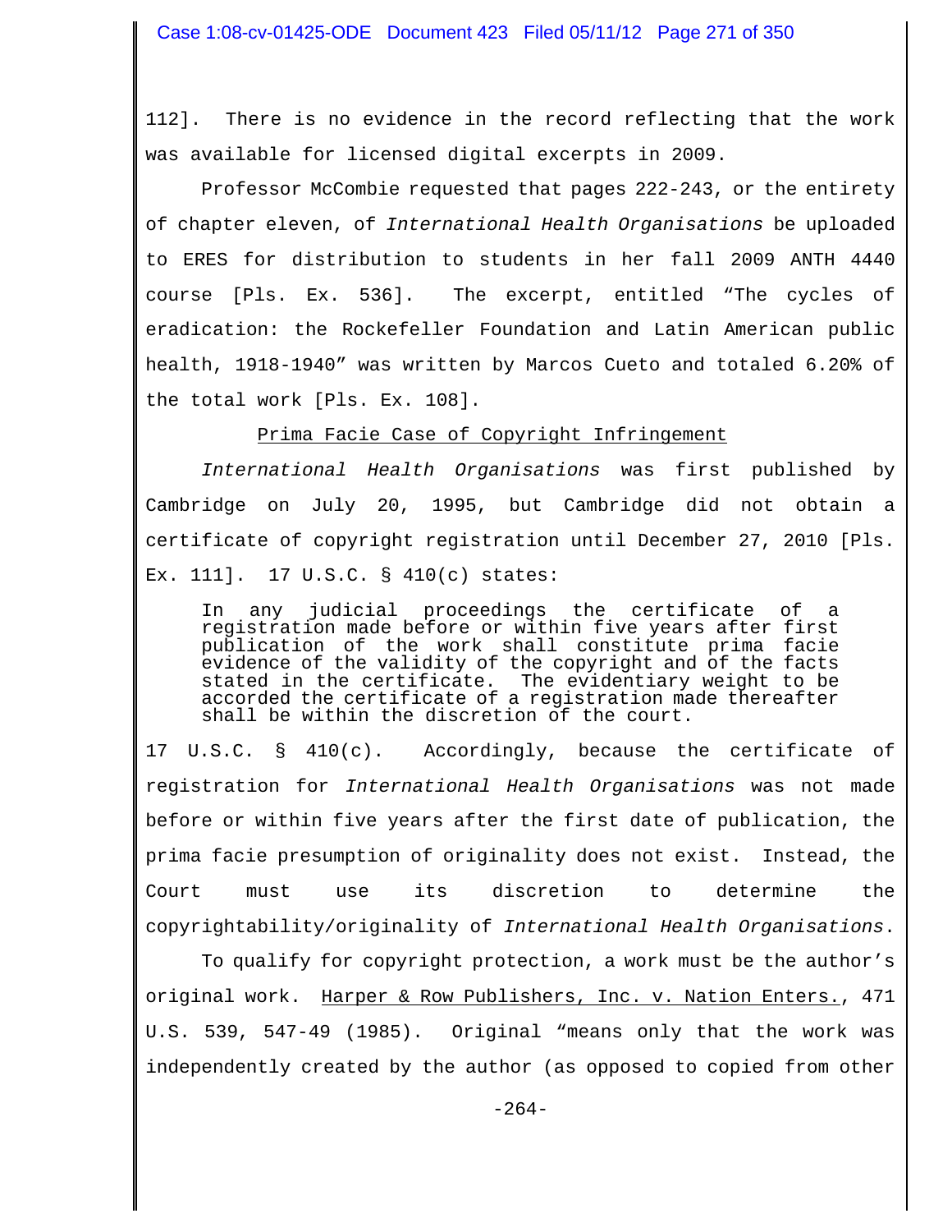112]. There is no evidence in the record reflecting that the work was available for licensed digital excerpts in 2009.

Professor McCombie requested that pages 222-243, or the entirety of chapter eleven, of *International Health Organisations* be uploaded to ERES for distribution to students in her fall 2009 ANTH 4440 course [Pls. Ex. 536]. The excerpt, entitled "The cycles of eradication: the Rockefeller Foundation and Latin American public health, 1918-1940" was written by Marcos Cueto and totaled 6.20% of the total work [Pls. Ex. 108].

<u>Prima Facie Case of Copyright Infringement</u>

*International Health Organisations* was first published by Cambridge on July 20, 1995, but Cambridge did not obtain a certificate of copyright registration until December 27, 2010 [Pls. Ex. 111]. 17 U.S.C. § 410(c) states:

> In any judicial proceedings the certificate of a registration made before or within five years after first publication of the work shall constitute prima facie evidence of the validity of the copyright and of the facts stated in the certificate. The evidentiary weight to be accorded the certificate of a registration made thereafter shall be within the discretion of the court.

17 U.S.C. § 410(c). Accordingly, because the certificate of registration for *International Health Organisations* was not made before or within five years after the first date of publication, the prima facie presumption of originality does not exist. Instead, the Court must use its discretion to determine the copyrightability/originality of *International Health Organisations*.

To qualify for copyright protection, a work must be the author's original work. <u>Harper & Row Publishers, Inc. v. Nation Enters.</u>, 471 U.S. 539, 547-49 (1985). Original "means only that the work was independently created by the author (as opposed to copied from other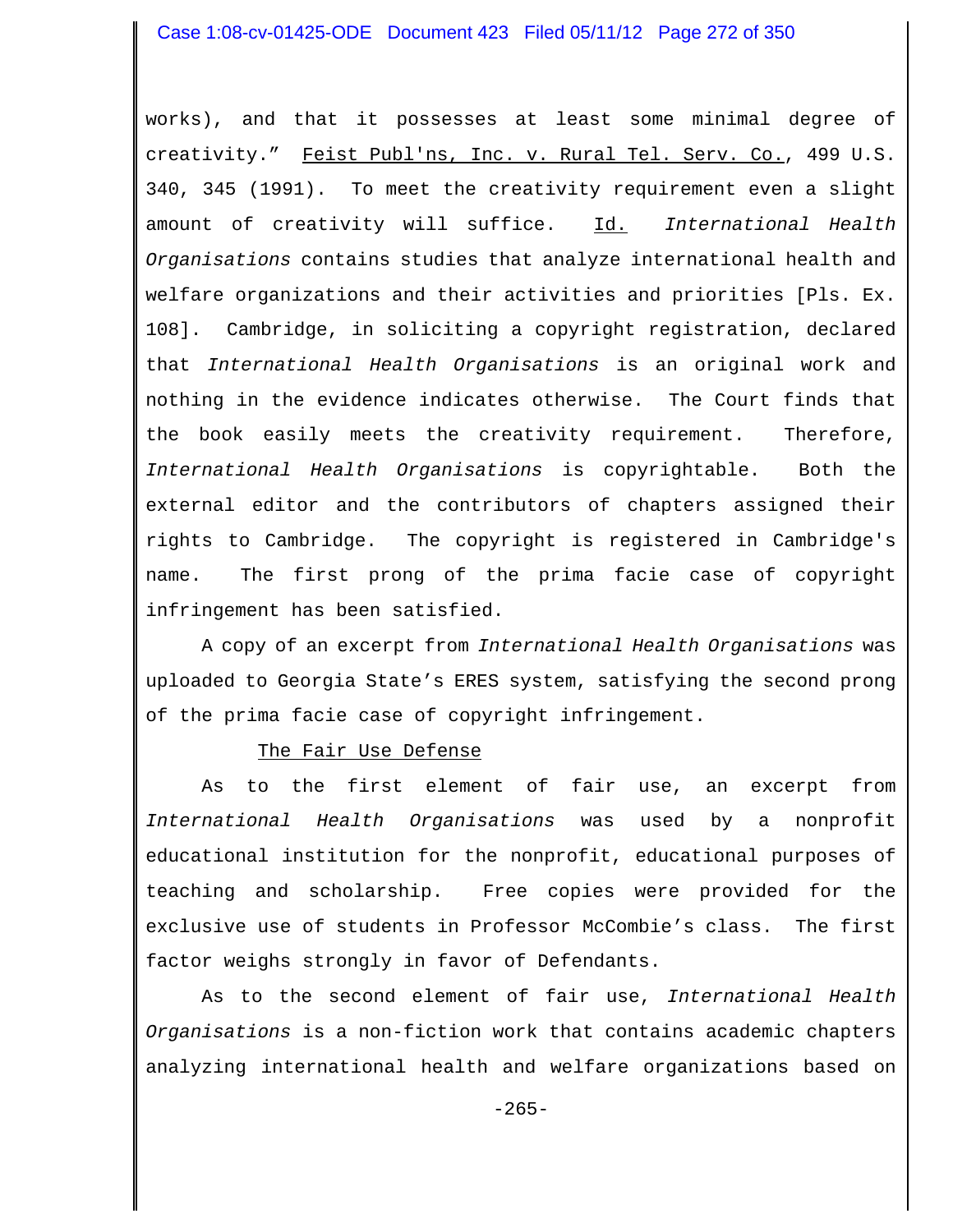works), and that it possesses at least some minimal degree of creativity." Feist Publ'ns, Inc. v. Rural Tel. Serv. Co., 499 U.S. 340, 345 (1991). To meet the creativity requirement even a slight amount of creativity will suffice. Id. *International Health Organisations* contains studies that analyze international health and welfare organizations and their activities and priorities [Pls. Ex. 108]. Cambridge, in soliciting a copyright registration, declared that *International Health Organisations* is an original work and nothing in the evidence indicates otherwise. The Court finds that the book easily meets the creativity requirement. Therefore, *International Health Organisations* is copyrightable. Both the external editor and the contributors of chapters assigned their rights to Cambridge. The copyright is registered in Cambridge's name. The first prong of the prima facie case of copyright infringement has been satisfied.

A copy of an excerpt from *International Health Organisations* was uploaded to Georgia State's ERES system, satisfying the second prong of the prima facie case of copyright infringement.

The Fair Use Defense

As to the first element of fair use, an excerpt from *International Health Organisations* was used by a nonprofit educational institution for the nonprofit, educational purposes of teaching and scholarship. Free copies were provided for the exclusive use of students in Professor McCombie's class. The first factor weighs strongly in favor of Defendants.

As to the second element of fair use, *International Health Organisations* is a non-fiction work that contains academic chapters analyzing international health and welfare organizations based on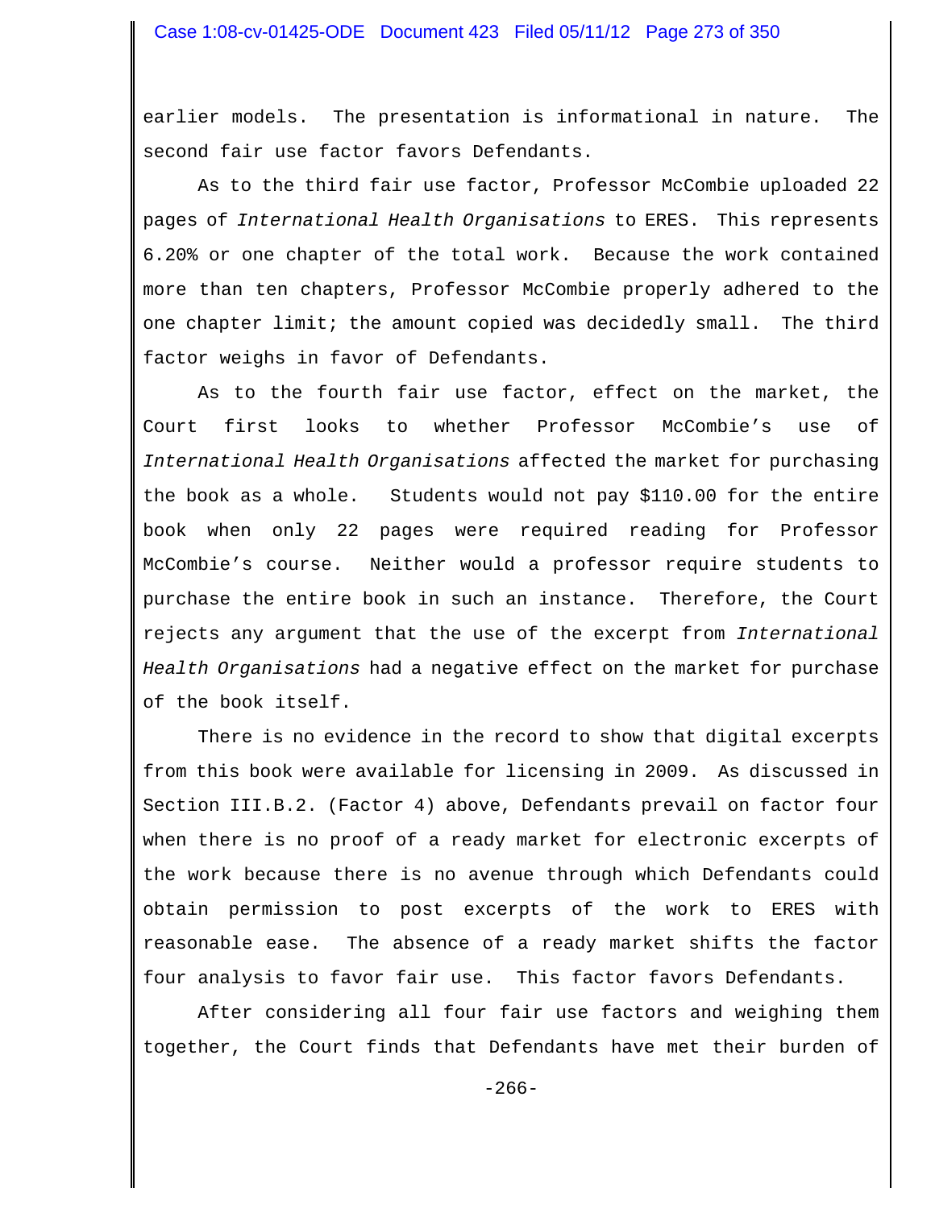earlier models. The presentation is informational in nature. The second fair use factor favors Defendants.

As to the third fair use factor, Professor McCombie uploaded 22 pages of *International Health Organisations* to ERES. This represents 6.20% or one chapter of the total work. Because the work contained more than ten chapters, Professor McCombie properly adhered to the one chapter limit; the amount copied was decidedly small. The third factor weighs in favor of Defendants.

As to the fourth fair use factor, effect on the market, the Court first looks to whether Professor McCombie's use of *International Health Organisations* affected the market for purchasing the book as a whole. Students would not pay $110.00 for the entire book when only 22 pages were required reading for Professor McCombie's course. Neither would a professor require students to purchase the entire book in such an instance. Therefore, the Court rejects any argument that the use of the excerpt from *International Health Organisations* had a negative effect on the market for purchase of the book itself.

There is no evidence in the record to show that digital excerpts from this book were available for licensing in 2009. As discussed in Section III.B.2. (Factor 4) above, Defendants prevail on factor four when there is no proof of a ready market for electronic excerpts of the work because there is no avenue through which Defendants could obtain permission to post excerpts of the work to ERES with reasonable ease. The absence of a ready market shifts the factor four analysis to favor fair use. This factor favors Defendants.

After considering all four fair use factors and weighing them together, the Court finds that Defendants have met their burden of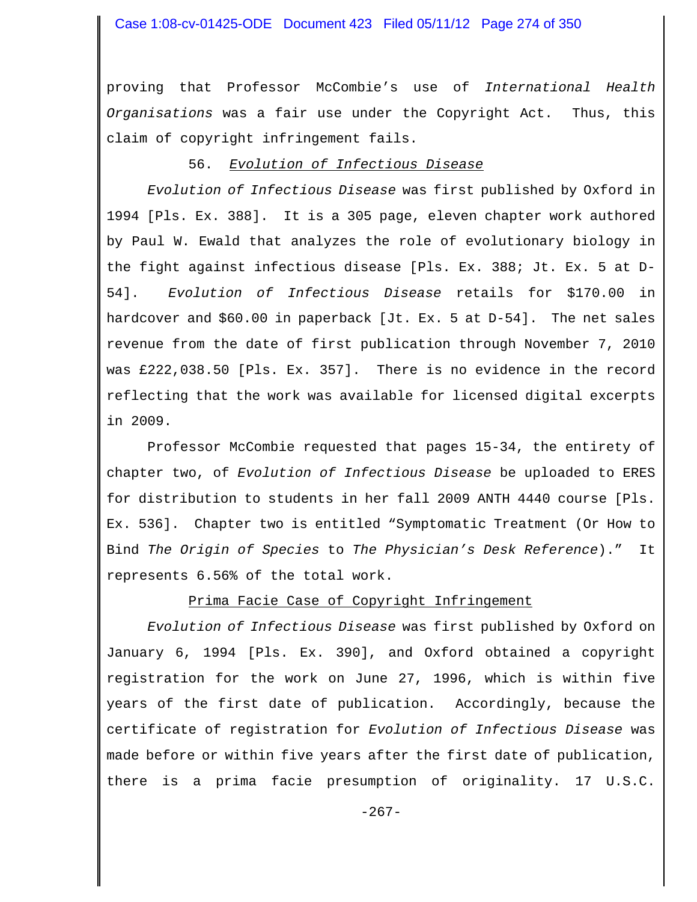proving that Professor McCombie's use of *International Health Organisations* was a fair use under the Copyright Act. Thus, this claim of copyright infringement fails.

### 56. *Evolution of Infectious Disease*

*Evolution of Infectious Disease* was first published by Oxford in 1994 [Pls. Ex. 388]. It is a 305 page, eleven chapter work authored by Paul W. Ewald that analyzes the role of evolutionary biology in the fight against infectious disease [Pls. Ex. 388; Jt. Ex. 5 at D-54]. *Evolution of Infectious Disease* retails for $170.00 in hardcover and $60.00 in paperback [Jt. Ex. 5 at D-54]. The net sales revenue from the date of first publication through November 7, 2010 was £222,038.50 [Pls. Ex. 357]. There is no evidence in the record reflecting that the work was available for licensed digital excerpts in 2009.

Professor McCombie requested that pages 15-34, the entirety of chapter two, of *Evolution of Infectious Disease* be uploaded to ERES for distribution to students in her fall 2009 ANTH 4440 course [Pls. Ex. 536]. Chapter two is entitled "Symptomatic Treatment (Or How to Bind *The Origin of Species* to *The Physician's Desk Reference*)." It represents 6.56% of the total work.

#### Prima Facie Case of Copyright Infringement

*Evolution of Infectious Disease* was first published by Oxford on January 6, 1994 [Pls. Ex. 390], and Oxford obtained a copyright registration for the work on June 27, 1996, which is within five years of the first date of publication. Accordingly, because the certificate of registration for *Evolution of Infectious Disease* was made before or within five years after the first date of publication, there is a prima facie presumption of originality. 17 U.S.C.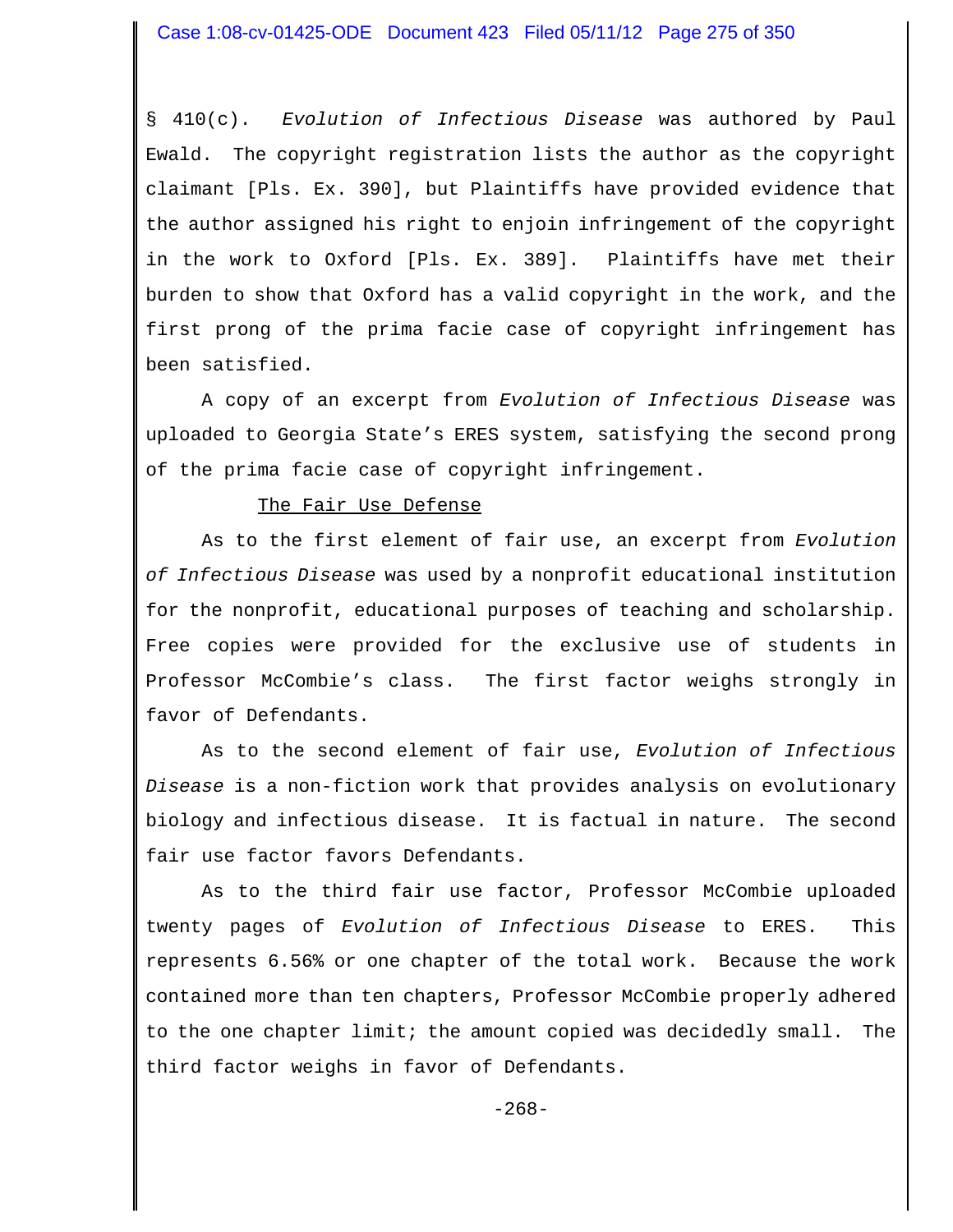§ 410(c). *Evolution of Infectious Disease* was authored by Paul Ewald. The copyright registration lists the author as the copyright claimant [Pls. Ex. 390], but Plaintiffs have provided evidence that the author assigned his right to enjoin infringement of the copyright in the work to Oxford [Pls. Ex. 389]. Plaintiffs have met their burden to show that Oxford has a valid copyright in the work, and the first prong of the prima facie case of copyright infringement has been satisfied.

A copy of an excerpt from *Evolution of Infectious Disease* was uploaded to Georgia State's ERES system, satisfying the second prong of the prima facie case of copyright infringement.

<u>The Fair Use Defense</u>

As to the first element of fair use, an excerpt from *Evolution of Infectious Disease* was used by a nonprofit educational institution for the nonprofit, educational purposes of teaching and scholarship. Free copies were provided for the exclusive use of students in Professor McCombie's class. The first factor weighs strongly in favor of Defendants.

As to the second element of fair use, *Evolution of Infectious Disease* is a non-fiction work that provides analysis on evolutionary biology and infectious disease. It is factual in nature. The second fair use factor favors Defendants.

As to the third fair use factor, Professor McCombie uploaded twenty pages of *Evolution of Infectious Disease* to ERES. This represents 6.56% or one chapter of the total work. Because the work contained more than ten chapters, Professor McCombie properly adhered to the one chapter limit; the amount copied was decidedly small. The third factor weighs in favor of Defendants.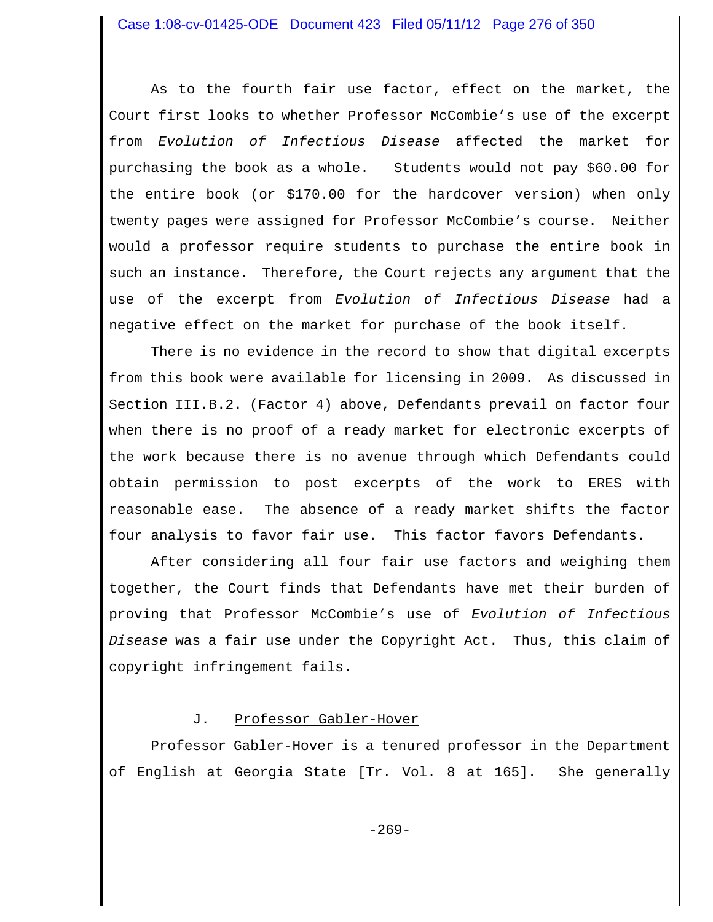As to the fourth fair use factor, effect on the market, the Court first looks to whether Professor McCombie's use of the excerpt from *Evolution of Infectious Disease* affected the market for purchasing the book as a whole. Students would not pay $60.00 for the entire book (or $170.00 for the hardcover version) when only twenty pages were assigned for Professor McCombie's course. Neither would a professor require students to purchase the entire book in such an instance. Therefore, the Court rejects any argument that the use of the excerpt from *Evolution of Infectious Disease* had a negative effect on the market for purchase of the book itself.

There is no evidence in the record to show that digital excerpts from this book were available for licensing in 2009. As discussed in Section III.B.2. (Factor 4) above, Defendants prevail on factor four when there is no proof of a ready market for electronic excerpts of the work because there is no avenue through which Defendants could obtain permission to post excerpts of the work to ERES with reasonable ease. The absence of a ready market shifts the factor four analysis to favor fair use. This factor favors Defendants.

After considering all four fair use factors and weighing them together, the Court finds that Defendants have met their burden of proving that Professor McCombie's use of *Evolution of Infectious Disease* was a fair use under the Copyright Act. Thus, this claim of copyright infringement fails.

### J. Professor Gabler-Hover

Professor Gabler-Hover is a tenured professor in the Department of English at Georgia State [Tr. Vol. 8 at 165]. She generally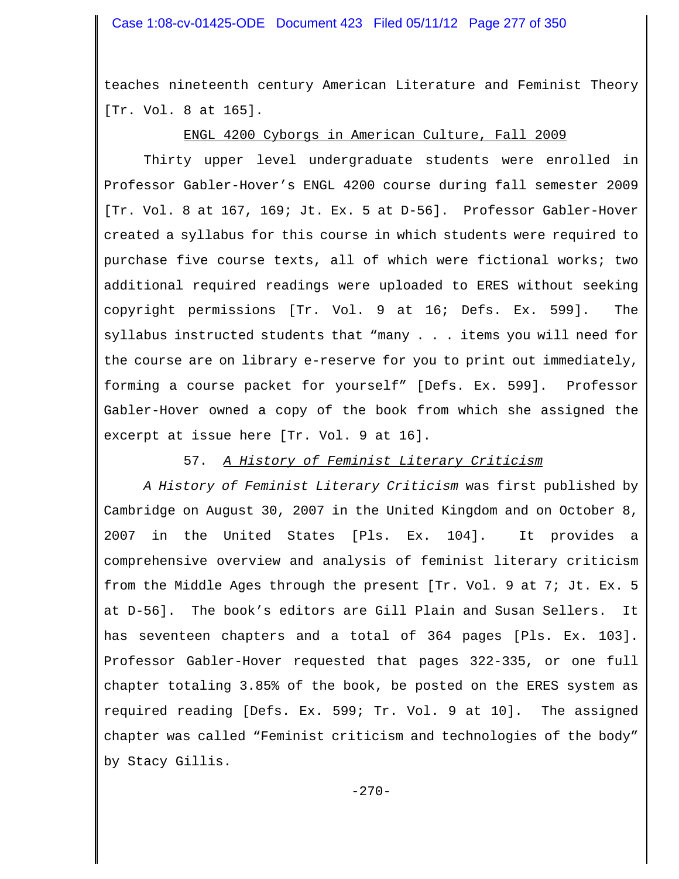teaches nineteenth century American Literature and Feminist Theory [Tr. Vol. 8 at 165].

<u>ENGL 4200 Cyborgs in American Culture, Fall 2009</u>

Thirty upper level undergraduate students were enrolled in Professor Gabler-Hover's ENGL 4200 course during fall semester 2009 [Tr. Vol. 8 at 167, 169; Jt. Ex. 5 at D-56]. Professor Gabler-Hover created a syllabus for this course in which students were required to purchase five course texts, all of which were fictional works; two additional required readings were uploaded to ERES without seeking copyright permissions [Tr. Vol. 9 at 16; Defs. Ex. 599]. The syllabus instructed students that "many . . . items you will need for the course are on library e-reserve for you to print out immediately, forming a course packet for yourself" [Defs. Ex. 599]. Professor Gabler-Hover owned a copy of the book from which she assigned the excerpt at issue here [Tr. Vol. 9 at 16].

57. <u>*A History of Feminist Literary Criticism*</u>

*A History of Feminist Literary Criticism* was first published by Cambridge on August 30, 2007 in the United Kingdom and on October 8, 2007 in the United States [Pls. Ex. 104]. It provides a comprehensive overview and analysis of feminist literary criticism from the Middle Ages through the present [Tr. Vol. 9 at 7; Jt. Ex. 5 at D-56]. The book's editors are Gill Plain and Susan Sellers. It has seventeen chapters and a total of 364 pages [Pls. Ex. 103]. Professor Gabler-Hover requested that pages 322-335, or one full chapter totaling 3.85% of the book, be posted on the ERES system as required reading [Defs. Ex. 599; Tr. Vol. 9 at 10]. The assigned chapter was called "Feminist criticism and technologies of the body" by Stacy Gillis.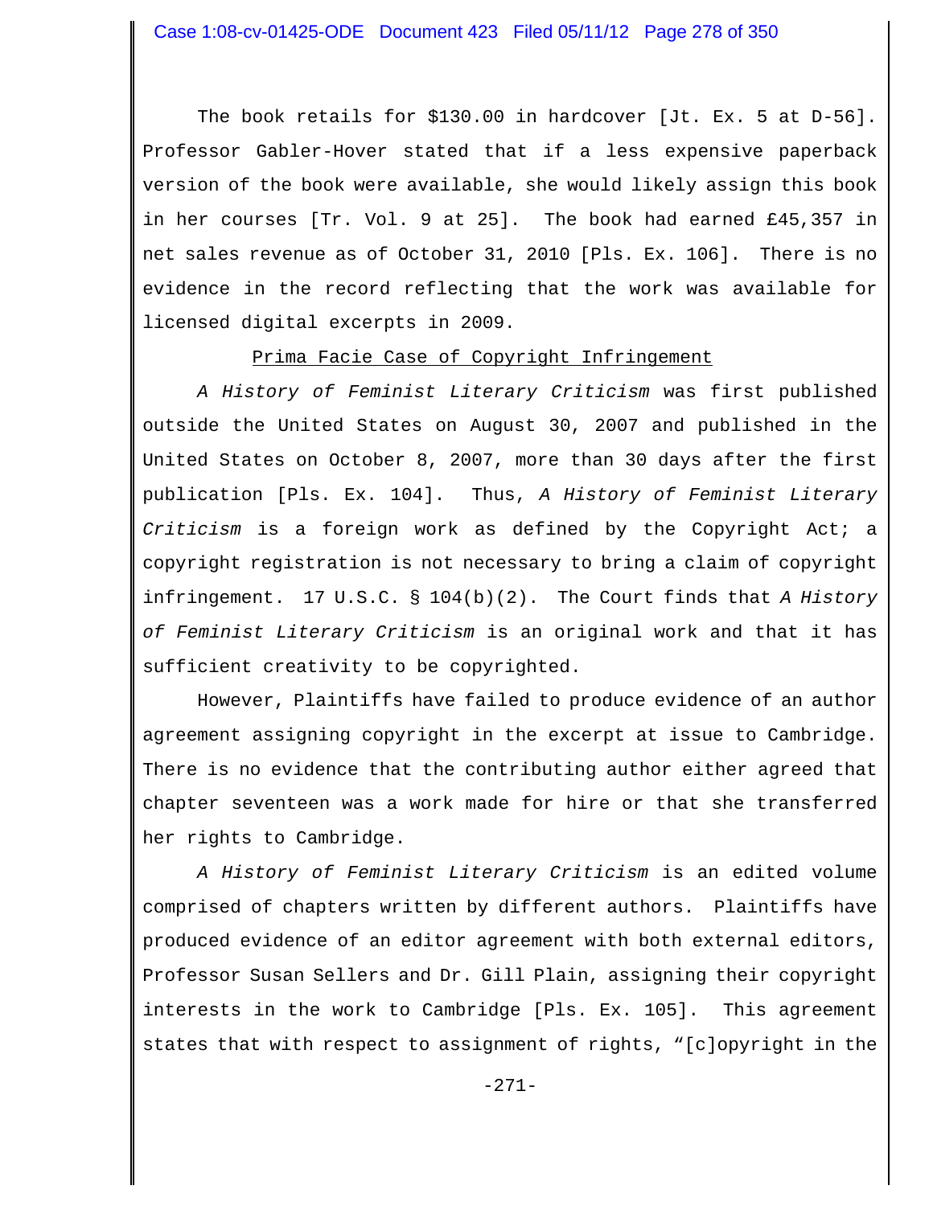The book retails for $130.00 in hardcover [Jt. Ex. 5 at D-56]. Professor Gabler-Hover stated that if a less expensive paperback version of the book were available, she would likely assign this book in her courses [Tr. Vol. 9 at 25]. The book had earned £45,357 in net sales revenue as of October 31, 2010 [Pls. Ex. 106]. There is no evidence in the record reflecting that the work was available for licensed digital excerpts in 2009.

<u>Prima Facie Case of Copyright Infringement</u>

*A History of Feminist Literary Criticism* was first published outside the United States on August 30, 2007 and published in the United States on October 8, 2007, more than 30 days after the first publication [Pls. Ex. 104]. Thus, *A History of Feminist Literary Criticism* is a foreign work as defined by the Copyright Act; a copyright registration is not necessary to bring a claim of copyright infringement. 17 U.S.C. § 104(b)(2). The Court finds that *A History of Feminist Literary Criticism* is an original work and that it has sufficient creativity to be copyrighted.

However, Plaintiffs have failed to produce evidence of an author agreement assigning copyright in the excerpt at issue to Cambridge. There is no evidence that the contributing author either agreed that chapter seventeen was a work made for hire or that she transferred her rights to Cambridge.

*A History of Feminist Literary Criticism* is an edited volume comprised of chapters written by different authors. Plaintiffs have produced evidence of an editor agreement with both external editors, Professor Susan Sellers and Dr. Gill Plain, assigning their copyright interests in the work to Cambridge [Pls. Ex. 105]. This agreement states that with respect to assignment of rights, "[c]opyright in the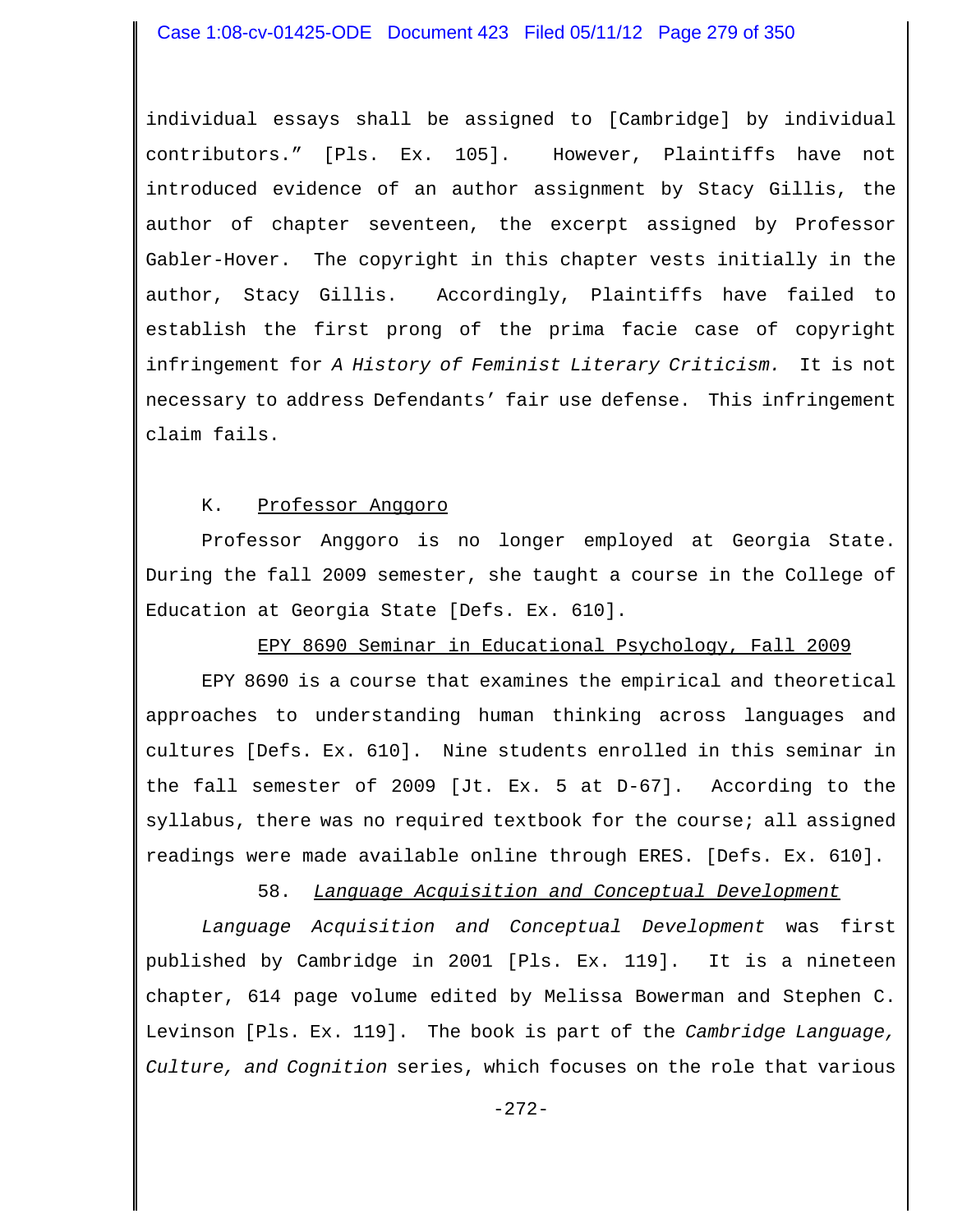individual essays shall be assigned to [Cambridge] by individual contributors." [Pls. Ex. 105]. However, Plaintiffs have not introduced evidence of an author assignment by Stacy Gillis, the author of chapter seventeen, the excerpt assigned by Professor Gabler-Hover. The copyright in this chapter vests initially in the author, Stacy Gillis. Accordingly, Plaintiffs have failed to establish the first prong of the prima facie case of copyright infringement for *A History of Feminist Literary Criticism.* It is not necessary to address Defendants' fair use defense. This infringement claim fails.

K. <u>Professor Anggoro</u>

Professor Anggoro is no longer employed at Georgia State. During the fall 2009 semester, she taught a course in the College of Education at Georgia State [Defs. Ex. 610].

<u>EPY 8690 Seminar in Educational Psychology, Fall 2009</u>

EPY 8690 is a course that examines the empirical and theoretical approaches to understanding human thinking across languages and cultures [Defs. Ex. 610]. Nine students enrolled in this seminar in the fall semester of 2009 [Jt. Ex. 5 at D-67]. According to the syllabus, there was no required textbook for the course; all assigned readings were made available online through ERES. [Defs. Ex. 610].

58. <u>*Language Acquisition and Conceptual Development*</u>

*Language Acquisition and Conceptual Development* was first published by Cambridge in 2001 [Pls. Ex. 119]. It is a nineteen chapter, 614 page volume edited by Melissa Bowerman and Stephen C. Levinson [Pls. Ex. 119]. The book is part of the *Cambridge Language, Culture, and Cognition* series, which focuses on the role that various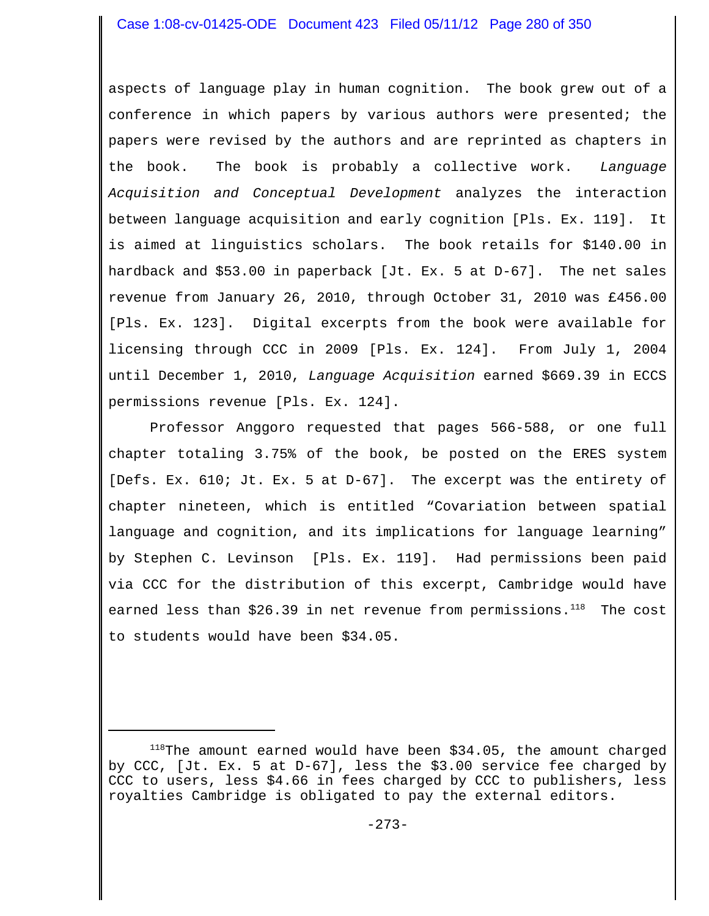aspects of language play in human cognition. The book grew out of a conference in which papers by various authors were presented; the papers were revised by the authors and are reprinted as chapters in the book. The book is probably a collective work. *Language Acquisition and Conceptual Development* analyzes the interaction between language acquisition and early cognition [Pls. Ex. 119]. It is aimed at linguistics scholars. The book retails for $140.00 in hardback and $53.00 in paperback [Jt. Ex. 5 at D-67]. The net sales revenue from January 26, 2010, through October 31, 2010 was £456.00 [Pls. Ex. 123]. Digital excerpts from the book were available for licensing through CCC in 2009 [Pls. Ex. 124]. From July 1, 2004 until December 1, 2010, *Language Acquisition* earned $669.39 in ECCS permissions revenue [Pls. Ex. 124].

Professor Anggoro requested that pages 566-588, or one full chapter totaling 3.75% of the book, be posted on the ERES system [Defs. Ex. 610; Jt. Ex. 5 at D-67]. The excerpt was the entirety of chapter nineteen, which is entitled "Covariation between spatial language and cognition, and its implications for language learning" by Stephen C. Levinson [Pls. Ex. 119]. Had permissions been paid via CCC for the distribution of this excerpt, Cambridge would have earned less than $26.39 in net revenue from permissions.[118] The cost to students would have been $34.05.

---

[118] The amount earned would have been $34.05, the amount charged by CCC, [Jt. Ex. 5 at D-67], less the $3.00 service fee charged by CCC to users, less $4.66 in fees charged by CCC to publishers, less royalties Cambridge is obligated to pay the external editors.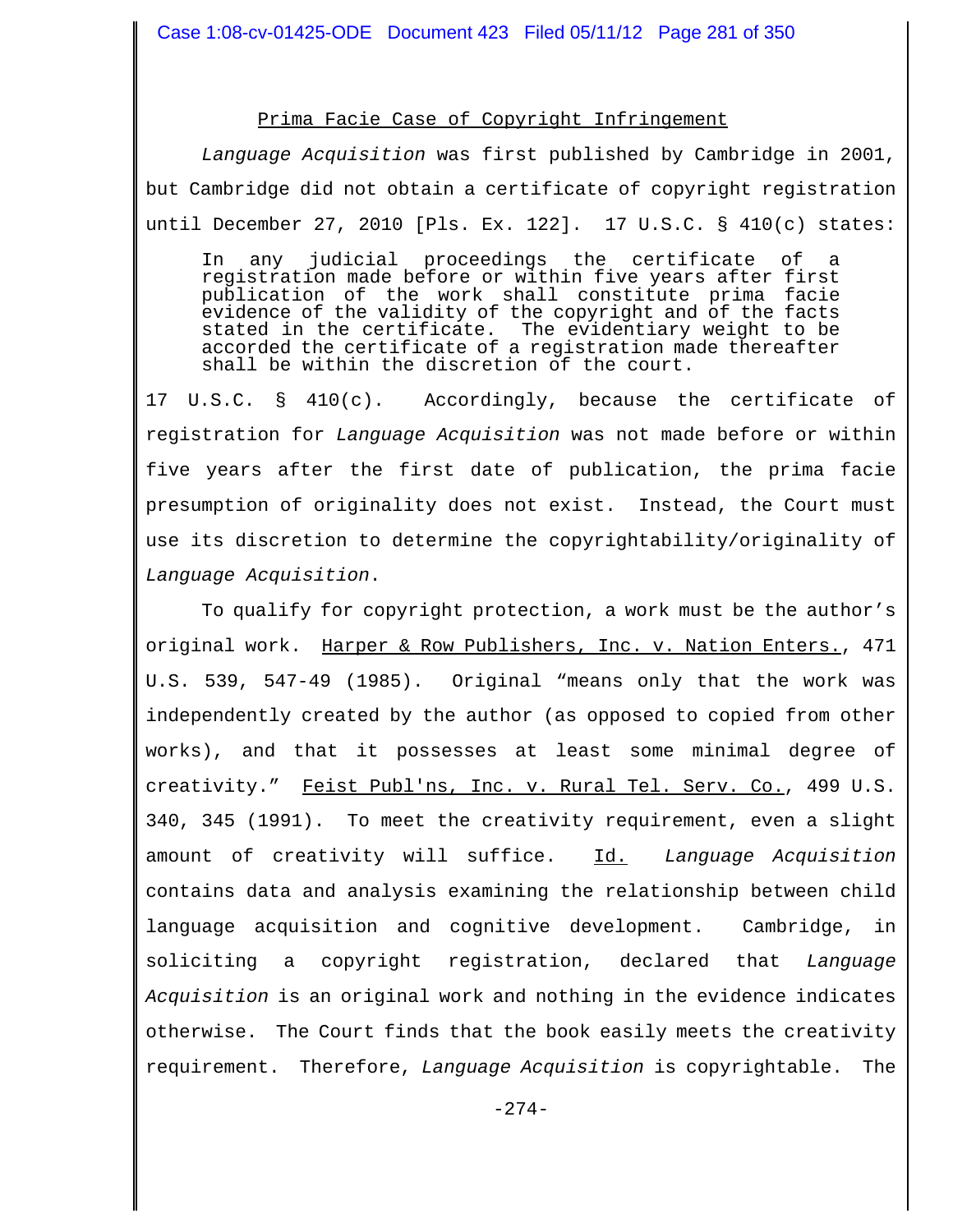## Prima Facie Case of Copyright Infringement

*Language Acquisition* was first published by Cambridge in 2001, but Cambridge did not obtain a certificate of copyright registration until December 27, 2010 [Pls. Ex. 122]. 17 U.S.C. § 410(c) states:

> In any judicial proceedings the certificate of a registration made before or within five years after first publication of the work shall constitute prima facie evidence of the validity of the copyright and of the facts stated in the certificate. The evidentiary weight to be accorded the certificate of a registration made thereafter shall be within the discretion of the court.

17 U.S.C. § 410(c). Accordingly, because the certificate of registration for *Language Acquisition* was not made before or within five years after the first date of publication, the prima facie presumption of originality does not exist. Instead, the Court must use its discretion to determine the copyrightability/originality of *Language Acquisition*.

To qualify for copyright protection, a work must be the author's original work. Harper & Row Publishers, Inc. v. Nation Enters., 471 U.S. 539, 547-49 (1985). Original "means only that the work was independently created by the author (as opposed to copied from other works), and that it possesses at least some minimal degree of creativity." Feist Publ'ns, Inc. v. Rural Tel. Serv. Co., 499 U.S. 340, 345 (1991). To meet the creativity requirement, even a slight amount of creativity will suffice. Id. *Language Acquisition* contains data and analysis examining the relationship between child language acquisition and cognitive development. Cambridge, in soliciting a copyright registration, declared that *Language Acquisition* is an original work and nothing in the evidence indicates otherwise. The Court finds that the book easily meets the creativity requirement. Therefore, *Language Acquisition* is copyrightable. The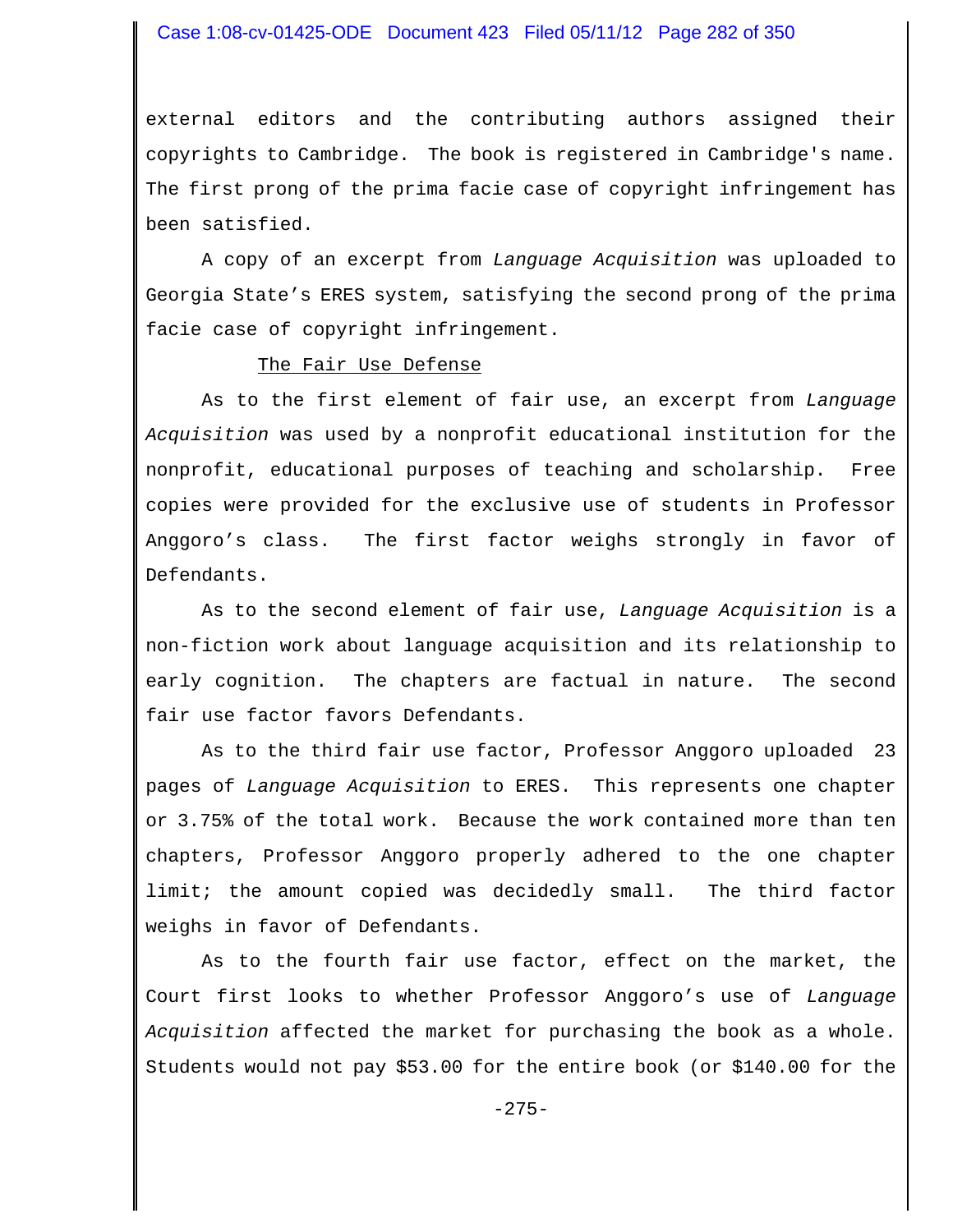external editors and the contributing authors assigned their copyrights to Cambridge. The book is registered in Cambridge's name. The first prong of the prima facie case of copyright infringement has been satisfied.

A copy of an excerpt from *Language Acquisition* was uploaded to Georgia State's ERES system, satisfying the second prong of the prima facie case of copyright infringement.

The Fair Use Defense

As to the first element of fair use, an excerpt from *Language Acquisition* was used by a nonprofit educational institution for the nonprofit, educational purposes of teaching and scholarship. Free copies were provided for the exclusive use of students in Professor Anggoro's class. The first factor weighs strongly in favor of Defendants.

As to the second element of fair use, *Language Acquisition* is a non-fiction work about language acquisition and its relationship to early cognition. The chapters are factual in nature. The second fair use factor favors Defendants.

As to the third fair use factor, Professor Anggoro uploaded 23 pages of *Language Acquisition* to ERES. This represents one chapter or 3.75% of the total work. Because the work contained more than ten chapters, Professor Anggoro properly adhered to the one chapter limit; the amount copied was decidedly small. The third factor weighs in favor of Defendants.

As to the fourth fair use factor, effect on the market, the Court first looks to whether Professor Anggoro's use of *Language Acquisition* affected the market for purchasing the book as a whole. Students would not pay $53.00 for the entire book (or $140.00 for the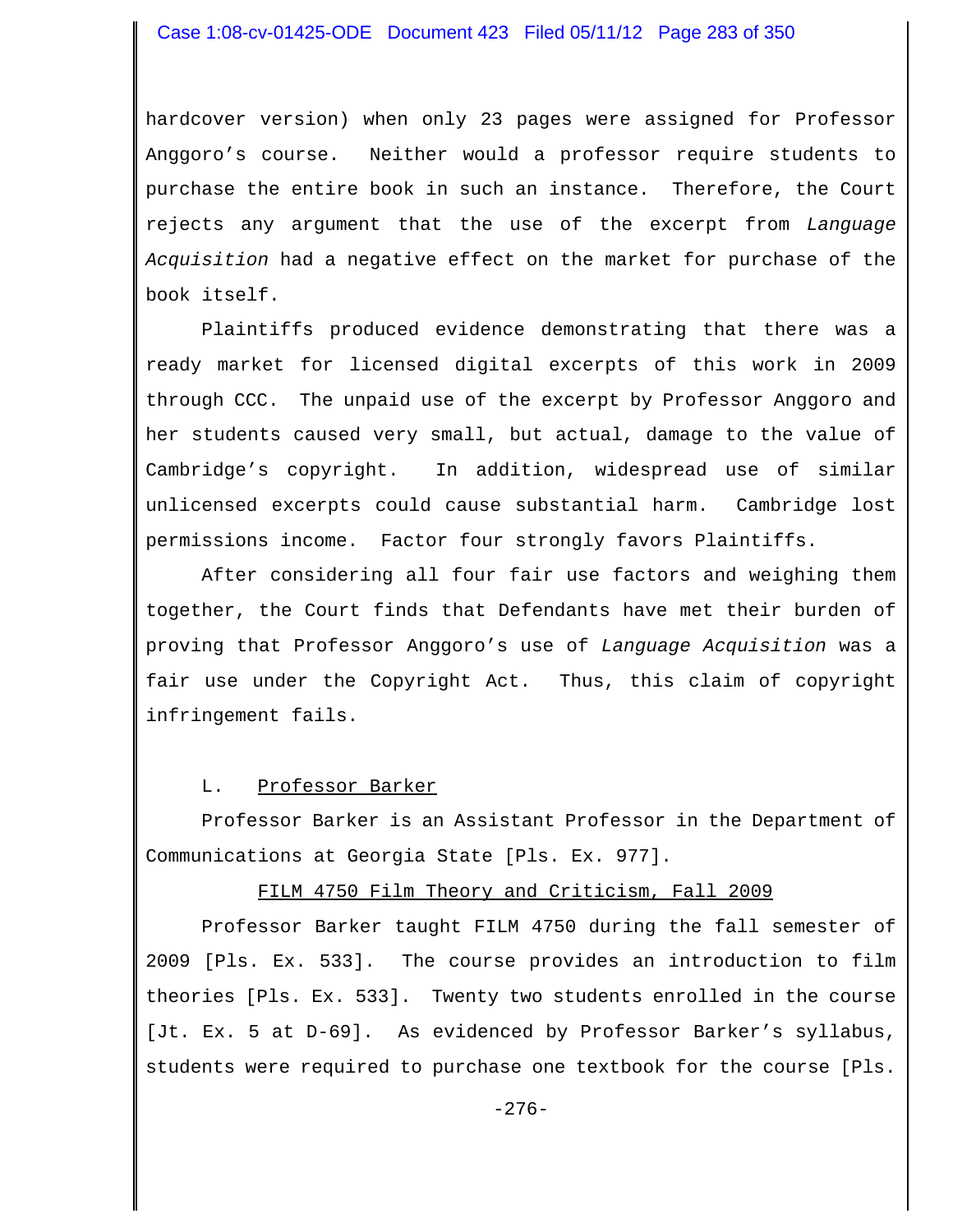hardcover version) when only 23 pages were assigned for Professor Anggoro's course. Neither would a professor require students to purchase the entire book in such an instance. Therefore, the Court rejects any argument that the use of the excerpt from *Language Acquisition* had a negative effect on the market for purchase of the book itself.

Plaintiffs produced evidence demonstrating that there was a ready market for licensed digital excerpts of this work in 2009 through CCC. The unpaid use of the excerpt by Professor Anggoro and her students caused very small, but actual, damage to the value of Cambridge's copyright. In addition, widespread use of similar unlicensed excerpts could cause substantial harm. Cambridge lost permissions income. Factor four strongly favors Plaintiffs.

After considering all four fair use factors and weighing them together, the Court finds that Defendants have met their burden of proving that Professor Anggoro's use of *Language Acquisition* was a fair use under the Copyright Act. Thus, this claim of copyright infringement fails.

### L. Professor Barker

Professor Barker is an Assistant Professor in the Department of Communications at Georgia State [Pls. Ex. 977].

#### FILM 4750 Film Theory and Criticism, Fall 2009

Professor Barker taught FILM 4750 during the fall semester of 2009 [Pls. Ex. 533]. The course provides an introduction to film theories [Pls. Ex. 533]. Twenty two students enrolled in the course [Jt. Ex. 5 at D-69]. As evidenced by Professor Barker's syllabus, students were required to purchase one textbook for the course [Pls.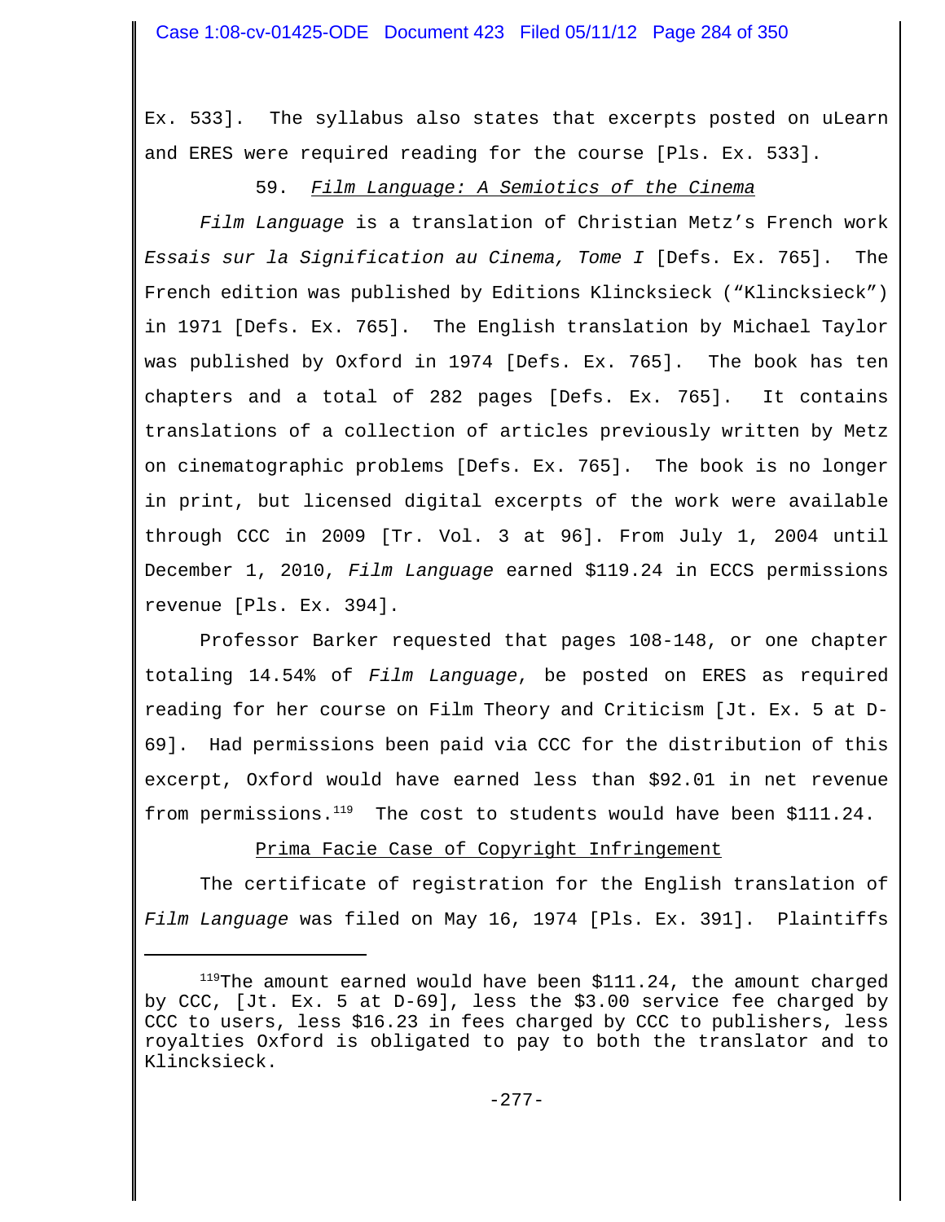Ex. 533]. The syllabus also states that excerpts posted on uLearn and ERES were required reading for the course [Pls. Ex. 533].

59. *Film Language: A Semiotics of the Cinema*

*Film Language* is a translation of Christian Metz's French work *Essais sur la Signification au Cinema, Tome I* [Defs. Ex. 765]. The French edition was published by Editions Klincksieck ("Klincksieck") in 1971 [Defs. Ex. 765]. The English translation by Michael Taylor was published by Oxford in 1974 [Defs. Ex. 765]. The book has ten chapters and a total of 282 pages [Defs. Ex. 765]. It contains translations of a collection of articles previously written by Metz on cinematographic problems [Defs. Ex. 765]. The book is no longer in print, but licensed digital excerpts of the work were available through CCC in 2009 [Tr. Vol. 3 at 96]. From July 1, 2004 until December 1, 2010, *Film Language* earned $119.24 in ECCS permissions revenue [Pls. Ex. 394].

Professor Barker requested that pages 108-148, or one chapter totaling 14.54% of *Film Language*, be posted on ERES as required reading for her course on Film Theory and Criticism [Jt. Ex. 5 at D-69]. Had permissions been paid via CCC for the distribution of this excerpt, Oxford would have earned less than $92.01 in net revenue from permissions.[119] The cost to students would have been $111.24.

Prima Facie Case of Copyright Infringement

The certificate of registration for the English translation of *Film Language* was filed on May 16, 1974 [Pls. Ex. 391]. Plaintiffs

---

[119] The amount earned would have been $111.24, the amount charged by CCC, [Jt. Ex. 5 at D-69], less the $3.00 service fee charged by CCC to users, less $16.23 in fees charged by CCC to publishers, less royalties Oxford is obligated to pay to both the translator and to Klincksieck.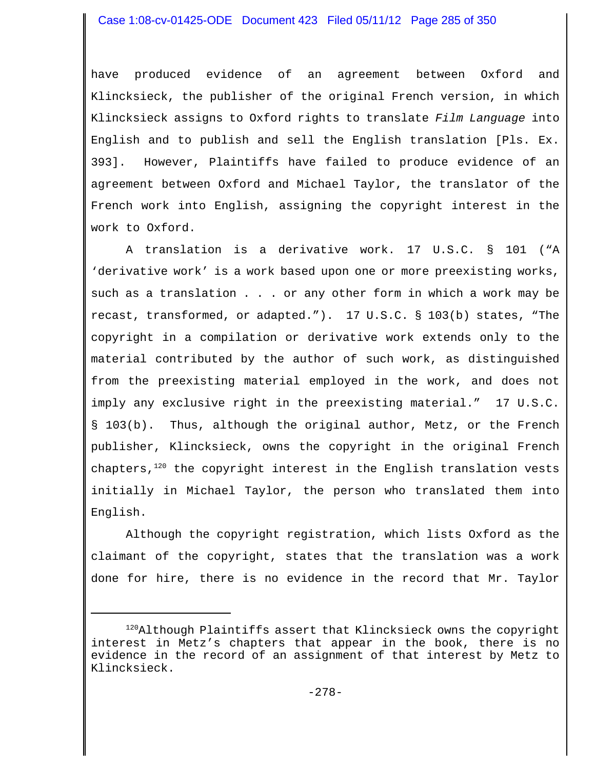have produced evidence of an agreement between Oxford and Klincksieck, the publisher of the original French version, in which Klincksieck assigns to Oxford rights to translate *Film Language* into English and to publish and sell the English translation [Pls. Ex. 393]. However, Plaintiffs have failed to produce evidence of an agreement between Oxford and Michael Taylor, the translator of the French work into English, assigning the copyright interest in the work to Oxford.

A translation is a derivative work. 17 U.S.C. § 101 ("A 'derivative work' is a work based upon one or more preexisting works, such as a translation . . . or any other form in which a work may be recast, transformed, or adapted."). 17 U.S.C. § 103(b) states, "The copyright in a compilation or derivative work extends only to the material contributed by the author of such work, as distinguished from the preexisting material employed in the work, and does not imply any exclusive right in the preexisting material." 17 U.S.C. § 103(b). Thus, although the original author, Metz, or the French publisher, Klincksieck, owns the copyright in the original French chapters,[120] the copyright interest in the English translation vests initially in Michael Taylor, the person who translated them into English.

Although the copyright registration, which lists Oxford as the claimant of the copyright, states that the translation was a work done for hire, there is no evidence in the record that Mr. Taylor

---

[120] Although Plaintiffs assert that Klincksieck owns the copyright interest in Metz's chapters that appear in the book, there is no evidence in the record of an assignment of that interest by Metz to Klincksieck.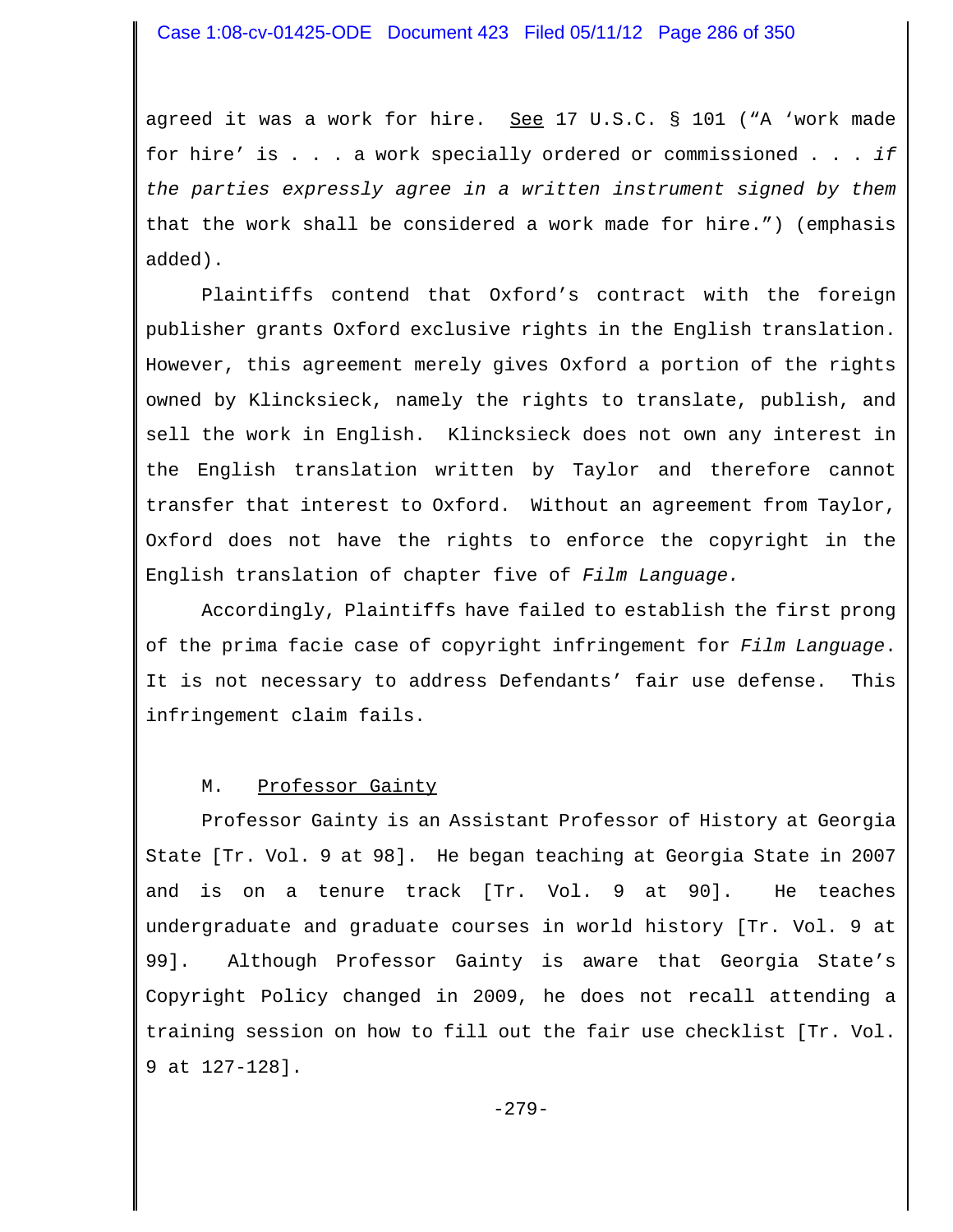agreed it was a work for hire. See 17 U.S.C. § 101 ("A 'work made for hire' is . . . a work specially ordered or commissioned . . . *if the parties expressly agree in a written instrument signed by them* that the work shall be considered a work made for hire.") (emphasis added).

Plaintiffs contend that Oxford's contract with the foreign publisher grants Oxford exclusive rights in the English translation. However, this agreement merely gives Oxford a portion of the rights owned by Klincksieck, namely the rights to translate, publish, and sell the work in English. Klincksieck does not own any interest in the English translation written by Taylor and therefore cannot transfer that interest to Oxford. Without an agreement from Taylor, Oxford does not have the rights to enforce the copyright in the English translation of chapter five of *Film Language.*

Accordingly, Plaintiffs have failed to establish the first prong of the prima facie case of copyright infringement for *Film Language*. It is not necessary to address Defendants' fair use defense. This infringement claim fails.

### M. Professor Gainty

Professor Gainty is an Assistant Professor of History at Georgia State [Tr. Vol. 9 at 98]. He began teaching at Georgia State in 2007 and is on a tenure track [Tr. Vol. 9 at 90]. He teaches undergraduate and graduate courses in world history [Tr. Vol. 9 at 99]. Although Professor Gainty is aware that Georgia State's Copyright Policy changed in 2009, he does not recall attending a training session on how to fill out the fair use checklist [Tr. Vol. 9 at 127-128].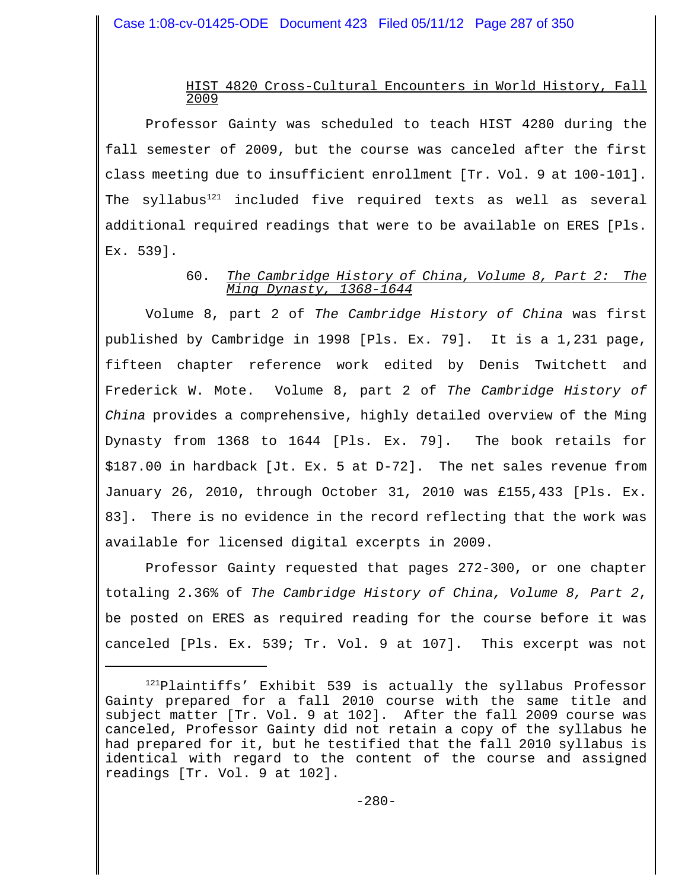HIST 4820 Cross-Cultural Encounters in World History, Fall 2009

Professor Gainty was scheduled to teach HIST 4280 during the fall semester of 2009, but the course was canceled after the first class meeting due to insufficient enrollment [Tr. Vol. 9 at 100-101]. The syllabus[121] included five required texts as well as several additional required readings that were to be available on ERES [Pls. Ex. 539].

60. *The Cambridge History of China, Volume 8, Part 2: The Ming Dynasty, 1368-1644*

Volume 8, part 2 of *The Cambridge History of China* was first published by Cambridge in 1998 [Pls. Ex. 79]. It is a 1,231 page, fifteen chapter reference work edited by Denis Twitchett and Frederick W. Mote. Volume 8, part 2 of *The Cambridge History of China* provides a comprehensive, highly detailed overview of the Ming Dynasty from 1368 to 1644 [Pls. Ex. 79]. The book retails for $187.00 in hardback [Jt. Ex. 5 at D-72]. The net sales revenue from January 26, 2010, through October 31, 2010 was £155,433 [Pls. Ex. 83]. There is no evidence in the record reflecting that the work was available for licensed digital excerpts in 2009.

Professor Gainty requested that pages 272-300, or one chapter totaling 2.36% of *The Cambridge History of China, Volume 8, Part 2*, be posted on ERES as required reading for the course before it was canceled [Pls. Ex. 539; Tr. Vol. 9 at 107]. This excerpt was not

[121] Plaintiffs' Exhibit 539 is actually the syllabus Professor Gainty prepared for a fall 2010 course with the same title and subject matter [Tr. Vol. 9 at 102]. After the fall 2009 course was canceled, Professor Gainty did not retain a copy of the syllabus he had prepared for it, but he testified that the fall 2010 syllabus is identical with regard to the content of the course and assigned readings [Tr. Vol. 9 at 102].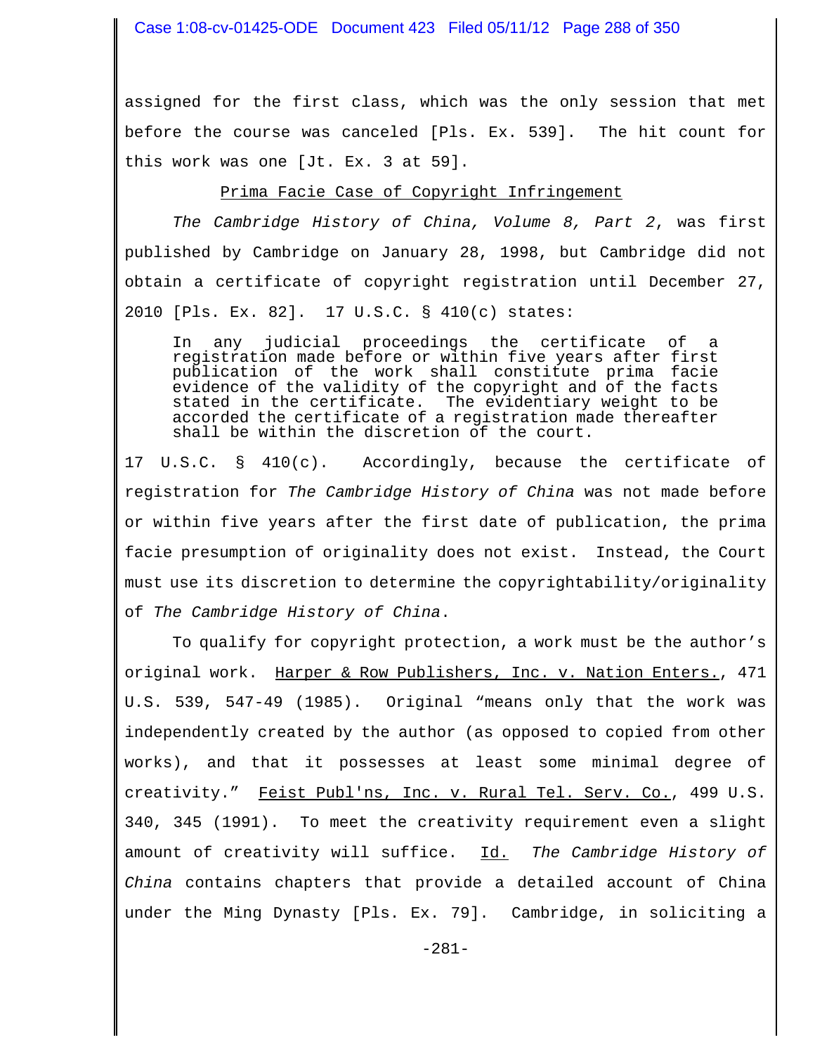assigned for the first class, which was the only session that met before the course was canceled [Pls. Ex. 539]. The hit count for this work was one [Jt. Ex. 3 at 59].

<u>Prima Facie Case of Copyright Infringement</u>

*The Cambridge History of China, Volume 8, Part 2*, was first published by Cambridge on January 28, 1998, but Cambridge did not obtain a certificate of copyright registration until December 27, 2010 [Pls. Ex. 82]. 17 U.S.C. § 410(c) states:

> In any judicial proceedings the certificate of a registration made before or within five years after first publication of the work shall constitute prima facie evidence of the validity of the copyright and of the facts stated in the certificate. The evidentiary weight to be accorded the certificate of a registration made thereafter shall be within the discretion of the court.

17 U.S.C. § 410(c). Accordingly, because the certificate of registration for *The Cambridge History of China* was not made before or within five years after the first date of publication, the prima facie presumption of originality does not exist. Instead, the Court must use its discretion to determine the copyrightability/originality of *The Cambridge History of China*.

To qualify for copyright protection, a work must be the author's original work. <u>Harper & Row Publishers, Inc. v. Nation Enters.</u>, 471 U.S. 539, 547-49 (1985). Original "means only that the work was independently created by the author (as opposed to copied from other works), and that it possesses at least some minimal degree of creativity." <u>Feist Publ'ns, Inc. v. Rural Tel. Serv. Co.</u>, 499 U.S. 340, 345 (1991). To meet the creativity requirement even a slight amount of creativity will suffice. <u>*Id.*</u> *The Cambridge History of China* contains chapters that provide a detailed account of China under the Ming Dynasty [Pls. Ex. 79]. Cambridge, in soliciting a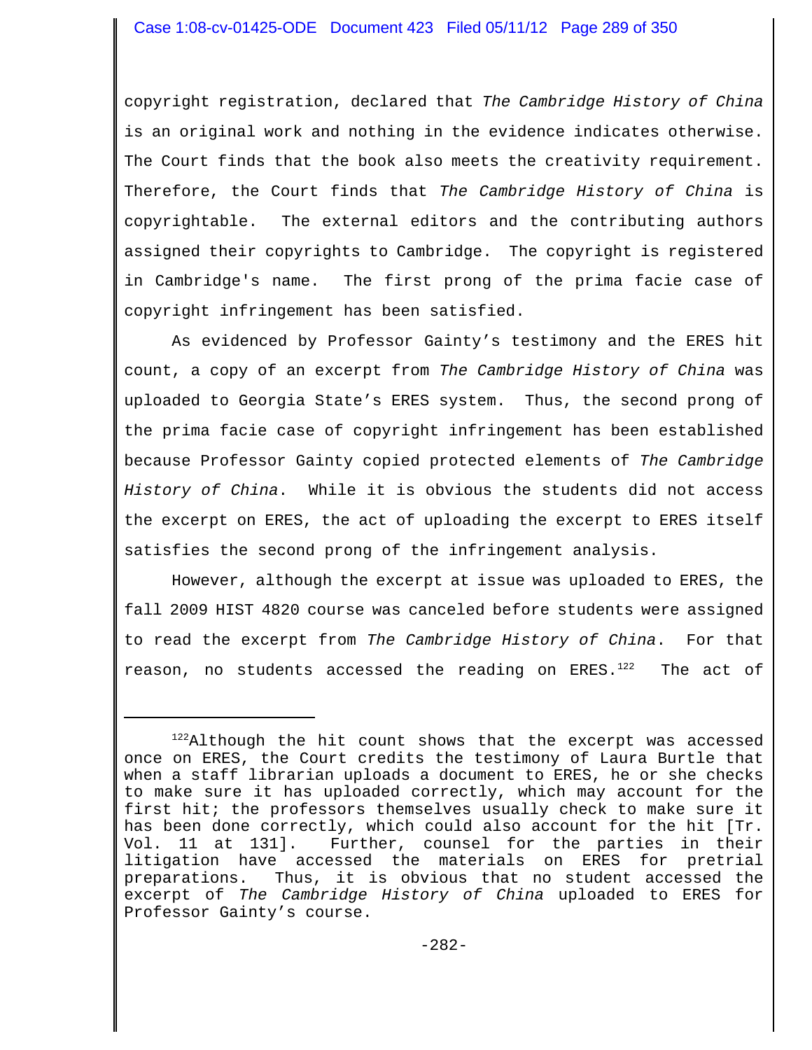copyright registration, declared that *The Cambridge History of China* is an original work and nothing in the evidence indicates otherwise. The Court finds that the book also meets the creativity requirement. Therefore, the Court finds that *The Cambridge History of China* is copyrightable. The external editors and the contributing authors assigned their copyrights to Cambridge. The copyright is registered in Cambridge's name. The first prong of the prima facie case of copyright infringement has been satisfied.

As evidenced by Professor Gainty's testimony and the ERES hit count, a copy of an excerpt from *The Cambridge History of China* was uploaded to Georgia State's ERES system. Thus, the second prong of the prima facie case of copyright infringement has been established because Professor Gainty copied protected elements of *The Cambridge History of China*. While it is obvious the students did not access the excerpt on ERES, the act of uploading the excerpt to ERES itself satisfies the second prong of the infringement analysis.

However, although the excerpt at issue was uploaded to ERES, the fall 2009 HIST 4820 course was canceled before students were assigned to read the excerpt from *The Cambridge History of China*. For that reason, no students accessed the reading on ERES.[122] The act of

---

[122] Although the hit count shows that the excerpt was accessed once on ERES, the Court credits the testimony of Laura Burtle that when a staff librarian uploads a document to ERES, he or she checks to make sure it has uploaded correctly, which may account for the first hit; the professors themselves usually check to make sure it has been done correctly, which could also account for the hit [Tr. Vol. 11 at 131]. Further, counsel for the parties in their litigation have accessed the materials on ERES for pretrial preparations. Thus, it is obvious that no student accessed the excerpt of *The Cambridge History of China* uploaded to ERES for Professor Gainty's course.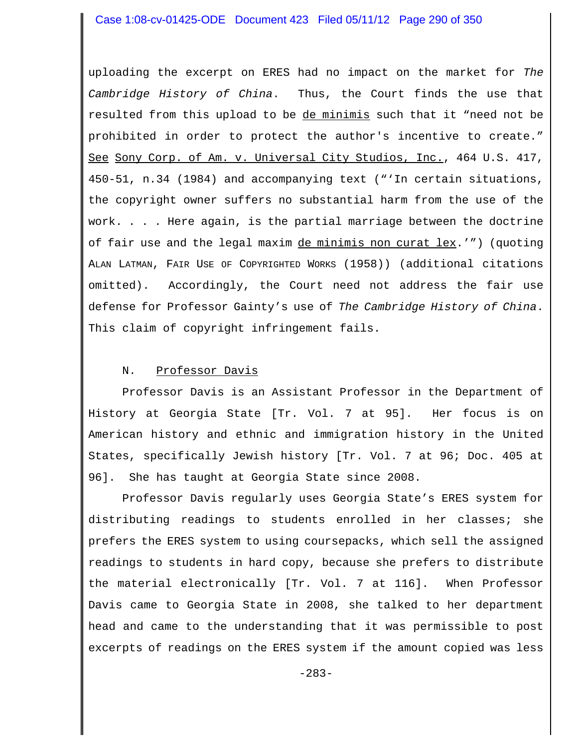uploading the excerpt on ERES had no impact on the market for *The Cambridge History of China*. Thus, the Court finds the use that resulted from this upload to be de minimis such that it "need not be prohibited in order to protect the author's incentive to create." See Sony Corp. of Am. v. Universal City Studios, Inc., 464 U.S. 417, 450-51, n.34 (1984) and accompanying text ("'In certain situations, the copyright owner suffers no substantial harm from the use of the work. . . . Here again, is the partial marriage between the doctrine of fair use and the legal maxim de minimis non curat lex.'") (quoting ALAN LATMAN, FAIR USE OF COPYRIGHTED WORKS (1958)) (additional citations omitted). Accordingly, the Court need not address the fair use defense for Professor Gainty's use of *The Cambridge History of China*. This claim of copyright infringement fails.

## N. Professor Davis

Professor Davis is an Assistant Professor in the Department of History at Georgia State [Tr. Vol. 7 at 95]. Her focus is on American history and ethnic and immigration history in the United States, specifically Jewish history [Tr. Vol. 7 at 96; Doc. 405 at 96]. She has taught at Georgia State since 2008.

Professor Davis regularly uses Georgia State's ERES system for distributing readings to students enrolled in her classes; she prefers the ERES system to using coursepacks, which sell the assigned readings to students in hard copy, because she prefers to distribute the material electronically [Tr. Vol. 7 at 116]. When Professor Davis came to Georgia State in 2008, she talked to her department head and came to the understanding that it was permissible to post excerpts of readings on the ERES system if the amount copied was less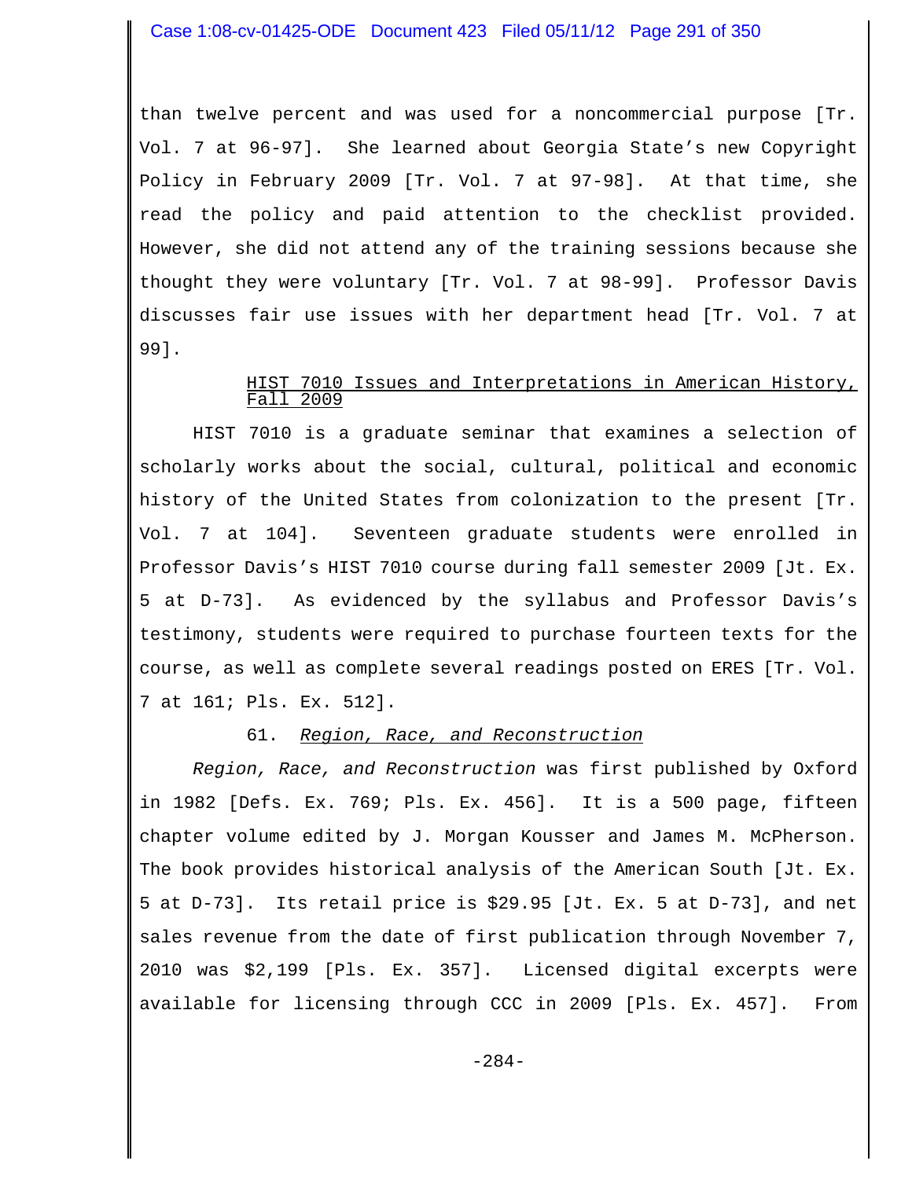than twelve percent and was used for a noncommercial purpose [Tr. Vol. 7 at 96-97]. She learned about Georgia State's new Copyright Policy in February 2009 [Tr. Vol. 7 at 97-98]. At that time, she read the policy and paid attention to the checklist provided. However, she did not attend any of the training sessions because she thought they were voluntary [Tr. Vol. 7 at 98-99]. Professor Davis discusses fair use issues with her department head [Tr. Vol. 7 at 99].

<u>HIST 7010 Issues and Interpretations in American History, Fall 2009</u>

HIST 7010 is a graduate seminar that examines a selection of scholarly works about the social, cultural, political and economic history of the United States from colonization to the present [Tr. Vol. 7 at 104]. Seventeen graduate students were enrolled in Professor Davis's HIST 7010 course during fall semester 2009 [Jt. Ex. 5 at D-73]. As evidenced by the syllabus and Professor Davis's testimony, students were required to purchase fourteen texts for the course, as well as complete several readings posted on ERES [Tr. Vol. 7 at 161; Pls. Ex. 512].

61. <u>*Region, Race, and Reconstruction*</u>

*Region, Race, and Reconstruction* was first published by Oxford in 1982 [Defs. Ex. 769; Pls. Ex. 456]. It is a 500 page, fifteen chapter volume edited by J. Morgan Kousser and James M. McPherson. The book provides historical analysis of the American South [Jt. Ex. 5 at D-73]. Its retail price is $29.95 [Jt. Ex. 5 at D-73], and net sales revenue from the date of first publication through November 7, 2010 was $2,199 [Pls. Ex. 357]. Licensed digital excerpts were available for licensing through CCC in 2009 [Pls. Ex. 457]. From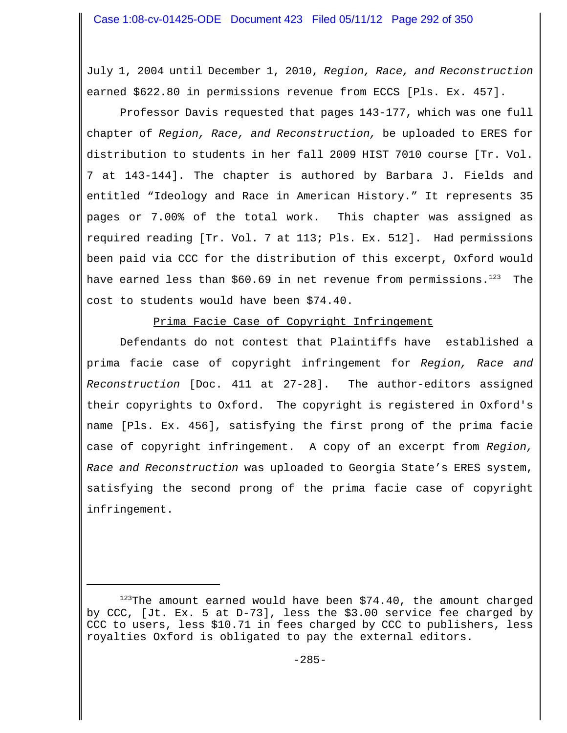July 1, 2004 until December 1, 2010, *Region, Race, and Reconstruction* earned $622.80 in permissions revenue from ECCS [Pls. Ex. 457].

Professor Davis requested that pages 143-177, which was one full chapter of *Region, Race, and Reconstruction,* be uploaded to ERES for distribution to students in her fall 2009 HIST 7010 course [Tr. Vol. 7 at 143-144]. The chapter is authored by Barbara J. Fields and entitled "Ideology and Race in American History." It represents 35 pages or 7.00% of the total work. This chapter was assigned as required reading [Tr. Vol. 7 at 113; Pls. Ex. 512]. Had permissions been paid via CCC for the distribution of this excerpt, Oxford would have earned less than $60.69 in net revenue from permissions.[123] The cost to students would have been $74.40.

<u>Prima Facie Case of Copyright Infringement</u>

Defendants do not contest that Plaintiffs have established a prima facie case of copyright infringement for *Region, Race and Reconstruction* [Doc. 411 at 27-28]. The author-editors assigned their copyrights to Oxford. The copyright is registered in Oxford's name [Pls. Ex. 456], satisfying the first prong of the prima facie case of copyright infringement. A copy of an excerpt from *Region, Race and Reconstruction* was uploaded to Georgia State's ERES system, satisfying the second prong of the prima facie case of copyright infringement.

---

[123] The amount earned would have been $74.40, the amount charged by CCC, [Jt. Ex. 5 at D-73], less the $3.00 service fee charged by CCC to users, less $10.71 in fees charged by CCC to publishers, less royalties Oxford is obligated to pay the external editors.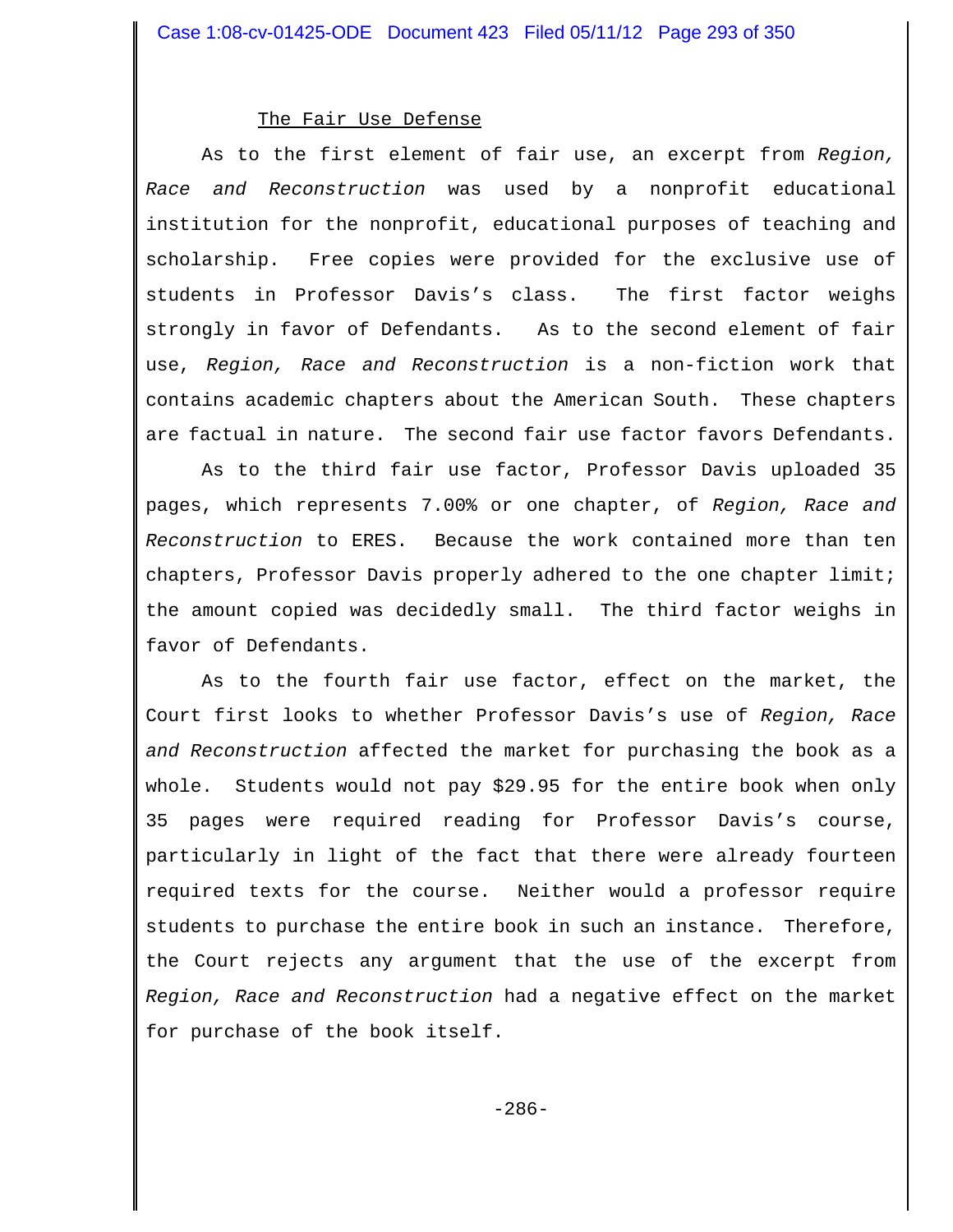The Fair Use Defense

As to the first element of fair use, an excerpt from *Region, Race and Reconstruction* was used by a nonprofit educational institution for the nonprofit, educational purposes of teaching and scholarship. Free copies were provided for the exclusive use of students in Professor Davis's class. The first factor weighs strongly in favor of Defendants. As to the second element of fair use, *Region, Race and Reconstruction* is a non-fiction work that contains academic chapters about the American South. These chapters are factual in nature. The second fair use factor favors Defendants.

As to the third fair use factor, Professor Davis uploaded 35 pages, which represents 7.00% or one chapter, of *Region, Race and Reconstruction* to ERES. Because the work contained more than ten chapters, Professor Davis properly adhered to the one chapter limit; the amount copied was decidedly small. The third factor weighs in favor of Defendants.

As to the fourth fair use factor, effect on the market, the Court first looks to whether Professor Davis's use of *Region, Race and Reconstruction* affected the market for purchasing the book as a whole. Students would not pay $29.95 for the entire book when only 35 pages were required reading for Professor Davis's course, particularly in light of the fact that there were already fourteen required texts for the course. Neither would a professor require students to purchase the entire book in such an instance. Therefore, the Court rejects any argument that the use of the excerpt from *Region, Race and Reconstruction* had a negative effect on the market for purchase of the book itself.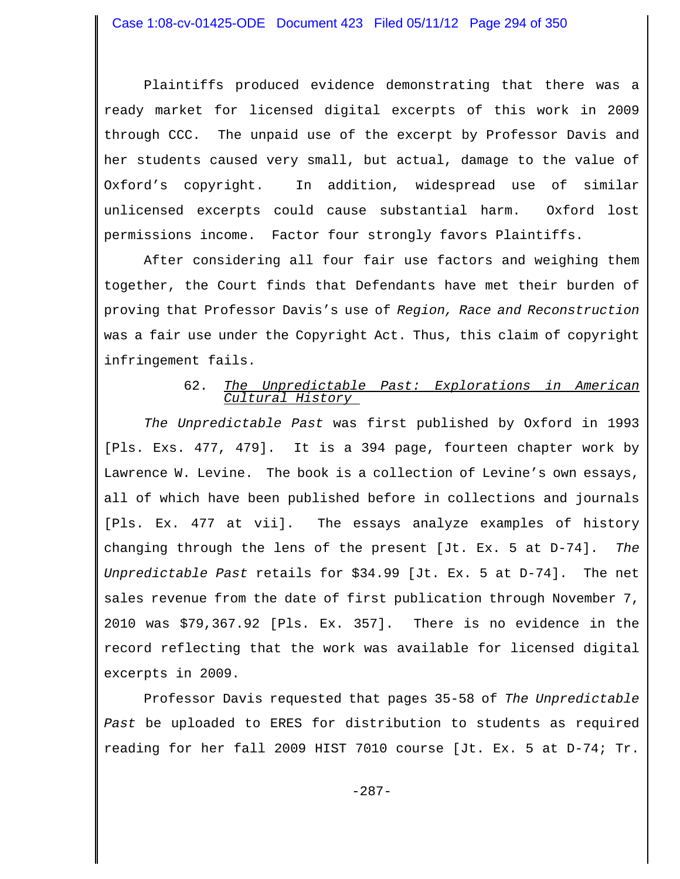Plaintiffs produced evidence demonstrating that there was a ready market for licensed digital excerpts of this work in 2009 through CCC. The unpaid use of the excerpt by Professor Davis and her students caused very small, but actual, damage to the value of Oxford's copyright. In addition, widespread use of similar unlicensed excerpts could cause substantial harm. Oxford lost permissions income. Factor four strongly favors Plaintiffs.

After considering all four fair use factors and weighing them together, the Court finds that Defendants have met their burden of proving that Professor Davis's use of *Region, Race and Reconstruction* was a fair use under the Copyright Act. Thus, this claim of copyright infringement fails.

62. *The Unpredictable Past: Explorations in American Cultural History*

*The Unpredictable Past* was first published by Oxford in 1993 [Pls. Exs. 477, 479]. It is a 394 page, fourteen chapter work by Lawrence W. Levine. The book is a collection of Levine's own essays, all of which have been published before in collections and journals [Pls. Ex. 477 at vii]. The essays analyze examples of history changing through the lens of the present [Jt. Ex. 5 at D-74]. *The Unpredictable Past* retails for $34.99 [Jt. Ex. 5 at D-74]. The net sales revenue from the date of first publication through November 7, 2010 was $79,367.92 [Pls. Ex. 357]. There is no evidence in the record reflecting that the work was available for licensed digital excerpts in 2009.

Professor Davis requested that pages 35-58 of *The Unpredictable Past* be uploaded to ERES for distribution to students as required reading for her fall 2009 HIST 7010 course [Jt. Ex. 5 at D-74; Tr.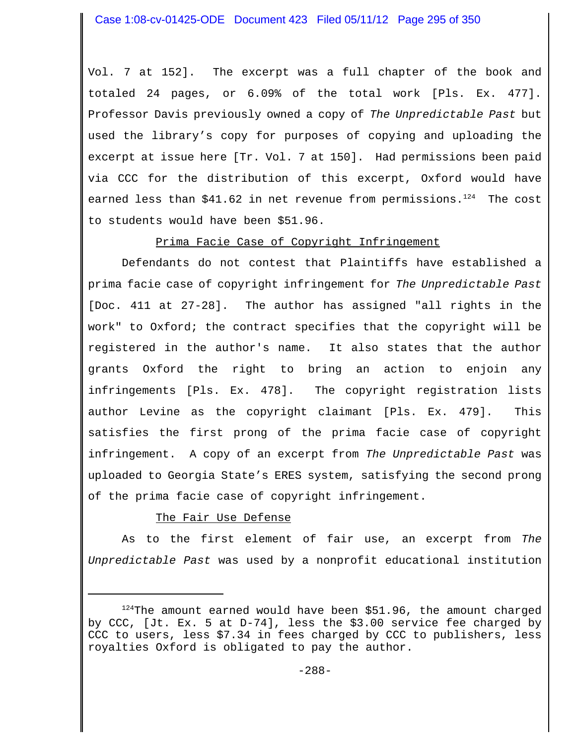Vol. 7 at 152]. The excerpt was a full chapter of the book and totaled 24 pages, or 6.09% of the total work [Pls. Ex. 477]. Professor Davis previously owned a copy of *The Unpredictable Past* but used the library's copy for purposes of copying and uploading the excerpt at issue here [Tr. Vol. 7 at 150]. Had permissions been paid via CCC for the distribution of this excerpt, Oxford would have earned less than $41.62 in net revenue from permissions.[124] The cost to students would have been $51.96.

<u>Prima Facie Case of Copyright Infringement</u>

Defendants do not contest that Plaintiffs have established a prima facie case of copyright infringement for *The Unpredictable Past* [Doc. 411 at 27-28]. The author has assigned "all rights in the work" to Oxford; the contract specifies that the copyright will be registered in the author's name. It also states that the author grants Oxford the right to bring an action to enjoin any infringements [Pls. Ex. 478]. The copyright registration lists author Levine as the copyright claimant [Pls. Ex. 479]. This satisfies the first prong of the prima facie case of copyright infringement. A copy of an excerpt from *The Unpredictable Past* was uploaded to Georgia State's ERES system, satisfying the second prong of the prima facie case of copyright infringement.

<u>The Fair Use Defense</u>

As to the first element of fair use, an excerpt from *The Unpredictable Past* was used by a nonprofit educational institution

---

[124] The amount earned would have been $51.96, the amount charged by CCC, [Jt. Ex. 5 at D-74], less the $3.00 service fee charged by CCC to users, less $7.34 in fees charged by CCC to publishers, less royalties Oxford is obligated to pay the author.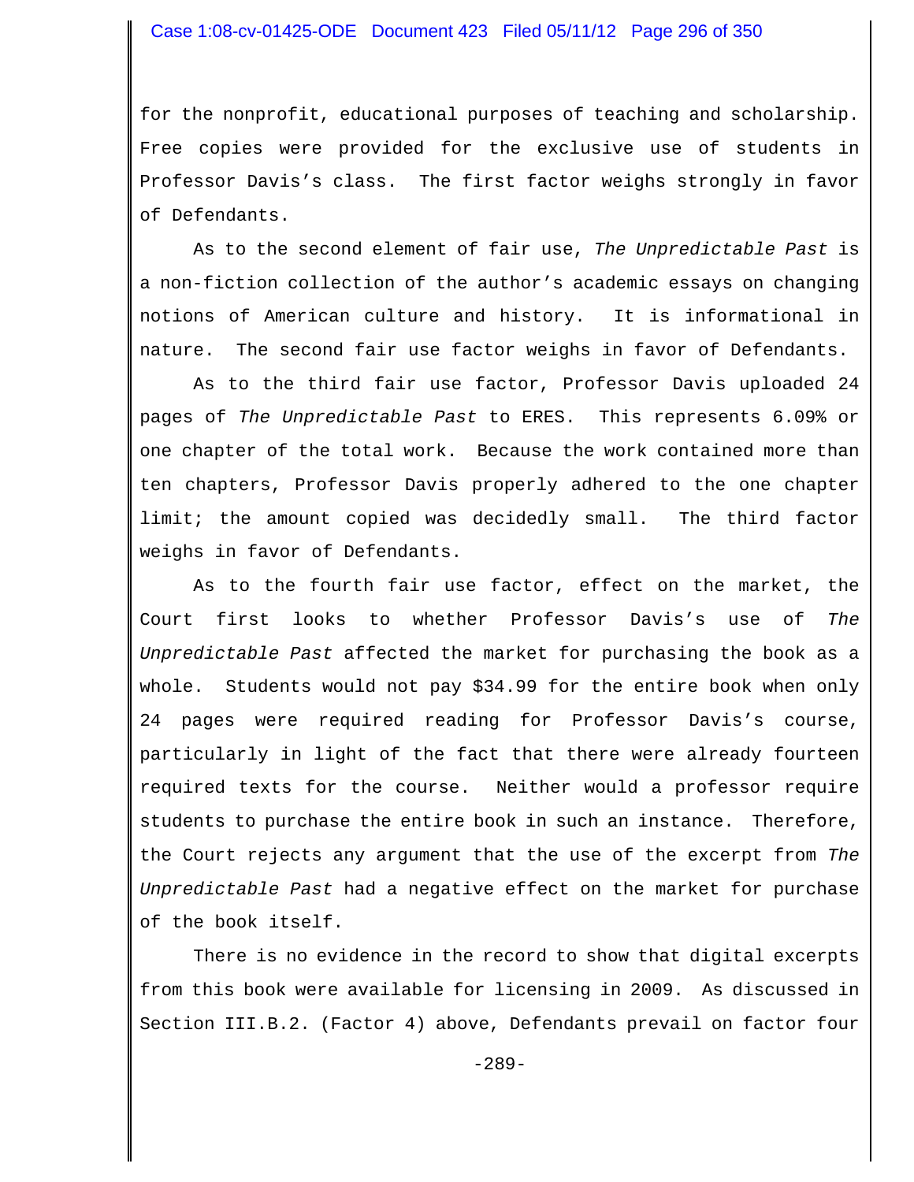for the nonprofit, educational purposes of teaching and scholarship. Free copies were provided for the exclusive use of students in Professor Davis's class. The first factor weighs strongly in favor of Defendants.

As to the second element of fair use, *The Unpredictable Past* is a non-fiction collection of the author's academic essays on changing notions of American culture and history. It is informational in nature. The second fair use factor weighs in favor of Defendants.

As to the third fair use factor, Professor Davis uploaded 24 pages of *The Unpredictable Past* to ERES. This represents 6.09% or one chapter of the total work. Because the work contained more than ten chapters, Professor Davis properly adhered to the one chapter limit; the amount copied was decidedly small. The third factor weighs in favor of Defendants.

As to the fourth fair use factor, effect on the market, the Court first looks to whether Professor Davis's use of *The Unpredictable Past* affected the market for purchasing the book as a whole. Students would not pay $34.99 for the entire book when only 24 pages were required reading for Professor Davis's course, particularly in light of the fact that there were already fourteen required texts for the course. Neither would a professor require students to purchase the entire book in such an instance. Therefore, the Court rejects any argument that the use of the excerpt from *The Unpredictable Past* had a negative effect on the market for purchase of the book itself.

There is no evidence in the record to show that digital excerpts from this book were available for licensing in 2009. As discussed in Section III.B.2. (Factor 4) above, Defendants prevail on factor four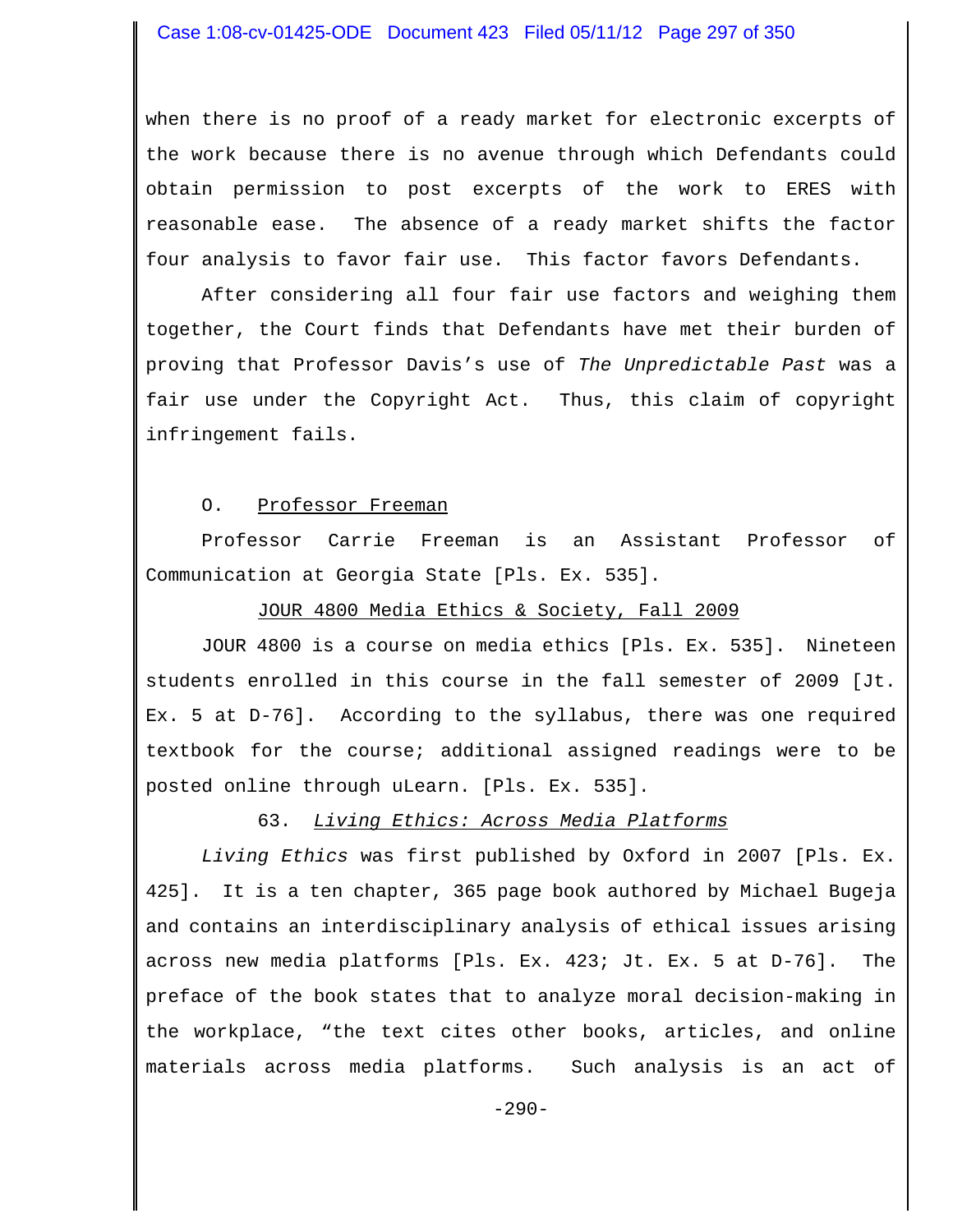when there is no proof of a ready market for electronic excerpts of the work because there is no avenue through which Defendants could obtain permission to post excerpts of the work to ERES with reasonable ease. The absence of a ready market shifts the factor four analysis to favor fair use. This factor favors Defendants.

After considering all four fair use factors and weighing them together, the Court finds that Defendants have met their burden of proving that Professor Davis's use of *The Unpredictable Past* was a fair use under the Copyright Act. Thus, this claim of copyright infringement fails.

O. Professor Freeman

Professor Carrie Freeman is an Assistant Professor of Communication at Georgia State [Pls. Ex. 535].

JOUR 4800 Media Ethics & Society, Fall 2009

JOUR 4800 is a course on media ethics [Pls. Ex. 535]. Nineteen students enrolled in this course in the fall semester of 2009 [Jt. Ex. 5 at D-76]. According to the syllabus, there was one required textbook for the course; additional assigned readings were to be posted online through uLearn. [Pls. Ex. 535].

63. *Living Ethics: Across Media Platforms*

*Living Ethics* was first published by Oxford in 2007 [Pls. Ex. 425]. It is a ten chapter, 365 page book authored by Michael Bugeja and contains an interdisciplinary analysis of ethical issues arising across new media platforms [Pls. Ex. 423; Jt. Ex. 5 at D-76]. The preface of the book states that to analyze moral decision-making in the workplace, "the text cites other books, articles, and online materials across media platforms. Such analysis is an act of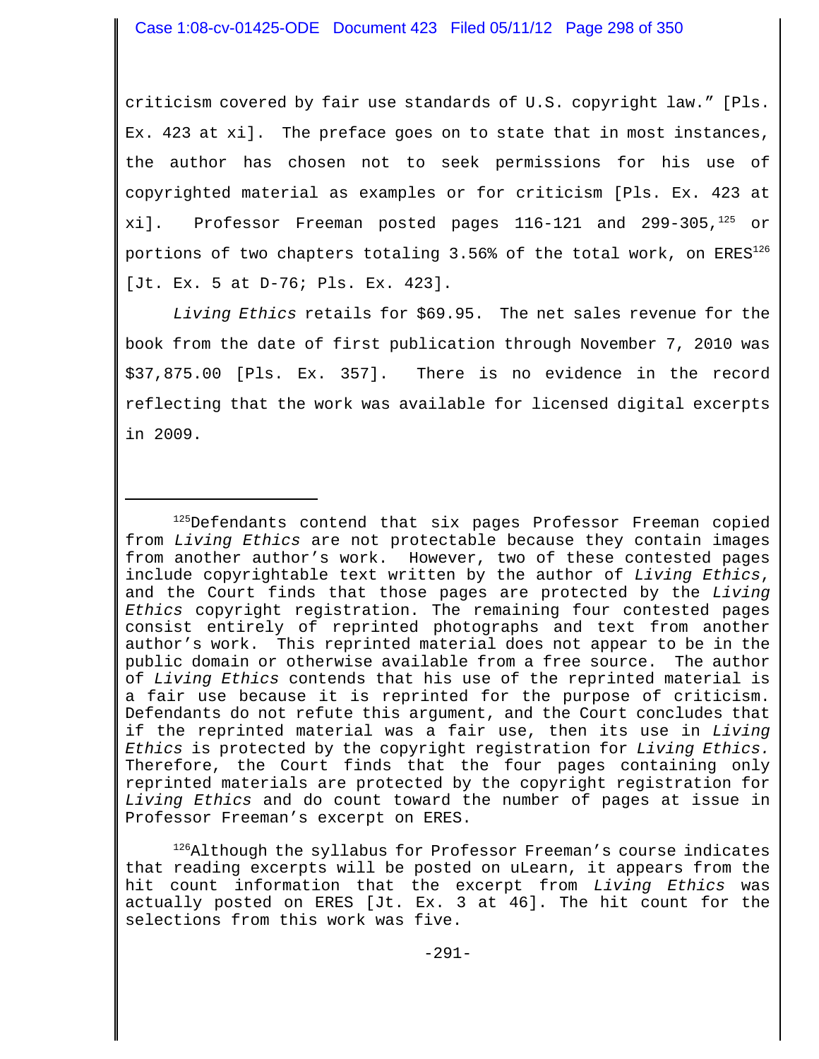criticism covered by fair use standards of U.S. copyright law." [Pls. Ex. 423 at xi]. The preface goes on to state that in most instances, the author has chosen not to seek permissions for his use of copyrighted material as examples or for criticism [Pls. Ex. 423 at xi]. Professor Freeman posted pages 116-121 and 299-305,[125] or portions of two chapters totaling 3.56% of the total work, on ERES[126] [Jt. Ex. 5 at D-76; Pls. Ex. 423].

*Living Ethics* retails for $69.95. The net sales revenue for the book from the date of first publication through November 7, 2010 was $37,875.00 [Pls. Ex. 357]. There is no evidence in the record reflecting that the work was available for licensed digital excerpts in 2009.

---

[125]Defendants contend that six pages Professor Freeman copied from *Living Ethics* are not protectable because they contain images from another author's work. However, two of these contested pages include copyrightable text written by the author of *Living Ethics*, and the Court finds that those pages are protected by the *Living Ethics* copyright registration. The remaining four contested pages consist entirely of reprinted photographs and text from another author's work. This reprinted material does not appear to be in the public domain or otherwise available from a free source. The author of *Living Ethics* contends that his use of the reprinted material is a fair use because it is reprinted for the purpose of criticism. Defendants do not refute this argument, and the Court concludes that if the reprinted material was a fair use, then its use in *Living Ethics* is protected by the copyright registration for *Living Ethics.* Therefore, the Court finds that the four pages containing only reprinted materials are protected by the copyright registration for *Living Ethics* and do count toward the number of pages at issue in Professor Freeman's excerpt on ERES.

[126]Although the syllabus for Professor Freeman's course indicates that reading excerpts will be posted on uLearn, it appears from the hit count information that the excerpt from *Living Ethics* was actually posted on ERES [Jt. Ex. 3 at 46]. The hit count for the selections from this work was five.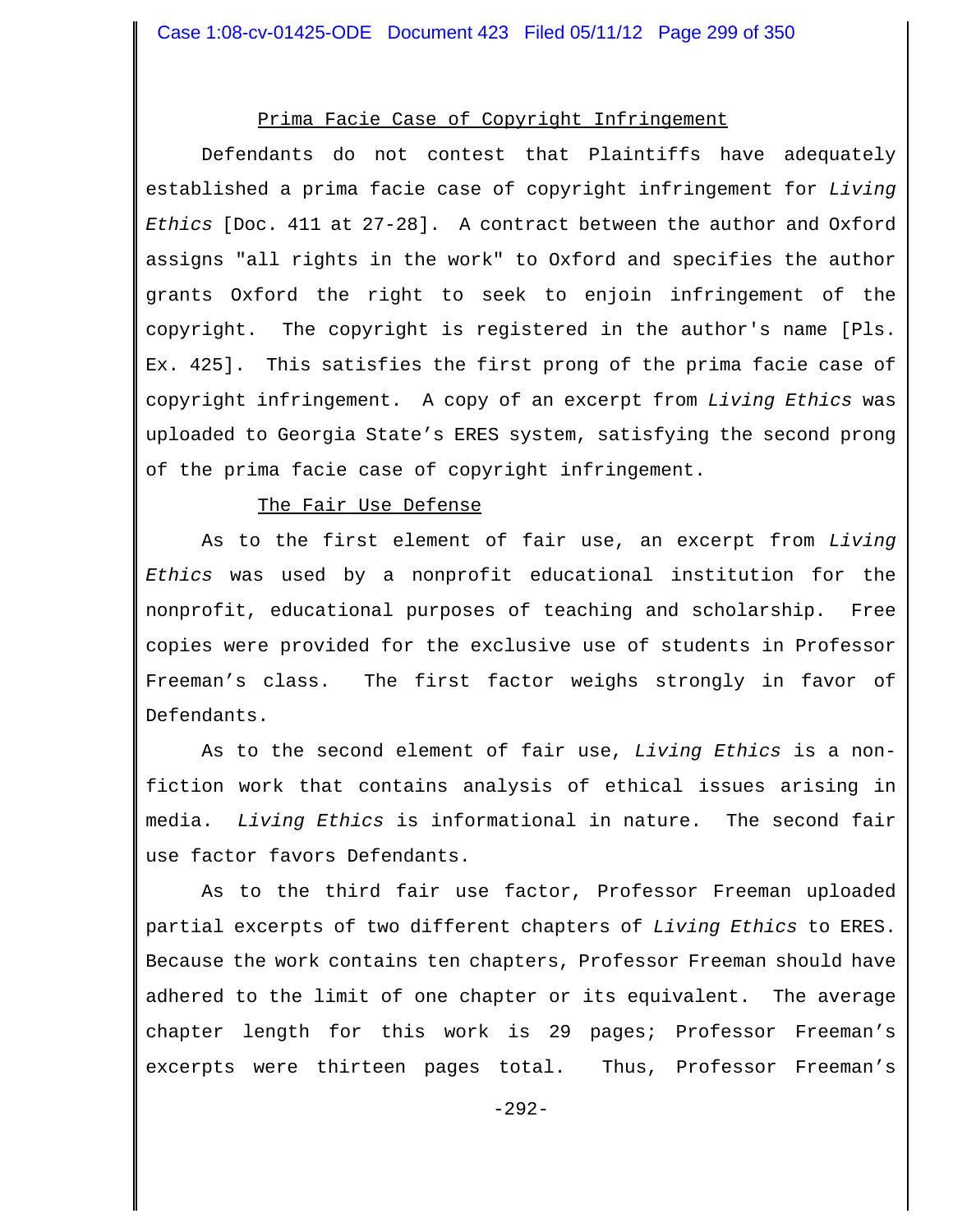Prima Facie Case of Copyright Infringement

Defendants do not contest that Plaintiffs have adequately established a prima facie case of copyright infringement for *Living Ethics* [Doc. 411 at 27-28]. A contract between the author and Oxford assigns "all rights in the work" to Oxford and specifies the author grants Oxford the right to seek to enjoin infringement of the copyright. The copyright is registered in the author's name [Pls. Ex. 425]. This satisfies the first prong of the prima facie case of copyright infringement. A copy of an excerpt from *Living Ethics* was uploaded to Georgia State's ERES system, satisfying the second prong of the prima facie case of copyright infringement.

The Fair Use Defense

As to the first element of fair use, an excerpt from *Living Ethics* was used by a nonprofit educational institution for the nonprofit, educational purposes of teaching and scholarship. Free copies were provided for the exclusive use of students in Professor Freeman's class. The first factor weighs strongly in favor of Defendants.

As to the second element of fair use, *Living Ethics* is a non-fiction work that contains analysis of ethical issues arising in media. *Living Ethics* is informational in nature. The second fair use factor favors Defendants.

As to the third fair use factor, Professor Freeman uploaded partial excerpts of two different chapters of *Living Ethics* to ERES. Because the work contains ten chapters, Professor Freeman should have adhered to the limit of one chapter or its equivalent. The average chapter length for this work is 29 pages; Professor Freeman's excerpts were thirteen pages total. Thus, Professor Freeman's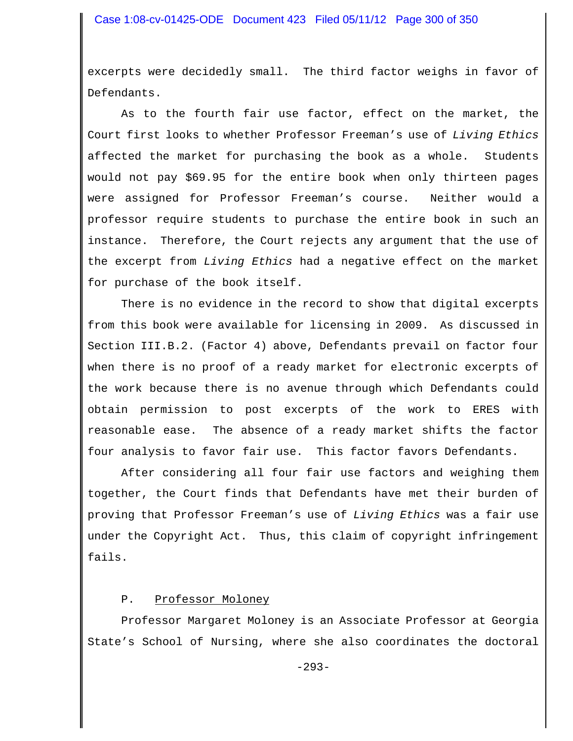excerpts were decidedly small. The third factor weighs in favor of Defendants.

As to the fourth fair use factor, effect on the market, the Court first looks to whether Professor Freeman's use of *Living Ethics* affected the market for purchasing the book as a whole. Students would not pay $69.95 for the entire book when only thirteen pages were assigned for Professor Freeman's course. Neither would a professor require students to purchase the entire book in such an instance. Therefore, the Court rejects any argument that the use of the excerpt from *Living Ethics* had a negative effect on the market for purchase of the book itself.

There is no evidence in the record to show that digital excerpts from this book were available for licensing in 2009. As discussed in Section III.B.2. (Factor 4) above, Defendants prevail on factor four when there is no proof of a ready market for electronic excerpts of the work because there is no avenue through which Defendants could obtain permission to post excerpts of the work to ERES with reasonable ease. The absence of a ready market shifts the factor four analysis to favor fair use. This factor favors Defendants.

After considering all four fair use factors and weighing them together, the Court finds that Defendants have met their burden of proving that Professor Freeman's use of *Living Ethics* was a fair use under the Copyright Act. Thus, this claim of copyright infringement fails.

### P. Professor Moloney

Professor Margaret Moloney is an Associate Professor at Georgia State's School of Nursing, where she also coordinates the doctoral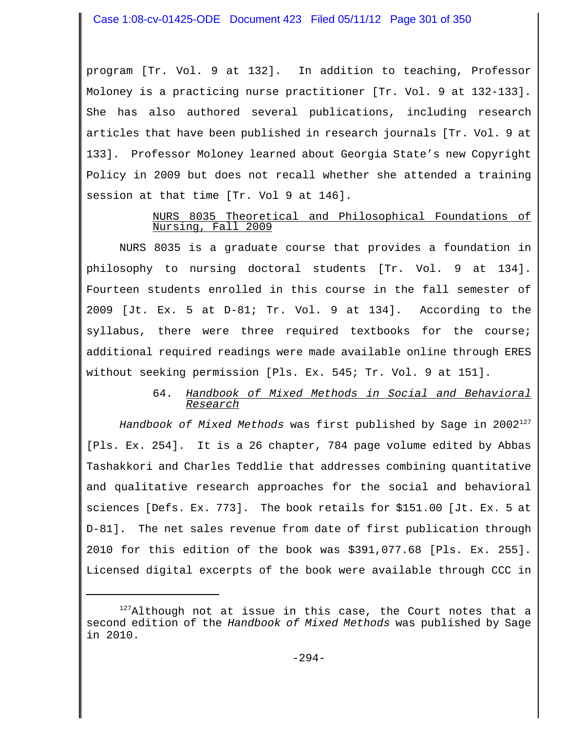program [Tr. Vol. 9 at 132]. In addition to teaching, Professor Moloney is a practicing nurse practitioner [Tr. Vol. 9 at 132-133]. She has also authored several publications, including research articles that have been published in research journals [Tr. Vol. 9 at 133]. Professor Moloney learned about Georgia State's new Copyright Policy in 2009 but does not recall whether she attended a training session at that time [Tr. Vol 9 at 146].

<u>NURS 8035 Theoretical and Philosophical Foundations of Nursing, Fall 2009</u>

NURS 8035 is a graduate course that provides a foundation in philosophy to nursing doctoral students [Tr. Vol. 9 at 134]. Fourteen students enrolled in this course in the fall semester of 2009 [Jt. Ex. 5 at D-81; Tr. Vol. 9 at 134]. According to the syllabus, there were three required textbooks for the course; additional required readings were made available online through ERES without seeking permission [Pls. Ex. 545; Tr. Vol. 9 at 151].

64. <u>*Handbook of Mixed Methods in Social and Behavioral Research*</u>

*Handbook of Mixed Methods* was first published by Sage in 2002[127] [Pls. Ex. 254]. It is a 26 chapter, 784 page volume edited by Abbas Tashakkori and Charles Teddlie that addresses combining quantitative and qualitative research approaches for the social and behavioral sciences [Defs. Ex. 773]. The book retails for $151.00 [Jt. Ex. 5 at D-81]. The net sales revenue from date of first publication through 2010 for this edition of the book was $391,077.68 [Pls. Ex. 255]. Licensed digital excerpts of the book were available through CCC in

---

[127] Although not at issue in this case, the Court notes that a second edition of the *Handbook of Mixed Methods* was published by Sage in 2010.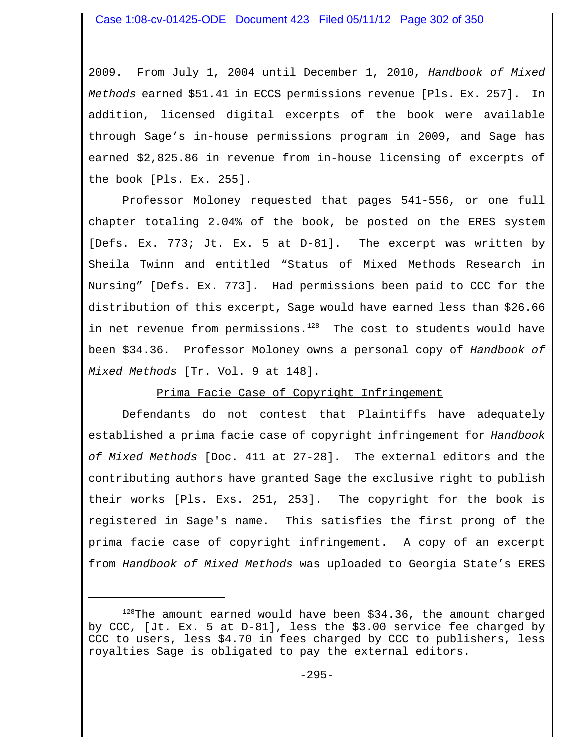2009. From July 1, 2004 until December 1, 2010, *Handbook of Mixed Methods* earned $51.41 in ECCS permissions revenue [Pls. Ex. 257]. In addition, licensed digital excerpts of the book were available through Sage's in-house permissions program in 2009, and Sage has earned $2,825.86 in revenue from in-house licensing of excerpts of the book [Pls. Ex. 255].

Professor Moloney requested that pages 541-556, or one full chapter totaling 2.04% of the book, be posted on the ERES system [Defs. Ex. 773; Jt. Ex. 5 at D-81]. The excerpt was written by Sheila Twinn and entitled "Status of Mixed Methods Research in Nursing" [Defs. Ex. 773]. Had permissions been paid to CCC for the distribution of this excerpt, Sage would have earned less than $26.66 in net revenue from permissions.[128] The cost to students would have been $34.36. Professor Moloney owns a personal copy of *Handbook of Mixed Methods* [Tr. Vol. 9 at 148].

<u>Prima Facie Case of Copyright Infringement</u>

Defendants do not contest that Plaintiffs have adequately established a prima facie case of copyright infringement for *Handbook of Mixed Methods* [Doc. 411 at 27-28]. The external editors and the contributing authors have granted Sage the exclusive right to publish their works [Pls. Exs. 251, 253]. The copyright for the book is registered in Sage's name. This satisfies the first prong of the prima facie case of copyright infringement. A copy of an excerpt from *Handbook of Mixed Methods* was uploaded to Georgia State's ERES

---

[128] The amount earned would have been $34.36, the amount charged by CCC, [Jt. Ex. 5 at D-81], less the $3.00 service fee charged by CCC to users, less $4.70 in fees charged by CCC to publishers, less royalties Sage is obligated to pay the external editors.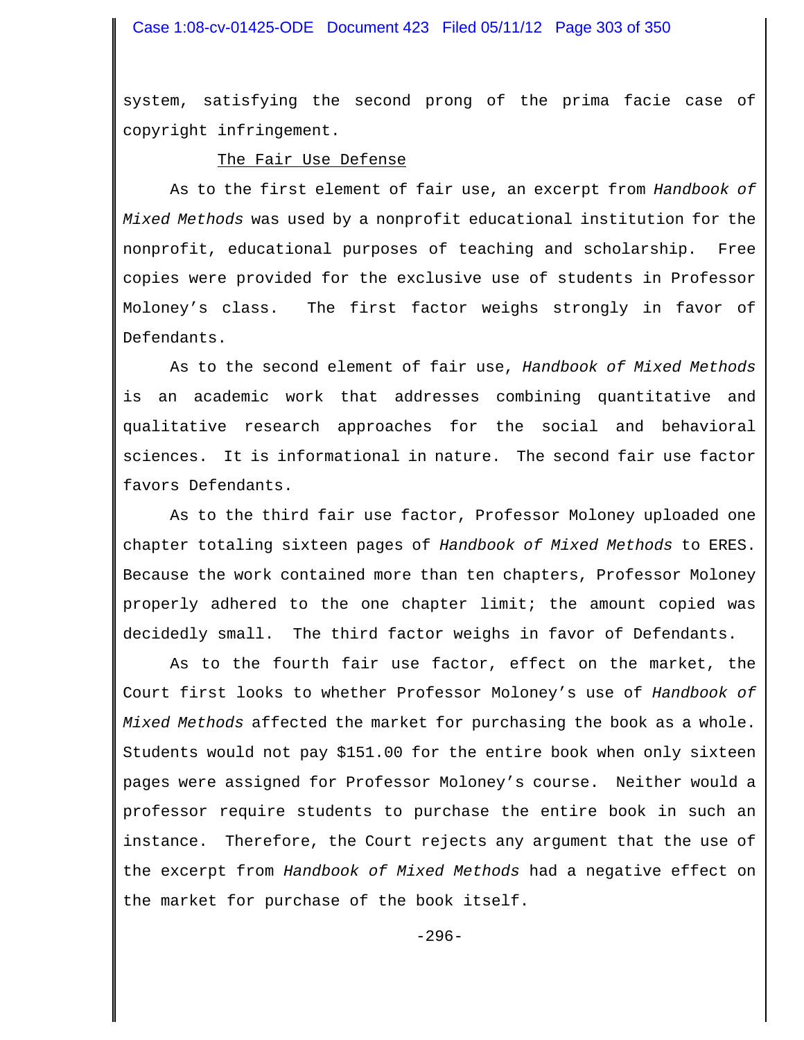system, satisfying the second prong of the prima facie case of copyright infringement.

The Fair Use Defense

As to the first element of fair use, an excerpt from *Handbook of Mixed Methods* was used by a nonprofit educational institution for the nonprofit, educational purposes of teaching and scholarship. Free copies were provided for the exclusive use of students in Professor Moloney's class. The first factor weighs strongly in favor of Defendants.

As to the second element of fair use, *Handbook of Mixed Methods* is an academic work that addresses combining quantitative and qualitative research approaches for the social and behavioral sciences. It is informational in nature. The second fair use factor favors Defendants.

As to the third fair use factor, Professor Moloney uploaded one chapter totaling sixteen pages of *Handbook of Mixed Methods* to ERES. Because the work contained more than ten chapters, Professor Moloney properly adhered to the one chapter limit; the amount copied was decidedly small. The third factor weighs in favor of Defendants.

As to the fourth fair use factor, effect on the market, the Court first looks to whether Professor Moloney's use of *Handbook of Mixed Methods* affected the market for purchasing the book as a whole. Students would not pay $151.00 for the entire book when only sixteen pages were assigned for Professor Moloney's course. Neither would a professor require students to purchase the entire book in such an instance. Therefore, the Court rejects any argument that the use of the excerpt from *Handbook of Mixed Methods* had a negative effect on the market for purchase of the book itself.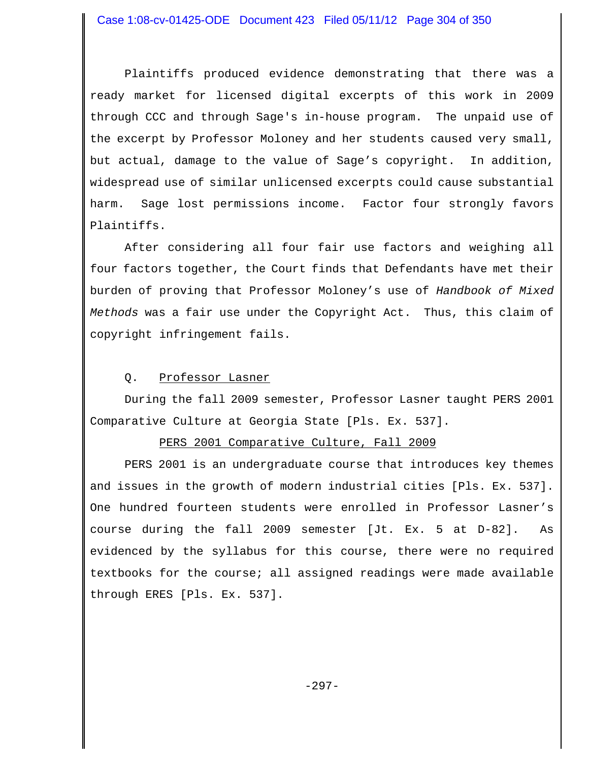Plaintiffs produced evidence demonstrating that there was a ready market for licensed digital excerpts of this work in 2009 through CCC and through Sage's in-house program. The unpaid use of the excerpt by Professor Moloney and her students caused very small, but actual, damage to the value of Sage's copyright. In addition, widespread use of similar unlicensed excerpts could cause substantial harm. Sage lost permissions income. Factor four strongly favors Plaintiffs.

After considering all four fair use factors and weighing all four factors together, the Court finds that Defendants have met their burden of proving that Professor Moloney's use of *Handbook of Mixed Methods* was a fair use under the Copyright Act. Thus, this claim of copyright infringement fails.

### Q. Professor Lasner

During the fall 2009 semester, Professor Lasner taught PERS 2001 Comparative Culture at Georgia State [Pls. Ex. 537].

#### PERS 2001 Comparative Culture, Fall 2009

PERS 2001 is an undergraduate course that introduces key themes and issues in the growth of modern industrial cities [Pls. Ex. 537]. One hundred fourteen students were enrolled in Professor Lasner's course during the fall 2009 semester [Jt. Ex. 5 at D-82]. As evidenced by the syllabus for this course, there were no required textbooks for the course; all assigned readings were made available through ERES [Pls. Ex. 537].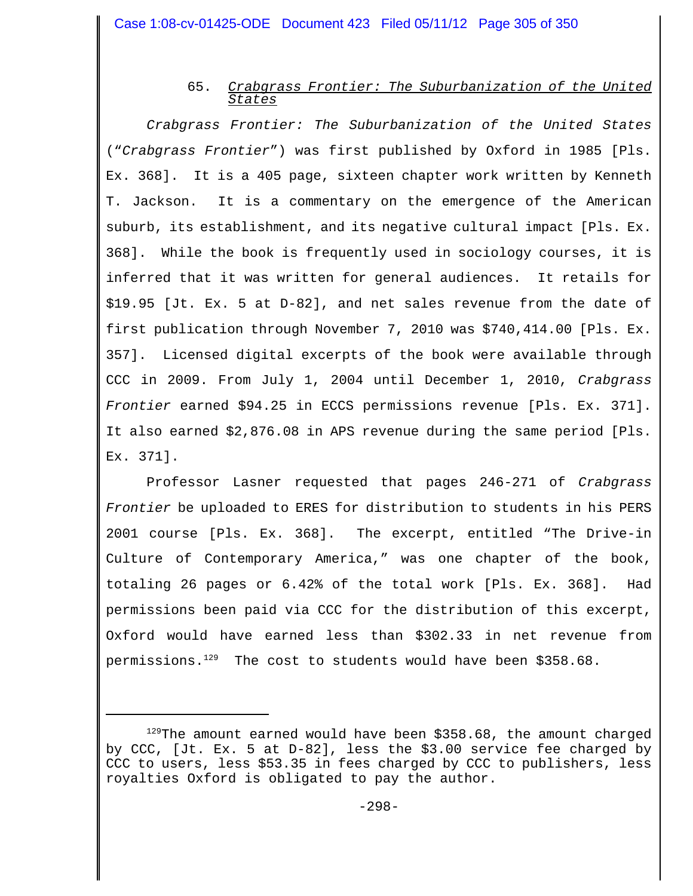### 65. *Crabgrass Frontier: The Suburbanization of the United States*

*Crabgrass Frontier: The Suburbanization of the United States* ("*Crabgrass Frontier*") was first published by Oxford in 1985 [Pls. Ex. 368]. It is a 405 page, sixteen chapter work written by Kenneth T. Jackson. It is a commentary on the emergence of the American suburb, its establishment, and its negative cultural impact [Pls. Ex. 368]. While the book is frequently used in sociology courses, it is inferred that it was written for general audiences. It retails for $19.95 [Jt. Ex. 5 at D-82], and net sales revenue from the date of first publication through November 7, 2010 was $740,414.00 [Pls. Ex. 357]. Licensed digital excerpts of the book were available through CCC in 2009. From July 1, 2004 until December 1, 2010, *Crabgrass Frontier* earned $94.25 in ECCS permissions revenue [Pls. Ex. 371]. It also earned $2,876.08 in APS revenue during the same period [Pls. Ex. 371].

Professor Lasner requested that pages 246-271 of *Crabgrass Frontier* be uploaded to ERES for distribution to students in his PERS 2001 course [Pls. Ex. 368]. The excerpt, entitled "The Drive-in Culture of Contemporary America," was one chapter of the book, totaling 26 pages or 6.42% of the total work [Pls. Ex. 368]. Had permissions been paid via CCC for the distribution of this excerpt, Oxford would have earned less than $302.33 in net revenue from permissions.[129] The cost to students would have been $358.68.

---

[129] The amount earned would have been $358.68, the amount charged by CCC, [Jt. Ex. 5 at D-82], less the $3.00 service fee charged by CCC to users, less $53.35 in fees charged by CCC to publishers, less royalties Oxford is obligated to pay the author.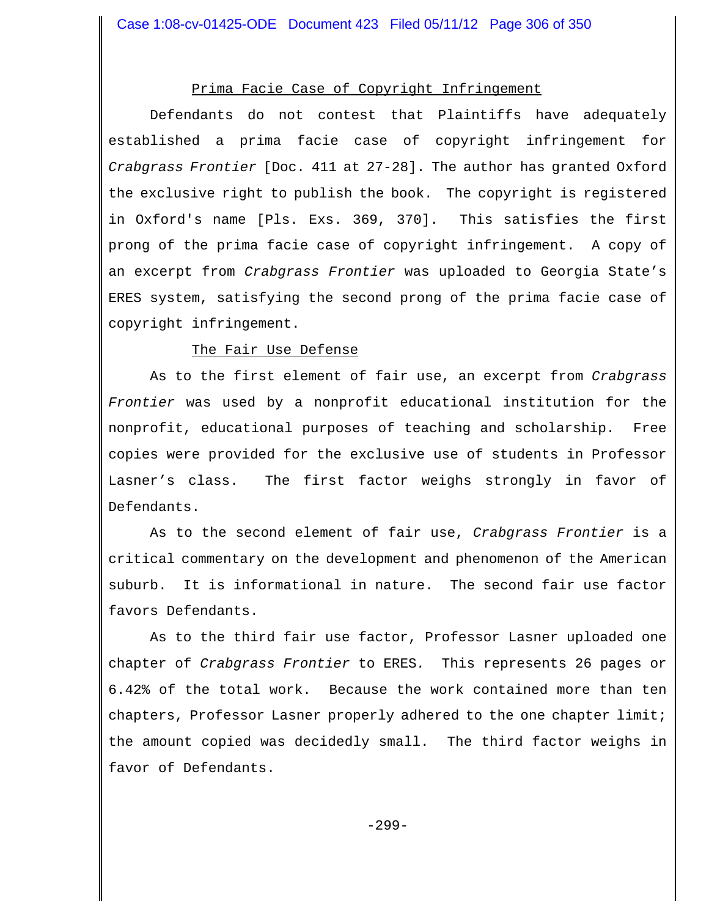Prima Facie Case of Copyright Infringement

Defendants do not contest that Plaintiffs have adequately established a prima facie case of copyright infringement for *Crabgrass Frontier* [Doc. 411 at 27-28]. The author has granted Oxford the exclusive right to publish the book. The copyright is registered in Oxford's name [Pls. Exs. 369, 370]. This satisfies the first prong of the prima facie case of copyright infringement. A copy of an excerpt from *Crabgrass Frontier* was uploaded to Georgia State's ERES system, satisfying the second prong of the prima facie case of copyright infringement.

The Fair Use Defense

As to the first element of fair use, an excerpt from *Crabgrass Frontier* was used by a nonprofit educational institution for the nonprofit, educational purposes of teaching and scholarship. Free copies were provided for the exclusive use of students in Professor Lasner's class. The first factor weighs strongly in favor of Defendants.

As to the second element of fair use, *Crabgrass Frontier* is a critical commentary on the development and phenomenon of the American suburb. It is informational in nature. The second fair use factor favors Defendants.

As to the third fair use factor, Professor Lasner uploaded one chapter of *Crabgrass Frontier* to ERES. This represents 26 pages or 6.42% of the total work. Because the work contained more than ten chapters, Professor Lasner properly adhered to the one chapter limit; the amount copied was decidedly small. The third factor weighs in favor of Defendants.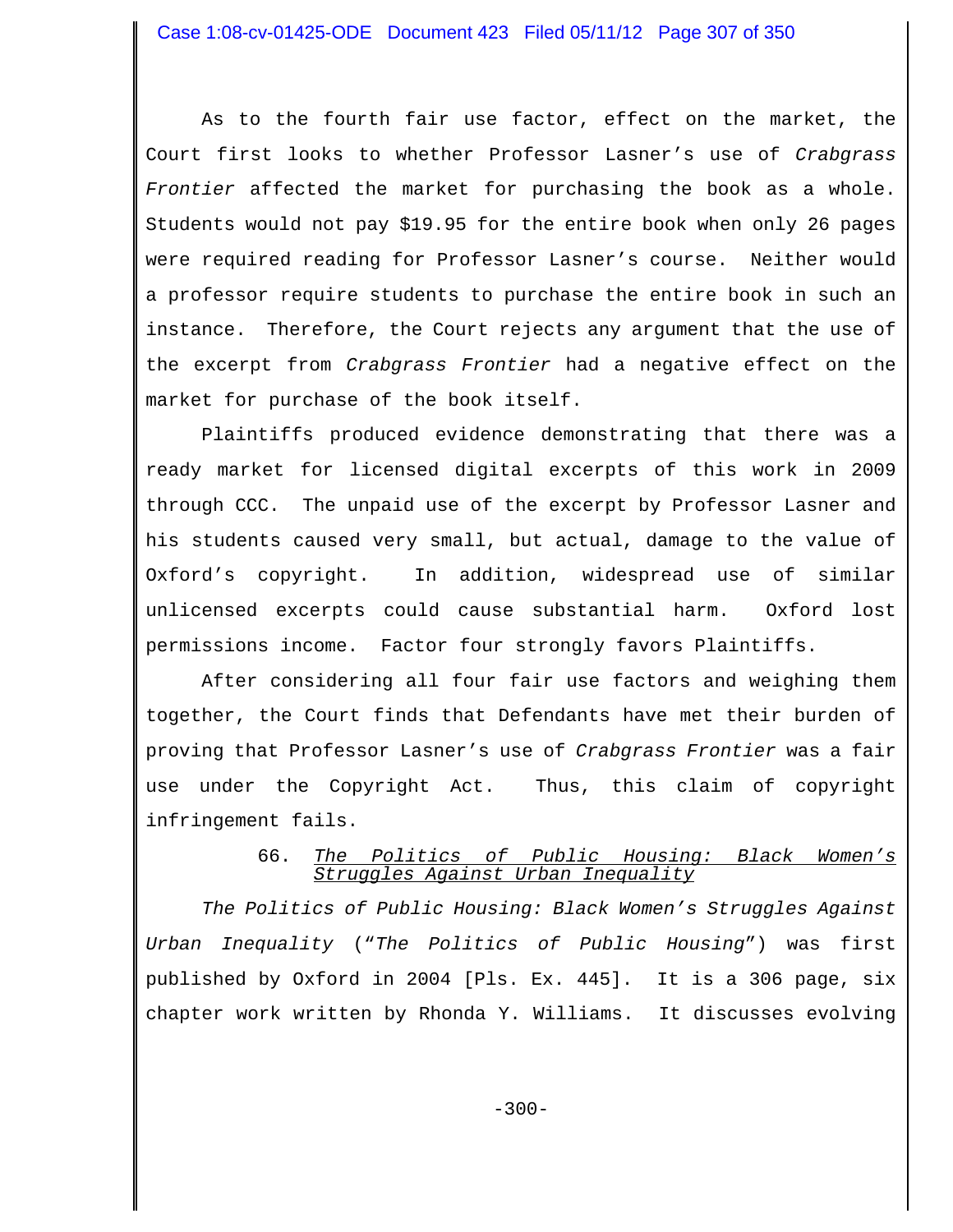As to the fourth fair use factor, effect on the market, the Court first looks to whether Professor Lasner's use of *Crabgrass Frontier* affected the market for purchasing the book as a whole. Students would not pay $19.95 for the entire book when only 26 pages were required reading for Professor Lasner's course. Neither would a professor require students to purchase the entire book in such an instance. Therefore, the Court rejects any argument that the use of the excerpt from *Crabgrass Frontier* had a negative effect on the market for purchase of the book itself.

Plaintiffs produced evidence demonstrating that there was a ready market for licensed digital excerpts of this work in 2009 through CCC. The unpaid use of the excerpt by Professor Lasner and his students caused very small, but actual, damage to the value of Oxford's copyright. In addition, widespread use of similar unlicensed excerpts could cause substantial harm. Oxford lost permissions income. Factor four strongly favors Plaintiffs.

After considering all four fair use factors and weighing them together, the Court finds that Defendants have met their burden of proving that Professor Lasner's use of *Crabgrass Frontier* was a fair use under the Copyright Act. Thus, this claim of copyright infringement fails.

### 66. *The Politics of Public Housing: Black Women's Struggles Against Urban Inequality*

*The Politics of Public Housing: Black Women's Struggles Against Urban Inequality* ("*The Politics of Public Housing*") was first published by Oxford in 2004 [Pls. Ex. 445]. It is a 306 page, six chapter work written by Rhonda Y. Williams. It discusses evolving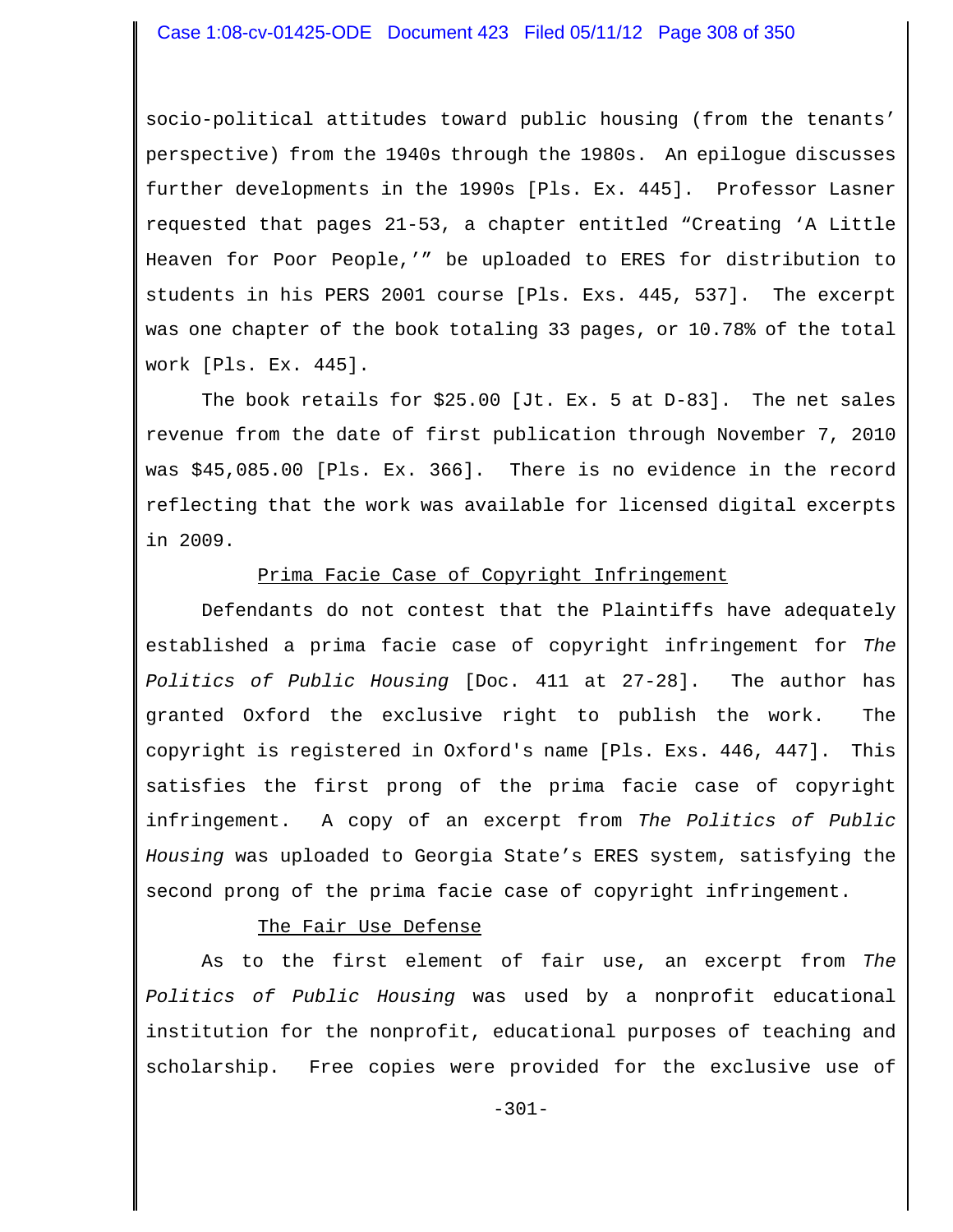socio-political attitudes toward public housing (from the tenants' perspective) from the 1940s through the 1980s. An epilogue discusses further developments in the 1990s [Pls. Ex. 445]. Professor Lasner requested that pages 21-53, a chapter entitled "Creating 'A Little Heaven for Poor People,'" be uploaded to ERES for distribution to students in his PERS 2001 course [Pls. Exs. 445, 537]. The excerpt was one chapter of the book totaling 33 pages, or 10.78% of the total work [Pls. Ex. 445].

The book retails for $25.00 [Jt. Ex. 5 at D-83]. The net sales revenue from the date of first publication through November 7, 2010 was $45,085.00 [Pls. Ex. 366]. There is no evidence in the record reflecting that the work was available for licensed digital excerpts in 2009.

<u>Prima Facie Case of Copyright Infringement</u>

Defendants do not contest that the Plaintiffs have adequately established a prima facie case of copyright infringement for *The Politics of Public Housing* [Doc. 411 at 27-28]. The author has granted Oxford the exclusive right to publish the work. The copyright is registered in Oxford's name [Pls. Exs. 446, 447]. This satisfies the first prong of the prima facie case of copyright infringement. A copy of an excerpt from *The Politics of Public Housing* was uploaded to Georgia State's ERES system, satisfying the second prong of the prima facie case of copyright infringement.

<u>The Fair Use Defense</u>

As to the first element of fair use, an excerpt from *The Politics of Public Housing* was used by a nonprofit educational institution for the nonprofit, educational purposes of teaching and scholarship. Free copies were provided for the exclusive use of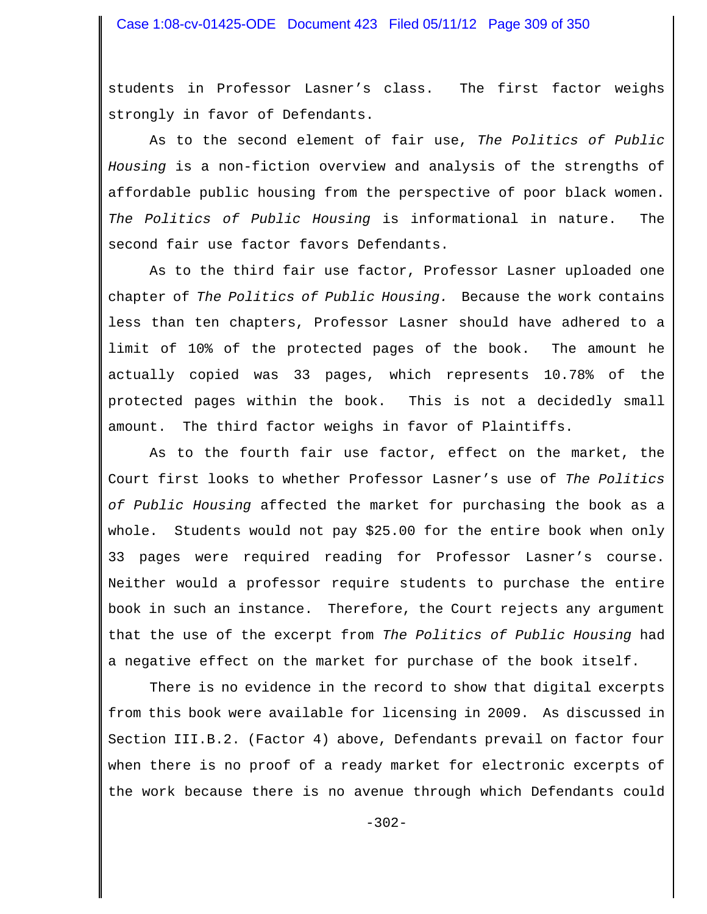students in Professor Lasner's class. The first factor weighs strongly in favor of Defendants.

As to the second element of fair use, *The Politics of Public Housing* is a non-fiction overview and analysis of the strengths of affordable public housing from the perspective of poor black women. *The Politics of Public Housing* is informational in nature. The second fair use factor favors Defendants.

As to the third fair use factor, Professor Lasner uploaded one chapter of *The Politics of Public Housing.* Because the work contains less than ten chapters, Professor Lasner should have adhered to a limit of 10% of the protected pages of the book. The amount he actually copied was 33 pages, which represents 10.78% of the protected pages within the book. This is not a decidedly small amount. The third factor weighs in favor of Plaintiffs.

As to the fourth fair use factor, effect on the market, the Court first looks to whether Professor Lasner's use of *The Politics of Public Housing* affected the market for purchasing the book as a whole. Students would not pay $25.00 for the entire book when only 33 pages were required reading for Professor Lasner's course. Neither would a professor require students to purchase the entire book in such an instance. Therefore, the Court rejects any argument that the use of the excerpt from *The Politics of Public Housing* had a negative effect on the market for purchase of the book itself.

There is no evidence in the record to show that digital excerpts from this book were available for licensing in 2009. As discussed in Section III.B.2. (Factor 4) above, Defendants prevail on factor four when there is no proof of a ready market for electronic excerpts of the work because there is no avenue through which Defendants could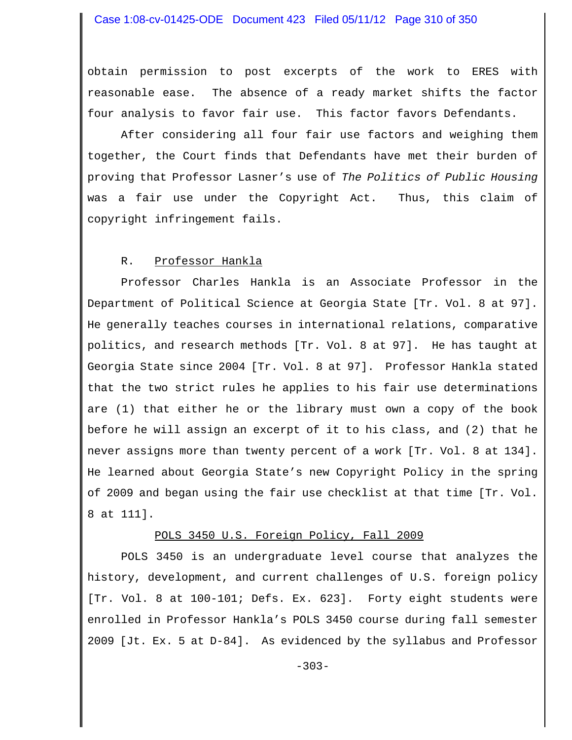obtain permission to post excerpts of the work to ERES with reasonable ease. The absence of a ready market shifts the factor four analysis to favor fair use. This factor favors Defendants.

After considering all four fair use factors and weighing them together, the Court finds that Defendants have met their burden of proving that Professor Lasner's use of *The Politics of Public Housing* was a fair use under the Copyright Act. Thus, this claim of copyright infringement fails.

### R. Professor Hankla

Professor Charles Hankla is an Associate Professor in the Department of Political Science at Georgia State [Tr. Vol. 8 at 97]. He generally teaches courses in international relations, comparative politics, and research methods [Tr. Vol. 8 at 97]. He has taught at Georgia State since 2004 [Tr. Vol. 8 at 97]. Professor Hankla stated that the two strict rules he applies to his fair use determinations are (1) that either he or the library must own a copy of the book before he will assign an excerpt of it to his class, and (2) that he never assigns more than twenty percent of a work [Tr. Vol. 8 at 134]. He learned about Georgia State's new Copyright Policy in the spring of 2009 and began using the fair use checklist at that time [Tr. Vol. 8 at 111].

#### POLS 3450 U.S. Foreign Policy, Fall 2009

POLS 3450 is an undergraduate level course that analyzes the history, development, and current challenges of U.S. foreign policy [Tr. Vol. 8 at 100-101; Defs. Ex. 623]. Forty eight students were enrolled in Professor Hankla's POLS 3450 course during fall semester 2009 [Jt. Ex. 5 at D-84]. As evidenced by the syllabus and Professor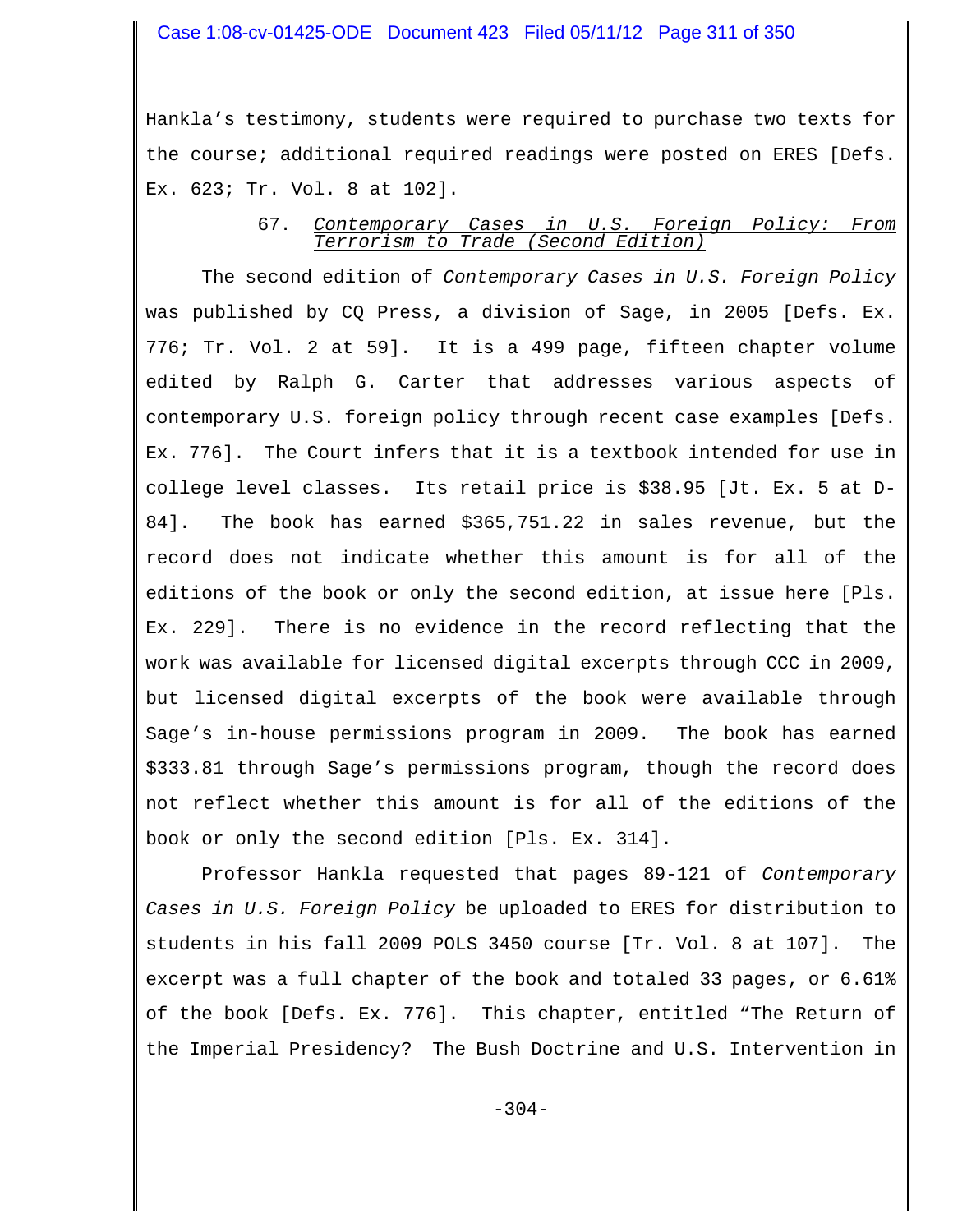Hankla's testimony, students were required to purchase two texts for the course; additional required readings were posted on ERES [Defs. Ex. 623; Tr. Vol. 8 at 102].

### 67. *Contemporary Cases in U.S. Foreign Policy: From Terrorism to Trade (Second Edition)*

The second edition of *Contemporary Cases in U.S. Foreign Policy* was published by CQ Press, a division of Sage, in 2005 [Defs. Ex. 776; Tr. Vol. 2 at 59]. It is a 499 page, fifteen chapter volume edited by Ralph G. Carter that addresses various aspects of contemporary U.S. foreign policy through recent case examples [Defs. Ex. 776]. The Court infers that it is a textbook intended for use in college level classes. Its retail price is $38.95 [Jt. Ex. 5 at D-84]. The book has earned $365,751.22 in sales revenue, but the record does not indicate whether this amount is for all of the editions of the book or only the second edition, at issue here [Pls. Ex. 229]. There is no evidence in the record reflecting that the work was available for licensed digital excerpts through CCC in 2009, but licensed digital excerpts of the book were available through Sage's in-house permissions program in 2009. The book has earned $333.81 through Sage's permissions program, though the record does not reflect whether this amount is for all of the editions of the book or only the second edition [Pls. Ex. 314].

Professor Hankla requested that pages 89-121 of *Contemporary Cases in U.S. Foreign Policy* be uploaded to ERES for distribution to students in his fall 2009 POLS 3450 course [Tr. Vol. 8 at 107]. The excerpt was a full chapter of the book and totaled 33 pages, or 6.61% of the book [Defs. Ex. 776]. This chapter, entitled "The Return of the Imperial Presidency? The Bush Doctrine and U.S. Intervention in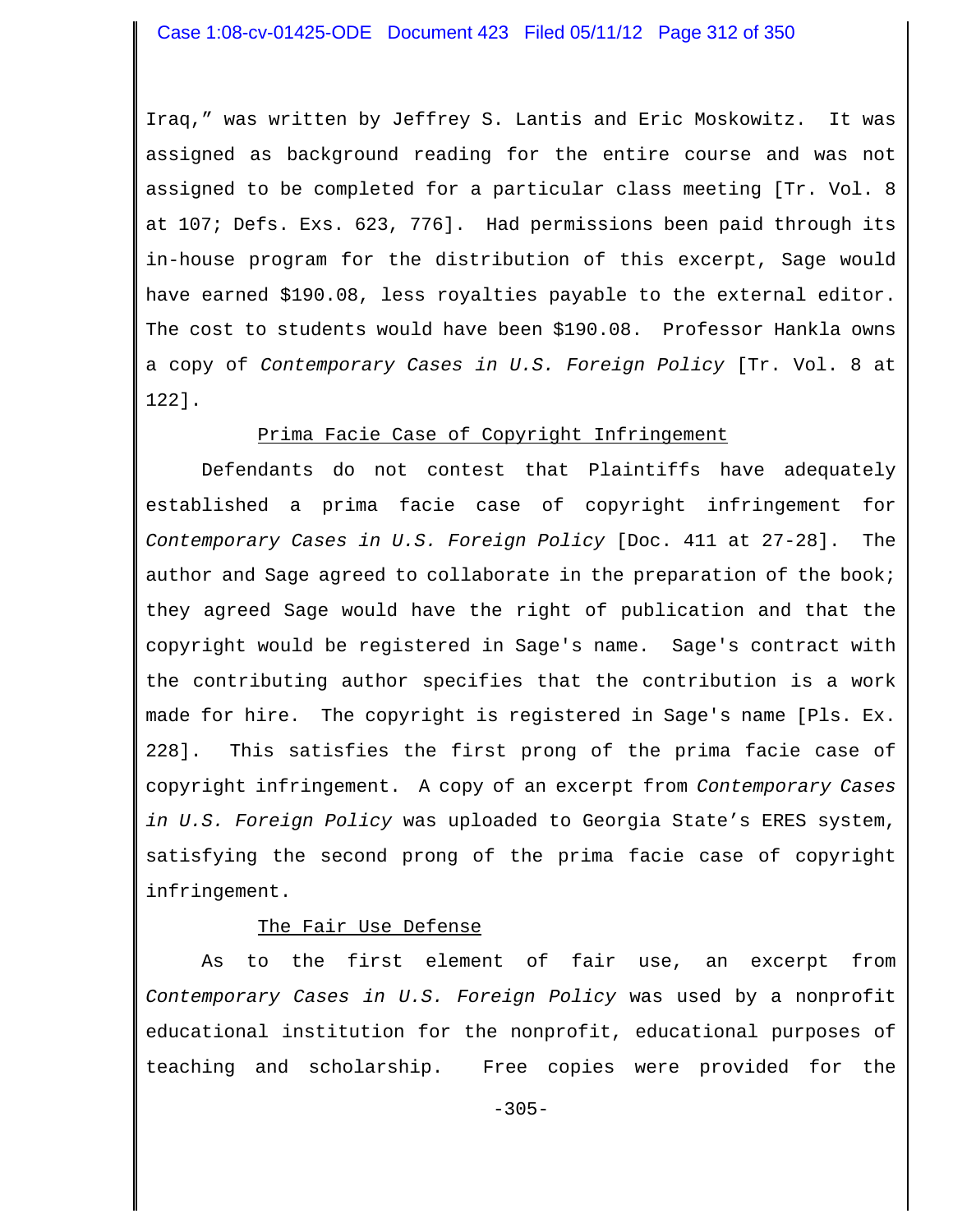Iraq," was written by Jeffrey S. Lantis and Eric Moskowitz. It was assigned as background reading for the entire course and was not assigned to be completed for a particular class meeting [Tr. Vol. 8 at 107; Defs. Exs. 623, 776]. Had permissions been paid through its in-house program for the distribution of this excerpt, Sage would have earned $190.08, less royalties payable to the external editor. The cost to students would have been $190.08. Professor Hankla owns a copy of *Contemporary Cases in U.S. Foreign Policy* [Tr. Vol. 8 at 122].

<u>Prima Facie Case of Copyright Infringement</u>

Defendants do not contest that Plaintiffs have adequately established a prima facie case of copyright infringement for *Contemporary Cases in U.S. Foreign Policy* [Doc. 411 at 27-28]. The author and Sage agreed to collaborate in the preparation of the book; they agreed Sage would have the right of publication and that the copyright would be registered in Sage's name. Sage's contract with the contributing author specifies that the contribution is a work made for hire. The copyright is registered in Sage's name [Pls. Ex. 228]. This satisfies the first prong of the prima facie case of copyright infringement. A copy of an excerpt from *Contemporary Cases in U.S. Foreign Policy* was uploaded to Georgia State's ERES system, satisfying the second prong of the prima facie case of copyright infringement.

<u>The Fair Use Defense</u>

As to the first element of fair use, an excerpt from *Contemporary Cases in U.S. Foreign Policy* was used by a nonprofit educational institution for the nonprofit, educational purposes of teaching and scholarship. Free copies were provided for the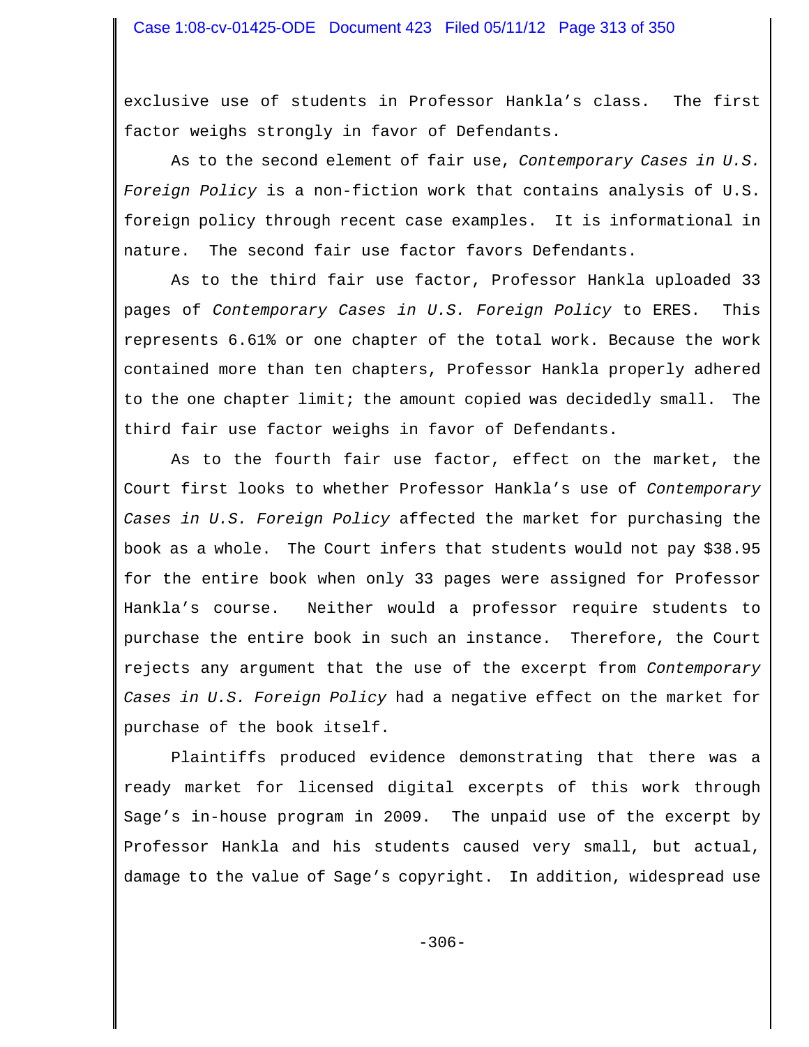exclusive use of students in Professor Hankla's class. The first factor weighs strongly in favor of Defendants.

As to the second element of fair use, *Contemporary Cases in U.S. Foreign Policy* is a non-fiction work that contains analysis of U.S. foreign policy through recent case examples. It is informational in nature. The second fair use factor favors Defendants.

As to the third fair use factor, Professor Hankla uploaded 33 pages of *Contemporary Cases in U.S. Foreign Policy* to ERES. This represents 6.61% or one chapter of the total work. Because the work contained more than ten chapters, Professor Hankla properly adhered to the one chapter limit; the amount copied was decidedly small. The third fair use factor weighs in favor of Defendants.

As to the fourth fair use factor, effect on the market, the Court first looks to whether Professor Hankla's use of *Contemporary Cases in U.S. Foreign Policy* affected the market for purchasing the book as a whole. The Court infers that students would not pay $38.95 for the entire book when only 33 pages were assigned for Professor Hankla's course. Neither would a professor require students to purchase the entire book in such an instance. Therefore, the Court rejects any argument that the use of the excerpt from *Contemporary Cases in U.S. Foreign Policy* had a negative effect on the market for purchase of the book itself.

Plaintiffs produced evidence demonstrating that there was a ready market for licensed digital excerpts of this work through Sage's in-house program in 2009. The unpaid use of the excerpt by Professor Hankla and his students caused very small, but actual, damage to the value of Sage's copyright. In addition, widespread use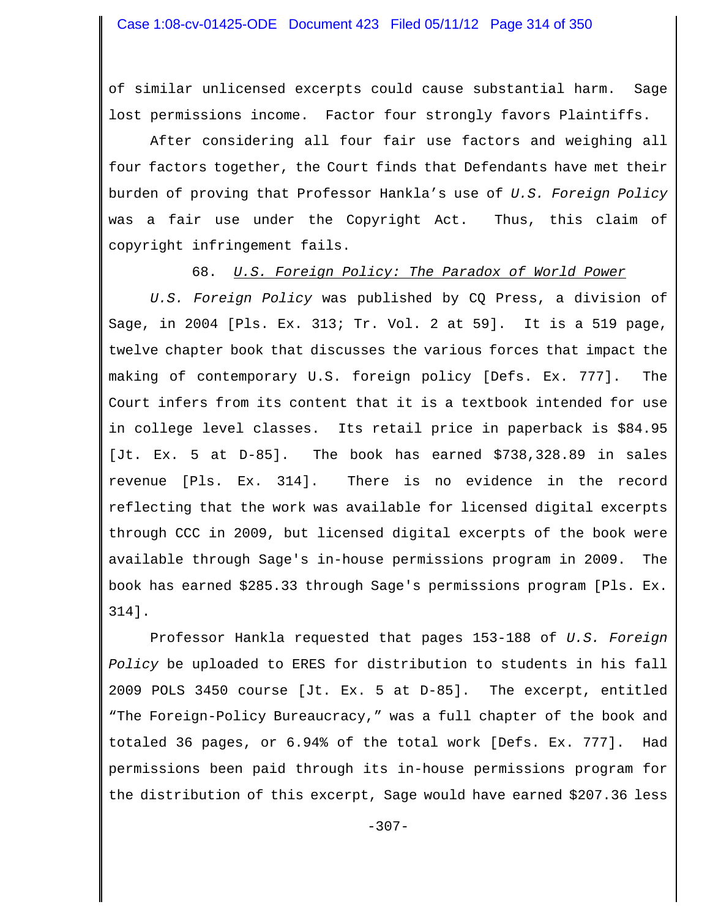of similar unlicensed excerpts could cause substantial harm. Sage lost permissions income. Factor four strongly favors Plaintiffs.

After considering all four fair use factors and weighing all four factors together, the Court finds that Defendants have met their burden of proving that Professor Hankla's use of *U.S. Foreign Policy* was a fair use under the Copyright Act. Thus, this claim of copyright infringement fails.

### 68. *U.S. Foreign Policy: The Paradox of World Power*

*U.S. Foreign Policy* was published by CQ Press, a division of Sage, in 2004 [Pls. Ex. 313; Tr. Vol. 2 at 59]. It is a 519 page, twelve chapter book that discusses the various forces that impact the making of contemporary U.S. foreign policy [Defs. Ex. 777]. The Court infers from its content that it is a textbook intended for use in college level classes. Its retail price in paperback is $84.95 [Jt. Ex. 5 at D-85]. The book has earned $738,328.89 in sales revenue [Pls. Ex. 314]. There is no evidence in the record reflecting that the work was available for licensed digital excerpts through CCC in 2009, but licensed digital excerpts of the book were available through Sage's in-house permissions program in 2009. The book has earned $285.33 through Sage's permissions program [Pls. Ex. 314].

Professor Hankla requested that pages 153-188 of *U.S. Foreign Policy* be uploaded to ERES for distribution to students in his fall 2009 POLS 3450 course [Jt. Ex. 5 at D-85]. The excerpt, entitled "The Foreign-Policy Bureaucracy," was a full chapter of the book and totaled 36 pages, or 6.94% of the total work [Defs. Ex. 777]. Had permissions been paid through its in-house permissions program for the distribution of this excerpt, Sage would have earned $207.36 less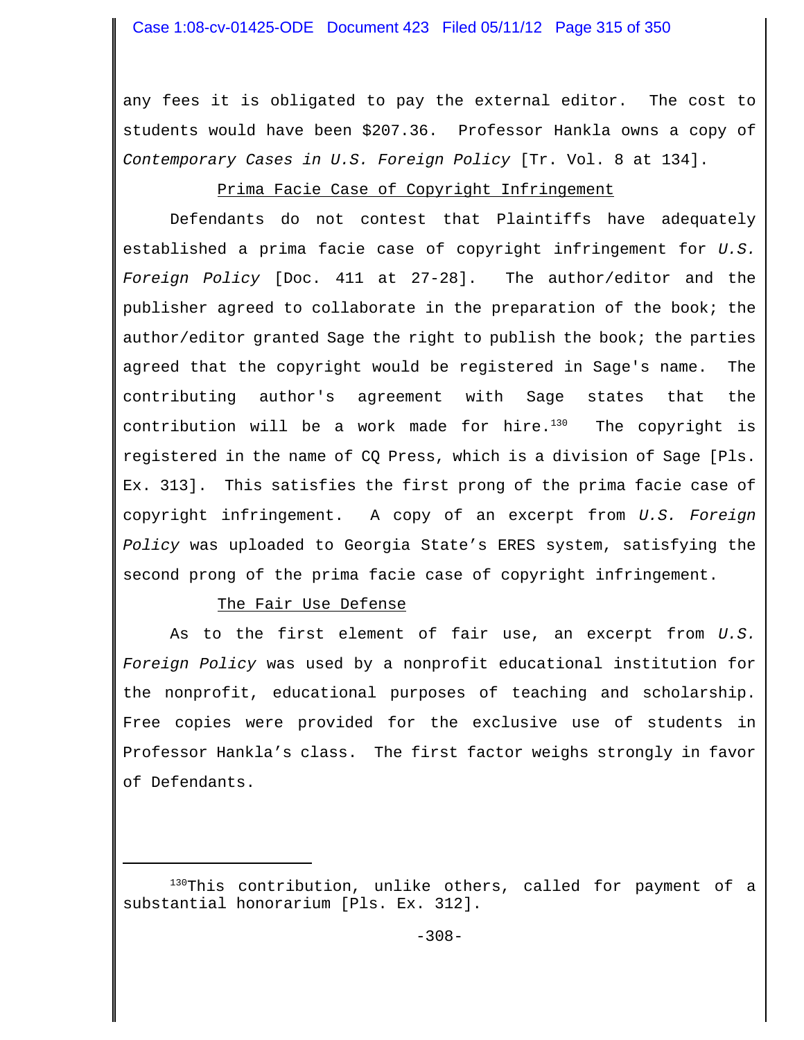any fees it is obligated to pay the external editor. The cost to students would have been $207.36. Professor Hankla owns a copy of *Contemporary Cases in U.S. Foreign Policy* [Tr. Vol. 8 at 134].

<u>Prima Facie Case of Copyright Infringement</u>

Defendants do not contest that Plaintiffs have adequately established a prima facie case of copyright infringement for *U.S. Foreign Policy* [Doc. 411 at 27-28]. The author/editor and the publisher agreed to collaborate in the preparation of the book; the author/editor granted Sage the right to publish the book; the parties agreed that the copyright would be registered in Sage's name. The contributing author's agreement with Sage states that the contribution will be a work made for hire.[130] The copyright is registered in the name of CQ Press, which is a division of Sage [Pls. Ex. 313]. This satisfies the first prong of the prima facie case of copyright infringement. A copy of an excerpt from *U.S. Foreign Policy* was uploaded to Georgia State's ERES system, satisfying the second prong of the prima facie case of copyright infringement.

<u>The Fair Use Defense</u>

As to the first element of fair use, an excerpt from *U.S. Foreign Policy* was used by a nonprofit educational institution for the nonprofit, educational purposes of teaching and scholarship. Free copies were provided for the exclusive use of students in Professor Hankla's class. The first factor weighs strongly in favor of Defendants.

---

[130] This contribution, unlike others, called for payment of a substantial honorarium [Pls. Ex. 312].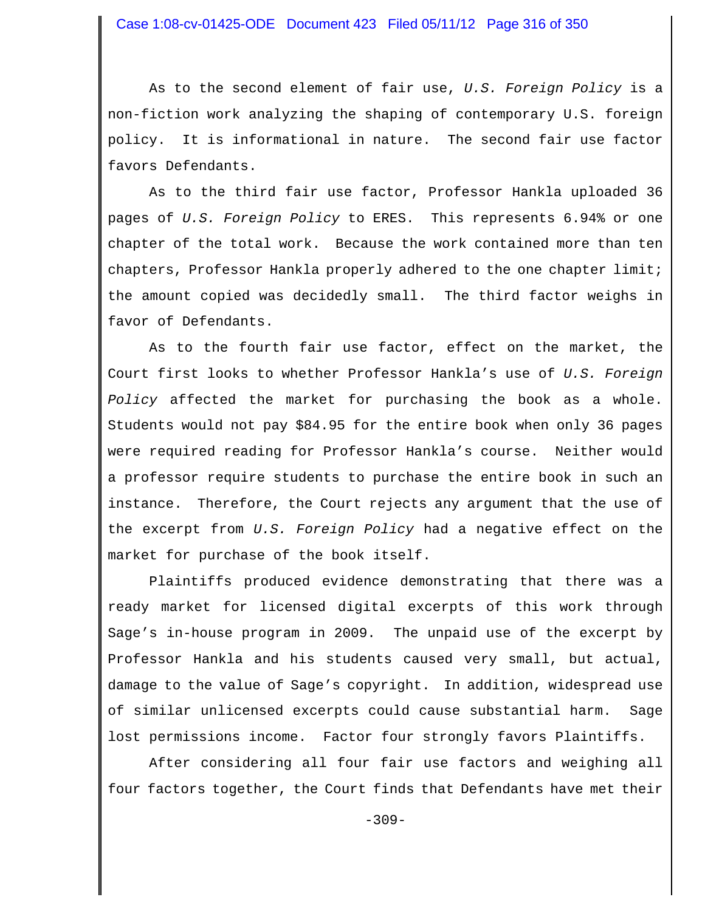As to the second element of fair use, *U.S. Foreign Policy* is a non-fiction work analyzing the shaping of contemporary U.S. foreign policy. It is informational in nature. The second fair use factor favors Defendants.

As to the third fair use factor, Professor Hankla uploaded 36 pages of *U.S. Foreign Policy* to ERES. This represents 6.94% or one chapter of the total work. Because the work contained more than ten chapters, Professor Hankla properly adhered to the one chapter limit; the amount copied was decidedly small. The third factor weighs in favor of Defendants.

As to the fourth fair use factor, effect on the market, the Court first looks to whether Professor Hankla's use of *U.S. Foreign Policy* affected the market for purchasing the book as a whole. Students would not pay $84.95 for the entire book when only 36 pages were required reading for Professor Hankla's course. Neither would a professor require students to purchase the entire book in such an instance. Therefore, the Court rejects any argument that the use of the excerpt from *U.S. Foreign Policy* had a negative effect on the market for purchase of the book itself.

Plaintiffs produced evidence demonstrating that there was a ready market for licensed digital excerpts of this work through Sage's in-house program in 2009. The unpaid use of the excerpt by Professor Hankla and his students caused very small, but actual, damage to the value of Sage's copyright. In addition, widespread use of similar unlicensed excerpts could cause substantial harm. Sage lost permissions income. Factor four strongly favors Plaintiffs.

After considering all four fair use factors and weighing all four factors together, the Court finds that Defendants have met their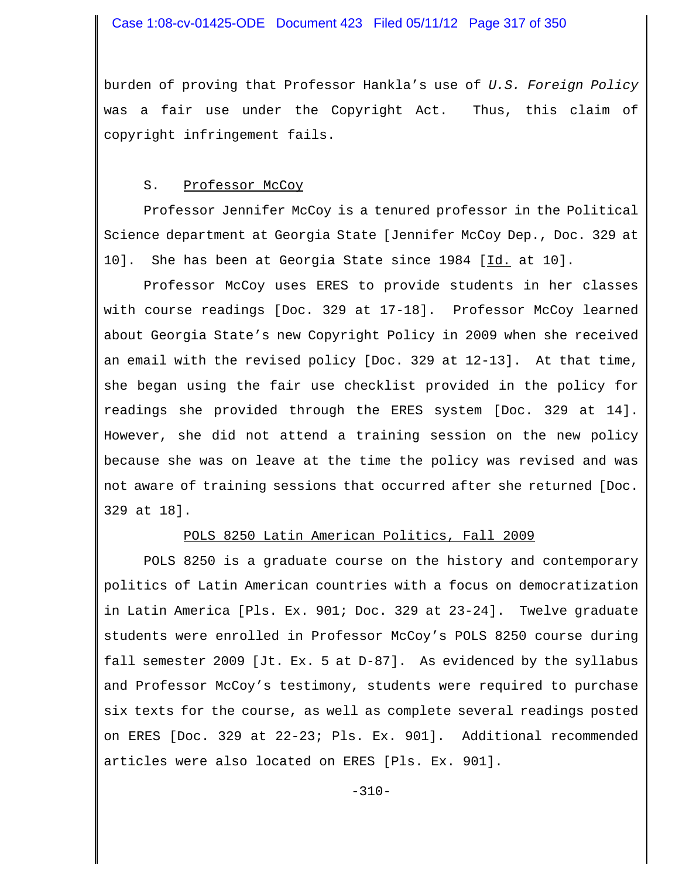burden of proving that Professor Hankla's use of *U.S. Foreign Policy* was a fair use under the Copyright Act. Thus, this claim of copyright infringement fails.

### S. Professor McCoy

Professor Jennifer McCoy is a tenured professor in the Political Science department at Georgia State [Jennifer McCoy Dep., Doc. 329 at 10]. She has been at Georgia State since 1984 [Id. at 10].

Professor McCoy uses ERES to provide students in her classes with course readings [Doc. 329 at 17-18]. Professor McCoy learned about Georgia State's new Copyright Policy in 2009 when she received an email with the revised policy [Doc. 329 at 12-13]. At that time, she began using the fair use checklist provided in the policy for readings she provided through the ERES system [Doc. 329 at 14]. However, she did not attend a training session on the new policy because she was on leave at the time the policy was revised and was not aware of training sessions that occurred after she returned [Doc. 329 at 18].

#### POLS 8250 Latin American Politics, Fall 2009

POLS 8250 is a graduate course on the history and contemporary politics of Latin American countries with a focus on democratization in Latin America [Pls. Ex. 901; Doc. 329 at 23-24]. Twelve graduate students were enrolled in Professor McCoy's POLS 8250 course during fall semester 2009 [Jt. Ex. 5 at D-87]. As evidenced by the syllabus and Professor McCoy's testimony, students were required to purchase six texts for the course, as well as complete several readings posted on ERES [Doc. 329 at 22-23; Pls. Ex. 901]. Additional recommended articles were also located on ERES [Pls. Ex. 901].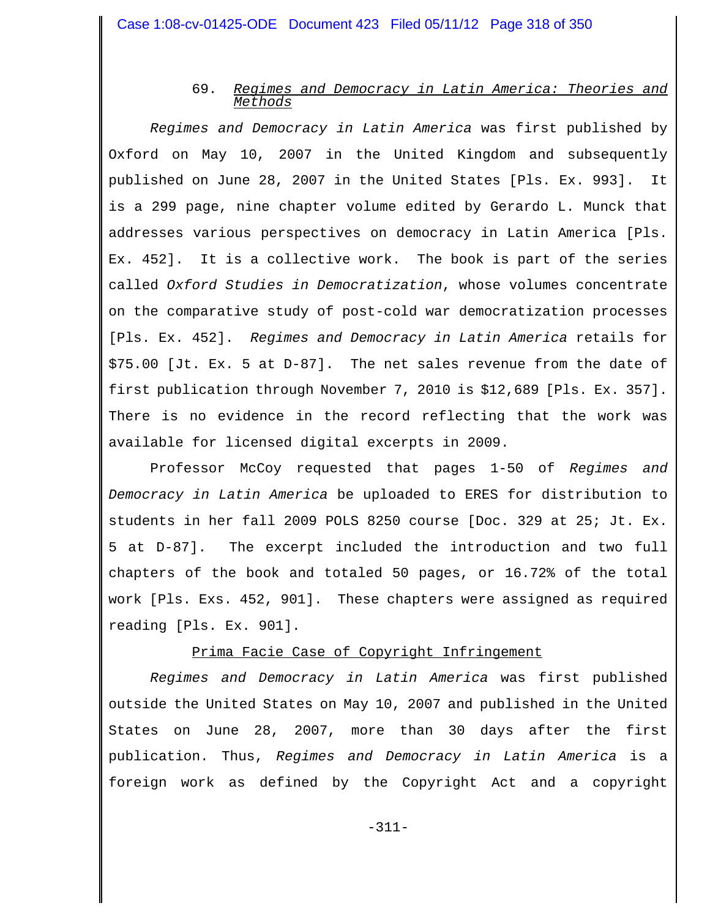69. *Regimes and Democracy in Latin America: Theories and Methods*

*Regimes and Democracy in Latin America* was first published by Oxford on May 10, 2007 in the United Kingdom and subsequently published on June 28, 2007 in the United States [Pls. Ex. 993]. It is a 299 page, nine chapter volume edited by Gerardo L. Munck that addresses various perspectives on democracy in Latin America [Pls. Ex. 452]. It is a collective work. The book is part of the series called *Oxford Studies in Democratization*, whose volumes concentrate on the comparative study of post-cold war democratization processes [Pls. Ex. 452]. *Regimes and Democracy in Latin America* retails for $75.00 [Jt. Ex. 5 at D-87]. The net sales revenue from the date of first publication through November 7, 2010 is $12,689 [Pls. Ex. 357]. There is no evidence in the record reflecting that the work was available for licensed digital excerpts in 2009.

Professor McCoy requested that pages 1-50 of *Regimes and Democracy in Latin America* be uploaded to ERES for distribution to students in her fall 2009 POLS 8250 course [Doc. 329 at 25; Jt. Ex. 5 at D-87]. The excerpt included the introduction and two full chapters of the book and totaled 50 pages, or 16.72% of the total work [Pls. Exs. 452, 901]. These chapters were assigned as required reading [Pls. Ex. 901].

Prima Facie Case of Copyright Infringement

*Regimes and Democracy in Latin America* was first published outside the United States on May 10, 2007 and published in the United States on June 28, 2007, more than 30 days after the first publication. Thus, *Regimes and Democracy in Latin America* is a foreign work as defined by the Copyright Act and a copyright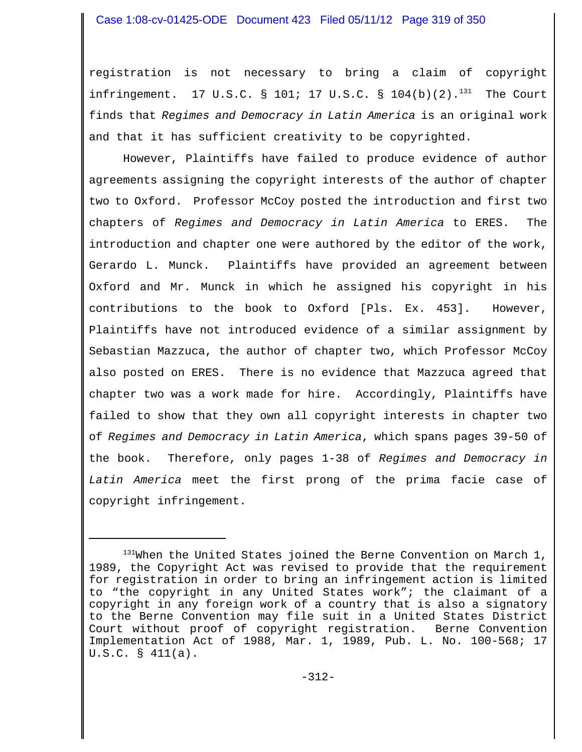registration is not necessary to bring a claim of copyright infringement. 17 U.S.C. § 101; 17 U.S.C. § 104(b)(2).[131] The Court finds that *Regimes and Democracy in Latin America* is an original work and that it has sufficient creativity to be copyrighted.

However, Plaintiffs have failed to produce evidence of author agreements assigning the copyright interests of the author of chapter two to Oxford. Professor McCoy posted the introduction and first two chapters of *Regimes and Democracy in Latin America* to ERES. The introduction and chapter one were authored by the editor of the work, Gerardo L. Munck. Plaintiffs have provided an agreement between Oxford and Mr. Munck in which he assigned his copyright in his contributions to the book to Oxford [Pls. Ex. 453]. However, Plaintiffs have not introduced evidence of a similar assignment by Sebastian Mazzuca, the author of chapter two, which Professor McCoy also posted on ERES. There is no evidence that Mazzuca agreed that chapter two was a work made for hire. Accordingly, Plaintiffs have failed to show that they own all copyright interests in chapter two of *Regimes and Democracy in Latin America*, which spans pages 39-50 of the book. Therefore, only pages 1-38 of *Regimes and Democracy in Latin America* meet the first prong of the prima facie case of copyright infringement.

---

[131]When the United States joined the Berne Convention on March 1, 1989, the Copyright Act was revised to provide that the requirement for registration in order to bring an infringement action is limited to "the copyright in any United States work"; the claimant of a copyright in any foreign work of a country that is also a signatory to the Berne Convention may file suit in a United States District Court without proof of copyright registration. Berne Convention Implementation Act of 1988, Mar. 1, 1989, Pub. L. No. 100-568; 17 U.S.C. § 411(a).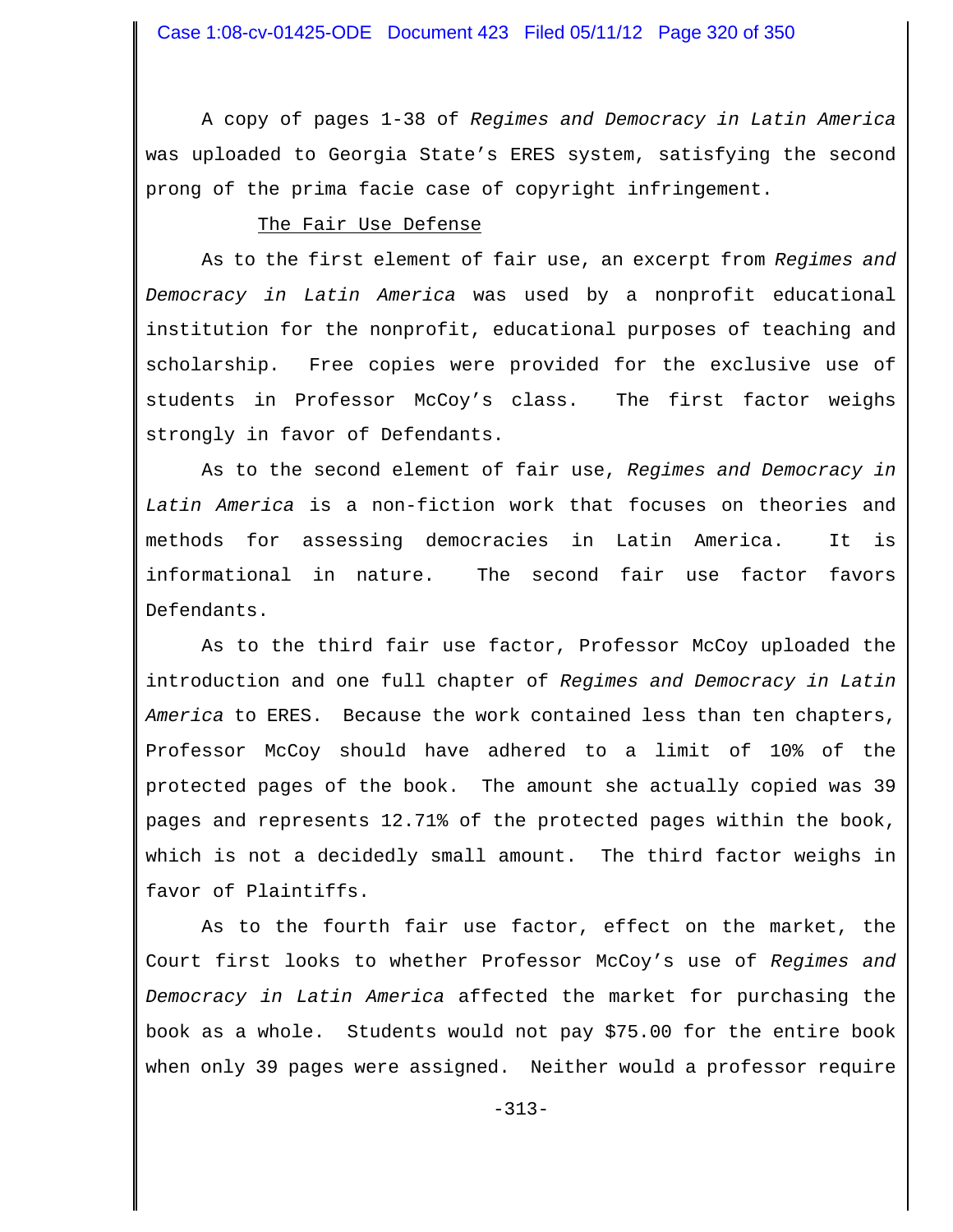A copy of pages 1-38 of *Regimes and Democracy in Latin America* was uploaded to Georgia State's ERES system, satisfying the second prong of the prima facie case of copyright infringement.

The Fair Use Defense

As to the first element of fair use, an excerpt from *Regimes and Democracy in Latin America* was used by a nonprofit educational institution for the nonprofit, educational purposes of teaching and scholarship. Free copies were provided for the exclusive use of students in Professor McCoy's class. The first factor weighs strongly in favor of Defendants.

As to the second element of fair use, *Regimes and Democracy in Latin America* is a non-fiction work that focuses on theories and methods for assessing democracies in Latin America. It is informational in nature. The second fair use factor favors Defendants.

As to the third fair use factor, Professor McCoy uploaded the introduction and one full chapter of *Regimes and Democracy in Latin America* to ERES. Because the work contained less than ten chapters, Professor McCoy should have adhered to a limit of 10% of the protected pages of the book. The amount she actually copied was 39 pages and represents 12.71% of the protected pages within the book, which is not a decidedly small amount. The third factor weighs in favor of Plaintiffs.

As to the fourth fair use factor, effect on the market, the Court first looks to whether Professor McCoy's use of *Regimes and Democracy in Latin America* affected the market for purchasing the book as a whole. Students would not pay $75.00 for the entire book when only 39 pages were assigned. Neither would a professor require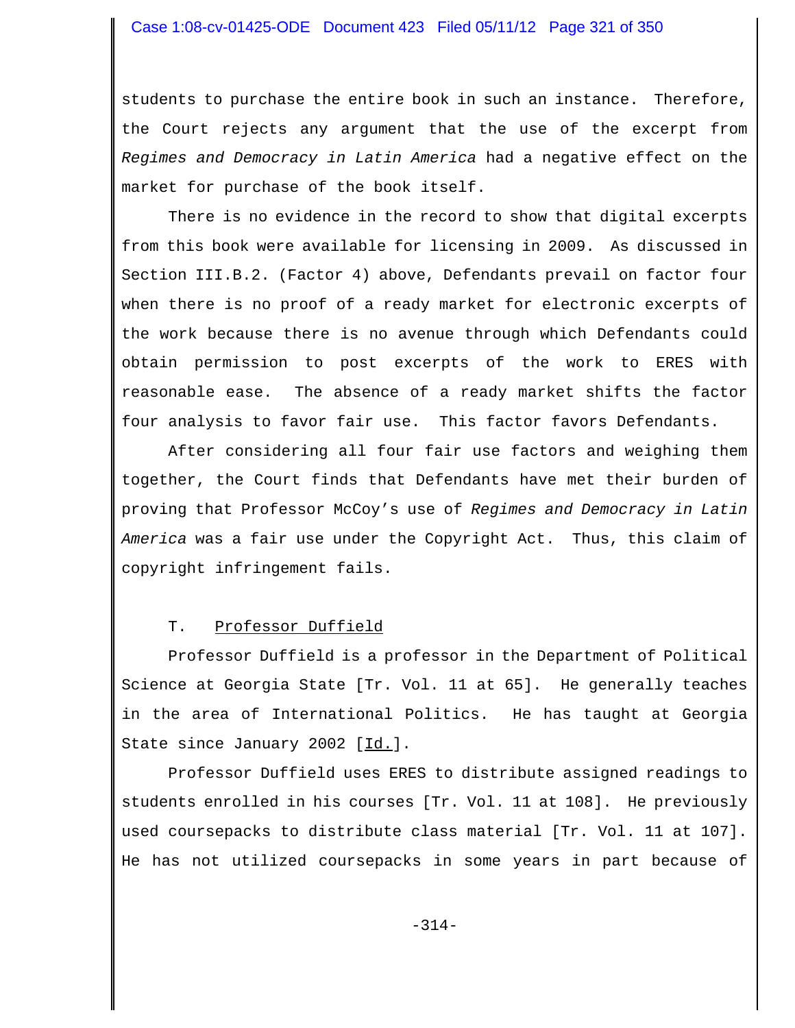students to purchase the entire book in such an instance. Therefore, the Court rejects any argument that the use of the excerpt from *Regimes and Democracy in Latin America* had a negative effect on the market for purchase of the book itself.

There is no evidence in the record to show that digital excerpts from this book were available for licensing in 2009. As discussed in Section III.B.2. (Factor 4) above, Defendants prevail on factor four when there is no proof of a ready market for electronic excerpts of the work because there is no avenue through which Defendants could obtain permission to post excerpts of the work to ERES with reasonable ease. The absence of a ready market shifts the factor four analysis to favor fair use. This factor favors Defendants.

After considering all four fair use factors and weighing them together, the Court finds that Defendants have met their burden of proving that Professor McCoy's use of *Regimes and Democracy in Latin America* was a fair use under the Copyright Act. Thus, this claim of copyright infringement fails.

### T. Professor Duffield

Professor Duffield is a professor in the Department of Political Science at Georgia State [Tr. Vol. 11 at 65]. He generally teaches in the area of International Politics. He has taught at Georgia State since January 2002 [Id.].

Professor Duffield uses ERES to distribute assigned readings to students enrolled in his courses [Tr. Vol. 11 at 108]. He previously used coursepacks to distribute class material [Tr. Vol. 11 at 107]. He has not utilized coursepacks in some years in part because of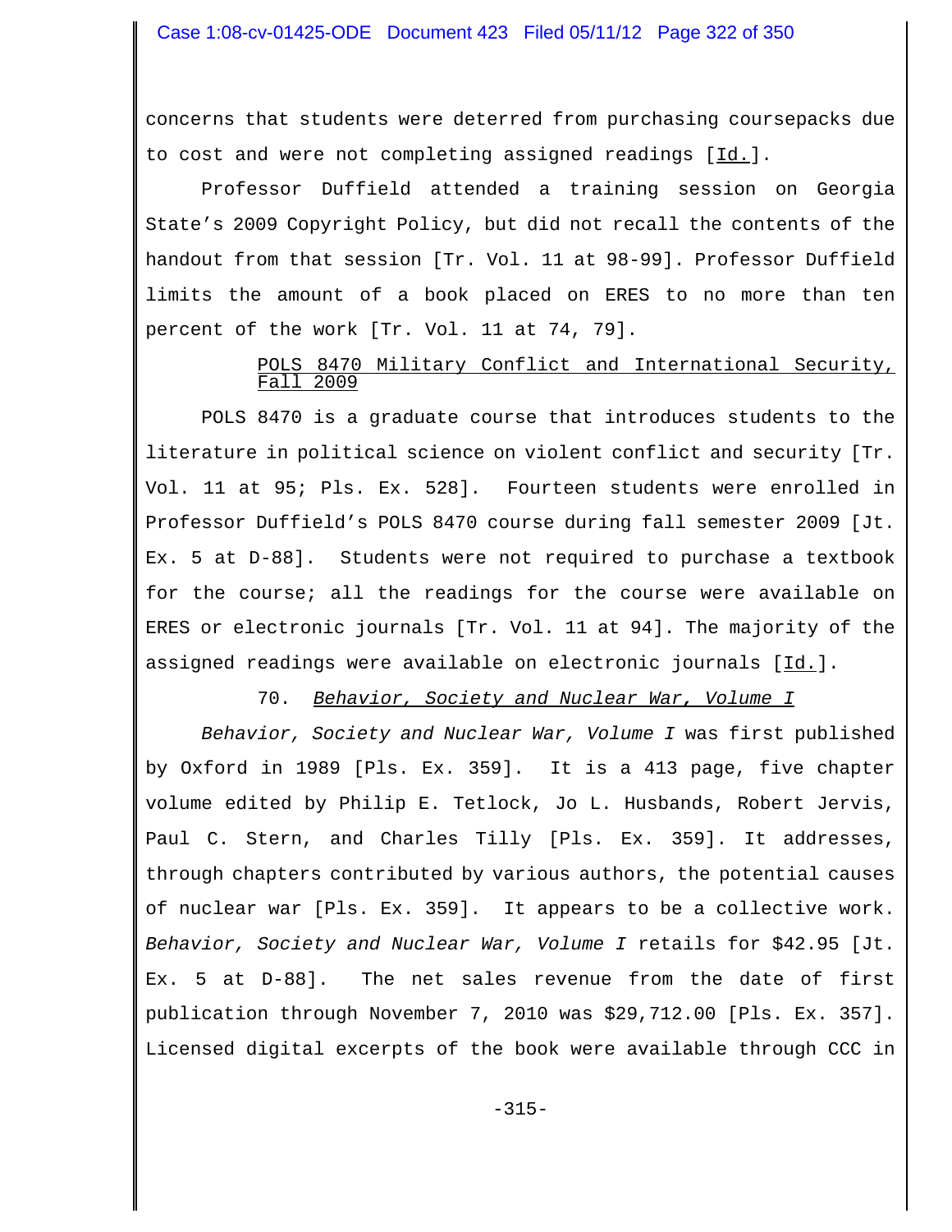concerns that students were deterred from purchasing coursepacks due to cost and were not completing assigned readings [Id.].

Professor Duffield attended a training session on Georgia State's 2009 Copyright Policy, but did not recall the contents of the handout from that session [Tr. Vol. 11 at 98-99]. Professor Duffield limits the amount of a book placed on ERES to no more than ten percent of the work [Tr. Vol. 11 at 74, 79].

POLS 8470 Military Conflict and International Security, Fall 2009

POLS 8470 is a graduate course that introduces students to the literature in political science on violent conflict and security [Tr. Vol. 11 at 95; Pls. Ex. 528]. Fourteen students were enrolled in Professor Duffield's POLS 8470 course during fall semester 2009 [Jt. Ex. 5 at D-88]. Students were not required to purchase a textbook for the course; all the readings for the course were available on ERES or electronic journals [Tr. Vol. 11 at 94]. The majority of the assigned readings were available on electronic journals [Id.].

70. *Behavior, Society and Nuclear War, Volume I*

*Behavior, Society and Nuclear War, Volume I* was first published by Oxford in 1989 [Pls. Ex. 359]. It is a 413 page, five chapter volume edited by Philip E. Tetlock, Jo L. Husbands, Robert Jervis, Paul C. Stern, and Charles Tilly [Pls. Ex. 359]. It addresses, through chapters contributed by various authors, the potential causes of nuclear war [Pls. Ex. 359]. It appears to be a collective work. *Behavior, Society and Nuclear War, Volume I* retails for $42.95 [Jt. Ex. 5 at D-88]. The net sales revenue from the date of first publication through November 7, 2010 was $29,712.00 [Pls. Ex. 357]. Licensed digital excerpts of the book were available through CCC in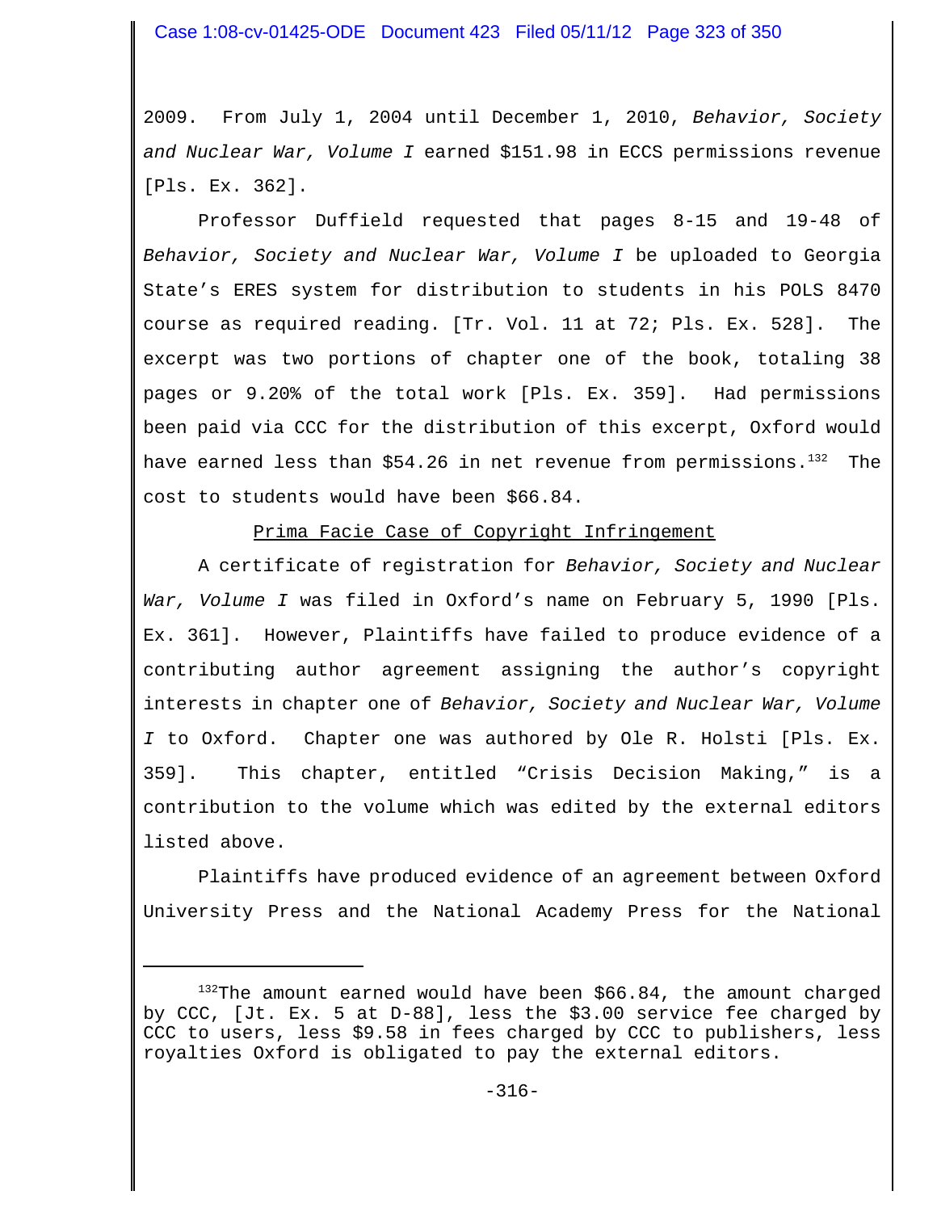2009. From July 1, 2004 until December 1, 2010, *Behavior, Society and Nuclear War, Volume I* earned $151.98 in ECCS permissions revenue [Pls. Ex. 362].

Professor Duffield requested that pages 8-15 and 19-48 of *Behavior, Society and Nuclear War, Volume I* be uploaded to Georgia State's ERES system for distribution to students in his POLS 8470 course as required reading. [Tr. Vol. 11 at 72; Pls. Ex. 528]. The excerpt was two portions of chapter one of the book, totaling 38 pages or 9.20% of the total work [Pls. Ex. 359]. Had permissions been paid via CCC for the distribution of this excerpt, Oxford would have earned less than $54.26 in net revenue from permissions.[132] The cost to students would have been $66.84.

<u>Prima Facie Case of Copyright Infringement</u>

A certificate of registration for *Behavior, Society and Nuclear War, Volume I* was filed in Oxford's name on February 5, 1990 [Pls. Ex. 361]. However, Plaintiffs have failed to produce evidence of a contributing author agreement assigning the author's copyright interests in chapter one of *Behavior, Society and Nuclear War, Volume I* to Oxford. Chapter one was authored by Ole R. Holsti [Pls. Ex. 359]. This chapter, entitled "Crisis Decision Making," is a contribution to the volume which was edited by the external editors listed above.

Plaintiffs have produced evidence of an agreement between Oxford University Press and the National Academy Press for the National

---

[132] The amount earned would have been $66.84, the amount charged by CCC, [Jt. Ex. 5 at D-88], less the $3.00 service fee charged by CCC to users, less $9.58 in fees charged by CCC to publishers, less royalties Oxford is obligated to pay the external editors.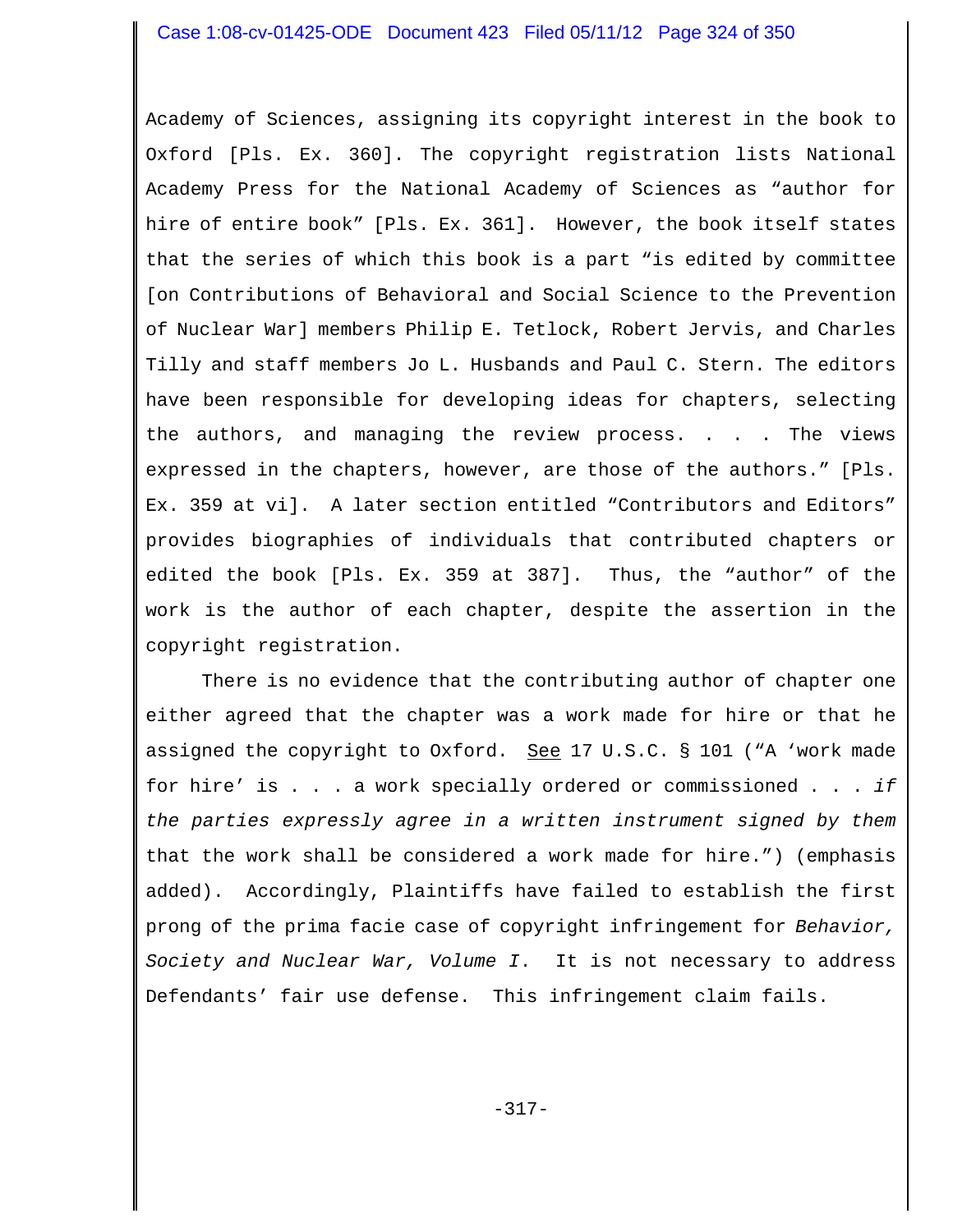Academy of Sciences, assigning its copyright interest in the book to Oxford [Pls. Ex. 360]. The copyright registration lists National Academy Press for the National Academy of Sciences as "author for hire of entire book" [Pls. Ex. 361]. However, the book itself states that the series of which this book is a part "is edited by committee [on Contributions of Behavioral and Social Science to the Prevention of Nuclear War] members Philip E. Tetlock, Robert Jervis, and Charles Tilly and staff members Jo L. Husbands and Paul C. Stern. The editors have been responsible for developing ideas for chapters, selecting the authors, and managing the review process. . . . The views expressed in the chapters, however, are those of the authors." [Pls. Ex. 359 at vi]. A later section entitled "Contributors and Editors" provides biographies of individuals that contributed chapters or edited the book [Pls. Ex. 359 at 387]. Thus, the "author" of the work is the author of each chapter, despite the assertion in the copyright registration.

There is no evidence that the contributing author of chapter one either agreed that the chapter was a work made for hire or that he assigned the copyright to Oxford. See 17 U.S.C. § 101 ("A 'work made for hire' is . . . a work specially ordered or commissioned . . . *if the parties expressly agree in a written instrument signed by them* that the work shall be considered a work made for hire.") (emphasis added). Accordingly, Plaintiffs have failed to establish the first prong of the prima facie case of copyright infringement for *Behavior, Society and Nuclear War, Volume I*. It is not necessary to address Defendants' fair use defense. This infringement claim fails.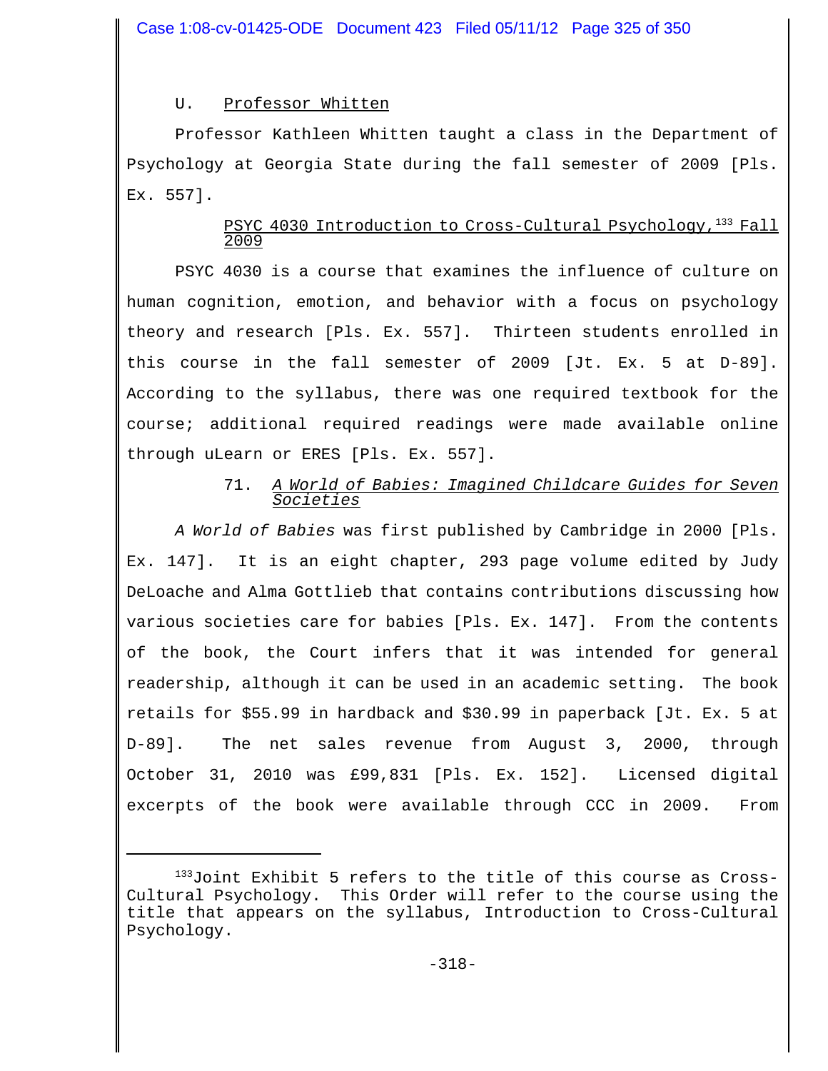### U. Professor Whitten

Professor Kathleen Whitten taught a class in the Department of Psychology at Georgia State during the fall semester of 2009 [Pls. Ex. 557].

#### PSYC 4030 Introduction to Cross-Cultural Psychology,[133] Fall 2009

PSYC 4030 is a course that examines the influence of culture on human cognition, emotion, and behavior with a focus on psychology theory and research [Pls. Ex. 557]. Thirteen students enrolled in this course in the fall semester of 2009 [Jt. Ex. 5 at D-89]. According to the syllabus, there was one required textbook for the course; additional required readings were made available online through uLearn or ERES [Pls. Ex. 557].

#### 71. *A World of Babies: Imagined Childcare Guides for Seven Societies*

*A World of Babies* was first published by Cambridge in 2000 [Pls. Ex. 147]. It is an eight chapter, 293 page volume edited by Judy DeLoache and Alma Gottlieb that contains contributions discussing how various societies care for babies [Pls. Ex. 147]. From the contents of the book, the Court infers that it was intended for general readership, although it can be used in an academic setting. The book retails for $55.99 in hardback and $30.99 in paperback [Jt. Ex. 5 at D-89]. The net sales revenue from August 3, 2000, through October 31, 2010 was £99,831 [Pls. Ex. 152]. Licensed digital excerpts of the book were available through CCC in 2009. From

---

[133] Joint Exhibit 5 refers to the title of this course as Cross-Cultural Psychology. This Order will refer to the course using the title that appears on the syllabus, Introduction to Cross-Cultural Psychology.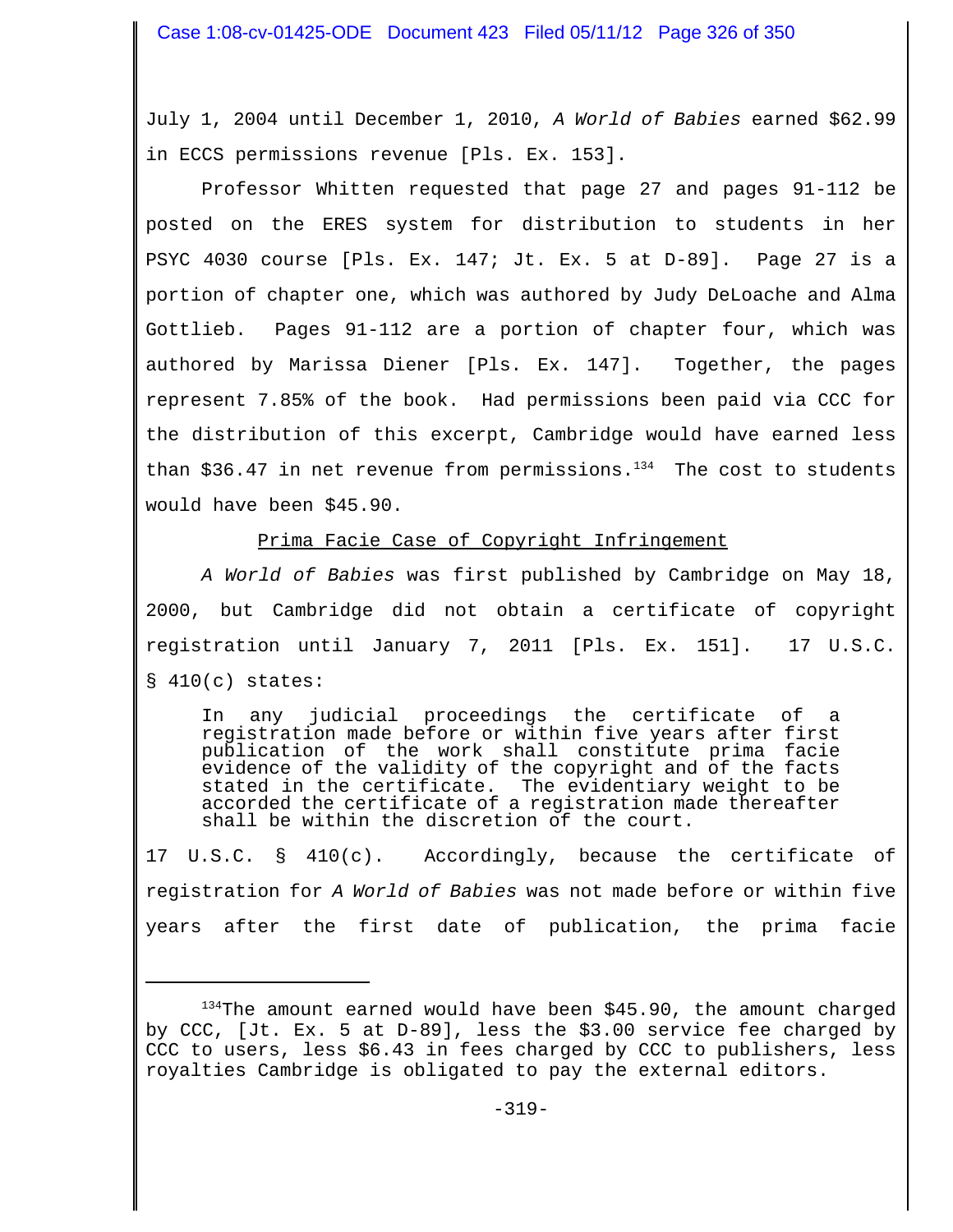July 1, 2004 until December 1, 2010, *A World of Babies* earned $62.99 in ECCS permissions revenue [Pls. Ex. 153].

Professor Whitten requested that page 27 and pages 91-112 be posted on the ERES system for distribution to students in her PSYC 4030 course [Pls. Ex. 147; Jt. Ex. 5 at D-89]. Page 27 is a portion of chapter one, which was authored by Judy DeLoache and Alma Gottlieb. Pages 91-112 are a portion of chapter four, which was authored by Marissa Diener [Pls. Ex. 147]. Together, the pages represent 7.85% of the book. Had permissions been paid via CCC for the distribution of this excerpt, Cambridge would have earned less than $36.47 in net revenue from permissions.[134] The cost to students would have been $45.90.

<u>Prima Facie Case of Copyright Infringement</u>

*A World of Babies* was first published by Cambridge on May 18, 2000, but Cambridge did not obtain a certificate of copyright registration until January 7, 2011 [Pls. Ex. 151]. 17 U.S.C. § 410(c) states:

> In any judicial proceedings the certificate of a registration made before or within five years after first publication of the work shall constitute prima facie evidence of the validity of the copyright and of the facts stated in the certificate. The evidentiary weight to be accorded the certificate of a registration made thereafter shall be within the discretion of the court.

17 U.S.C. § 410(c). Accordingly, because the certificate of registration for *A World of Babies* was not made before or within five years after the first date of publication, the prima facie

---

[134]The amount earned would have been $45.90, the amount charged by CCC, [Jt. Ex. 5 at D-89], less the $3.00 service fee charged by CCC to users, less $6.43 in fees charged by CCC to publishers, less royalties Cambridge is obligated to pay the external editors.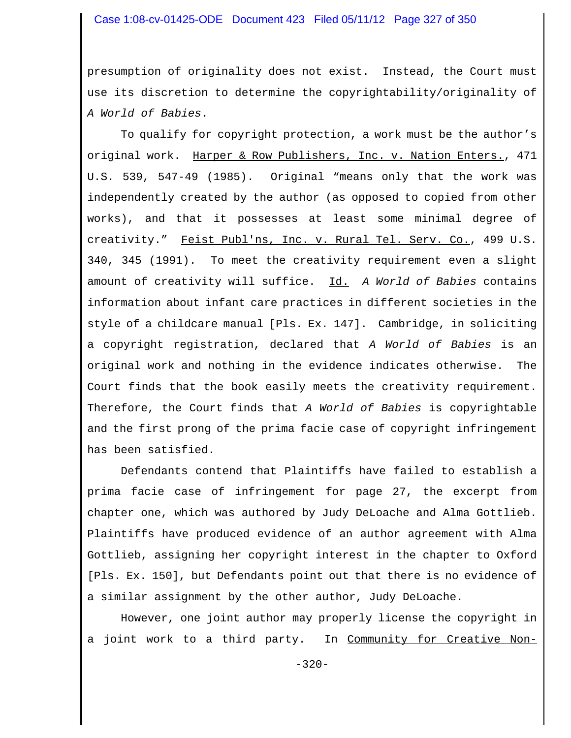presumption of originality does not exist. Instead, the Court must use its discretion to determine the copyrightability/originality of *A World of Babies*.

To qualify for copyright protection, a work must be the author's original work. Harper & Row Publishers, Inc. v. Nation Enters., 471 U.S. 539, 547-49 (1985). Original "means only that the work was independently created by the author (as opposed to copied from other works), and that it possesses at least some minimal degree of creativity." Feist Publ'ns, Inc. v. Rural Tel. Serv. Co., 499 U.S. 340, 345 (1991). To meet the creativity requirement even a slight amount of creativity will suffice. Id. *A World of Babies* contains information about infant care practices in different societies in the style of a childcare manual [Pls. Ex. 147]. Cambridge, in soliciting a copyright registration, declared that *A World of Babies* is an original work and nothing in the evidence indicates otherwise. The Court finds that the book easily meets the creativity requirement. Therefore, the Court finds that *A World of Babies* is copyrightable and the first prong of the prima facie case of copyright infringement has been satisfied.

Defendants contend that Plaintiffs have failed to establish a prima facie case of infringement for page 27, the excerpt from chapter one, which was authored by Judy DeLoache and Alma Gottlieb. Plaintiffs have produced evidence of an author agreement with Alma Gottlieb, assigning her copyright interest in the chapter to Oxford [Pls. Ex. 150], but Defendants point out that there is no evidence of a similar assignment by the other author, Judy DeLoache.

However, one joint author may properly license the copyright in a joint work to a third party. In Community for Creative Non-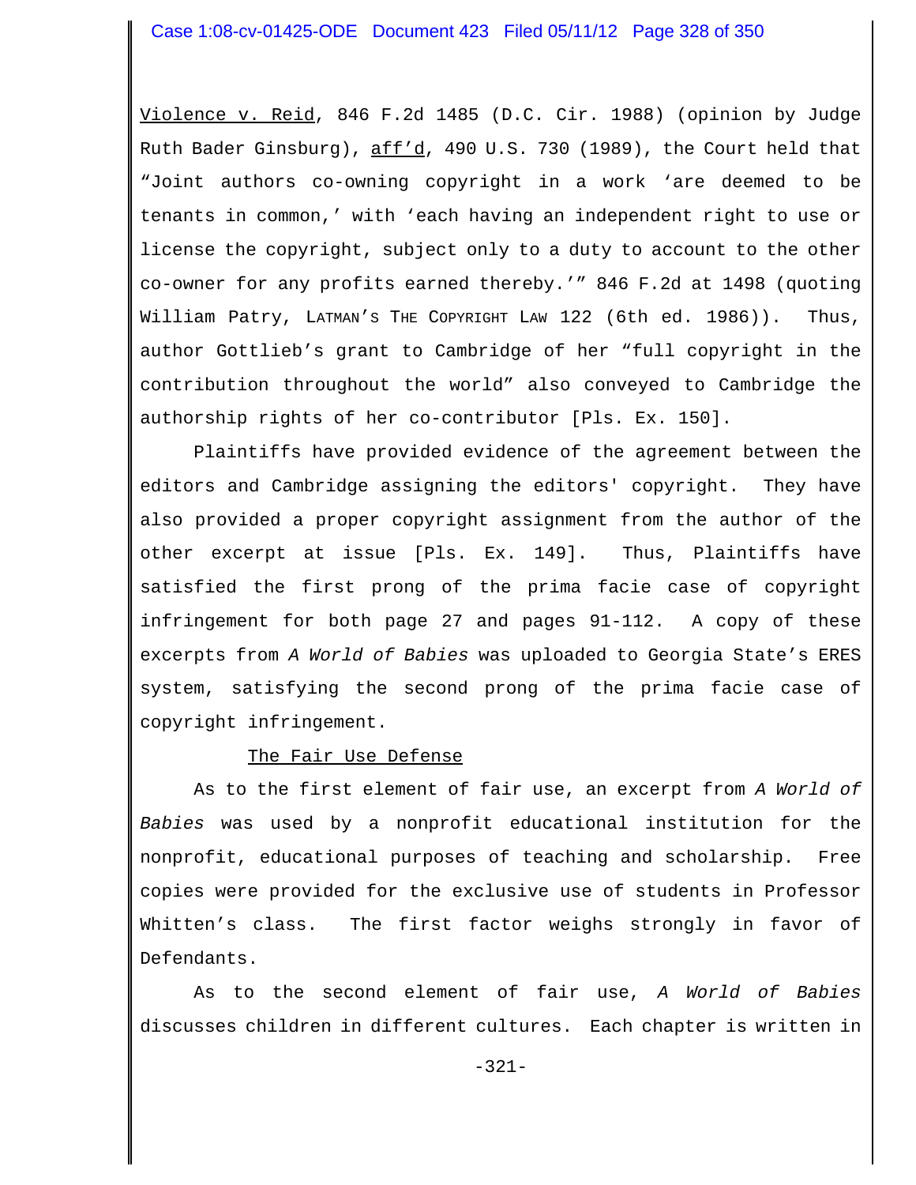Violence v. Reid, 846 F.2d 1485 (D.C. Cir. 1988) (opinion by Judge Ruth Bader Ginsburg), aff'd, 490 U.S. 730 (1989), the Court held that "Joint authors co-owning copyright in a work 'are deemed to be tenants in common,' with 'each having an independent right to use or license the copyright, subject only to a duty to account to the other co-owner for any profits earned thereby.'" 846 F.2d at 1498 (quoting William Patry, LATMAN'S THE COPYRIGHT LAW 122 (6th ed. 1986)). Thus, author Gottlieb's grant to Cambridge of her "full copyright in the contribution throughout the world" also conveyed to Cambridge the authorship rights of her co-contributor [Pls. Ex. 150].

Plaintiffs have provided evidence of the agreement between the editors and Cambridge assigning the editors' copyright. They have also provided a proper copyright assignment from the author of the other excerpt at issue [Pls. Ex. 149]. Thus, Plaintiffs have satisfied the first prong of the prima facie case of copyright infringement for both page 27 and pages 91-112. A copy of these excerpts from *A World of Babies* was uploaded to Georgia State's ERES system, satisfying the second prong of the prima facie case of copyright infringement.

The Fair Use Defense

As to the first element of fair use, an excerpt from *A World of Babies* was used by a nonprofit educational institution for the nonprofit, educational purposes of teaching and scholarship. Free copies were provided for the exclusive use of students in Professor Whitten's class. The first factor weighs strongly in favor of Defendants.

As to the second element of fair use, *A World of Babies* discusses children in different cultures. Each chapter is written in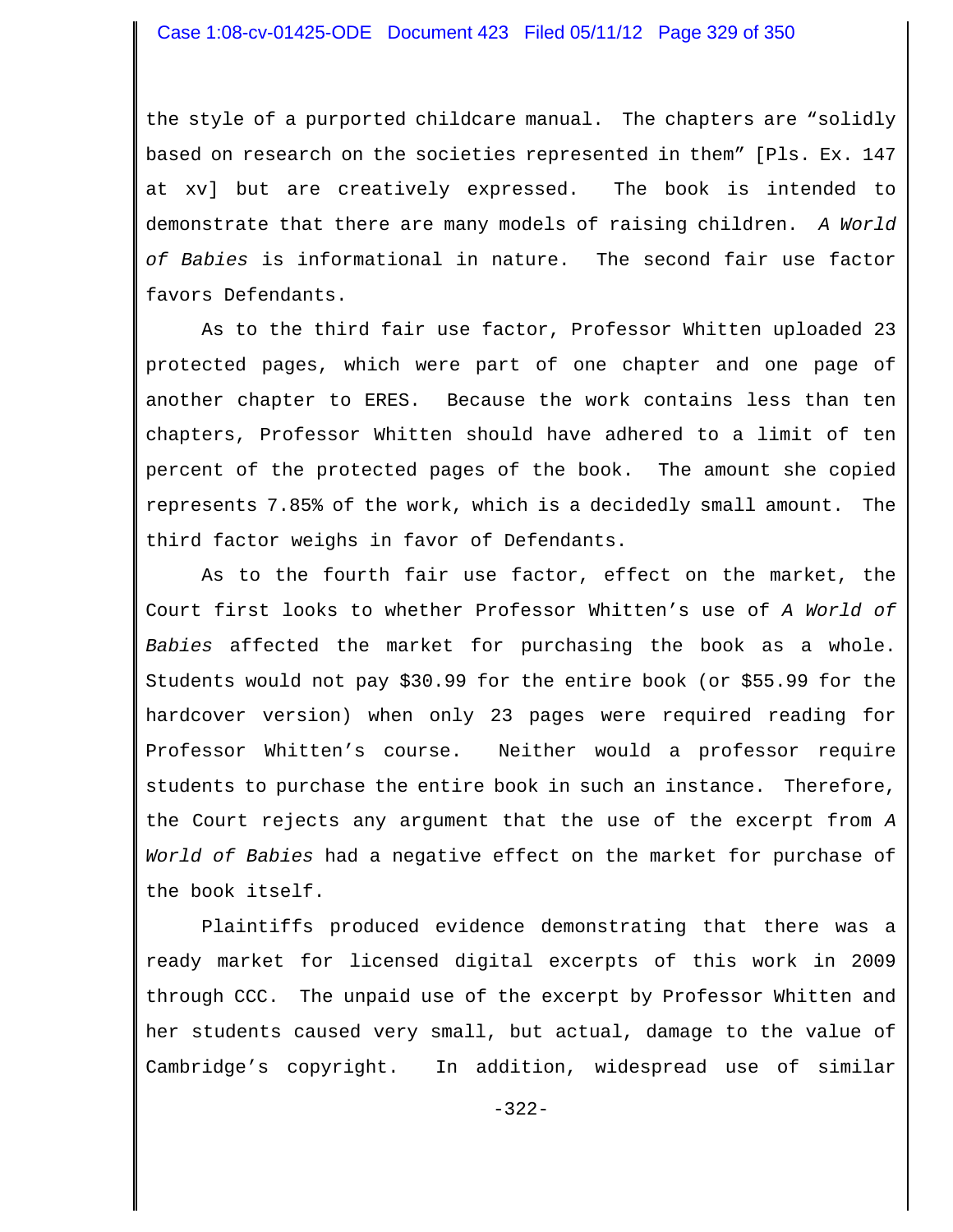the style of a purported childcare manual. The chapters are "solidly based on research on the societies represented in them" [Pls. Ex. 147 at xv] but are creatively expressed. The book is intended to demonstrate that there are many models of raising children. *A World of Babies* is informational in nature. The second fair use factor favors Defendants.

As to the third fair use factor, Professor Whitten uploaded 23 protected pages, which were part of one chapter and one page of another chapter to ERES. Because the work contains less than ten chapters, Professor Whitten should have adhered to a limit of ten percent of the protected pages of the book. The amount she copied represents 7.85% of the work, which is a decidedly small amount. The third factor weighs in favor of Defendants.

As to the fourth fair use factor, effect on the market, the Court first looks to whether Professor Whitten's use of *A World of Babies* affected the market for purchasing the book as a whole. Students would not pay $30.99 for the entire book (or $55.99 for the hardcover version) when only 23 pages were required reading for Professor Whitten's course. Neither would a professor require students to purchase the entire book in such an instance. Therefore, the Court rejects any argument that the use of the excerpt from *A World of Babies* had a negative effect on the market for purchase of the book itself.

Plaintiffs produced evidence demonstrating that there was a ready market for licensed digital excerpts of this work in 2009 through CCC. The unpaid use of the excerpt by Professor Whitten and her students caused very small, but actual, damage to the value of Cambridge's copyright. In addition, widespread use of similar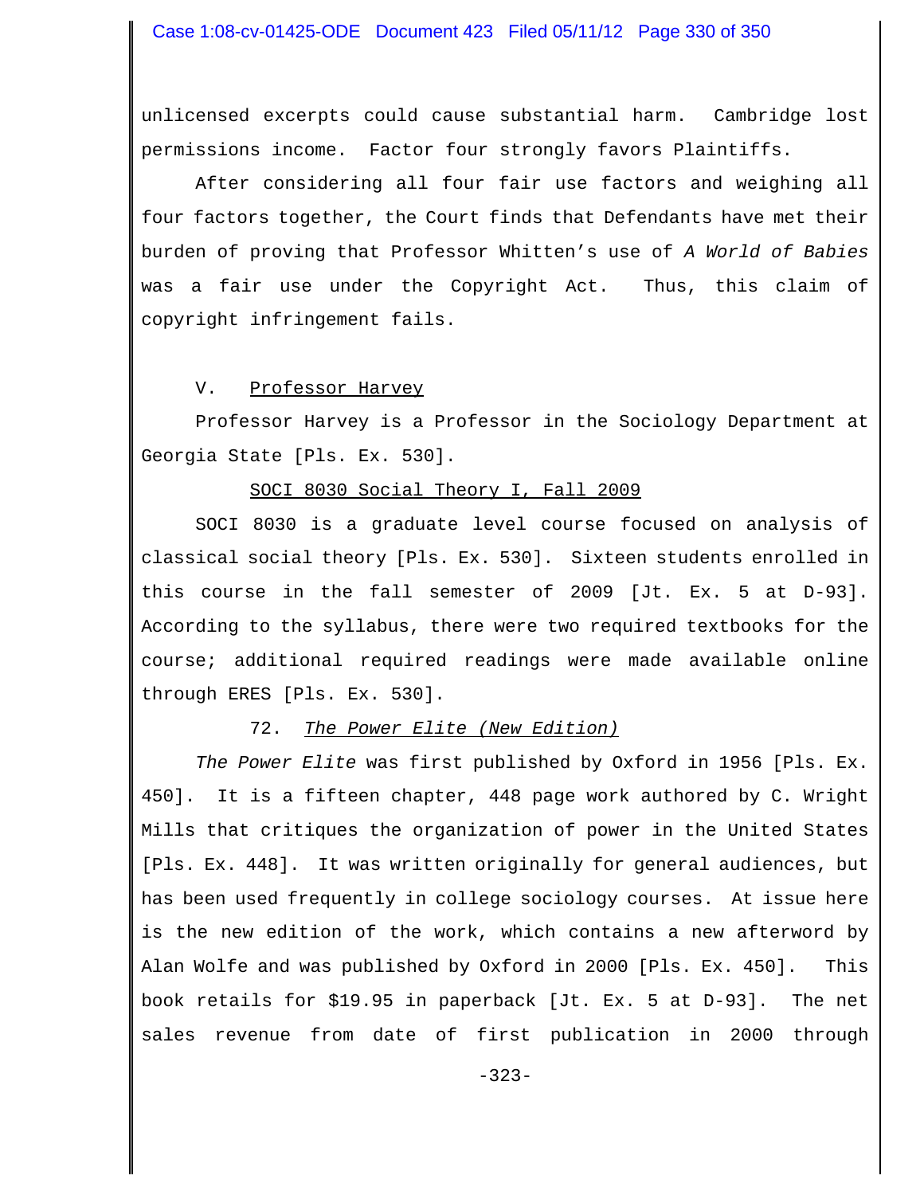unlicensed excerpts could cause substantial harm. Cambridge lost permissions income. Factor four strongly favors Plaintiffs.

After considering all four fair use factors and weighing all four factors together, the Court finds that Defendants have met their burden of proving that Professor Whitten's use of *A World of Babies* was a fair use under the Copyright Act. Thus, this claim of copyright infringement fails.

V. Professor Harvey

Professor Harvey is a Professor in the Sociology Department at Georgia State [Pls. Ex. 530].

SOCI 8030 Social Theory I, Fall 2009

SOCI 8030 is a graduate level course focused on analysis of classical social theory [Pls. Ex. 530]. Sixteen students enrolled in this course in the fall semester of 2009 [Jt. Ex. 5 at D-93]. According to the syllabus, there were two required textbooks for the course; additional required readings were made available online through ERES [Pls. Ex. 530].

72. *The Power Elite (New Edition)*

*The Power Elite* was first published by Oxford in 1956 [Pls. Ex. 450]. It is a fifteen chapter, 448 page work authored by C. Wright Mills that critiques the organization of power in the United States [Pls. Ex. 448]. It was written originally for general audiences, but has been used frequently in college sociology courses. At issue here is the new edition of the work, which contains a new afterword by Alan Wolfe and was published by Oxford in 2000 [Pls. Ex. 450]. This book retails for $19.95 in paperback [Jt. Ex. 5 at D-93]. The net sales revenue from date of first publication in 2000 through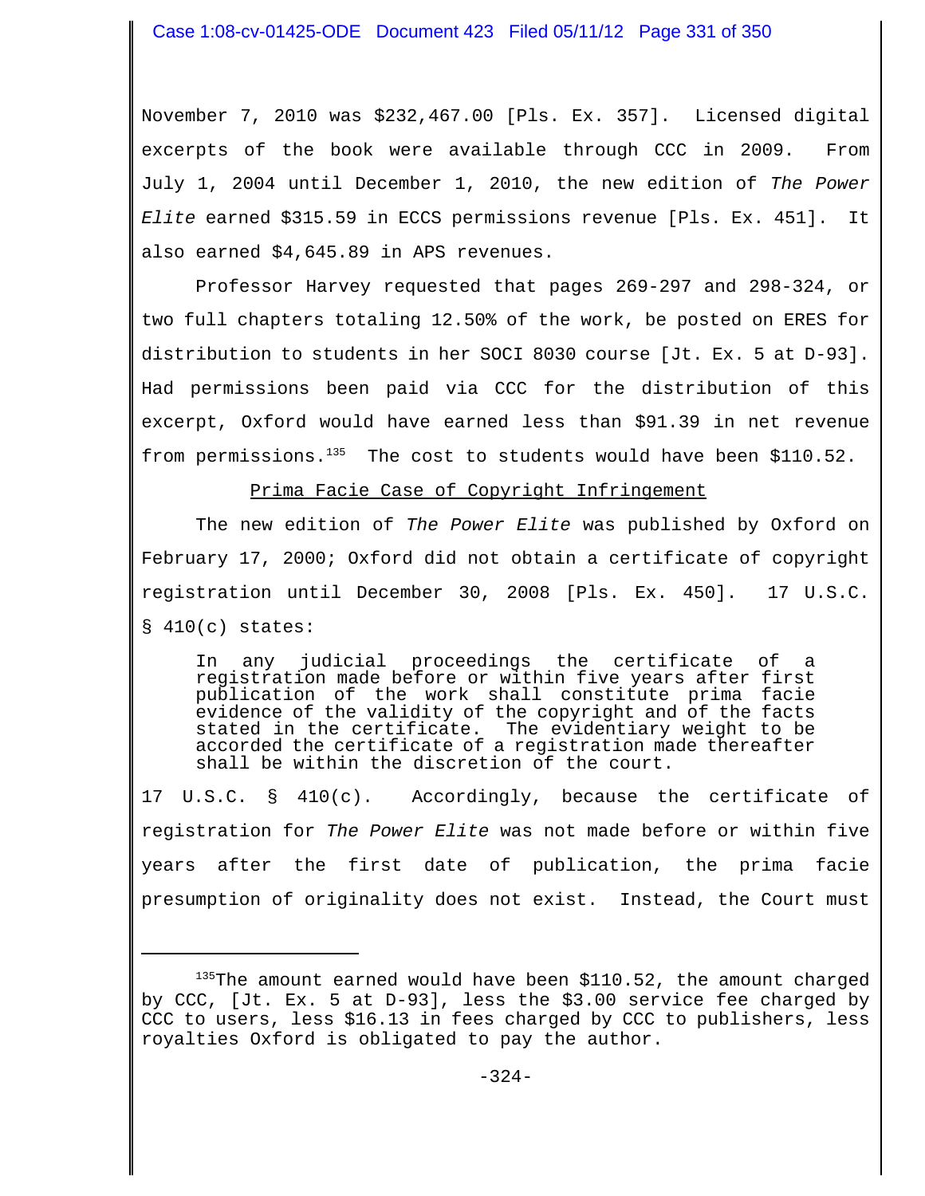November 7, 2010 was $232,467.00 [Pls. Ex. 357]. Licensed digital excerpts of the book were available through CCC in 2009. From July 1, 2004 until December 1, 2010, the new edition of *The Power Elite* earned $315.59 in ECCS permissions revenue [Pls. Ex. 451]. It also earned $4,645.89 in APS revenues.

Professor Harvey requested that pages 269-297 and 298-324, or two full chapters totaling 12.50% of the work, be posted on ERES for distribution to students in her SOCI 8030 course [Jt. Ex. 5 at D-93]. Had permissions been paid via CCC for the distribution of this excerpt, Oxford would have earned less than $91.39 in net revenue from permissions.[135] The cost to students would have been $110.52.

<u>Prima Facie Case of Copyright Infringement</u>

The new edition of *The Power Elite* was published by Oxford on February 17, 2000; Oxford did not obtain a certificate of copyright registration until December 30, 2008 [Pls. Ex. 450]. 17 U.S.C. § 410(c) states:

> In any judicial proceedings the certificate of a registration made before or within five years after first publication of the work shall constitute prima facie evidence of the validity of the copyright and of the facts stated in the certificate. The evidentiary weight to be accorded the certificate of a registration made thereafter shall be within the discretion of the court.

17 U.S.C. § 410(c). Accordingly, because the certificate of registration for *The Power Elite* was not made before or within five years after the first date of publication, the prima facie presumption of originality does not exist. Instead, the Court must

---

[135] The amount earned would have been $110.52, the amount charged by CCC, [Jt. Ex. 5 at D-93], less the $3.00 service fee charged by CCC to users, less $16.13 in fees charged by CCC to publishers, less royalties Oxford is obligated to pay the author.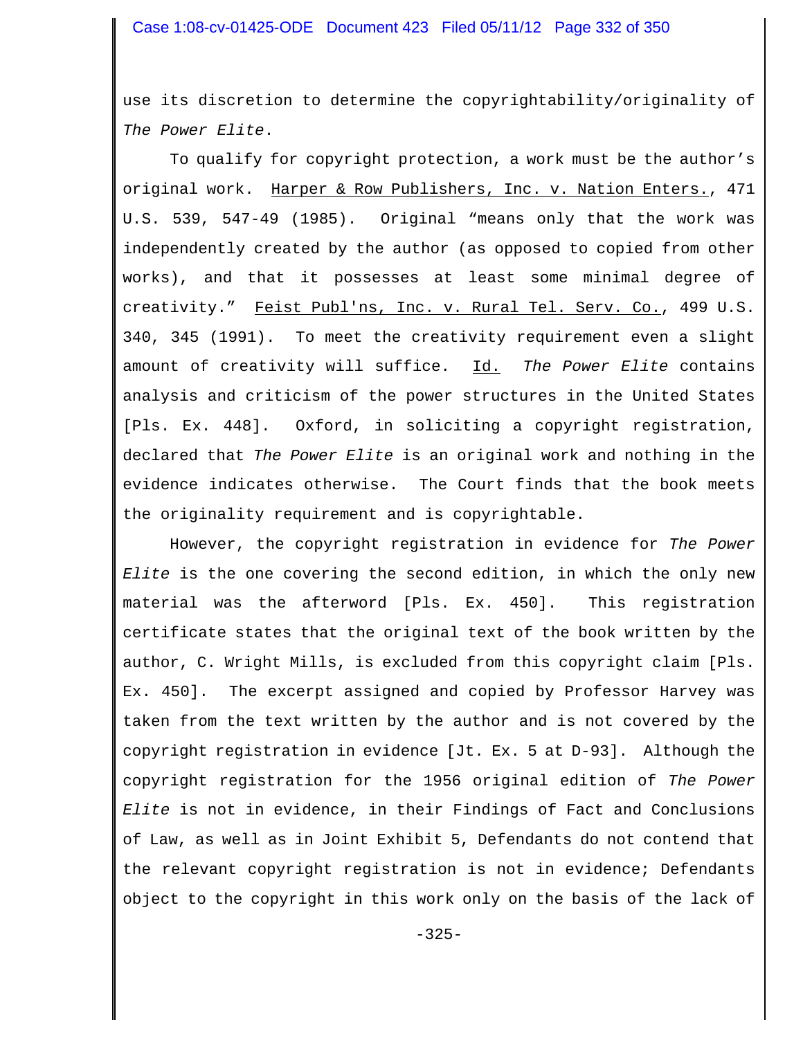use its discretion to determine the copyrightability/originality of *The Power Elite*.

To qualify for copyright protection, a work must be the author's original work. Harper & Row Publishers, Inc. v. Nation Enters., 471 U.S. 539, 547-49 (1985). Original "means only that the work was independently created by the author (as opposed to copied from other works), and that it possesses at least some minimal degree of creativity." Feist Publ'ns, Inc. v. Rural Tel. Serv. Co., 499 U.S. 340, 345 (1991). To meet the creativity requirement even a slight amount of creativity will suffice. Id. *The Power Elite* contains analysis and criticism of the power structures in the United States [Pls. Ex. 448]. Oxford, in soliciting a copyright registration, declared that *The Power Elite* is an original work and nothing in the evidence indicates otherwise. The Court finds that the book meets the originality requirement and is copyrightable.

However, the copyright registration in evidence for *The Power Elite* is the one covering the second edition, in which the only new material was the afterword [Pls. Ex. 450]. This registration certificate states that the original text of the book written by the author, C. Wright Mills, is excluded from this copyright claim [Pls. Ex. 450]. The excerpt assigned and copied by Professor Harvey was taken from the text written by the author and is not covered by the copyright registration in evidence [Jt. Ex. 5 at D-93]. Although the copyright registration for the 1956 original edition of *The Power Elite* is not in evidence, in their Findings of Fact and Conclusions of Law, as well as in Joint Exhibit 5, Defendants do not contend that the relevant copyright registration is not in evidence; Defendants object to the copyright in this work only on the basis of the lack of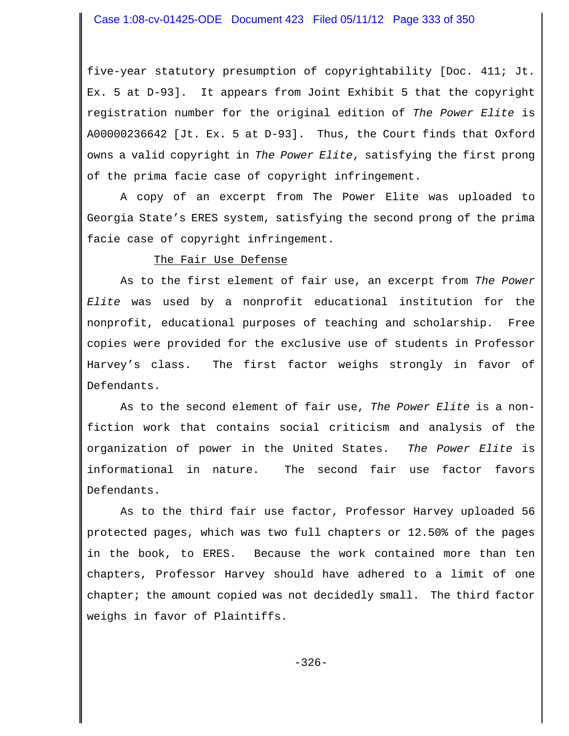five-year statutory presumption of copyrightability [Doc. 411; Jt. Ex. 5 at D-93]. It appears from Joint Exhibit 5 that the copyright registration number for the original edition of *The Power Elite* is A00000236642 [Jt. Ex. 5 at D-93]. Thus, the Court finds that Oxford owns a valid copyright in *The Power Elite*, satisfying the first prong of the prima facie case of copyright infringement.

A copy of an excerpt from The Power Elite was uploaded to Georgia State's ERES system, satisfying the second prong of the prima facie case of copyright infringement.

<u>The Fair Use Defense</u>

As to the first element of fair use, an excerpt from *The Power Elite* was used by a nonprofit educational institution for the nonprofit, educational purposes of teaching and scholarship. Free copies were provided for the exclusive use of students in Professor Harvey's class. The first factor weighs strongly in favor of Defendants.

As to the second element of fair use, *The Power Elite* is a non-fiction work that contains social criticism and analysis of the organization of power in the United States. *The Power Elite* is informational in nature. The second fair use factor favors Defendants.

As to the third fair use factor, Professor Harvey uploaded 56 protected pages, which was two full chapters or 12.50% of the pages in the book, to ERES. Because the work contained more than ten chapters, Professor Harvey should have adhered to a limit of one chapter; the amount copied was not decidedly small. The third factor weighs in favor of Plaintiffs.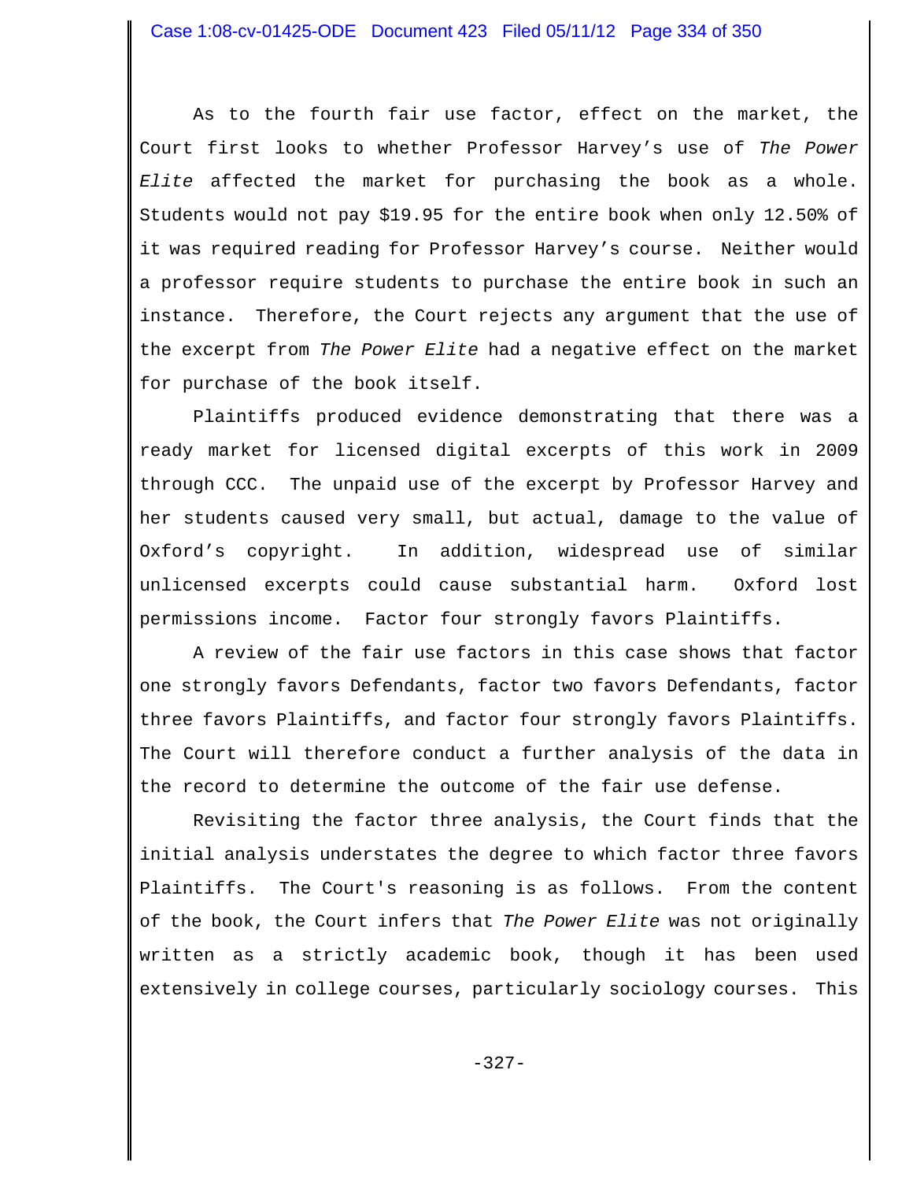As to the fourth fair use factor, effect on the market, the Court first looks to whether Professor Harvey's use of *The Power Elite* affected the market for purchasing the book as a whole. Students would not pay $19.95 for the entire book when only 12.50% of it was required reading for Professor Harvey's course. Neither would a professor require students to purchase the entire book in such an instance. Therefore, the Court rejects any argument that the use of the excerpt from *The Power Elite* had a negative effect on the market for purchase of the book itself.

Plaintiffs produced evidence demonstrating that there was a ready market for licensed digital excerpts of this work in 2009 through CCC. The unpaid use of the excerpt by Professor Harvey and her students caused very small, but actual, damage to the value of Oxford's copyright. In addition, widespread use of similar unlicensed excerpts could cause substantial harm. Oxford lost permissions income. Factor four strongly favors Plaintiffs.

A review of the fair use factors in this case shows that factor one strongly favors Defendants, factor two favors Defendants, factor three favors Plaintiffs, and factor four strongly favors Plaintiffs. The Court will therefore conduct a further analysis of the data in the record to determine the outcome of the fair use defense.

Revisiting the factor three analysis, the Court finds that the initial analysis understates the degree to which factor three favors Plaintiffs. The Court's reasoning is as follows. From the content of the book, the Court infers that *The Power Elite* was not originally written as a strictly academic book, though it has been used extensively in college courses, particularly sociology courses. This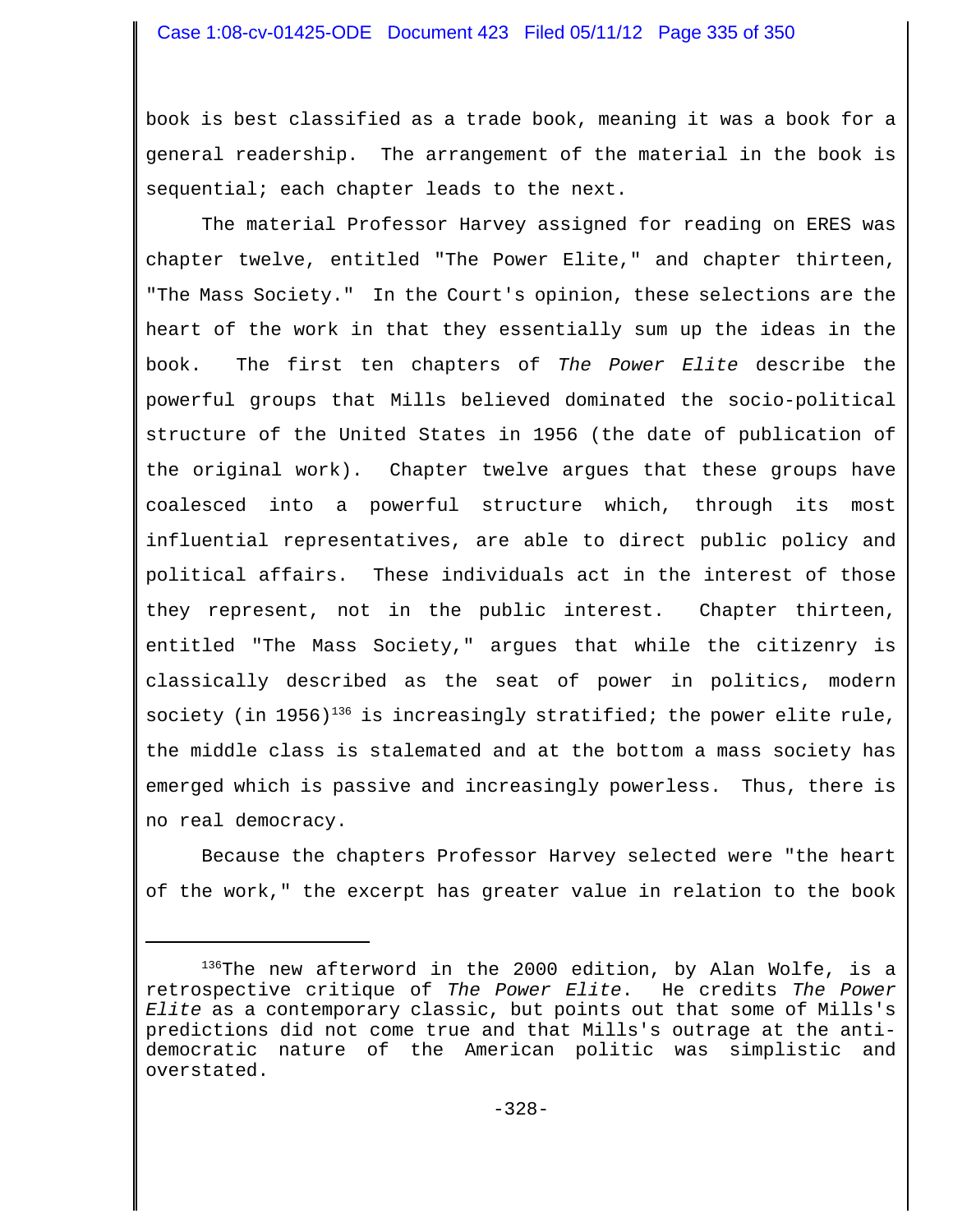book is best classified as a trade book, meaning it was a book for a general readership. The arrangement of the material in the book is sequential; each chapter leads to the next.

The material Professor Harvey assigned for reading on ERES was chapter twelve, entitled "The Power Elite," and chapter thirteen, "The Mass Society." In the Court's opinion, these selections are the heart of the work in that they essentially sum up the ideas in the book. The first ten chapters of *The Power Elite* describe the powerful groups that Mills believed dominated the socio-political structure of the United States in 1956 (the date of publication of the original work). Chapter twelve argues that these groups have coalesced into a powerful structure which, through its most influential representatives, are able to direct public policy and political affairs. These individuals act in the interest of those they represent, not in the public interest. Chapter thirteen, entitled "The Mass Society," argues that while the citizenry is classically described as the seat of power in politics, modern society (in 1956)[136] is increasingly stratified; the power elite rule, the middle class is stalemated and at the bottom a mass society has emerged which is passive and increasingly powerless. Thus, there is no real democracy.

Because the chapters Professor Harvey selected were "the heart of the work," the excerpt has greater value in relation to the book

---

[136] The new afterword in the 2000 edition, by Alan Wolfe, is a retrospective critique of *The Power Elite*. He credits *The Power Elite* as a contemporary classic, but points out that some of Mills's predictions did not come true and that Mills's outrage at the anti-democratic nature of the American politic was simplistic and overstated.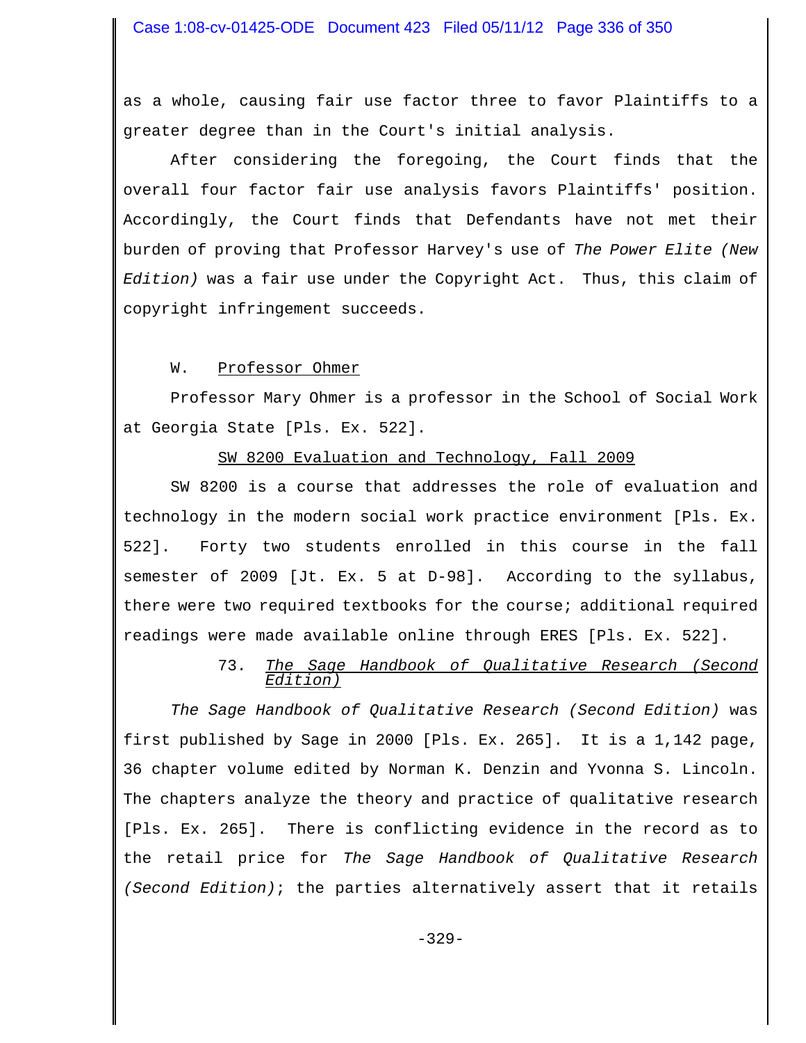as a whole, causing fair use factor three to favor Plaintiffs to a greater degree than in the Court's initial analysis.

After considering the foregoing, the Court finds that the overall four factor fair use analysis favors Plaintiffs' position. Accordingly, the Court finds that Defendants have not met their burden of proving that Professor Harvey's use of *The Power Elite (New Edition)* was a fair use under the Copyright Act. Thus, this claim of copyright infringement succeeds.

### W. Professor Ohmer

Professor Mary Ohmer is a professor in the School of Social Work at Georgia State [Pls. Ex. 522].

#### SW 8200 Evaluation and Technology, Fall 2009

SW 8200 is a course that addresses the role of evaluation and technology in the modern social work practice environment [Pls. Ex. 522]. Forty two students enrolled in this course in the fall semester of 2009 [Jt. Ex. 5 at D-98]. According to the syllabus, there were two required textbooks for the course; additional required readings were made available online through ERES [Pls. Ex. 522].

##### 73. *The Sage Handbook of Qualitative Research (Second Edition)*

*The Sage Handbook of Qualitative Research (Second Edition)* was first published by Sage in 2000 [Pls. Ex. 265]. It is a 1,142 page, 36 chapter volume edited by Norman K. Denzin and Yvonna S. Lincoln. The chapters analyze the theory and practice of qualitative research [Pls. Ex. 265]. There is conflicting evidence in the record as to the retail price for *The Sage Handbook of Qualitative Research (Second Edition)*; the parties alternatively assert that it retails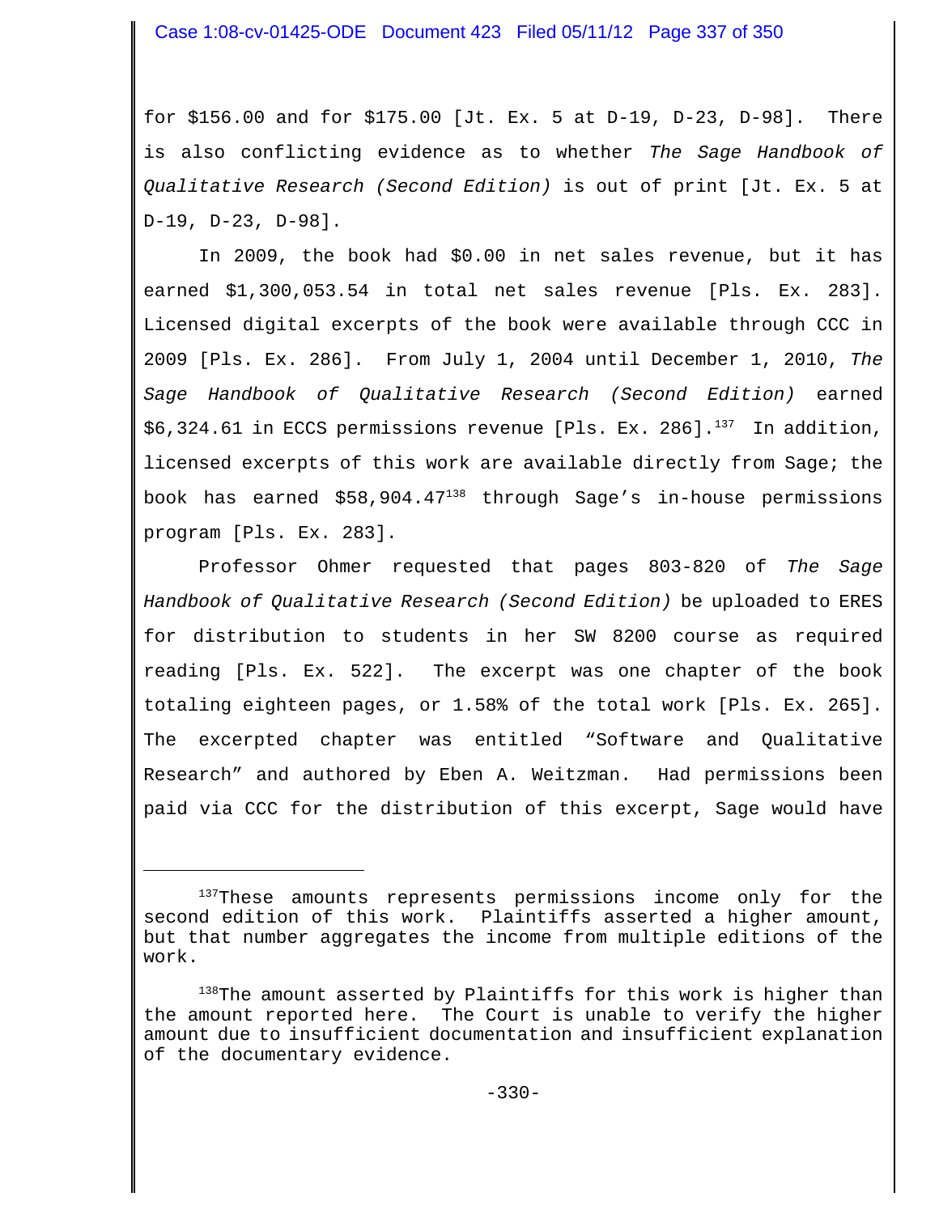for $156.00 and for $175.00 [Jt. Ex. 5 at D-19, D-23, D-98]. There is also conflicting evidence as to whether *The Sage Handbook of Qualitative Research (Second Edition)* is out of print [Jt. Ex. 5 at D-19, D-23, D-98].

In 2009, the book had $0.00 in net sales revenue, but it has earned $1,300,053.54 in total net sales revenue [Pls. Ex. 283]. Licensed digital excerpts of the book were available through CCC in 2009 [Pls. Ex. 286]. From July 1, 2004 until December 1, 2010, *The Sage Handbook of Qualitative Research (Second Edition)* earned $6,324.61 in ECCS permissions revenue [Pls. Ex. 286].[137] In addition, licensed excerpts of this work are available directly from Sage; the book has earned $58,904.47[138] through Sage's in-house permissions program [Pls. Ex. 283].

Professor Ohmer requested that pages 803-820 of *The Sage Handbook of Qualitative Research (Second Edition)* be uploaded to ERES for distribution to students in her SW 8200 course as required reading [Pls. Ex. 522]. The excerpt was one chapter of the book totaling eighteen pages, or 1.58% of the total work [Pls. Ex. 265]. The excerpted chapter was entitled "Software and Qualitative Research" and authored by Eben A. Weitzman. Had permissions been paid via CCC for the distribution of this excerpt, Sage would have

---

[137] These amounts represents permissions income only for the second edition of this work. Plaintiffs asserted a higher amount, but that number aggregates the income from multiple editions of the work.

[138] The amount asserted by Plaintiffs for this work is higher than the amount reported here. The Court is unable to verify the higher amount due to insufficient documentation and insufficient explanation of the documentary evidence.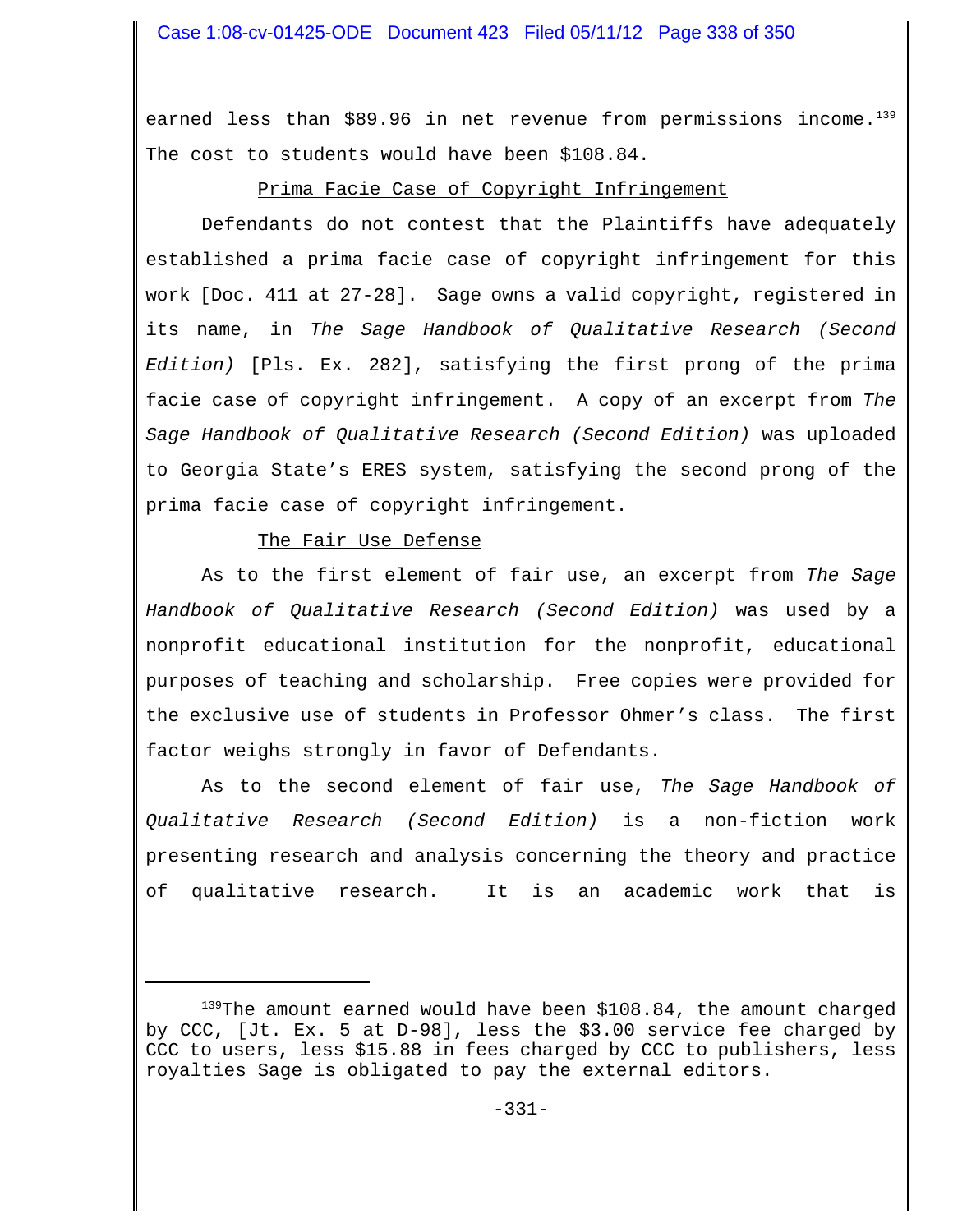earned less than $89.96 in net revenue from permissions income.[139] The cost to students would have been $108.84.

## Prima Facie Case of Copyright Infringement

Defendants do not contest that the Plaintiffs have adequately established a prima facie case of copyright infringement for this work [Doc. 411 at 27-28]. Sage owns a valid copyright, registered in its name, in *The Sage Handbook of Qualitative Research (Second Edition)* [Pls. Ex. 282], satisfying the first prong of the prima facie case of copyright infringement. A copy of an excerpt from *The Sage Handbook of Qualitative Research (Second Edition)* was uploaded to Georgia State's ERES system, satisfying the second prong of the prima facie case of copyright infringement.

## The Fair Use Defense

As to the first element of fair use, an excerpt from *The Sage Handbook of Qualitative Research (Second Edition)* was used by a nonprofit educational institution for the nonprofit, educational purposes of teaching and scholarship. Free copies were provided for the exclusive use of students in Professor Ohmer's class. The first factor weighs strongly in favor of Defendants.

As to the second element of fair use, *The Sage Handbook of Qualitative Research (Second Edition)* is a non-fiction work presenting research and analysis concerning the theory and practice of qualitative research. It is an academic work that is

---

[139] The amount earned would have been $108.84, the amount charged by CCC, [Jt. Ex. 5 at D-98], less the $3.00 service fee charged by CCC to users, less $15.88 in fees charged by CCC to publishers, less royalties Sage is obligated to pay the external editors.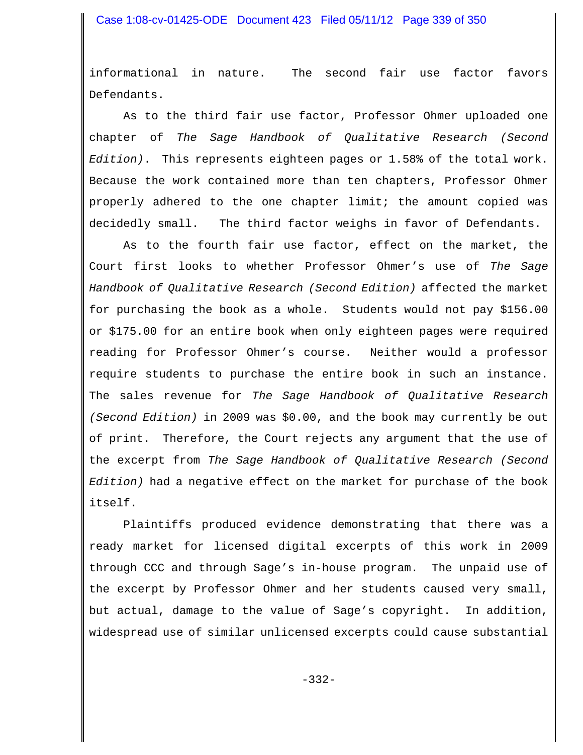informational in nature. The second fair use factor favors Defendants.

As to the third fair use factor, Professor Ohmer uploaded one chapter of *The Sage Handbook of Qualitative Research (Second Edition)*. This represents eighteen pages or 1.58% of the total work. Because the work contained more than ten chapters, Professor Ohmer properly adhered to the one chapter limit; the amount copied was decidedly small. The third factor weighs in favor of Defendants.

As to the fourth fair use factor, effect on the market, the Court first looks to whether Professor Ohmer's use of *The Sage Handbook of Qualitative Research (Second Edition)* affected the market for purchasing the book as a whole. Students would not pay $156.00 or $175.00 for an entire book when only eighteen pages were required reading for Professor Ohmer's course. Neither would a professor require students to purchase the entire book in such an instance. The sales revenue for *The Sage Handbook of Qualitative Research (Second Edition)* in 2009 was $0.00, and the book may currently be out of print. Therefore, the Court rejects any argument that the use of the excerpt from *The Sage Handbook of Qualitative Research (Second Edition)* had a negative effect on the market for purchase of the book itself.

Plaintiffs produced evidence demonstrating that there was a ready market for licensed digital excerpts of this work in 2009 through CCC and through Sage's in-house program. The unpaid use of the excerpt by Professor Ohmer and her students caused very small, but actual, damage to the value of Sage's copyright. In addition, widespread use of similar unlicensed excerpts could cause substantial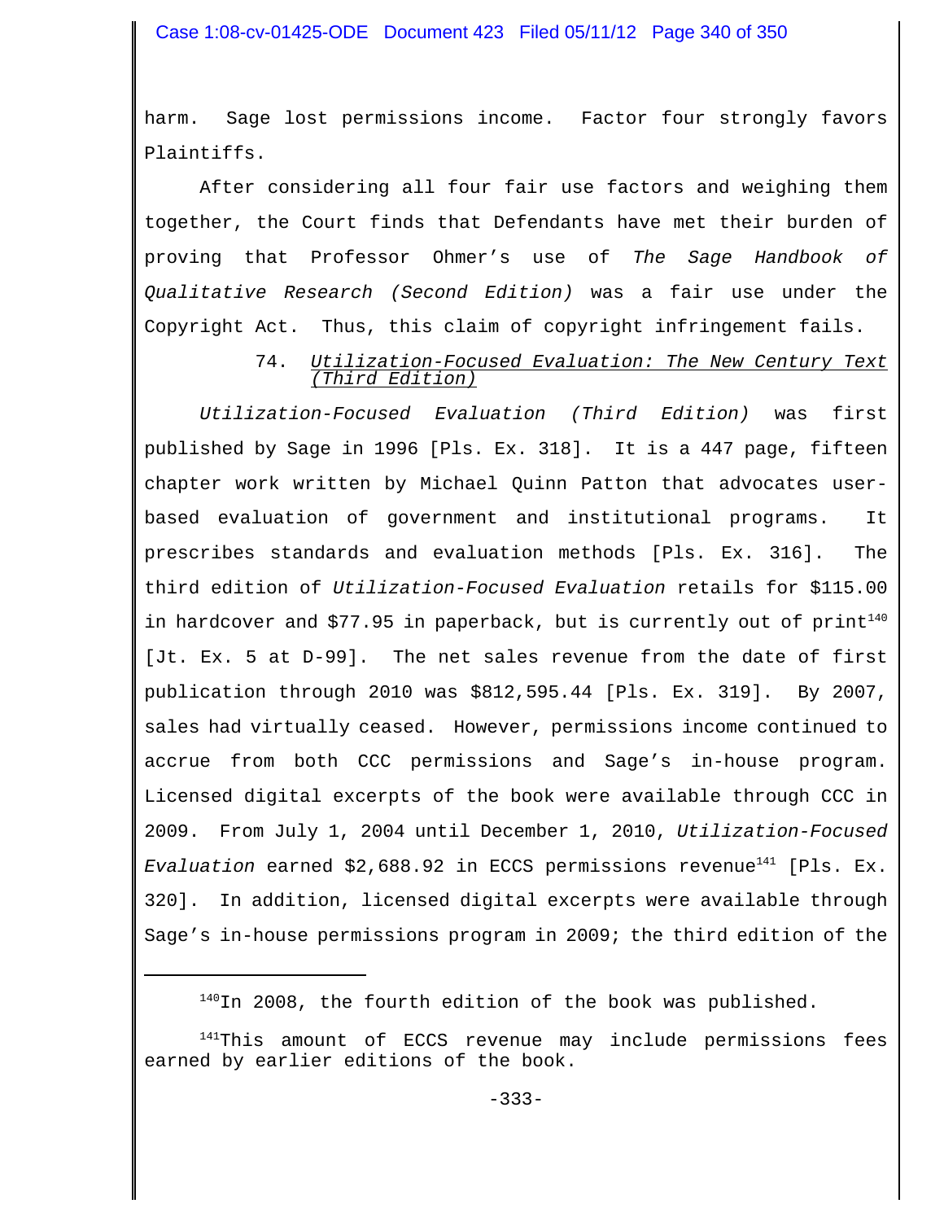harm. Sage lost permissions income. Factor four strongly favors Plaintiffs.

After considering all four fair use factors and weighing them together, the Court finds that Defendants have met their burden of proving that Professor Ohmer's use of *The Sage Handbook of Qualitative Research (Second Edition)* was a fair use under the Copyright Act. Thus, this claim of copyright infringement fails.

### 74. *Utilization-Focused Evaluation: The New Century Text (Third Edition)*

*Utilization-Focused Evaluation (Third Edition)* was first published by Sage in 1996 [Pls. Ex. 318]. It is a 447 page, fifteen chapter work written by Michael Quinn Patton that advocates user-based evaluation of government and institutional programs. It prescribes standards and evaluation methods [Pls. Ex. 316]. The third edition of *Utilization-Focused Evaluation* retails for $115.00 in hardcover and $77.95 in paperback, but is currently out of print[140] [Jt. Ex. 5 at D-99]. The net sales revenue from the date of first publication through 2010 was $812,595.44 [Pls. Ex. 319]. By 2007, sales had virtually ceased. However, permissions income continued to accrue from both CCC permissions and Sage's in-house program. Licensed digital excerpts of the book were available through CCC in 2009. From July 1, 2004 until December 1, 2010, *Utilization-Focused Evaluation* earned $2,688.92 in ECCS permissions revenue[141] [Pls. Ex. 320]. In addition, licensed digital excerpts were available through Sage's in-house permissions program in 2009; the third edition of the

---

[140] In 2008, the fourth edition of the book was published.

[141] This amount of ECCS revenue may include permissions fees earned by earlier editions of the book.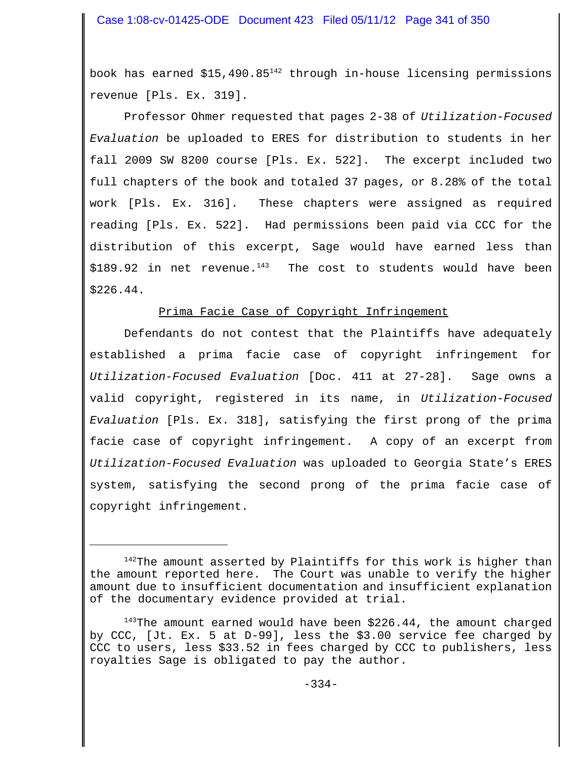book has earned $15,490.85[142] through in-house licensing permissions revenue [Pls. Ex. 319].

Professor Ohmer requested that pages 2-38 of *Utilization-Focused Evaluation* be uploaded to ERES for distribution to students in her fall 2009 SW 8200 course [Pls. Ex. 522]. The excerpt included two full chapters of the book and totaled 37 pages, or 8.28% of the total work [Pls. Ex. 316]. These chapters were assigned as required reading [Pls. Ex. 522]. Had permissions been paid via CCC for the distribution of this excerpt, Sage would have earned less than $189.92 in net revenue.[143] The cost to students would have been $226.44.

<u>Prima Facie Case of Copyright Infringement</u>

Defendants do not contest that the Plaintiffs have adequately established a prima facie case of copyright infringement for *Utilization-Focused Evaluation* [Doc. 411 at 27-28]. Sage owns a valid copyright, registered in its name, in *Utilization-Focused Evaluation* [Pls. Ex. 318], satisfying the first prong of the prima facie case of copyright infringement. A copy of an excerpt from *Utilization-Focused Evaluation* was uploaded to Georgia State's ERES system, satisfying the second prong of the prima facie case of copyright infringement.

---

[142] The amount asserted by Plaintiffs for this work is higher than the amount reported here. The Court was unable to verify the higher amount due to insufficient documentation and insufficient explanation of the documentary evidence provided at trial.

[143] The amount earned would have been $226.44, the amount charged by CCC, [Jt. Ex. 5 at D-99], less the $3.00 service fee charged by CCC to users, less $33.52 in fees charged by CCC to publishers, less royalties Sage is obligated to pay the author.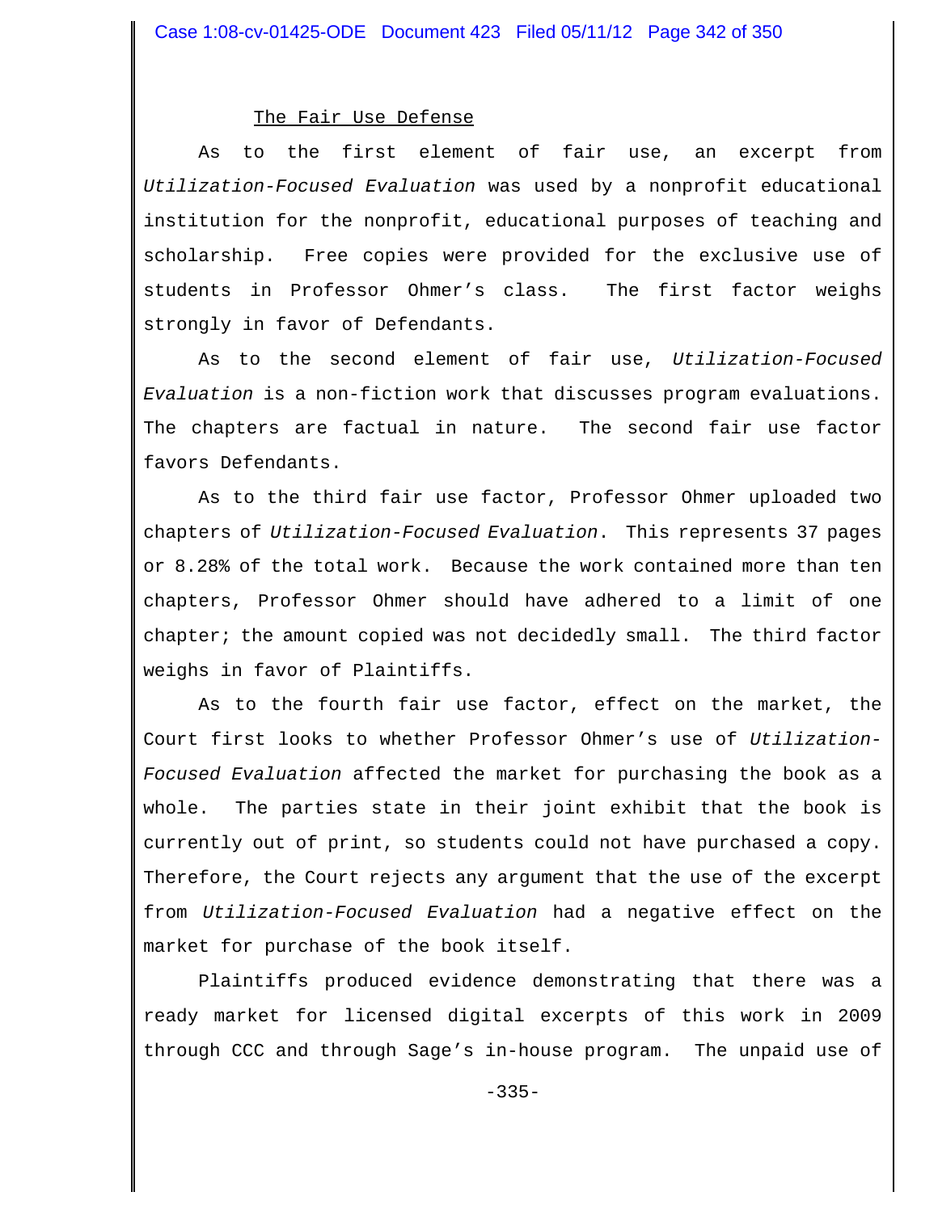The Fair Use Defense

As to the first element of fair use, an excerpt from *Utilization-Focused Evaluation* was used by a nonprofit educational institution for the nonprofit, educational purposes of teaching and scholarship. Free copies were provided for the exclusive use of students in Professor Ohmer's class. The first factor weighs strongly in favor of Defendants.

As to the second element of fair use, *Utilization-Focused Evaluation* is a non-fiction work that discusses program evaluations. The chapters are factual in nature. The second fair use factor favors Defendants.

As to the third fair use factor, Professor Ohmer uploaded two chapters of *Utilization-Focused Evaluation*. This represents 37 pages or 8.28% of the total work. Because the work contained more than ten chapters, Professor Ohmer should have adhered to a limit of one chapter; the amount copied was not decidedly small. The third factor weighs in favor of Plaintiffs.

As to the fourth fair use factor, effect on the market, the Court first looks to whether Professor Ohmer's use of *Utilization-Focused Evaluation* affected the market for purchasing the book as a whole. The parties state in their joint exhibit that the book is currently out of print, so students could not have purchased a copy. Therefore, the Court rejects any argument that the use of the excerpt from *Utilization-Focused Evaluation* had a negative effect on the market for purchase of the book itself.

Plaintiffs produced evidence demonstrating that there was a ready market for licensed digital excerpts of this work in 2009 through CCC and through Sage's in-house program. The unpaid use of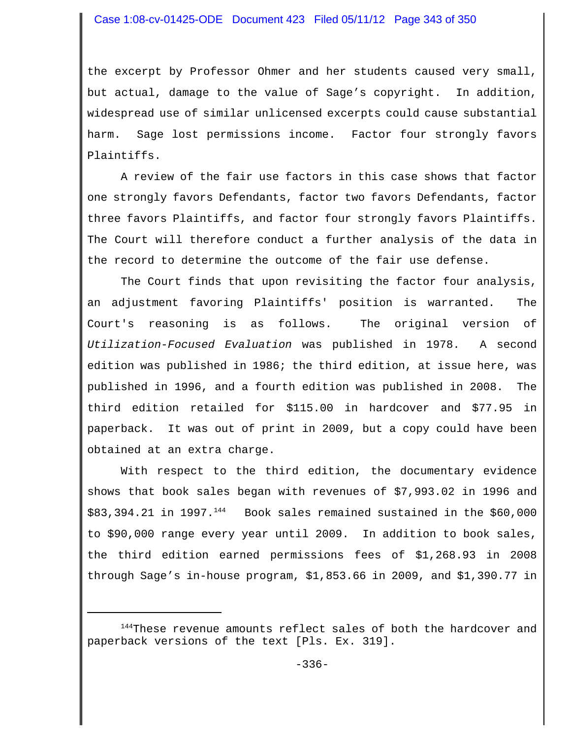the excerpt by Professor Ohmer and her students caused very small, but actual, damage to the value of Sage's copyright. In addition, widespread use of similar unlicensed excerpts could cause substantial harm. Sage lost permissions income. Factor four strongly favors Plaintiffs.

A review of the fair use factors in this case shows that factor one strongly favors Defendants, factor two favors Defendants, factor three favors Plaintiffs, and factor four strongly favors Plaintiffs. The Court will therefore conduct a further analysis of the data in the record to determine the outcome of the fair use defense.

The Court finds that upon revisiting the factor four analysis, an adjustment favoring Plaintiffs' position is warranted. The Court's reasoning is as follows. The original version of *Utilization-Focused Evaluation* was published in 1978. A second edition was published in 1986; the third edition, at issue here, was published in 1996, and a fourth edition was published in 2008. The third edition retailed for $115.00 in hardcover and $77.95 in paperback. It was out of print in 2009, but a copy could have been obtained at an extra charge.

With respect to the third edition, the documentary evidence shows that book sales began with revenues of $7,993.02 in 1996 and $83,394.21 in 1997.[144] Book sales remained sustained in the $60,000 to $90,000 range every year until 2009. In addition to book sales, the third edition earned permissions fees of $1,268.93 in 2008 through Sage's in-house program, $1,853.66 in 2009, and $1,390.77 in

---

[144] These revenue amounts reflect sales of both the hardcover and paperback versions of the text [Pls. Ex. 319].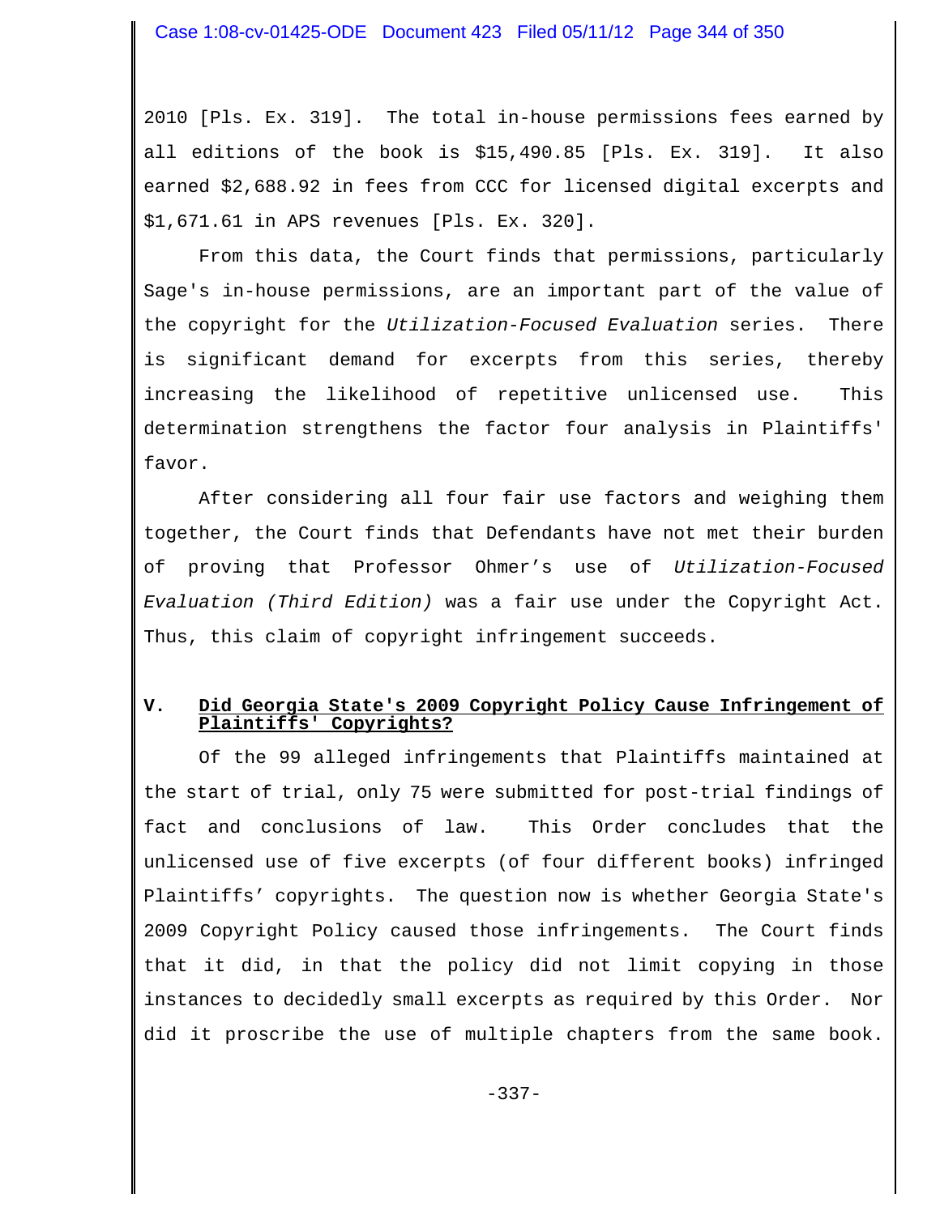2010 [Pls. Ex. 319]. The total in-house permissions fees earned by all editions of the book is $15,490.85 [Pls. Ex. 319]. It also earned $2,688.92 in fees from CCC for licensed digital excerpts and $1,671.61 in APS revenues [Pls. Ex. 320].

From this data, the Court finds that permissions, particularly Sage's in-house permissions, are an important part of the value of the copyright for the *Utilization-Focused Evaluation* series. There is significant demand for excerpts from this series, thereby increasing the likelihood of repetitive unlicensed use. This determination strengthens the factor four analysis in Plaintiffs' favor.

After considering all four fair use factors and weighing them together, the Court finds that Defendants have not met their burden of proving that Professor Ohmer's use of *Utilization-Focused Evaluation (Third Edition)* was a fair use under the Copyright Act. Thus, this claim of copyright infringement succeeds.

## V. Did Georgia State's 2009 Copyright Policy Cause Infringement of Plaintiffs' Copyrights?

Of the 99 alleged infringements that Plaintiffs maintained at the start of trial, only 75 were submitted for post-trial findings of fact and conclusions of law. This Order concludes that the unlicensed use of five excerpts (of four different books) infringed Plaintiffs' copyrights. The question now is whether Georgia State's 2009 Copyright Policy caused those infringements. The Court finds that it did, in that the policy did not limit copying in those instances to decidedly small excerpts as required by this Order. Nor did it proscribe the use of multiple chapters from the same book.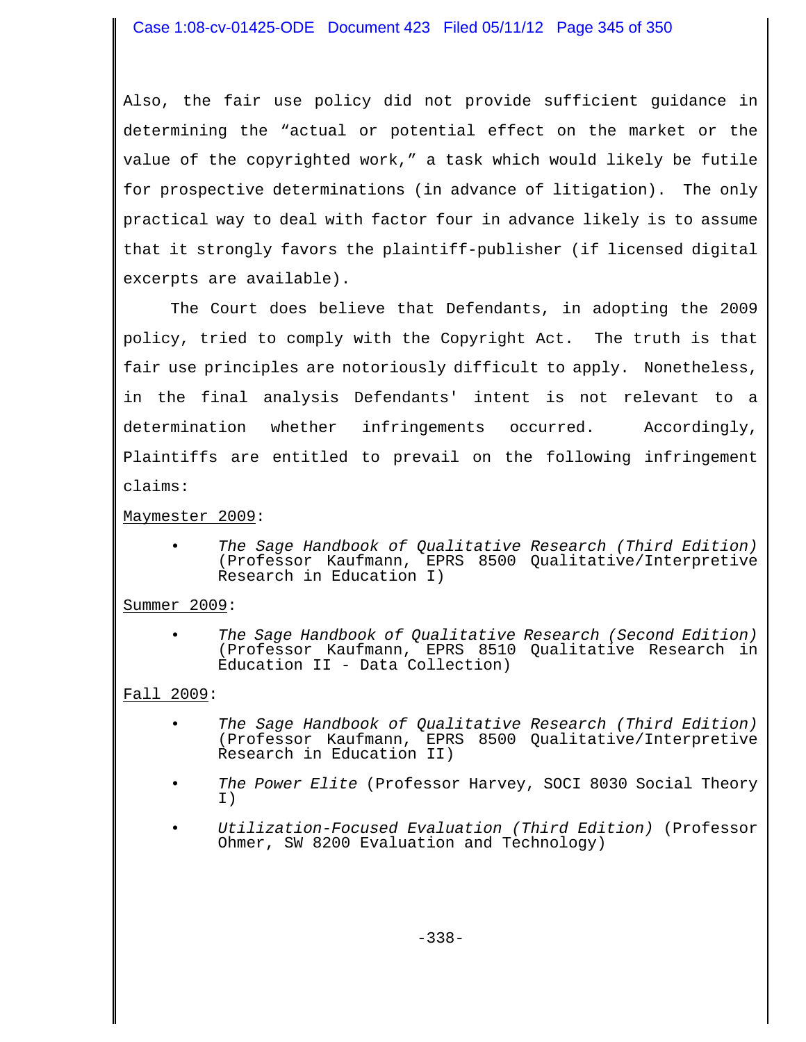Also, the fair use policy did not provide sufficient guidance in determining the "actual or potential effect on the market or the value of the copyrighted work," a task which would likely be futile for prospective determinations (in advance of litigation). The only practical way to deal with factor four in advance likely is to assume that it strongly favors the plaintiff-publisher (if licensed digital excerpts are available).

The Court does believe that Defendants, in adopting the 2009 policy, tried to comply with the Copyright Act. The truth is that fair use principles are notoriously difficult to apply. Nonetheless, in the final analysis Defendants' intent is not relevant to a determination whether infringements occurred. Accordingly, Plaintiffs are entitled to prevail on the following infringement claims:

<u>Maymester 2009</u>:

- *The Sage Handbook of Qualitative Research (Third Edition)* (Professor Kaufmann, EPRS 8500 Qualitative/Interpretive Research in Education I)

<u>Summer 2009</u>:

- *The Sage Handbook of Qualitative Research (Second Edition)* (Professor Kaufmann, EPRS 8510 Qualitative Research in Education II - Data Collection)

<u>Fall 2009</u>:

- *The Sage Handbook of Qualitative Research (Third Edition)* (Professor Kaufmann, EPRS 8500 Qualitative/Interpretive Research in Education II)
- *The Power Elite* (Professor Harvey, SOCI 8030 Social Theory I)
- *Utilization-Focused Evaluation (Third Edition)* (Professor Ohmer, SW 8200 Evaluation and Technology)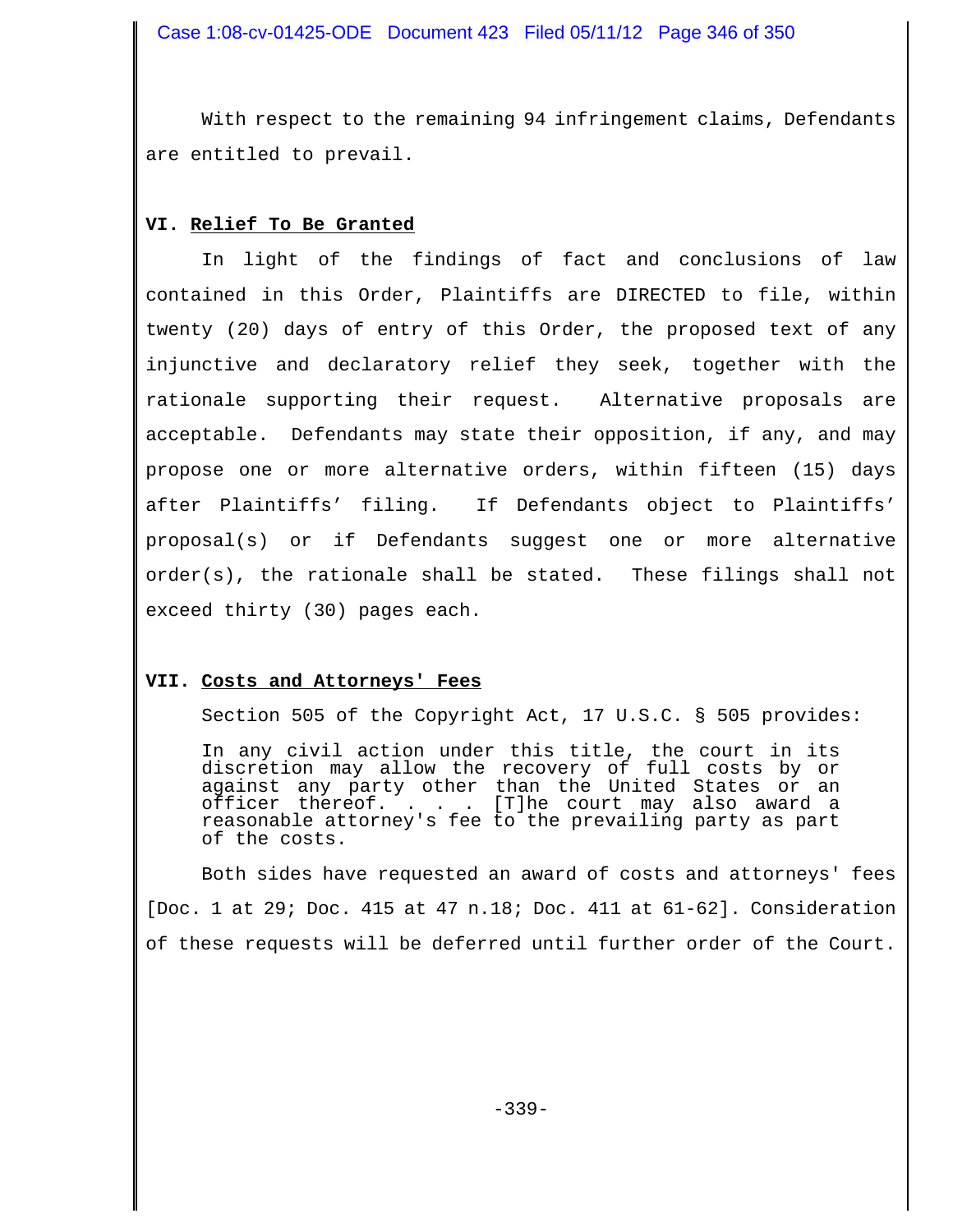With respect to the remaining 94 infringement claims, Defendants are entitled to prevail.

## VI. Relief To Be Granted

In light of the findings of fact and conclusions of law contained in this Order, Plaintiffs are DIRECTED to file, within twenty (20) days of entry of this Order, the proposed text of any injunctive and declaratory relief they seek, together with the rationale supporting their request. Alternative proposals are acceptable. Defendants may state their opposition, if any, and may propose one or more alternative orders, within fifteen (15) days after Plaintiffs' filing. If Defendants object to Plaintiffs' proposal(s) or if Defendants suggest one or more alternative order(s), the rationale shall be stated. These filings shall not exceed thirty (30) pages each.

## VII. Costs and Attorneys' Fees

Section 505 of the Copyright Act, 17 U.S.C. § 505 provides:

> In any civil action under this title, the court in its discretion may allow the recovery of full costs by or against any party other than the United States or an officer thereof. . . . [T]he court may also award a reasonable attorney's fee to the prevailing party as part of the costs.

Both sides have requested an award of costs and attorneys' fees [Doc. 1 at 29; Doc. 415 at 47 n.18; Doc. 411 at 61-62]. Consideration of these requests will be deferred until further order of the Court.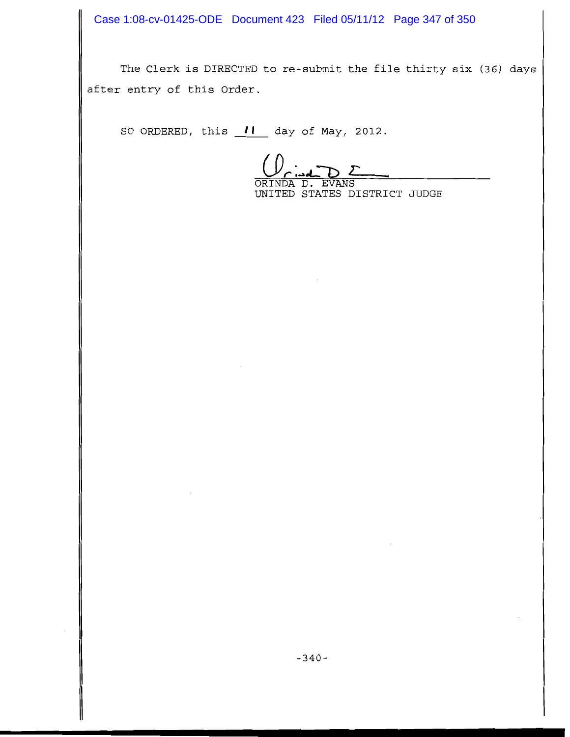The Clerk is DIRECTED to re-submit the file thirty six (36) days after entry of this Order.

SO ORDERED, this 11 day of May, 2012.

ORINDA D. EVANS
UNITED STATES DISTRICT JUDGE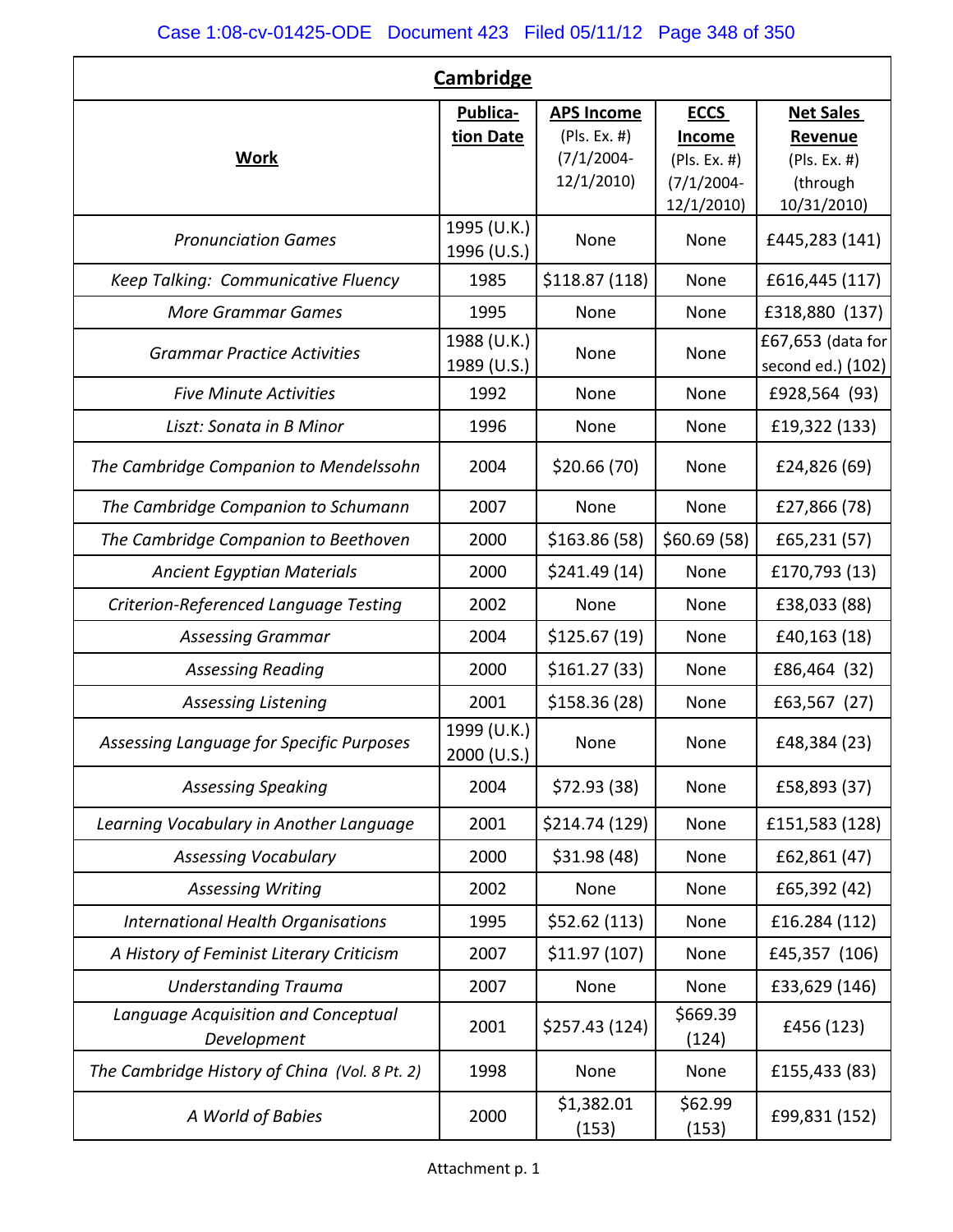| **Cambridge** | | | | |
|---|---|---|---|---|
| **Work** | **Publica-tion Date** | **APS Income** (Pls. Ex. #) (7/1/2004-12/1/2010) | **ECCS Income** (Pls. Ex. #) (7/1/2004-12/1/2010) | **Net Sales Revenue** (Pls. Ex. #) (through 10/31/2010) |
| *Pronunciation Games* | 1995 (U.K.) 1996 (U.S.) | None | None | £445,283 (141) |
| *Keep Talking: Communicative Fluency* | 1985 | $118.87 (118) | None | £616,445 (117) |
| *More Grammar Games* | 1995 | None | None | £318,880 (137) |
| *Grammar Practice Activities* | 1988 (U.K.) 1989 (U.S.) | None | None | £67,653 (data for second ed.) (102) |
| *Five Minute Activities* | 1992 | None | None | £928,564 (93) |
| *Liszt: Sonata in B Minor* | 1996 | None | None | £19,322 (133) |
| *The Cambridge Companion to Mendelssohn* | 2004 | $20.66 (70) | None | £24,826 (69) |
| *The Cambridge Companion to Schumann* | 2007 | None | None | £27,866 (78) |
| *The Cambridge Companion to Beethoven* | 2000 | $163.86 (58) | $60.69 (58) | £65,231 (57) |
| *Ancient Egyptian Materials* | 2000 | $241.49 (14) | None | £170,793 (13) |
| *Criterion-Referenced Language Testing* | 2002 | None | None | £38,033 (88) |
| *Assessing Grammar* | 2004 | $125.67 (19) | None | £40,163 (18) |
| *Assessing Reading* | 2000 | $161.27 (33) | None | £86,464 (32) |
| *Assessing Listening* | 2001 | $158.36 (28) | None | £63,567 (27) |
| *Assessing Language for Specific Purposes* | 1999 (U.K.) 2000 (U.S.) | None | None | £48,384 (23) |
| *Assessing Speaking* | 2004 | $72.93 (38) | None | £58,893 (37) |
| *Learning Vocabulary in Another Language* | 2001 | $214.74 (129) | None | £151,583 (128) |
| *Assessing Vocabulary* | 2000 | $31.98 (48) | None | £62,861 (47) |
| *Assessing Writing* | 2002 | None | None | £65,392 (42) |
| *International Health Organisations* | 1995 | $52.62 (113) | None | £16.284 (112) |
| *A History of Feminist Literary Criticism* | 2007 | $11.97 (107) | None | £45,357 (106) |
| *Understanding Trauma* | 2007 | None | None | £33,629 (146) |
| *Language Acquisition and Conceptual Development* | 2001 | $257.43 (124) | $669.39 (124) | £456 (123) |
| *The Cambridge History of China (Vol. 8 Pt. 2)* | 1998 | None | None | £155,433 (83) |
| *A World of Babies* | 2000 | $1,382.01 (153) | $62.99 (153) | £99,831 (152) |

Attachment p. 1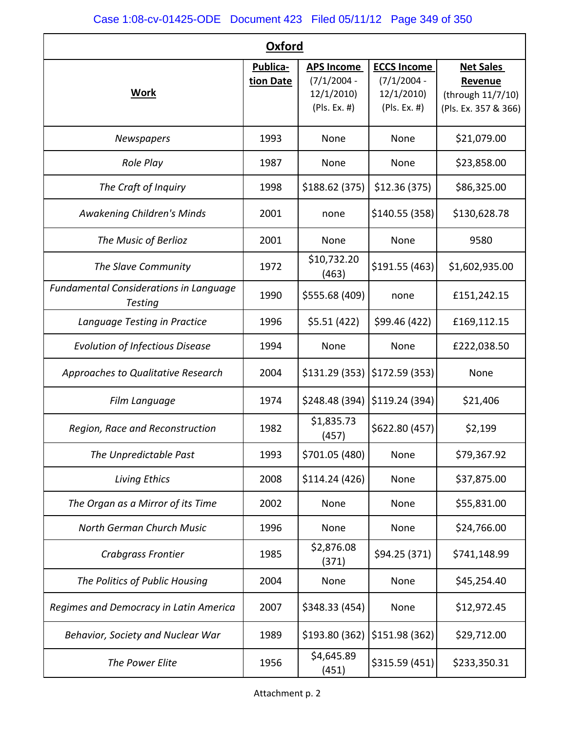| **Oxford** | | | | |
|---|---|---|---|---|
| **Work** | **Publication Date** | **APS Income** (7/1/2004 - 12/1/2010) (Pls. Ex. #) | **ECCS Income** (7/1/2004 - 12/1/2010) (Pls. Ex. #) | **Net Sales Revenue** (through 11/7/10) (Pls. Ex. 357 & 366) |
| *Newspapers* | 1993 | None | None | $21,079.00 |
| *Role Play* | 1987 | None | None | $23,858.00 |
| *The Craft of Inquiry* | 1998 | $188.62 (375) | $12.36 (375) | $86,325.00 |
| *Awakening Children's Minds* | 2001 | none | $140.55 (358) | $130,628.78 |
| *The Music of Berlioz* | 2001 | None | None | 9580 |
| *The Slave Community* | 1972 | $10,732.20 (463) | $191.55 (463) | $1,602,935.00 |
| *Fundamental Considerations in Language Testing* | 1990 | $555.68 (409) | none | £151,242.15 |
| *Language Testing in Practice* | 1996 | $5.51 (422) | $99.46 (422) | £169,112.15 |
| *Evolution of Infectious Disease* | 1994 | None | None | £222,038.50 |
| *Approaches to Qualitative Research* | 2004 | $131.29 (353) | $172.59 (353) | None |
| *Film Language* | 1974 | $248.48 (394) | $119.24 (394) | $21,406 |
| *Region, Race and Reconstruction* | 1982 | $1,835.73 (457) | $622.80 (457) | $2,199 |
| *The Unpredictable Past* | 1993 | $701.05 (480) | None | $79,367.92 |
| *Living Ethics* | 2008 | $114.24 (426) | None | $37,875.00 |
| *The Organ as a Mirror of its Time* | 2002 | None | None | $55,831.00 |
| *North German Church Music* | 1996 | None | None | $24,766.00 |
| *Crabgrass Frontier* | 1985 | $2,876.08 (371) | $94.25 (371) | $741,148.99 |
| *The Politics of Public Housing* | 2004 | None | None | $45,254.40 |
| *Regimes and Democracy in Latin America* | 2007 | $348.33 (454) | None | $12,972.45 |
| *Behavior, Society and Nuclear War* | 1989 | $193.80 (362) | $151.98 (362) | $29,712.00 |
| *The Power Elite* | 1956 | $4,645.89 (451) | $315.59 (451) | $233,350.31 |

Attachment p. 2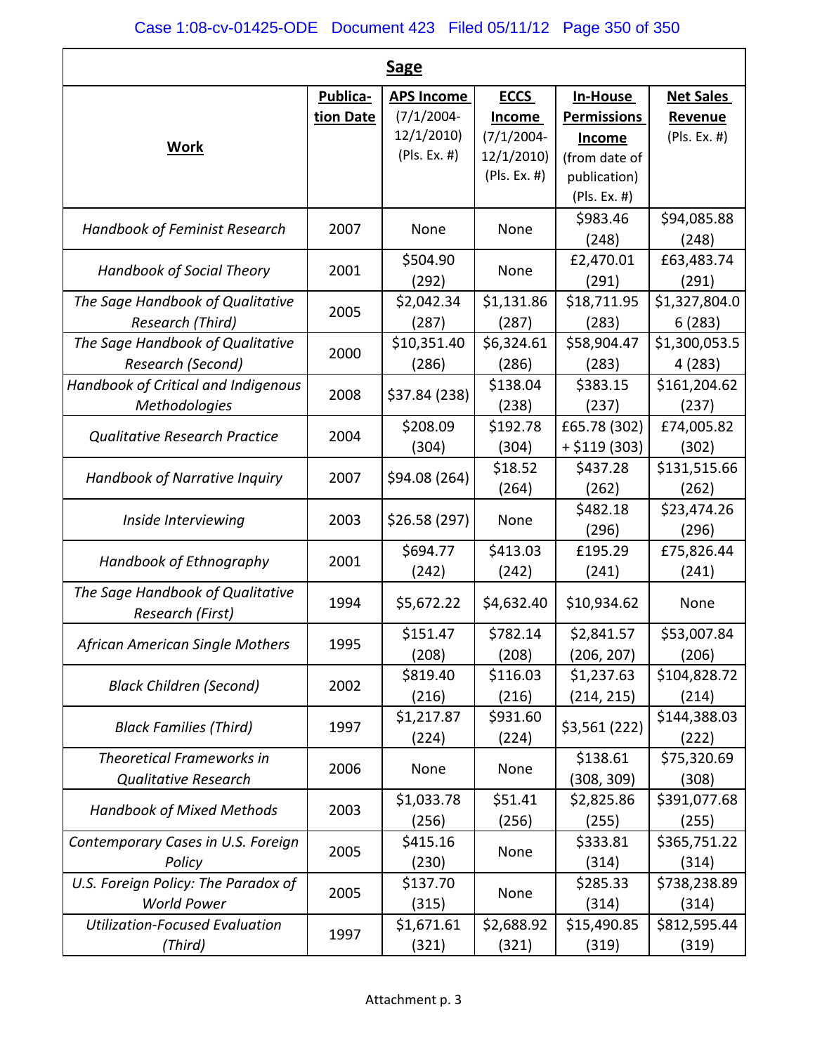| Sage | | | | | |
|---|---|---|---|---|---|
| **Work** | **Publication Date** | **APS Income** (7/1/2004-12/1/2010) (Pls. Ex. #) | **ECCS Income** (7/1/2004-12/1/2010) (Pls. Ex. #) | **In-House Permissions Income** (from date of publication) (Pls. Ex. #) | **Net Sales Revenue** (Pls. Ex. #) |
| *Handbook of Feminist Research* | 2007 | None | None | $983.46 (248) | $94,085.88 (248) |
| *Handbook of Social Theory* | 2001 | $504.90 (292) | None | £2,470.01 (291) | £63,483.74 (291) |
| *The Sage Handbook of Qualitative Research (Third)* | 2005 | $2,042.34 (287) | $1,131.86 (287) | $18,711.95 (283) | $1,327,804.06 (283) |
| *The Sage Handbook of Qualitative Research (Second)* | 2000 | $10,351.40 (286) | $6,324.61 (286) | $58,904.47 (283) | $1,300,053.54 (283) |
| *Handbook of Critical and Indigenous Methodologies* | 2008 | $37.84 (238) | $138.04 (238) | $383.15 (237) | $161,204.62 (237) |
| *Qualitative Research Practice* | 2004 | $208.09 (304) | $192.78 (304) | £65.78 (302) + $119 (303) | £74,005.82 (302) |
| *Handbook of Narrative Inquiry* | 2007 | $94.08 (264) | $18.52 (264) | $437.28 (262) | $131,515.66 (262) |
| *Inside Interviewing* | 2003 | $26.58 (297) | None | $482.18 (296) | $23,474.26 (296) |
| *Handbook of Ethnography* | 2001 | $694.77 (242) | $413.03 (242) | £195.29 (241) | £75,826.44 (241) |
| *The Sage Handbook of Qualitative Research (First)* | 1994 | $5,672.22 | $4,632.40 | $10,934.62 | None |
| *African American Single Mothers* | 1995 | $151.47 (208) | $782.14 (208) | $2,841.57 (206, 207) | $53,007.84 (206) |
| *Black Children (Second)* | 2002 | $819.40 (216) | $116.03 (216) | $1,237.63 (214, 215) | $104,828.72 (214) |
| *Black Families (Third)* | 1997 | $1,217.87 (224) | $931.60 (224) | $3,561 (222) | $144,388.03 (222) |
| *Theoretical Frameworks in Qualitative Research* | 2006 | None | None | $138.61 (308, 309) | $75,320.69 (308) |
| *Handbook of Mixed Methods* | 2003 | $1,033.78 (256) | $51.41 (256) | $2,825.86 (255) | $391,077.68 (255) |
| *Contemporary Cases in U.S. Foreign Policy* | 2005 | $415.16 (230) | None | $333.81 (314) | $365,751.22 (314) |
| *U.S. Foreign Policy: The Paradox of World Power* | 2005 | $137.70 (315) | None | $285.33 (314) | $738,238.89 (314) |
| *Utilization-Focused Evaluation (Third)* | 1997 | $1,671.61 (321) | $2,688.92 (321) | $15,490.85 (319) | $812,595.44 (319) |

Attachment p. 3